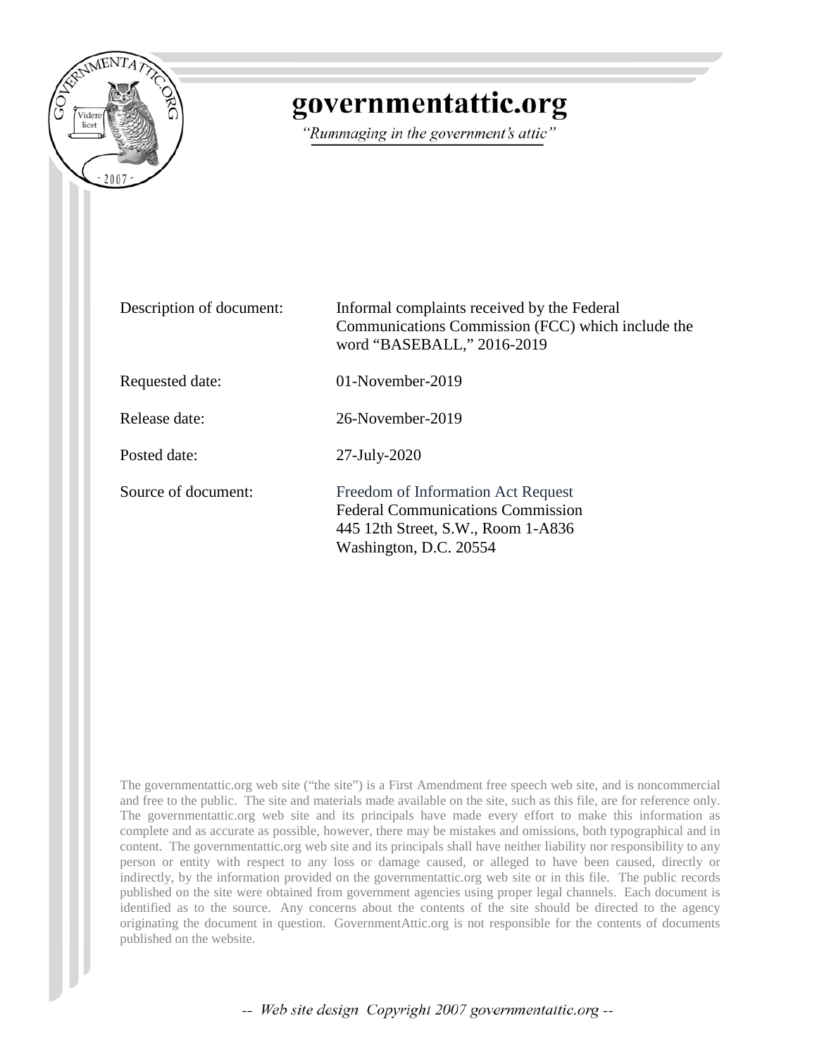# governmentattic.org

*"Rummaging in the government's attic"*

| | |
|---|---|
| Description of document: | Informal complaints received by the Federal Communications Commission (FCC) which include the word "BASEBALL," 2016-2019 |
| Requested date: | 01-November-2019 |
| Release date: | 26-November-2019 |
| Posted date: | 27-July-2020 |
| Source of document: | Freedom of Information Act Request<br>Federal Communications Commission<br>445 12th Street, S.W., Room 1-A836<br>Washington, D.C. 20554 |

The governmentattic.org web site ("the site") is a First Amendment free speech web site, and is noncommercial and free to the public. The site and materials made available on the site, such as this file, are for reference only. The governmentattic.org web site and its principals have made every effort to make this information as complete and as accurate as possible, however, there may be mistakes and omissions, both typographical and in content. The governmentattic.org web site and its principals shall have neither liability nor responsibility to any person or entity with respect to any loss or damage caused, or alleged to have been caused, directly or indirectly, by the information provided on the governmentattic.org web site or in this file. The public records published on the site were obtained from government agencies using proper legal channels. Each document is identified as to the source. Any concerns about the contents of the site should be directed to the agency originating the document in question. GovernmentAttic.org is not responsible for the contents of documents published on the website.

*-- Web site design Copyright 2007 governmentattic.org --*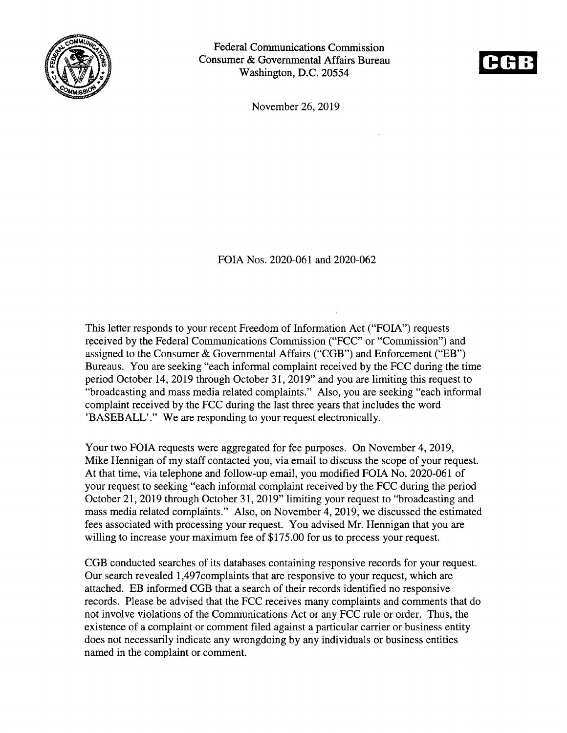Federal Communications Commission
Consumer & Governmental Affairs Bureau
Washington, D.C. 20554

CGB

November 26, 2019

FOIA Nos. 2020-061 and 2020-062

This letter responds to your recent Freedom of Information Act ("FOIA") requests received by the Federal Communications Commission ("FCC" or "Commission") and assigned to the Consumer & Governmental Affairs ("CGB") and Enforcement ("EB") Bureaus. You are seeking "each informal complaint received by the FCC during the time period October 14, 2019 through October 31, 2019" and you are limiting this request to "broadcasting and mass media related complaints." Also, you are seeking "each informal complaint received by the FCC during the last three years that includes the word 'BASEBALL'." We are responding to your request electronically.

Your two FOIA requests were aggregated for fee purposes. On November 4, 2019, Mike Hennigan of my staff contacted you, via email to discuss the scope of your request. At that time, via telephone and follow-up email, you modified FOIA No. 2020-061 of your request to seeking "each informal complaint received by the FCC during the period October 21, 2019 through October 31, 2019" limiting your request to "broadcasting and mass media related complaints." Also, on November 4, 2019, we discussed the estimated fees associated with processing your request. You advised Mr. Hennigan that you are willing to increase your maximum fee of $175.00 for us to process your request.

CGB conducted searches of its databases containing responsive records for your request. Our search revealed 1,497complaints that are responsive to your request, which are attached. EB informed CGB that a search of their records identified no responsive records. Please be advised that the FCC receives many complaints and comments that do not involve violations of the Communications Act or any FCC rule or order. Thus, the existence of a complaint or comment filed against a particular carrier or business entity does not necessarily indicate any wrongdoing by any individuals or business entities named in the complaint or comment.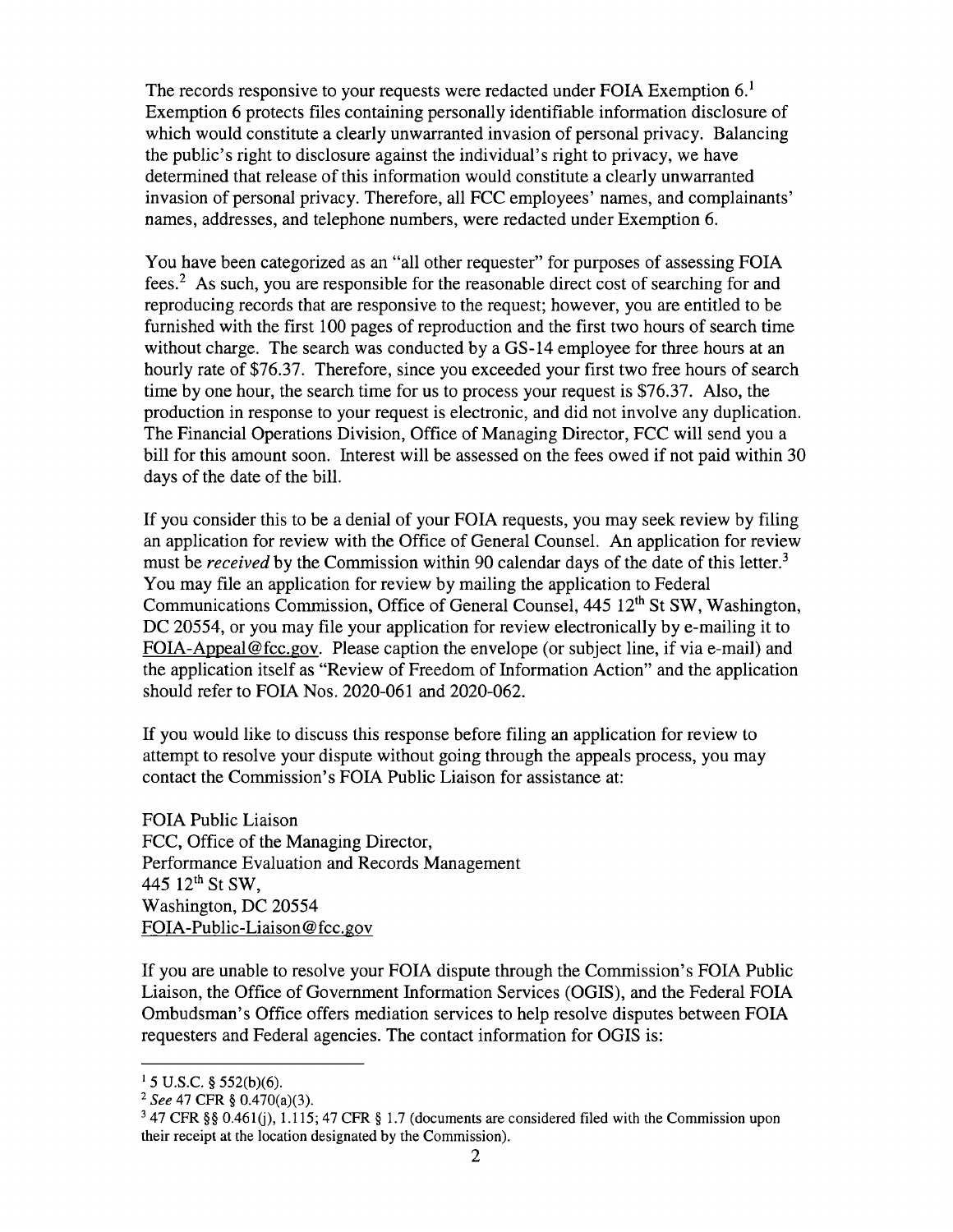The records responsive to your requests were redacted under FOIA Exemption 6.[1] Exemption 6 protects files containing personally identifiable information disclosure of which would constitute a clearly unwarranted invasion of personal privacy. Balancing the public's right to disclosure against the individual's right to privacy, we have determined that release of this information would constitute a clearly unwarranted invasion of personal privacy. Therefore, all FCC employees' names, and complainants' names, addresses, and telephone numbers, were redacted under Exemption 6.

You have been categorized as an "all other requester" for purposes of assessing FOIA fees.[2] As such, you are responsible for the reasonable direct cost of searching for and reproducing records that are responsive to the request; however, you are entitled to be furnished with the first 100 pages of reproduction and the first two hours of search time without charge. The search was conducted by a GS-14 employee for three hours at an hourly rate of $76.37. Therefore, since you exceeded your first two free hours of search time by one hour, the search time for us to process your request is $76.37. Also, the production in response to your request is electronic, and did not involve any duplication. The Financial Operations Division, Office of Managing Director, FCC will send you a bill for this amount soon. Interest will be assessed on the fees owed if not paid within 30 days of the date of the bill.

If you consider this to be a denial of your FOIA requests, you may seek review by filing an application for review with the Office of General Counsel. An application for review must be *received* by the Commission within 90 calendar days of the date of this letter.[3] You may file an application for review by mailing the application to Federal Communications Commission, Office of General Counsel, 445 12th St SW, Washington, DC 20554, or you may file your application for review electronically by e-mailing it to FOIA-Appeal@fcc.gov. Please caption the envelope (or subject line, if via e-mail) and the application itself as "Review of Freedom of Information Action" and the application should refer to FOIA Nos. 2020-061 and 2020-062.

If you would like to discuss this response before filing an application for review to attempt to resolve your dispute without going through the appeals process, you may contact the Commission's FOIA Public Liaison for assistance at:

FOIA Public Liaison
FCC, Office of the Managing Director,
Performance Evaluation and Records Management
445 12th St SW,
Washington, DC 20554
FOIA-Public-Liaison@fcc.gov

If you are unable to resolve your FOIA dispute through the Commission's FOIA Public Liaison, the Office of Government Information Services (OGIS), and the Federal FOIA Ombudsman's Office offers mediation services to help resolve disputes between FOIA requesters and Federal agencies. The contact information for OGIS is:

---

[1] 5 U.S.C. § 552(b)(6).

[2] *See* 47 CFR § 0.470(a)(3).

[3] 47 CFR §§ 0.461(j), 1.115; 47 CFR § 1.7 (documents are considered filed with the Commission upon their receipt at the location designated by the Commission).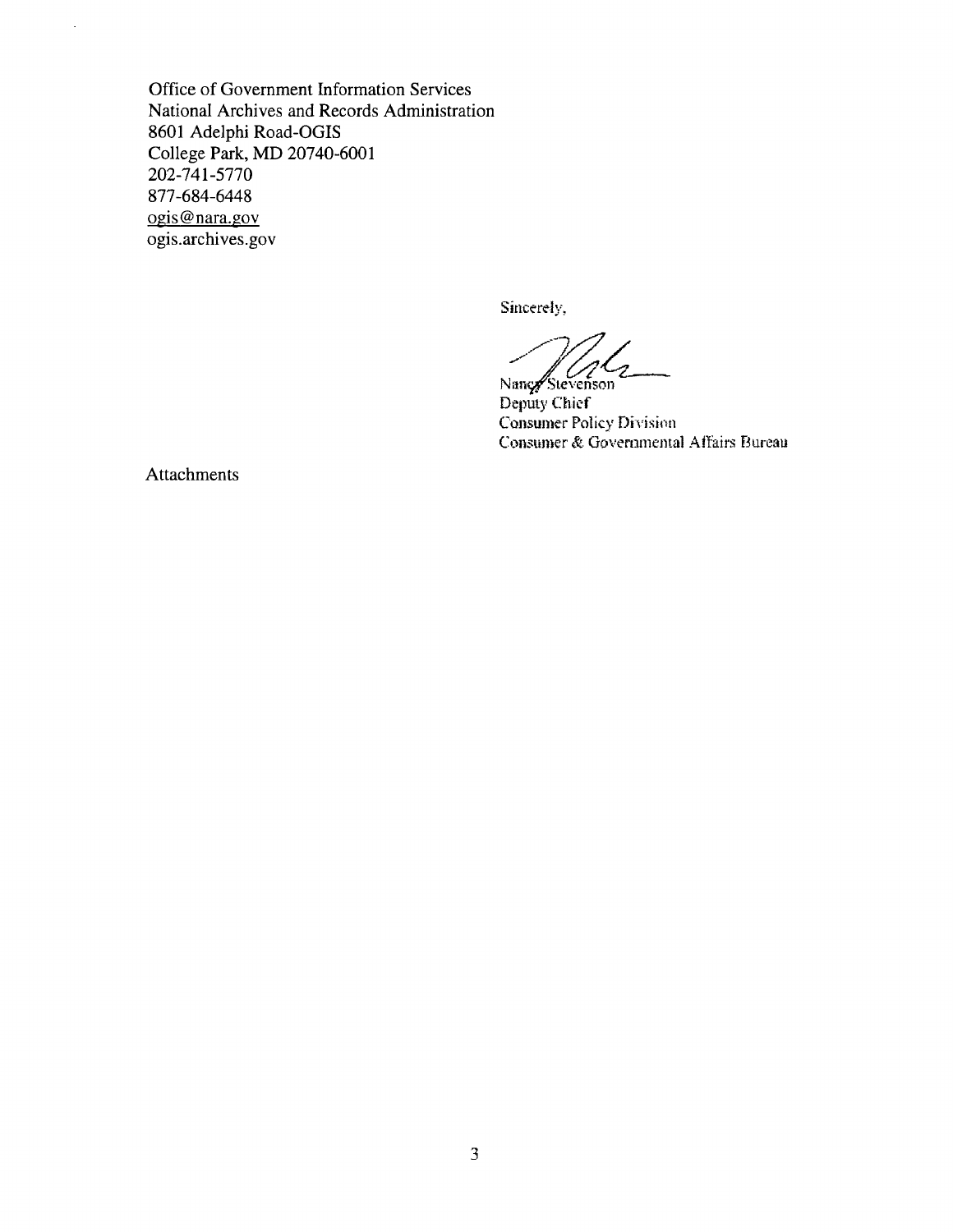Office of Government Information Services
National Archives and Records Administration
8601 Adelphi Road-OGIS
College Park, MD 20740-6001
202-741-5770
877-684-6448
ogis@nara.gov
ogis.archives.gov

Sincerely,

Nancy Stevenson
Deputy Chief
Consumer Policy Division
Consumer & Governmental Affairs Bureau

Attachments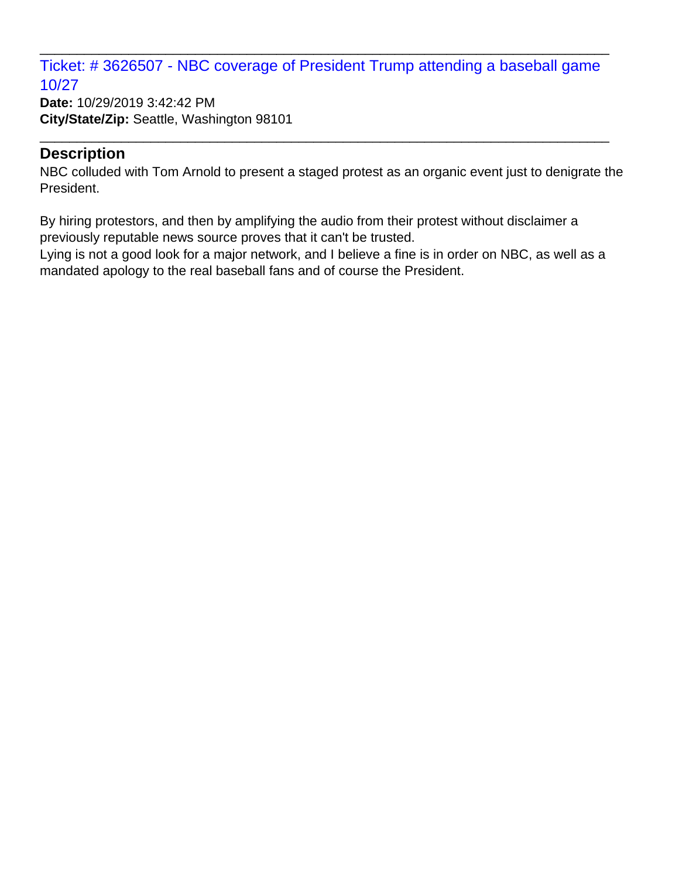Ticket: # 3626507 - NBC coverage of President Trump attending a baseball game 10/27

**Date:** 10/29/2019 3:42:42 PM

**City/State/Zip:** Seattle, Washington 98101

## Description

NBC colluded with Tom Arnold to present a staged protest as an organic event just to denigrate the President.

By hiring protestors, and then by amplifying the audio from their protest without disclaimer a previously reputable news source proves that it can't be trusted.
Lying is not a good look for a major network, and I believe a fine is in order on NBC, as well as a mandated apology to the real baseball fans and of course the President.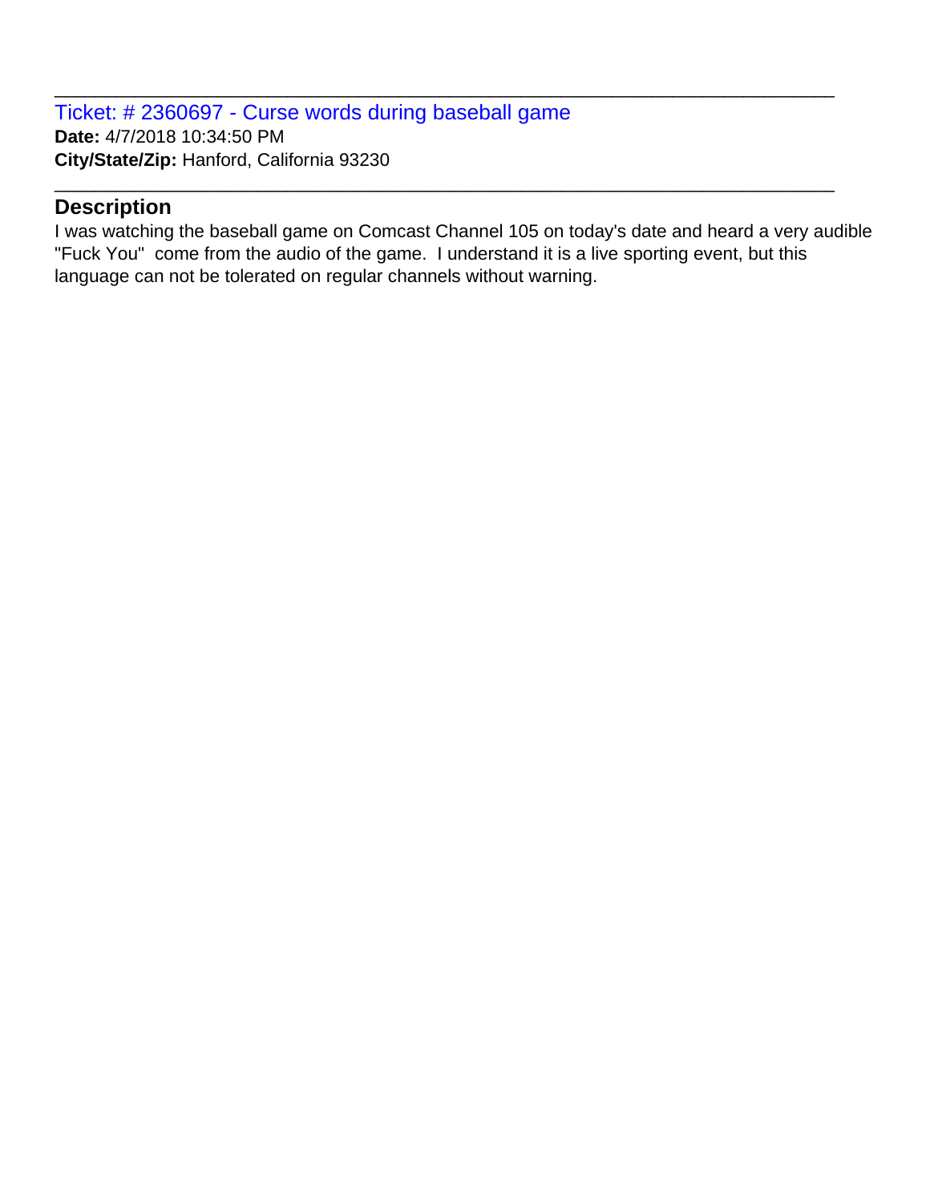---

## Ticket: # 2360697 - Curse words during baseball game

**Date:** 4/7/2018 10:34:50 PM
**City/State/Zip:** Hanford, California 93230

---

### Description

I was watching the baseball game on Comcast Channel 105 on today's date and heard a very audible "Fuck You"  come from the audio of the game.  I understand it is a live sporting event, but this language can not be tolerated on regular channels without warning.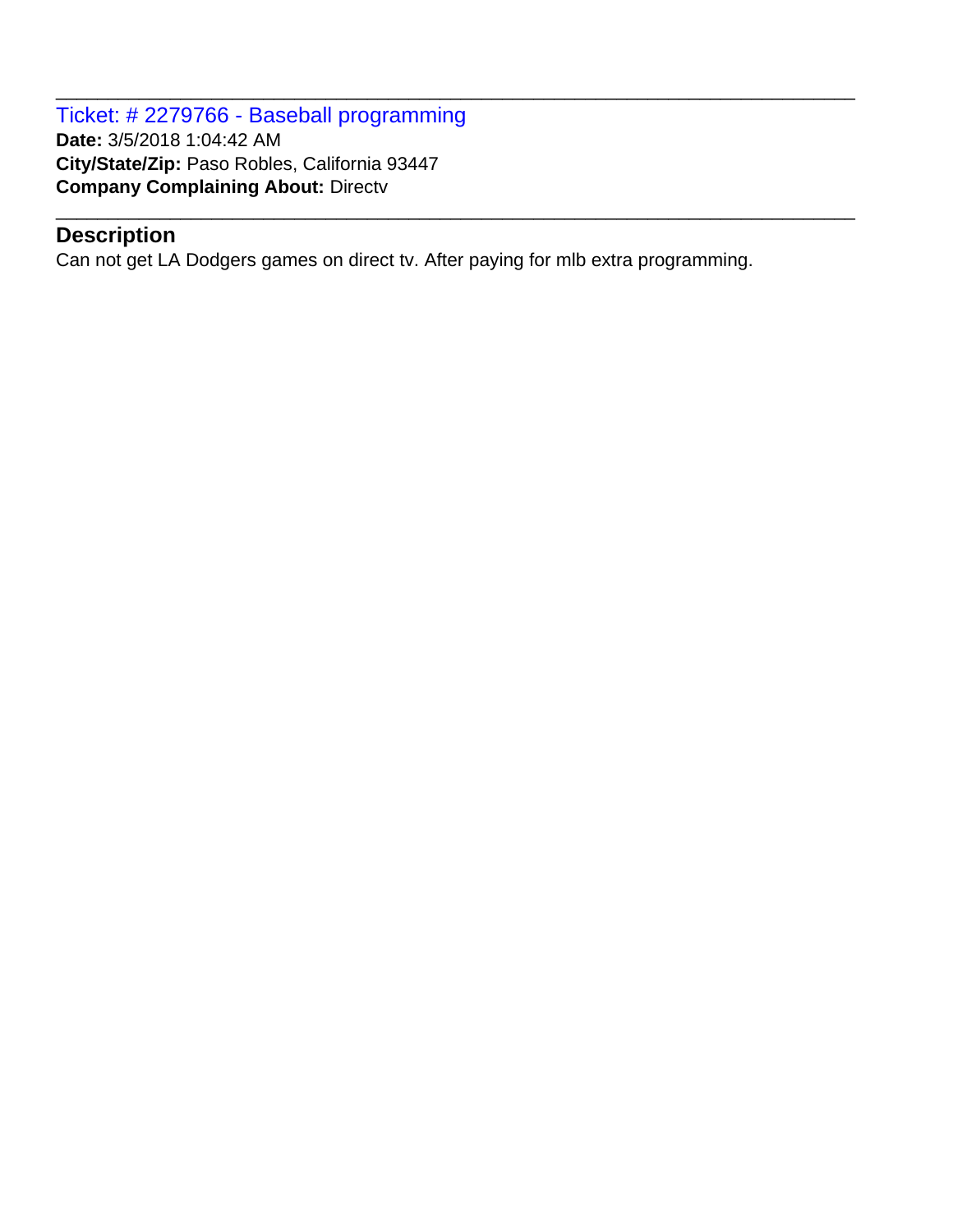---

## Ticket: # 2279766 - Baseball programming

**Date:** 3/5/2018 1:04:42 AM
**City/State/Zip:** Paso Robles, California 93447
**Company Complaining About:** Directv

---

## Description

Can not get LA Dodgers games on direct tv. After paying for mlb extra programming.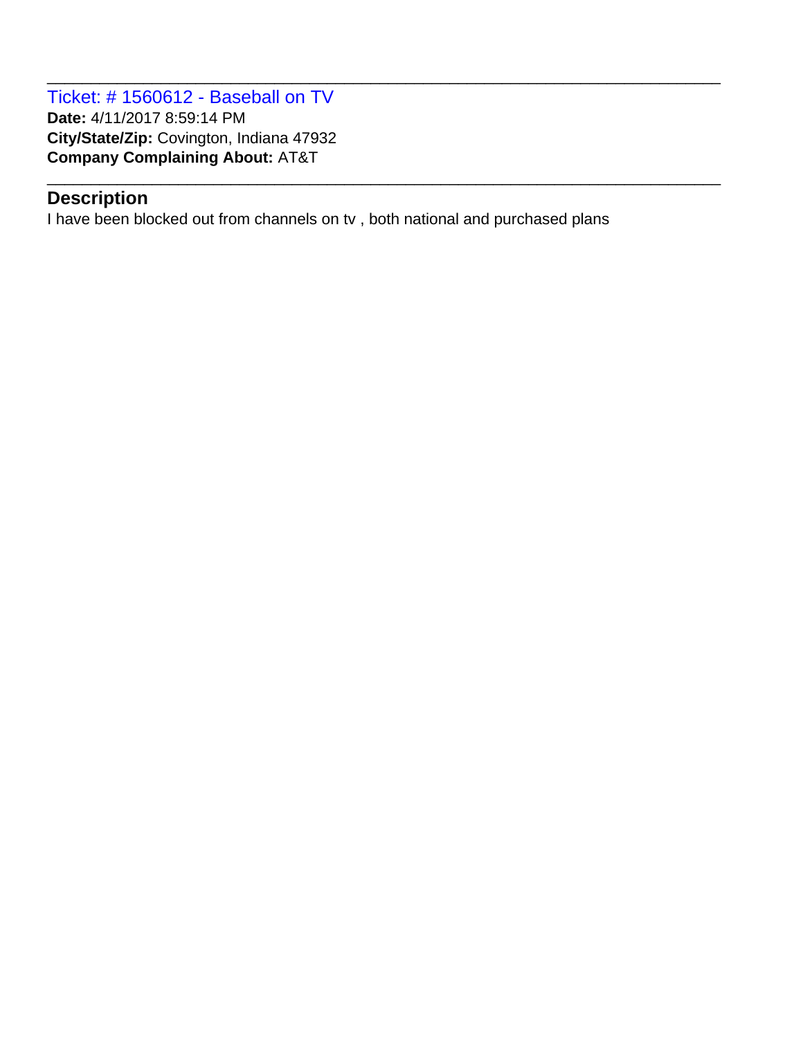Ticket: # 1560612 - Baseball on TV

**Date:** 4/11/2017 8:59:14 PM

**City/State/Zip:** Covington, Indiana 47932

**Company Complaining About:** AT&T

## Description

I have been blocked out from channels on tv , both national and purchased plans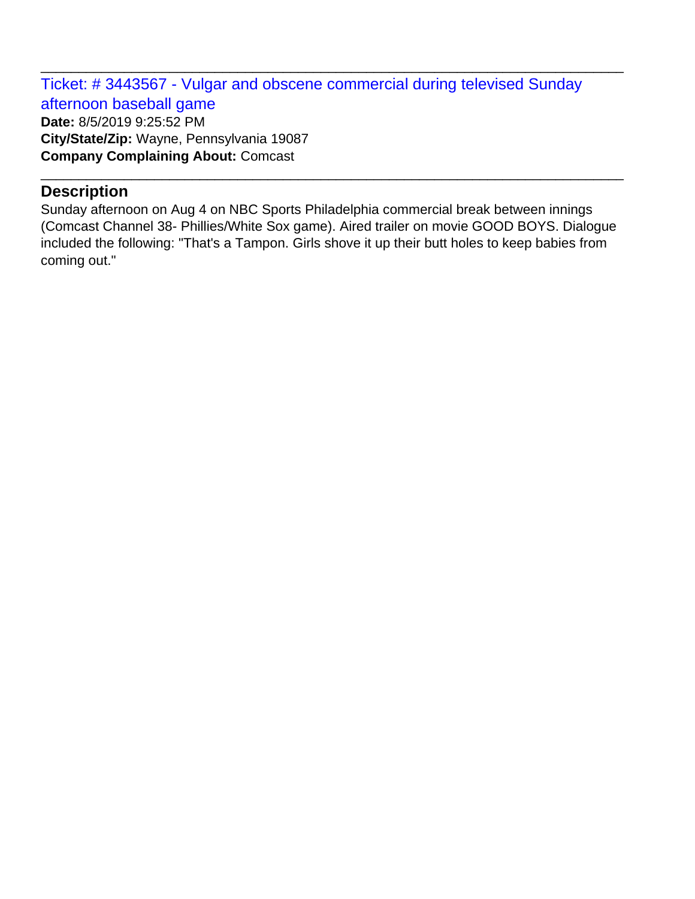---

Ticket: # 3443567 - Vulgar and obscene commercial during televised Sunday afternoon baseball game

**Date:** 8/5/2019 9:25:52 PM
**City/State/Zip:** Wayne, Pennsylvania 19087
**Company Complaining About:** Comcast

---

## Description

Sunday afternoon on Aug 4 on NBC Sports Philadelphia commercial break between innings (Comcast Channel 38- Phillies/White Sox game). Aired trailer on movie GOOD BOYS. Dialogue included the following: "That's a Tampon. Girls shove it up their butt holes to keep babies from coming out."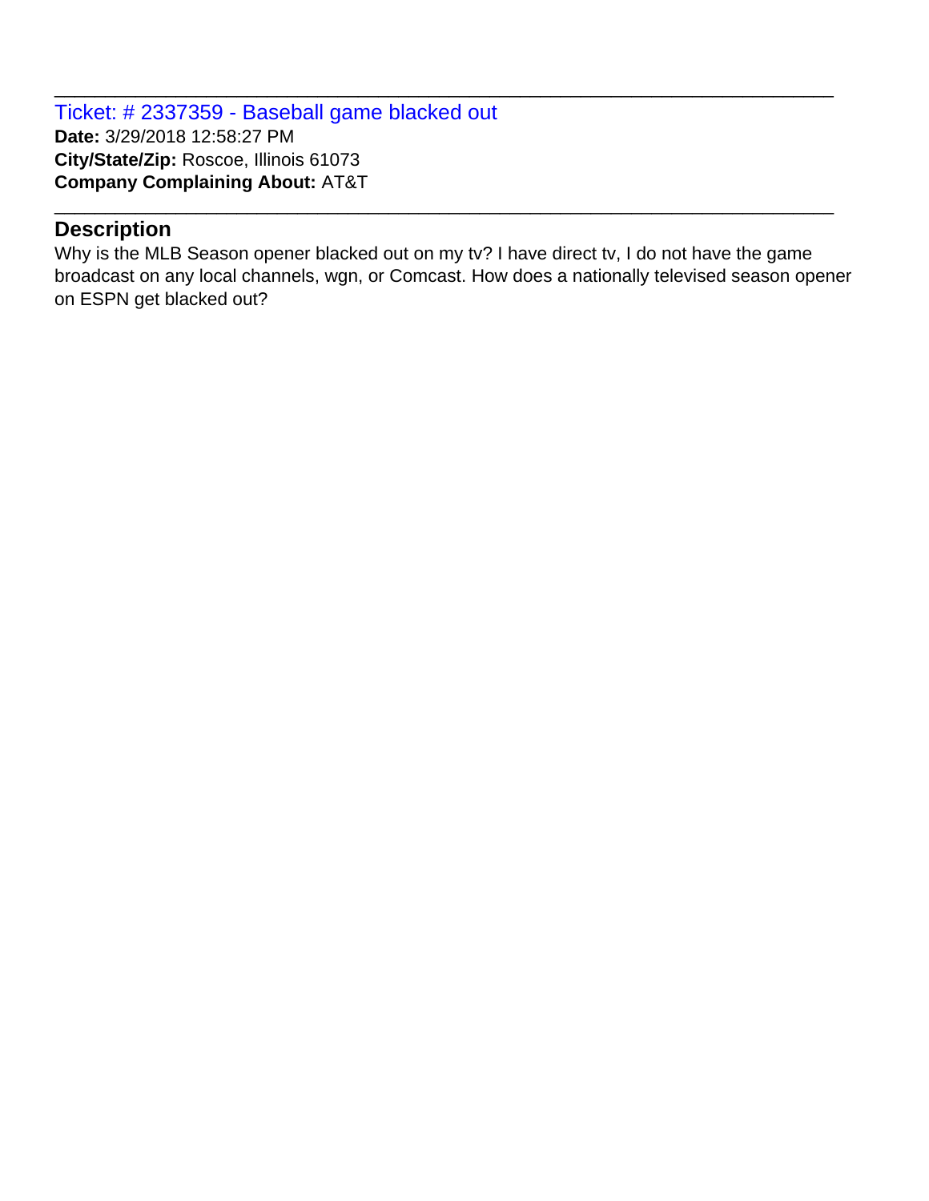---

Ticket: # 2337359 - Baseball game blacked out

**Date:** 3/29/2018 12:58:27 PM
**City/State/Zip:** Roscoe, Illinois 61073
**Company Complaining About:** AT&T

---

## Description

Why is the MLB Season opener blacked out on my tv? I have direct tv, I do not have the game broadcast on any local channels, wgn, or Comcast. How does a nationally televised season opener on ESPN get blacked out?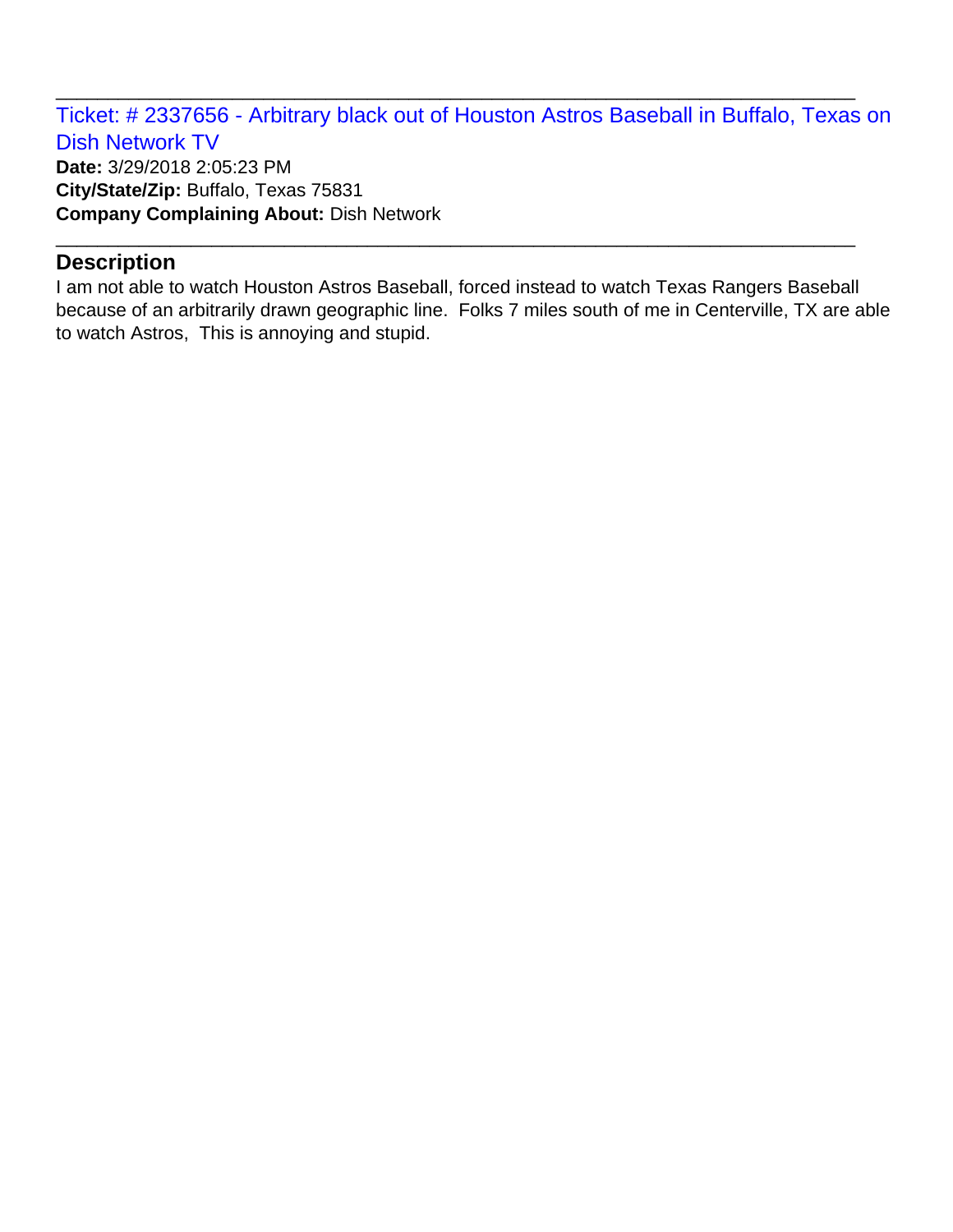---

Ticket: # 2337656 - Arbitrary black out of Houston Astros Baseball in Buffalo, Texas on Dish Network TV

**Date:** 3/29/2018 2:05:23 PM

**City/State/Zip:** Buffalo, Texas 75831

**Company Complaining About:** Dish Network

---

## Description

I am not able to watch Houston Astros Baseball, forced instead to watch Texas Rangers Baseball because of an arbitrarily drawn geographic line. Folks 7 miles south of me in Centerville, TX are able to watch Astros, This is annoying and stupid.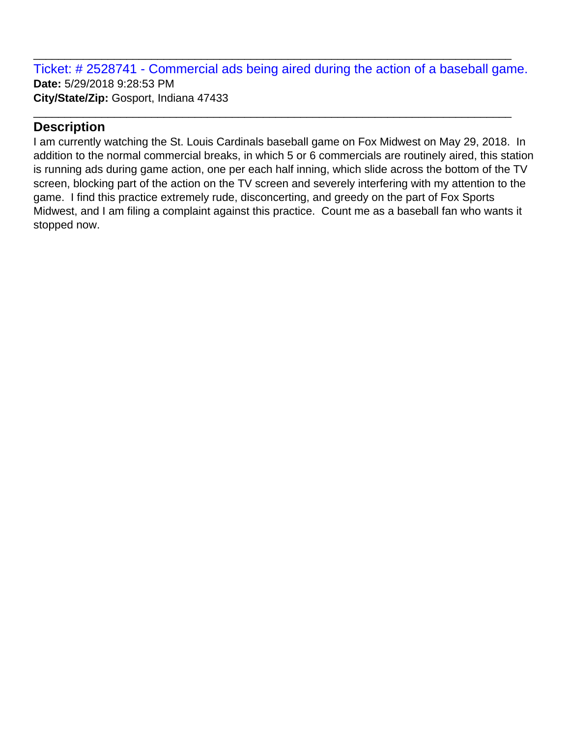---

Ticket: # 2528741 - Commercial ads being aired during the action of a baseball game.

**Date:** 5/29/2018 9:28:53 PM

**City/State/Zip:** Gosport, Indiana 47433

---

## Description

I am currently watching the St. Louis Cardinals baseball game on Fox Midwest on May 29, 2018. In addition to the normal commercial breaks, in which 5 or 6 commercials are routinely aired, this station is running ads during game action, one per each half inning, which slide across the bottom of the TV screen, blocking part of the action on the TV screen and severely interfering with my attention to the game. I find this practice extremely rude, disconcerting, and greedy on the part of Fox Sports Midwest, and I am filing a complaint against this practice. Count me as a baseball fan who wants it stopped now.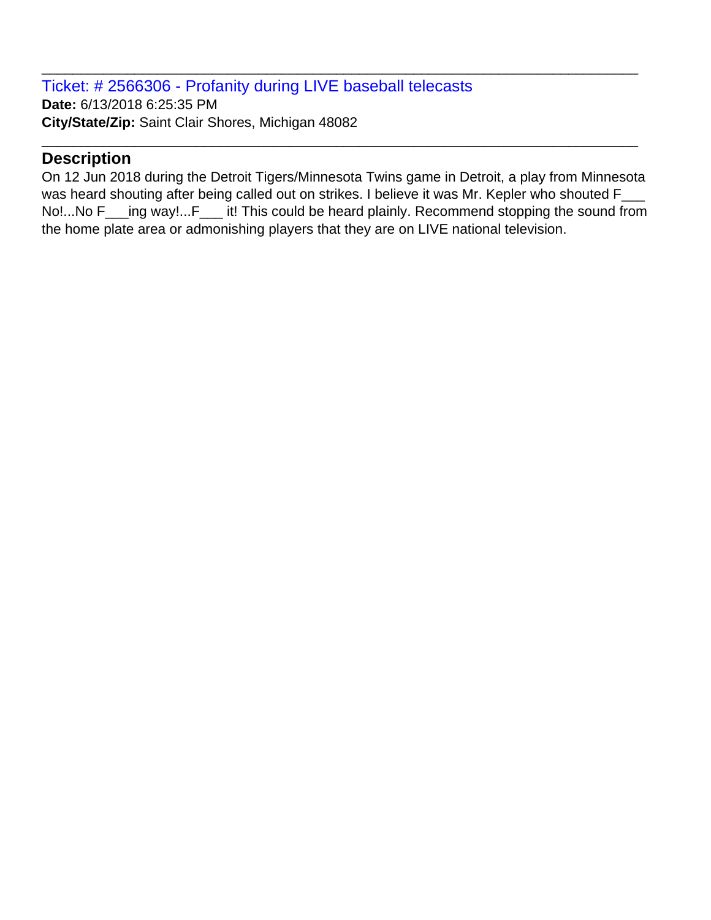Ticket: # 2566306 - Profanity during LIVE baseball telecasts

**Date:** 6/13/2018 6:25:35 PM

**City/State/Zip:** Saint Clair Shores, Michigan 48082

## Description

On 12 Jun 2018 during the Detroit Tigers/Minnesota Twins game in Detroit, a play from Minnesota was heard shouting after being called out on strikes. I believe it was Mr. Kepler who shouted F___ No!...No F___ing way!...F___ it! This could be heard plainly. Recommend stopping the sound from the home plate area or admonishing players that they are on LIVE national television.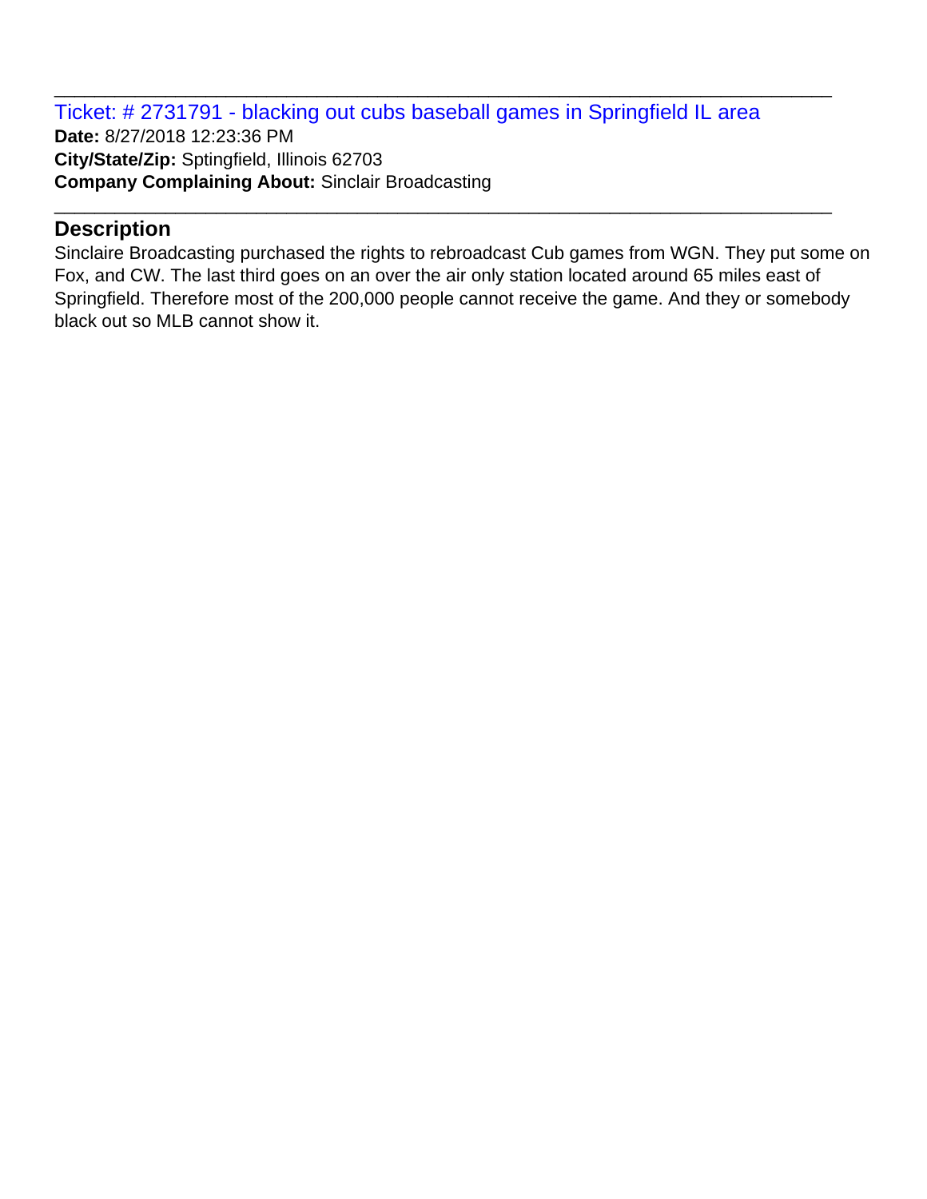Ticket: # 2731791 - blacking out cubs baseball games in Springfield IL area

**Date:** 8/27/2018 12:23:36 PM

**City/State/Zip:** Sptingfield, Illinois 62703

**Company Complaining About:** Sinclair Broadcasting

## Description

Sinclaire Broadcasting purchased the rights to rebroadcast Cub games from WGN. They put some on Fox, and CW. The last third goes on an over the air only station located around 65 miles east of Springfield. Therefore most of the 200,000 people cannot receive the game. And they or somebody black out so MLB cannot show it.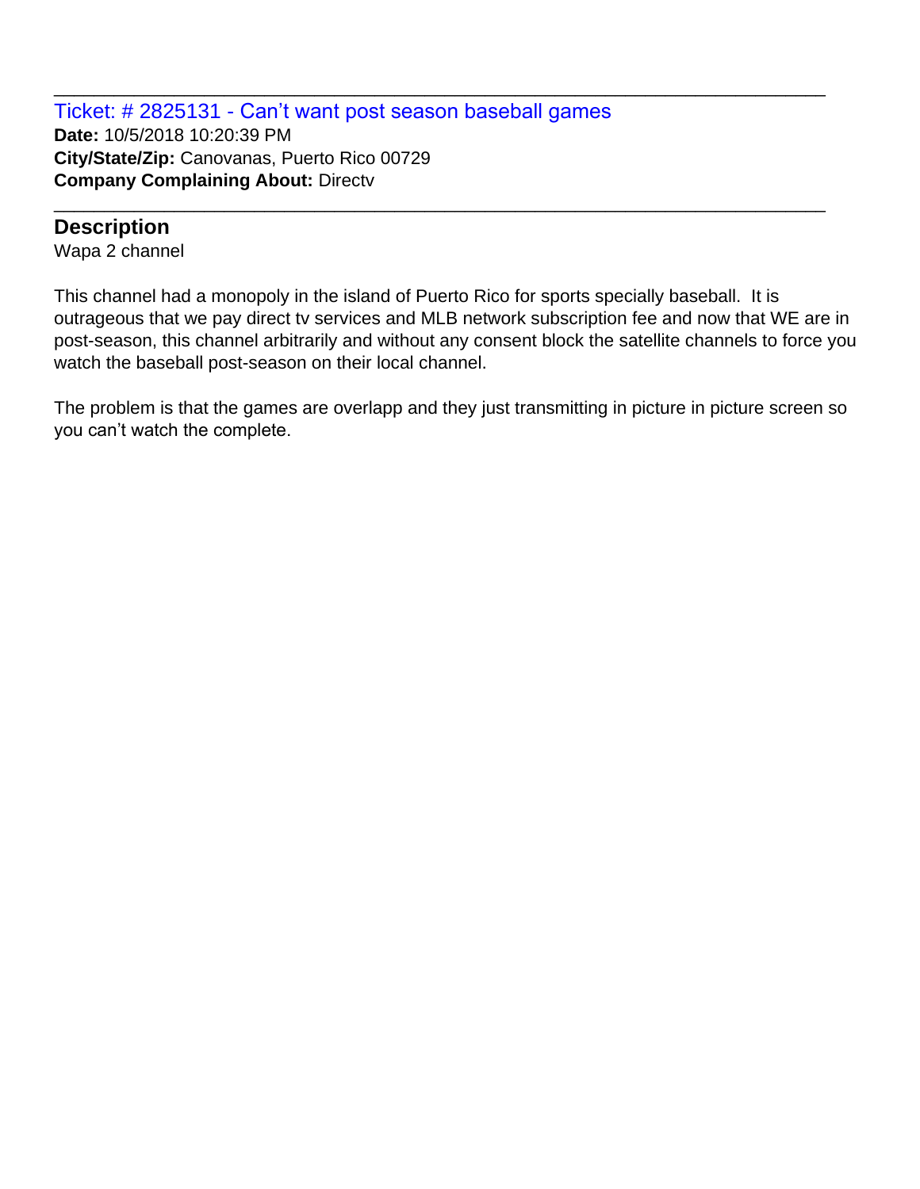Ticket: # 2825131 - Can’t want post season baseball games

**Date:** 10/5/2018 10:20:39 PM

**City/State/Zip:** Canovanas, Puerto Rico 00729

**Company Complaining About:** Directv

## Description

Wapa 2 channel

This channel had a monopoly in the island of Puerto Rico for sports specially baseball. It is outrageous that we pay direct tv services and MLB network subscription fee and now that WE are in post-season, this channel arbitrarily and without any consent block the satellite channels to force you watch the baseball post-season on their local channel.

The problem is that the games are overlapp and they just transmitting in picture in picture screen so you can’t watch the complete.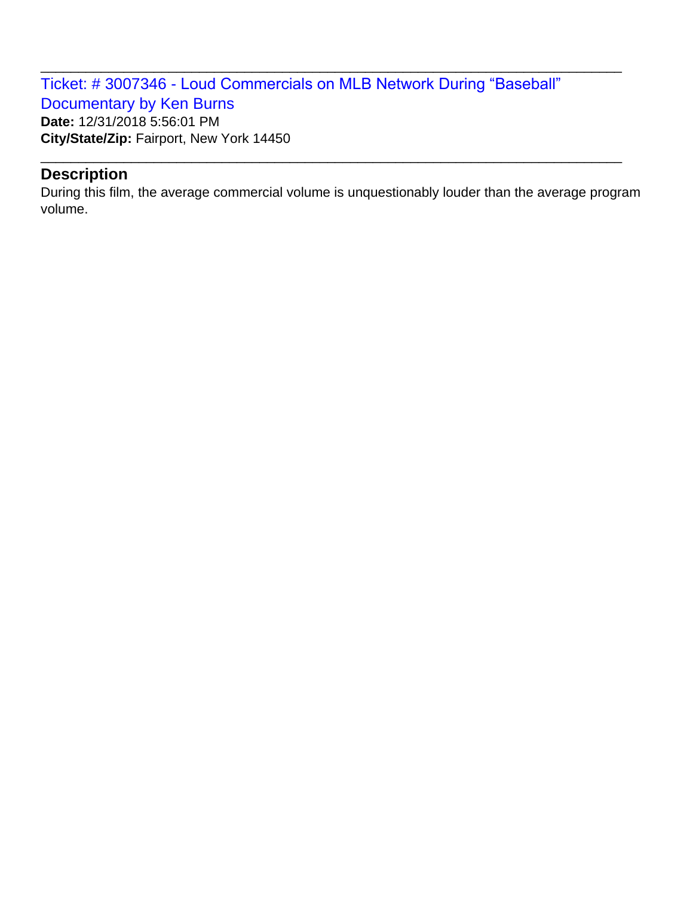---

Ticket: # 3007346 - Loud Commercials on MLB Network During "Baseball" Documentary by Ken Burns

**Date:** 12/31/2018 5:56:01 PM

**City/State/Zip:** Fairport, New York 14450

---

## Description

During this film, the average commercial volume is unquestionably louder than the average program volume.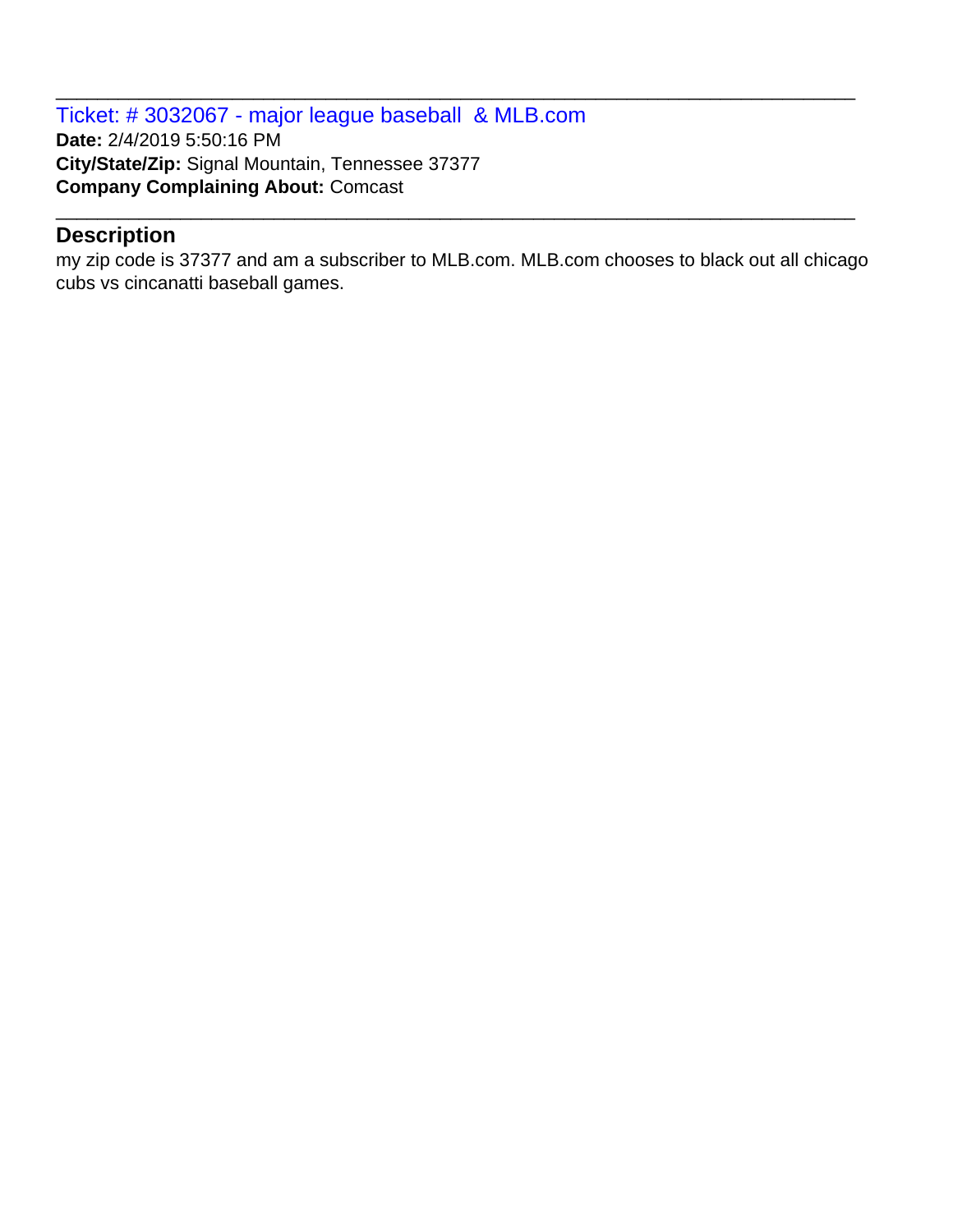---

Ticket: # 3032067 - major league baseball & MLB.com

**Date:** 2/4/2019 5:50:16 PM

**City/State/Zip:** Signal Mountain, Tennessee 37377

**Company Complaining About:** Comcast

---

## Description

my zip code is 37377 and am a subscriber to MLB.com. MLB.com chooses to black out all chicago cubs vs cincanatti baseball games.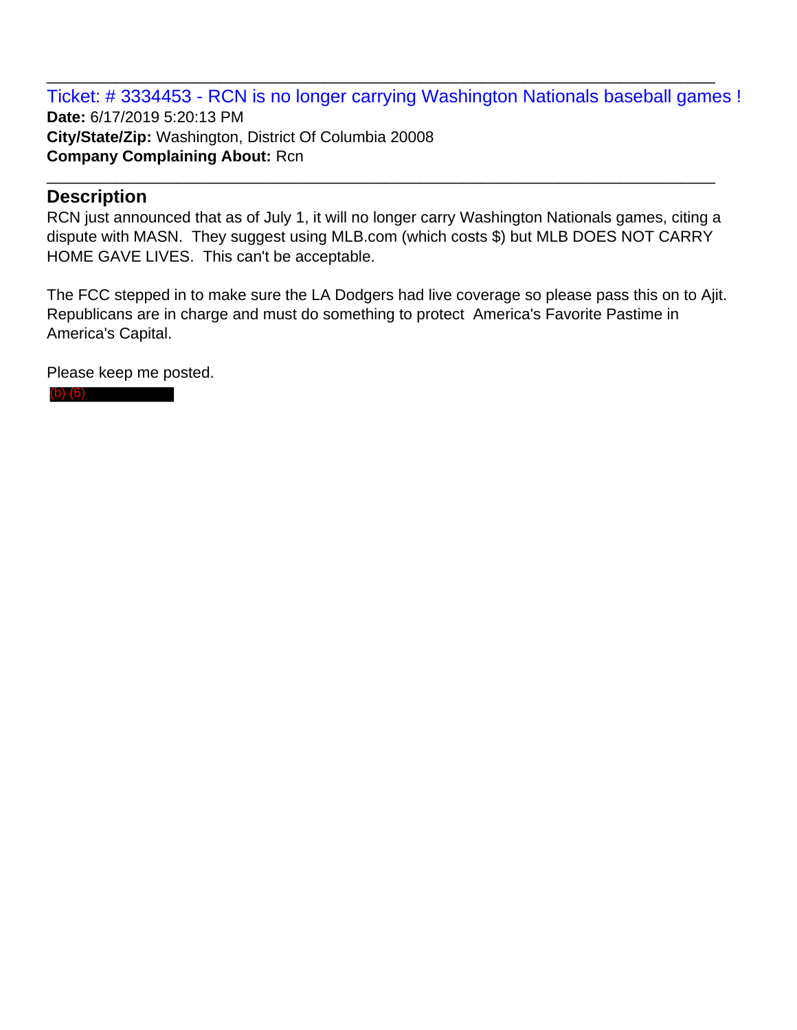---

Ticket: # 3334453 - RCN is no longer carrying Washington Nationals baseball games !

**Date:** 6/17/2019 5:20:13 PM

**City/State/Zip:** Washington, District Of Columbia 20008

**Company Complaining About:** Rcn

---

## Description

RCN just announced that as of July 1, it will no longer carry Washington Nationals games, citing a dispute with MASN.  They suggest using MLB.com (which costs $) but MLB DOES NOT CARRY HOME GAVE LIVES.  This can't be acceptable.

The FCC stepped in to make sure the LA Dodgers had live coverage so please pass this on to Ajit. Republicans are in charge and must do something to protect  America's Favorite Pastime in America's Capital.

Please keep me posted.

(b) (6)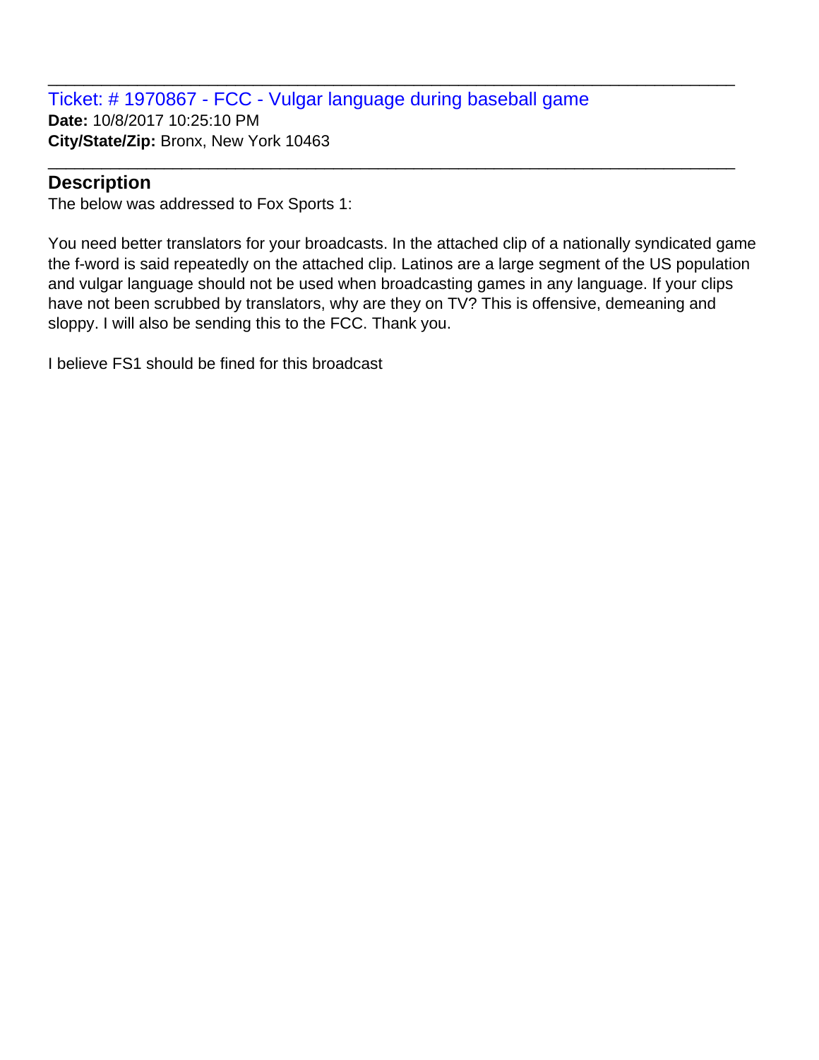---

Ticket: # 1970867 - FCC - Vulgar language during baseball game

**Date:** 10/8/2017 10:25:10 PM

**City/State/Zip:** Bronx, New York 10463

---

## Description

The below was addressed to Fox Sports 1:

You need better translators for your broadcasts. In the attached clip of a nationally syndicated game the f-word is said repeatedly on the attached clip. Latinos are a large segment of the US population and vulgar language should not be used when broadcasting games in any language. If your clips have not been scrubbed by translators, why are they on TV? This is offensive, demeaning and sloppy. I will also be sending this to the FCC. Thank you.

I believe FS1 should be fined for this broadcast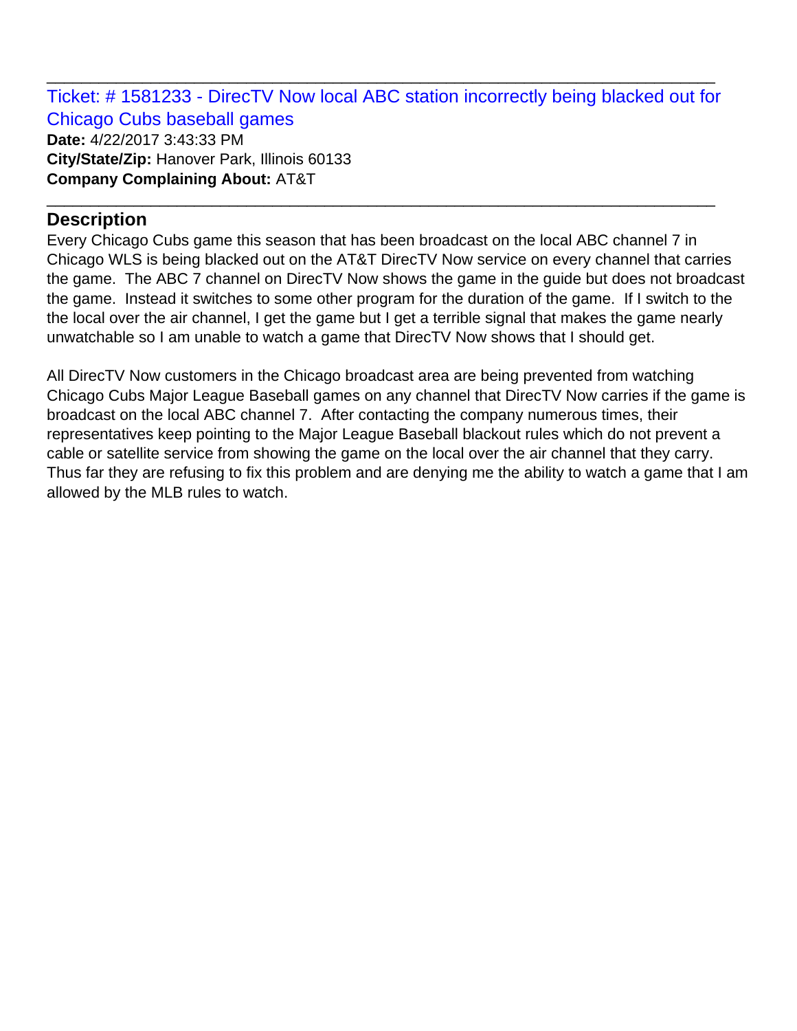---

Ticket: # 1581233 - DirecTV Now local ABC station incorrectly being blacked out for Chicago Cubs baseball games

**Date:** 4/22/2017 3:43:33 PM
**City/State/Zip:** Hanover Park, Illinois 60133
**Company Complaining About:** AT&T

---

## Description

Every Chicago Cubs game this season that has been broadcast on the local ABC channel 7 in Chicago WLS is being blacked out on the AT&T DirecTV Now service on every channel that carries the game. The ABC 7 channel on DirecTV Now shows the game in the guide but does not broadcast the game. Instead it switches to some other program for the duration of the game. If I switch to the the local over the air channel, I get the game but I get a terrible signal that makes the game nearly unwatchable so I am unable to watch a game that DirecTV Now shows that I should get.

All DirecTV Now customers in the Chicago broadcast area are being prevented from watching Chicago Cubs Major League Baseball games on any channel that DirecTV Now carries if the game is broadcast on the local ABC channel 7. After contacting the company numerous times, their representatives keep pointing to the Major League Baseball blackout rules which do not prevent a cable or satellite service from showing the game on the local over the air channel that they carry. Thus far they are refusing to fix this problem and are denying me the ability to watch a game that I am allowed by the MLB rules to watch.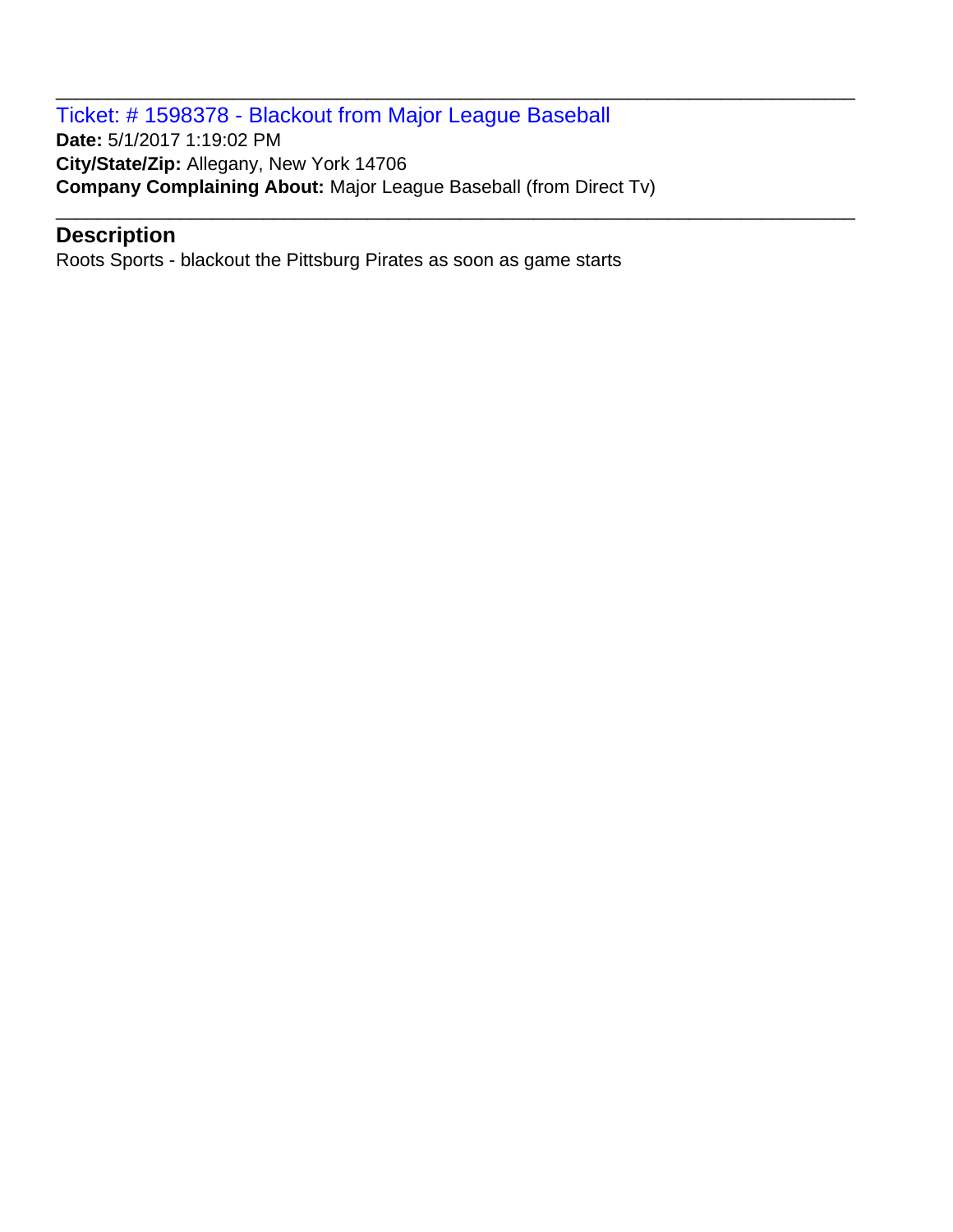---

## Ticket: # 1598378 - Blackout from Major League Baseball

**Date:** 5/1/2017 1:19:02 PM
**City/State/Zip:** Allegany, New York 14706
**Company Complaining About:** Major League Baseball (from Direct Tv)

---

### Description

Roots Sports - blackout the Pittsburg Pirates as soon as game starts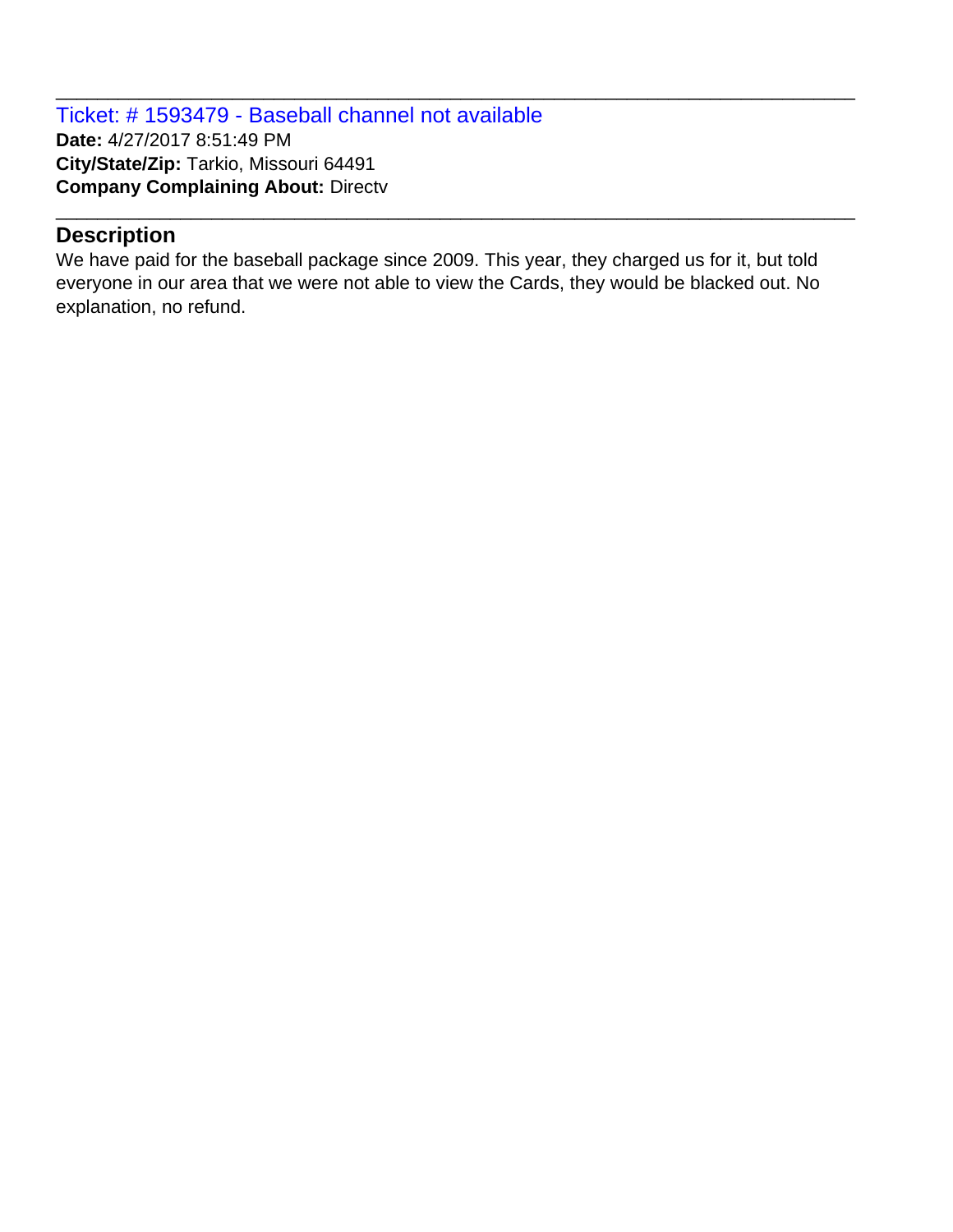## Ticket: # 1593479 - Baseball channel not available

**Date:** 4/27/2017 8:51:49 PM
**City/State/Zip:** Tarkio, Missouri 64491
**Company Complaining About:** Directv

## Description

We have paid for the baseball package since 2009. This year, they charged us for it, but told everyone in our area that we were not able to view the Cards, they would be blacked out. No explanation, no refund.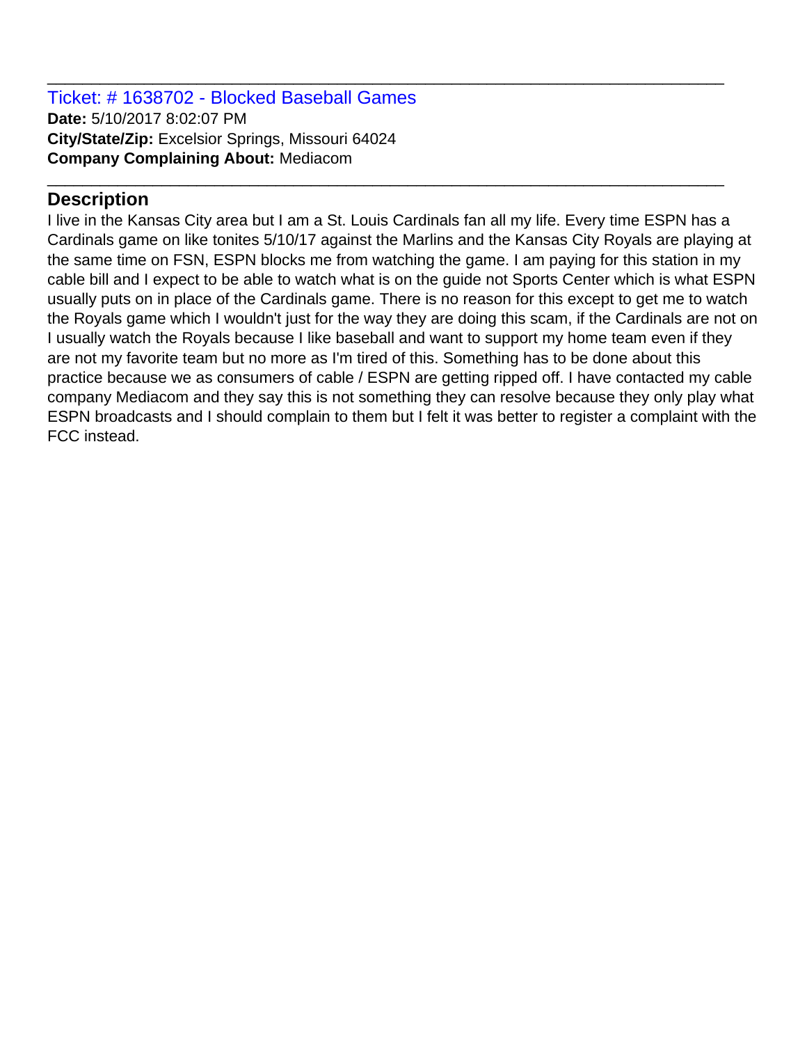Ticket: # 1638702 - Blocked Baseball Games

**Date:** 5/10/2017 8:02:07 PM

**City/State/Zip:** Excelsior Springs, Missouri 64024

**Company Complaining About:** Mediacom

## Description

I live in the Kansas City area but I am a St. Louis Cardinals fan all my life. Every time ESPN has a Cardinals game on like tonites 5/10/17 against the Marlins and the Kansas City Royals are playing at the same time on FSN, ESPN blocks me from watching the game. I am paying for this station in my cable bill and I expect to be able to watch what is on the guide not Sports Center which is what ESPN usually puts on in place of the Cardinals game. There is no reason for this except to get me to watch the Royals game which I wouldn't just for the way they are doing this scam, if the Cardinals are not on I usually watch the Royals because I like baseball and want to support my home team even if they are not my favorite team but no more as I'm tired of this. Something has to be done about this practice because we as consumers of cable / ESPN are getting ripped off. I have contacted my cable company Mediacom and they say this is not something they can resolve because they only play what ESPN broadcasts and I should complain to them but I felt it was better to register a complaint with the FCC instead.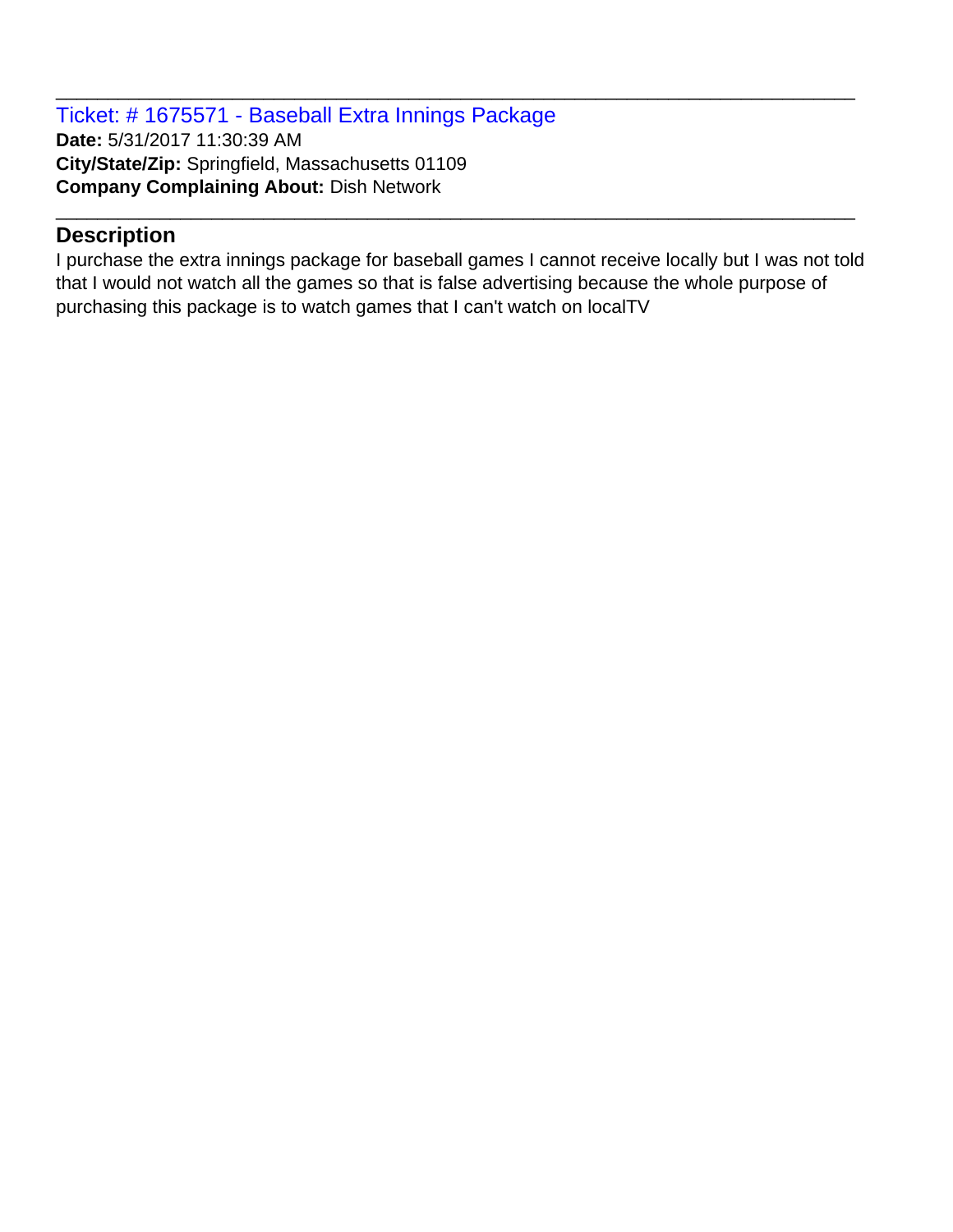## Ticket: # 1675571 - Baseball Extra Innings Package

**Date:** 5/31/2017 11:30:39 AM
**City/State/Zip:** Springfield, Massachusetts 01109
**Company Complaining About:** Dish Network

## Description

I purchase the extra innings package for baseball games I cannot receive locally but I was not told that I would not watch all the games so that is false advertising because the whole purpose of purchasing this package is to watch games that I can't watch on localTV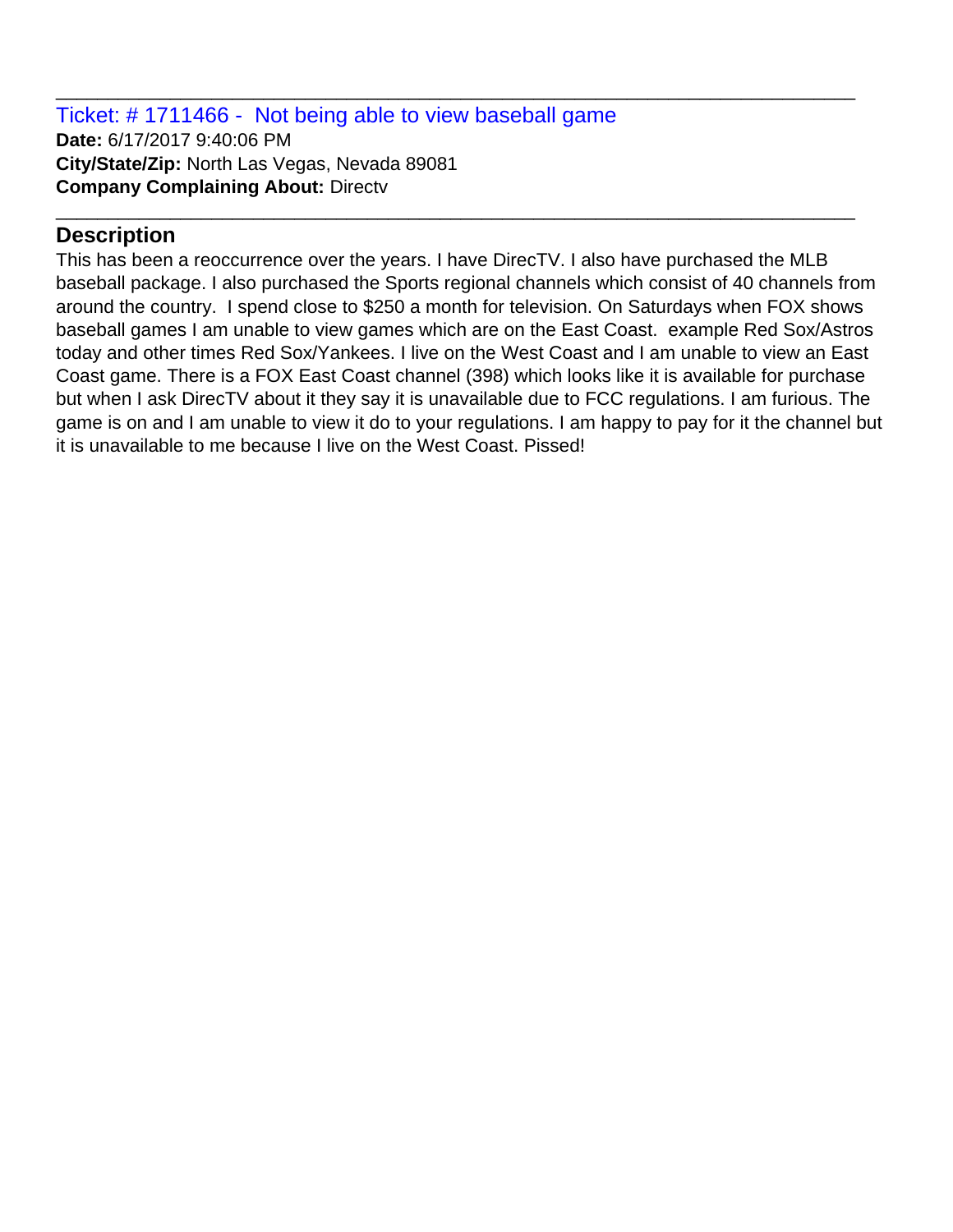---

Ticket: # 1711466 - Not being able to view baseball game

**Date:** 6/17/2017 9:40:06 PM

**City/State/Zip:** North Las Vegas, Nevada 89081

**Company Complaining About:** Directv

---

## Description

This has been a reoccurrence over the years. I have DirecTV. I also have purchased the MLB baseball package. I also purchased the Sports regional channels which consist of 40 channels from around the country.  I spend close to $250 a month for television. On Saturdays when FOX shows baseball games I am unable to view games which are on the East Coast.  example Red Sox/Astros today and other times Red Sox/Yankees. I live on the West Coast and I am unable to view an East Coast game. There is a FOX East Coast channel (398) which looks like it is available for purchase but when I ask DirecTV about it they say it is unavailable due to FCC regulations. I am furious. The game is on and I am unable to view it do to your regulations. I am happy to pay for it the channel but it is unavailable to me because I live on the West Coast. Pissed!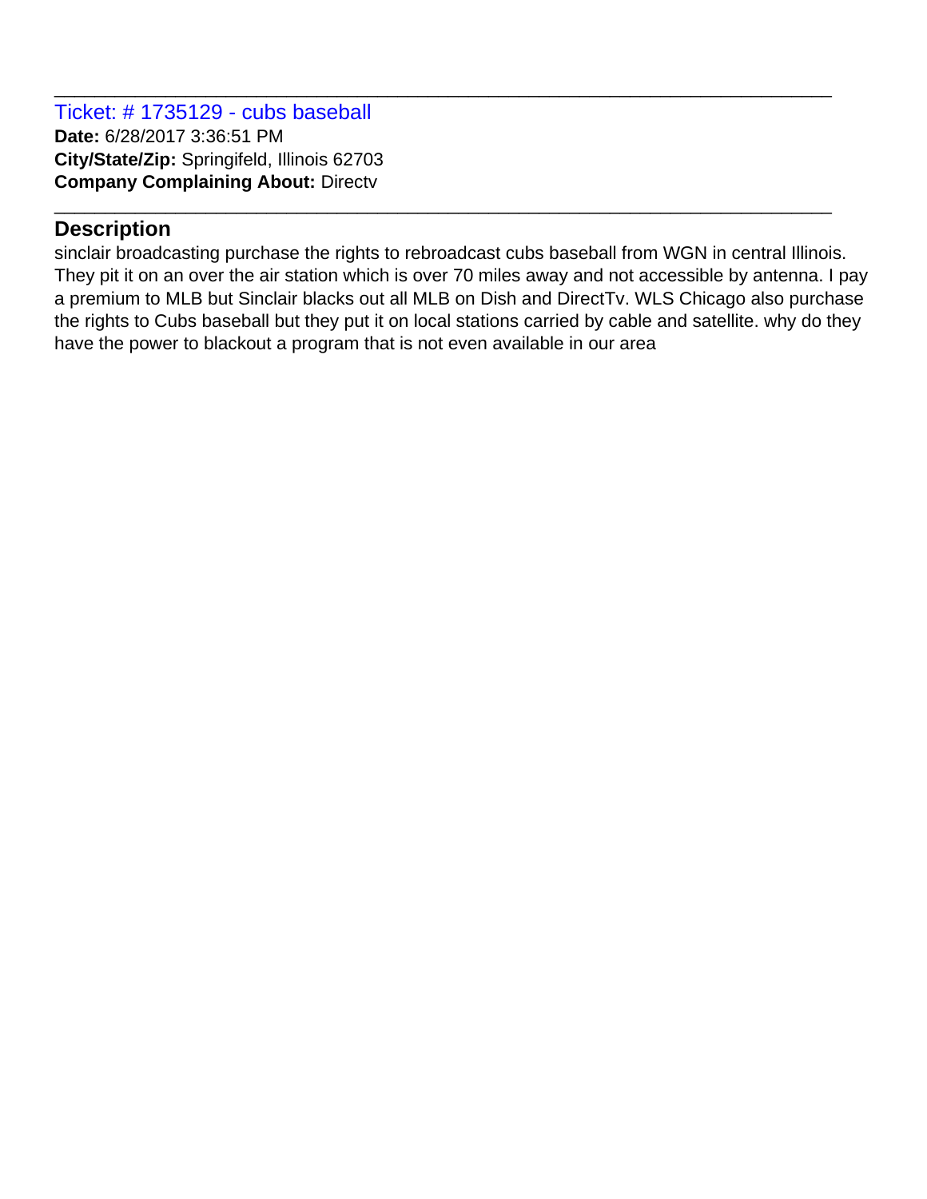Ticket: # 1735129 - cubs baseball

**Date:** 6/28/2017 3:36:51 PM

**City/State/Zip:** Springifeld, Illinois 62703

**Company Complaining About:** Directv

## Description

sinclair broadcasting purchase the rights to rebroadcast cubs baseball from WGN in central Illinois. They pit it on an over the air station which is over 70 miles away and not accessible by antenna. I pay a premium to MLB but Sinclair blacks out all MLB on Dish and DirectTv. WLS Chicago also purchase the rights to Cubs baseball but they put it on local stations carried by cable and satellite. why do they have the power to blackout a program that is not even available in our area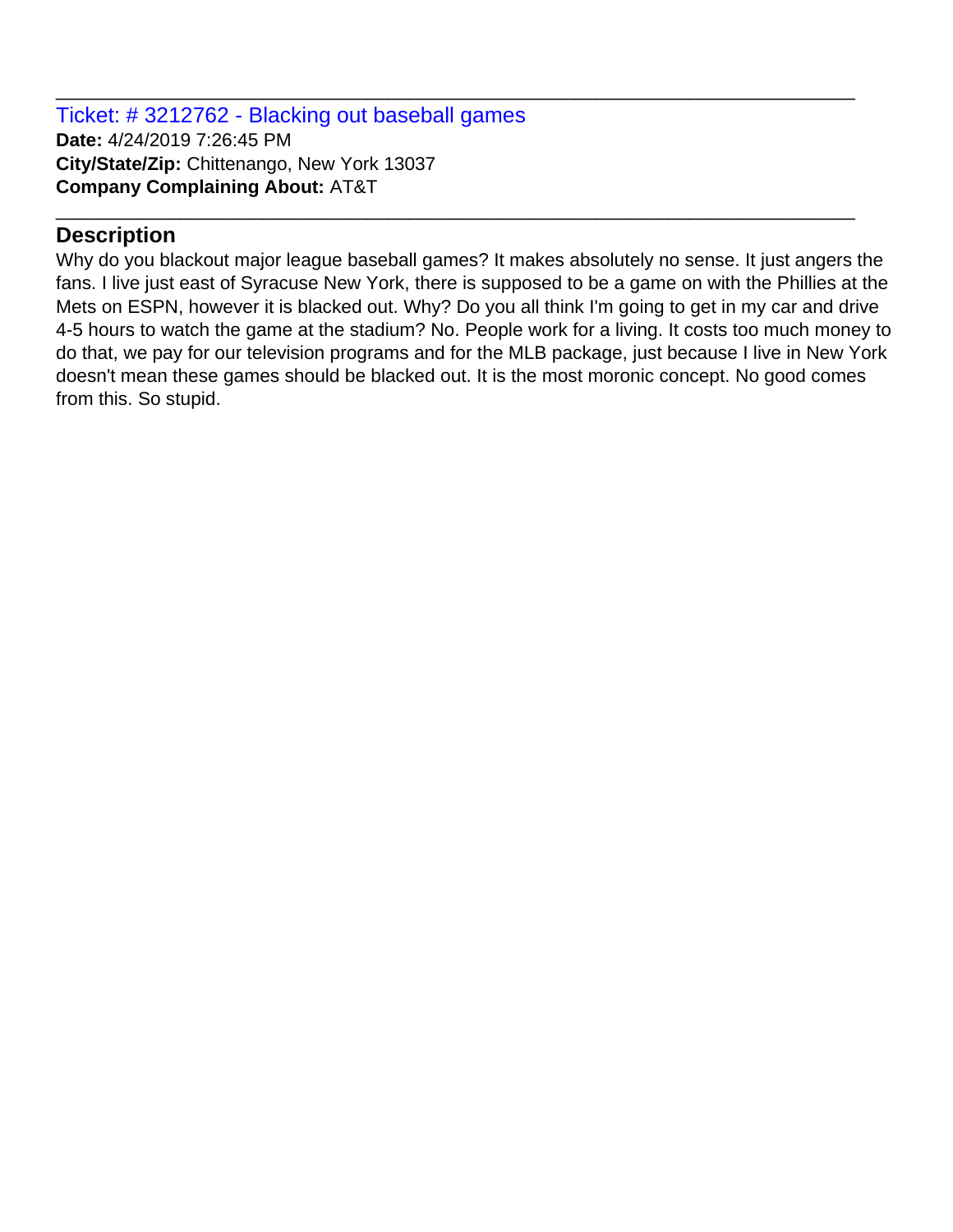## Ticket: # 3212762 - Blacking out baseball games

**Date:** 4/24/2019 7:26:45 PM
**City/State/Zip:** Chittenango, New York 13037
**Company Complaining About:** AT&T

## Description

Why do you blackout major league baseball games? It makes absolutely no sense. It just angers the fans. I live just east of Syracuse New York, there is supposed to be a game on with the Phillies at the Mets on ESPN, however it is blacked out. Why? Do you all think I'm going to get in my car and drive 4-5 hours to watch the game at the stadium? No. People work for a living. It costs too much money to do that, we pay for our television programs and for the MLB package, just because I live in New York doesn't mean these games should be blacked out. It is the most moronic concept. No good comes from this. So stupid.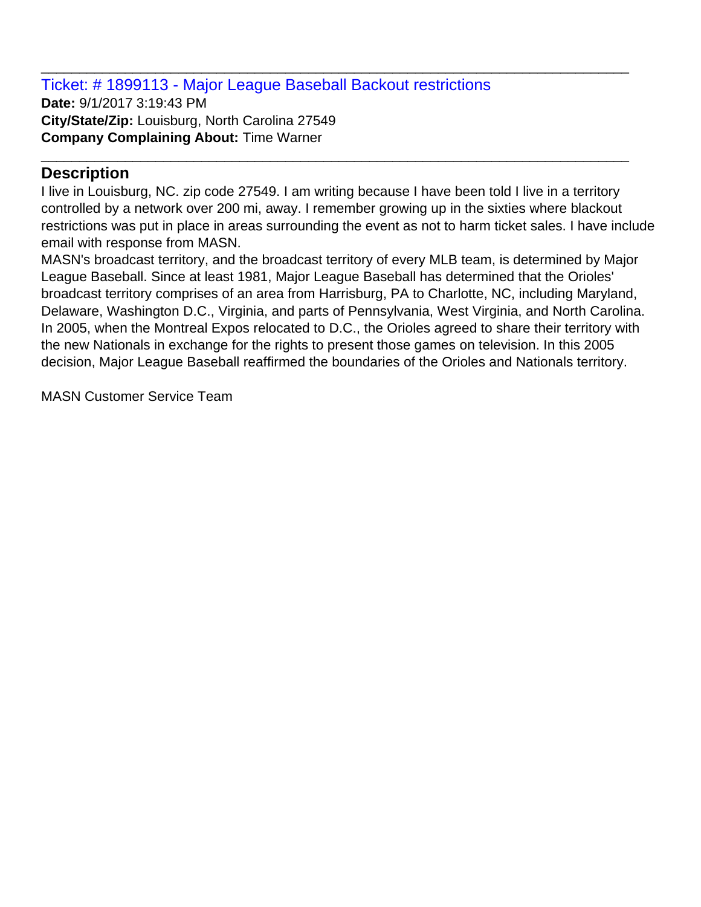## Ticket: # 1899113 - Major League Baseball Backout restrictions

**Date:** 9/1/2017 3:19:43 PM
**City/State/Zip:** Louisburg, North Carolina 27549
**Company Complaining About:** Time Warner

---

## Description

I live in Louisburg, NC. zip code 27549. I am writing because I have been told I live in a territory controlled by a network over 200 mi, away. I remember growing up in the sixties where blackout restrictions was put in place in areas surrounding the event as not to harm ticket sales. I have include email with response from MASN.

MASN's broadcast territory, and the broadcast territory of every MLB team, is determined by Major League Baseball. Since at least 1981, Major League Baseball has determined that the Orioles' broadcast territory comprises of an area from Harrisburg, PA to Charlotte, NC, including Maryland, Delaware, Washington D.C., Virginia, and parts of Pennsylvania, West Virginia, and North Carolina. In 2005, when the Montreal Expos relocated to D.C., the Orioles agreed to share their territory with the new Nationals in exchange for the rights to present those games on television. In this 2005 decision, Major League Baseball reaffirmed the boundaries of the Orioles and Nationals territory.

MASN Customer Service Team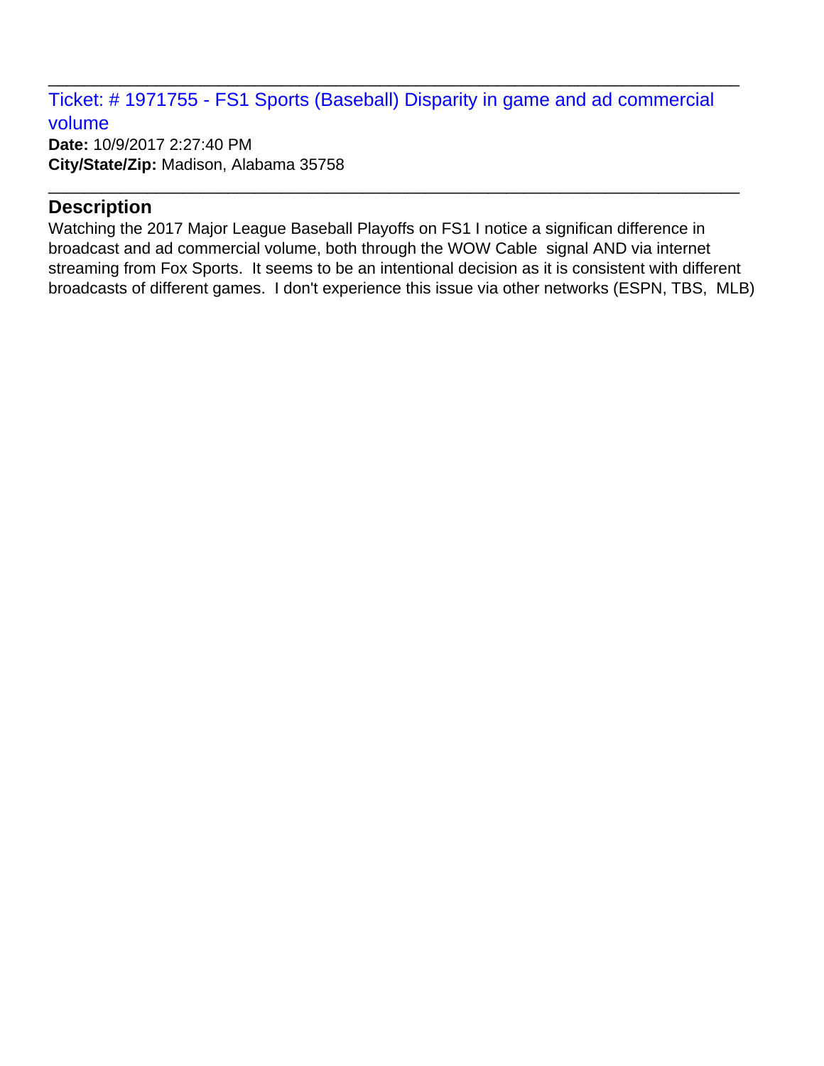---

Ticket: # 1971755 - FS1 Sports (Baseball) Disparity in game and ad commercial volume

**Date:** 10/9/2017 2:27:40 PM

**City/State/Zip:** Madison, Alabama 35758

---

## Description

Watching the 2017 Major League Baseball Playoffs on FS1 I notice a significan difference in broadcast and ad commercial volume, both through the WOW Cable signal AND via internet streaming from Fox Sports. It seems to be an intentional decision as it is consistent with different broadcasts of different games. I don't experience this issue via other networks (ESPN, TBS, MLB)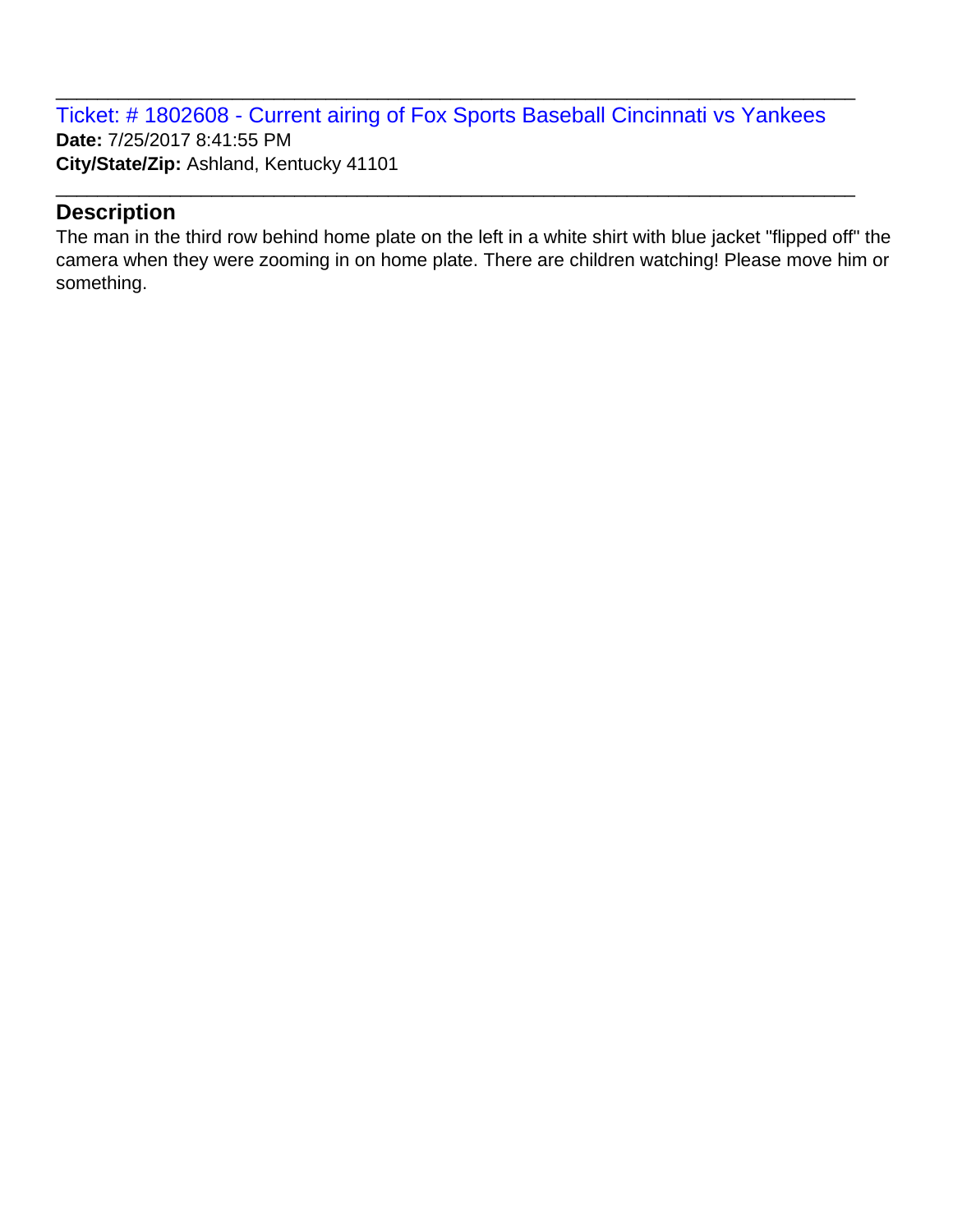Ticket: # 1802608 - Current airing of Fox Sports Baseball Cincinnati vs Yankees
**Date:** 7/25/2017 8:41:55 PM
**City/State/Zip:** Ashland, Kentucky 41101

## Description

The man in the third row behind home plate on the left in a white shirt with blue jacket "flipped off" the camera when they were zooming in on home plate. There are children watching! Please move him or something.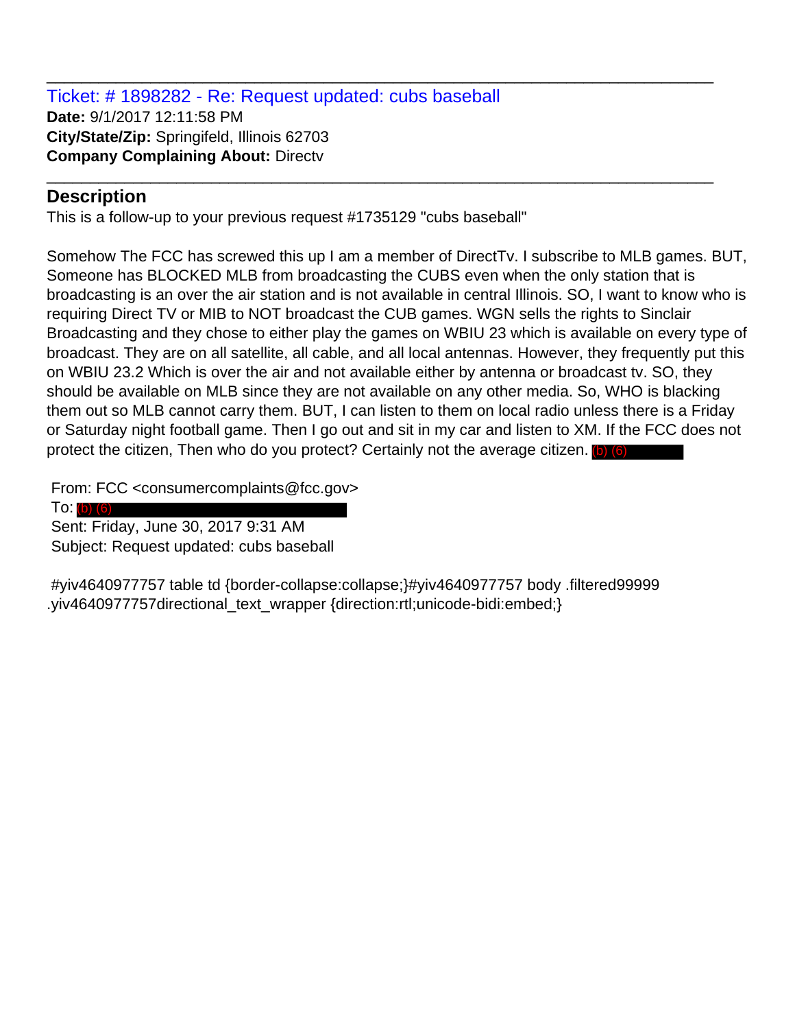---

## Ticket: # 1898282 - Re: Request updated: cubs baseball

**Date:** 9/1/2017 12:11:58 PM
**City/State/Zip:** Springifeld, Illinois 62703
**Company Complaining About:** Directv

---

## Description

This is a follow-up to your previous request #1735129 "cubs baseball"

Somehow The FCC has screwed this up I am a member of DirectTv. I subscribe to MLB games. BUT, Someone has BLOCKED MLB from broadcasting the CUBS even when the only station that is broadcasting is an over the air station and is not available in central Illinois. SO, I want to know who is requiring Direct TV or MIB to NOT broadcast the CUB games. WGN sells the rights to Sinclair Broadcasting and they chose to either play the games on WBIU 23 which is available on every type of broadcast. They are on all satellite, all cable, and all local antennas. However, they frequently put this on WBIU 23.2 Which is over the air and not available either by antenna or broadcast tv. SO, they should be available on MLB since they are not available on any other media. So, WHO is blacking them out so MLB cannot carry them. BUT, I can listen to them on local radio unless there is a Friday or Saturday night football game. Then I go out and sit in my car and listen to XM. If the FCC does not protect the citizen, Then who do you protect? Certainly not the average citizen. (b) (6)

From: FCC <consumercomplaints@fcc.gov>
To: (b) (6)
Sent: Friday, June 30, 2017 9:31 AM
Subject: Request updated: cubs baseball

#yiv4640977757 table td {border-collapse:collapse;}#yiv4640977757 body .filtered99999 .yiv4640977757directional_text_wrapper {direction:rtl;unicode-bidi:embed;}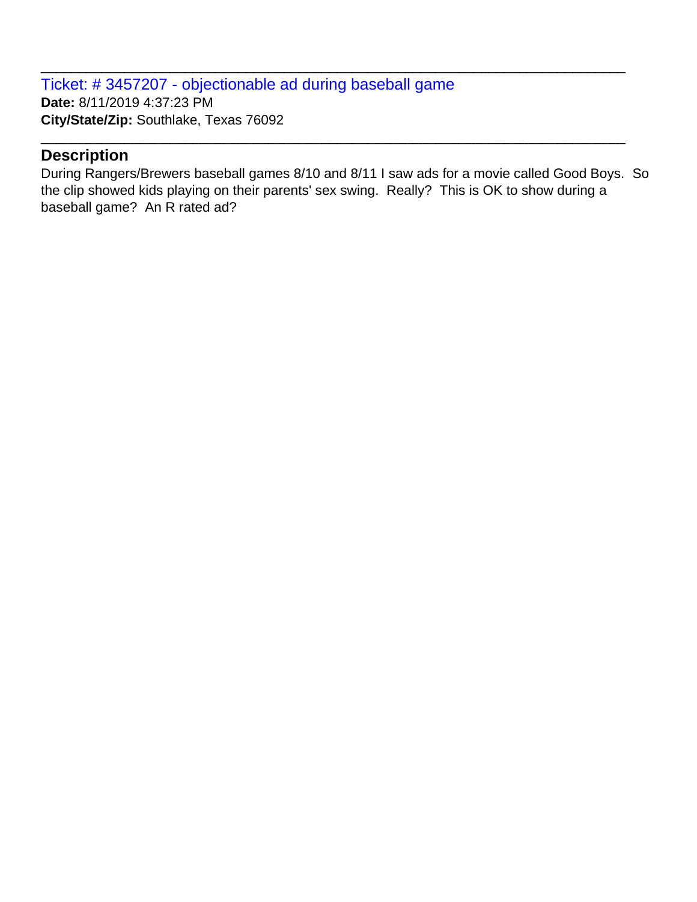---

Ticket: # 3457207 - objectionable ad during baseball game

**Date:** 8/11/2019 4:37:23 PM

**City/State/Zip:** Southlake, Texas 76092

---

## Description

During Rangers/Brewers baseball games 8/10 and 8/11 I saw ads for a movie called Good Boys.  So the clip showed kids playing on their parents' sex swing.  Really?  This is OK to show during a baseball game?  An R rated ad?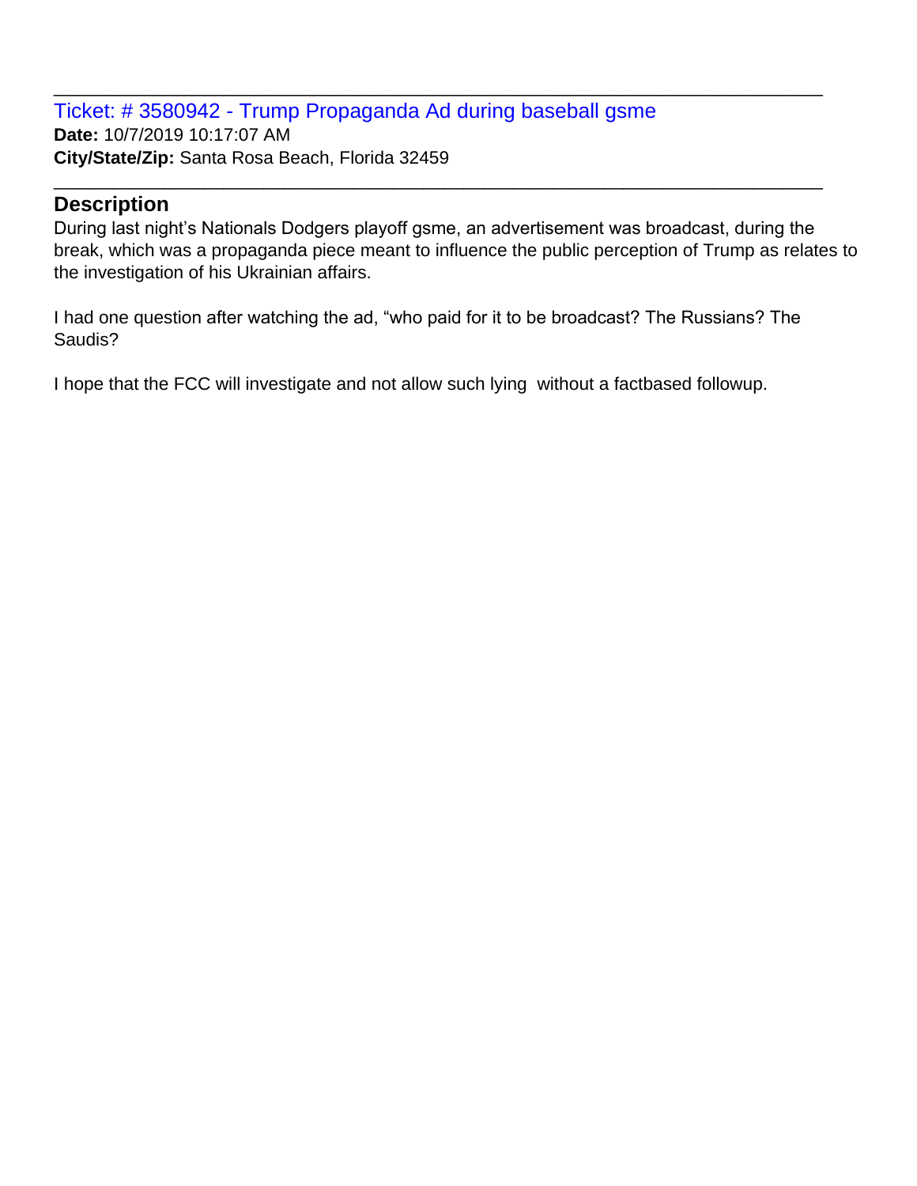Ticket: # 3580942 - Trump Propaganda Ad during baseball gsme

**Date:** 10/7/2019 10:17:07 AM

**City/State/Zip:** Santa Rosa Beach, Florida 32459

## Description

During last night's Nationals Dodgers playoff gsme, an advertisement was broadcast, during the break, which was a propaganda piece meant to influence the public perception of Trump as relates to the investigation of his Ukrainian affairs.

I had one question after watching the ad, "who paid for it to be broadcast? The Russians? The Saudis?

I hope that the FCC will investigate and not allow such lying  without a factbased followup.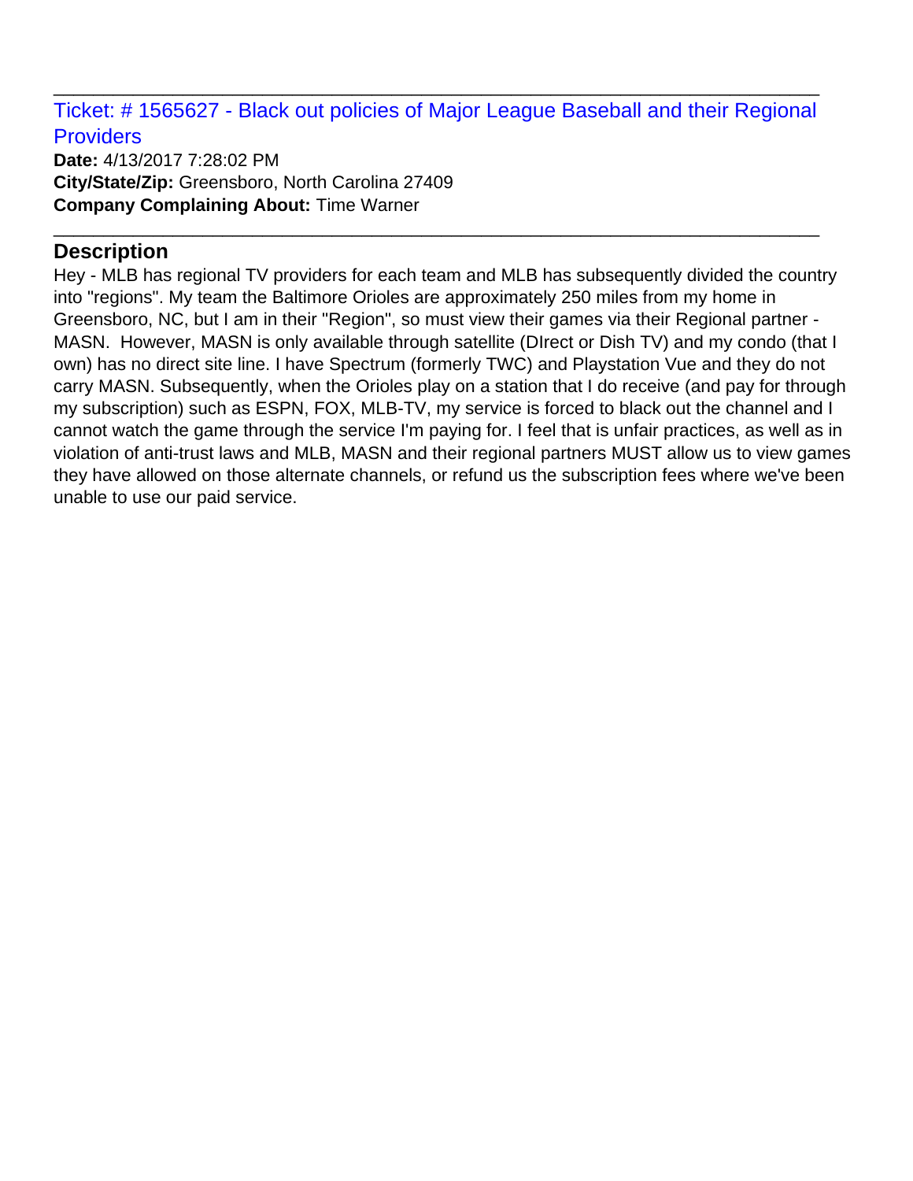## Ticket: # 1565627 - Black out policies of Major League Baseball and their Regional Providers

**Date:** 4/13/2017 7:28:02 PM
**City/State/Zip:** Greensboro, North Carolina 27409
**Company Complaining About:** Time Warner

## Description

Hey - MLB has regional TV providers for each team and MLB has subsequently divided the country into "regions". My team the Baltimore Orioles are approximately 250 miles from my home in Greensboro, NC, but I am in their "Region", so must view their games via their Regional partner - MASN. However, MASN is only available through satellite (DIrect or Dish TV) and my condo (that I own) has no direct site line. I have Spectrum (formerly TWC) and Playstation Vue and they do not carry MASN. Subsequently, when the Orioles play on a station that I do receive (and pay for through my subscription) such as ESPN, FOX, MLB-TV, my service is forced to black out the channel and I cannot watch the game through the service I'm paying for. I feel that is unfair practices, as well as in violation of anti-trust laws and MLB, MASN and their regional partners MUST allow us to view games they have allowed on those alternate channels, or refund us the subscription fees where we've been unable to use our paid service.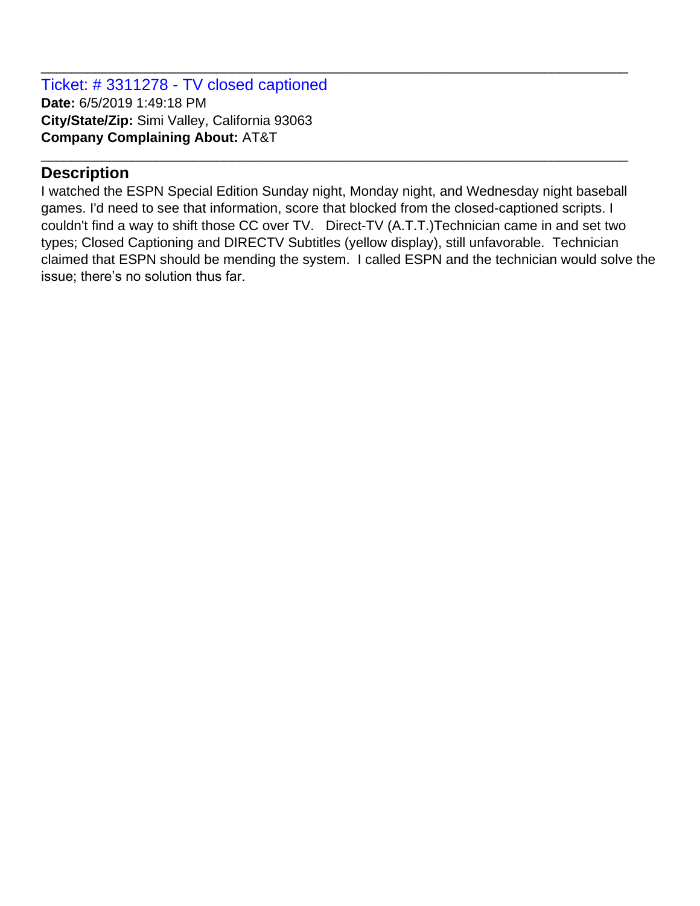Ticket: # 3311278 - TV closed captioned

**Date:** 6/5/2019 1:49:18 PM
**City/State/Zip:** Simi Valley, California 93063
**Company Complaining About:** AT&T

## Description

I watched the ESPN Special Edition Sunday night, Monday night, and Wednesday night baseball games. I'd need to see that information, score that blocked from the closed-captioned scripts. I couldn't find a way to shift those CC over TV. Direct-TV (A.T.T.)Technician came in and set two types; Closed Captioning and DIRECTV Subtitles (yellow display), still unfavorable. Technician claimed that ESPN should be mending the system. I called ESPN and the technician would solve the issue; there's no solution thus far.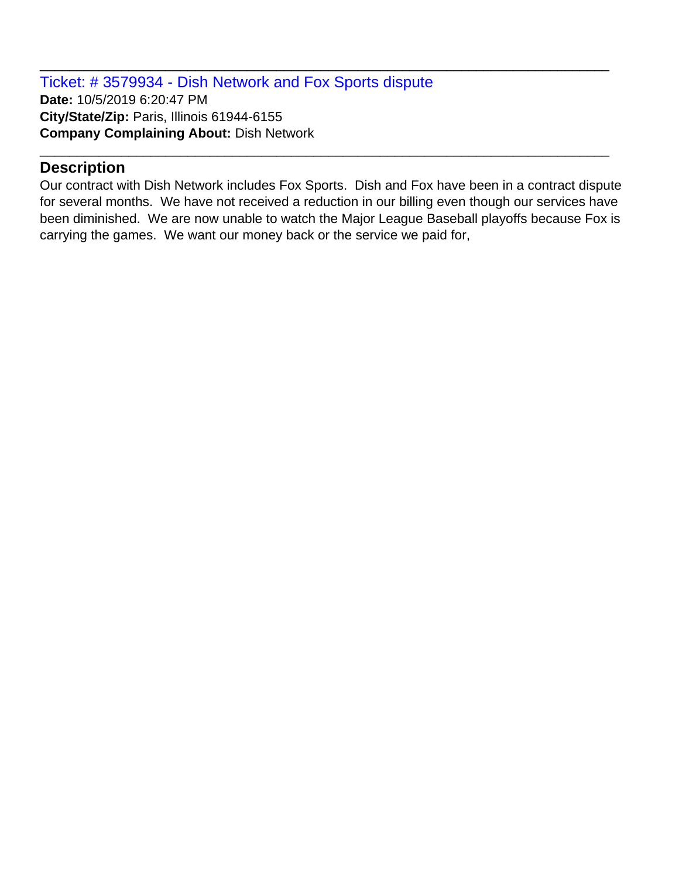---

Ticket: # 3579934 - Dish Network and Fox Sports dispute

**Date:** 10/5/2019 6:20:47 PM
**City/State/Zip:** Paris, Illinois 61944-6155
**Company Complaining About:** Dish Network

---

## Description

Our contract with Dish Network includes Fox Sports. Dish and Fox have been in a contract dispute for several months. We have not received a reduction in our billing even though our services have been diminished. We are now unable to watch the Major League Baseball playoffs because Fox is carrying the games. We want our money back or the service we paid for,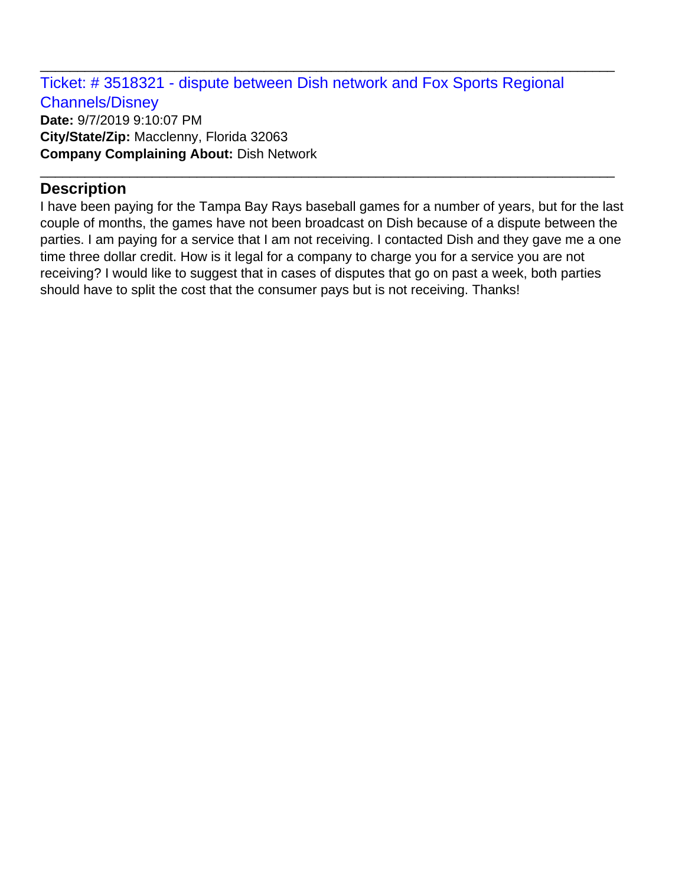---

Ticket: # 3518321 - dispute between Dish network and Fox Sports Regional Channels/Disney

**Date:** 9/7/2019 9:10:07 PM

**City/State/Zip:** Macclenny, Florida 32063

**Company Complaining About:** Dish Network

---

## Description

I have been paying for the Tampa Bay Rays baseball games for a number of years, but for the last couple of months, the games have not been broadcast on Dish because of a dispute between the parties. I am paying for a service that I am not receiving. I contacted Dish and they gave me a one time three dollar credit. How is it legal for a company to charge you for a service you are not receiving? I would like to suggest that in cases of disputes that go on past a week, both parties should have to split the cost that the consumer pays but is not receiving. Thanks!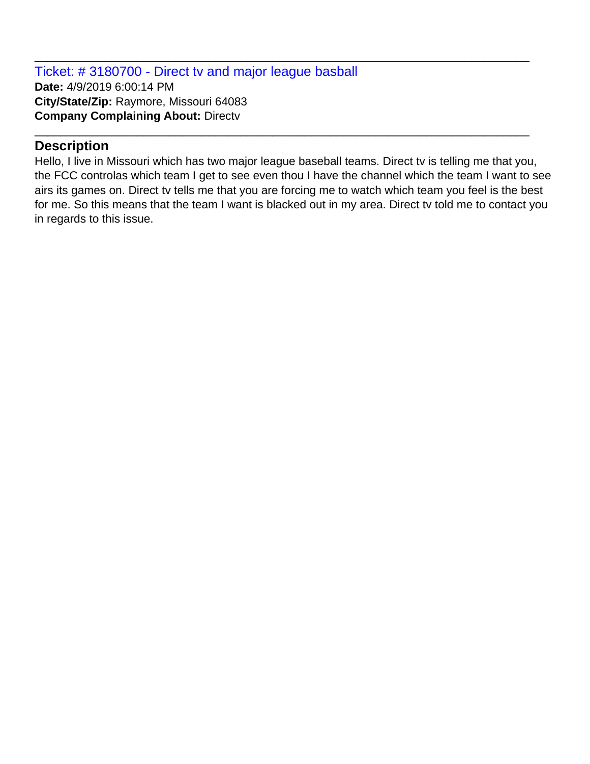---

## Ticket: # 3180700 - Direct tv and major league basball

**Date:** 4/9/2019 6:00:14 PM
**City/State/Zip:** Raymore, Missouri 64083
**Company Complaining About:** Directv

---

### Description

Hello, I live in Missouri which has two major league baseball teams. Direct tv is telling me that you, the FCC controlas which team I get to see even thou I have the channel which the team I want to see airs its games on. Direct tv tells me that you are forcing me to watch which team you feel is the best for me. So this means that the team I want is blacked out in my area. Direct tv told me to contact you in regards to this issue.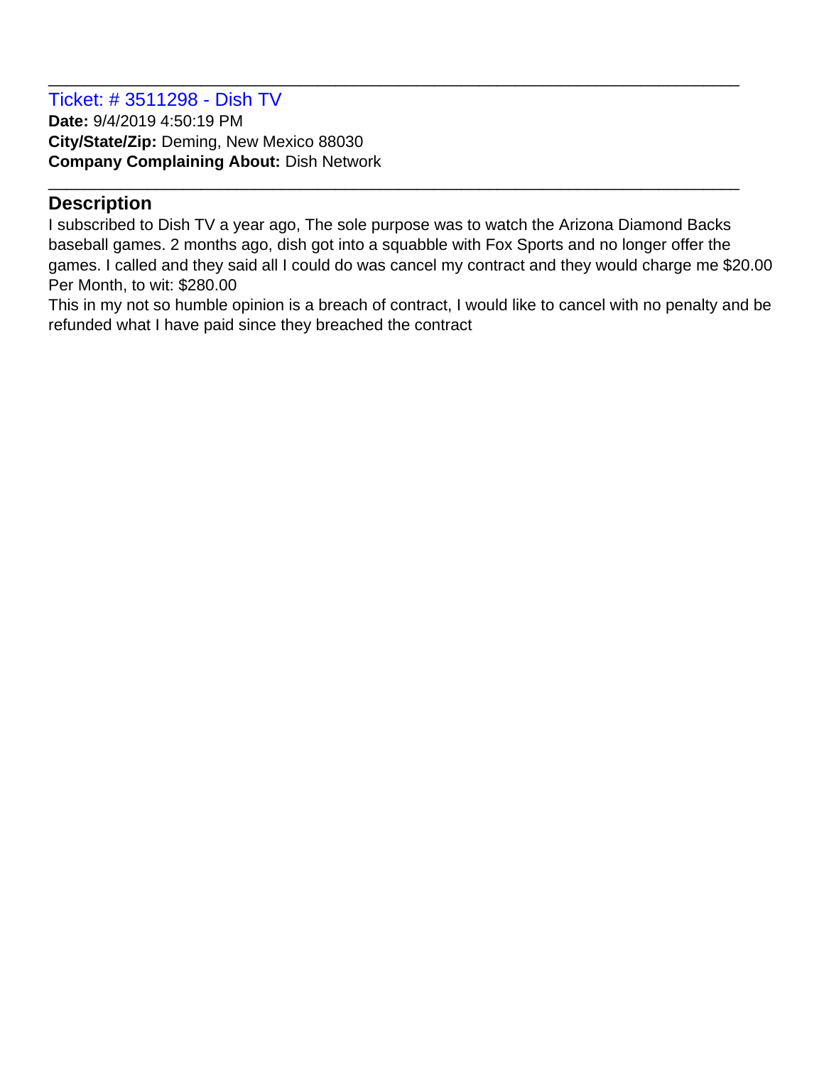---

Ticket: # 3511298 - Dish TV

**Date:** 9/4/2019 4:50:19 PM

**City/State/Zip:** Deming, New Mexico 88030

**Company Complaining About:** Dish Network

---

## Description

I subscribed to Dish TV a year ago, The sole purpose was to watch the Arizona Diamond Backs baseball games. 2 months ago, dish got into a squabble with Fox Sports and no longer offer the games. I called and they said all I could do was cancel my contract and they would charge me $20.00 Per Month, to wit: $280.00

This in my not so humble opinion is a breach of contract, I would like to cancel with no penalty and be refunded what I have paid since they breached the contract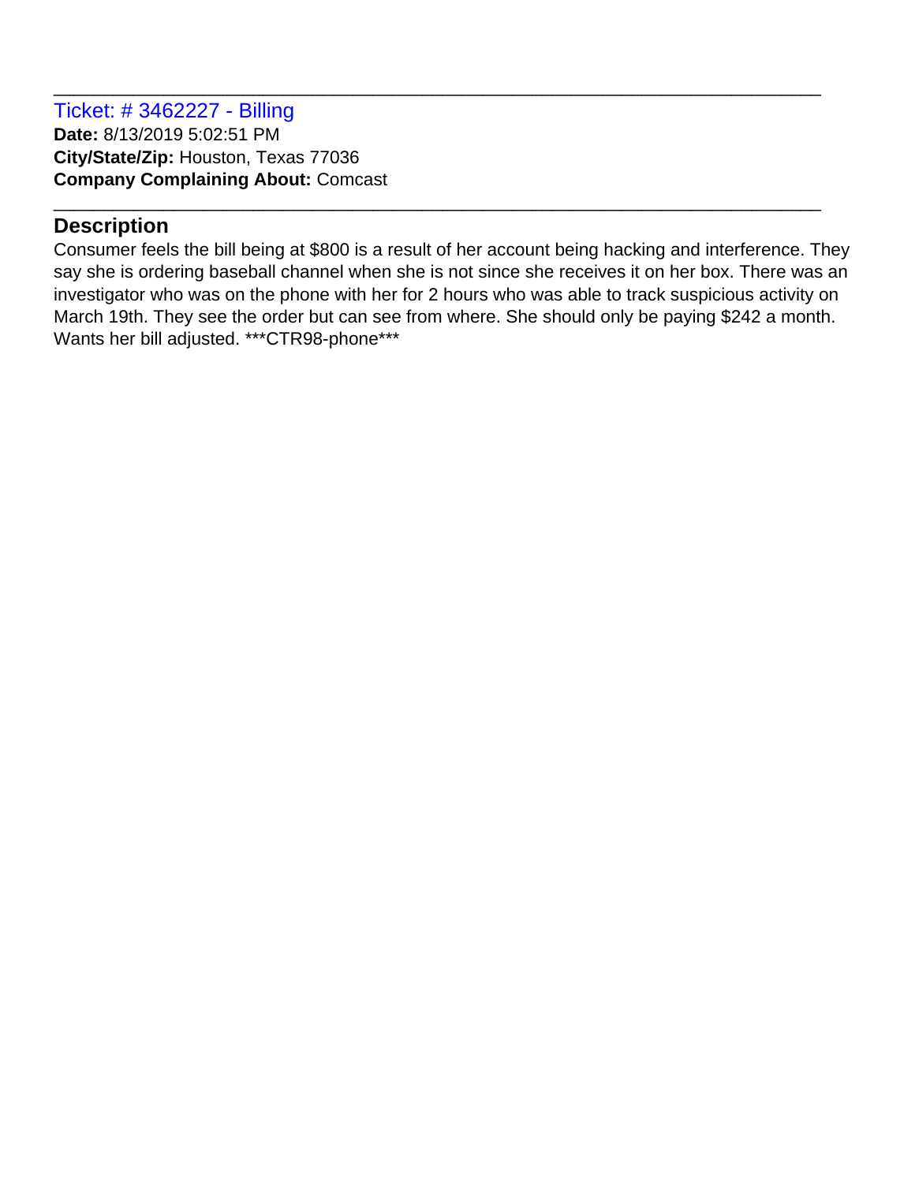## Ticket: # 3462227 - Billing

**Date:** 8/13/2019 5:02:51 PM
**City/State/Zip:** Houston, Texas 77036
**Company Complaining About:** Comcast

## Description

Consumer feels the bill being at $800 is a result of her account being hacking and interference. They say she is ordering baseball channel when she is not since she receives it on her box. There was an investigator who was on the phone with her for 2 hours who was able to track suspicious activity on March 19th. They see the order but can see from where. She should only be paying $242 a month. Wants her bill adjusted. ***CTR98-phone***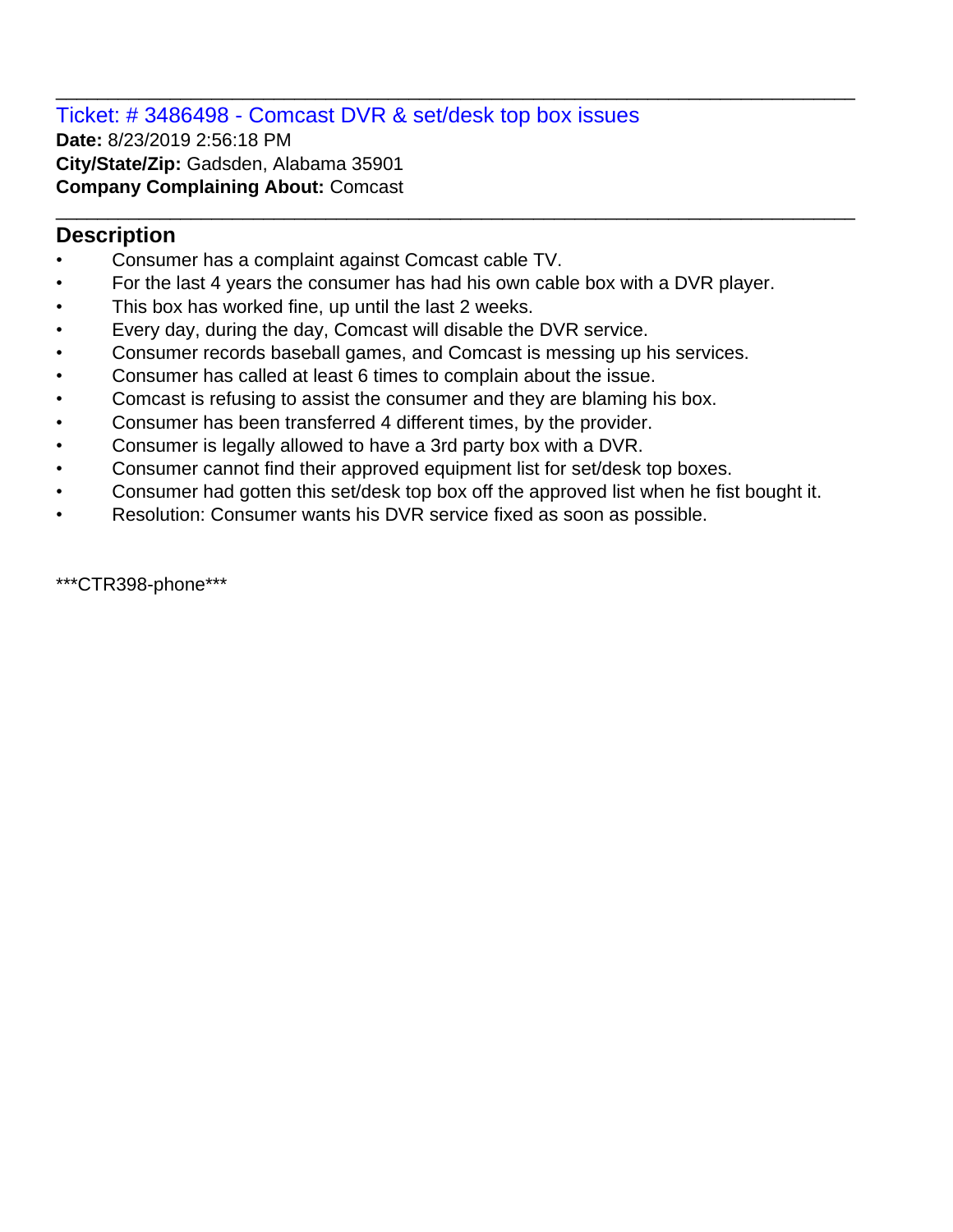## Ticket: # 3486498 - Comcast DVR & set/desk top box issues

**Date:** 8/23/2019 2:56:18 PM
**City/State/Zip:** Gadsden, Alabama 35901
**Company Complaining About:** Comcast

## Description

- Consumer has a complaint against Comcast cable TV.
- For the last 4 years the consumer has had his own cable box with a DVR player.
- This box has worked fine, up until the last 2 weeks.
- Every day, during the day, Comcast will disable the DVR service.
- Consumer records baseball games, and Comcast is messing up his services.
- Consumer has called at least 6 times to complain about the issue.
- Comcast is refusing to assist the consumer and they are blaming his box.
- Consumer has been transferred 4 different times, by the provider.
- Consumer is legally allowed to have a 3rd party box with a DVR.
- Consumer cannot find their approved equipment list for set/desk top boxes.
- Consumer had gotten this set/desk top box off the approved list when he fist bought it.
- Resolution: Consumer wants his DVR service fixed as soon as possible.

***CTR398-phone***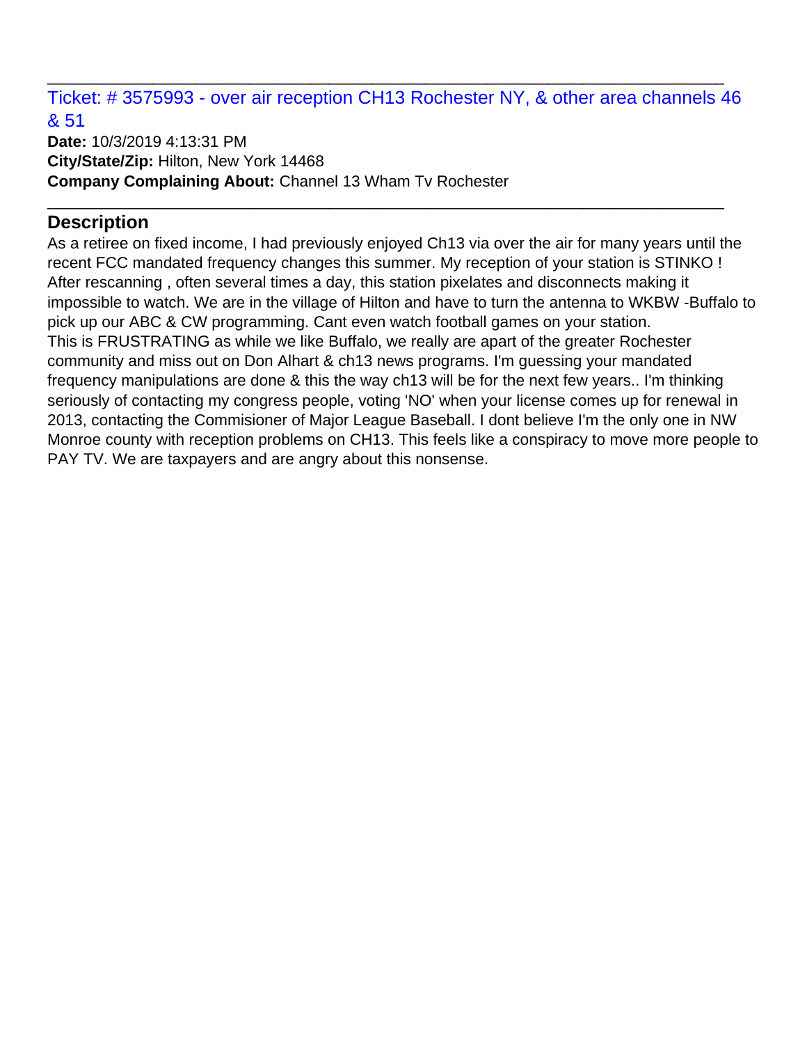---

Ticket: # 3575993 - over air reception CH13 Rochester NY, & other area channels 46 & 51

**Date:** 10/3/2019 4:13:31 PM
**City/State/Zip:** Hilton, New York 14468
**Company Complaining About:** Channel 13 Wham Tv Rochester

---

## Description

As a retiree on fixed income, I had previously enjoyed Ch13 via over the air for many years until the recent FCC mandated frequency changes this summer. My reception of your station is STINKO ! After rescanning , often several times a day, this station pixelates and disconnects making it impossible to watch. We are in the village of Hilton and have to turn the antenna to WKBW -Buffalo to pick up our ABC & CW programming. Cant even watch football games on your station.
This is FRUSTRATING as while we like Buffalo, we really are apart of the greater Rochester community and miss out on Don Alhart & ch13 news programs. I'm guessing your mandated frequency manipulations are done & this the way ch13 will be for the next few years.. I'm thinking seriously of contacting my congress people, voting 'NO' when your license comes up for renewal in 2013, contacting the Commisioner of Major League Baseball. I dont believe I'm the only one in NW Monroe county with reception problems on CH13. This feels like a conspiracy to move more people to PAY TV. We are taxpayers and are angry about this nonsense.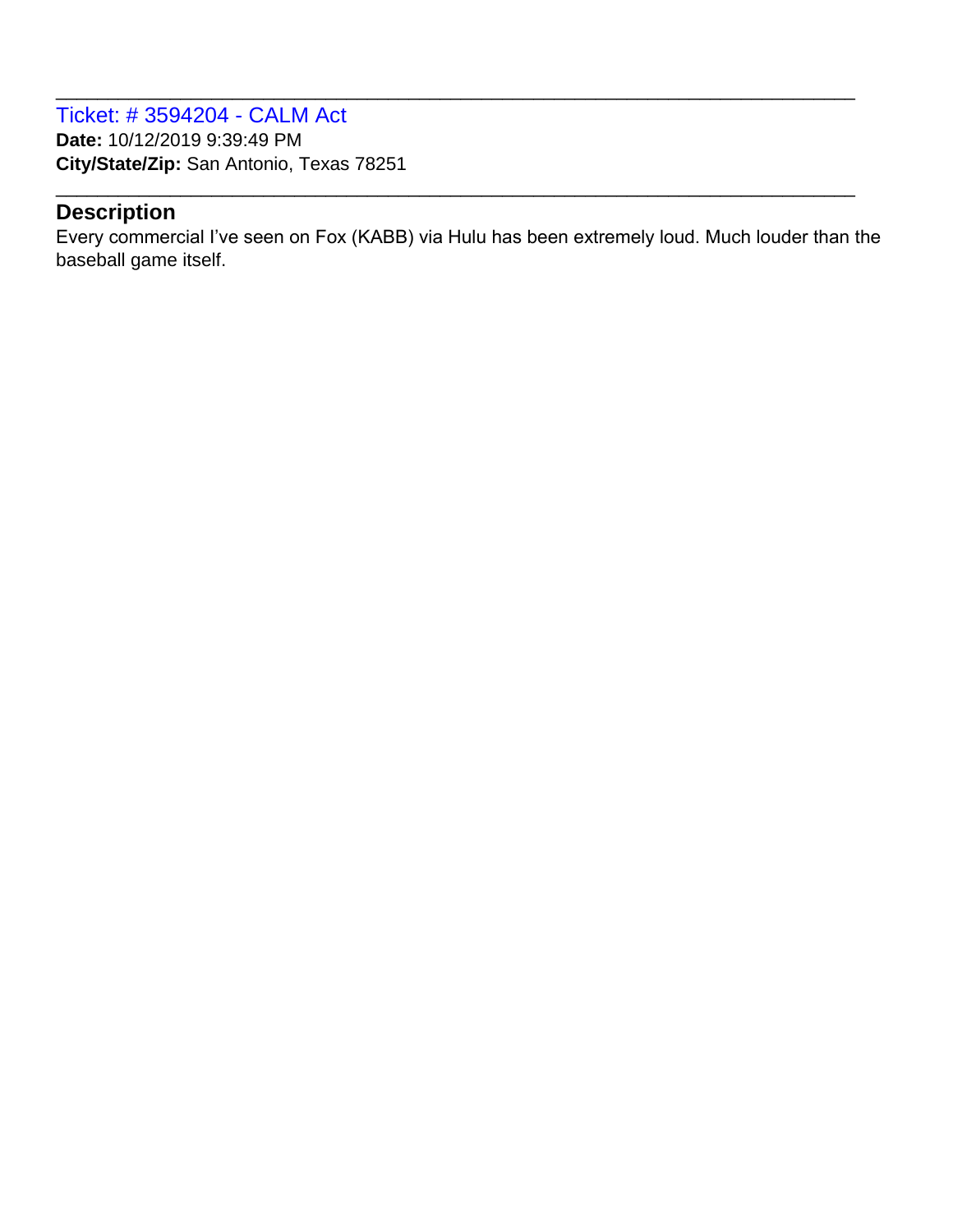---

Ticket: # 3594204 - CALM Act

**Date:** 10/12/2019 9:39:49 PM

**City/State/Zip:** San Antonio, Texas 78251

---

## Description

Every commercial I've seen on Fox (KABB) via Hulu has been extremely loud. Much louder than the baseball game itself.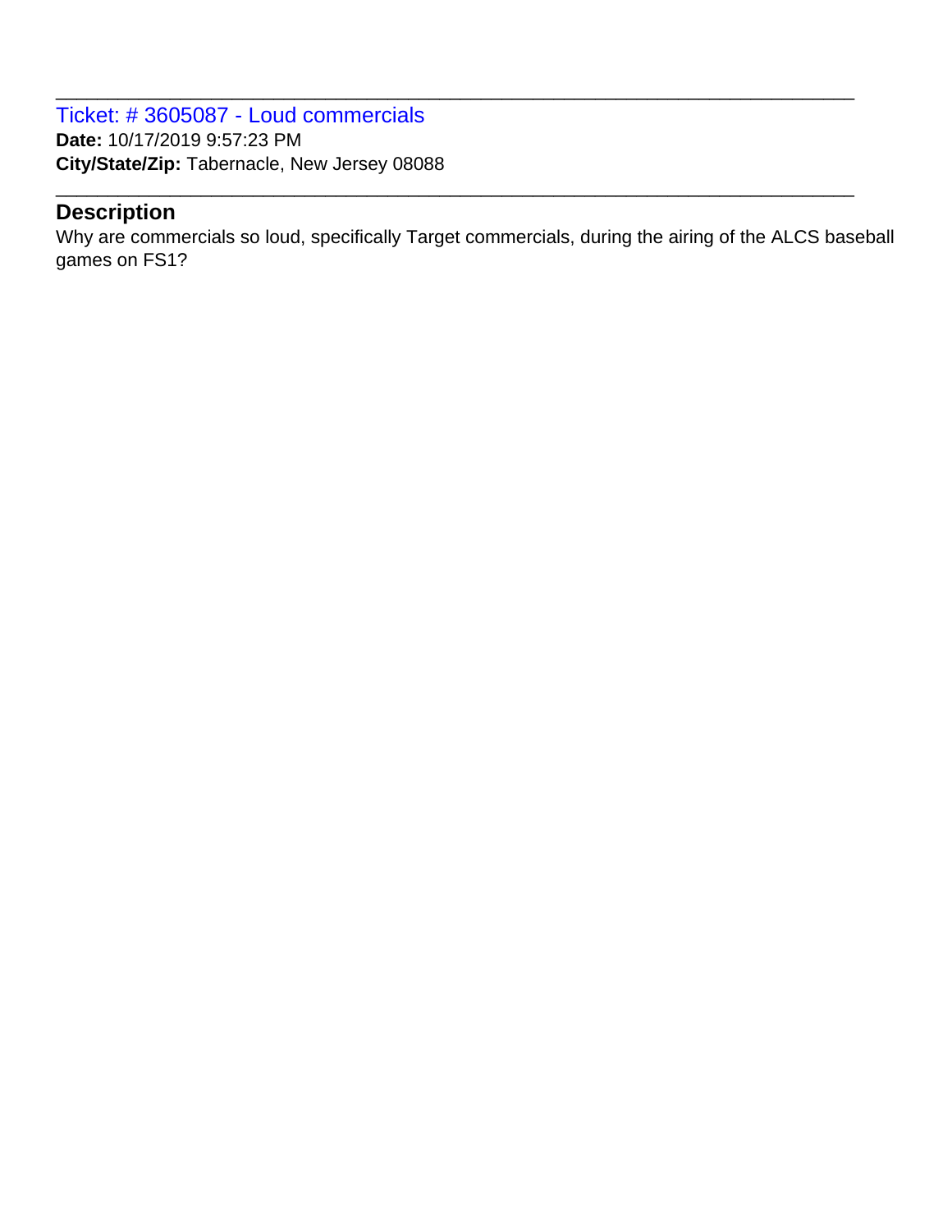## Ticket: # 3605087 - Loud commercials

**Date:** 10/17/2019 9:57:23 PM

**City/State/Zip:** Tabernacle, New Jersey 08088

---

## Description

Why are commercials so loud, specifically Target commercials, during the airing of the ALCS baseball games on FS1?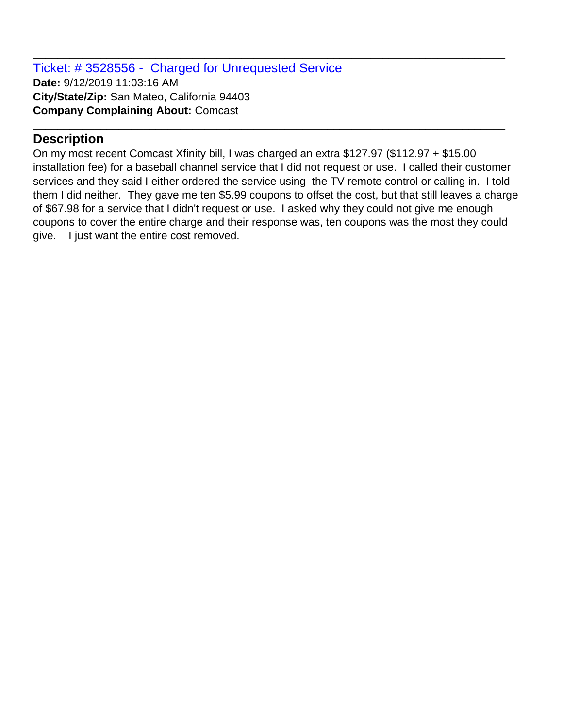Ticket: # 3528556 - Charged for Unrequested Service

**Date:** 9/12/2019 11:03:16 AM

**City/State/Zip:** San Mateo, California 94403

**Company Complaining About:** Comcast

## Description

On my most recent Comcast Xfinity bill, I was charged an extra $127.97 ($112.97 + $15.00 installation fee) for a baseball channel service that I did not request or use. I called their customer services and they said I either ordered the service using the TV remote control or calling in. I told them I did neither. They gave me ten $5.99 coupons to offset the cost, but that still leaves a charge of $67.98 for a service that I didn't request or use. I asked why they could not give me enough coupons to cover the entire charge and their response was, ten coupons was the most they could give. I just want the entire cost removed.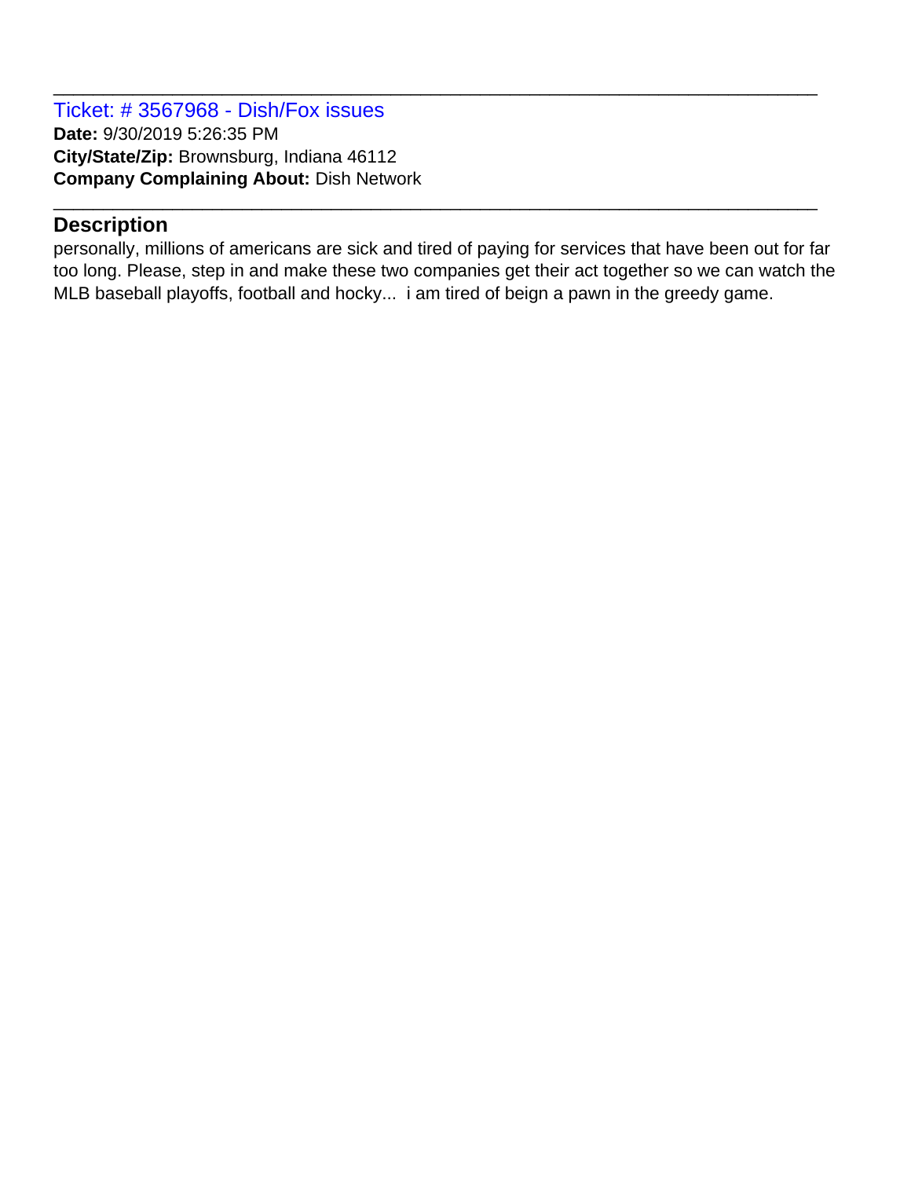---

Ticket: # 3567968 - Dish/Fox issues

**Date:** 9/30/2019 5:26:35 PM
**City/State/Zip:** Brownsburg, Indiana 46112
**Company Complaining About:** Dish Network

---

## Description

personally, millions of americans are sick and tired of paying for services that have been out for far too long. Please, step in and make these two companies get their act together so we can watch the MLB baseball playoffs, football and hocky... i am tired of beign a pawn in the greedy game.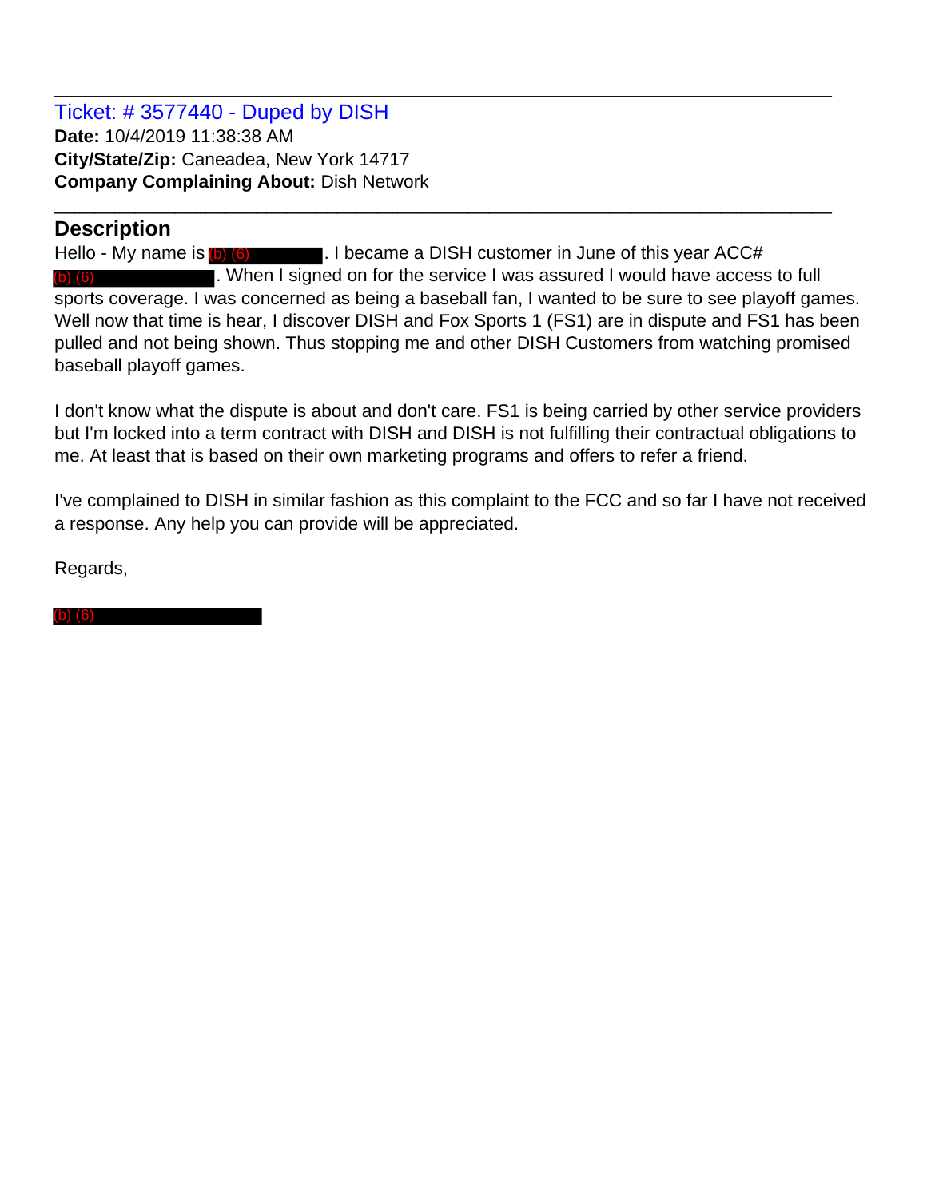---

## Ticket: # 3577440 - Duped by DISH

**Date:** 10/4/2019 11:38:38 AM
**City/State/Zip:** Caneadea, New York 14717
**Company Complaining About:** Dish Network

---

## Description

Hello - My name is (b) (6). I became a DISH customer in June of this year ACC# (b) (6). When I signed on for the service I was assured I would have access to full sports coverage. I was concerned as being a baseball fan, I wanted to be sure to see playoff games. Well now that time is hear, I discover DISH and Fox Sports 1 (FS1) are in dispute and FS1 has been pulled and not being shown. Thus stopping me and other DISH Customers from watching promised baseball playoff games.

I don't know what the dispute is about and don't care. FS1 is being carried by other service providers but I'm locked into a term contract with DISH and DISH is not fulfilling their contractual obligations to me. At least that is based on their own marketing programs and offers to refer a friend.

I've complained to DISH in similar fashion as this complaint to the FCC and so far I have not received a response. Any help you can provide will be appreciated.

Regards,

(b) (6)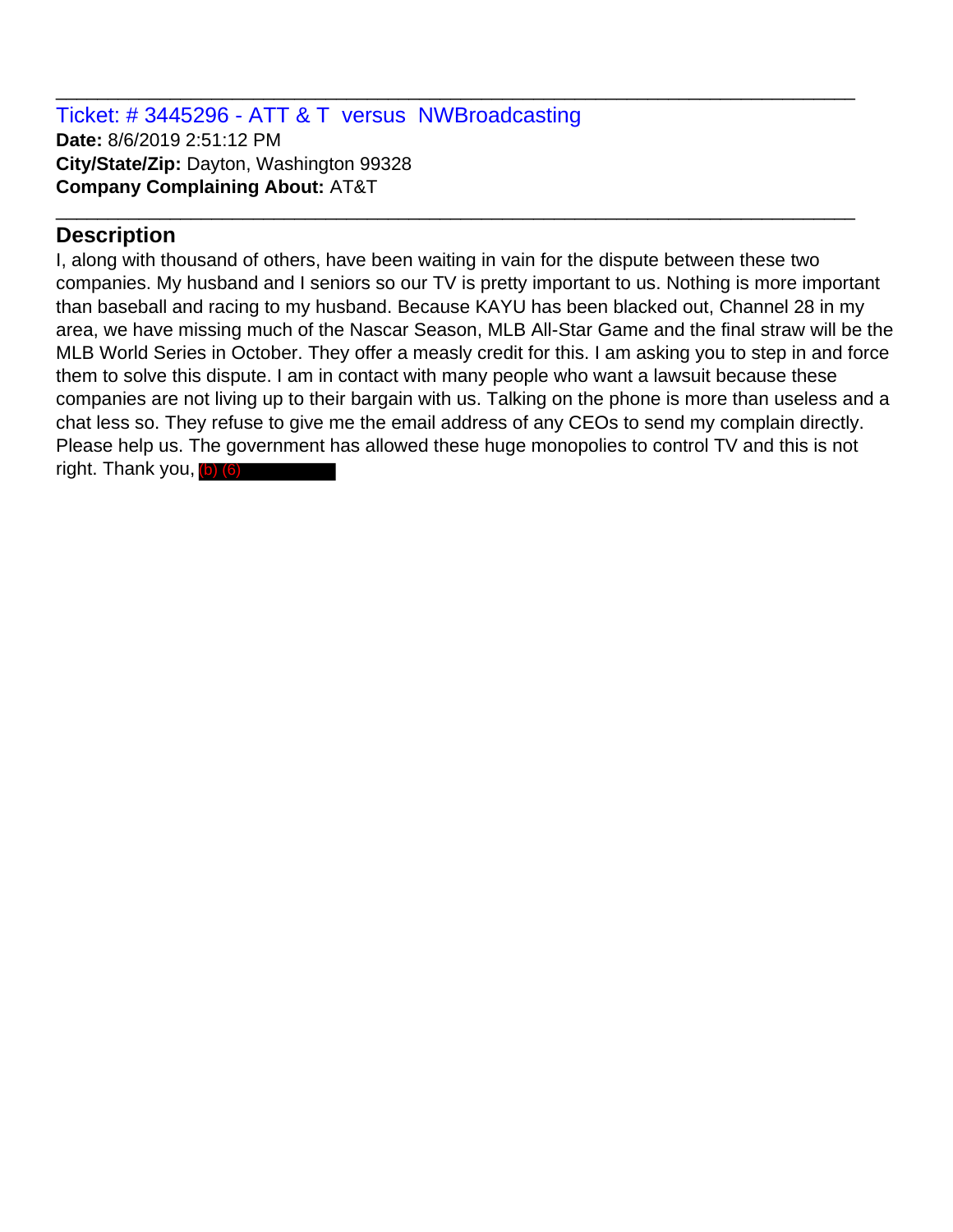## Ticket: # 3445296 - ATT & T versus NWBroadcasting

**Date:** 8/6/2019 2:51:12 PM
**City/State/Zip:** Dayton, Washington 99328
**Company Complaining About:** AT&T

## Description

I, along with thousand of others, have been waiting in vain for the dispute between these two companies. My husband and I seniors so our TV is pretty important to us. Nothing is more important than baseball and racing to my husband. Because KAYU has been blacked out, Channel 28 in my area, we have missing much of the Nascar Season, MLB All-Star Game and the final straw will be the MLB World Series in October. They offer a measly credit for this. I am asking you to step in and force them to solve this dispute. I am in contact with many people who want a lawsuit because these companies are not living up to their bargain with us. Talking on the phone is more than useless and a chat less so. They refuse to give me the email address of any CEOs to send my complain directly. Please help us. The government has allowed these huge monopolies to control TV and this is not right. Thank you, (b) (6)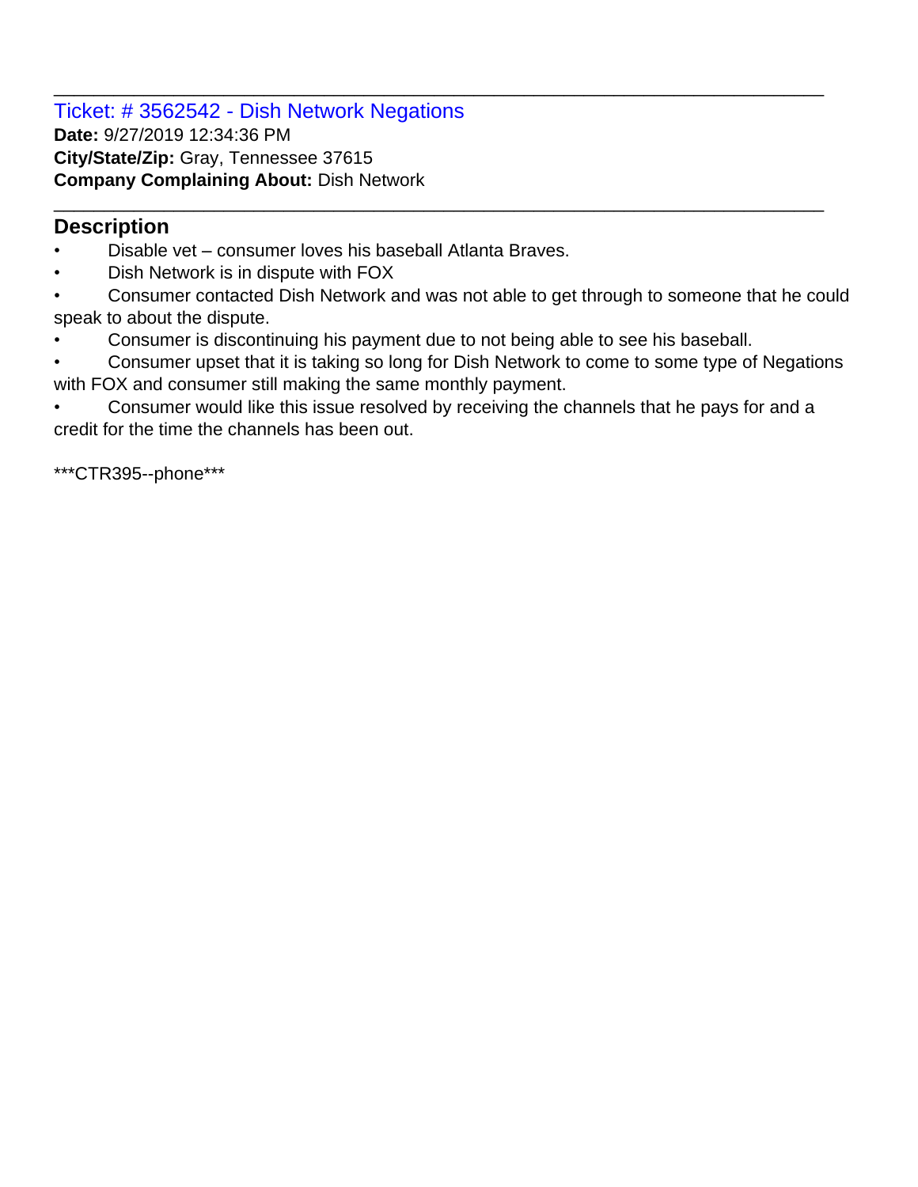## Ticket: # 3562542 - Dish Network Negations

**Date:** 9/27/2019 12:34:36 PM
**City/State/Zip:** Gray, Tennessee 37615
**Company Complaining About:** Dish Network

## Description

- Disable vet – consumer loves his baseball Atlanta Braves.
- Dish Network is in dispute with FOX
- Consumer contacted Dish Network and was not able to get through to someone that he could speak to about the dispute.
- Consumer is discontinuing his payment due to not being able to see his baseball.
- Consumer upset that it is taking so long for Dish Network to come to some type of Negations with FOX and consumer still making the same monthly payment.
- Consumer would like this issue resolved by receiving the channels that he pays for and a credit for the time the channels has been out.

***CTR395--phone***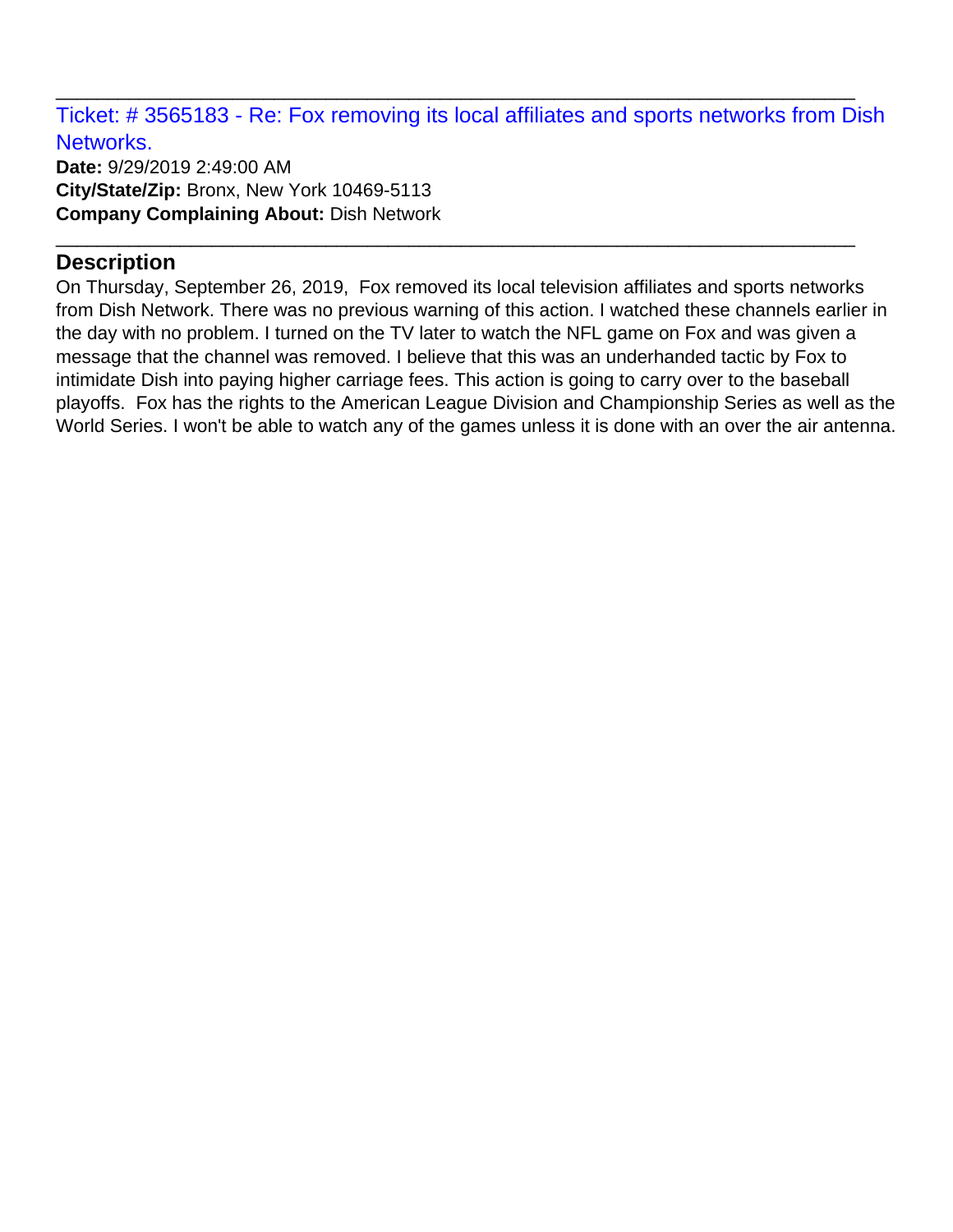---

Ticket: # 3565183 - Re: Fox removing its local affiliates and sports networks from Dish Networks.

**Date:** 9/29/2019 2:49:00 AM

**City/State/Zip:** Bronx, New York 10469-5113

**Company Complaining About:** Dish Network

---

## Description

On Thursday, September 26, 2019, Fox removed its local television affiliates and sports networks from Dish Network. There was no previous warning of this action. I watched these channels earlier in the day with no problem. I turned on the TV later to watch the NFL game on Fox and was given a message that the channel was removed. I believe that this was an underhanded tactic by Fox to intimidate Dish into paying higher carriage fees. This action is going to carry over to the baseball playoffs. Fox has the rights to the American League Division and Championship Series as well as the World Series. I won't be able to watch any of the games unless it is done with an over the air antenna.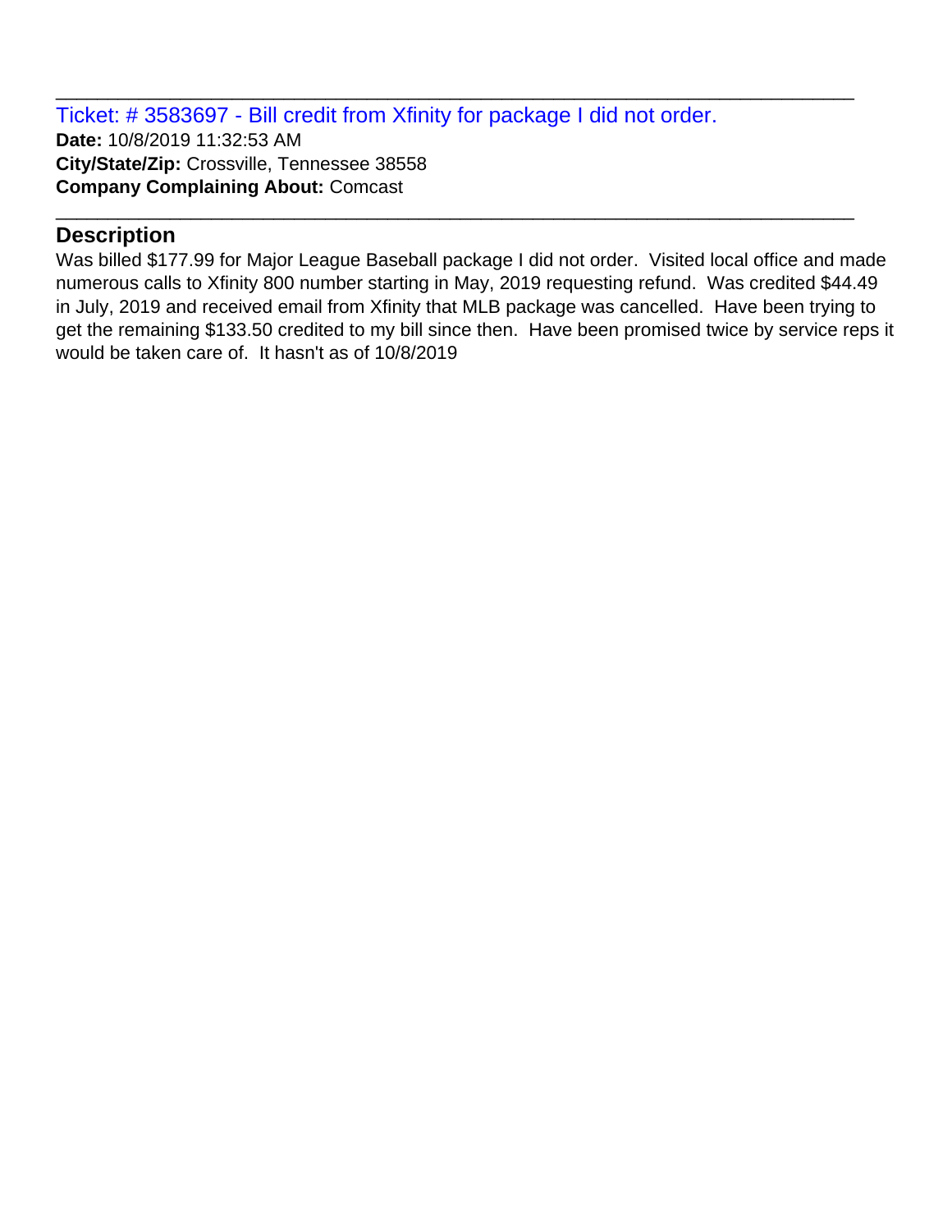Ticket: # 3583697 - Bill credit from Xfinity for package I did not order.

**Date:** 10/8/2019 11:32:53 AM
**City/State/Zip:** Crossville, Tennessee 38558
**Company Complaining About:** Comcast

## Description

Was billed $177.99 for Major League Baseball package I did not order. Visited local office and made numerous calls to Xfinity 800 number starting in May, 2019 requesting refund. Was credited $44.49 in July, 2019 and received email from Xfinity that MLB package was cancelled. Have been trying to get the remaining $133.50 credited to my bill since then. Have been promised twice by service reps it would be taken care of. It hasn't as of 10/8/2019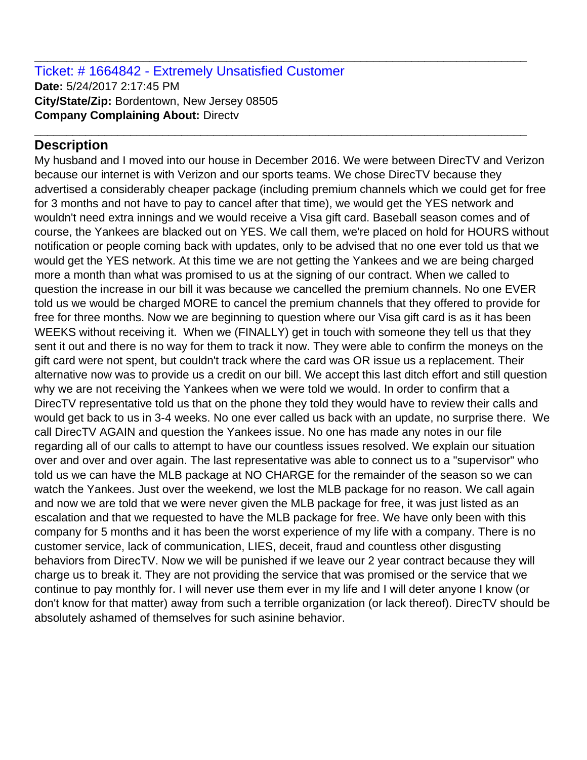## Ticket: # 1664842 - Extremely Unsatisfied Customer

**Date:** 5/24/2017 2:17:45 PM
**City/State/Zip:** Bordentown, New Jersey 08505
**Company Complaining About:** Directv

## Description

My husband and I moved into our house in December 2016. We were between DirecTV and Verizon because our internet is with Verizon and our sports teams. We chose DirecTV because they advertised a considerably cheaper package (including premium channels which we could get for free for 3 months and not have to pay to cancel after that time), we would get the YES network and wouldn't need extra innings and we would receive a Visa gift card. Baseball season comes and of course, the Yankees are blacked out on YES. We call them, we're placed on hold for HOURS without notification or people coming back with updates, only to be advised that no one ever told us that we would get the YES network. At this time we are not getting the Yankees and we are being charged more a month than what was promised to us at the signing of our contract. When we called to question the increase in our bill it was because we cancelled the premium channels. No one EVER told us we would be charged MORE to cancel the premium channels that they offered to provide for free for three months. Now we are beginning to question where our Visa gift card is as it has been WEEKS without receiving it. When we (FINALLY) get in touch with someone they tell us that they sent it out and there is no way for them to track it now. They were able to confirm the moneys on the gift card were not spent, but couldn't track where the card was OR issue us a replacement. Their alternative now was to provide us a credit on our bill. We accept this last ditch effort and still question why we are not receiving the Yankees when we were told we would. In order to confirm that a DirecTV representative told us that on the phone they told they would have to review their calls and would get back to us in 3-4 weeks. No one ever called us back with an update, no surprise there. We call DirecTV AGAIN and question the Yankees issue. No one has made any notes in our file regarding all of our calls to attempt to have our countless issues resolved. We explain our situation over and over and over again. The last representative was able to connect us to a "supervisor" who told us we can have the MLB package at NO CHARGE for the remainder of the season so we can watch the Yankees. Just over the weekend, we lost the MLB package for no reason. We call again and now we are told that we were never given the MLB package for free, it was just listed as an escalation and that we requested to have the MLB package for free. We have only been with this company for 5 months and it has been the worst experience of my life with a company. There is no customer service, lack of communication, LIES, deceit, fraud and countless other disgusting behaviors from DirecTV. Now we will be punished if we leave our 2 year contract because they will charge us to break it. They are not providing the service that was promised or the service that we continue to pay monthly for. I will never use them ever in my life and I will deter anyone I know (or don't know for that matter) away from such a terrible organization (or lack thereof). DirecTV should be absolutely ashamed of themselves for such asinine behavior.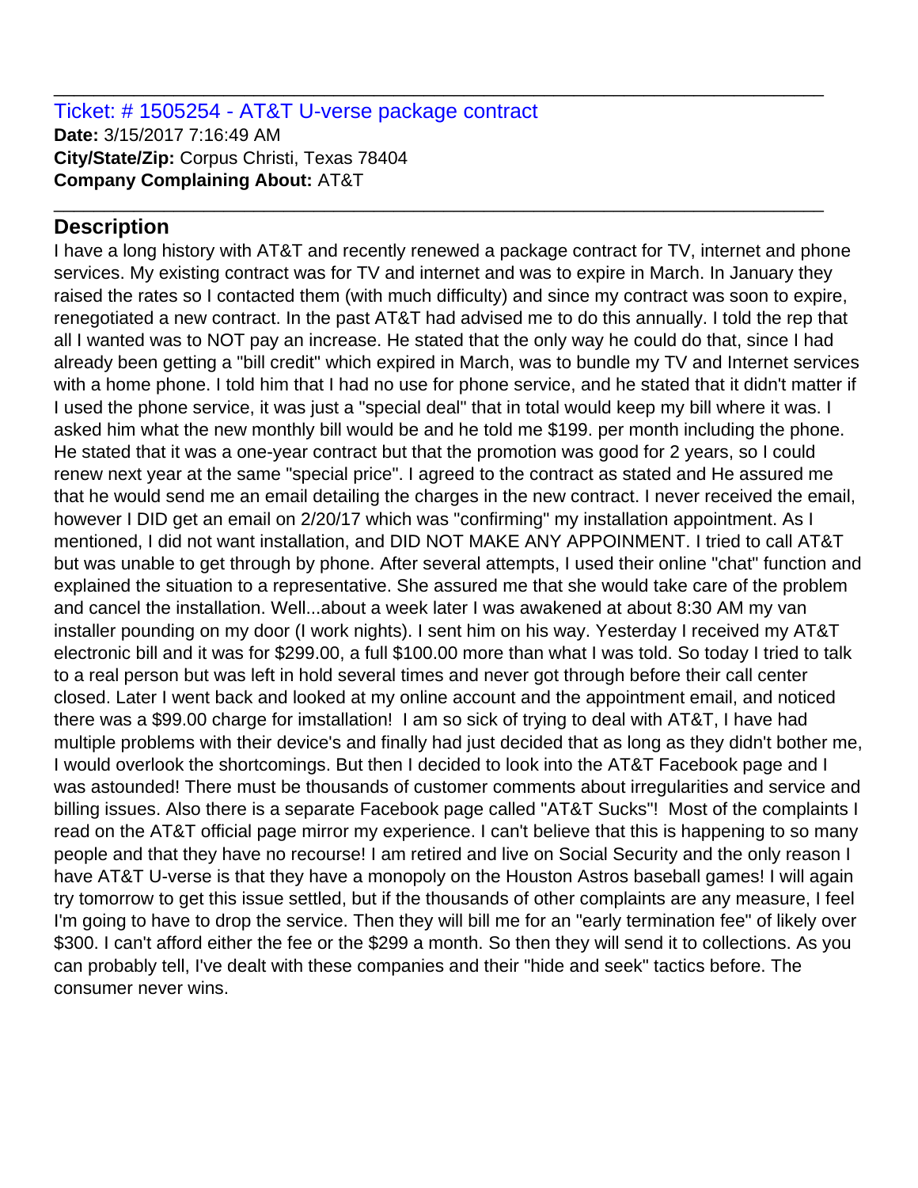## Ticket: # 1505254 - AT&T U-verse package contract

**Date:** 3/15/2017 7:16:49 AM
**City/State/Zip:** Corpus Christi, Texas 78404
**Company Complaining About:** AT&T

## Description

I have a long history with AT&T and recently renewed a package contract for TV, internet and phone services. My existing contract was for TV and internet and was to expire in March. In January they raised the rates so I contacted them (with much difficulty) and since my contract was soon to expire, renegotiated a new contract. In the past AT&T had advised me to do this annually. I told the rep that all I wanted was to NOT pay an increase. He stated that the only way he could do that, since I had already been getting a "bill credit" which expired in March, was to bundle my TV and Internet services with a home phone. I told him that I had no use for phone service, and he stated that it didn't matter if I used the phone service, it was just a "special deal" that in total would keep my bill where it was. I asked him what the new monthly bill would be and he told me $199. per month including the phone. He stated that it was a one-year contract but that the promotion was good for 2 years, so I could renew next year at the same "special price". I agreed to the contract as stated and He assured me that he would send me an email detailing the charges in the new contract. I never received the email, however I DID get an email on 2/20/17 which was "confirming" my installation appointment. As I mentioned, I did not want installation, and DID NOT MAKE ANY APPOINMENT. I tried to call AT&T but was unable to get through by phone. After several attempts, I used their online "chat" function and explained the situation to a representative. She assured me that she would take care of the problem and cancel the installation. Well...about a week later I was awakened at about 8:30 AM my van installer pounding on my door (I work nights). I sent him on his way. Yesterday I received my AT&T electronic bill and it was for $299.00, a full $100.00 more than what I was told. So today I tried to talk to a real person but was left in hold several times and never got through before their call center closed. Later I went back and looked at my online account and the appointment email, and noticed there was a $99.00 charge for imstallation! I am so sick of trying to deal with AT&T, I have had multiple problems with their device's and finally had just decided that as long as they didn't bother me, I would overlook the shortcomings. But then I decided to look into the AT&T Facebook page and I was astounded! There must be thousands of customer comments about irregularities and service and billing issues. Also there is a separate Facebook page called "AT&T Sucks"! Most of the complaints I read on the AT&T official page mirror my experience. I can't believe that this is happening to so many people and that they have no recourse! I am retired and live on Social Security and the only reason I have AT&T U-verse is that they have a monopoly on the Houston Astros baseball games! I will again try tomorrow to get this issue settled, but if the thousands of other complaints are any measure, I feel I'm going to have to drop the service. Then they will bill me for an "early termination fee" of likely over $300. I can't afford either the fee or the $299 a month. So then they will send it to collections. As you can probably tell, I've dealt with these companies and their "hide and seek" tactics before. The consumer never wins.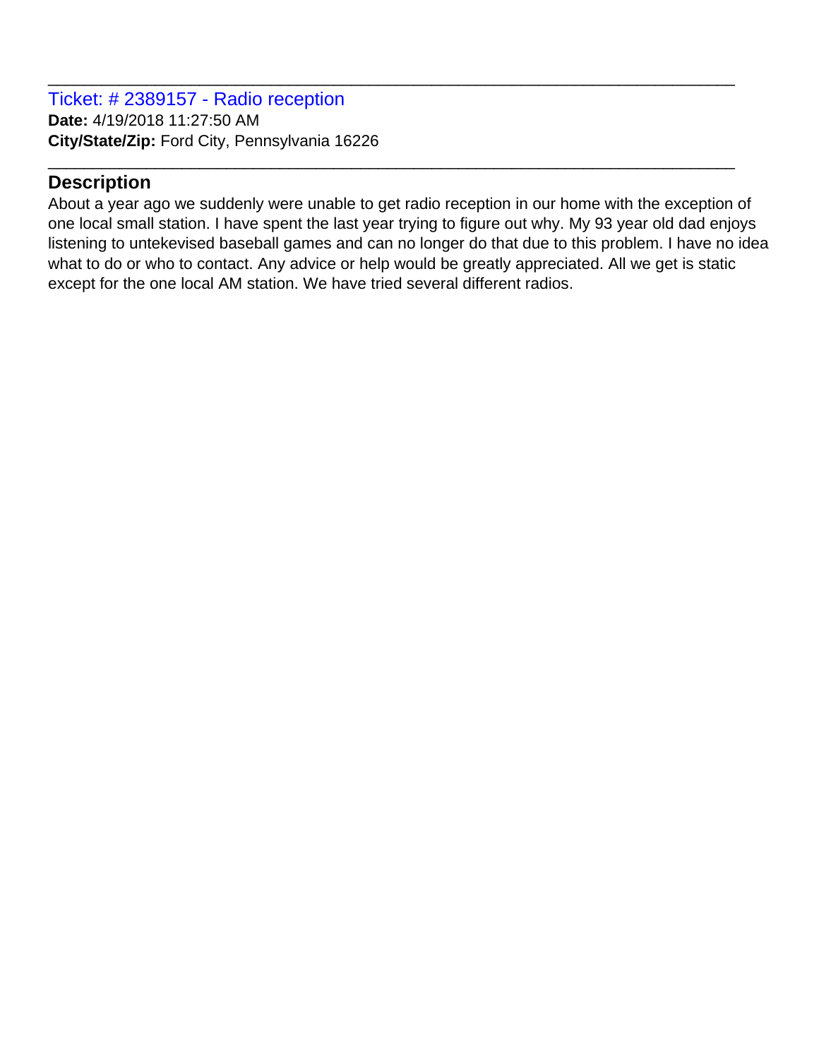Ticket: # 2389157 - Radio reception

**Date:** 4/19/2018 11:27:50 AM

**City/State/Zip:** Ford City, Pennsylvania 16226

## Description

About a year ago we suddenly were unable to get radio reception in our home with the exception of one local small station. I have spent the last year trying to figure out why. My 93 year old dad enjoys listening to untekevised baseball games and can no longer do that due to this problem. I have no idea what to do or who to contact. Any advice or help would be greatly appreciated. All we get is static except for the one local AM station. We have tried several different radios.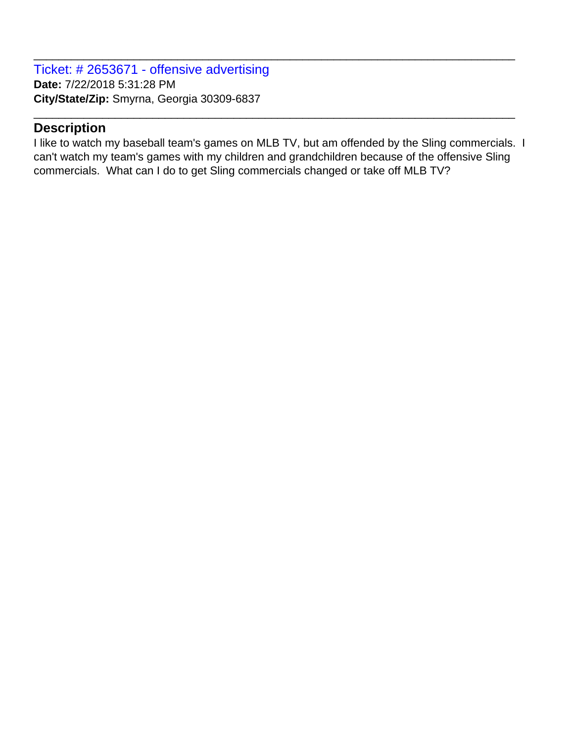---

Ticket: # 2653671 - offensive advertising

**Date:** 7/22/2018 5:31:28 PM

**City/State/Zip:** Smyrna, Georgia 30309-6837

---

## Description

I like to watch my baseball team's games on MLB TV, but am offended by the Sling commercials. I can't watch my team's games with my children and grandchildren because of the offensive Sling commercials. What can I do to get Sling commercials changed or take off MLB TV?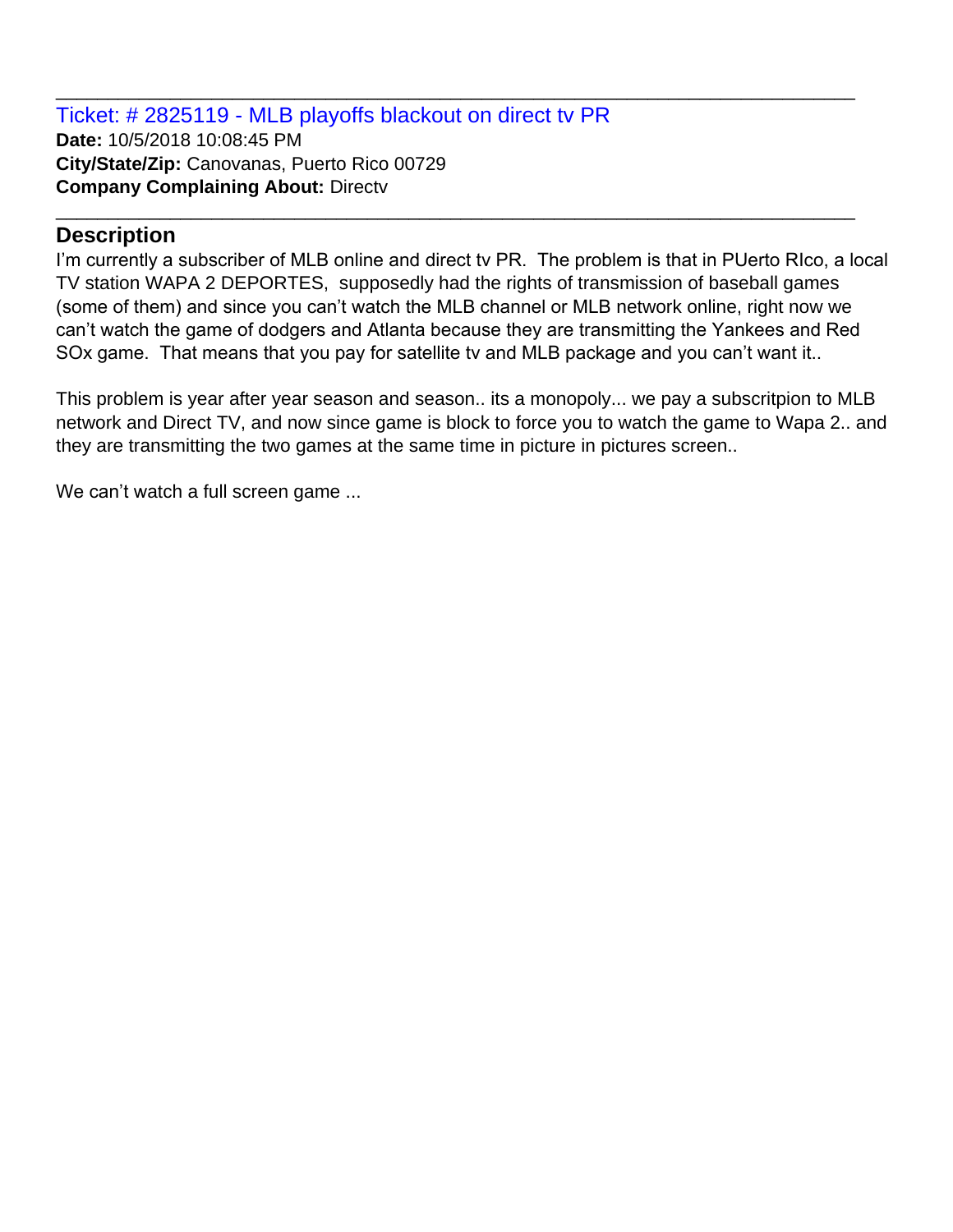---

Ticket: # 2825119 - MLB playoffs blackout on direct tv PR

**Date:** 10/5/2018 10:08:45 PM

**City/State/Zip:** Canovanas, Puerto Rico 00729

**Company Complaining About:** Directv

---

## Description

I'm currently a subscriber of MLB online and direct tv PR.  The problem is that in PUerto RIco, a local TV station WAPA 2 DEPORTES,  supposedly had the rights of transmission of baseball games (some of them) and since you can't watch the MLB channel or MLB network online, right now we can't watch the game of dodgers and Atlanta because they are transmitting the Yankees and Red SOx game.  That means that you pay for satellite tv and MLB package and you can't want it..

This problem is year after year season and season.. its a monopoly... we pay a subscritpion to MLB network and Direct TV, and now since game is block to force you to watch the game to Wapa 2.. and they are transmitting the two games at the same time in picture in pictures screen..

We can't watch a full screen game ...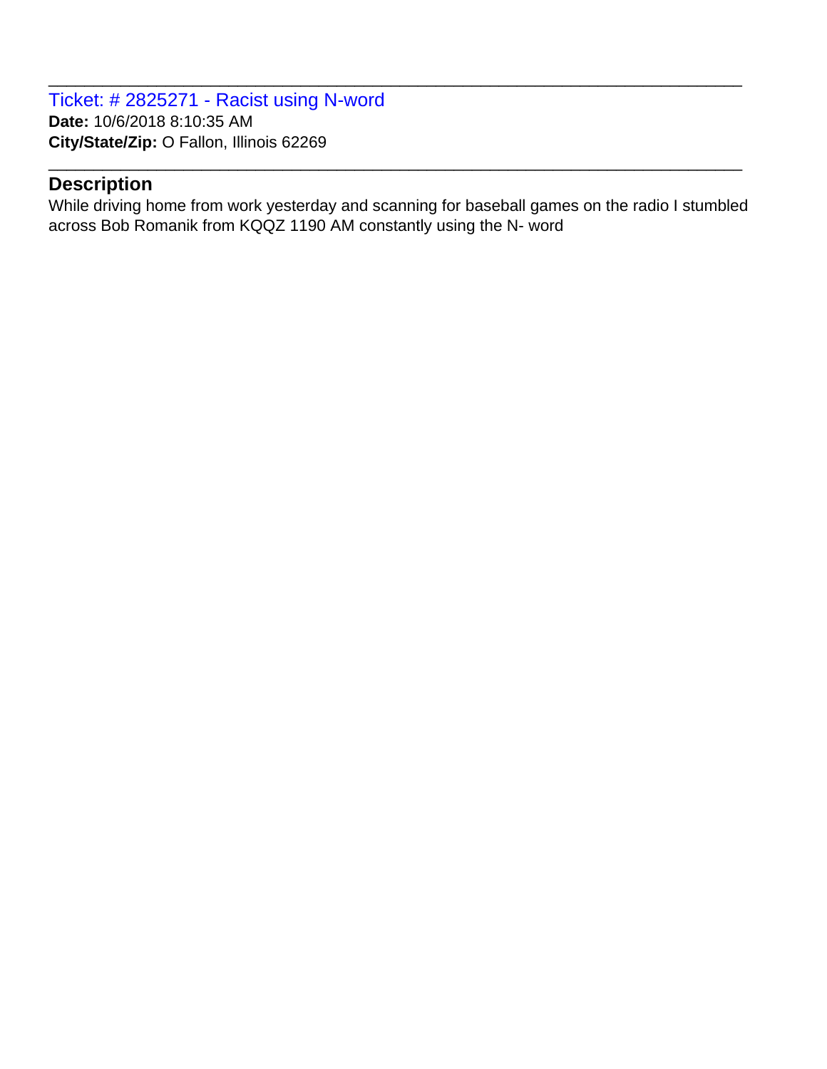---

Ticket: # 2825271 - Racist using N-word

**Date:** 10/6/2018 8:10:35 AM

**City/State/Zip:** O Fallon, Illinois 62269

---

## Description

While driving home from work yesterday and scanning for baseball games on the radio I stumbled across Bob Romanik from KQQZ 1190 AM constantly using the N- word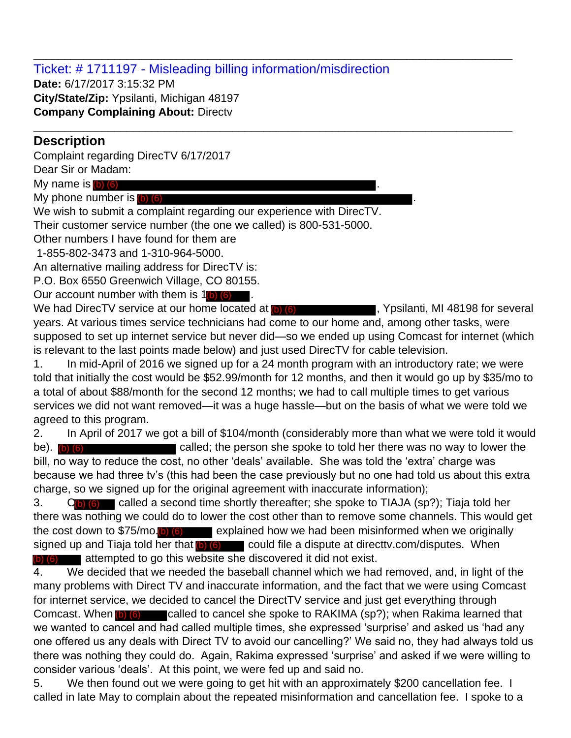## Ticket: # 1711197 - Misleading billing information/misdirection

**Date:** 6/17/2017 3:15:32 PM
**City/State/Zip:** Ypsilanti, Michigan 48197
**Company Complaining About:** Directv

---

## Description

Complaint regarding DirecTV 6/17/2017
Dear Sir or Madam:
My name is (b) (6).
My phone number is (b) (6).
We wish to submit a complaint regarding our experience with DirecTV.
Their customer service number (the one we called) is 800-531-5000.
Other numbers I have found for them are
1-855-802-3473 and 1-310-964-5000.
An alternative mailing address for DirecTV is:
P.O. Box 6550 Greenwich Village, CO 80155.
Our account number with them is 1(b) (6).
We had DirecTV service at our home located at (b) (6), Ypsilanti, MI 48198 for several years. At various times service technicians had come to our home and, among other tasks, were supposed to set up internet service but never did—so we ended up using Comcast for internet (which is relevant to the last points made below) and just used DirecTV for cable television.

1. In mid-April of 2016 we signed up for a 24 month program with an introductory rate; we were told that initially the cost would be $52.99/month for 12 months, and then it would go up by $35/mo to a total of about $88/month for the second 12 months; we had to call multiple times to get various services we did not want removed—it was a huge hassle—but on the basis of what we were told we agreed to this program.
2. In April of 2017 we got a bill of $104/month (considerably more than what we were told it would be). (b) (6) called; the person she spoke to told her there was no way to lower the bill, no way to reduce the cost, no other 'deals' available. She was told the 'extra' charge was because we had three tv's (this had been the case previously but no one had told us about this extra charge, so we signed up for the original agreement with inaccurate information);
3. C(b) (6) called a second time shortly thereafter; she spoke to TIAJA (sp?); Tiaja told her there was nothing we could do to lower the cost other than to remove some channels. This would get the cost down to $75/mo.(b) (6) explained how we had been misinformed when we originally signed up and Tiaja told her that (b) (6) could file a dispute at directtv.com/disputes. When (b) (6) attempted to go this website she discovered it did not exist.
4. We decided that we needed the baseball channel which we had removed, and, in light of the many problems with Direct TV and inaccurate information, and the fact that we were using Comcast for internet service, we decided to cancel the DirectTV service and just get everything through Comcast. When (b) (6) called to cancel she spoke to RAKIMA (sp?); when Rakima learned that we wanted to cancel and had called multiple times, she expressed 'surprise' and asked us 'had any one offered us any deals with Direct TV to avoid our cancelling?' We said no, they had always told us there was nothing they could do. Again, Rakima expressed 'surprise' and asked if we were willing to consider various 'deals'. At this point, we were fed up and said no.
5. We then found out we were going to get hit with an approximately $200 cancellation fee. I called in late May to complain about the repeated misinformation and cancellation fee. I spoke to a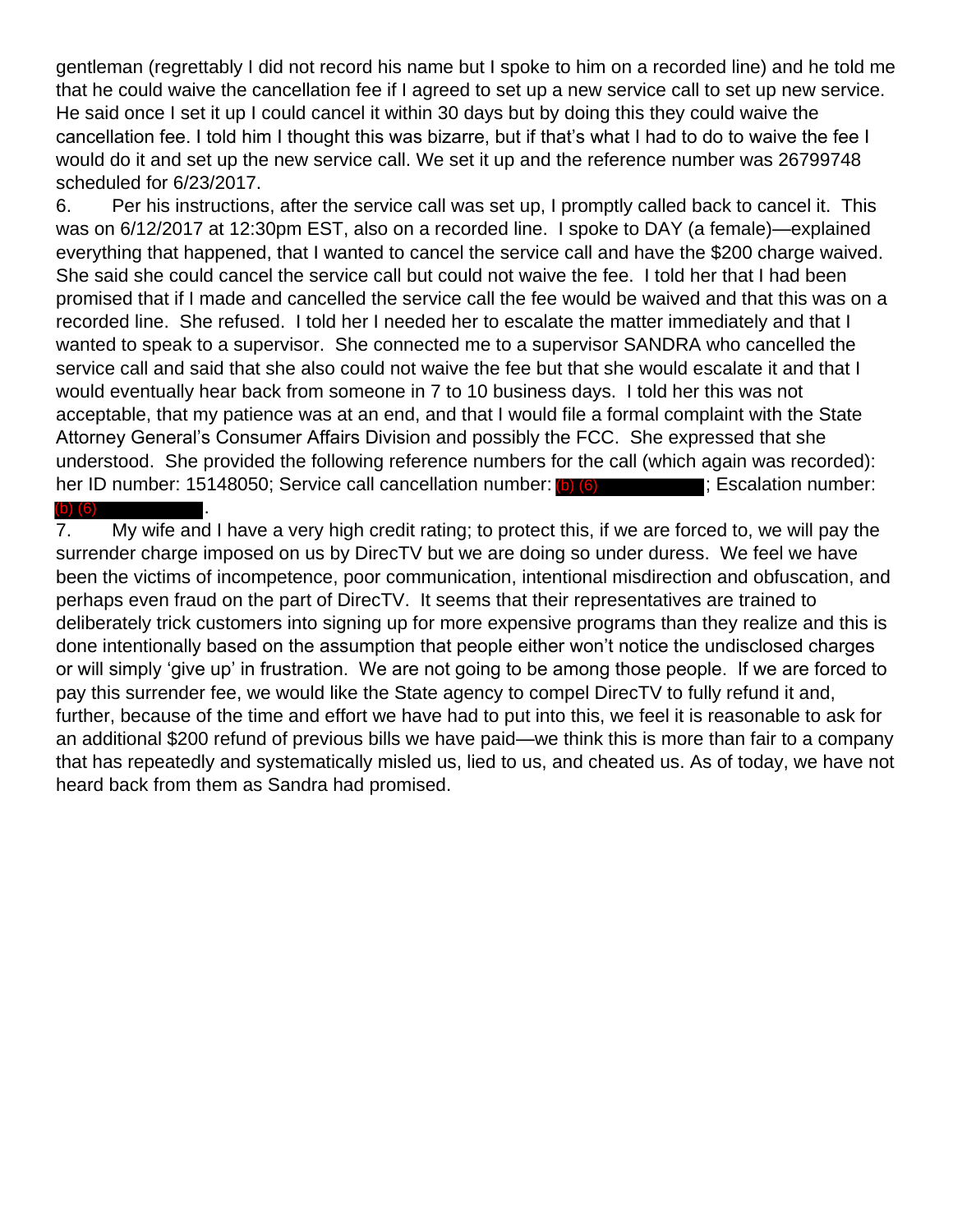gentleman (regrettably I did not record his name but I spoke to him on a recorded line) and he told me that he could waive the cancellation fee if I agreed to set up a new service call to set up new service. He said once I set it up I could cancel it within 30 days but by doing this they could waive the cancellation fee. I told him I thought this was bizarre, but if that's what I had to do to waive the fee I would do it and set up the new service call. We set it up and the reference number was 26799748 scheduled for 6/23/2017.

6. Per his instructions, after the service call was set up, I promptly called back to cancel it. This was on 6/12/2017 at 12:30pm EST, also on a recorded line. I spoke to DAY (a female)—explained everything that happened, that I wanted to cancel the service call and have the $200 charge waived. She said she could cancel the service call but could not waive the fee. I told her that I had been promised that if I made and cancelled the service call the fee would be waived and that this was on a recorded line. She refused. I told her I needed her to escalate the matter immediately and that I wanted to speak to a supervisor. She connected me to a supervisor SANDRA who cancelled the service call and said that she also could not waive the fee but that she would escalate it and that I would eventually hear back from someone in 7 to 10 business days. I told her this was not acceptable, that my patience was at an end, and that I would file a formal complaint with the State Attorney General's Consumer Affairs Division and possibly the FCC. She expressed that she understood. She provided the following reference numbers for the call (which again was recorded): her ID number: 15148050; Service call cancellation number: (b) (6); Escalation number: (b) (6).

7. My wife and I have a very high credit rating; to protect this, if we are forced to, we will pay the surrender charge imposed on us by DirecTV but we are doing so under duress. We feel we have been the victims of incompetence, poor communication, intentional misdirection and obfuscation, and perhaps even fraud on the part of DirecTV. It seems that their representatives are trained to deliberately trick customers into signing up for more expensive programs than they realize and this is done intentionally based on the assumption that people either won't notice the undisclosed charges or will simply 'give up' in frustration. We are not going to be among those people. If we are forced to pay this surrender fee, we would like the State agency to compel DirecTV to fully refund it and, further, because of the time and effort we have had to put into this, we feel it is reasonable to ask for an additional $200 refund of previous bills we have paid—we think this is more than fair to a company that has repeatedly and systematically misled us, lied to us, and cheated us. As of today, we have not heard back from them as Sandra had promised.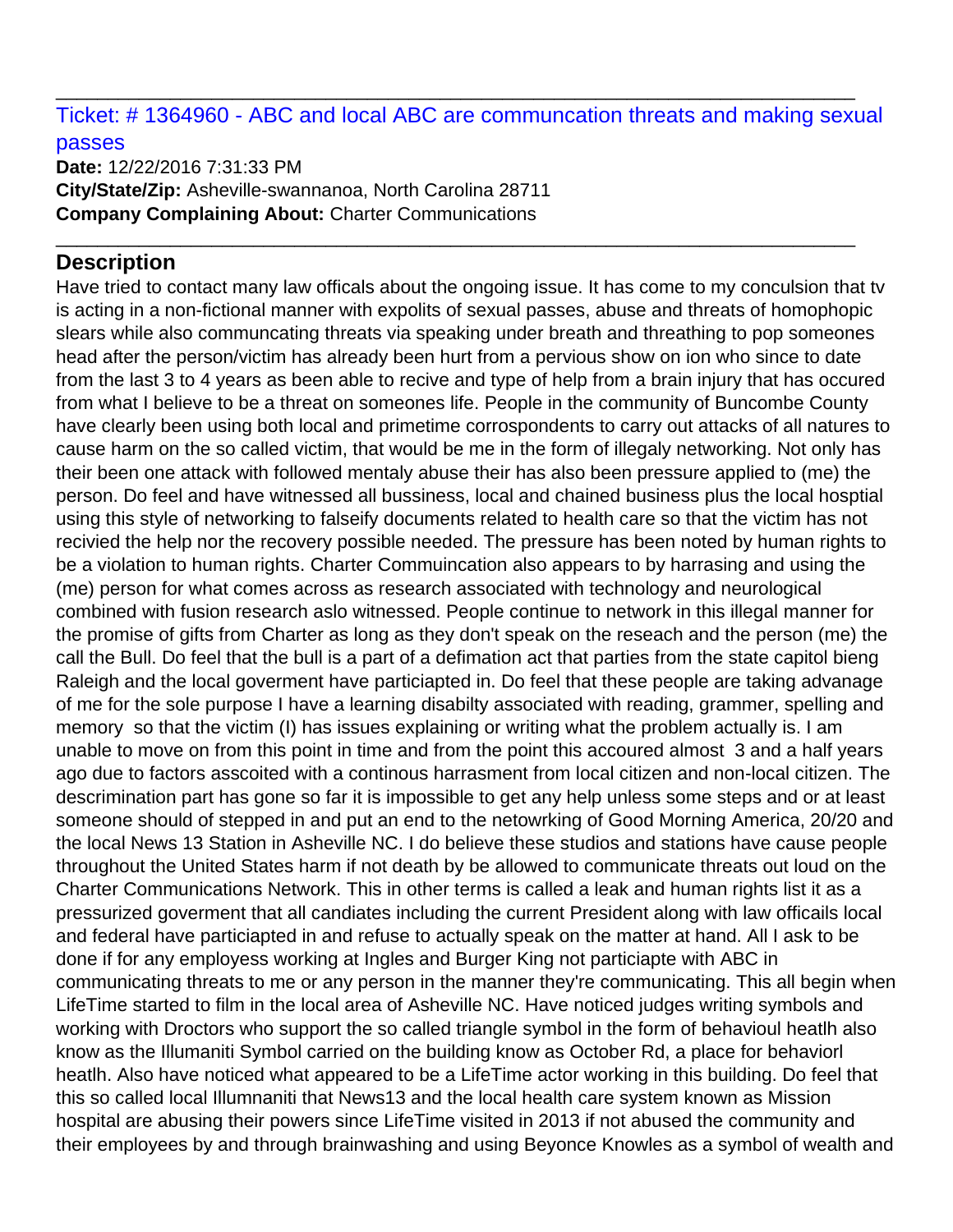## Ticket: # 1364960 - ABC and local ABC are communcation threats and making sexual passes

**Date:** 12/22/2016 7:31:33 PM
**City/State/Zip:** Asheville-swannanoa, North Carolina 28711
**Company Complaining About:** Charter Communications

## Description

Have tried to contact many law officals about the ongoing issue. It has come to my conculsion that tv is acting in a non-fictional manner with expolits of sexual passes, abuse and threats of homophopic slears while also communcating threats via speaking under breath and threathing to pop someones head after the person/victim has already been hurt from a pervious show on ion who since to date from the last 3 to 4 years as been able to recive and type of help from a brain injury that has occured from what I believe to be a threat on someones life. People in the community of Buncombe County have clearly been using both local and primetime corrospondents to carry out attacks of all natures to cause harm on the so called victim, that would be me in the form of illegaly networking. Not only has their been one attack with followed mentaly abuse their has also been pressure applied to (me) the person. Do feel and have witnessed all bussiness, local and chained business plus the local hosptial using this style of networking to falseify documents related to health care so that the victim has not recivied the help nor the recovery possible needed. The pressure has been noted by human rights to be a violation to human rights. Charter Commuincation also appears to by harrasing and using the (me) person for what comes across as research associated with technology and neurological combined with fusion research aslo witnessed. People continue to network in this illegal manner for the promise of gifts from Charter as long as they don't speak on the reseach and the person (me) the call the Bull. Do feel that the bull is a part of a defimation act that parties from the state capitol bieng Raleigh and the local goverment have particiapted in. Do feel that these people are taking advanage of me for the sole purpose I have a learning disabilty associated with reading, grammer, spelling and memory so that the victim (I) has issues explaining or writing what the problem actually is. I am unable to move on from this point in time and from the point this accoured almost 3 and a half years ago due to factors asscoited with a continous harrasment from local citizen and non-local citizen. The descrimination part has gone so far it is impossible to get any help unless some steps and or at least someone should of stepped in and put an end to the netowrking of Good Morning America, 20/20 and the local News 13 Station in Asheville NC. I do believe these studios and stations have cause people throughout the United States harm if not death by be allowed to communicate threats out loud on the Charter Communications Network. This in other terms is called a leak and human rights list it as a pressurized goverment that all candiates including the current President along with law officails local and federal have particiapted in and refuse to actually speak on the matter at hand. All I ask to be done if for any employess working at Ingles and Burger King not particiapte with ABC in communicating threats to me or any person in the manner they're communicating. This all begin when LifeTime started to film in the local area of Asheville NC. Have noticed judges writing symbols and working with Droctors who support the so called triangle symbol in the form of behavioul heatlh also know as the Illumaniti Symbol carried on the building know as October Rd, a place for behaviorl heatlh. Also have noticed what appeared to be a LifeTime actor working in this building. Do feel that this so called local Illumnaniti that News13 and the local health care system known as Mission hospital are abusing their powers since LifeTime visited in 2013 if not abused the community and their employees by and through brainwashing and using Beyonce Knowles as a symbol of wealth and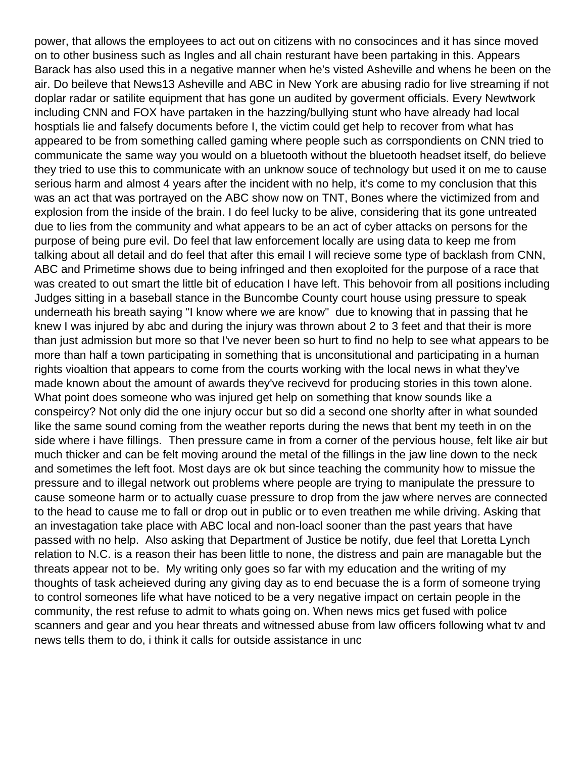power, that allows the employees to act out on citizens with no consocinces and it has since moved on to other business such as Ingles and all chain resturant have been partaking in this. Appears Barack has also used this in a negative manner when he's visted Asheville and whens he been on the air. Do beileve that News13 Asheville and ABC in New York are abusing radio for live streaming if not doplar radar or satilite equipment that has gone un audited by goverment officials. Every Newtwork including CNN and FOX have partaken in the hazzing/bullying stunt who have already had local hosptials lie and falsefy documents before I, the victim could get help to recover from what has appeared to be from something called gaming where people such as corrspondients on CNN tried to communicate the same way you would on a bluetooth without the bluetooth headset itself, do believe they tried to use this to communicate with an unknow souce of technology but used it on me to cause serious harm and almost 4 years after the incident with no help, it's come to my conclusion that this was an act that was portrayed on the ABC show now on TNT, Bones where the victimized from and explosion from the inside of the brain. I do feel lucky to be alive, considering that its gone untreated due to lies from the community and what appears to be an act of cyber attacks on persons for the purpose of being pure evil. Do feel that law enforcement locally are using data to keep me from talking about all detail and do feel that after this email I will recieve some type of backlash from CNN, ABC and Primetime shows due to being infringed and then exoploited for the purpose of a race that was created to out smart the little bit of education I have left. This behovoir from all positions including Judges sitting in a baseball stance in the Buncombe County court house using pressure to speak underneath his breath saying "I know where we are know" due to knowing that in passing that he knew I was injured by abc and during the injury was thrown about 2 to 3 feet and that their is more than just admission but more so that I've never been so hurt to find no help to see what appears to be more than half a town participating in something that is unconsitutional and participating in a human rights vioaltion that appears to come from the courts working with the local news in what they've made known about the amount of awards they've recivevd for producing stories in this town alone. What point does someone who was injured get help on something that know sounds like a conspeircy? Not only did the one injury occur but so did a second one shorlty after in what sounded like the same sound coming from the weather reports during the news that bent my teeth in on the side where i have fillings. Then pressure came in from a corner of the pervious house, felt like air but much thicker and can be felt moving around the metal of the fillings in the jaw line down to the neck and sometimes the left foot. Most days are ok but since teaching the community how to missue the pressure and to illegal network out problems where people are trying to manipulate the pressure to cause someone harm or to actually cuase pressure to drop from the jaw where nerves are connected to the head to cause me to fall or drop out in public or to even treathen me while driving. Asking that an investagation take place with ABC local and non-loacl sooner than the past years that have passed with no help. Also asking that Department of Justice be notify, due feel that Loretta Lynch relation to N.C. is a reason their has been little to none, the distress and pain are managable but the threats appear not to be. My writing only goes so far with my education and the writing of my thoughts of task acheieved during any giving day as to end becuase the is a form of someone trying to control someones life what have noticed to be a very negative impact on certain people in the community, the rest refuse to admit to whats going on. When news mics get fused with police scanners and gear and you hear threats and witnessed abuse from law officers following what tv and news tells them to do, i think it calls for outside assistance in unc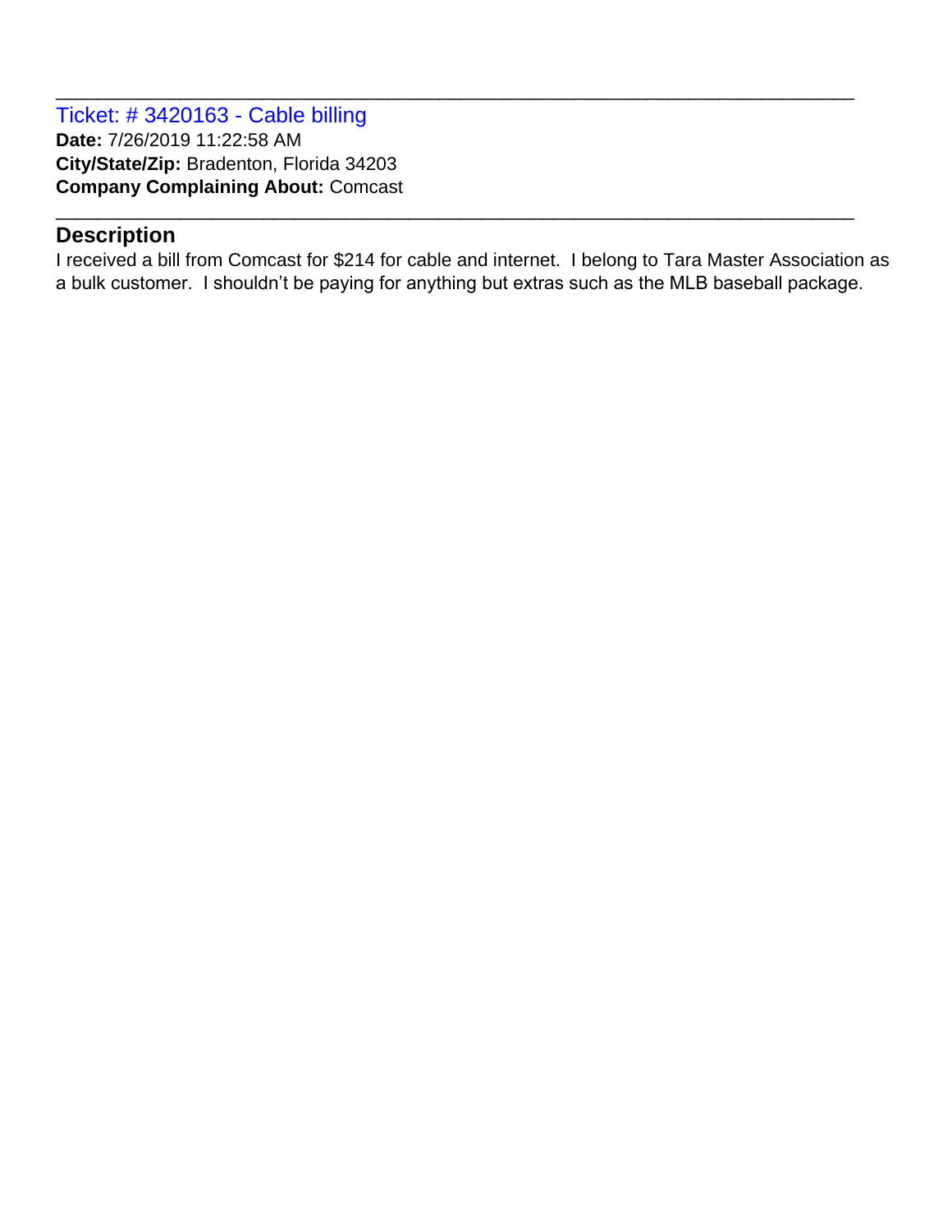---

Ticket: # 3420163 - Cable billing

**Date:** 7/26/2019 11:22:58 AM
**City/State/Zip:** Bradenton, Florida 34203
**Company Complaining About:** Comcast

---

## Description

I received a bill from Comcast for $214 for cable and internet. I belong to Tara Master Association as a bulk customer. I shouldn't be paying for anything but extras such as the MLB baseball package.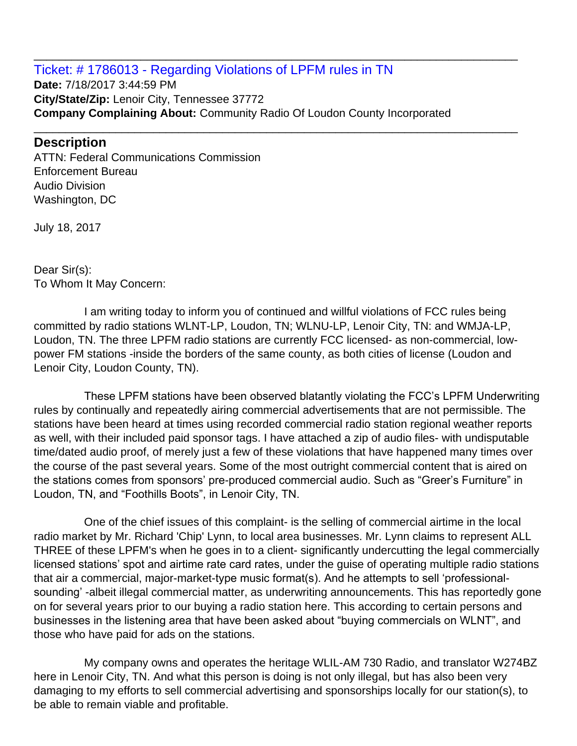---

Ticket: # 1786013 - Regarding Violations of LPFM rules in TN

**Date:** 7/18/2017 3:44:59 PM

**City/State/Zip:** Lenoir City, Tennessee 37772

**Company Complaining About:** Community Radio Of Loudon County Incorporated

---

## Description

ATTN: Federal Communications Commission
Enforcement Bureau
Audio Division
Washington, DC

July 18, 2017

Dear Sir(s):
To Whom It May Concern:

I am writing today to inform you of continued and willful violations of FCC rules being committed by radio stations WLNT-LP, Loudon, TN; WLNU-LP, Lenoir City, TN: and WMJA-LP, Loudon, TN. The three LPFM radio stations are currently FCC licensed- as non-commercial, low-power FM stations -inside the borders of the same county, as both cities of license (Loudon and Lenoir City, Loudon County, TN).

These LPFM stations have been observed blatantly violating the FCC's LPFM Underwriting rules by continually and repeatedly airing commercial advertisements that are not permissible. The stations have been heard at times using recorded commercial radio station regional weather reports as well, with their included paid sponsor tags. I have attached a zip of audio files- with undisputable time/dated audio proof, of merely just a few of these violations that have happened many times over the course of the past several years. Some of the most outright commercial content that is aired on the stations comes from sponsors' pre-produced commercial audio. Such as "Greer's Furniture" in Loudon, TN, and "Foothills Boots", in Lenoir City, TN.

One of the chief issues of this complaint- is the selling of commercial airtime in the local radio market by Mr. Richard 'Chip' Lynn, to local area businesses. Mr. Lynn claims to represent ALL THREE of these LPFM's when he goes in to a client- significantly undercutting the legal commercially licensed stations' spot and airtime rate card rates, under the guise of operating multiple radio stations that air a commercial, major-market-type music format(s). And he attempts to sell 'professional-sounding' -albeit illegal commercial matter, as underwriting announcements. This has reportedly gone on for several years prior to our buying a radio station here. This according to certain persons and businesses in the listening area that have been asked about "buying commercials on WLNT", and those who have paid for ads on the stations.

My company owns and operates the heritage WLIL-AM 730 Radio, and translator W274BZ here in Lenoir City, TN. And what this person is doing is not only illegal, but has also been very damaging to my efforts to sell commercial advertising and sponsorships locally for our station(s), to be able to remain viable and profitable.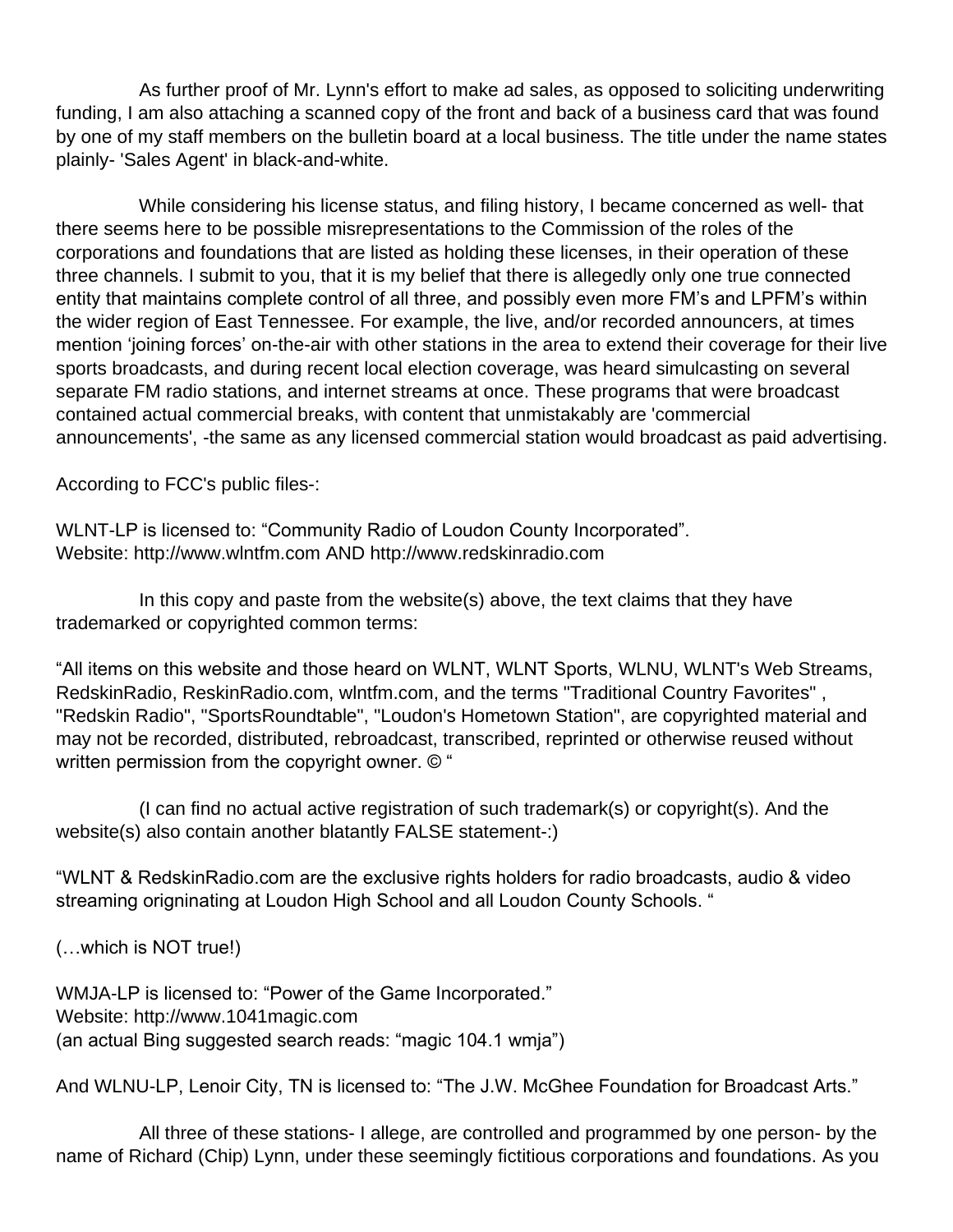As further proof of Mr. Lynn's effort to make ad sales, as opposed to soliciting underwriting funding, I am also attaching a scanned copy of the front and back of a business card that was found by one of my staff members on the bulletin board at a local business. The title under the name states plainly- 'Sales Agent' in black-and-white.

While considering his license status, and filing history, I became concerned as well- that there seems here to be possible misrepresentations to the Commission of the roles of the corporations and foundations that are listed as holding these licenses, in their operation of these three channels. I submit to you, that it is my belief that there is allegedly only one true connected entity that maintains complete control of all three, and possibly even more FM's and LPFM's within the wider region of East Tennessee. For example, the live, and/or recorded announcers, at times mention 'joining forces' on-the-air with other stations in the area to extend their coverage for their live sports broadcasts, and during recent local election coverage, was heard simulcasting on several separate FM radio stations, and internet streams at once. These programs that were broadcast contained actual commercial breaks, with content that unmistakably are 'commercial announcements', -the same as any licensed commercial station would broadcast as paid advertising.

According to FCC's public files-:

WLNT-LP is licensed to: "Community Radio of Loudon County Incorporated".
Website: http://www.wlntfm.com AND http://www.redskinradio.com

In this copy and paste from the website(s) above, the text claims that they have trademarked or copyrighted common terms:

"All items on this website and those heard on WLNT, WLNT Sports, WLNU, WLNT's Web Streams, RedskinRadio, ReskinRadio.com, wlntfm.com, and the terms "Traditional Country Favorites" , "Redskin Radio", "SportsRoundtable", "Loudon's Hometown Station", are copyrighted material and may not be recorded, distributed, rebroadcast, transcribed, reprinted or otherwise reused without written permission from the copyright owner. © "

(I can find no actual active registration of such trademark(s) or copyright(s). And the website(s) also contain another blatantly FALSE statement-:)

"WLNT & RedskinRadio.com are the exclusive rights holders for radio broadcasts, audio & video streaming origninating at Loudon High School and all Loudon County Schools. "

(…which is NOT true!)

WMJA-LP is licensed to: "Power of the Game Incorporated."
Website: http://www.1041magic.com
(an actual Bing suggested search reads: "magic 104.1 wmja")

And WLNU-LP, Lenoir City, TN is licensed to: "The J.W. McGhee Foundation for Broadcast Arts."

All three of these stations- I allege, are controlled and programmed by one person- by the name of Richard (Chip) Lynn, under these seemingly fictitious corporations and foundations. As you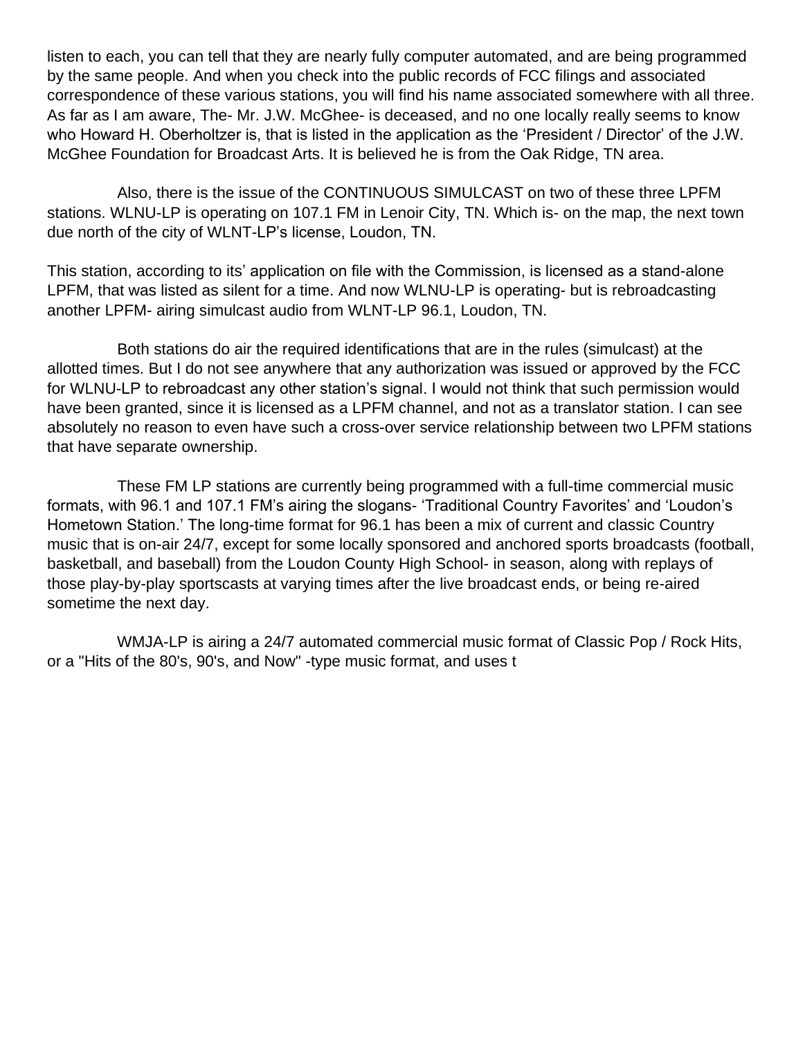listen to each, you can tell that they are nearly fully computer automated, and are being programmed by the same people. And when you check into the public records of FCC filings and associated correspondence of these various stations, you will find his name associated somewhere with all three. As far as I am aware, The- Mr. J.W. McGhee- is deceased, and no one locally really seems to know who Howard H. Oberholtzer is, that is listed in the application as the 'President / Director' of the J.W. McGhee Foundation for Broadcast Arts. It is believed he is from the Oak Ridge, TN area.

Also, there is the issue of the CONTINUOUS SIMULCAST on two of these three LPFM stations. WLNU-LP is operating on 107.1 FM in Lenoir City, TN. Which is- on the map, the next town due north of the city of WLNT-LP's license, Loudon, TN.

This station, according to its' application on file with the Commission, is licensed as a stand-alone LPFM, that was listed as silent for a time. And now WLNU-LP is operating- but is rebroadcasting another LPFM- airing simulcast audio from WLNT-LP 96.1, Loudon, TN.

Both stations do air the required identifications that are in the rules (simulcast) at the allotted times. But I do not see anywhere that any authorization was issued or approved by the FCC for WLNU-LP to rebroadcast any other station's signal. I would not think that such permission would have been granted, since it is licensed as a LPFM channel, and not as a translator station. I can see absolutely no reason to even have such a cross-over service relationship between two LPFM stations that have separate ownership.

These FM LP stations are currently being programmed with a full-time commercial music formats, with 96.1 and 107.1 FM's airing the slogans- 'Traditional Country Favorites' and 'Loudon's Hometown Station.' The long-time format for 96.1 has been a mix of current and classic Country music that is on-air 24/7, except for some locally sponsored and anchored sports broadcasts (football, basketball, and baseball) from the Loudon County High School- in season, along with replays of those play-by-play sportscasts at varying times after the live broadcast ends, or being re-aired sometime the next day.

WMJA-LP is airing a 24/7 automated commercial music format of Classic Pop / Rock Hits, or a "Hits of the 80's, 90's, and Now" -type music format, and uses t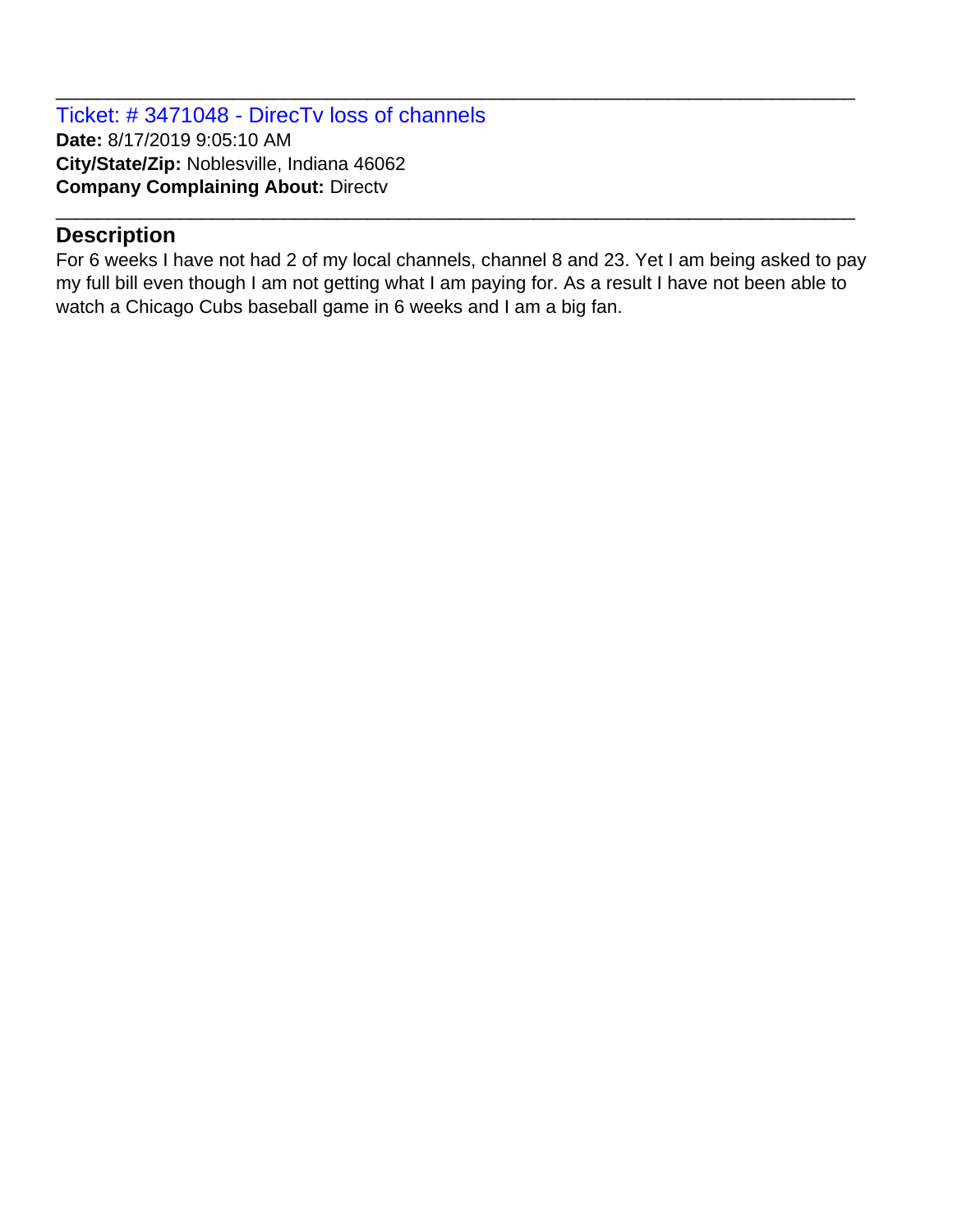---

Ticket: # 3471048 - DirecTv loss of channels

**Date:** 8/17/2019 9:05:10 AM

**City/State/Zip:** Noblesville, Indiana 46062

**Company Complaining About:** Directv

---

## Description

For 6 weeks I have not had 2 of my local channels, channel 8 and 23. Yet I am being asked to pay my full bill even though I am not getting what I am paying for. As a result I have not been able to watch a Chicago Cubs baseball game in 6 weeks and I am a big fan.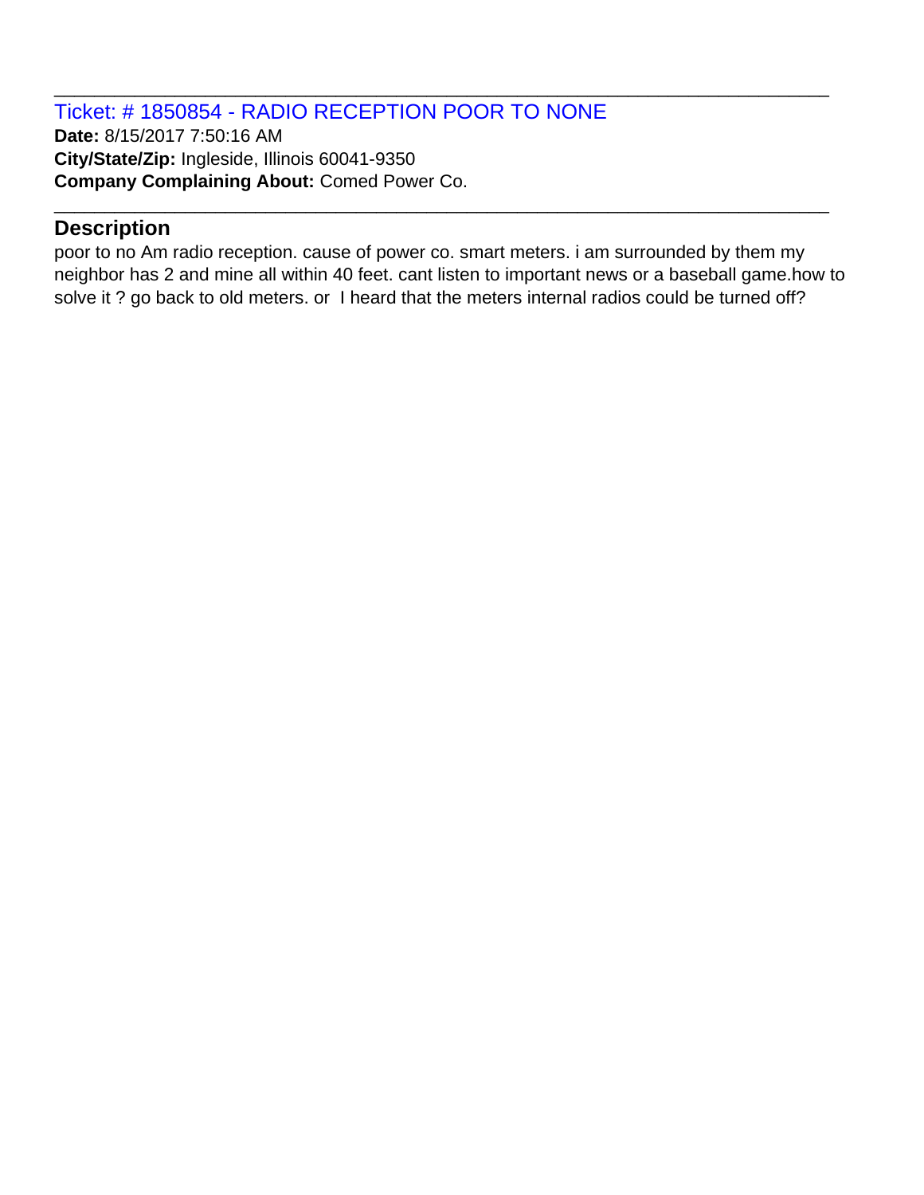## Ticket: # 1850854 - RADIO RECEPTION POOR TO NONE

**Date:** 8/15/2017 7:50:16 AM
**City/State/Zip:** Ingleside, Illinois 60041-9350
**Company Complaining About:** Comed Power Co.

## Description

poor to no Am radio reception. cause of power co. smart meters. i am surrounded by them my neighbor has 2 and mine all within 40 feet. cant listen to important news or a baseball game.how to solve it ? go back to old meters. or I heard that the meters internal radios could be turned off?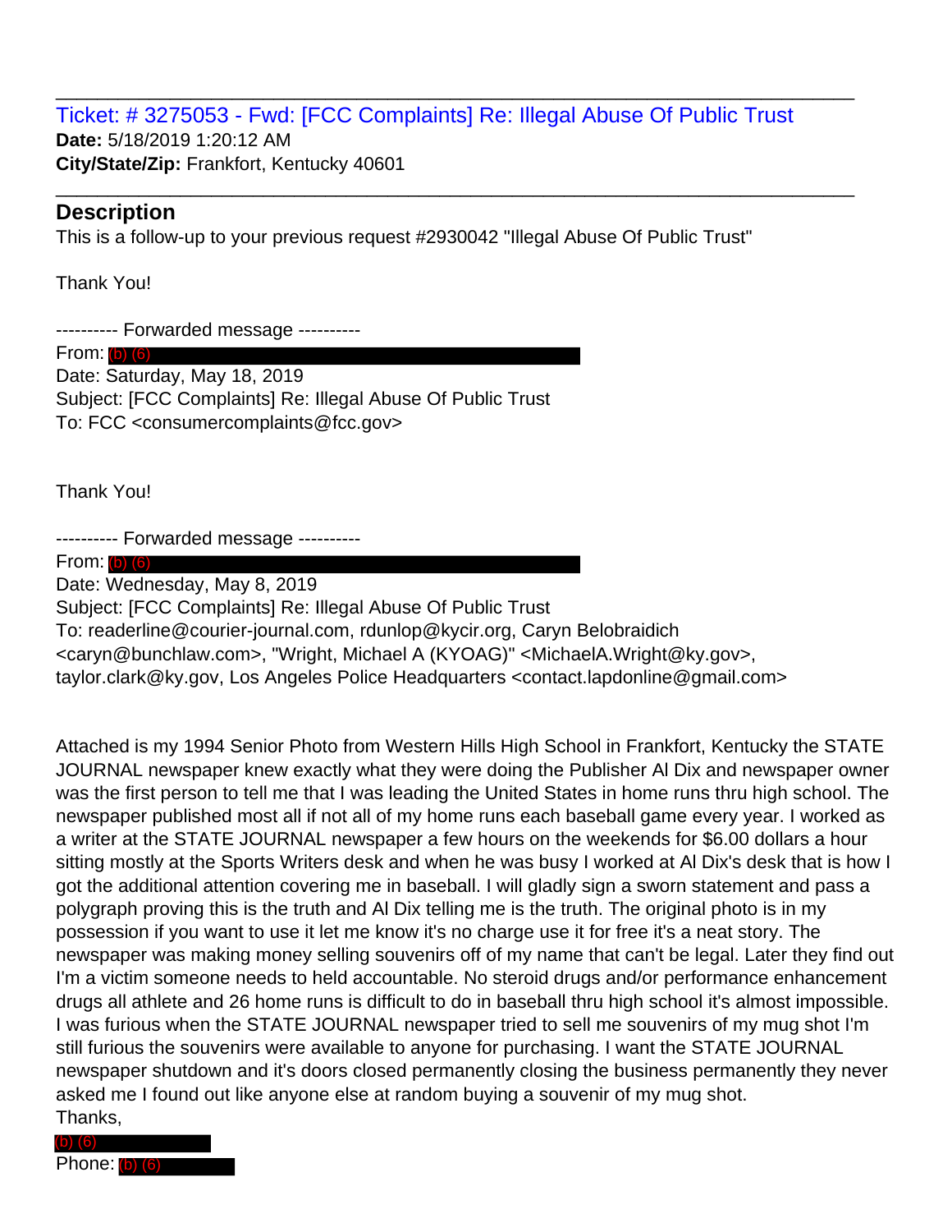## Ticket: # 3275053 - Fwd: [FCC Complaints] Re: Illegal Abuse Of Public Trust

**Date:** 5/18/2019 1:20:12 AM

**City/State/Zip:** Frankfort, Kentucky 40601

## Description

This is a follow-up to your previous request #2930042 "Illegal Abuse Of Public Trust"

Thank You!

---------- Forwarded message ----------
From: (b) (6)
Date: Saturday, May 18, 2019
Subject: [FCC Complaints] Re: Illegal Abuse Of Public Trust
To: FCC <consumercomplaints@fcc.gov>

Thank You!

---------- Forwarded message ----------
From: (b) (6)
Date: Wednesday, May 8, 2019
Subject: [FCC Complaints] Re: Illegal Abuse Of Public Trust
To: readerline@courier-journal.com, rdunlop@kycir.org, Caryn Belobraidich <caryn@bunchlaw.com>, "Wright, Michael A (KYOAG)" <MichaelA.Wright@ky.gov>, taylor.clark@ky.gov, Los Angeles Police Headquarters <contact.lapdonline@gmail.com>

Attached is my 1994 Senior Photo from Western Hills High School in Frankfort, Kentucky the STATE JOURNAL newspaper knew exactly what they were doing the Publisher Al Dix and newspaper owner was the first person to tell me that I was leading the United States in home runs thru high school. The newspaper published most all if not all of my home runs each baseball game every year. I worked as a writer at the STATE JOURNAL newspaper a few hours on the weekends for $6.00 dollars a hour sitting mostly at the Sports Writers desk and when he was busy I worked at Al Dix's desk that is how I got the additional attention covering me in baseball. I will gladly sign a sworn statement and pass a polygraph proving this is the truth and Al Dix telling me is the truth. The original photo is in my possession if you want to use it let me know it's no charge use it for free it's a neat story. The newspaper was making money selling souvenirs off of my name that can't be legal. Later they find out I'm a victim someone needs to held accountable. No steroid drugs and/or performance enhancement drugs all athlete and 26 home runs is difficult to do in baseball thru high school it's almost impossible. I was furious when the STATE JOURNAL newspaper tried to sell me souvenirs of my mug shot I'm still furious the souvenirs were available to anyone for purchasing. I want the STATE JOURNAL newspaper shutdown and it's doors closed permanently closing the business permanently they never asked me I found out like anyone else at random buying a souvenir of my mug shot.
Thanks,
(b) (6)
Phone: (b) (6)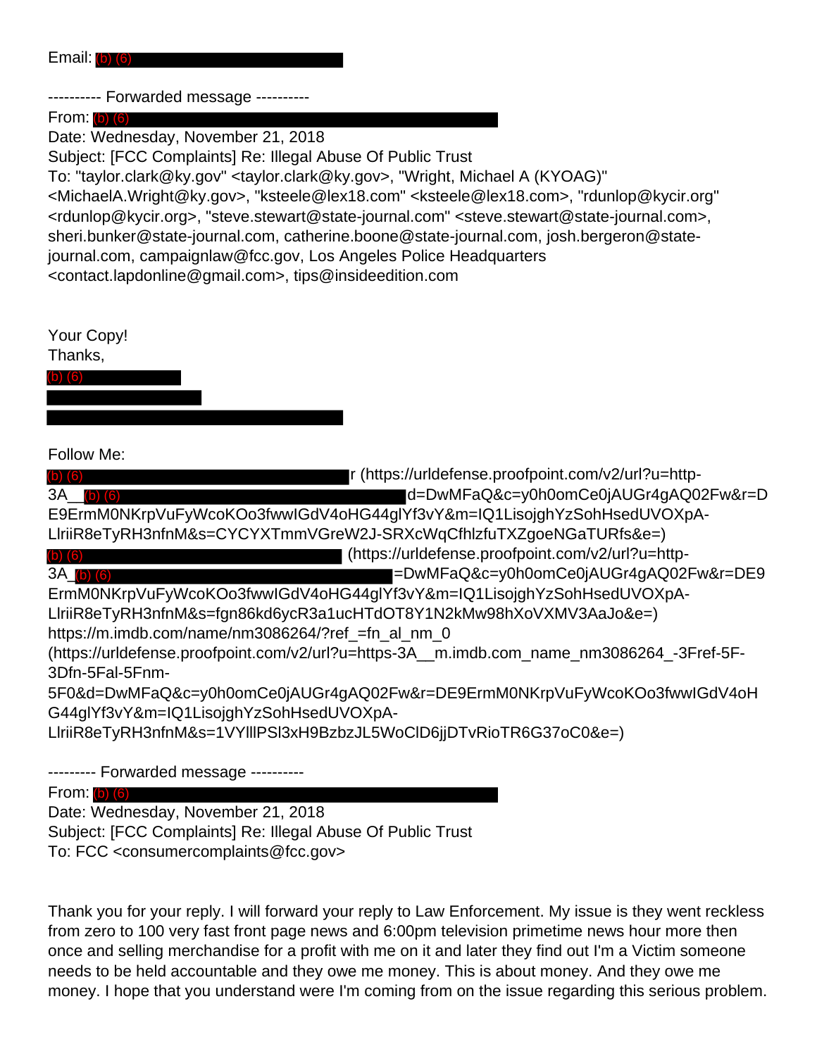Email: (b) (6)

---------- Forwarded message ----------
From: (b) (6)
Date: Wednesday, November 21, 2018
Subject: [FCC Complaints] Re: Illegal Abuse Of Public Trust
To: "taylor.clark@ky.gov" <taylor.clark@ky.gov>, "Wright, Michael A (KYOAG)" <MichaelA.Wright@ky.gov>, "ksteele@lex18.com" <ksteele@lex18.com>, "rdunlop@kycir.org" <rdunlop@kycir.org>, "steve.stewart@state-journal.com" <steve.stewart@state-journal.com>, sheri.bunker@state-journal.com, catherine.boone@state-journal.com, josh.bergeron@state-journal.com, campaignlaw@fcc.gov, Los Angeles Police Headquarters <contact.lapdonline@gmail.com>, tips@insideedition.com

Your Copy!
Thanks,
(b) (6)

Follow Me:
(b) (6) r (https://urldefense.proofpoint.com/v2/url?u=http-3A__(b) (6) d=DwMFaQ&c=y0h0omCe0jAUGr4gAQ02Fw&r=DE9ErmM0NKrpVuFyWcoKOo3fwwIGdV4oHG44glYf3vY&m=IQ1LisojghYzSohHsedUVOXpA-LlriiR8eTyRH3nfnM&s=CYCYXTmmVGreW2J-SRXcWqCfhlzfuTXZgoeNGaTURfs&e=)
(b) (6) (https://urldefense.proofpoint.com/v2/url?u=http-3A_(b) (6) =DwMFaQ&c=y0h0omCe0jAUGr4gAQ02Fw&r=DE9ErmM0NKrpVuFyWcoKOo3fwwIGdV4oHG44glYf3vY&m=IQ1LisojghYzSohHsedUVOXpA-LlriiR8eTyRH3nfnM&s=fgn86kd6ycR3a1ucHTdOT8Y1N2kMw98hXoVXMV3AaJo&e=)
https://m.imdb.com/name/nm3086264/?ref_=fn_al_nm_0 (https://urldefense.proofpoint.com/v2/url?u=https-3A__m.imdb.com_name_nm3086264_-3Fref-5F-3Dfn-5Fal-5Fnm-5F0&d=DwMFaQ&c=y0h0omCe0jAUGr4gAQ02Fw&r=DE9ErmM0NKrpVuFyWcoKOo3fwwIGdV4oHG44glYf3vY&m=IQ1LisojghYzSohHsedUVOXpA-LlriiR8eTyRH3nfnM&s=1VYlllPSl3xH9BzbzJL5WoClD6jjDTvRioTR6G37oC0&e=)

--------- Forwarded message ----------
From: (b) (6)
Date: Wednesday, November 21, 2018
Subject: [FCC Complaints] Re: Illegal Abuse Of Public Trust
To: FCC <consumercomplaints@fcc.gov>

Thank you for your reply. I will forward your reply to Law Enforcement. My issue is they went reckless from zero to 100 very fast front page news and 6:00pm television primetime news hour more then once and selling merchandise for a profit with me on it and later they find out I'm a Victim someone needs to be held accountable and they owe me money. This is about money. And they owe me money. I hope that you understand were I'm coming from on the issue regarding this serious problem.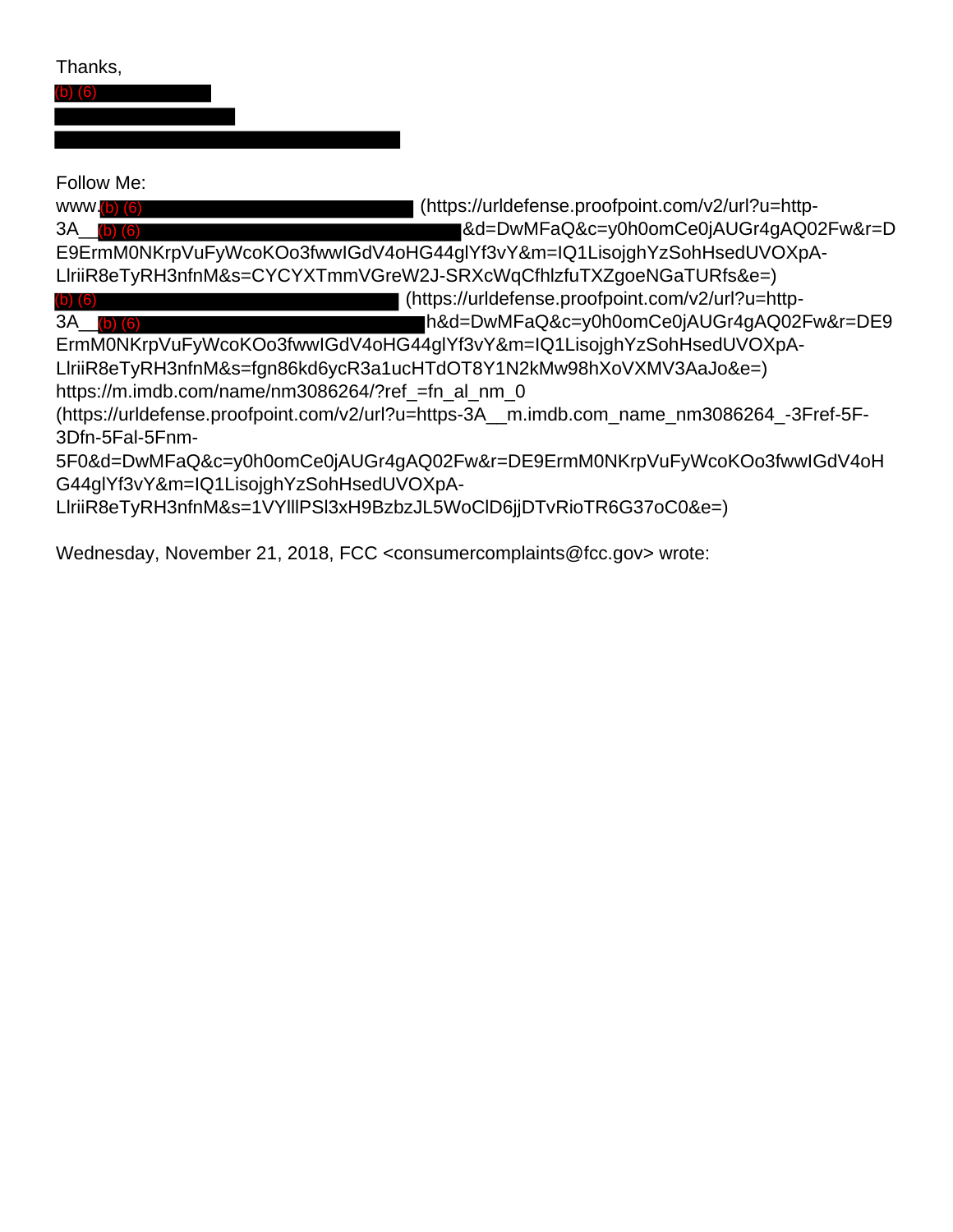Thanks,
(b) (6)

Follow Me:
www.(b) (6) (https://urldefense.proofpoint.com/v2/url?u=http-3A__(b) (6) &d=DwMFaQ&c=y0h0omCe0jAUGr4gAQ02Fw&r=DE9ErmM0NKrpVuFyWcoKOo3fwwIGdV4oHG44glYf3vY&m=IQ1LisojghYzSohHsedUVOXpA-LlriiR8eTyRH3nfnM&s=CYCYXTmmVGreW2J-SRXcWqCfhlzfuTXZgoeNGaTURfs&e=)
(b) (6) (https://urldefense.proofpoint.com/v2/url?u=http-3A__(b) (6) h&d=DwMFaQ&c=y0h0omCe0jAUGr4gAQ02Fw&r=DE9ErmM0NKrpVuFyWcoKOo3fwwIGdV4oHG44glYf3vY&m=IQ1LisojghYzSohHsedUVOXpA-LlriiR8eTyRH3nfnM&s=fgn86kd6ycR3a1ucHTdOT8Y1N2kMw98hXoVXMV3AaJo&e=)
https://m.imdb.com/name/nm3086264/?ref_=fn_al_nm_0
(https://urldefense.proofpoint.com/v2/url?u=https-3A__m.imdb.com_name_nm3086264_-3Fref-5F-3Dfn-5Fal-5Fnm-5F0&d=DwMFaQ&c=y0h0omCe0jAUGr4gAQ02Fw&r=DE9ErmM0NKrpVuFyWcoKOo3fwwIGdV4oHG44glYf3vY&m=IQ1LisojghYzSohHsedUVOXpA-LlriiR8eTyRH3nfnM&s=1VYlllPSl3xH9BzbzJL5WoClD6jjDTvRioTR6G37oC0&e=)

Wednesday, November 21, 2018, FCC <consumercomplaints@fcc.gov> wrote: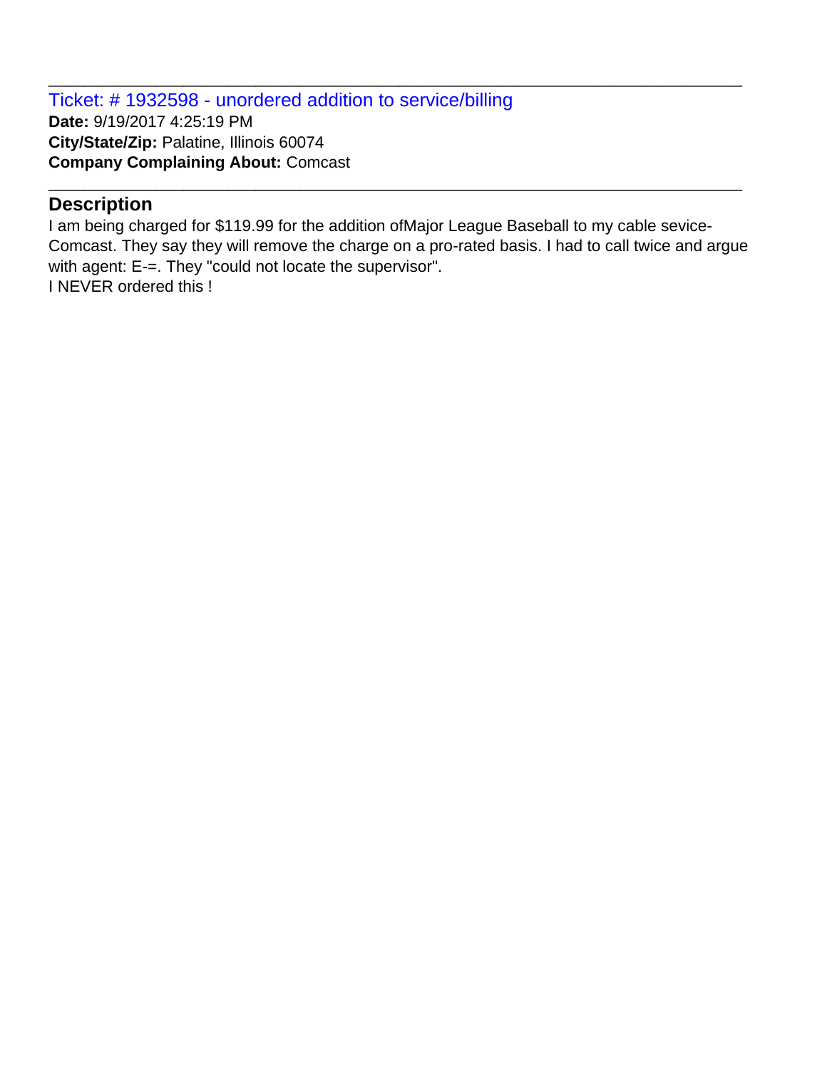## Ticket: # 1932598 - unordered addition to service/billing

**Date:** 9/19/2017 4:25:19 PM
**City/State/Zip:** Palatine, Illinois 60074
**Company Complaining About:** Comcast

## Description

I am being charged for $119.99 for the addition ofMajor League Baseball to my cable sevice- Comcast. They say they will remove the charge on a pro-rated basis. I had to call twice and argue with agent: E-=. They "could not locate the supervisor".
I NEVER ordered this !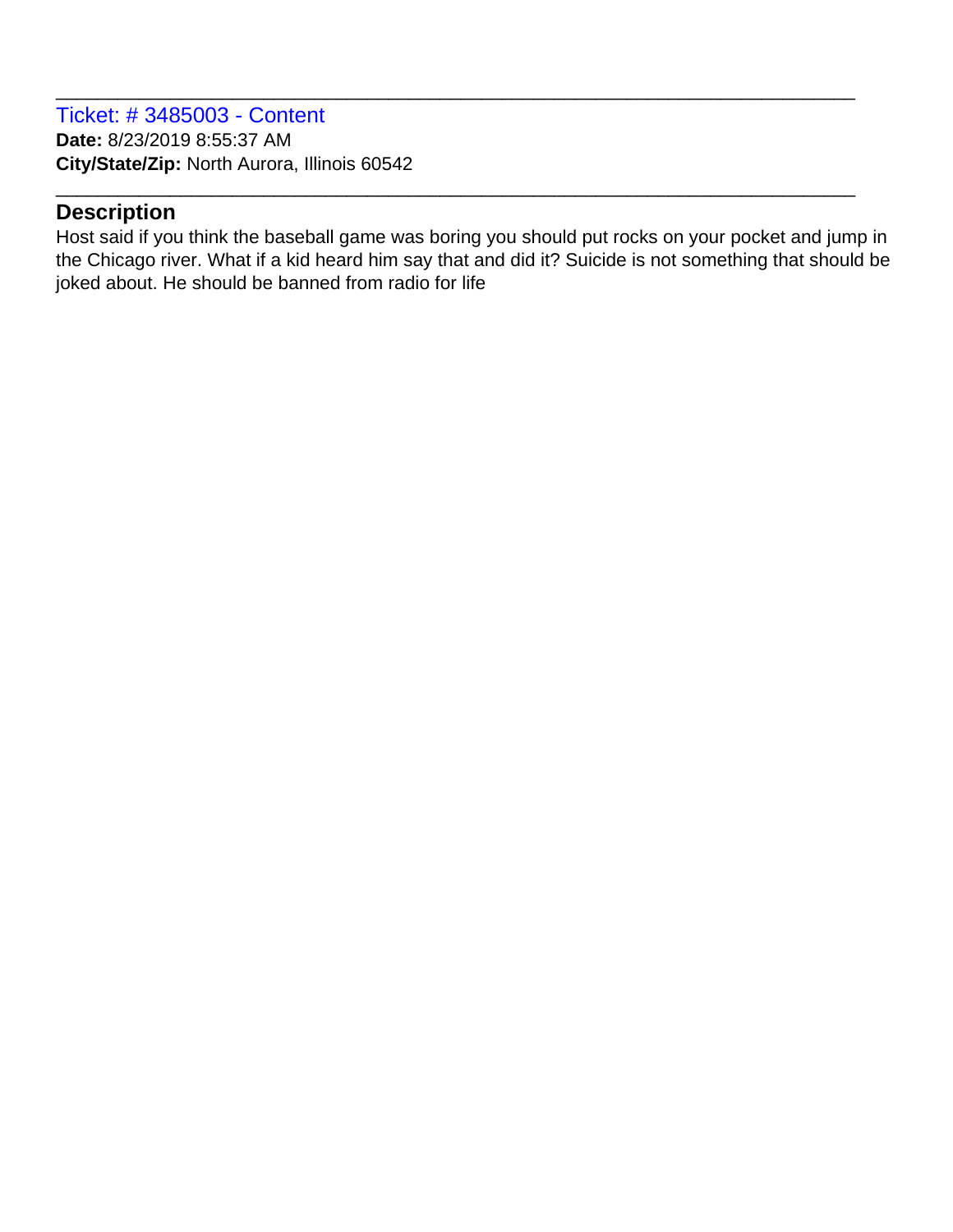Ticket: # 3485003 - Content
**Date:** 8/23/2019 8:55:37 AM
**City/State/Zip:** North Aurora, Illinois 60542

## Description

Host said if you think the baseball game was boring you should put rocks on your pocket and jump in the Chicago river. What if a kid heard him say that and did it? Suicide is not something that should be joked about. He should be banned from radio for life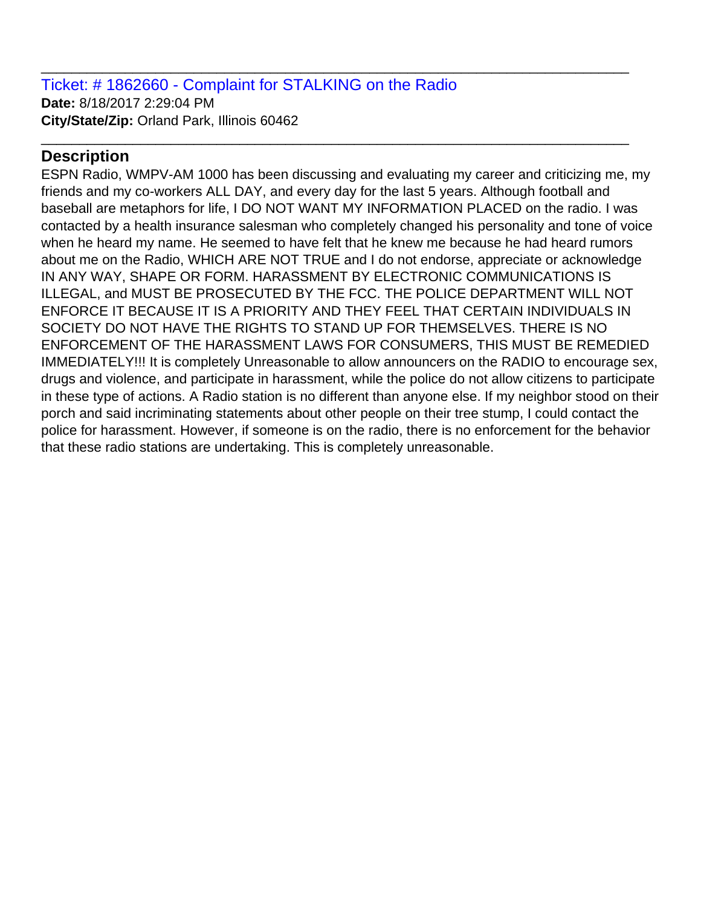## Ticket: # 1862660 - Complaint for STALKING on the Radio

**Date:** 8/18/2017 2:29:04 PM

**City/State/Zip:** Orland Park, Illinois 60462

## Description

ESPN Radio, WMPV-AM 1000 has been discussing and evaluating my career and criticizing me, my friends and my co-workers ALL DAY, and every day for the last 5 years. Although football and baseball are metaphors for life, I DO NOT WANT MY INFORMATION PLACED on the radio. I was contacted by a health insurance salesman who completely changed his personality and tone of voice when he heard my name. He seemed to have felt that he knew me because he had heard rumors about me on the Radio, WHICH ARE NOT TRUE and I do not endorse, appreciate or acknowledge IN ANY WAY, SHAPE OR FORM. HARASSMENT BY ELECTRONIC COMMUNICATIONS IS ILLEGAL, and MUST BE PROSECUTED BY THE FCC. THE POLICE DEPARTMENT WILL NOT ENFORCE IT BECAUSE IT IS A PRIORITY AND THEY FEEL THAT CERTAIN INDIVIDUALS IN SOCIETY DO NOT HAVE THE RIGHTS TO STAND UP FOR THEMSELVES. THERE IS NO ENFORCEMENT OF THE HARASSMENT LAWS FOR CONSUMERS, THIS MUST BE REMEDIED IMMEDIATELY!!! It is completely Unreasonable to allow announcers on the RADIO to encourage sex, drugs and violence, and participate in harassment, while the police do not allow citizens to participate in these type of actions. A Radio station is no different than anyone else. If my neighbor stood on their porch and said incriminating statements about other people on their tree stump, I could contact the police for harassment. However, if someone is on the radio, there is no enforcement for the behavior that these radio stations are undertaking. This is completely unreasonable.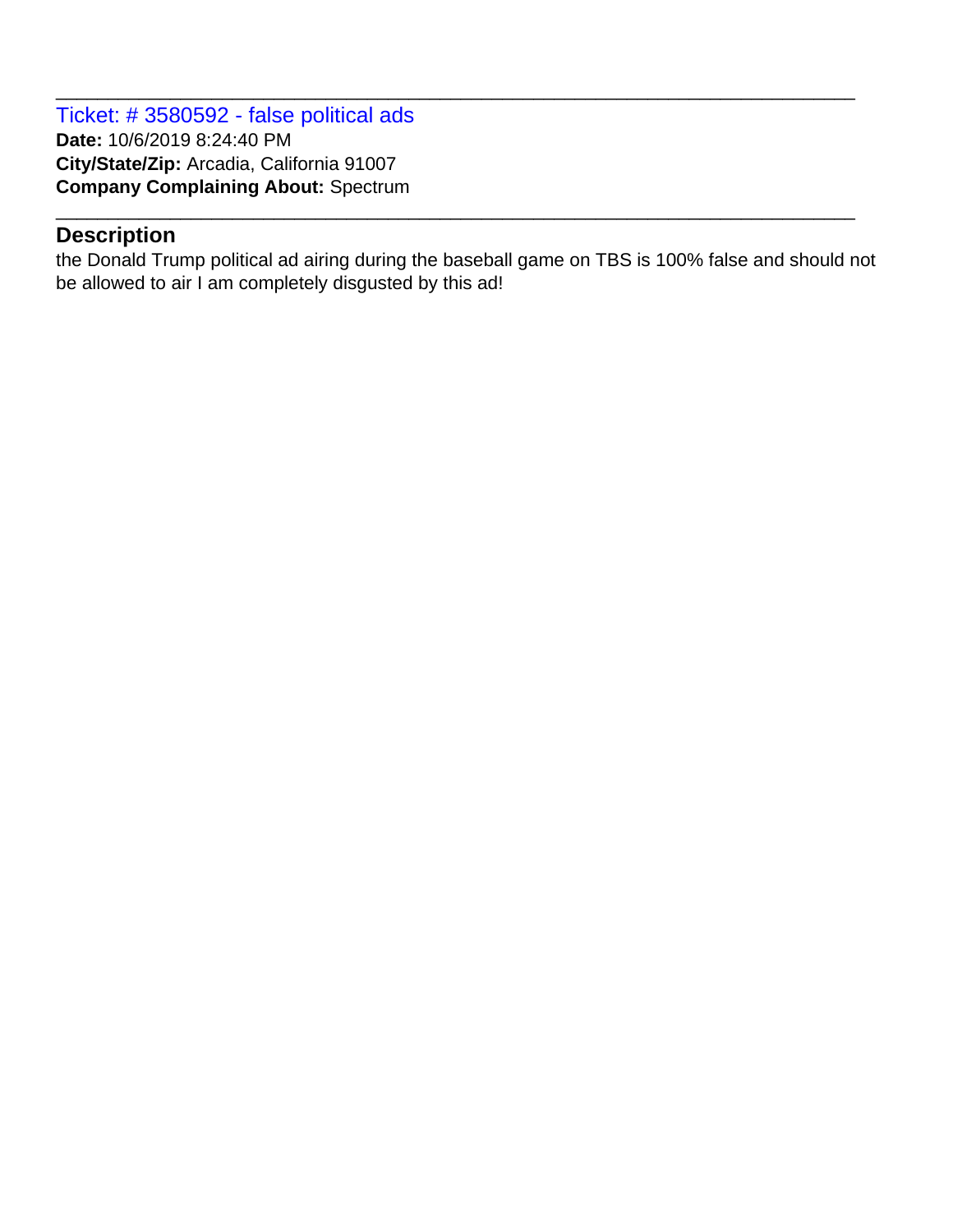Ticket: # 3580592 - false political ads

**Date:** 10/6/2019 8:24:40 PM

**City/State/Zip:** Arcadia, California 91007

**Company Complaining About:** Spectrum

## Description

the Donald Trump political ad airing during the baseball game on TBS is 100% false and should not be allowed to air I am completely disgusted by this ad!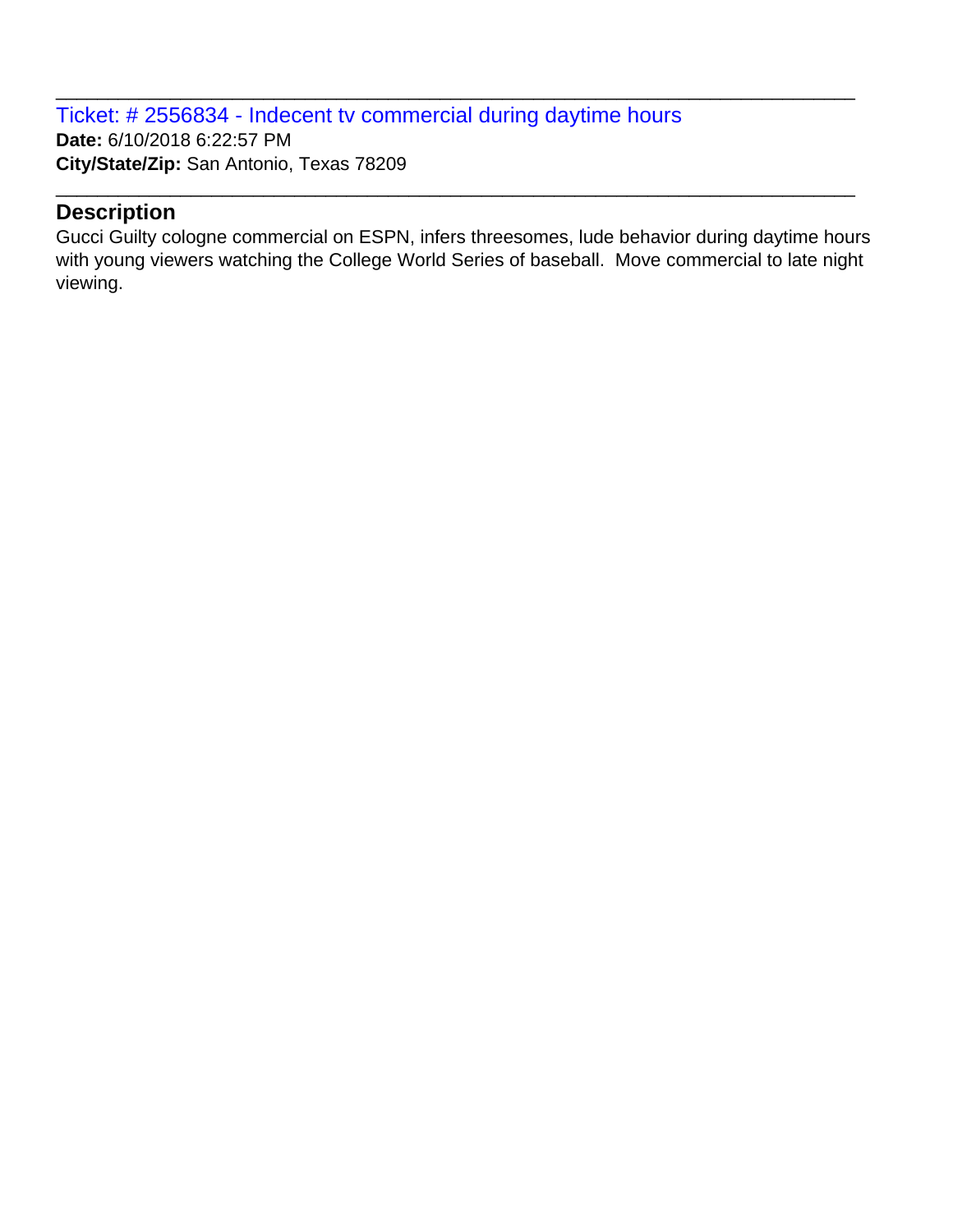Ticket: # 2556834 - Indecent tv commercial during daytime hours

**Date:** 6/10/2018 6:22:57 PM

**City/State/Zip:** San Antonio, Texas 78209

## Description

Gucci Guilty cologne commercial on ESPN, infers threesomes, lude behavior during daytime hours with young viewers watching the College World Series of baseball. Move commercial to late night viewing.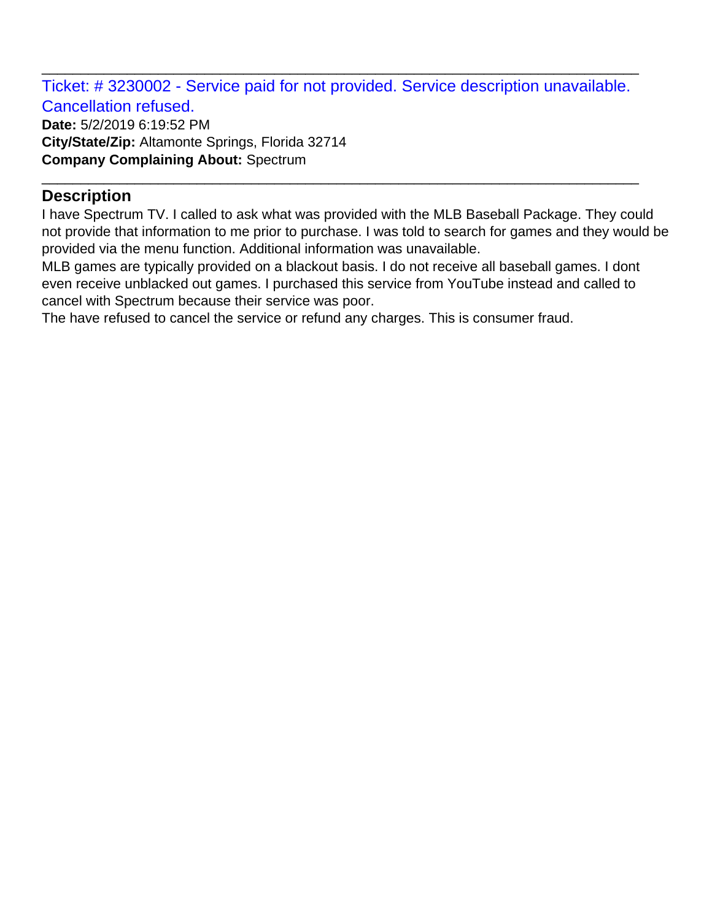---

Ticket: # 3230002 - Service paid for not provided. Service description unavailable. Cancellation refused.

**Date:** 5/2/2019 6:19:52 PM
**City/State/Zip:** Altamonte Springs, Florida 32714
**Company Complaining About:** Spectrum

---

## Description

I have Spectrum TV. I called to ask what was provided with the MLB Baseball Package. They could not provide that information to me prior to purchase. I was told to search for games and they would be provided via the menu function. Additional information was unavailable.
MLB games are typically provided on a blackout basis. I do not receive all baseball games. I dont even receive unblacked out games. I purchased this service from YouTube instead and called to cancel with Spectrum because their service was poor.
The have refused to cancel the service or refund any charges. This is consumer fraud.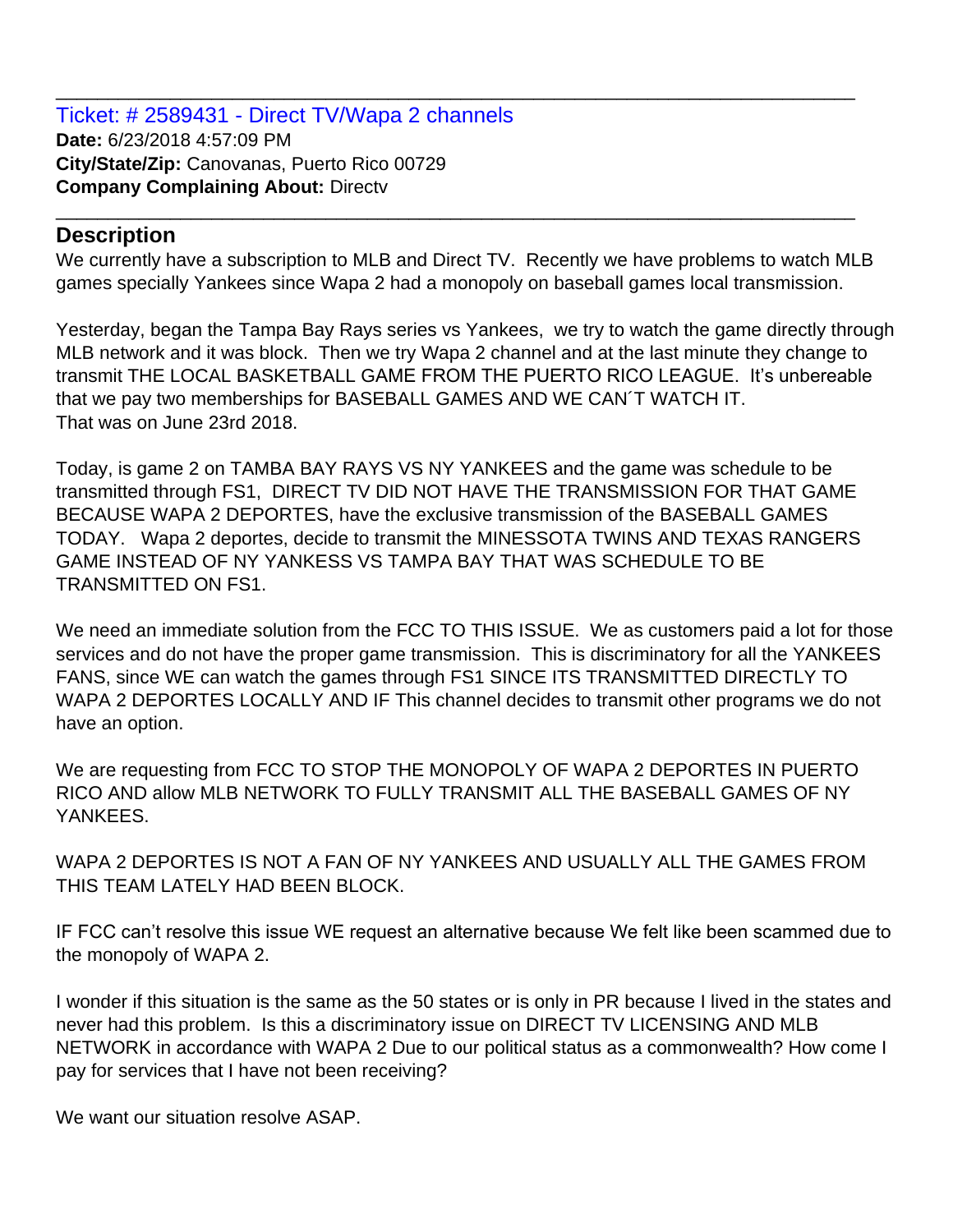---

## Ticket: # 2589431 - Direct TV/Wapa 2 channels

**Date:** 6/23/2018 4:57:09 PM
**City/State/Zip:** Canovanas, Puerto Rico 00729
**Company Complaining About:** Directv

---

## Description

We currently have a subscription to MLB and Direct TV. Recently we have problems to watch MLB games specially Yankees since Wapa 2 had a monopoly on baseball games local transmission.

Yesterday, began the Tampa Bay Rays series vs Yankees, we try to watch the game directly through MLB network and it was block. Then we try Wapa 2 channel and at the last minute they change to transmit THE LOCAL BASKETBALL GAME FROM THE PUERTO RICO LEAGUE. It's unbereable that we pay two memberships for BASEBALL GAMES AND WE CAN´T WATCH IT.
That was on June 23rd 2018.

Today, is game 2 on TAMBA BAY RAYS VS NY YANKEES and the game was schedule to be transmitted through FS1, DIRECT TV DID NOT HAVE THE TRANSMISSION FOR THAT GAME BECAUSE WAPA 2 DEPORTES, have the exclusive transmission of the BASEBALL GAMES TODAY. Wapa 2 deportes, decide to transmit the MINESSOTA TWINS AND TEXAS RANGERS GAME INSTEAD OF NY YANKESS VS TAMPA BAY THAT WAS SCHEDULE TO BE TRANSMITTED ON FS1.

We need an immediate solution from the FCC TO THIS ISSUE. We as customers paid a lot for those services and do not have the proper game transmission. This is discriminatory for all the YANKEES FANS, since WE can watch the games through FS1 SINCE ITS TRANSMITTED DIRECTLY TO WAPA 2 DEPORTES LOCALLY AND IF This channel decides to transmit other programs we do not have an option.

We are requesting from FCC TO STOP THE MONOPOLY OF WAPA 2 DEPORTES IN PUERTO RICO AND allow MLB NETWORK TO FULLY TRANSMIT ALL THE BASEBALL GAMES OF NY YANKEES.

WAPA 2 DEPORTES IS NOT A FAN OF NY YANKEES AND USUALLY ALL THE GAMES FROM THIS TEAM LATELY HAD BEEN BLOCK.

IF FCC can't resolve this issue WE request an alternative because We felt like been scammed due to the monopoly of WAPA 2.

I wonder if this situation is the same as the 50 states or is only in PR because I lived in the states and never had this problem. Is this a discriminatory issue on DIRECT TV LICENSING AND MLB NETWORK in accordance with WAPA 2 Due to our political status as a commonwealth? How come I pay for services that I have not been receiving?

We want our situation resolve ASAP.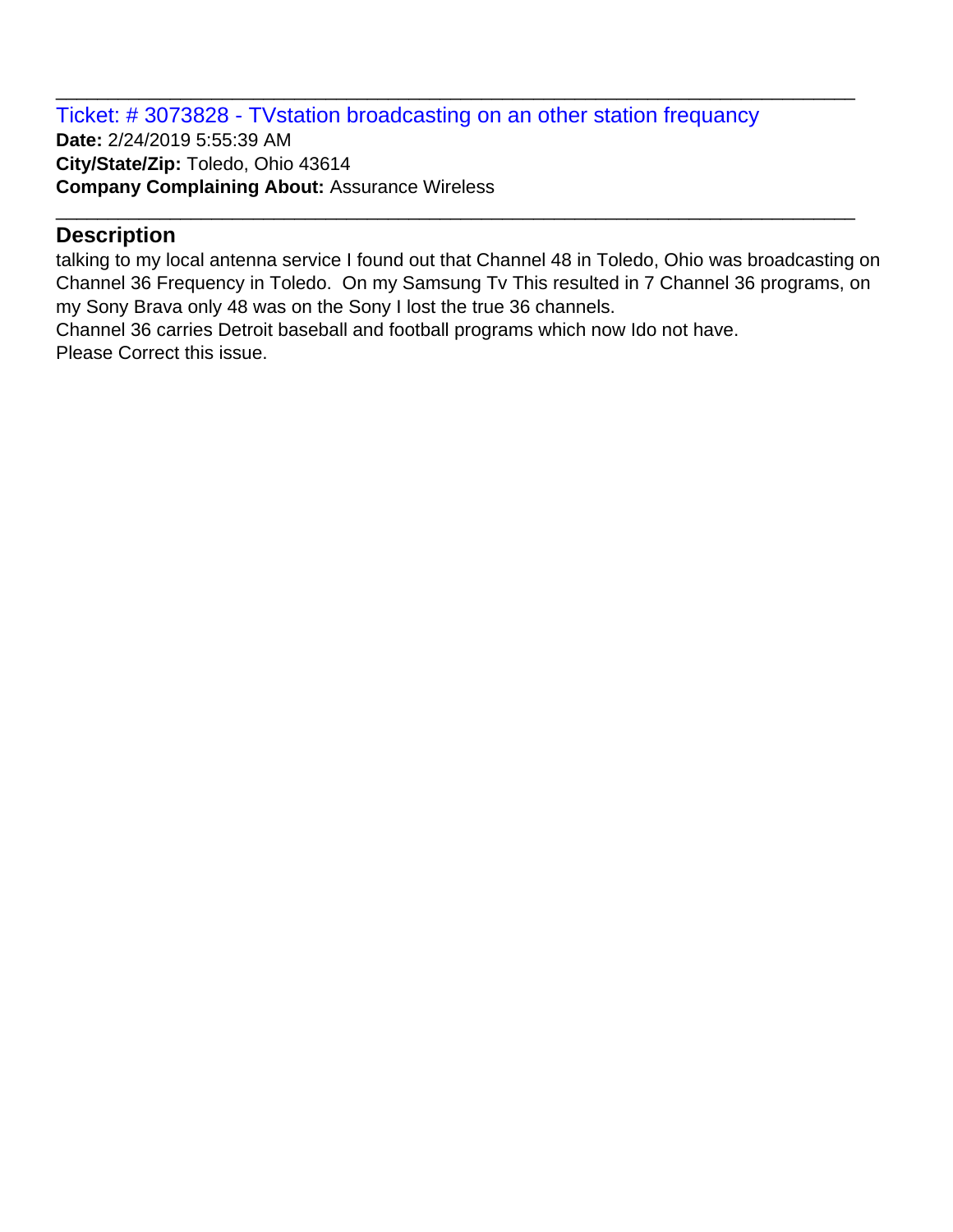Ticket: # 3073828 - TVstation broadcasting on an other station frequancy

**Date:** 2/24/2019 5:55:39 AM

**City/State/Zip:** Toledo, Ohio 43614

**Company Complaining About:** Assurance Wireless

## Description

talking to my local antenna service I found out that Channel 48 in Toledo, Ohio was broadcasting on Channel 36 Frequency in Toledo. On my Samsung Tv This resulted in 7 Channel 36 programs, on my Sony Brava only 48 was on the Sony I lost the true 36 channels.
Channel 36 carries Detroit baseball and football programs which now Ido not have.
Please Correct this issue.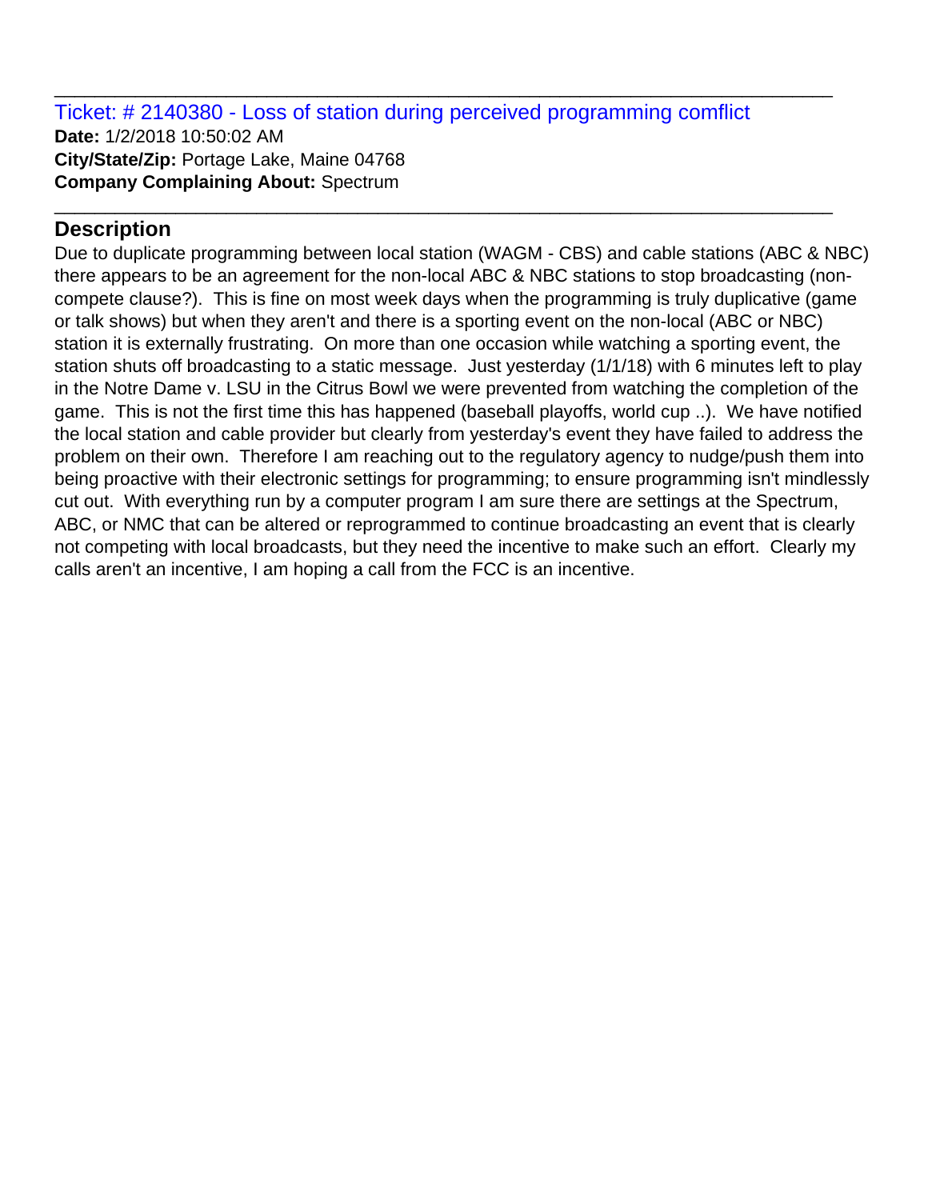---

Ticket: # 2140380 - Loss of station during perceived programming comflict

**Date:** 1/2/2018 10:50:02 AM

**City/State/Zip:** Portage Lake, Maine 04768

**Company Complaining About:** Spectrum

---

## Description

Due to duplicate programming between local station (WAGM - CBS) and cable stations (ABC & NBC) there appears to be an agreement for the non-local ABC & NBC stations to stop broadcasting (non-compete clause?). This is fine on most week days when the programming is truly duplicative (game or talk shows) but when they aren't and there is a sporting event on the non-local (ABC or NBC) station it is externally frustrating. On more than one occasion while watching a sporting event, the station shuts off broadcasting to a static message. Just yesterday (1/1/18) with 6 minutes left to play in the Notre Dame v. LSU in the Citrus Bowl we were prevented from watching the completion of the game. This is not the first time this has happened (baseball playoffs, world cup ..). We have notified the local station and cable provider but clearly from yesterday's event they have failed to address the problem on their own. Therefore I am reaching out to the regulatory agency to nudge/push them into being proactive with their electronic settings for programming; to ensure programming isn't mindlessly cut out. With everything run by a computer program I am sure there are settings at the Spectrum, ABC, or NMC that can be altered or reprogrammed to continue broadcasting an event that is clearly not competing with local broadcasts, but they need the incentive to make such an effort. Clearly my calls aren't an incentive, I am hoping a call from the FCC is an incentive.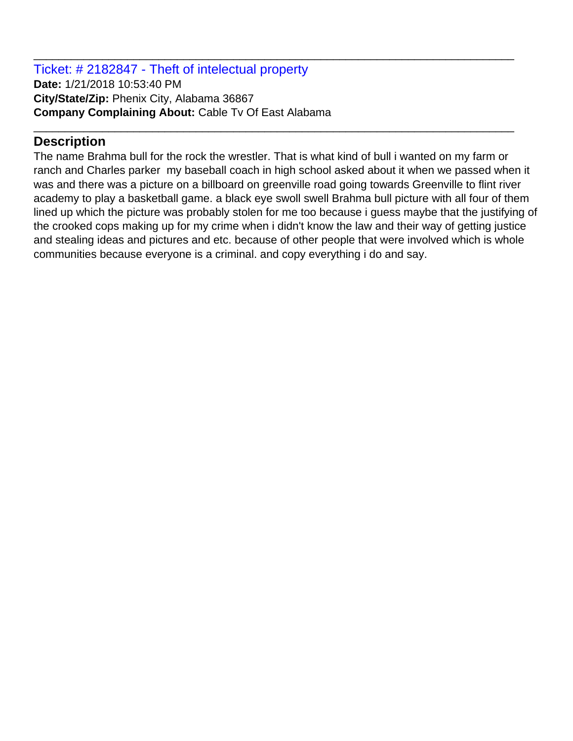---

Ticket: # 2182847 - Theft of intelectual property

**Date:** 1/21/2018 10:53:40 PM

**City/State/Zip:** Phenix City, Alabama 36867

**Company Complaining About:** Cable Tv Of East Alabama

---

## Description

The name Brahma bull for the rock the wrestler. That is what kind of bull i wanted on my farm or ranch and Charles parker my baseball coach in high school asked about it when we passed when it was and there was a picture on a billboard on greenville road going towards Greenville to flint river academy to play a basketball game. a black eye swoll swell Brahma bull picture with all four of them lined up which the picture was probably stolen for me too because i guess maybe that the justifying of the crooked cops making up for my crime when i didn't know the law and their way of getting justice and stealing ideas and pictures and etc. because of other people that were involved which is whole communities because everyone is a criminal. and copy everything i do and say.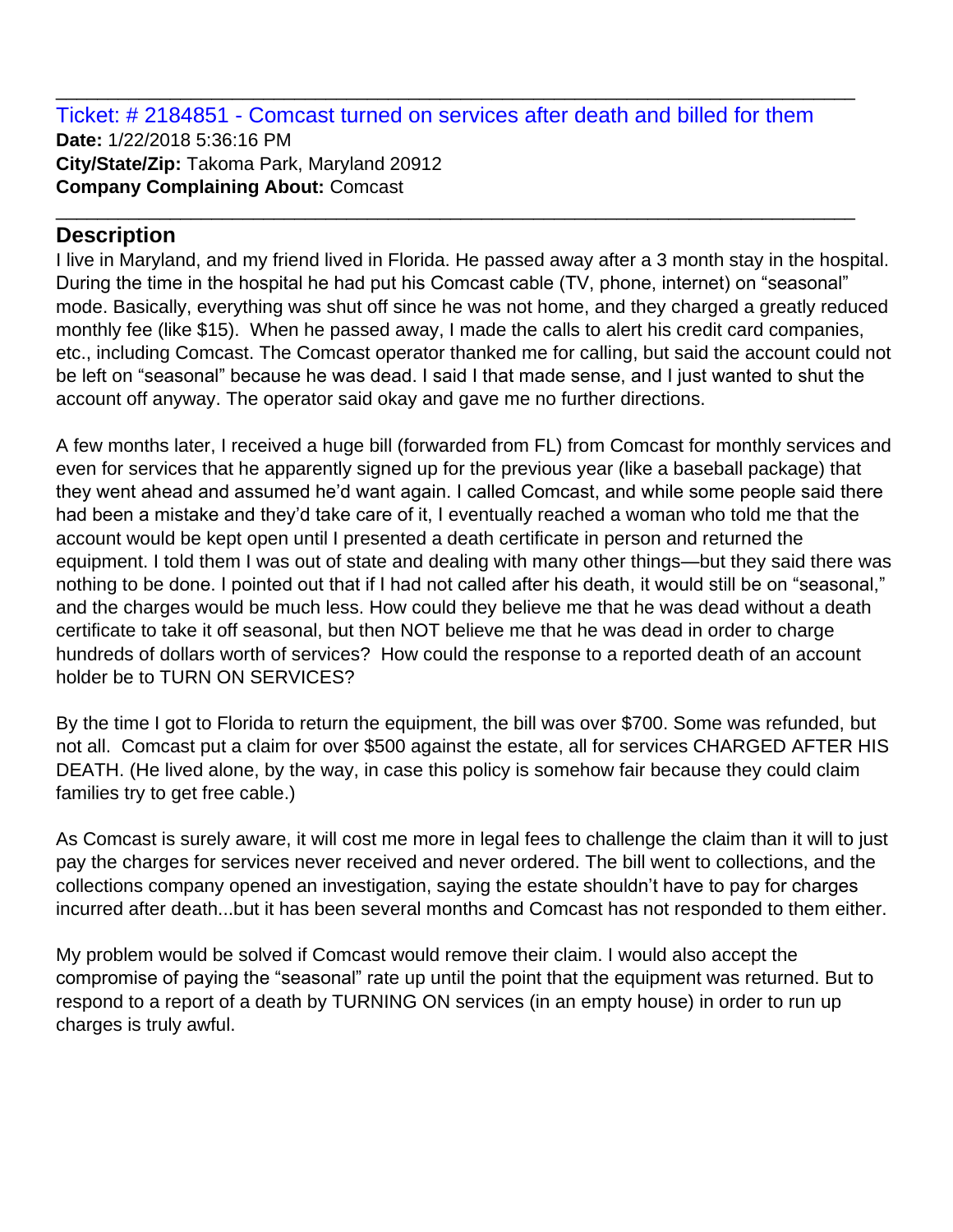## Ticket: # 2184851 - Comcast turned on services after death and billed for them

**Date:** 1/22/2018 5:36:16 PM
**City/State/Zip:** Takoma Park, Maryland 20912
**Company Complaining About:** Comcast

## Description

I live in Maryland, and my friend lived in Florida. He passed away after a 3 month stay in the hospital. During the time in the hospital he had put his Comcast cable (TV, phone, internet) on "seasonal" mode. Basically, everything was shut off since he was not home, and they charged a greatly reduced monthly fee (like $15). When he passed away, I made the calls to alert his credit card companies, etc., including Comcast. The Comcast operator thanked me for calling, but said the account could not be left on "seasonal" because he was dead. I said I that made sense, and I just wanted to shut the account off anyway. The operator said okay and gave me no further directions.

A few months later, I received a huge bill (forwarded from FL) from Comcast for monthly services and even for services that he apparently signed up for the previous year (like a baseball package) that they went ahead and assumed he'd want again. I called Comcast, and while some people said there had been a mistake and they'd take care of it, I eventually reached a woman who told me that the account would be kept open until I presented a death certificate in person and returned the equipment. I told them I was out of state and dealing with many other things—but they said there was nothing to be done. I pointed out that if I had not called after his death, it would still be on "seasonal," and the charges would be much less. How could they believe me that he was dead without a death certificate to take it off seasonal, but then NOT believe me that he was dead in order to charge hundreds of dollars worth of services? How could the response to a reported death of an account holder be to TURN ON SERVICES?

By the time I got to Florida to return the equipment, the bill was over $700. Some was refunded, but not all. Comcast put a claim for over $500 against the estate, all for services CHARGED AFTER HIS DEATH. (He lived alone, by the way, in case this policy is somehow fair because they could claim families try to get free cable.)

As Comcast is surely aware, it will cost me more in legal fees to challenge the claim than it will to just pay the charges for services never received and never ordered. The bill went to collections, and the collections company opened an investigation, saying the estate shouldn't have to pay for charges incurred after death...but it has been several months and Comcast has not responded to them either.

My problem would be solved if Comcast would remove their claim. I would also accept the compromise of paying the "seasonal" rate up until the point that the equipment was returned. But to respond to a report of a death by TURNING ON services (in an empty house) in order to run up charges is truly awful.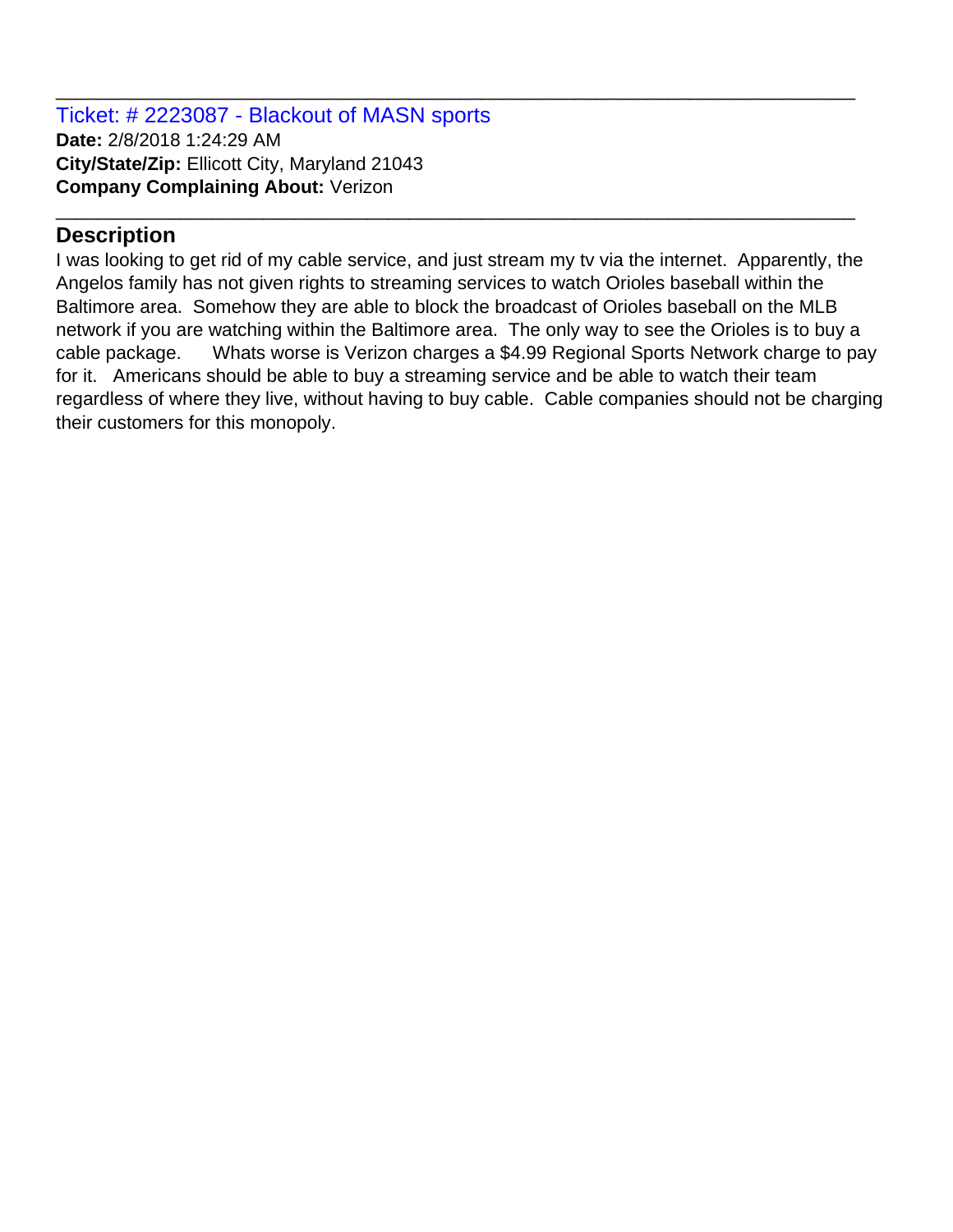---

## Ticket: # 2223087 - Blackout of MASN sports

**Date:** 2/8/2018 1:24:29 AM
**City/State/Zip:** Ellicott City, Maryland 21043
**Company Complaining About:** Verizon

---

## Description

I was looking to get rid of my cable service, and just stream my tv via the internet. Apparently, the Angelos family has not given rights to streaming services to watch Orioles baseball within the Baltimore area. Somehow they are able to block the broadcast of Orioles baseball on the MLB network if you are watching within the Baltimore area. The only way to see the Orioles is to buy a cable package. Whats worse is Verizon charges a $4.99 Regional Sports Network charge to pay for it. Americans should be able to buy a streaming service and be able to watch their team regardless of where they live, without having to buy cable. Cable companies should not be charging their customers for this monopoly.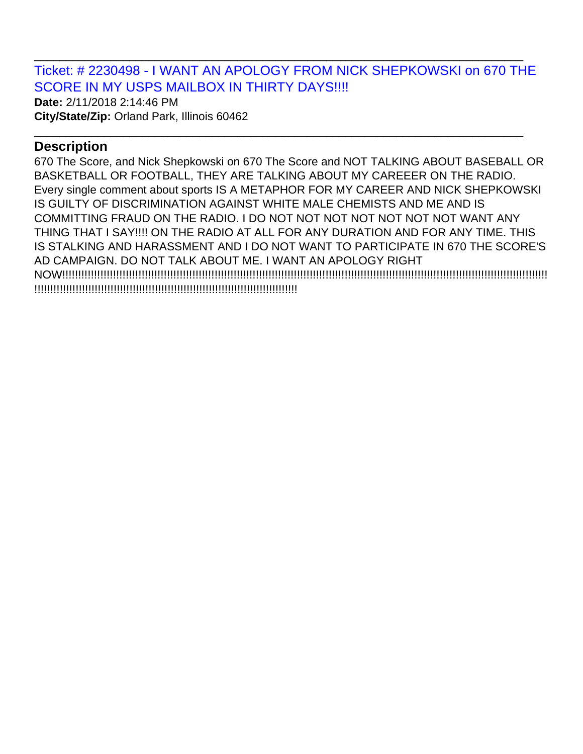## Ticket: # 2230498 - I WANT AN APOLOGY FROM NICK SHEPKOWSKI on 670 THE SCORE IN MY USPS MAILBOX IN THIRTY DAYS!!!!

**Date:** 2/11/2018 2:14:46 PM

**City/State/Zip:** Orland Park, Illinois 60462

### Description

670 The Score, and Nick Shepkowski on 670 The Score and NOT TALKING ABOUT BASEBALL OR BASKETBALL OR FOOTBALL, THEY ARE TALKING ABOUT MY CAREEER ON THE RADIO. Every single comment about sports IS A METAPHOR FOR MY CAREER AND NICK SHEPKOWSKI IS GUILTY OF DISCRIMINATION AGAINST WHITE MALE CHEMISTS AND ME AND IS COMMITTING FRAUD ON THE RADIO. I DO NOT NOT NOT NOT NOT NOT NOT WANT ANY THING THAT I SAY!!!! ON THE RADIO AT ALL FOR ANY DURATION AND FOR ANY TIME. THIS IS STALKING AND HARASSMENT AND I DO NOT WANT TO PARTICIPATE IN 670 THE SCORE'S AD CAMPAIGN. DO NOT TALK ABOUT ME. I WANT AN APOLOGY RIGHT NOW!!!!!!!!!!!!!!!!!!!!!!!!!!!!!!!!!!!!!!!!!!!!!!!!!!!!!!!!!!!!!!!!!!!!!!!!!!!!!!!!!!!!!!!!!!!!!!!!!!!!!!!!!!!!!!!!!!!!!!!!!!!!!!!!!!!!!!!!!!!!!!!!!!!!!!!!!!!!!!!!!!!!!!!!!!!!!!!!!!!!!!!!!!!!!!!!!!!!!!!!!!!!!!!!!!!!!!!!!!!!!!!!!!!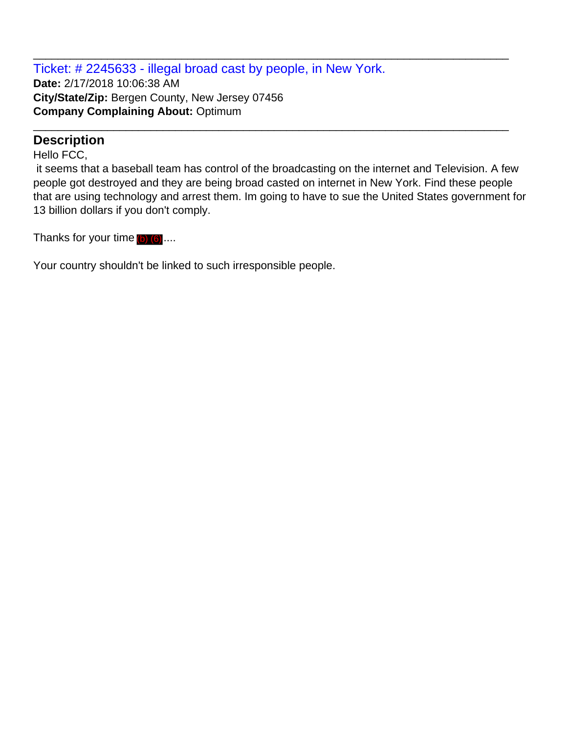---

Ticket: # 2245633 - illegal broad cast by people, in New York.
**Date:** 2/17/2018 10:06:38 AM
**City/State/Zip:** Bergen County, New Jersey 07456
**Company Complaining About:** Optimum

---

## Description

Hello FCC,
 it seems that a baseball team has control of the broadcasting on the internet and Television. A few people got destroyed and they are being broad casted on internet in New York. Find these people that are using technology and arrest them. Im going to have to sue the United States government for 13 billion dollars if you don't comply.

Thanks for your time (b) (6)....

Your country shouldn't be linked to such irresponsible people.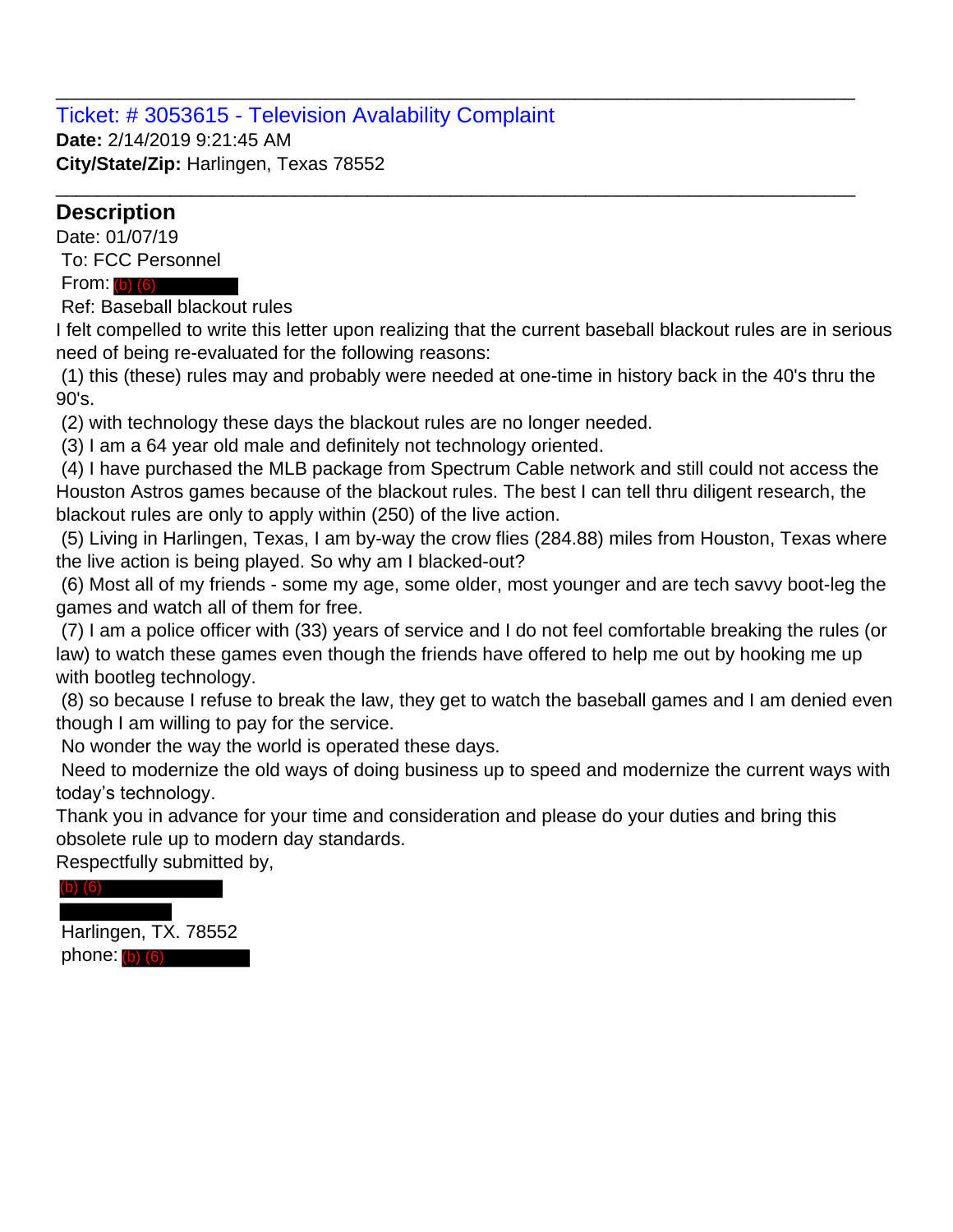## Ticket: # 3053615 - Television Avalability Complaint

**Date:** 2/14/2019 9:21:45 AM

**City/State/Zip:** Harlingen, Texas 78552

---

## Description

Date: 01/07/19

To: FCC Personnel

From: (b) (6)

Ref: Baseball blackout rules

I felt compelled to write this letter upon realizing that the current baseball blackout rules are in serious need of being re-evaluated for the following reasons:

(1) this (these) rules may and probably were needed at one-time in history back in the 40's thru the 90's.

(2) with technology these days the blackout rules are no longer needed.

(3) I am a 64 year old male and definitely not technology oriented.

(4) I have purchased the MLB package from Spectrum Cable network and still could not access the Houston Astros games because of the blackout rules. The best I can tell thru diligent research, the blackout rules are only to apply within (250) of the live action.

(5) Living in Harlingen, Texas, I am by-way the crow flies (284.88) miles from Houston, Texas where the live action is being played. So why am I blacked-out?

(6) Most all of my friends - some my age, some older, most younger and are tech savvy boot-leg the games and watch all of them for free.

(7) I am a police officer with (33) years of service and I do not feel comfortable breaking the rules (or law) to watch these games even though the friends have offered to help me out by hooking me up with bootleg technology.

(8) so because I refuse to break the law, they get to watch the baseball games and I am denied even though I am willing to pay for the service.

No wonder the way the world is operated these days.

Need to modernize the old ways of doing business up to speed and modernize the current ways with today's technology.

Thank you in advance for your time and consideration and please do your duties and bring this obsolete rule up to modern day standards.

Respectfully submitted by,

(b) (6)

Harlingen, TX. 78552

phone: (b) (6)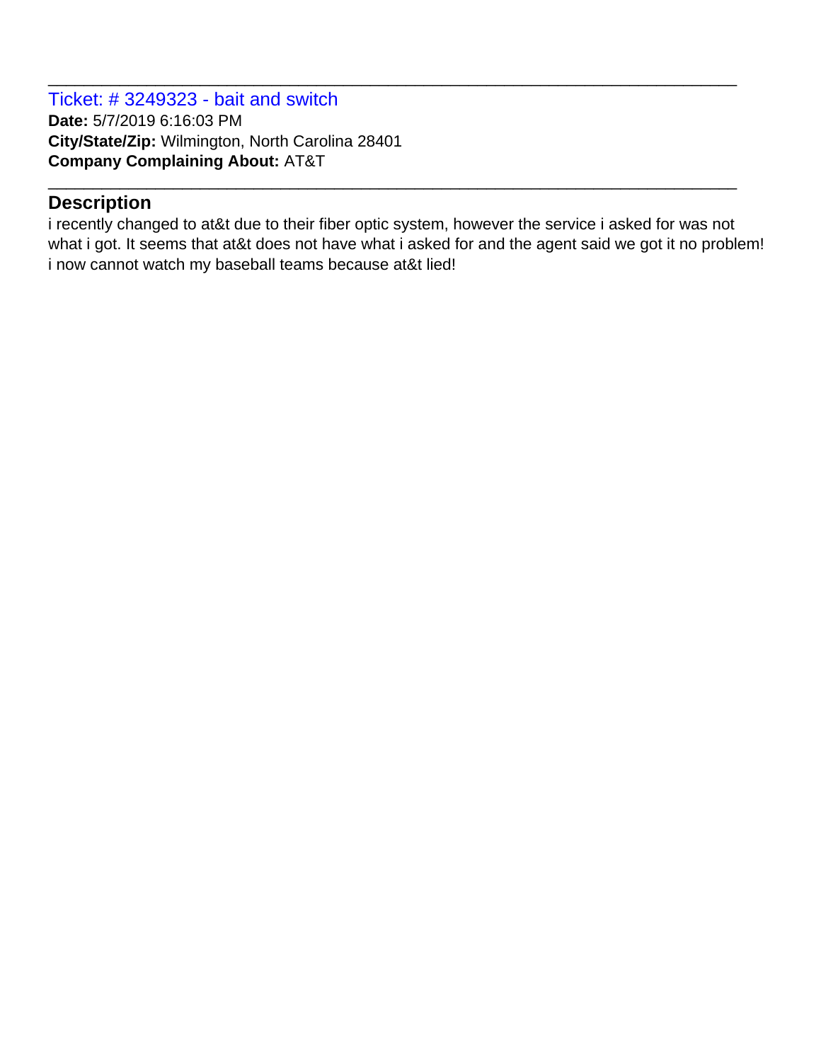## Ticket: # 3249323 - bait and switch

**Date:** 5/7/2019 6:16:03 PM
**City/State/Zip:** Wilmington, North Carolina 28401
**Company Complaining About:** AT&T

---

## Description

i recently changed to at&t due to their fiber optic system, however the service i asked for was not what i got. It seems that at&t does not have what i asked for and the agent said we got it no problem! i now cannot watch my baseball teams because at&t lied!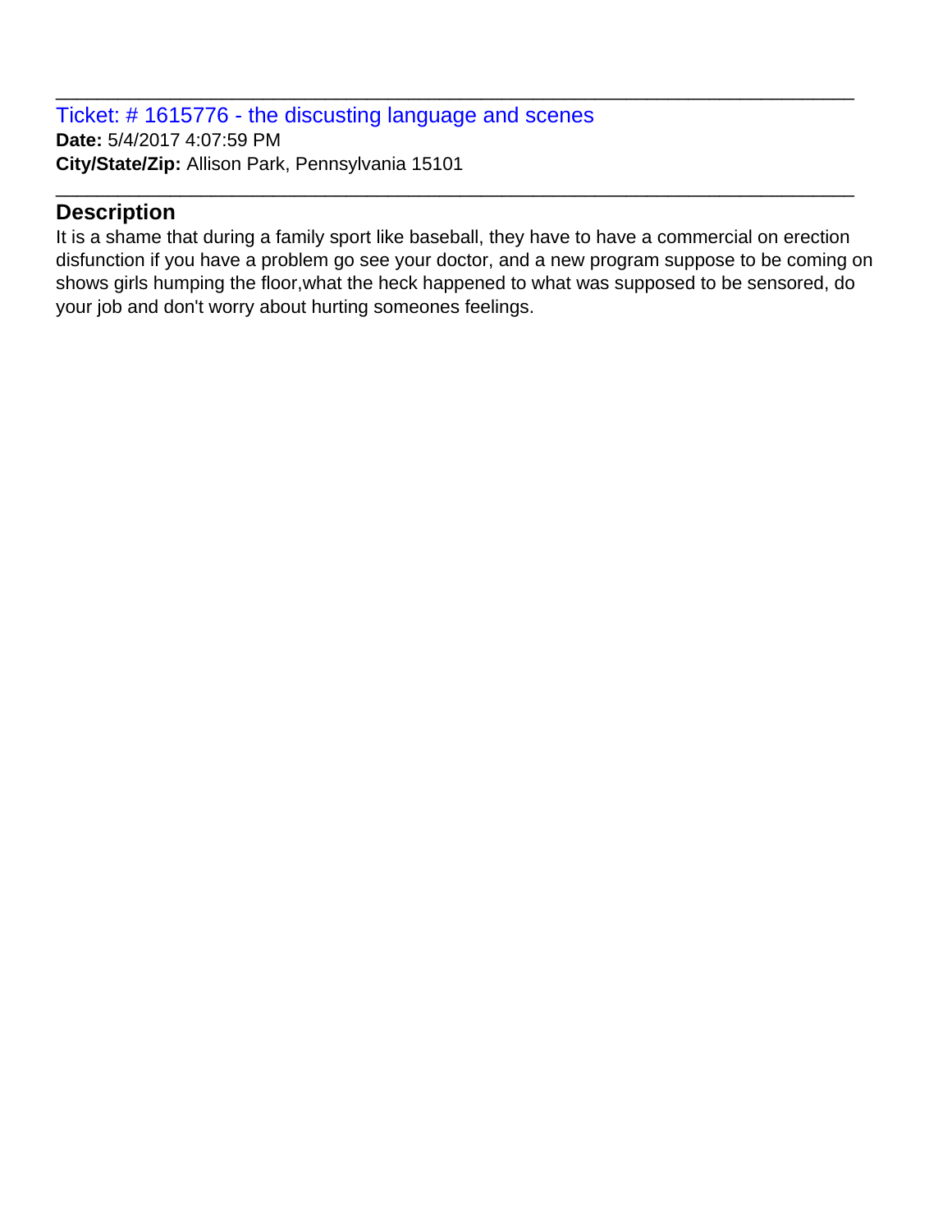---

Ticket: # 1615776 - the discusting language and scenes

**Date:** 5/4/2017 4:07:59 PM

**City/State/Zip:** Allison Park, Pennsylvania 15101

---

## Description

It is a shame that during a family sport like baseball, they have to have a commercial on erection disfunction if you have a problem go see your doctor, and a new program suppose to be coming on shows girls humping the floor,what the heck happened to what was supposed to be sensored, do your job and don't worry about hurting someones feelings.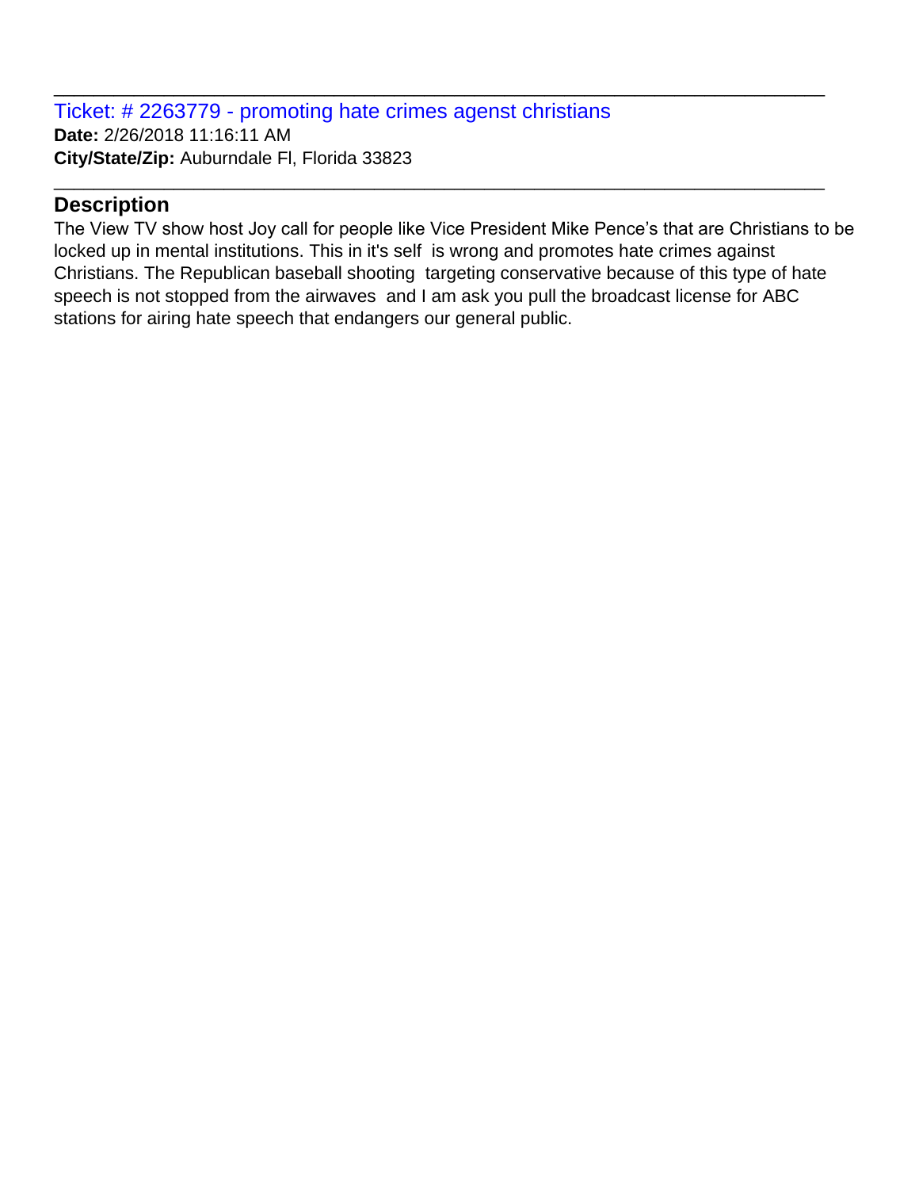---

## Ticket: # 2263779 - promoting hate crimes agenst christians

**Date:** 2/26/2018 11:16:11 AM

**City/State/Zip:** Auburndale Fl, Florida 33823

---

## Description

The View TV show host Joy call for people like Vice President Mike Pence's that are Christians to be locked up in mental institutions. This in it's self is wrong and promotes hate crimes against Christians. The Republican baseball shooting targeting conservative because of this type of hate speech is not stopped from the airwaves and I am ask you pull the broadcast license for ABC stations for airing hate speech that endangers our general public.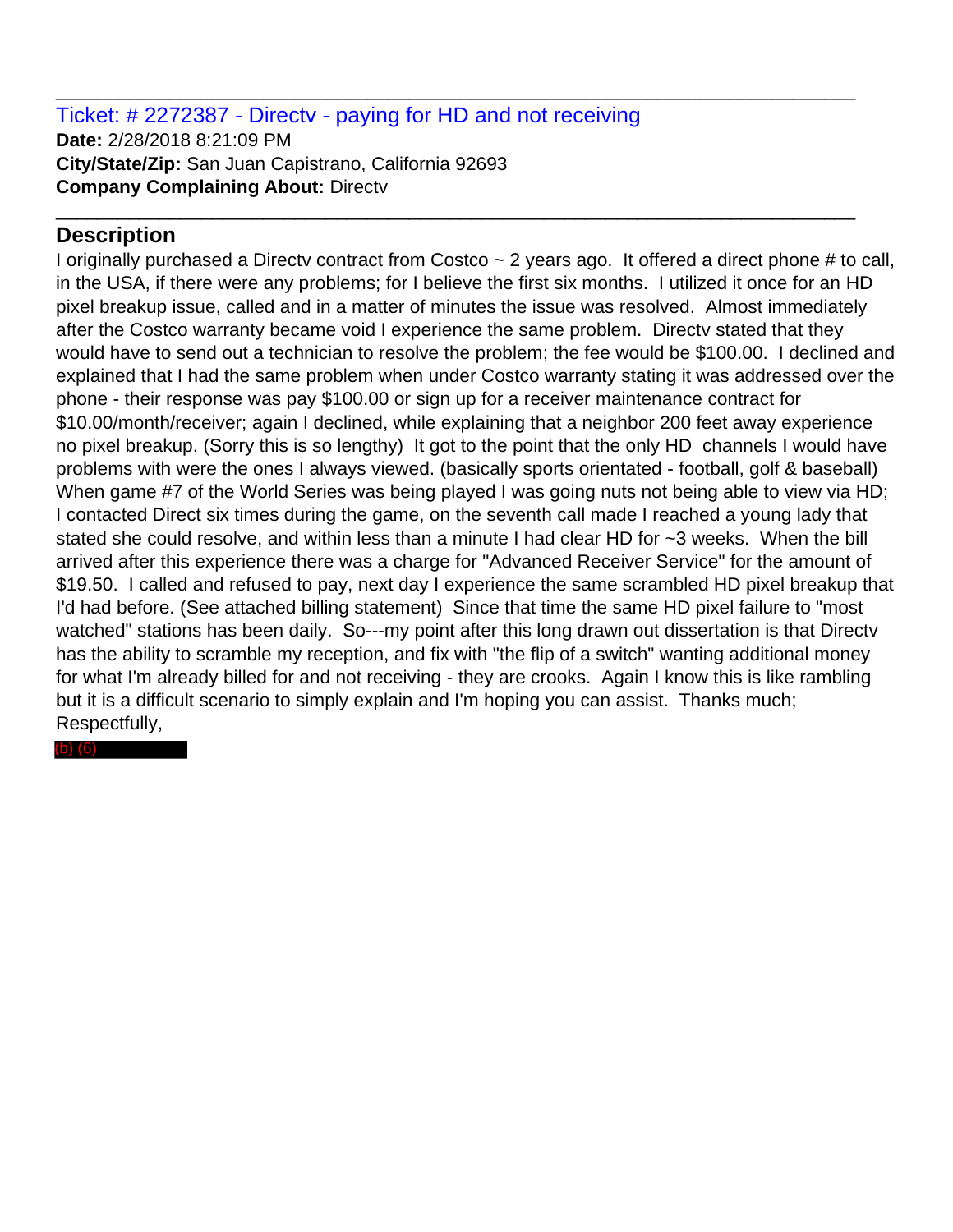## Ticket: # 2272387 - Directv - paying for HD and not receiving

**Date:** 2/28/2018 8:21:09 PM
**City/State/Zip:** San Juan Capistrano, California 92693
**Company Complaining About:** Directv

## Description

I originally purchased a Directv contract from Costco ~ 2 years ago.  It offered a direct phone # to call, in the USA, if there were any problems; for I believe the first six months.  I utilized it once for an HD pixel breakup issue, called and in a matter of minutes the issue was resolved.  Almost immediately after the Costco warranty became void I experience the same problem.  Directv stated that they would have to send out a technician to resolve the problem; the fee would be $100.00.  I declined and explained that I had the same problem when under Costco warranty stating it was addressed over the phone - their response was pay $100.00 or sign up for a receiver maintenance contract for $10.00/month/receiver; again I declined, while explaining that a neighbor 200 feet away experience no pixel breakup. (Sorry this is so lengthy)  It got to the point that the only HD  channels I would have problems with were the ones I always viewed. (basically sports orientated - football, golf & baseball) When game #7 of the World Series was being played I was going nuts not being able to view via HD; I contacted Direct six times during the game, on the seventh call made I reached a young lady that stated she could resolve, and within less than a minute I had clear HD for ~3 weeks.  When the bill arrived after this experience there was a charge for "Advanced Receiver Service" for the amount of $19.50.  I called and refused to pay, next day I experience the same scrambled HD pixel breakup that I'd had before. (See attached billing statement)  Since that time the same HD pixel failure to "most watched" stations has been daily.  So---my point after this long drawn out dissertation is that Directv has the ability to scramble my reception, and fix with "the flip of a switch" wanting additional money for what I'm already billed for and not receiving - they are crooks.  Again I know this is like rambling but it is a difficult scenario to simply explain and I'm hoping you can assist.  Thanks much;
Respectfully,

(b) (6)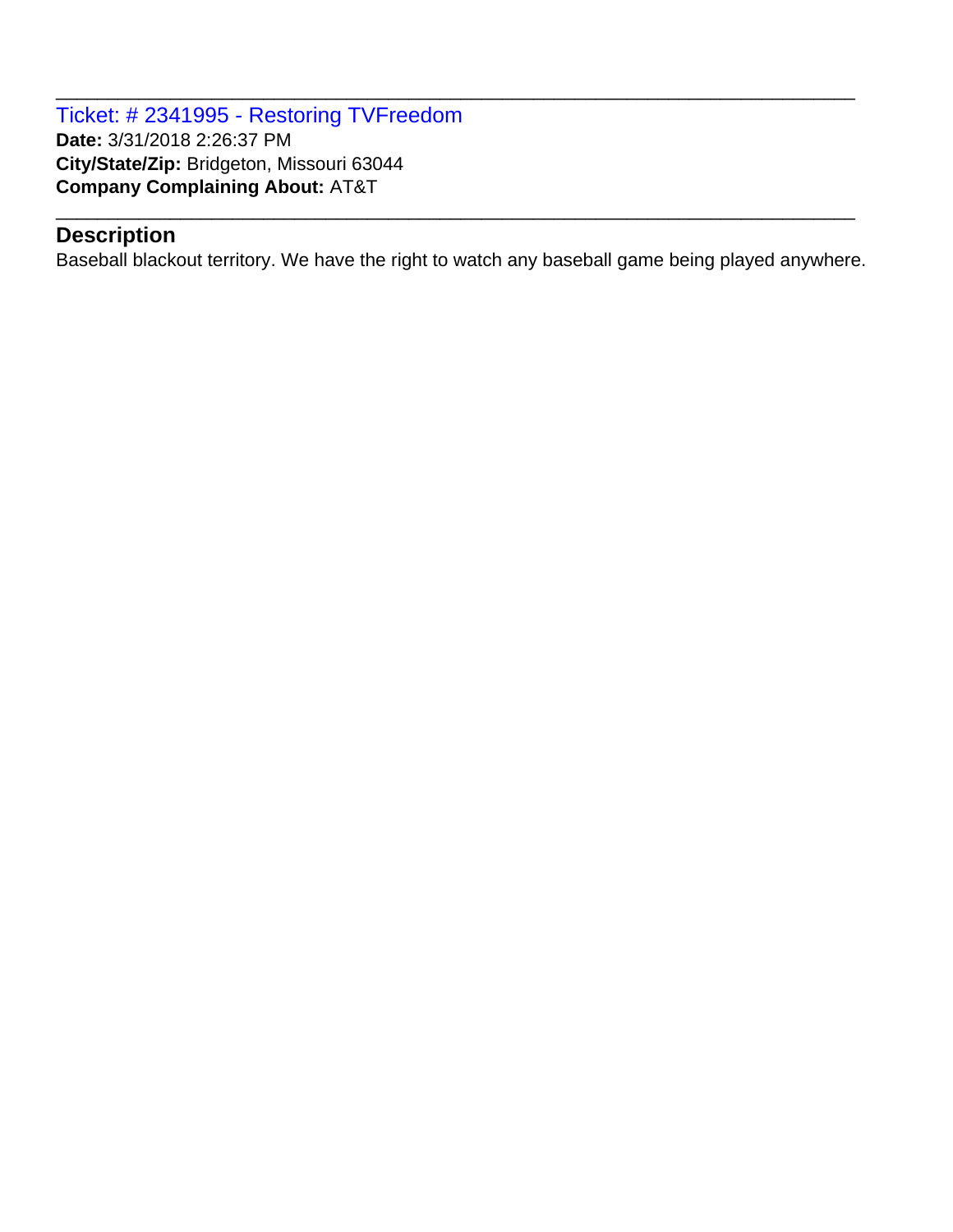---

Ticket: # 2341995 - Restoring TVFreedom

**Date:** 3/31/2018 2:26:37 PM
**City/State/Zip:** Bridgeton, Missouri 63044
**Company Complaining About:** AT&T

---

## Description

Baseball blackout territory. We have the right to watch any baseball game being played anywhere.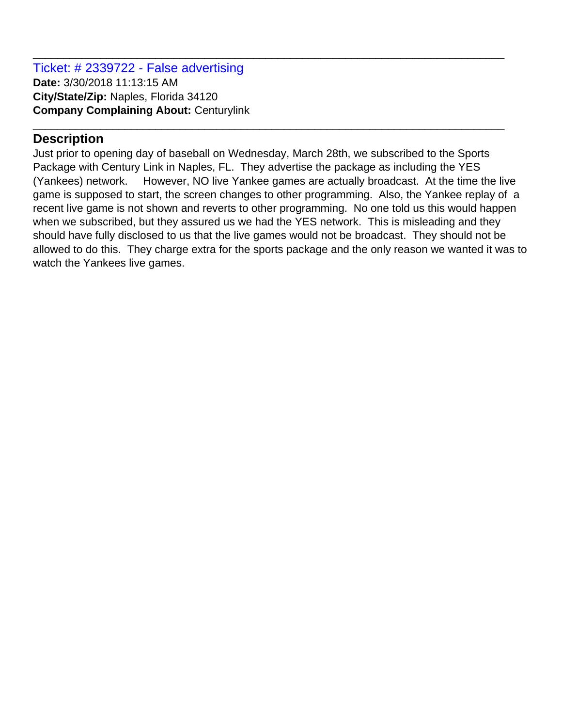---

Ticket: # 2339722 - False advertising

**Date:** 3/30/2018 11:13:15 AM

**City/State/Zip:** Naples, Florida 34120

**Company Complaining About:** Centurylink

---

## Description

Just prior to opening day of baseball on Wednesday, March 28th, we subscribed to the Sports Package with Century Link in Naples, FL. They advertise the package as including the YES (Yankees) network. However, NO live Yankee games are actually broadcast. At the time the live game is supposed to start, the screen changes to other programming. Also, the Yankee replay of a recent live game is not shown and reverts to other programming. No one told us this would happen when we subscribed, but they assured us we had the YES network. This is misleading and they should have fully disclosed to us that the live games would not be broadcast. They should not be allowed to do this. They charge extra for the sports package and the only reason we wanted it was to watch the Yankees live games.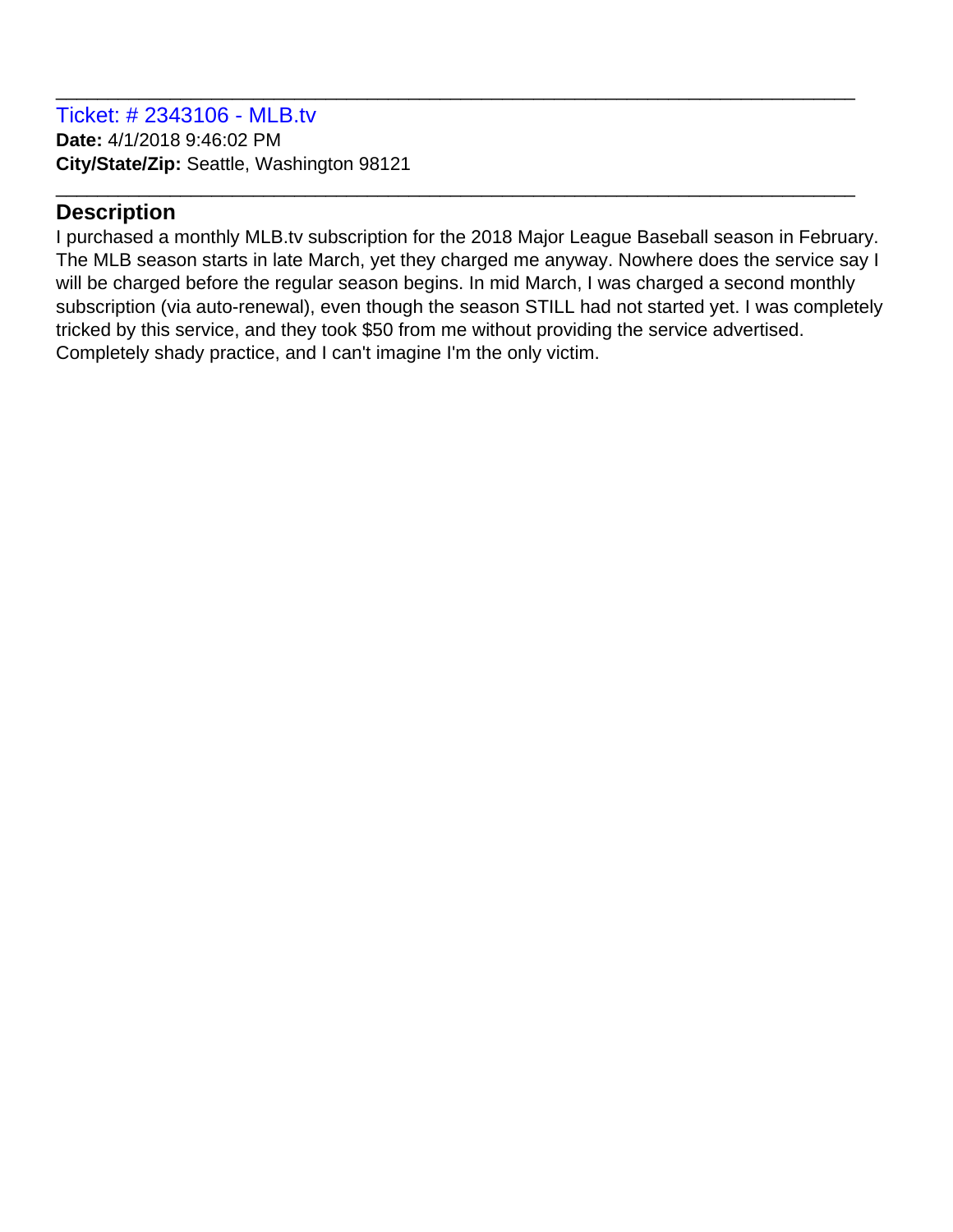---

Ticket: # 2343106 - MLB.tv

**Date:** 4/1/2018 9:46:02 PM

**City/State/Zip:** Seattle, Washington 98121

---

## Description

I purchased a monthly MLB.tv subscription for the 2018 Major League Baseball season in February. The MLB season starts in late March, yet they charged me anyway. Nowhere does the service say I will be charged before the regular season begins. In mid March, I was charged a second monthly subscription (via auto-renewal), even though the season STILL had not started yet. I was completely tricked by this service, and they took $50 from me without providing the service advertised. Completely shady practice, and I can't imagine I'm the only victim.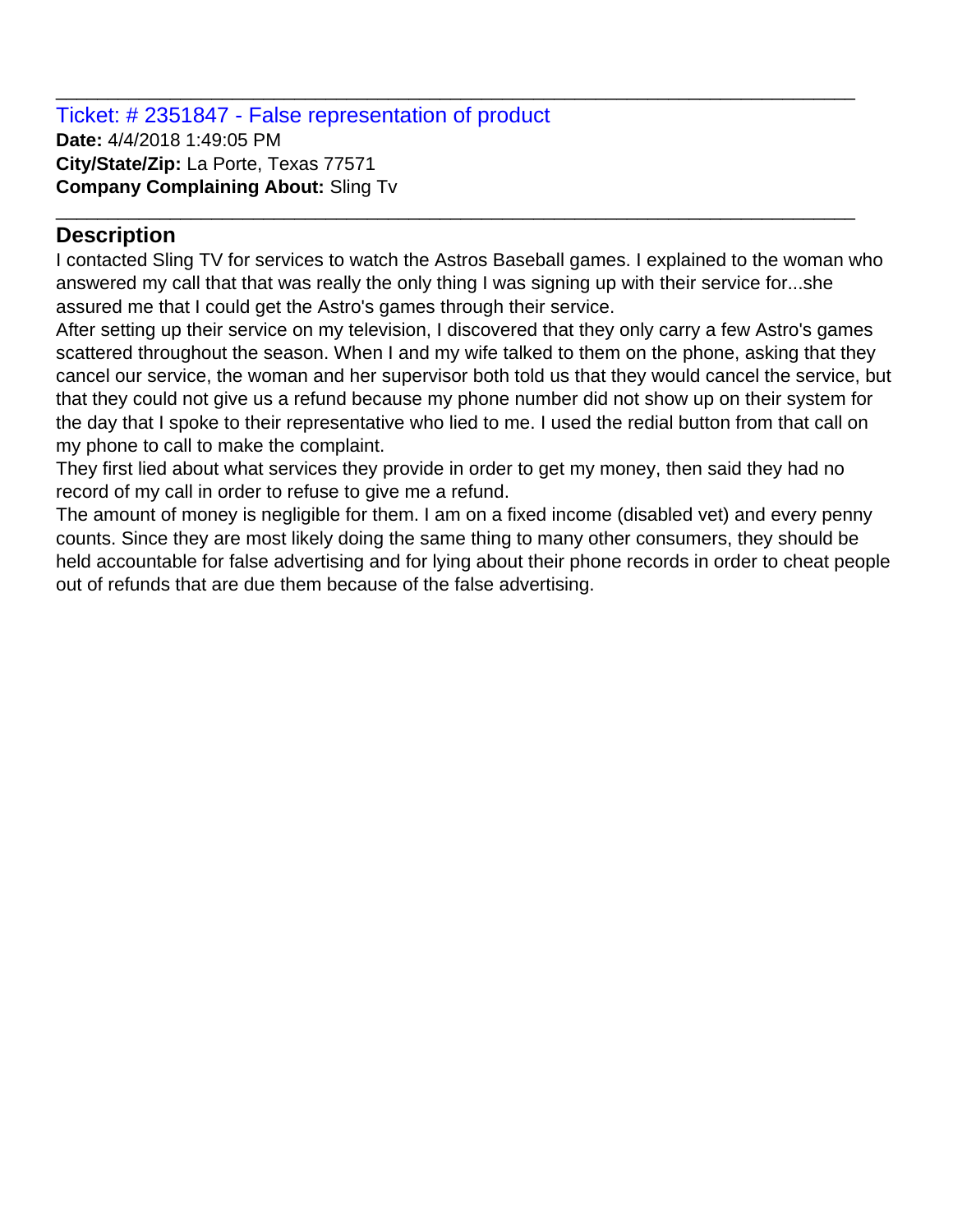---

## Ticket: # 2351847 - False representation of product

**Date:** 4/4/2018 1:49:05 PM
**City/State/Zip:** La Porte, Texas 77571
**Company Complaining About:** Sling Tv

---

## Description

I contacted Sling TV for services to watch the Astros Baseball games. I explained to the woman who answered my call that that was really the only thing I was signing up with their service for...she assured me that I could get the Astro's games through their service.
After setting up their service on my television, I discovered that they only carry a few Astro's games scattered throughout the season. When I and my wife talked to them on the phone, asking that they cancel our service, the woman and her supervisor both told us that they would cancel the service, but that they could not give us a refund because my phone number did not show up on their system for the day that I spoke to their representative who lied to me. I used the redial button from that call on my phone to call to make the complaint.
They first lied about what services they provide in order to get my money, then said they had no record of my call in order to refuse to give me a refund.
The amount of money is negligible for them. I am on a fixed income (disabled vet) and every penny counts. Since they are most likely doing the same thing to many other consumers, they should be held accountable for false advertising and for lying about their phone records in order to cheat people out of refunds that are due them because of the false advertising.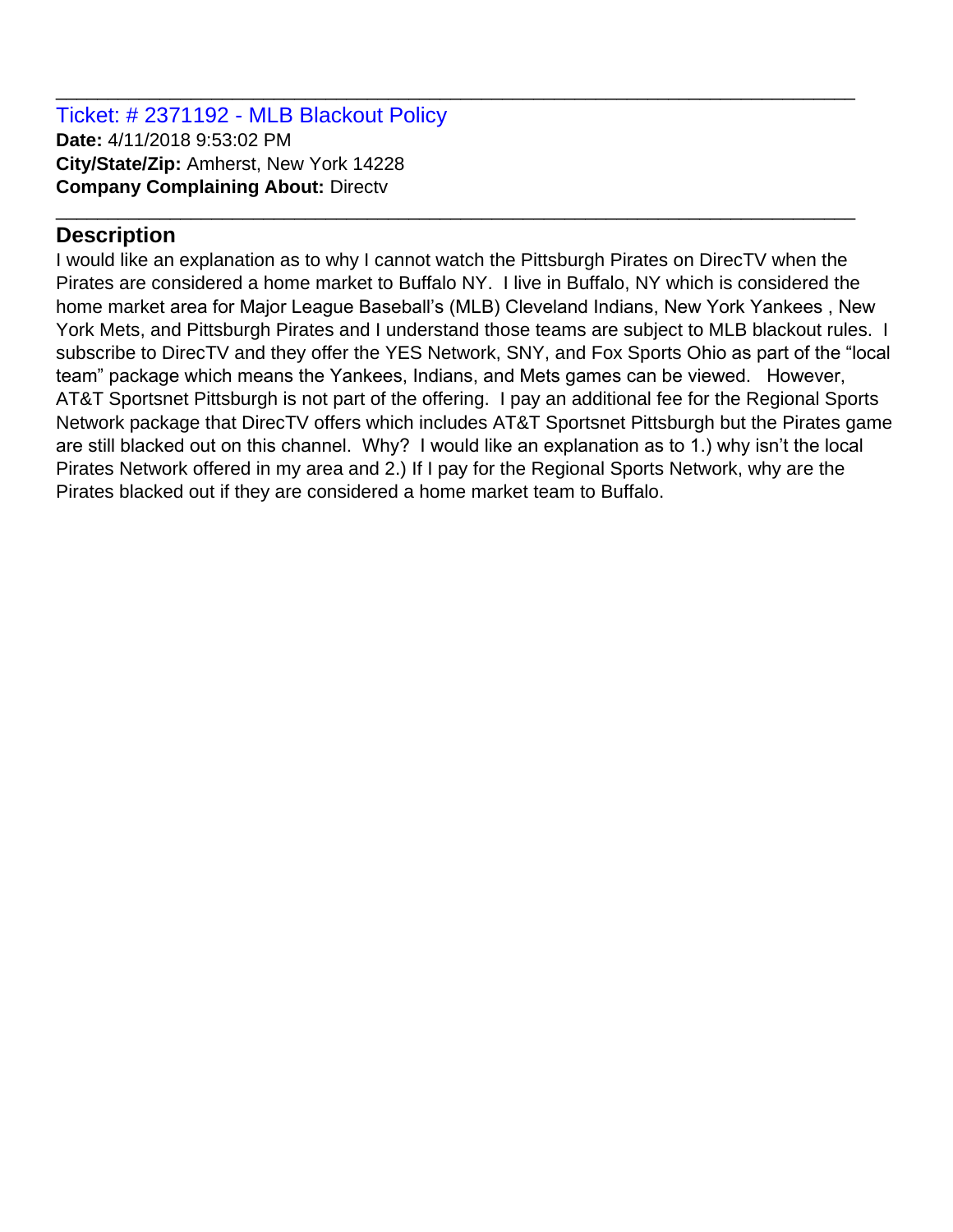Ticket: # 2371192 - MLB Blackout Policy

**Date:** 4/11/2018 9:53:02 PM
**City/State/Zip:** Amherst, New York 14228
**Company Complaining About:** Directv

## Description

I would like an explanation as to why I cannot watch the Pittsburgh Pirates on DirecTV when the Pirates are considered a home market to Buffalo NY. I live in Buffalo, NY which is considered the home market area for Major League Baseball's (MLB) Cleveland Indians, New York Yankees , New York Mets, and Pittsburgh Pirates and I understand those teams are subject to MLB blackout rules. I subscribe to DirecTV and they offer the YES Network, SNY, and Fox Sports Ohio as part of the "local team" package which means the Yankees, Indians, and Mets games can be viewed. However, AT&T Sportsnet Pittsburgh is not part of the offering. I pay an additional fee for the Regional Sports Network package that DirecTV offers which includes AT&T Sportsnet Pittsburgh but the Pirates game are still blacked out on this channel. Why? I would like an explanation as to 1.) why isn't the local Pirates Network offered in my area and 2.) If I pay for the Regional Sports Network, why are the Pirates blacked out if they are considered a home market team to Buffalo.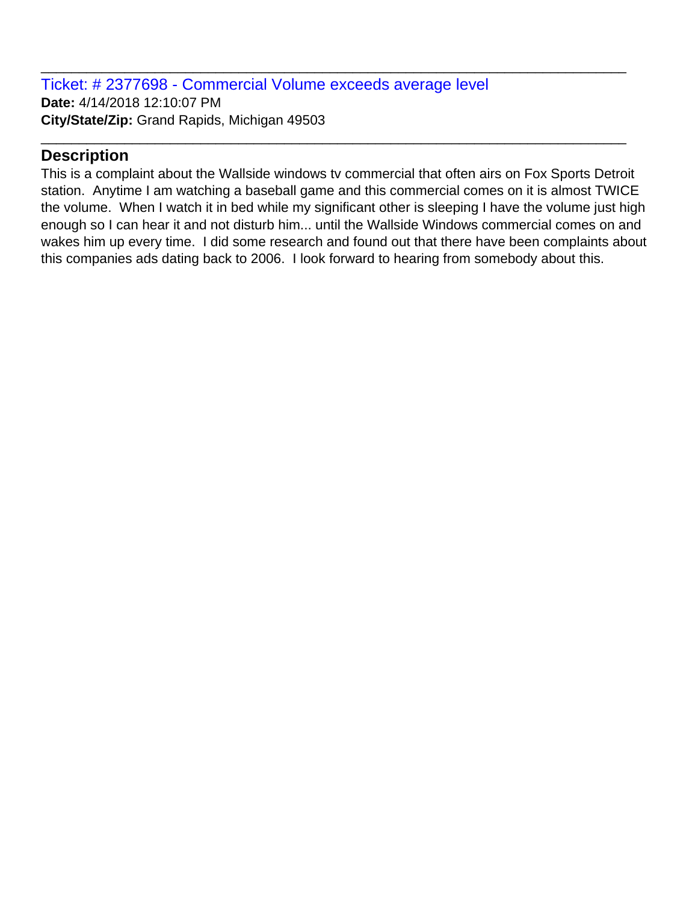---

Ticket: # 2377698 - Commercial Volume exceeds average level

**Date:** 4/14/2018 12:10:07 PM

**City/State/Zip:** Grand Rapids, Michigan 49503

---

## Description

This is a complaint about the Wallside windows tv commercial that often airs on Fox Sports Detroit station. Anytime I am watching a baseball game and this commercial comes on it is almost TWICE the volume. When I watch it in bed while my significant other is sleeping I have the volume just high enough so I can hear it and not disturb him... until the Wallside Windows commercial comes on and wakes him up every time. I did some research and found out that there have been complaints about this companies ads dating back to 2006. I look forward to hearing from somebody about this.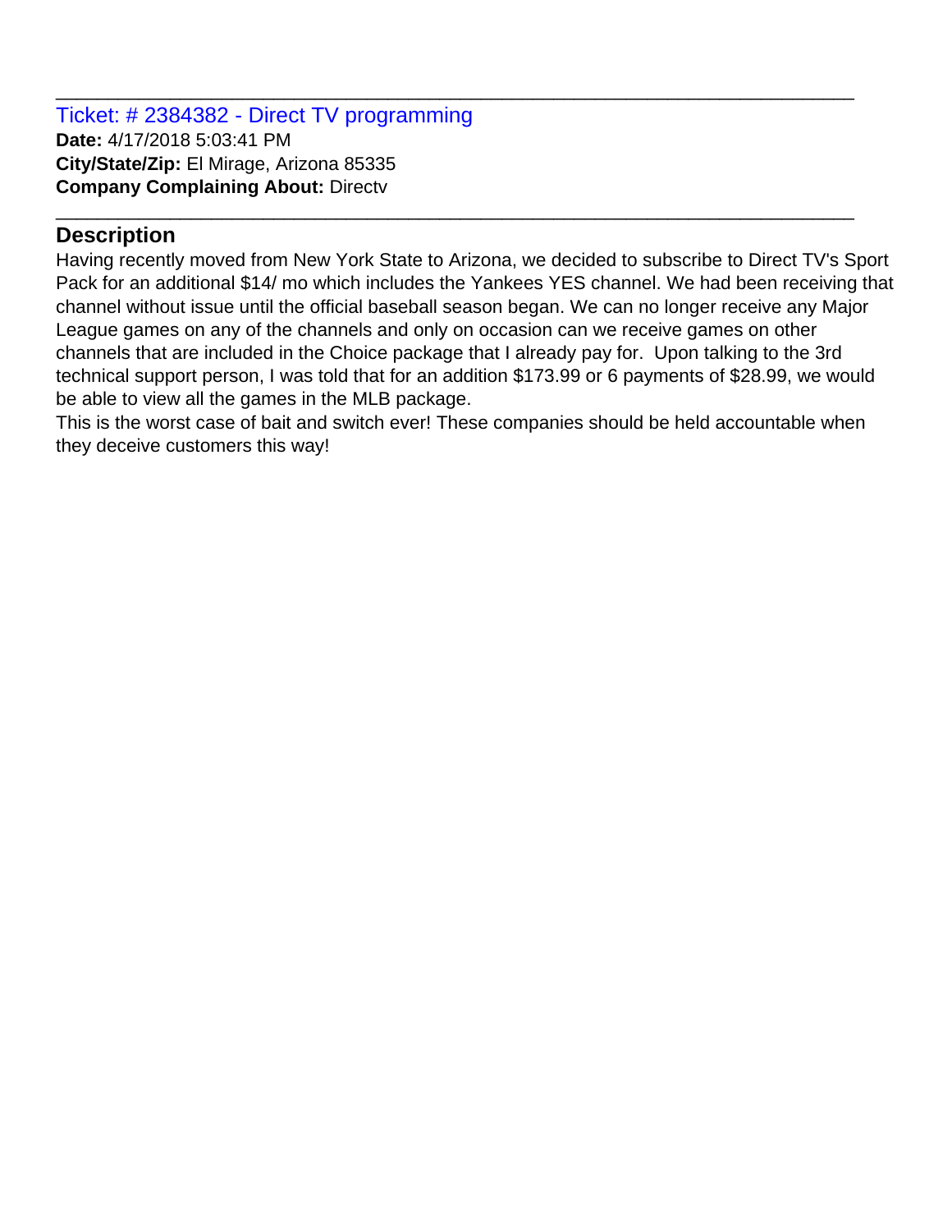## Ticket: # 2384382 - Direct TV programming

**Date:** 4/17/2018 5:03:41 PM
**City/State/Zip:** El Mirage, Arizona 85335
**Company Complaining About:** Directv

## Description

Having recently moved from New York State to Arizona, we decided to subscribe to Direct TV's Sport Pack for an additional $14/ mo which includes the Yankees YES channel. We had been receiving that channel without issue until the official baseball season began. We can no longer receive any Major League games on any of the channels and only on occasion can we receive games on other channels that are included in the Choice package that I already pay for.  Upon talking to the 3rd technical support person, I was told that for an addition $173.99 or 6 payments of $28.99, we would be able to view all the games in the MLB package.
This is the worst case of bait and switch ever! These companies should be held accountable when they deceive customers this way!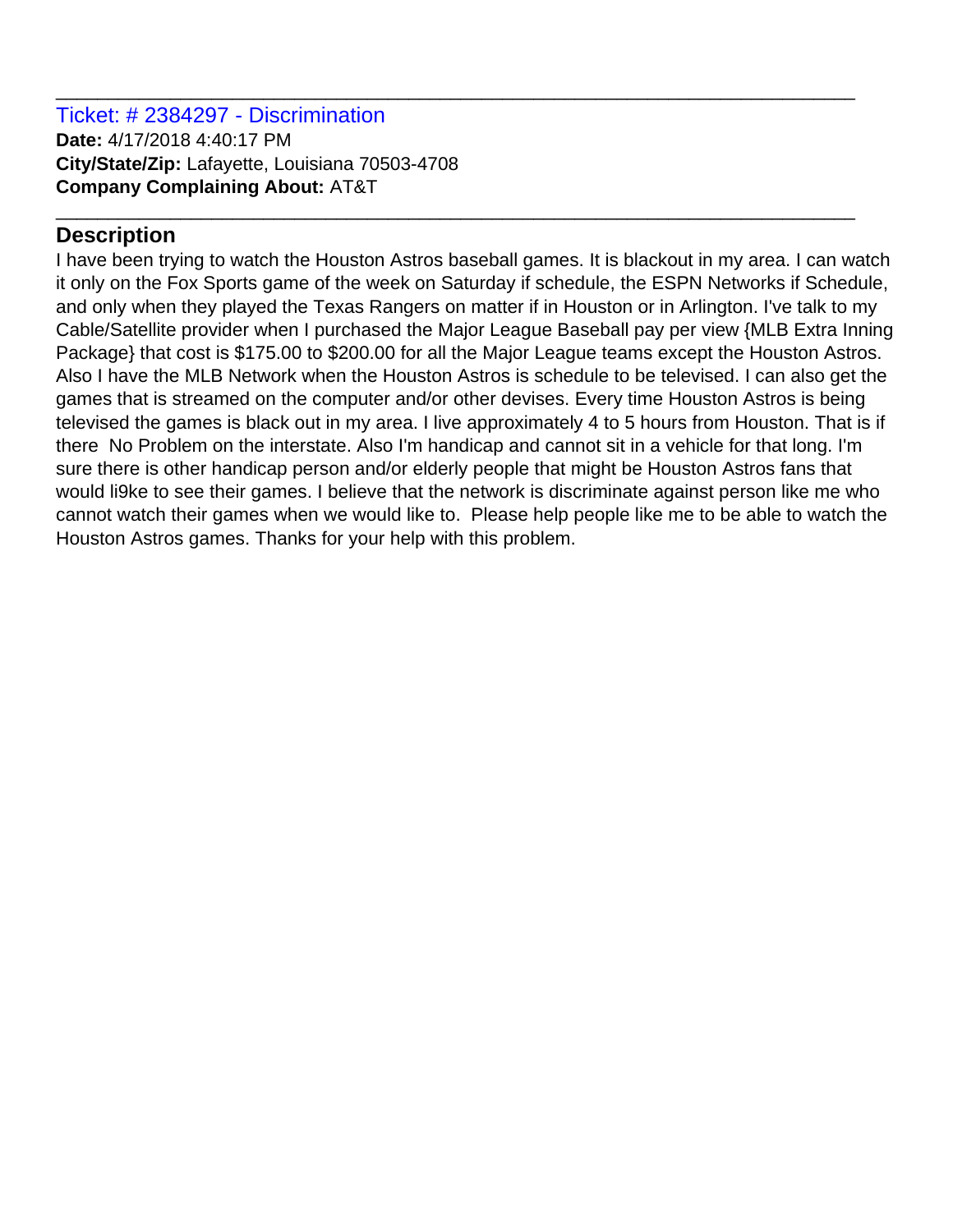---

Ticket: # 2384297 - Discrimination

**Date:** 4/17/2018 4:40:17 PM

**City/State/Zip:** Lafayette, Louisiana 70503-4708

**Company Complaining About:** AT&T

---

## Description

I have been trying to watch the Houston Astros baseball games. It is blackout in my area. I can watch it only on the Fox Sports game of the week on Saturday if schedule, the ESPN Networks if Schedule, and only when they played the Texas Rangers on matter if in Houston or in Arlington. I've talk to my Cable/Satellite provider when I purchased the Major League Baseball pay per view {MLB Extra Inning Package} that cost is $175.00 to $200.00 for all the Major League teams except the Houston Astros. Also I have the MLB Network when the Houston Astros is schedule to be televised. I can also get the games that is streamed on the computer and/or other devises. Every time Houston Astros is being televised the games is black out in my area. I live approximately 4 to 5 hours from Houston. That is if there  No Problem on the interstate. Also I'm handicap and cannot sit in a vehicle for that long. I'm sure there is other handicap person and/or elderly people that might be Houston Astros fans that would li9ke to see their games. I believe that the network is discriminate against person like me who cannot watch their games when we would like to.  Please help people like me to be able to watch the Houston Astros games. Thanks for your help with this problem.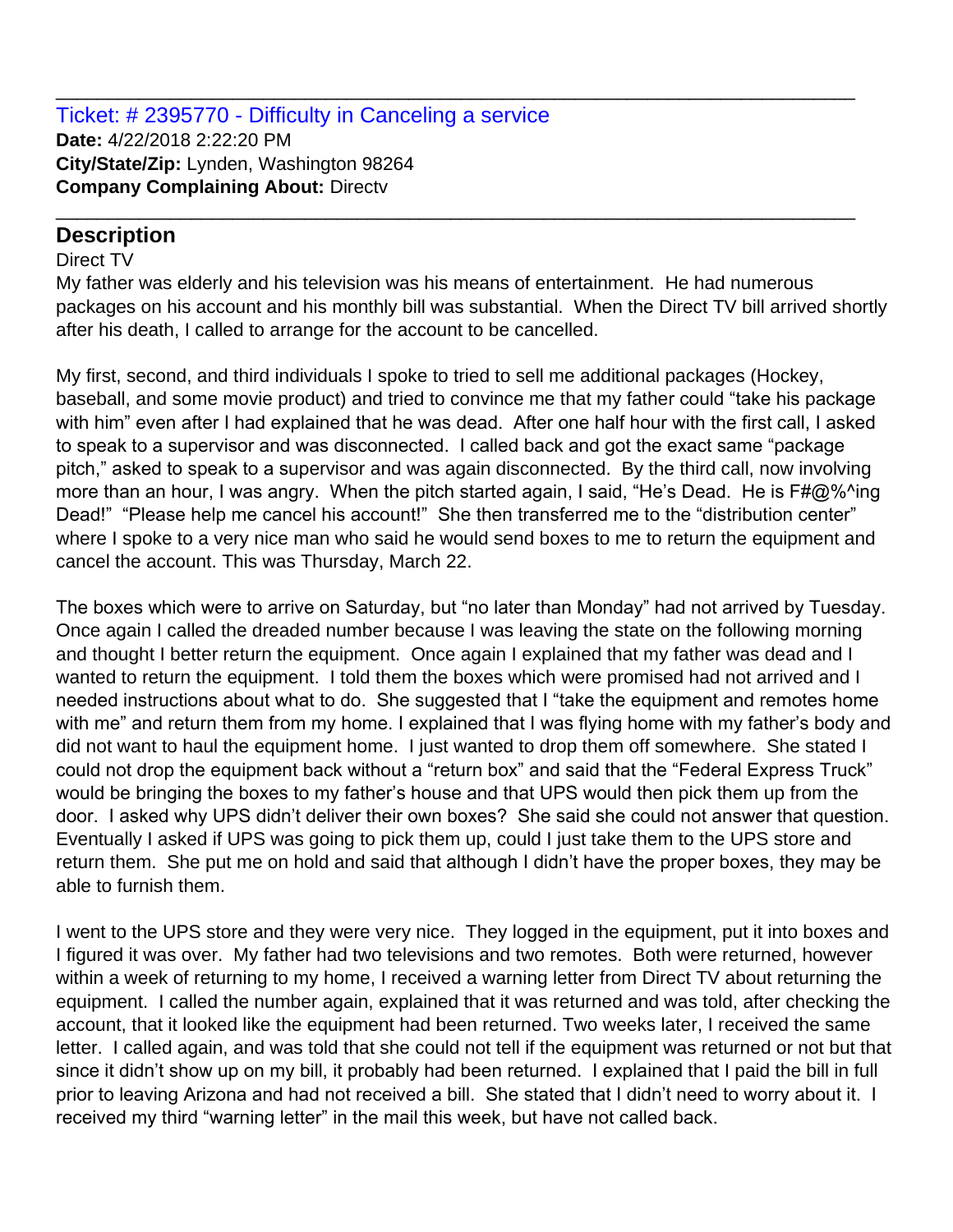---

## Ticket: # 2395770 - Difficulty in Canceling a service

**Date:** 4/22/2018 2:22:20 PM
**City/State/Zip:** Lynden, Washington 98264
**Company Complaining About:** Directv

---

## Description

Direct TV

My father was elderly and his television was his means of entertainment. He had numerous packages on his account and his monthly bill was substantial. When the Direct TV bill arrived shortly after his death, I called to arrange for the account to be cancelled.

My first, second, and third individuals I spoke to tried to sell me additional packages (Hockey, baseball, and some movie product) and tried to convince me that my father could "take his package with him" even after I had explained that he was dead. After one half hour with the first call, I asked to speak to a supervisor and was disconnected. I called back and got the exact same "package pitch," asked to speak to a supervisor and was again disconnected. By the third call, now involving more than an hour, I was angry. When the pitch started again, I said, "He's Dead. He is F#@%^ing Dead!" "Please help me cancel his account!" She then transferred me to the "distribution center" where I spoke to a very nice man who said he would send boxes to me to return the equipment and cancel the account. This was Thursday, March 22.

The boxes which were to arrive on Saturday, but "no later than Monday" had not arrived by Tuesday. Once again I called the dreaded number because I was leaving the state on the following morning and thought I better return the equipment. Once again I explained that my father was dead and I wanted to return the equipment. I told them the boxes which were promised had not arrived and I needed instructions about what to do. She suggested that I "take the equipment and remotes home with me" and return them from my home. I explained that I was flying home with my father's body and did not want to haul the equipment home. I just wanted to drop them off somewhere. She stated I could not drop the equipment back without a "return box" and said that the "Federal Express Truck" would be bringing the boxes to my father's house and that UPS would then pick them up from the door. I asked why UPS didn't deliver their own boxes? She said she could not answer that question. Eventually I asked if UPS was going to pick them up, could I just take them to the UPS store and return them. She put me on hold and said that although I didn't have the proper boxes, they may be able to furnish them.

I went to the UPS store and they were very nice. They logged in the equipment, put it into boxes and I figured it was over. My father had two televisions and two remotes. Both were returned, however within a week of returning to my home, I received a warning letter from Direct TV about returning the equipment. I called the number again, explained that it was returned and was told, after checking the account, that it looked like the equipment had been returned. Two weeks later, I received the same letter. I called again, and was told that she could not tell if the equipment was returned or not but that since it didn't show up on my bill, it probably had been returned. I explained that I paid the bill in full prior to leaving Arizona and had not received a bill. She stated that I didn't need to worry about it. I received my third "warning letter" in the mail this week, but have not called back.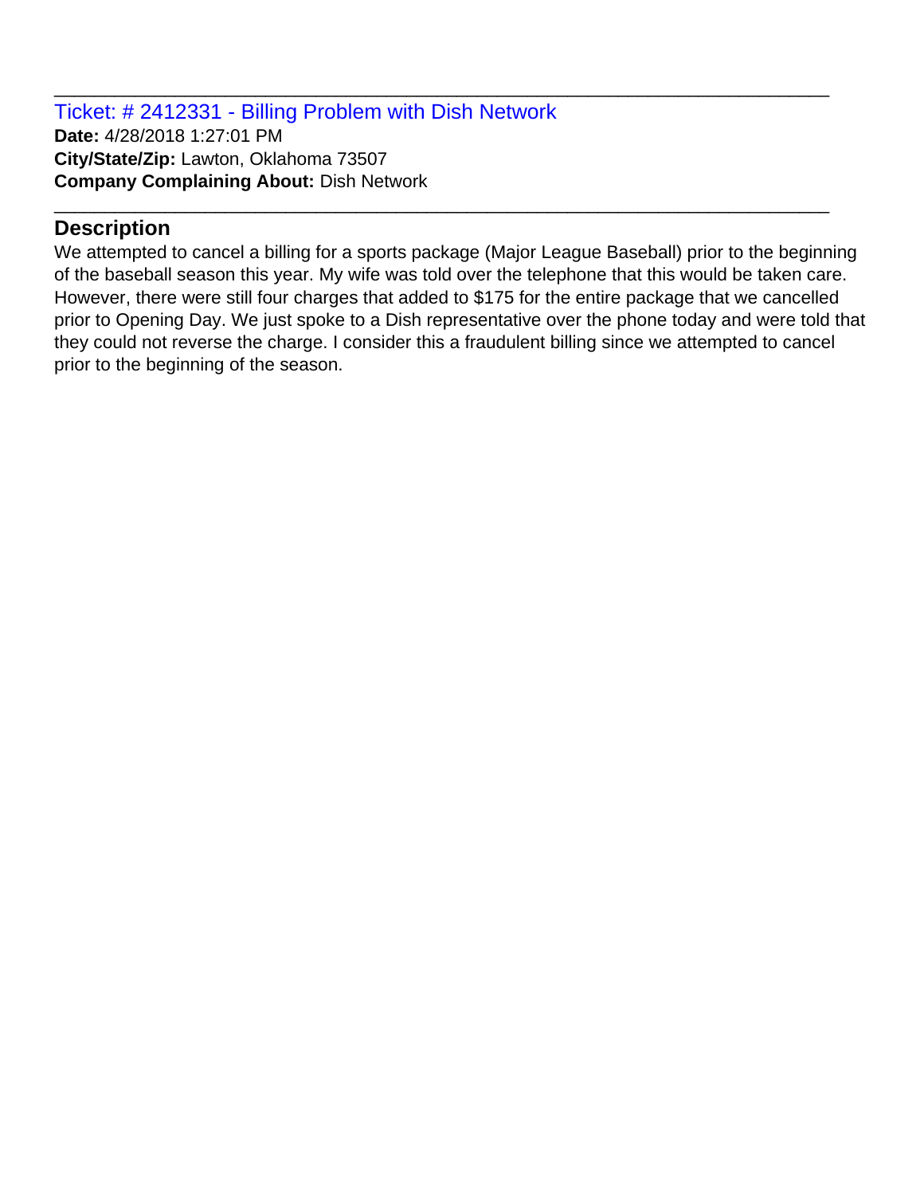## Ticket: # 2412331 - Billing Problem with Dish Network

**Date:** 4/28/2018 1:27:01 PM
**City/State/Zip:** Lawton, Oklahoma 73507
**Company Complaining About:** Dish Network

## Description

We attempted to cancel a billing for a sports package (Major League Baseball) prior to the beginning of the baseball season this year. My wife was told over the telephone that this would be taken care. However, there were still four charges that added to $175 for the entire package that we cancelled prior to Opening Day. We just spoke to a Dish representative over the phone today and were told that they could not reverse the charge. I consider this a fraudulent billing since we attempted to cancel prior to the beginning of the season.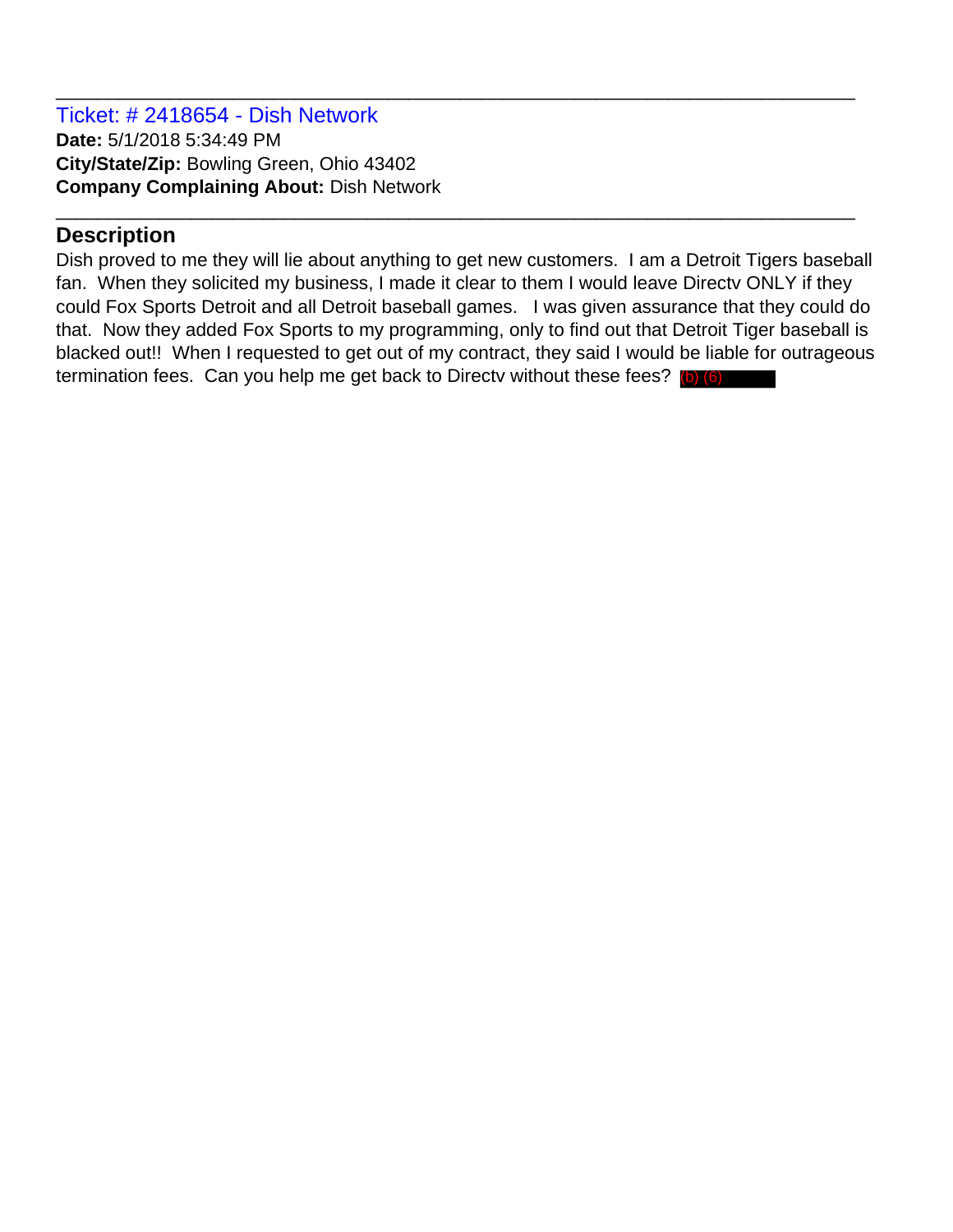Ticket: # 2418654 - Dish Network

**Date:** 5/1/2018 5:34:49 PM

**City/State/Zip:** Bowling Green, Ohio 43402

**Company Complaining About:** Dish Network

## Description

Dish proved to me they will lie about anything to get new customers. I am a Detroit Tigers baseball fan. When they solicited my business, I made it clear to them I would leave Directv ONLY if they could Fox Sports Detroit and all Detroit baseball games. I was given assurance that they could do that. Now they added Fox Sports to my programming, only to find out that Detroit Tiger baseball is blacked out!! When I requested to get out of my contract, they said I would be liable for outrageous termination fees. Can you help me get back to Directv without these fees? (b) (6)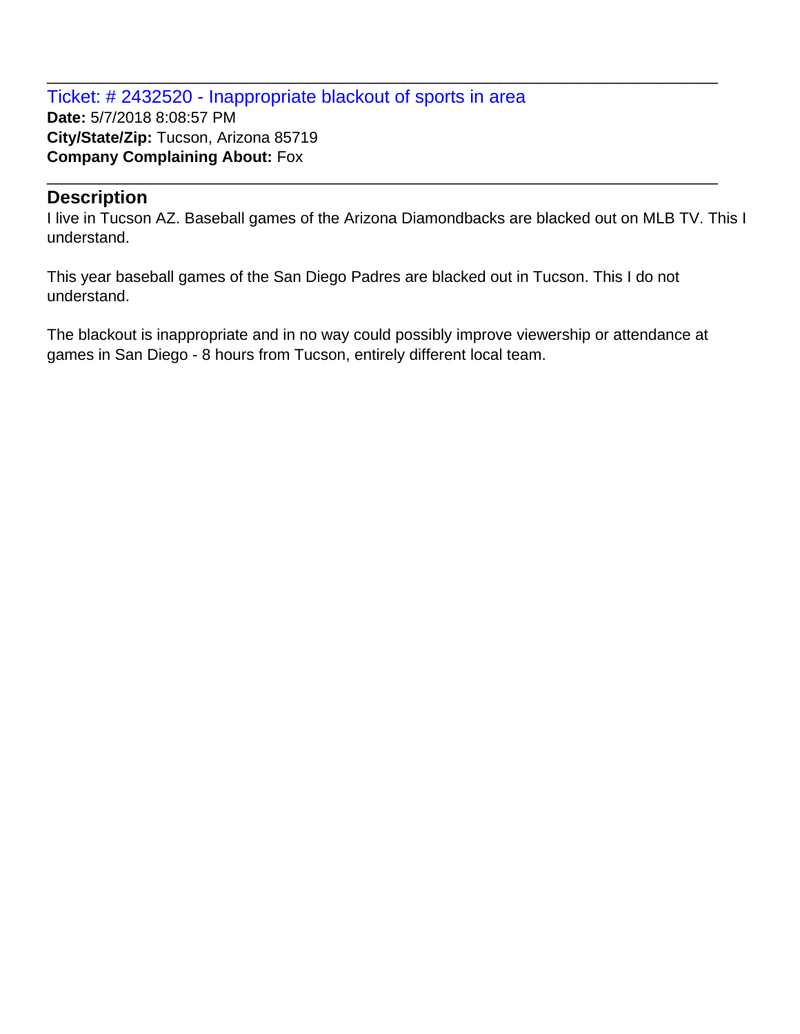Ticket: # 2432520 - Inappropriate blackout of sports in area

**Date:** 5/7/2018 8:08:57 PM

**City/State/Zip:** Tucson, Arizona 85719

**Company Complaining About:** Fox

## Description

I live in Tucson AZ. Baseball games of the Arizona Diamondbacks are blacked out on MLB TV. This I understand.

This year baseball games of the San Diego Padres are blacked out in Tucson. This I do not understand.

The blackout is inappropriate and in no way could possibly improve viewership or attendance at games in San Diego - 8 hours from Tucson, entirely different local team.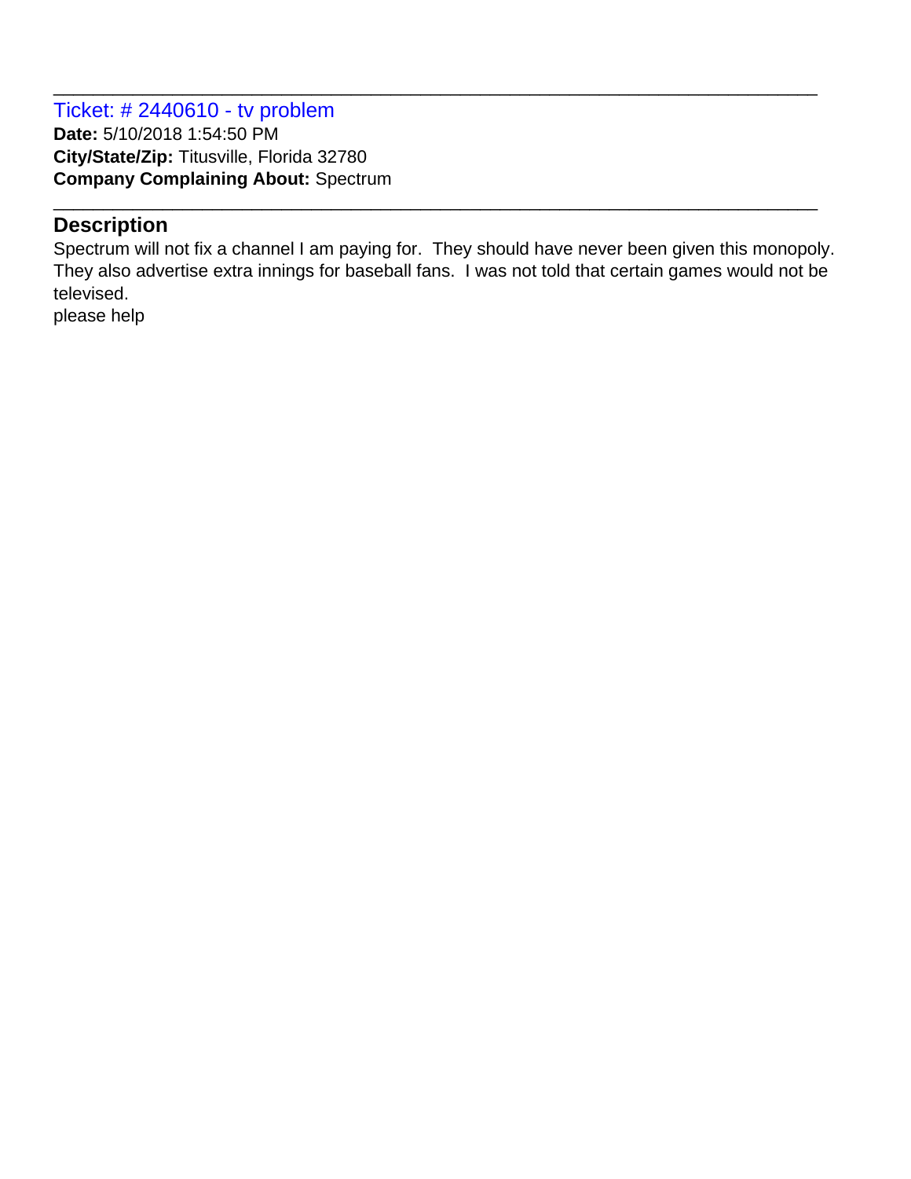## Ticket: # 2440610 - tv problem

**Date:** 5/10/2018 1:54:50 PM
**City/State/Zip:** Titusville, Florida 32780
**Company Complaining About:** Spectrum

## Description

Spectrum will not fix a channel I am paying for. They should have never been given this monopoly. They also advertise extra innings for baseball fans. I was not told that certain games would not be televised.
please help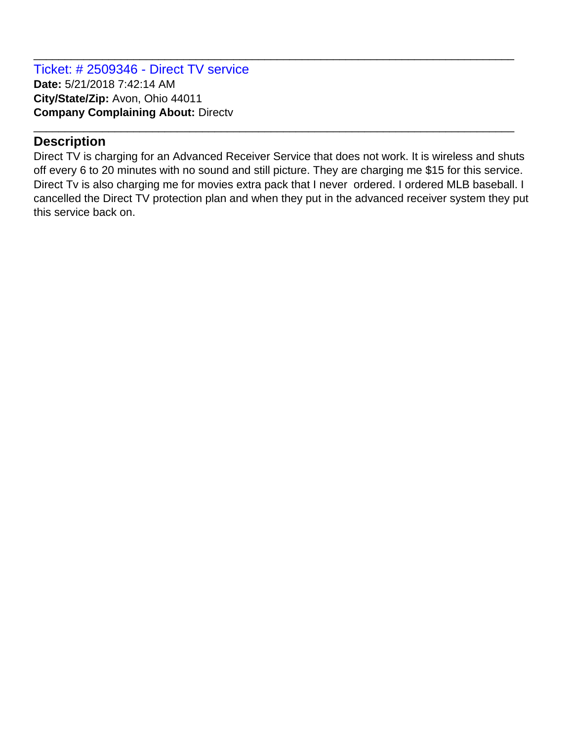---

Ticket: # 2509346 - Direct TV service

**Date:** 5/21/2018 7:42:14 AM

**City/State/Zip:** Avon, Ohio 44011

**Company Complaining About:** Directv

---

## Description

Direct TV is charging for an Advanced Receiver Service that does not work. It is wireless and shuts off every 6 to 20 minutes with no sound and still picture. They are charging me $15 for this service. Direct Tv is also charging me for movies extra pack that I never ordered. I ordered MLB baseball. I cancelled the Direct TV protection plan and when they put in the advanced receiver system they put this service back on.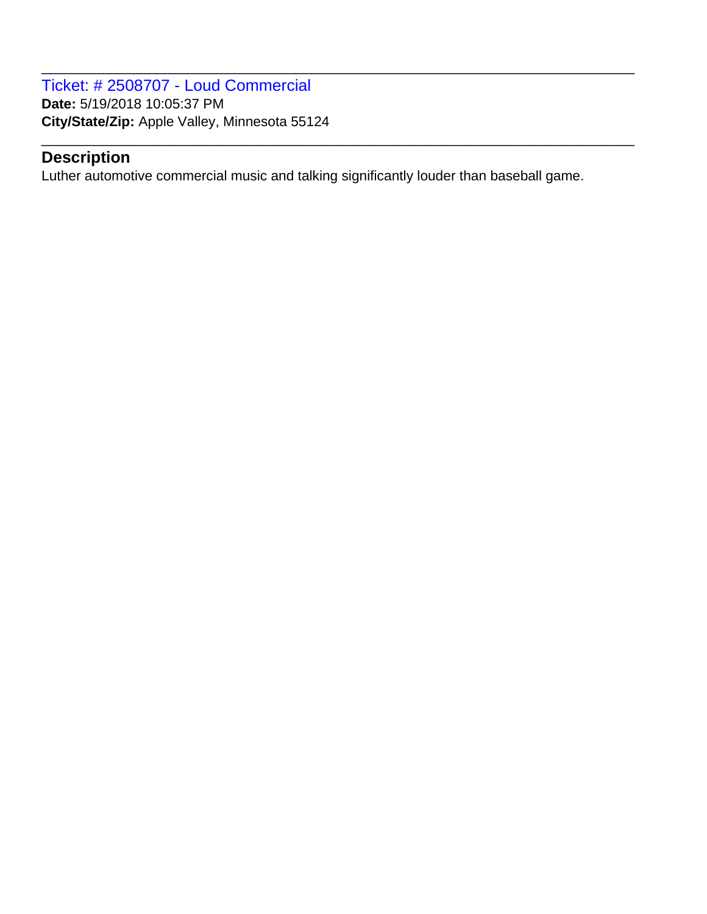## Ticket: # 2508707 - Loud Commercial

**Date:** 5/19/2018 10:05:37 PM
**City/State/Zip:** Apple Valley, Minnesota 55124

## Description

Luther automotive commercial music and talking significantly louder than baseball game.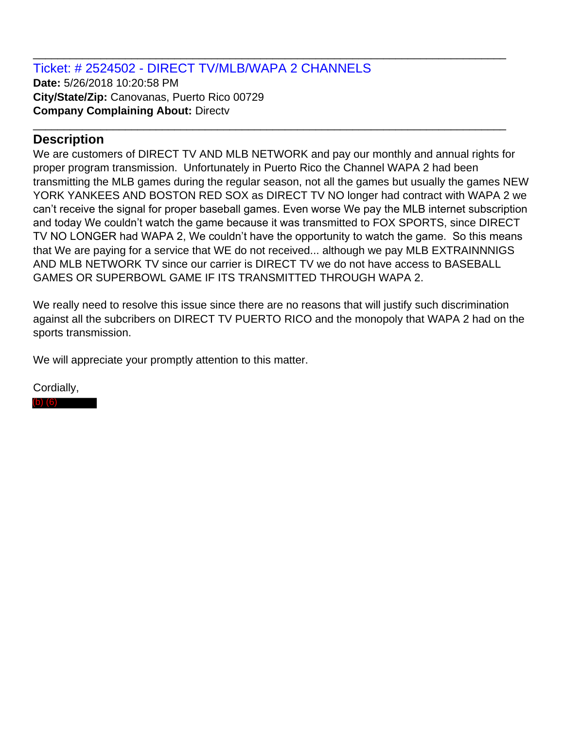Ticket: # 2524502 - DIRECT TV/MLB/WAPA 2 CHANNELS

**Date:** 5/26/2018 10:20:58 PM
**City/State/Zip:** Canovanas, Puerto Rico 00729
**Company Complaining About:** Directv

## Description

We are customers of DIRECT TV AND MLB NETWORK and pay our monthly and annual rights for proper program transmission. Unfortunately in Puerto Rico the Channel WAPA 2 had been transmitting the MLB games during the regular season, not all the games but usually the games NEW YORK YANKEES AND BOSTON RED SOX as DIRECT TV NO longer had contract with WAPA 2 we can't receive the signal for proper baseball games. Even worse We pay the MLB internet subscription and today We couldn't watch the game because it was transmitted to FOX SPORTS, since DIRECT TV NO LONGER had WAPA 2, We couldn't have the opportunity to watch the game. So this means that We are paying for a service that WE do not received... although we pay MLB EXTRAINNNIGS AND MLB NETWORK TV since our carrier is DIRECT TV we do not have access to BASEBALL GAMES OR SUPERBOWL GAME IF ITS TRANSMITTED THROUGH WAPA 2.

We really need to resolve this issue since there are no reasons that will justify such discrimination against all the subcribers on DIRECT TV PUERTO RICO and the monopoly that WAPA 2 had on the sports transmission.

We will appreciate your promptly attention to this matter.

Cordially,
(b) (6)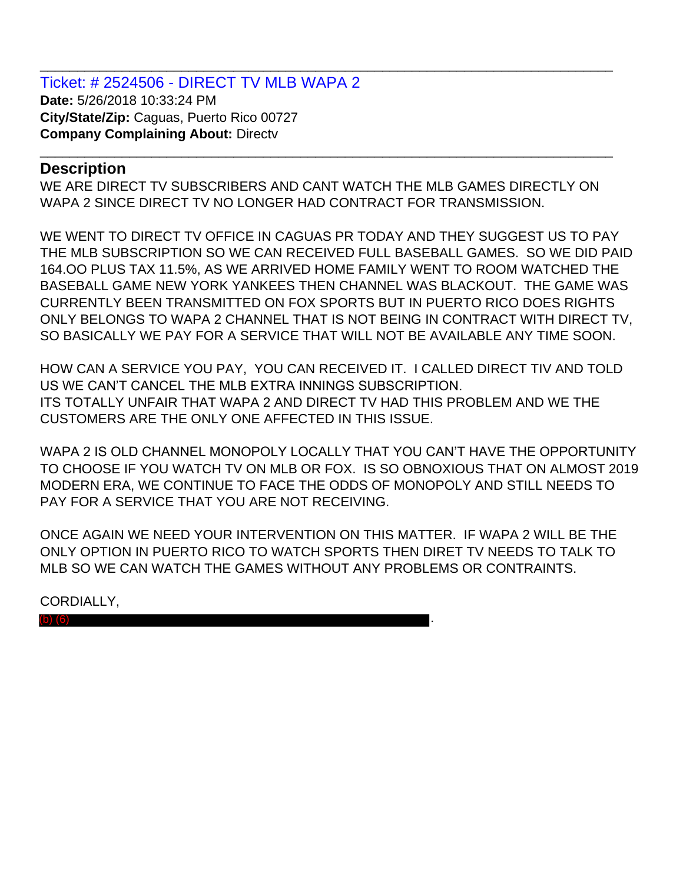## Ticket: # 2524506 - DIRECT TV MLB WAPA 2

**Date:** 5/26/2018 10:33:24 PM
**City/State/Zip:** Caguas, Puerto Rico 00727
**Company Complaining About:** Directv

## Description

WE ARE DIRECT TV SUBSCRIBERS AND CANT WATCH THE MLB GAMES DIRECTLY ON WAPA 2 SINCE DIRECT TV NO LONGER HAD CONTRACT FOR TRANSMISSION.

WE WENT TO DIRECT TV OFFICE IN CAGUAS PR TODAY AND THEY SUGGEST US TO PAY THE MLB SUBSCRIPTION SO WE CAN RECEIVED FULL BASEBALL GAMES. SO WE DID PAID 164.OO PLUS TAX 11.5%, AS WE ARRIVED HOME FAMILY WENT TO ROOM WATCHED THE BASEBALL GAME NEW YORK YANKEES THEN CHANNEL WAS BLACKOUT. THE GAME WAS CURRENTLY BEEN TRANSMITTED ON FOX SPORTS BUT IN PUERTO RICO DOES RIGHTS ONLY BELONGS TO WAPA 2 CHANNEL THAT IS NOT BEING IN CONTRACT WITH DIRECT TV, SO BASICALLY WE PAY FOR A SERVICE THAT WILL NOT BE AVAILABLE ANY TIME SOON.

HOW CAN A SERVICE YOU PAY, YOU CAN RECEIVED IT. I CALLED DIRECT TIV AND TOLD US WE CAN'T CANCEL THE MLB EXTRA INNINGS SUBSCRIPTION.
ITS TOTALLY UNFAIR THAT WAPA 2 AND DIRECT TV HAD THIS PROBLEM AND WE THE CUSTOMERS ARE THE ONLY ONE AFFECTED IN THIS ISSUE.

WAPA 2 IS OLD CHANNEL MONOPOLY LOCALLY THAT YOU CAN'T HAVE THE OPPORTUNITY TO CHOOSE IF YOU WATCH TV ON MLB OR FOX. IS SO OBNOXIOUS THAT ON ALMOST 2019 MODERN ERA, WE CONTINUE TO FACE THE ODDS OF MONOPOLY AND STILL NEEDS TO PAY FOR A SERVICE THAT YOU ARE NOT RECEIVING.

ONCE AGAIN WE NEED YOUR INTERVENTION ON THIS MATTER. IF WAPA 2 WILL BE THE ONLY OPTION IN PUERTO RICO TO WATCH SPORTS THEN DIRET TV NEEDS TO TALK TO MLB SO WE CAN WATCH THE GAMES WITHOUT ANY PROBLEMS OR CONTRAINTS.

CORDIALLY,

(b) (6) .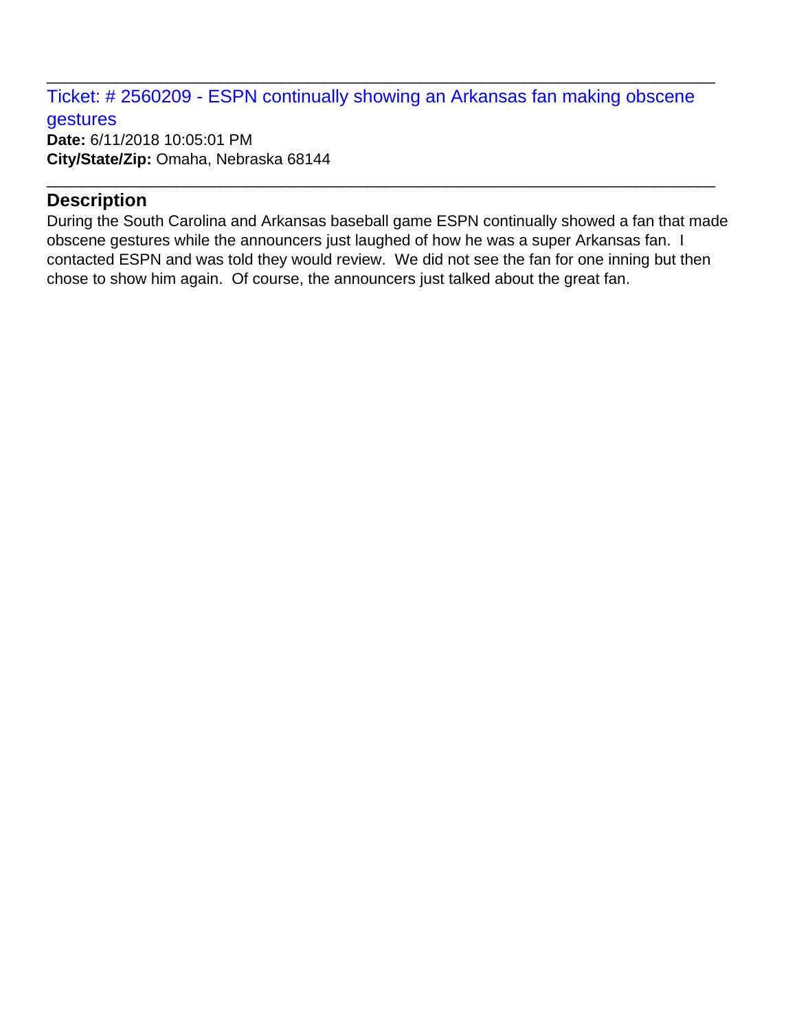## Ticket: # 2560209 - ESPN continually showing an Arkansas fan making obscene gestures

**Date:** 6/11/2018 10:05:01 PM
**City/State/Zip:** Omaha, Nebraska 68144

## Description

During the South Carolina and Arkansas baseball game ESPN continually showed a fan that made obscene gestures while the announcers just laughed of how he was a super Arkansas fan. I contacted ESPN and was told they would review. We did not see the fan for one inning but then chose to show him again. Of course, the announcers just talked about the great fan.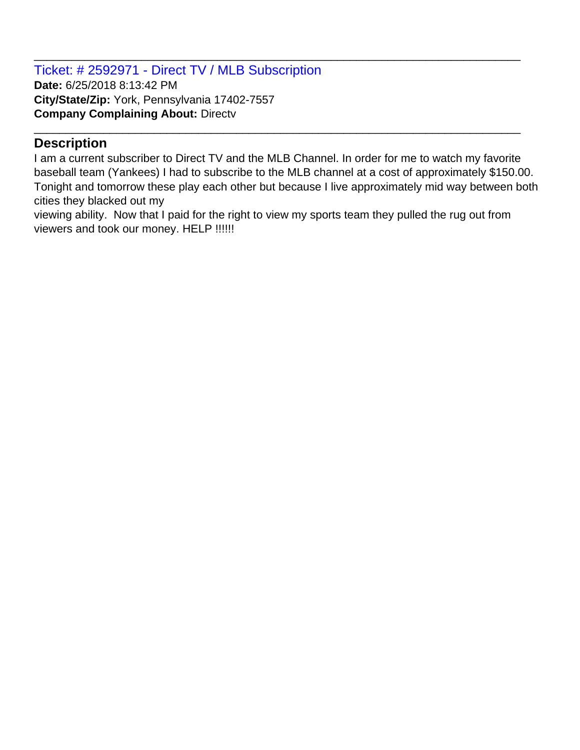## Ticket: # 2592971 - Direct TV / MLB Subscription

**Date:** 6/25/2018 8:13:42 PM
**City/State/Zip:** York, Pennsylvania 17402-7557
**Company Complaining About:** Directv

## Description

I am a current subscriber to Direct TV and the MLB Channel. In order for me to watch my favorite baseball team (Yankees) I had to subscribe to the MLB channel at a cost of approximately $150.00. Tonight and tomorrow these play each other but because I live approximately mid way between both cities they blacked out my
viewing ability. Now that I paid for the right to view my sports team they pulled the rug out from viewers and took our money. HELP !!!!!!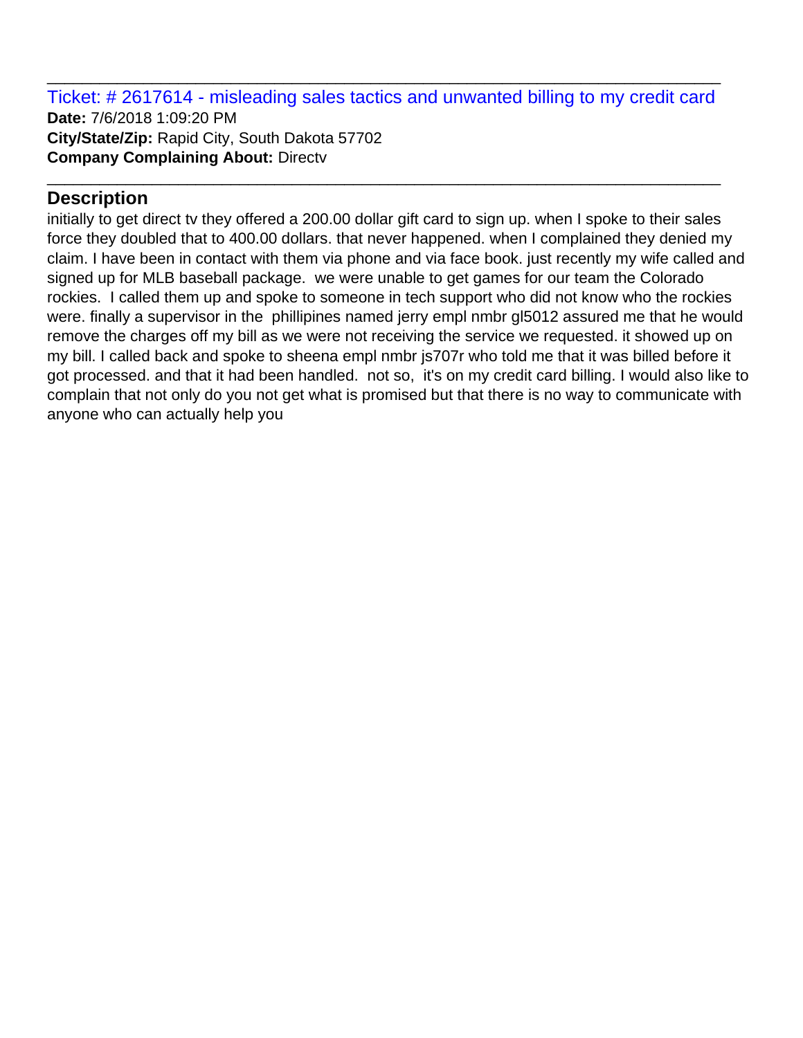---

Ticket: # 2617614 - misleading sales tactics and unwanted billing to my credit card
**Date:** 7/6/2018 1:09:20 PM
**City/State/Zip:** Rapid City, South Dakota 57702
**Company Complaining About:** Directv

---

## Description

initially to get direct tv they offered a 200.00 dollar gift card to sign up. when I spoke to their sales force they doubled that to 400.00 dollars. that never happened. when I complained they denied my claim. I have been in contact with them via phone and via face book. just recently my wife called and signed up for MLB baseball package. we were unable to get games for our team the Colorado rockies. I called them up and spoke to someone in tech support who did not know who the rockies were. finally a supervisor in the phillipines named jerry empl nmbr gl5012 assured me that he would remove the charges off my bill as we were not receiving the service we requested. it showed up on my bill. I called back and spoke to sheena empl nmbr js707r who told me that it was billed before it got processed. and that it had been handled. not so, it's on my credit card billing. I would also like to complain that not only do you not get what is promised but that there is no way to communicate with anyone who can actually help you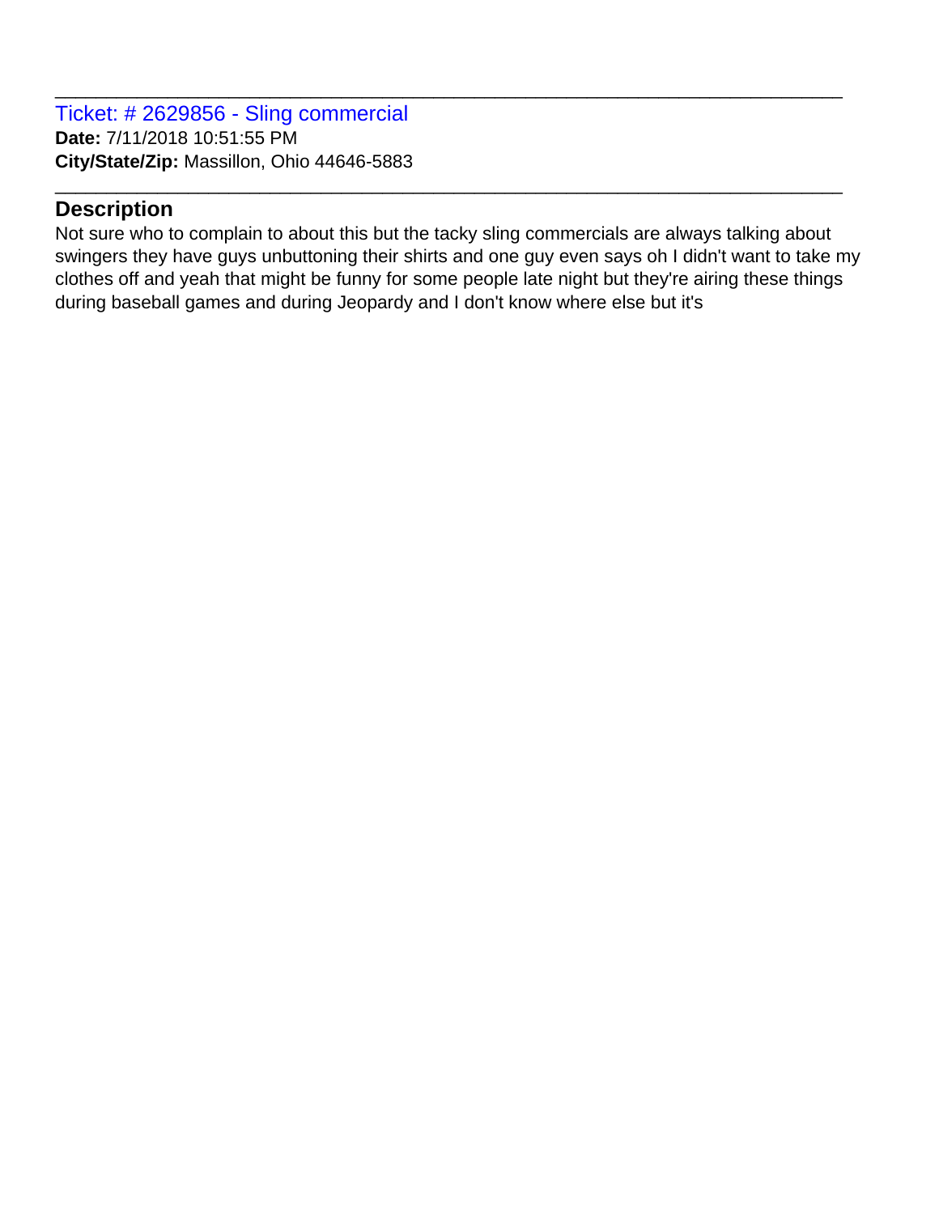Ticket: # 2629856 - Sling commercial
**Date:** 7/11/2018 10:51:55 PM
**City/State/Zip:** Massillon, Ohio 44646-5883

## Description

Not sure who to complain to about this but the tacky sling commercials are always talking about swingers they have guys unbuttoning their shirts and one guy even says oh I didn't want to take my clothes off and yeah that might be funny for some people late night but they're airing these things during baseball games and during Jeopardy and I don't know where else but it's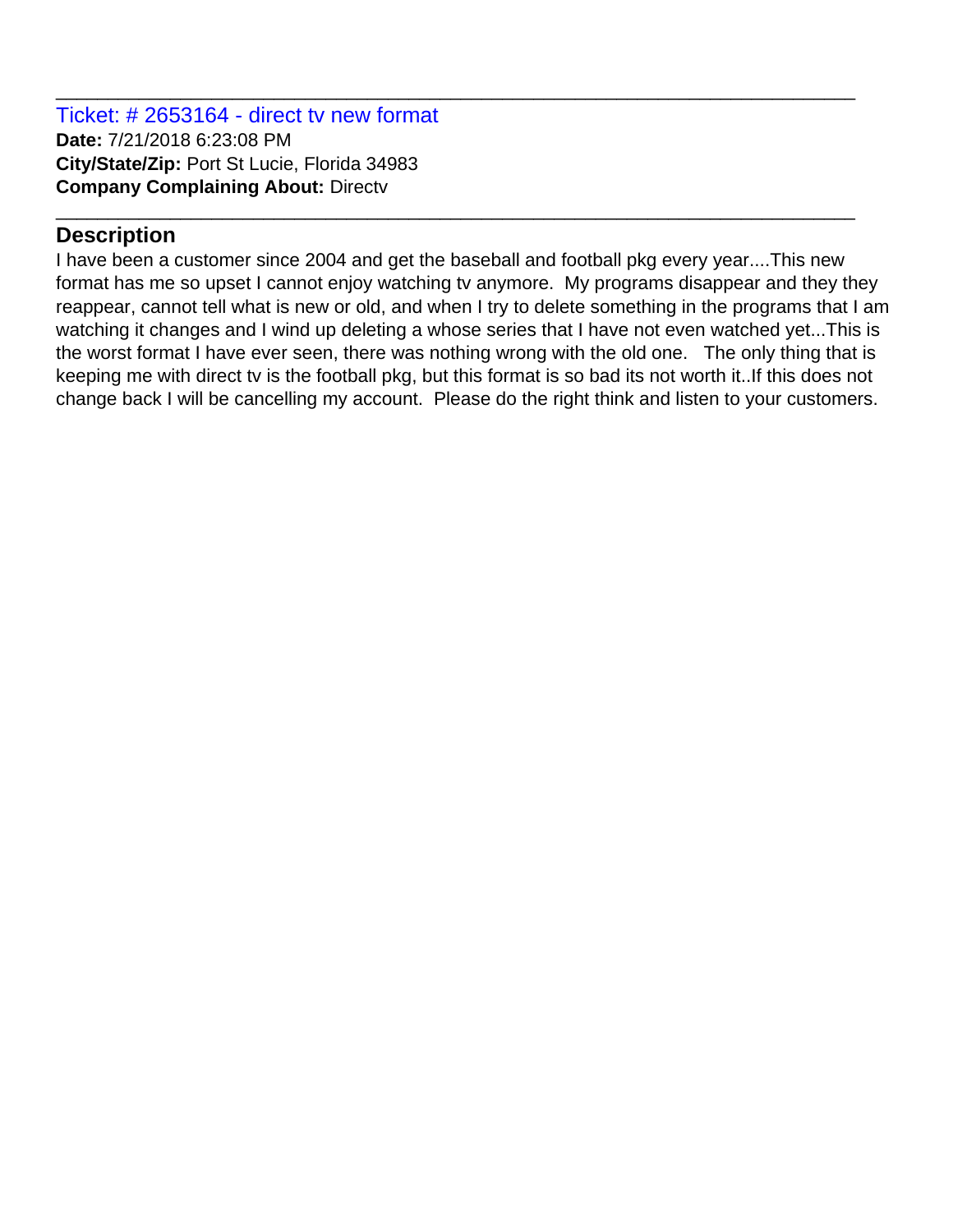## Ticket: # 2653164 - direct tv new format

**Date:** 7/21/2018 6:23:08 PM
**City/State/Zip:** Port St Lucie, Florida 34983
**Company Complaining About:** Directv

## Description

I have been a customer since 2004 and get the baseball and football pkg every year....This new format has me so upset I cannot enjoy watching tv anymore.  My programs disappear and they they reappear, cannot tell what is new or old, and when I try to delete something in the programs that I am watching it changes and I wind up deleting a whose series that I have not even watched yet...This is the worst format I have ever seen, there was nothing wrong with the old one.   The only thing that is keeping me with direct tv is the football pkg, but this format is so bad its not worth it..If this does not change back I will be cancelling my account.  Please do the right think and listen to your customers.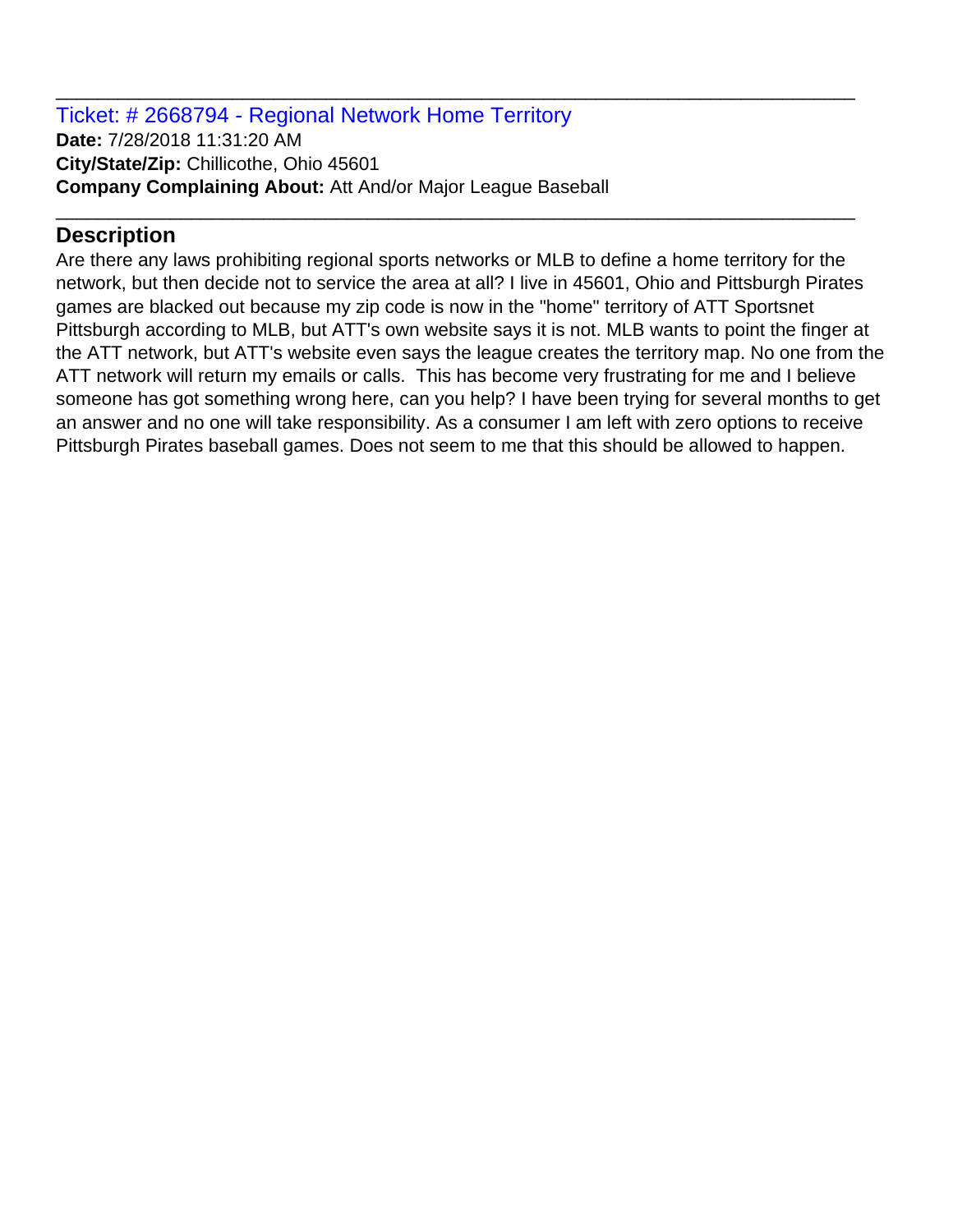Ticket: # 2668794 - Regional Network Home Territory

**Date:** 7/28/2018 11:31:20 AM

**City/State/Zip:** Chillicothe, Ohio 45601

**Company Complaining About:** Att And/or Major League Baseball

## Description

Are there any laws prohibiting regional sports networks or MLB to define a home territory for the network, but then decide not to service the area at all? I live in 45601, Ohio and Pittsburgh Pirates games are blacked out because my zip code is now in the "home" territory of ATT Sportsnet Pittsburgh according to MLB, but ATT's own website says it is not. MLB wants to point the finger at the ATT network, but ATT's website even says the league creates the territory map. No one from the ATT network will return my emails or calls. This has become very frustrating for me and I believe someone has got something wrong here, can you help? I have been trying for several months to get an answer and no one will take responsibility. As a consumer I am left with zero options to receive Pittsburgh Pirates baseball games. Does not seem to me that this should be allowed to happen.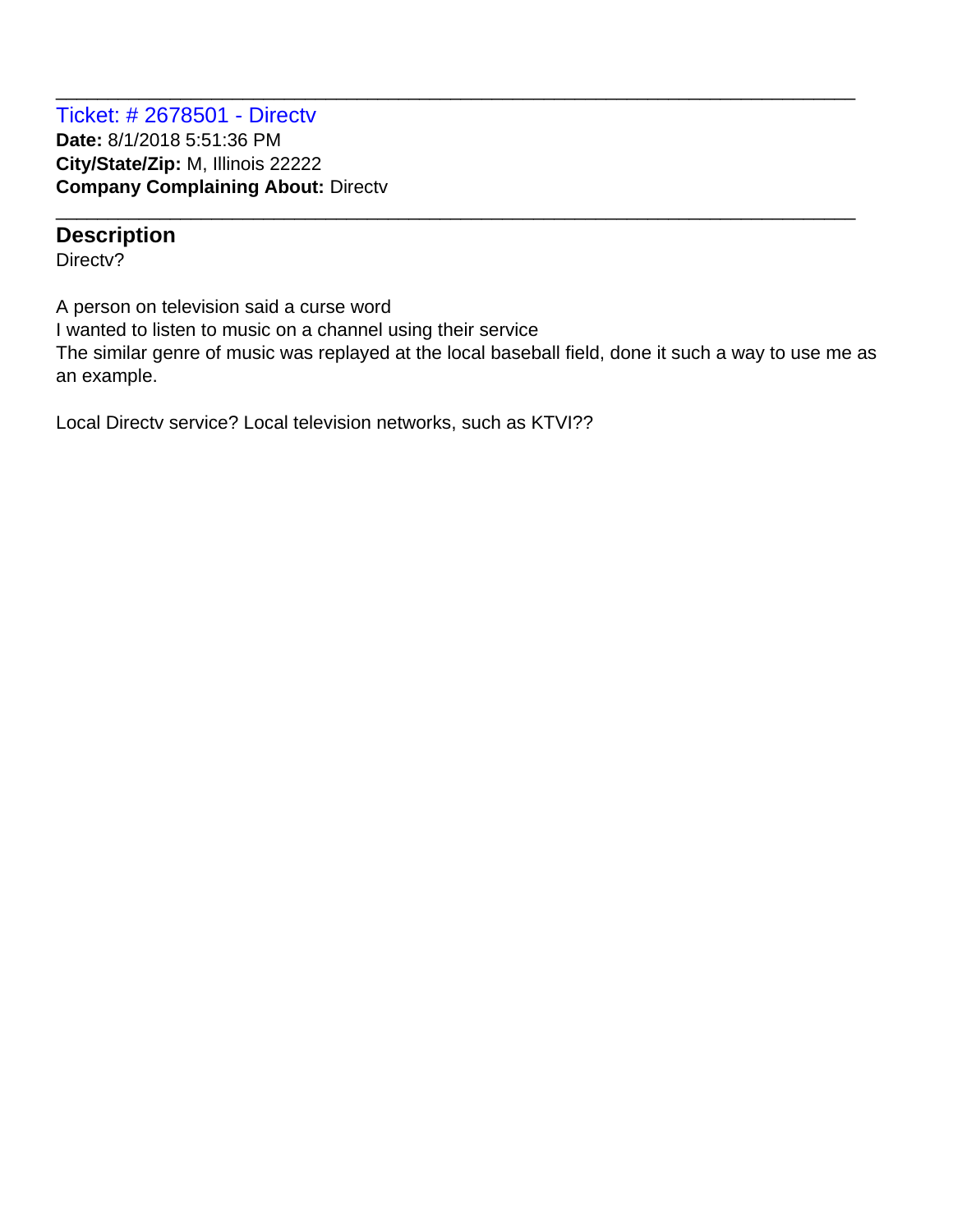---

Ticket: # 2678501 - Directv

**Date:** 8/1/2018 5:51:36 PM

**City/State/Zip:** M, Illinois 22222

**Company Complaining About:** Directv

---

## Description

Directv?

A person on television said a curse word
I wanted to listen to music on a channel using their service
The similar genre of music was replayed at the local baseball field, done it such a way to use me as an example.

Local Directv service? Local television networks, such as KTVI??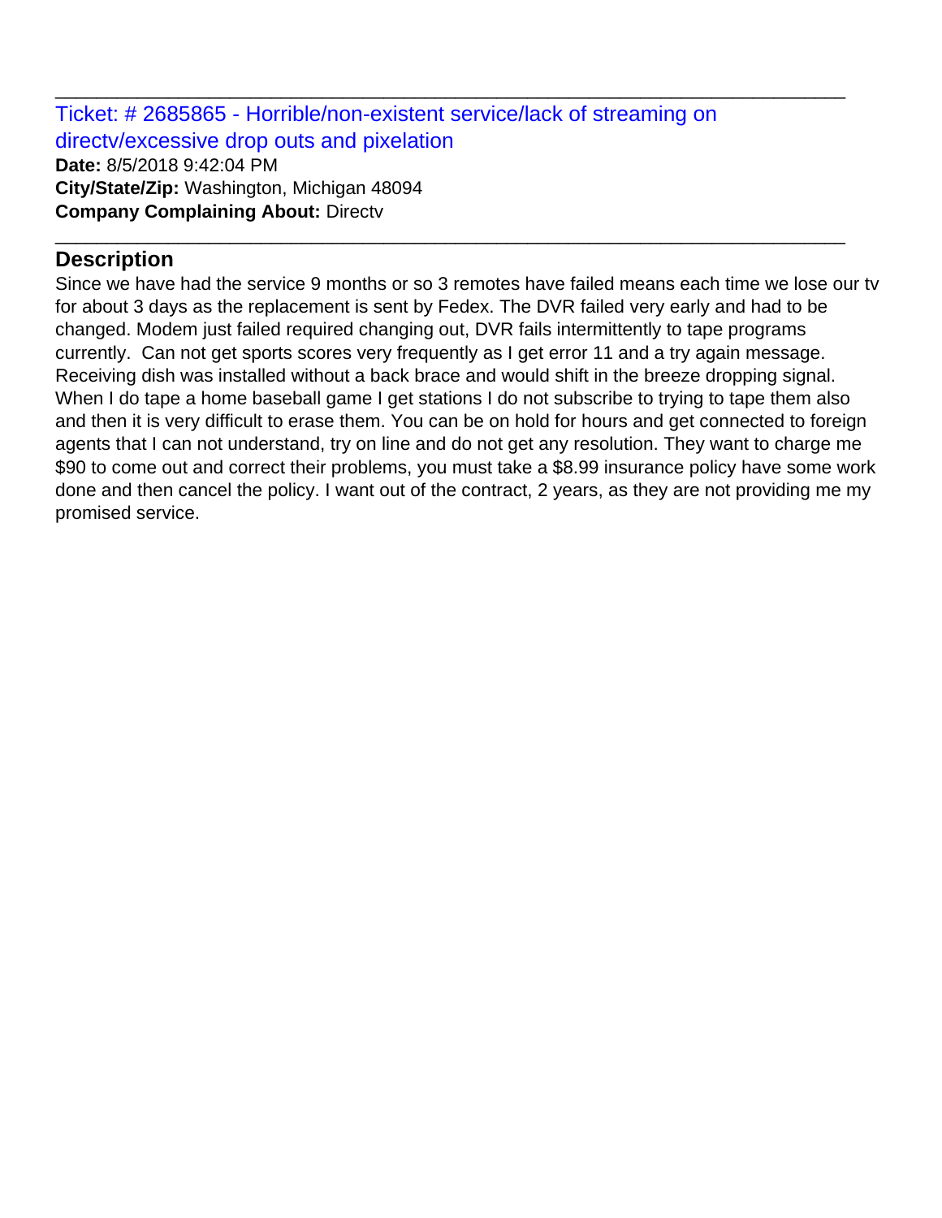## Ticket: # 2685865 - Horrible/non-existent service/lack of streaming on directv/excessive drop outs and pixelation

**Date:** 8/5/2018 9:42:04 PM
**City/State/Zip:** Washington, Michigan 48094
**Company Complaining About:** Directv

## Description

Since we have had the service 9 months or so 3 remotes have failed means each time we lose our tv for about 3 days as the replacement is sent by Fedex. The DVR failed very early and had to be changed. Modem just failed required changing out, DVR fails intermittently to tape programs currently. Can not get sports scores very frequently as I get error 11 and a try again message. Receiving dish was installed without a back brace and would shift in the breeze dropping signal. When I do tape a home baseball game I get stations I do not subscribe to trying to tape them also and then it is very difficult to erase them. You can be on hold for hours and get connected to foreign agents that I can not understand, try on line and do not get any resolution. They want to charge me $90 to come out and correct their problems, you must take a $8.99 insurance policy have some work done and then cancel the policy. I want out of the contract, 2 years, as they are not providing me my promised service.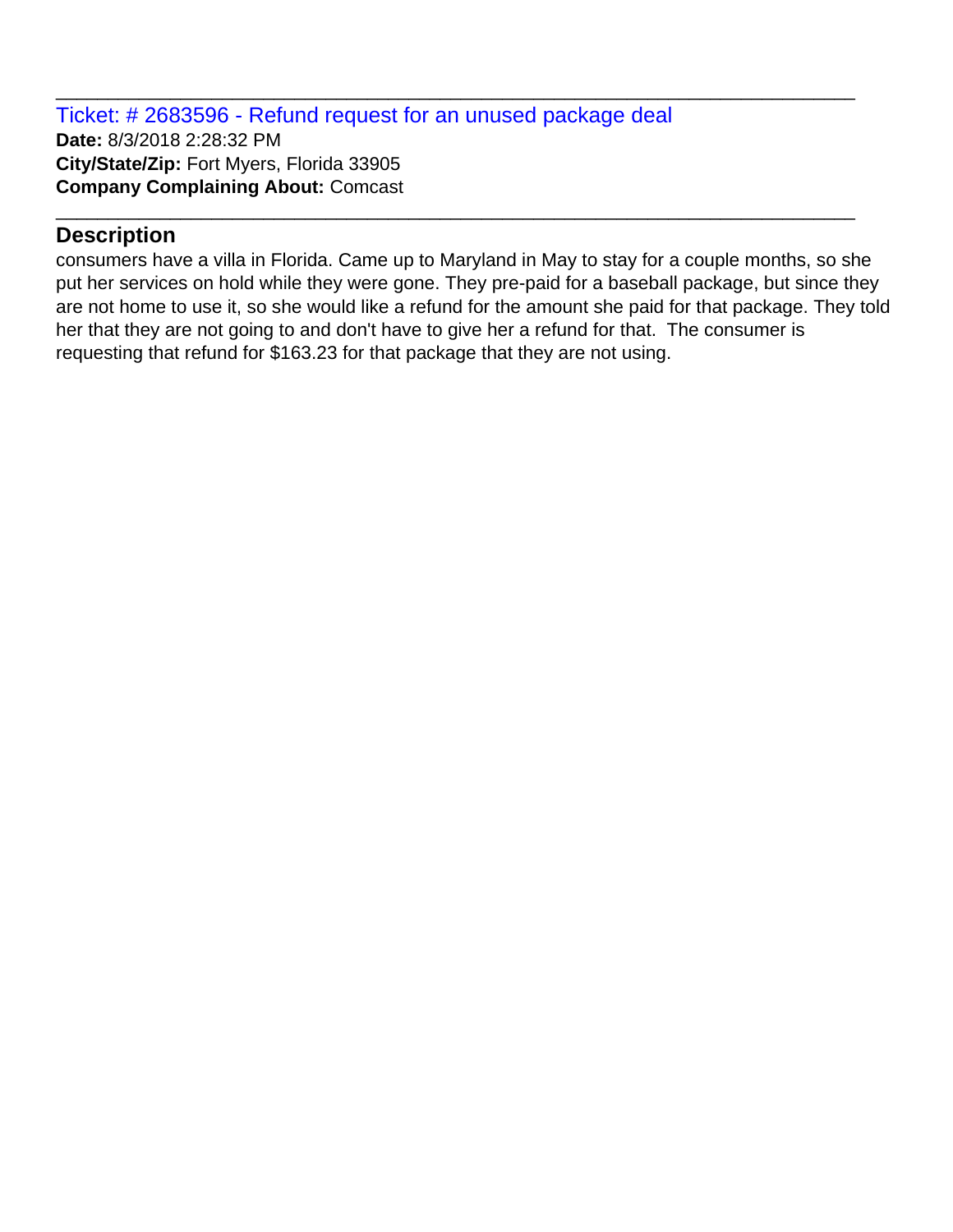## Ticket: # 2683596 - Refund request for an unused package deal

**Date:** 8/3/2018 2:28:32 PM
**City/State/Zip:** Fort Myers, Florida 33905
**Company Complaining About:** Comcast

## Description

consumers have a villa in Florida. Came up to Maryland in May to stay for a couple months, so she put her services on hold while they were gone. They pre-paid for a baseball package, but since they are not home to use it, so she would like a refund for the amount she paid for that package. They told her that they are not going to and don't have to give her a refund for that. The consumer is requesting that refund for $163.23 for that package that they are not using.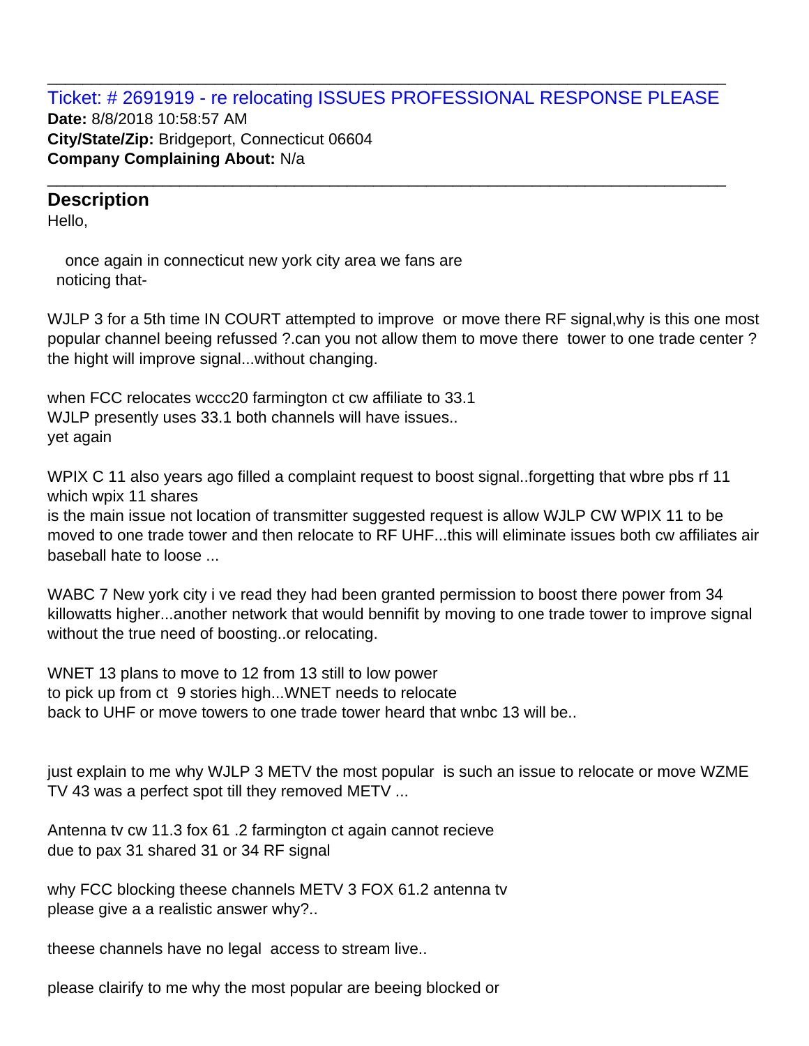---

Ticket: # 2691919 - re relocating ISSUES PROFESSIONAL RESPONSE PLEASE
**Date:** 8/8/2018 10:58:57 AM
**City/State/Zip:** Bridgeport, Connecticut 06604
**Company Complaining About:** N/a

---

## Description

Hello,

once again in connecticut new york city area we fans are
noticing that-

WJLP 3 for a 5th time IN COURT attempted to improve or move there RF signal,why is this one most popular channel beeing refussed ?.can you not allow them to move there tower to one trade center ? the hight will improve signal...without changing.

when FCC relocates wccc20 farmington ct cw affiliate to 33.1
WJLP presently uses 33.1 both channels will have issues..
yet again

WPIX C 11 also years ago filled a complaint request to boost signal..forgetting that wbre pbs rf 11 which wpix 11 shares
is the main issue not location of transmitter suggested request is allow WJLP CW WPIX 11 to be moved to one trade tower and then relocate to RF UHF...this will eliminate issues both cw affiliates air baseball hate to loose ...

WABC 7 New york city i ve read they had been granted permission to boost there power from 34 killowatts higher...another network that would bennifit by moving to one trade tower to improve signal without the true need of boosting..or relocating.

WNET 13 plans to move to 12 from 13 still to low power
to pick up from ct 9 stories high...WNET needs to relocate
back to UHF or move towers to one trade tower heard that wnbc 13 will be..

just explain to me why WJLP 3 METV the most popular is such an issue to relocate or move WZME TV 43 was a perfect spot till they removed METV ...

Antenna tv cw 11.3 fox 61 .2 farmington ct again cannot recieve
due to pax 31 shared 31 or 34 RF signal

why FCC blocking theese channels METV 3 FOX 61.2 antenna tv
please give a a realistic answer why?..

theese channels have no legal access to stream live..

please clairify to me why the most popular are beeing blocked or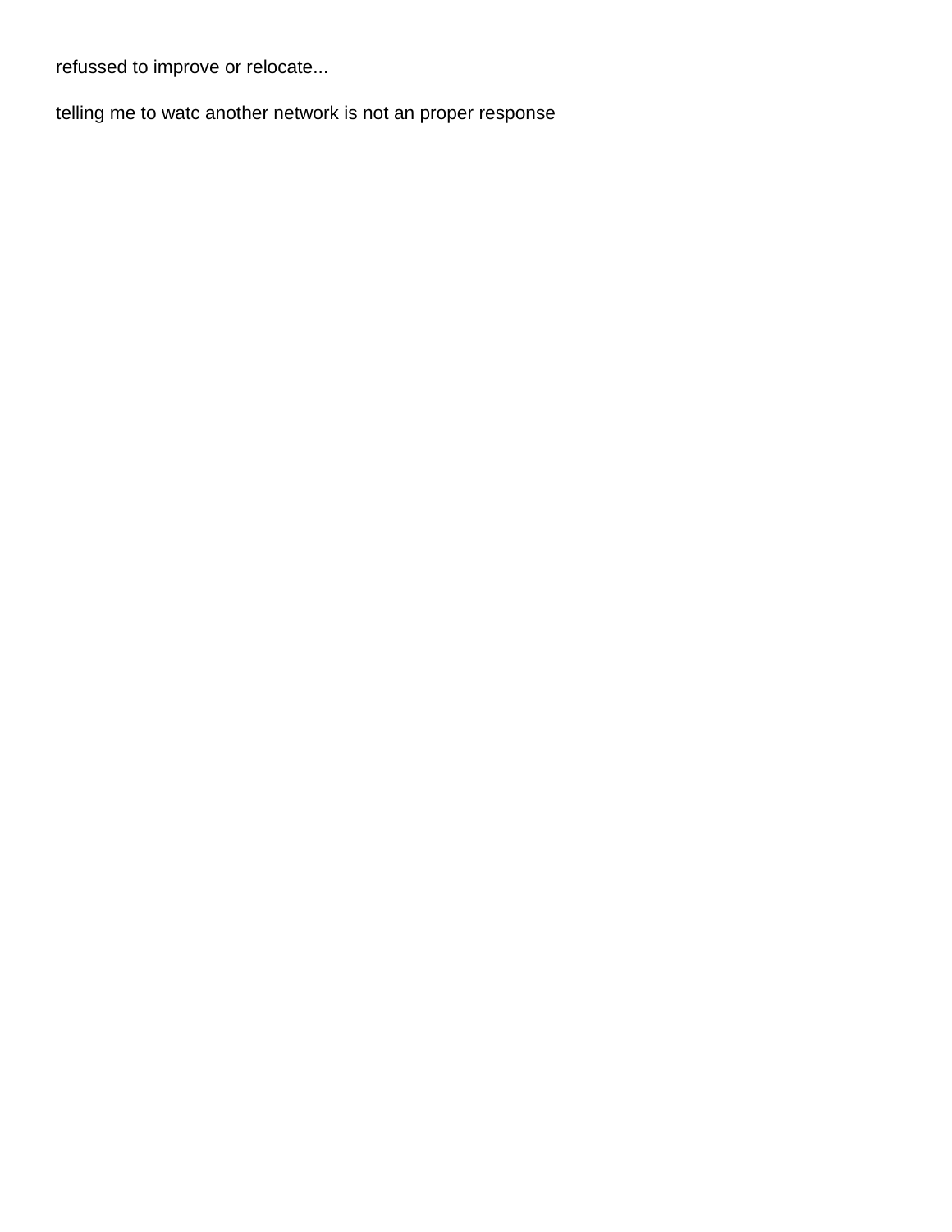refussed to improve or relocate...

telling me to watc another network is not an proper response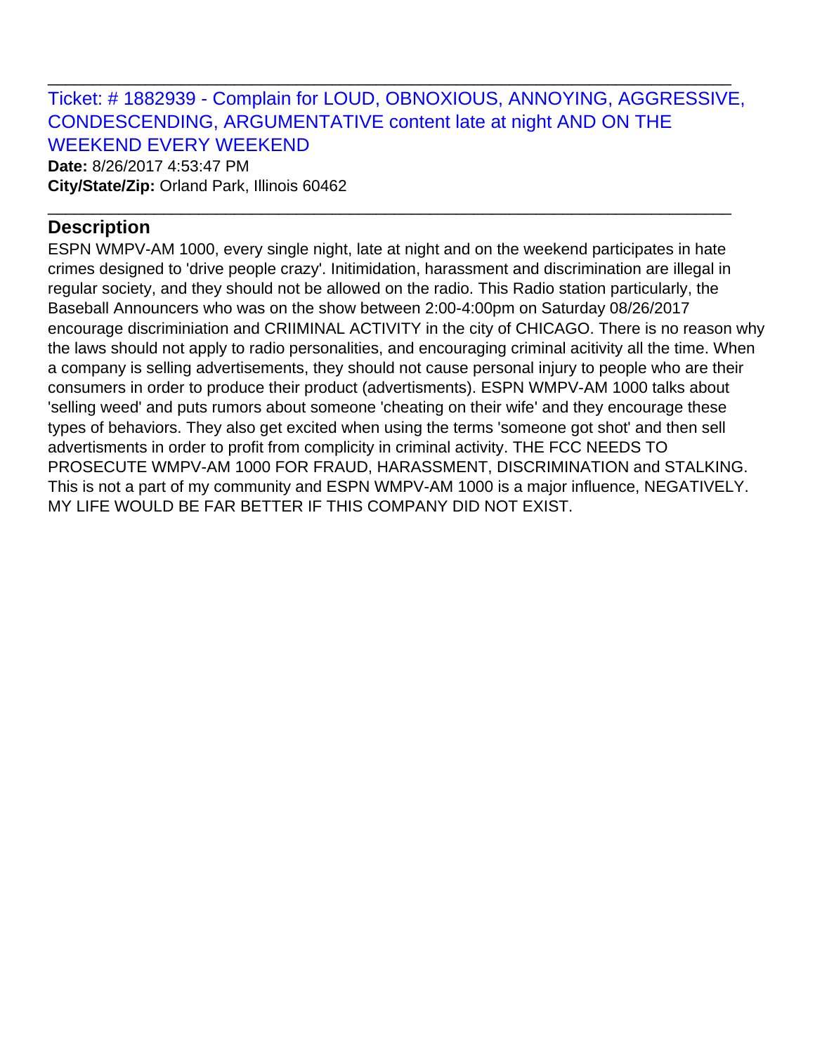---

Ticket: # 1882939 - Complain for LOUD, OBNOXIOUS, ANNOYING, AGGRESSIVE, CONDESCENDING, ARGUMENTATIVE content late at night AND ON THE WEEKEND EVERY WEEKEND

**Date:** 8/26/2017 4:53:47 PM
**City/State/Zip:** Orland Park, Illinois 60462

---

## Description

ESPN WMPV-AM 1000, every single night, late at night and on the weekend participates in hate crimes designed to 'drive people crazy'. Initimidation, harassment and discrimination are illegal in regular society, and they should not be allowed on the radio. This Radio station particularly, the Baseball Announcers who was on the show between 2:00-4:00pm on Saturday 08/26/2017 encourage discriminiation and CRIIMINAL ACTIVITY in the city of CHICAGO. There is no reason why the laws should not apply to radio personalities, and encouraging criminal acitivity all the time. When a company is selling advertisements, they should not cause personal injury to people who are their consumers in order to produce their product (advertisments). ESPN WMPV-AM 1000 talks about 'selling weed' and puts rumors about someone 'cheating on their wife' and they encourage these types of behaviors. They also get excited when using the terms 'someone got shot' and then sell advertisments in order to profit from complicity in criminal activity. THE FCC NEEDS TO PROSECUTE WMPV-AM 1000 FOR FRAUD, HARASSMENT, DISCRIMINATION and STALKING. This is not a part of my community and ESPN WMPV-AM 1000 is a major influence, NEGATIVELY. MY LIFE WOULD BE FAR BETTER IF THIS COMPANY DID NOT EXIST.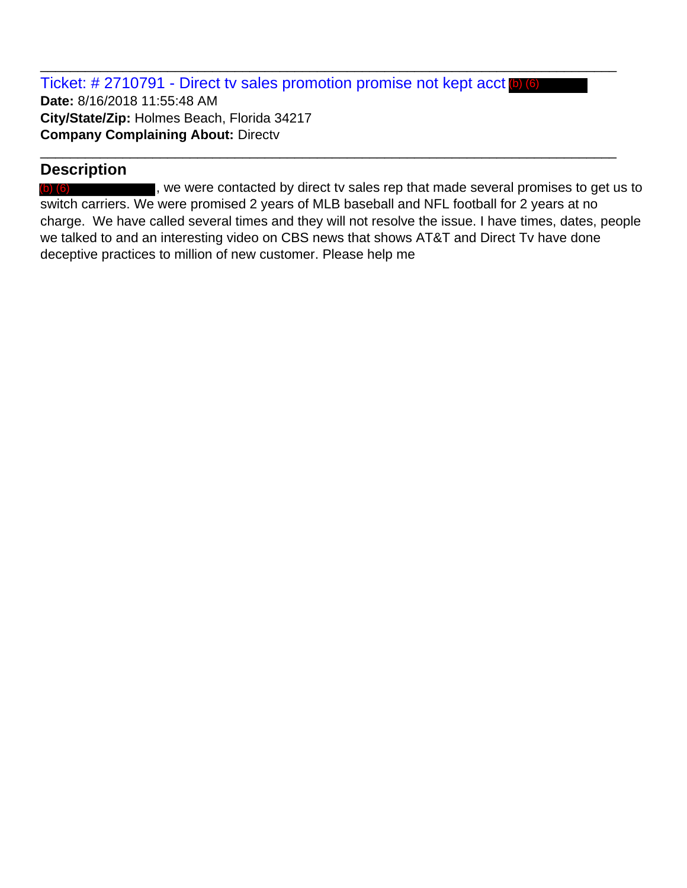---

Ticket: # 2710791 - Direct tv sales promotion promise not kept acct (b) (6)

**Date:** 8/16/2018 11:55:48 AM

**City/State/Zip:** Holmes Beach, Florida 34217

**Company Complaining About:** Directv

---

## Description

(b) (6), we were contacted by direct tv sales rep that made several promises to get us to switch carriers. We were promised 2 years of MLB baseball and NFL football for 2 years at no charge. We have called several times and they will not resolve the issue. I have times, dates, people we talked to and an interesting video on CBS news that shows AT&T and Direct Tv have done deceptive practices to million of new customer. Please help me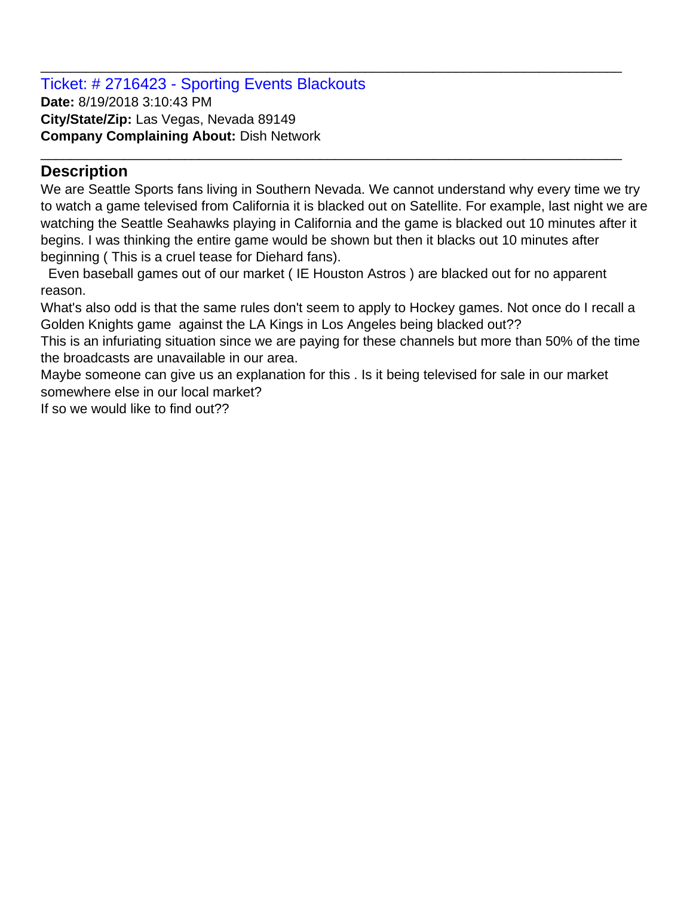---

Ticket: # 2716423 - Sporting Events Blackouts

**Date:** 8/19/2018 3:10:43 PM

**City/State/Zip:** Las Vegas, Nevada 89149

**Company Complaining About:** Dish Network

---

## Description

We are Seattle Sports fans living in Southern Nevada. We cannot understand why every time we try to watch a game televised from California it is blacked out on Satellite. For example, last night we are watching the Seattle Seahawks playing in California and the game is blacked out 10 minutes after it begins. I was thinking the entire game would be shown but then it blacks out 10 minutes after beginning ( This is a cruel tease for Diehard fans).

Even baseball games out of our market ( IE Houston Astros ) are blacked out for no apparent reason.

What's also odd is that the same rules don't seem to apply to Hockey games. Not once do I recall a Golden Knights game against the LA Kings in Los Angeles being blacked out??

This is an infuriating situation since we are paying for these channels but more than 50% of the time the broadcasts are unavailable in our area.

Maybe someone can give us an explanation for this . Is it being televised for sale in our market somewhere else in our local market?

If so we would like to find out??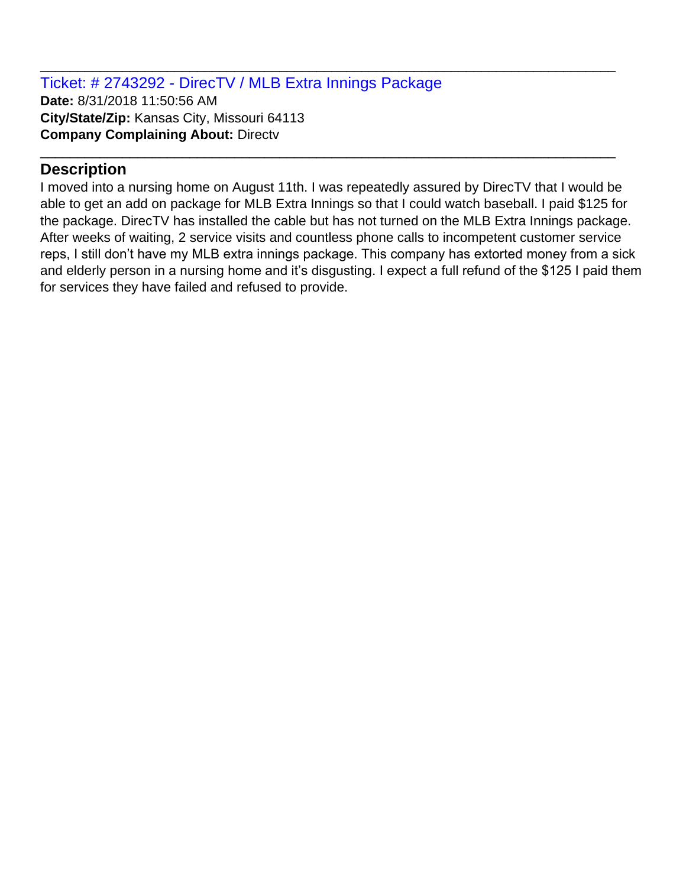Ticket: # 2743292 - DirecTV / MLB Extra Innings Package

**Date:** 8/31/2018 11:50:56 AM

**City/State/Zip:** Kansas City, Missouri 64113

**Company Complaining About:** Directv

## Description

I moved into a nursing home on August 11th. I was repeatedly assured by DirecTV that I would be able to get an add on package for MLB Extra Innings so that I could watch baseball. I paid $125 for the package. DirecTV has installed the cable but has not turned on the MLB Extra Innings package. After weeks of waiting, 2 service visits and countless phone calls to incompetent customer service reps, I still don't have my MLB extra innings package. This company has extorted money from a sick and elderly person in a nursing home and it's disgusting. I expect a full refund of the $125 I paid them for services they have failed and refused to provide.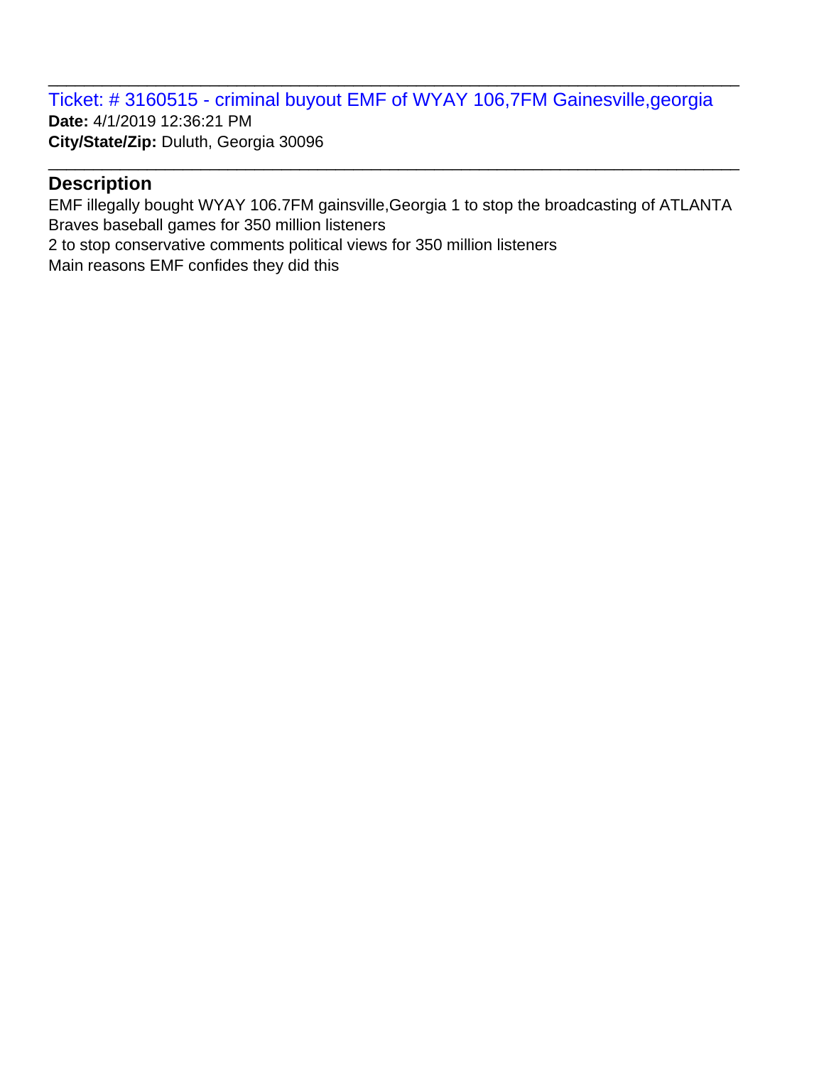---

Ticket: # 3160515 - criminal buyout EMF of WYAY 106,7FM Gainesville,georgia

**Date:** 4/1/2019 12:36:21 PM

**City/State/Zip:** Duluth, Georgia 30096

---

## Description

EMF illegally bought WYAY 106.7FM gainsville,Georgia 1 to stop the broadcasting of ATLANTA Braves baseball games for 350 million listeners
2 to stop conservative comments political views for 350 million listeners
Main reasons EMF confides they did this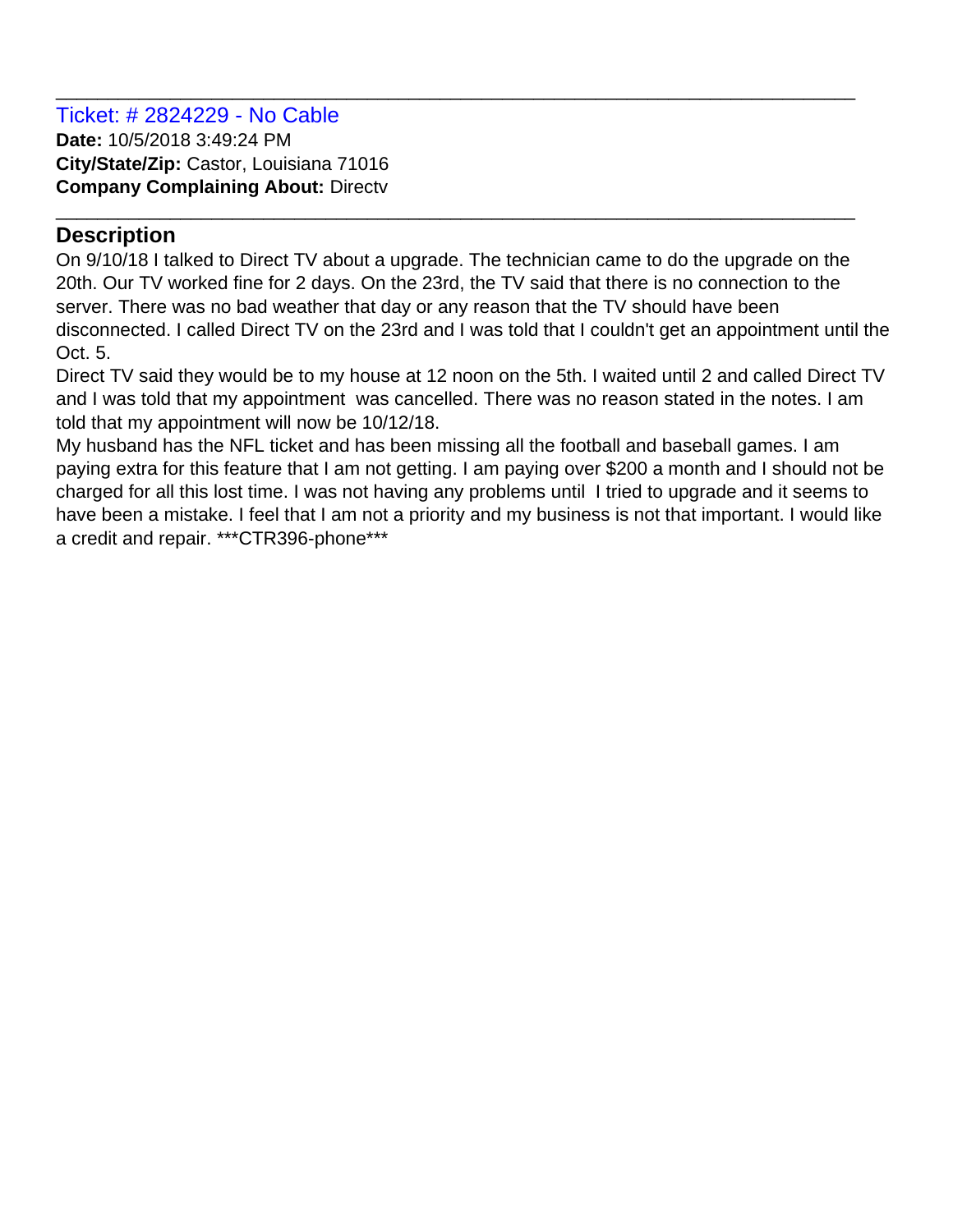## Ticket: # 2824229 - No Cable

**Date:** 10/5/2018 3:49:24 PM
**City/State/Zip:** Castor, Louisiana 71016
**Company Complaining About:** Directv

## Description

On 9/10/18 I talked to Direct TV about a upgrade. The technician came to do the upgrade on the 20th. Our TV worked fine for 2 days. On the 23rd, the TV said that there is no connection to the server. There was no bad weather that day or any reason that the TV should have been disconnected. I called Direct TV on the 23rd and I was told that I couldn't get an appointment until the Oct. 5.
Direct TV said they would be to my house at 12 noon on the 5th. I waited until 2 and called Direct TV and I was told that my appointment was cancelled. There was no reason stated in the notes. I am told that my appointment will now be 10/12/18.
My husband has the NFL ticket and has been missing all the football and baseball games. I am paying extra for this feature that I am not getting. I am paying over $200 a month and I should not be charged for all this lost time. I was not having any problems until I tried to upgrade and it seems to have been a mistake. I feel that I am not a priority and my business is not that important. I would like a credit and repair. ***CTR396-phone***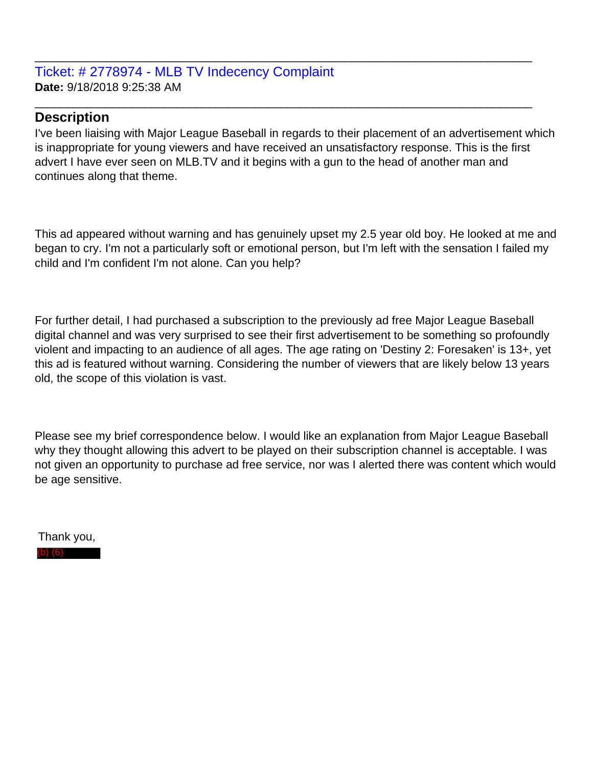---

## Ticket: # 2778974 - MLB TV Indecency Complaint

**Date:** 9/18/2018 9:25:38 AM

---

### Description

I've been liaising with Major League Baseball in regards to their placement of an advertisement which is inappropriate for young viewers and have received an unsatisfactory response. This is the first advert I have ever seen on MLB.TV and it begins with a gun to the head of another man and continues along that theme.

This ad appeared without warning and has genuinely upset my 2.5 year old boy. He looked at me and began to cry. I'm not a particularly soft or emotional person, but I'm left with the sensation I failed my child and I'm confident I'm not alone. Can you help?

For further detail, I had purchased a subscription to the previously ad free Major League Baseball digital channel and was very surprised to see their first advertisement to be something so profoundly violent and impacting to an audience of all ages. The age rating on 'Destiny 2: Foresaken' is 13+, yet this ad is featured without warning. Considering the number of viewers that are likely below 13 years old, the scope of this violation is vast.

Please see my brief correspondence below. I would like an explanation from Major League Baseball why they thought allowing this advert to be played on their subscription channel is acceptable. I was not given an opportunity to purchase ad free service, nor was I alerted there was content which would be age sensitive.

Thank you,
(b) (6)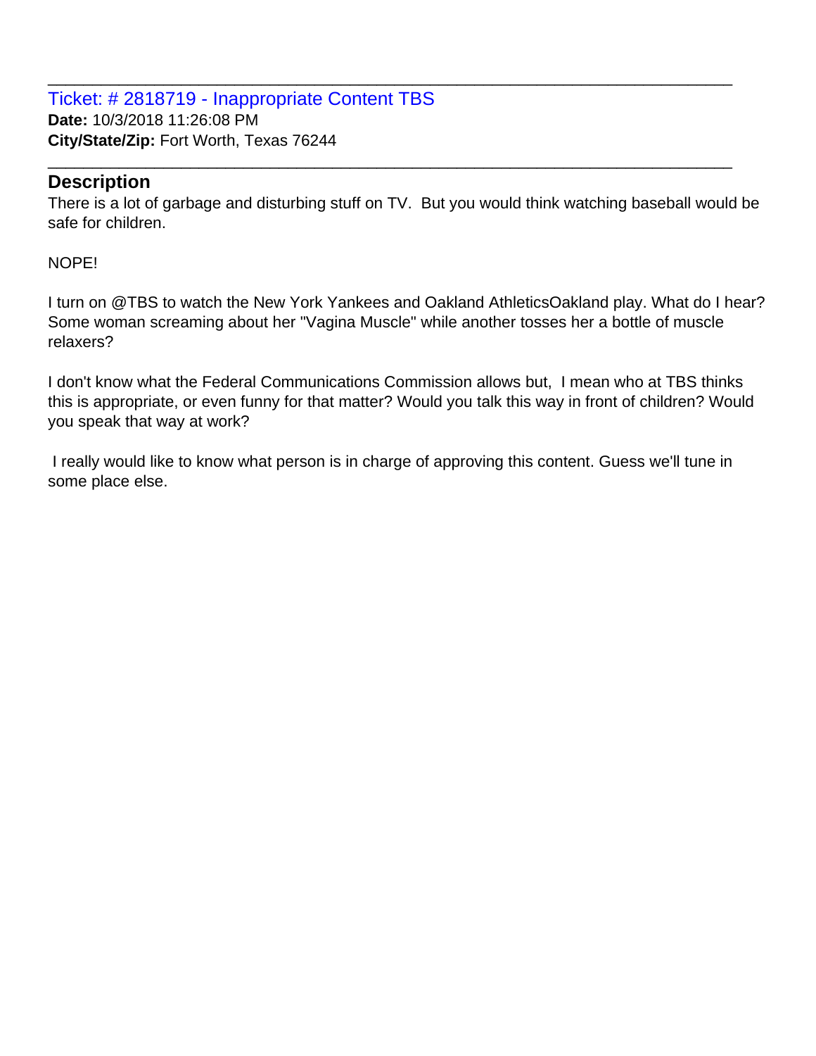## Ticket: # 2818719 - Inappropriate Content TBS

**Date:** 10/3/2018 11:26:08 PM
**City/State/Zip:** Fort Worth, Texas 76244

## Description

There is a lot of garbage and disturbing stuff on TV.  But you would think watching baseball would be safe for children.

NOPE!

I turn on @TBS to watch the New York Yankees and Oakland AthleticsOakland play. What do I hear? Some woman screaming about her "Vagina Muscle" while another tosses her a bottle of muscle relaxers?

I don't know what the Federal Communications Commission allows but,  I mean who at TBS thinks this is appropriate, or even funny for that matter? Would you talk this way in front of children? Would you speak that way at work?

I really would like to know what person is in charge of approving this content. Guess we'll tune in some place else.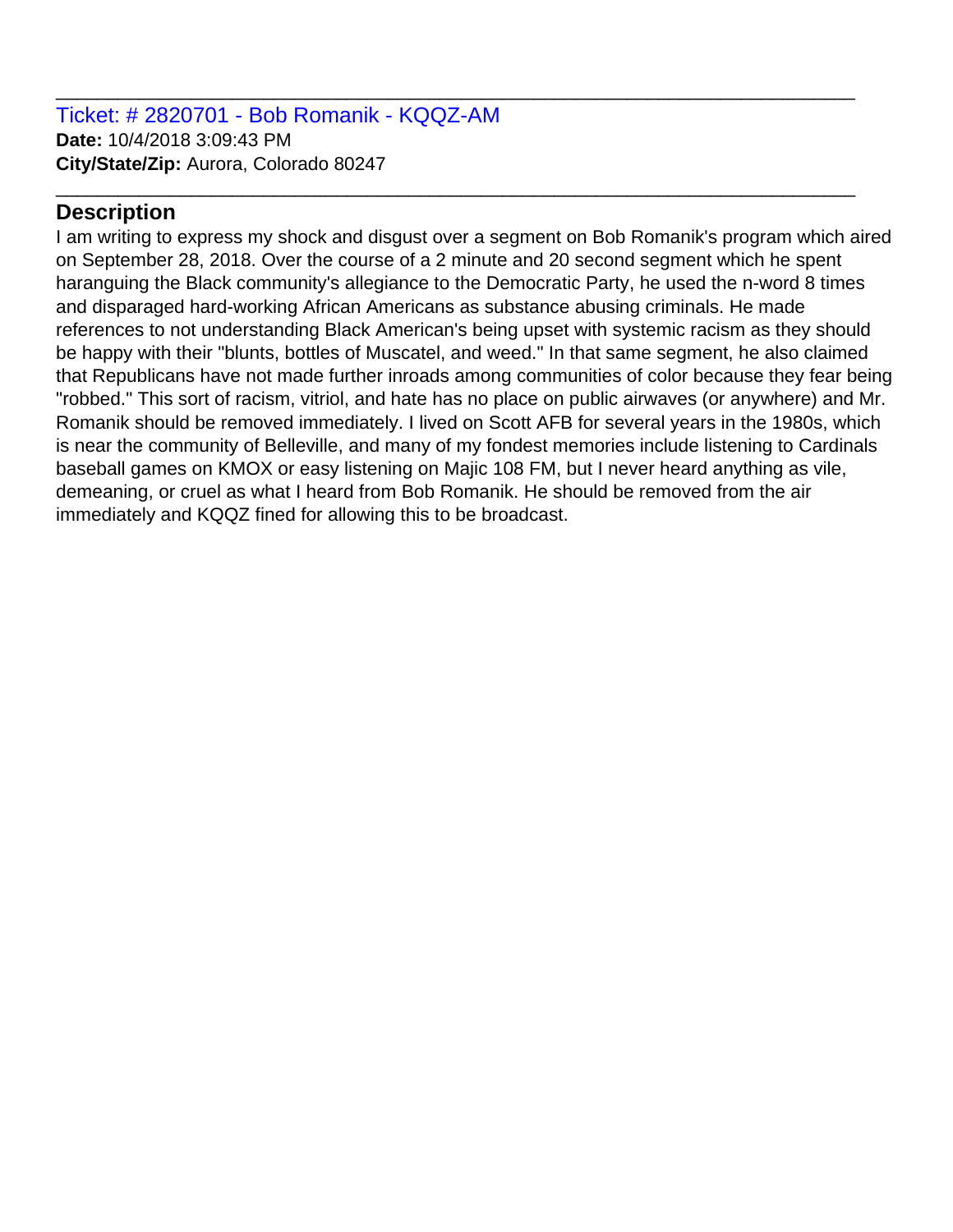---

Ticket: # 2820701 - Bob Romanik - KQQZ-AM

**Date:** 10/4/2018 3:09:43 PM

**City/State/Zip:** Aurora, Colorado 80247

---

## Description

I am writing to express my shock and disgust over a segment on Bob Romanik's program which aired on September 28, 2018. Over the course of a 2 minute and 20 second segment which he spent haranguing the Black community's allegiance to the Democratic Party, he used the n-word 8 times and disparaged hard-working African Americans as substance abusing criminals. He made references to not understanding Black American's being upset with systemic racism as they should be happy with their "blunts, bottles of Muscatel, and weed." In that same segment, he also claimed that Republicans have not made further inroads among communities of color because they fear being "robbed." This sort of racism, vitriol, and hate has no place on public airwaves (or anywhere) and Mr. Romanik should be removed immediately. I lived on Scott AFB for several years in the 1980s, which is near the community of Belleville, and many of my fondest memories include listening to Cardinals baseball games on KMOX or easy listening on Majic 108 FM, but I never heard anything as vile, demeaning, or cruel as what I heard from Bob Romanik. He should be removed from the air immediately and KQQZ fined for allowing this to be broadcast.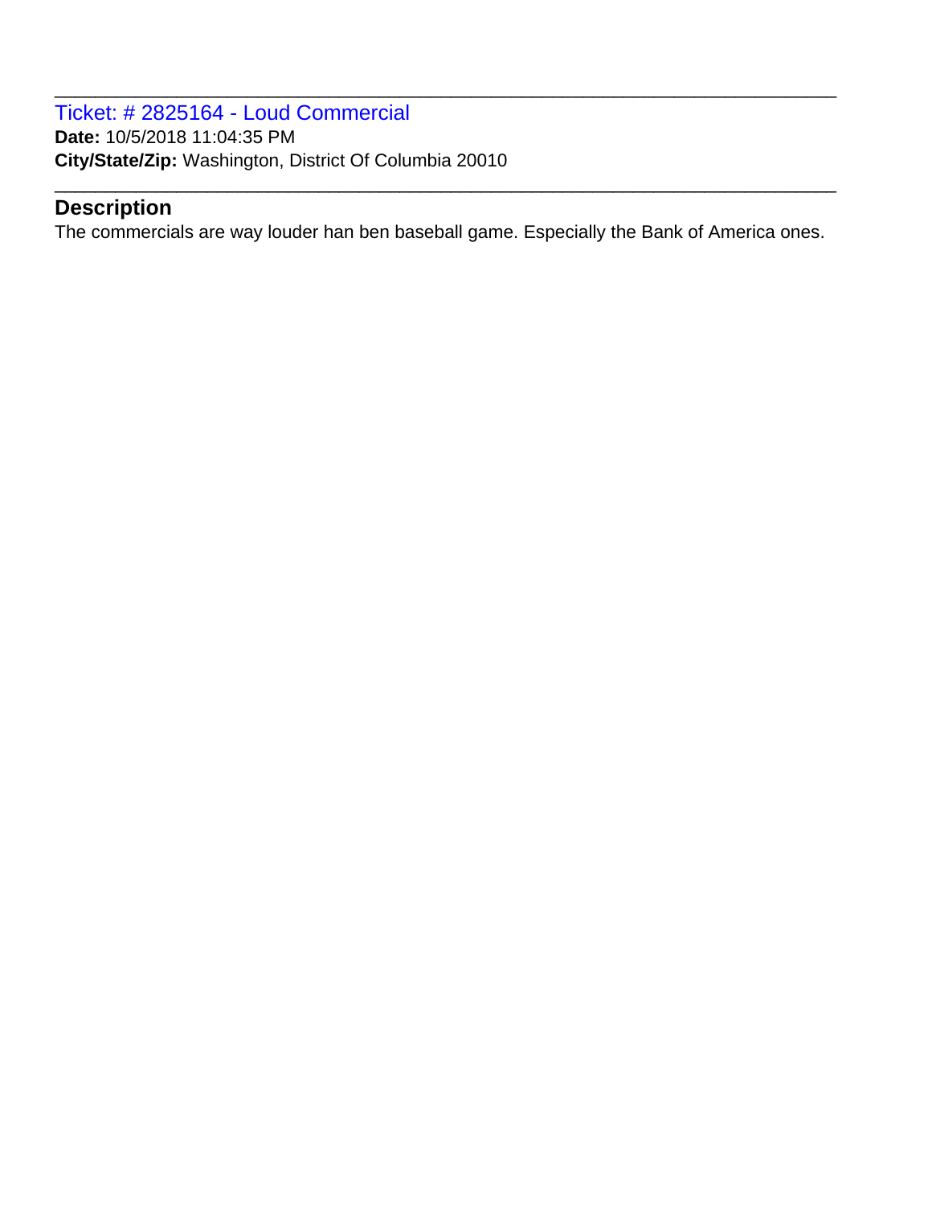Ticket: # 2825164 - Loud Commercial

**Date:** 10/5/2018 11:04:35 PM

**City/State/Zip:** Washington, District Of Columbia 20010

---

## Description

The commercials are way louder han ben baseball game. Especially the Bank of America ones.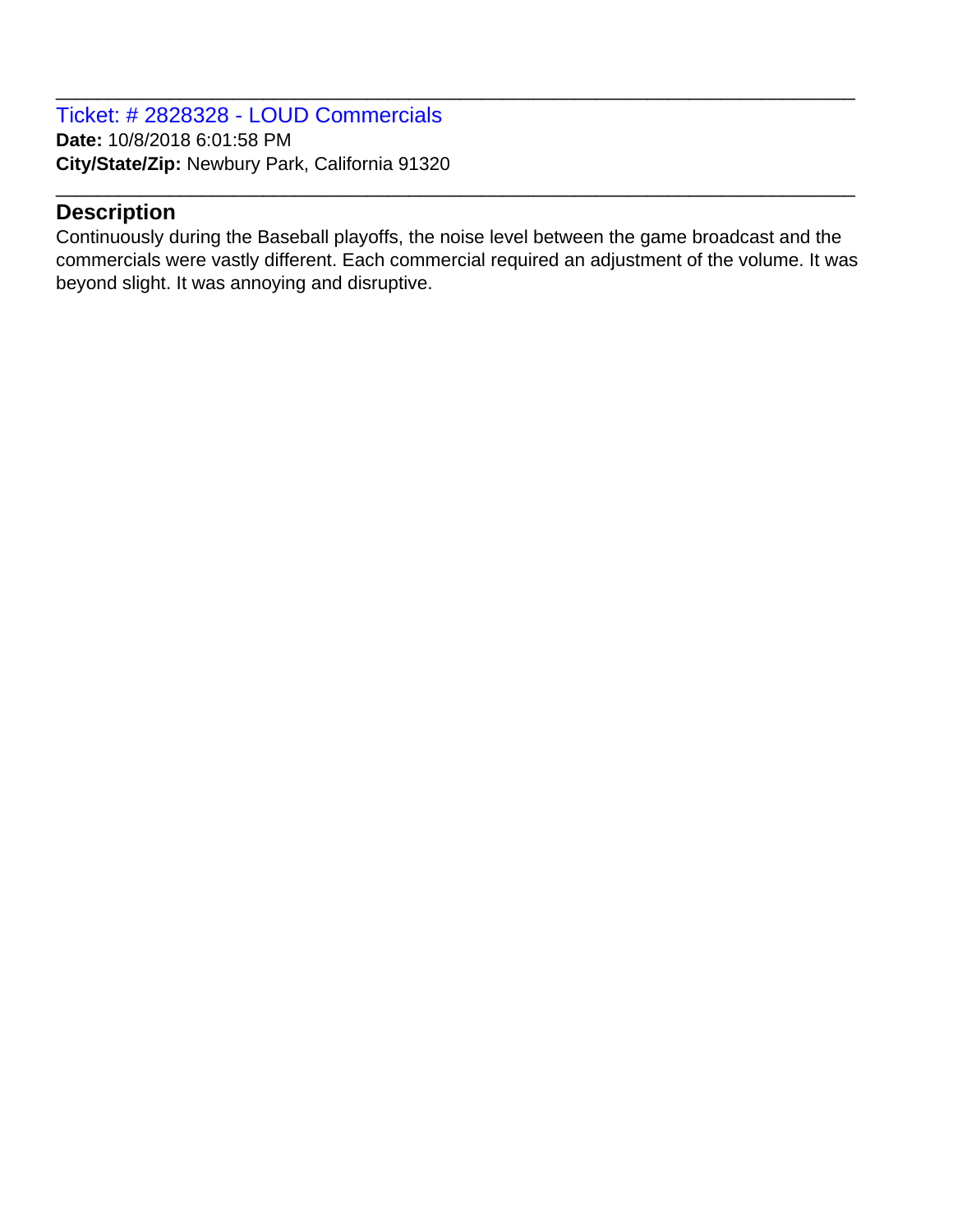Ticket: # 2828328 - LOUD Commercials

**Date:** 10/8/2018 6:01:58 PM

**City/State/Zip:** Newbury Park, California 91320

## Description

Continuously during the Baseball playoffs, the noise level between the game broadcast and the commercials were vastly different. Each commercial required an adjustment of the volume. It was beyond slight. It was annoying and disruptive.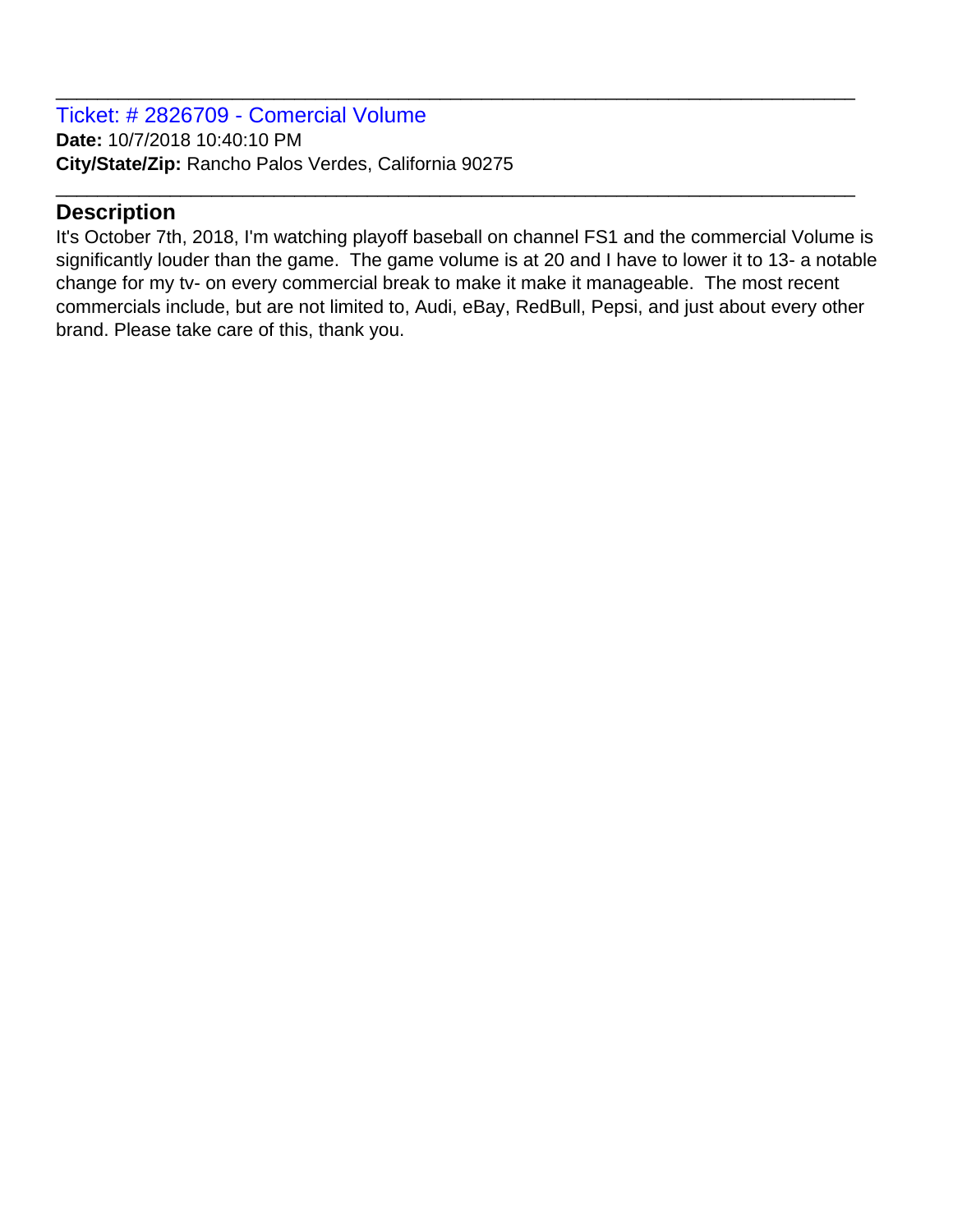## Ticket: # 2826709 - Comercial Volume

**Date:** 10/7/2018 10:40:10 PM

**City/State/Zip:** Rancho Palos Verdes, California 90275

## Description

It's October 7th, 2018, I'm watching playoff baseball on channel FS1 and the commercial Volume is significantly louder than the game. The game volume is at 20 and I have to lower it to 13- a notable change for my tv- on every commercial break to make it make it manageable. The most recent commercials include, but are not limited to, Audi, eBay, RedBull, Pepsi, and just about every other brand. Please take care of this, thank you.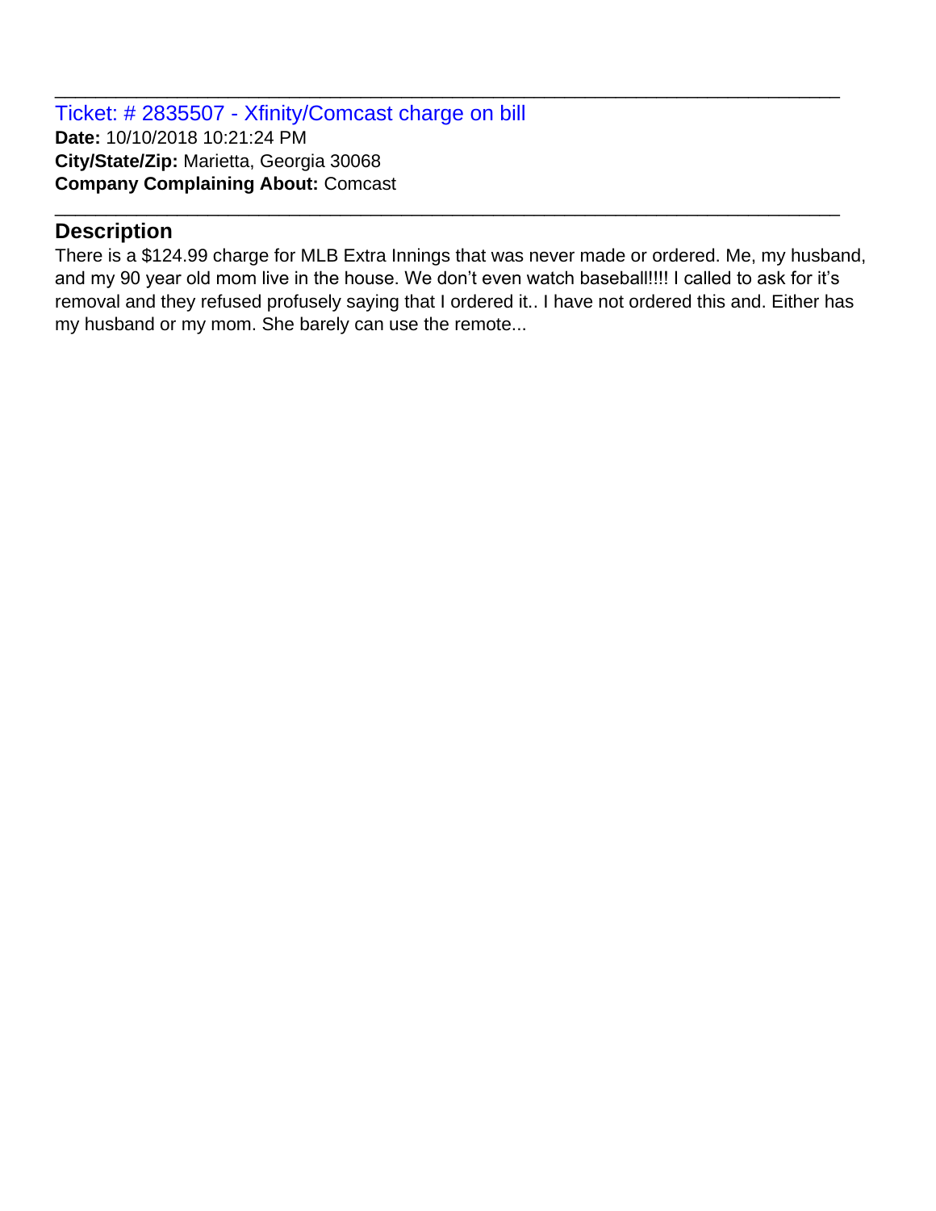## Ticket: # 2835507 - Xfinity/Comcast charge on bill

**Date:** 10/10/2018 10:21:24 PM
**City/State/Zip:** Marietta, Georgia 30068
**Company Complaining About:** Comcast

## Description

There is a $124.99 charge for MLB Extra Innings that was never made or ordered. Me, my husband, and my 90 year old mom live in the house. We don't even watch baseball!!!! I called to ask for it's removal and they refused profusely saying that I ordered it.. I have not ordered this and. Either has my husband or my mom. She barely can use the remote...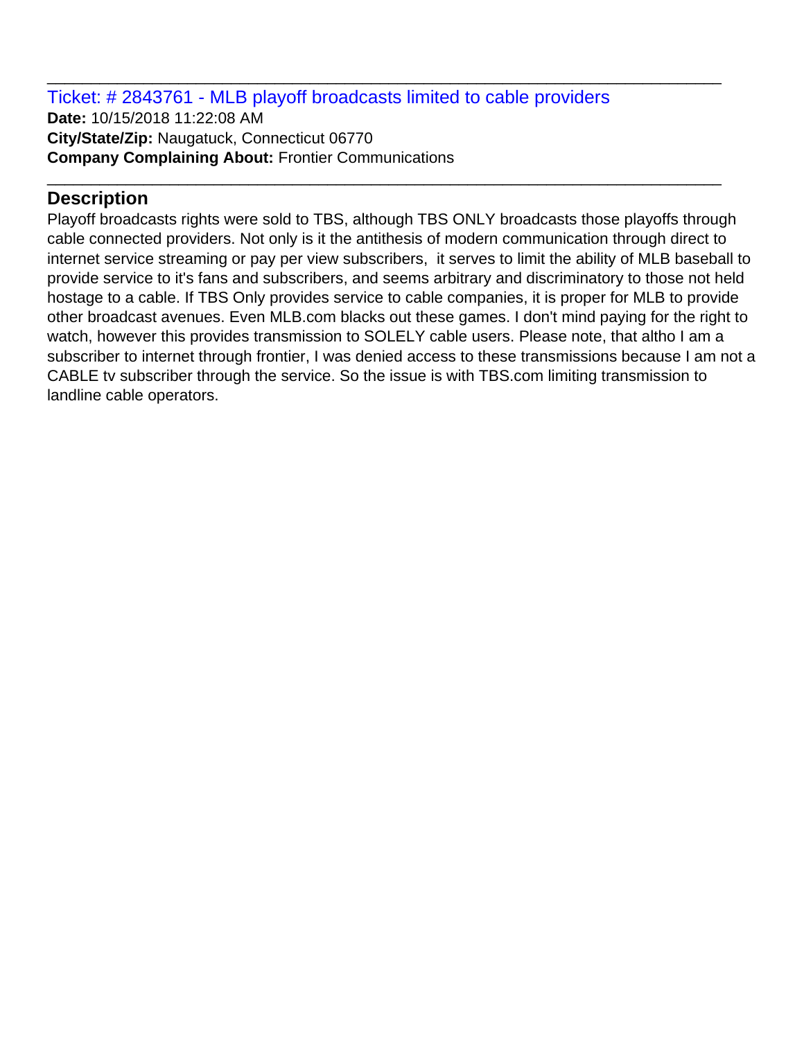---

Ticket: # 2843761 - MLB playoff broadcasts limited to cable providers

**Date:** 10/15/2018 11:22:08 AM

**City/State/Zip:** Naugatuck, Connecticut 06770

**Company Complaining About:** Frontier Communications

---

## Description

Playoff broadcasts rights were sold to TBS, although TBS ONLY broadcasts those playoffs through cable connected providers. Not only is it the antithesis of modern communication through direct to internet service streaming or pay per view subscribers,  it serves to limit the ability of MLB baseball to provide service to it's fans and subscribers, and seems arbitrary and discriminatory to those not held hostage to a cable. If TBS Only provides service to cable companies, it is proper for MLB to provide other broadcast avenues. Even MLB.com blacks out these games. I don't mind paying for the right to watch, however this provides transmission to SOLELY cable users. Please note, that altho I am a subscriber to internet through frontier, I was denied access to these transmissions because I am not a CABLE tv subscriber through the service. So the issue is with TBS.com limiting transmission to landline cable operators.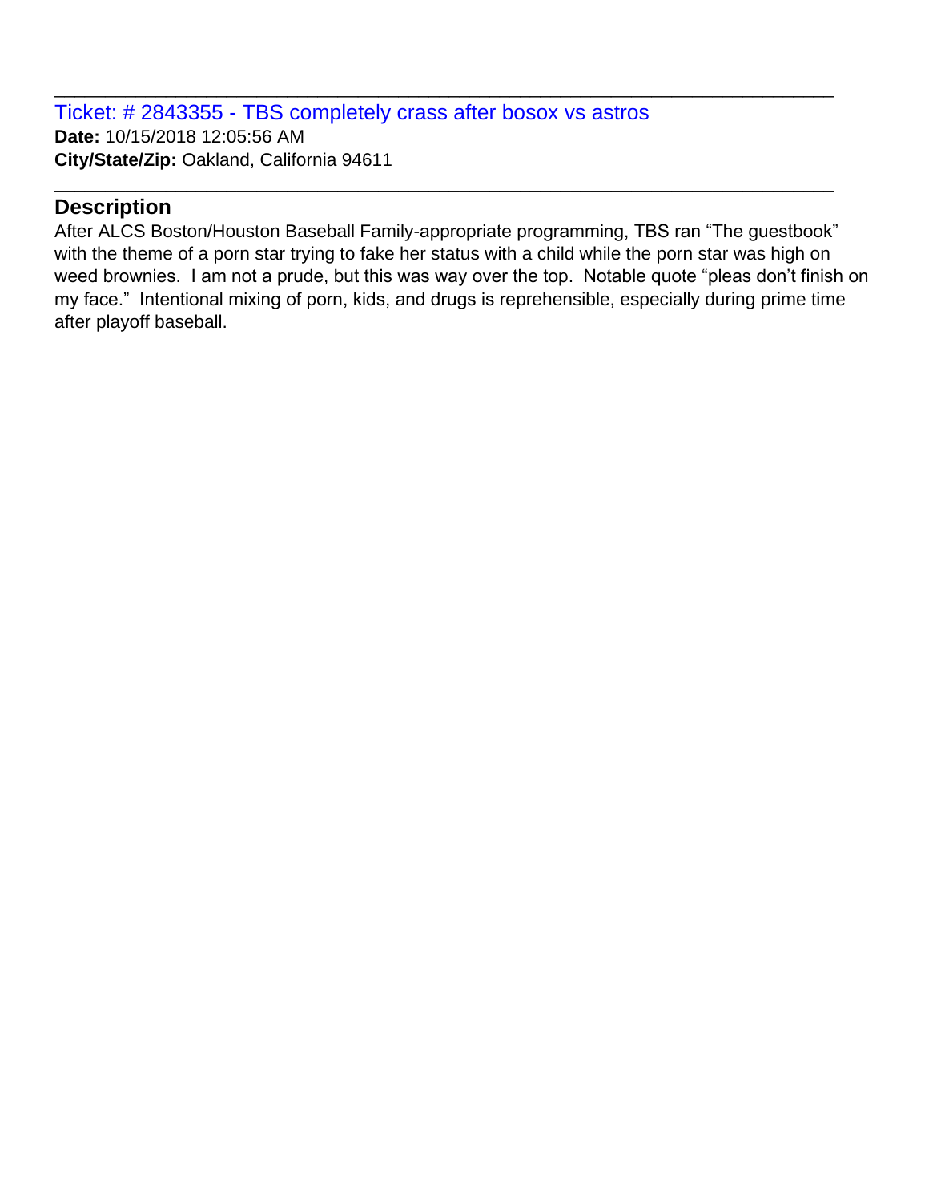Ticket: # 2843355 - TBS completely crass after bosox vs astros

**Date:** 10/15/2018 12:05:56 AM

**City/State/Zip:** Oakland, California 94611

## Description

After ALCS Boston/Houston Baseball Family-appropriate programming, TBS ran "The guestbook" with the theme of a porn star trying to fake her status with a child while the porn star was high on weed brownies.  I am not a prude, but this was way over the top.  Notable quote "pleas don't finish on my face."  Intentional mixing of porn, kids, and drugs is reprehensible, especially during prime time after playoff baseball.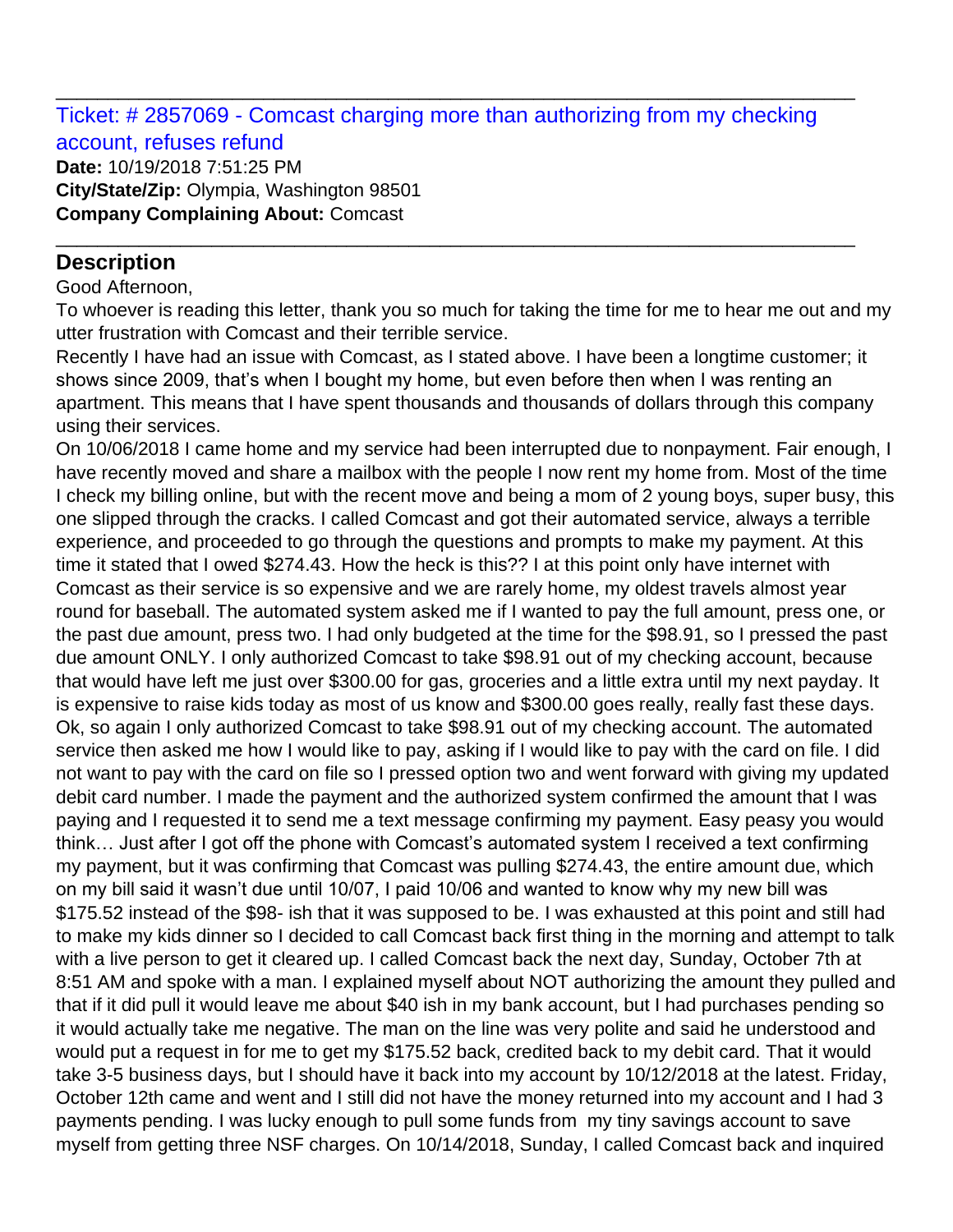## Ticket: # 2857069 - Comcast charging more than authorizing from my checking account, refuses refund

**Date:** 10/19/2018 7:51:25 PM
**City/State/Zip:** Olympia, Washington 98501
**Company Complaining About:** Comcast

## Description

Good Afternoon,
To whoever is reading this letter, thank you so much for taking the time for me to hear me out and my utter frustration with Comcast and their terrible service.
Recently I have had an issue with Comcast, as I stated above. I have been a longtime customer; it shows since 2009, that's when I bought my home, but even before then when I was renting an apartment. This means that I have spent thousands and thousands of dollars through this company using their services.
On 10/06/2018 I came home and my service had been interrupted due to nonpayment. Fair enough, I have recently moved and share a mailbox with the people I now rent my home from. Most of the time I check my billing online, but with the recent move and being a mom of 2 young boys, super busy, this one slipped through the cracks. I called Comcast and got their automated service, always a terrible experience, and proceeded to go through the questions and prompts to make my payment. At this time it stated that I owed $274.43. How the heck is this?? I at this point only have internet with Comcast as their service is so expensive and we are rarely home, my oldest travels almost year round for baseball. The automated system asked me if I wanted to pay the full amount, press one, or the past due amount, press two. I had only budgeted at the time for the $98.91, so I pressed the past due amount ONLY. I only authorized Comcast to take $98.91 out of my checking account, because that would have left me just over $300.00 for gas, groceries and a little extra until my next payday. It is expensive to raise kids today as most of us know and $300.00 goes really, really fast these days. Ok, so again I only authorized Comcast to take $98.91 out of my checking account. The automated service then asked me how I would like to pay, asking if I would like to pay with the card on file. I did not want to pay with the card on file so I pressed option two and went forward with giving my updated debit card number. I made the payment and the authorized system confirmed the amount that I was paying and I requested it to send me a text message confirming my payment. Easy peasy you would think… Just after I got off the phone with Comcast's automated system I received a text confirming my payment, but it was confirming that Comcast was pulling $274.43, the entire amount due, which on my bill said it wasn't due until 10/07, I paid 10/06 and wanted to know why my new bill was $175.52 instead of the $98- ish that it was supposed to be. I was exhausted at this point and still had to make my kids dinner so I decided to call Comcast back first thing in the morning and attempt to talk with a live person to get it cleared up. I called Comcast back the next day, Sunday, October 7th at 8:51 AM and spoke with a man. I explained myself about NOT authorizing the amount they pulled and that if it did pull it would leave me about $40 ish in my bank account, but I had purchases pending so it would actually take me negative. The man on the line was very polite and said he understood and would put a request in for me to get my $175.52 back, credited back to my debit card. That it would take 3-5 business days, but I should have it back into my account by 10/12/2018 at the latest. Friday, October 12th came and went and I still did not have the money returned into my account and I had 3 payments pending. I was lucky enough to pull some funds from my tiny savings account to save myself from getting three NSF charges. On 10/14/2018, Sunday, I called Comcast back and inquired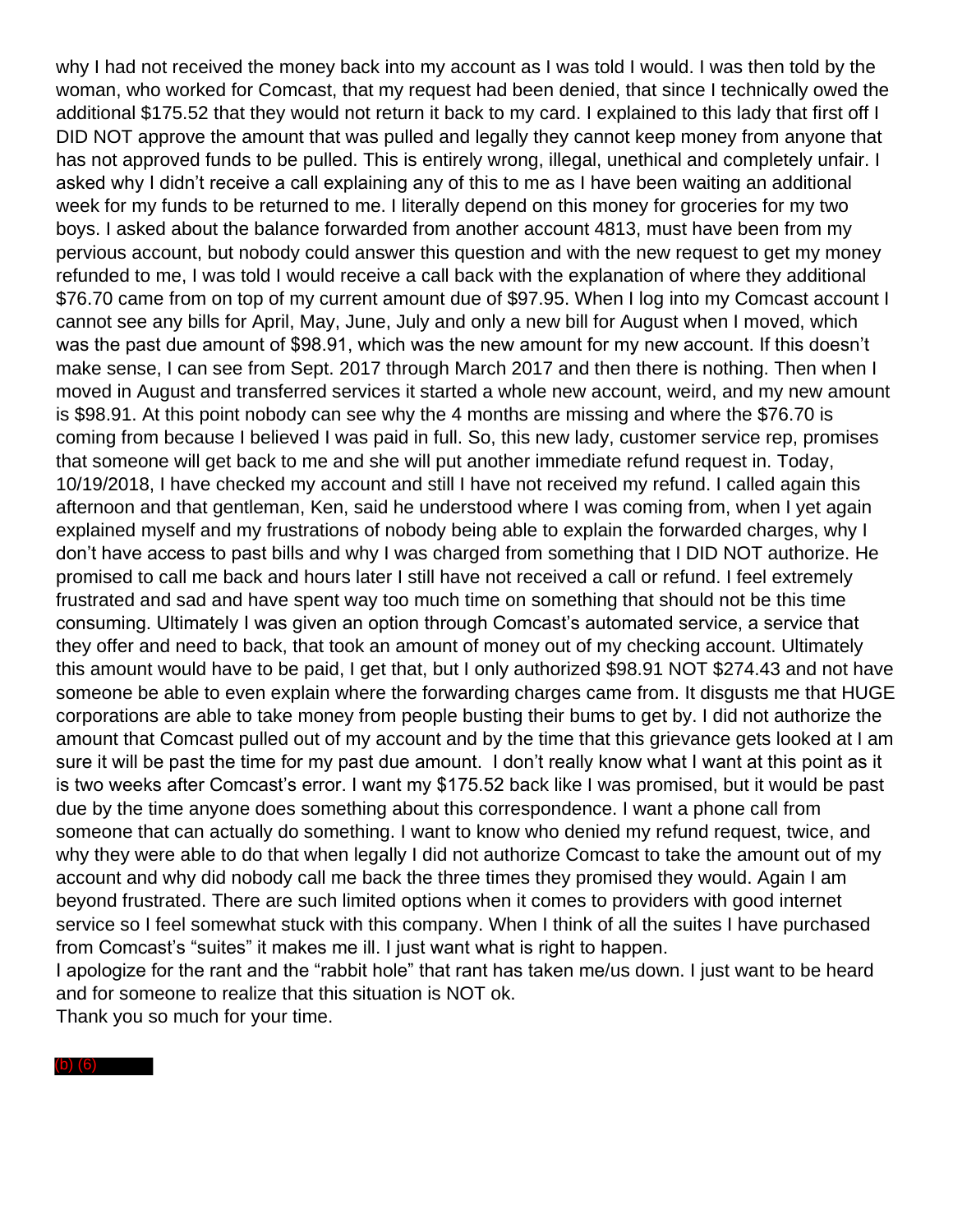why I had not received the money back into my account as I was told I would. I was then told by the woman, who worked for Comcast, that my request had been denied, that since I technically owed the additional $175.52 that they would not return it back to my card. I explained to this lady that first off I DID NOT approve the amount that was pulled and legally they cannot keep money from anyone that has not approved funds to be pulled. This is entirely wrong, illegal, unethical and completely unfair. I asked why I didn't receive a call explaining any of this to me as I have been waiting an additional week for my funds to be returned to me. I literally depend on this money for groceries for my two boys. I asked about the balance forwarded from another account 4813, must have been from my pervious account, but nobody could answer this question and with the new request to get my money refunded to me, I was told I would receive a call back with the explanation of where they additional $76.70 came from on top of my current amount due of $97.95. When I log into my Comcast account I cannot see any bills for April, May, June, July and only a new bill for August when I moved, which was the past due amount of $98.91, which was the new amount for my new account. If this doesn't make sense, I can see from Sept. 2017 through March 2017 and then there is nothing. Then when I moved in August and transferred services it started a whole new account, weird, and my new amount is $98.91. At this point nobody can see why the 4 months are missing and where the $76.70 is coming from because I believed I was paid in full. So, this new lady, customer service rep, promises that someone will get back to me and she will put another immediate refund request in. Today, 10/19/2018, I have checked my account and still I have not received my refund. I called again this afternoon and that gentleman, Ken, said he understood where I was coming from, when I yet again explained myself and my frustrations of nobody being able to explain the forwarded charges, why I don't have access to past bills and why I was charged from something that I DID NOT authorize. He promised to call me back and hours later I still have not received a call or refund. I feel extremely frustrated and sad and have spent way too much time on something that should not be this time consuming. Ultimately I was given an option through Comcast's automated service, a service that they offer and need to back, that took an amount of money out of my checking account. Ultimately this amount would have to be paid, I get that, but I only authorized $98.91 NOT $274.43 and not have someone be able to even explain where the forwarding charges came from. It disgusts me that HUGE corporations are able to take money from people busting their bums to get by. I did not authorize the amount that Comcast pulled out of my account and by the time that this grievance gets looked at I am sure it will be past the time for my past due amount. I don't really know what I want at this point as it is two weeks after Comcast's error. I want my $175.52 back like I was promised, but it would be past due by the time anyone does something about this correspondence. I want a phone call from someone that can actually do something. I want to know who denied my refund request, twice, and why they were able to do that when legally I did not authorize Comcast to take the amount out of my account and why did nobody call me back the three times they promised they would. Again I am beyond frustrated. There are such limited options when it comes to providers with good internet service so I feel somewhat stuck with this company. When I think of all the suites I have purchased from Comcast's "suites" it makes me ill. I just want what is right to happen.

I apologize for the rant and the "rabbit hole" that rant has taken me/us down. I just want to be heard and for someone to realize that this situation is NOT ok.

Thank you so much for your time.

(b) (6)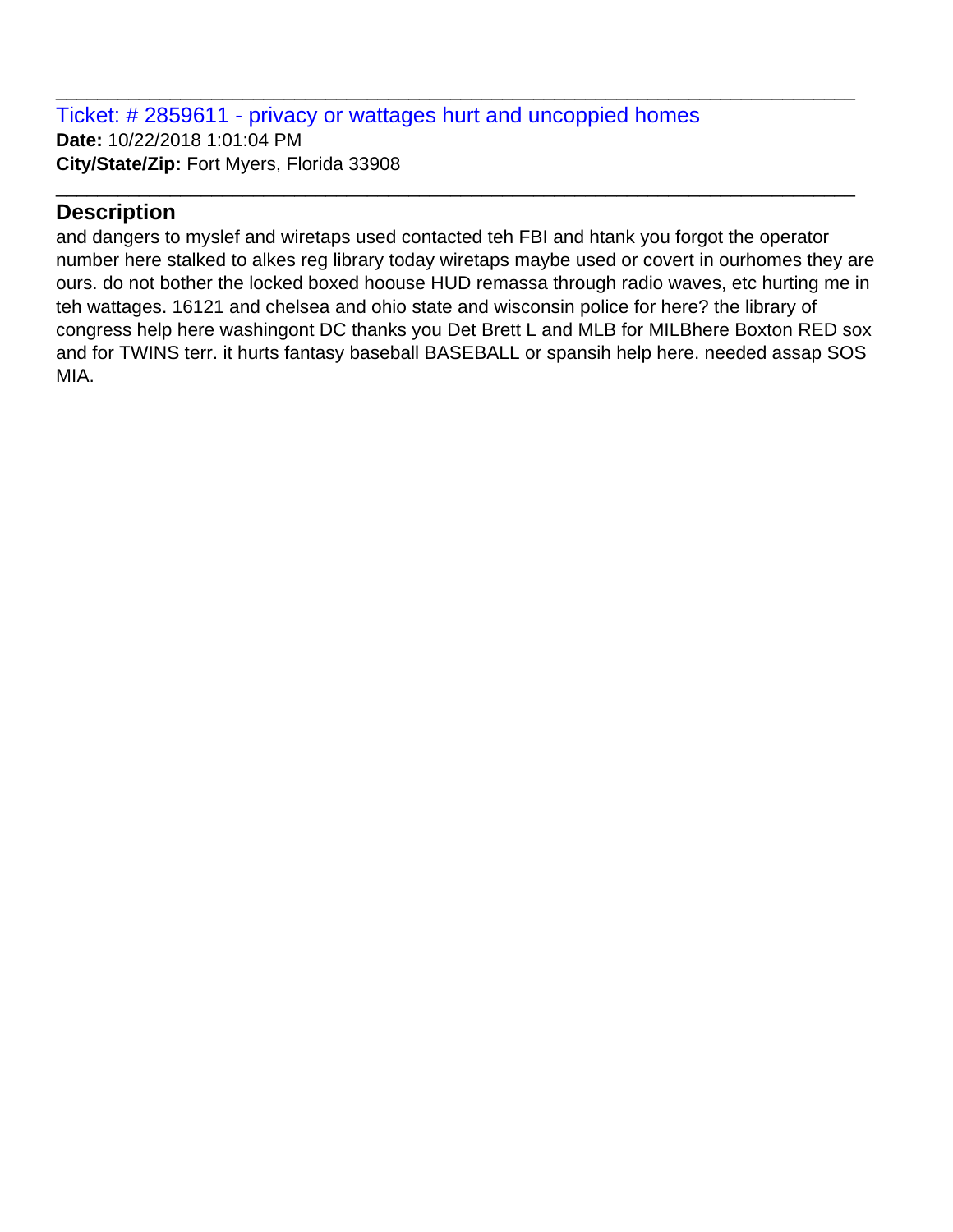Ticket: # 2859611 - privacy or wattages hurt and uncoppied homes

**Date:** 10/22/2018 1:01:04 PM

**City/State/Zip:** Fort Myers, Florida 33908

## Description

and dangers to myslef and wiretaps used contacted teh FBI and htank you forgot the operator number here stalked to alkes reg library today wiretaps maybe used or covert in ourhomes they are ours. do not bother the locked boxed hoouse HUD remassa through radio waves, etc hurting me in teh wattages. 16121 and chelsea and ohio state and wisconsin police for here? the library of congress help here washingont DC thanks you Det Brett L and MLB for MILBhere Boxton RED sox and for TWINS terr. it hurts fantasy baseball BASEBALL or spansih help here. needed assap SOS MIA.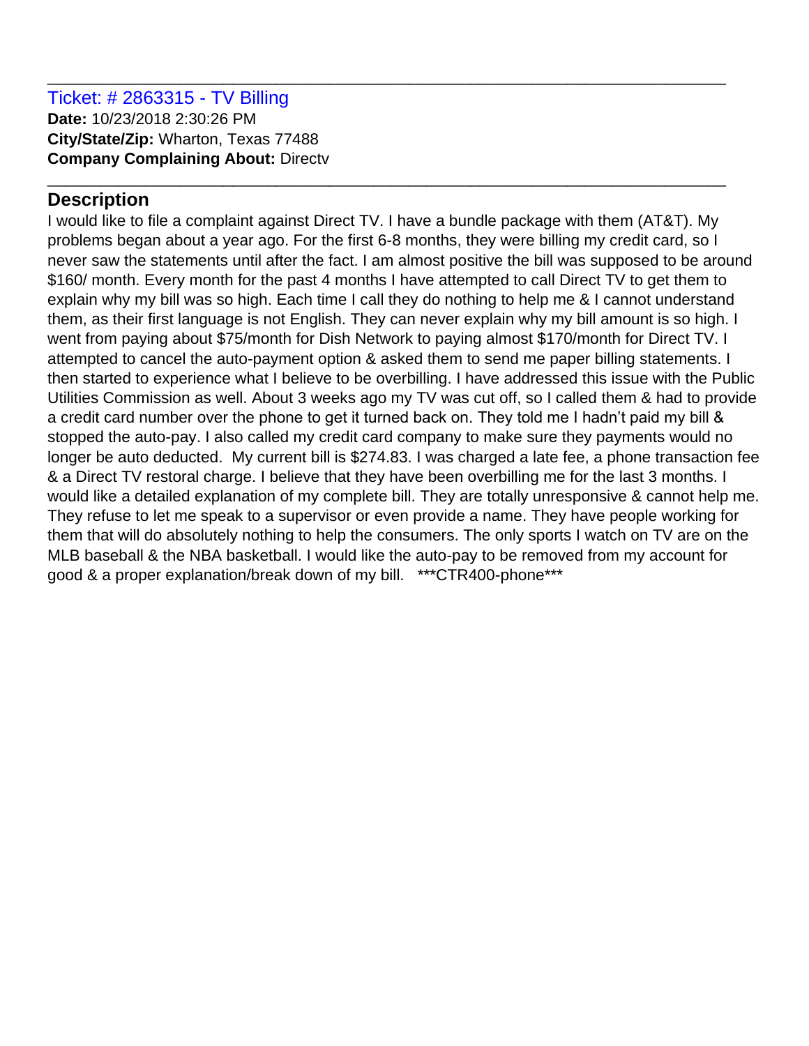## Ticket: # 2863315 - TV Billing

**Date:** 10/23/2018 2:30:26 PM
**City/State/Zip:** Wharton, Texas 77488
**Company Complaining About:** Directv

## Description

I would like to file a complaint against Direct TV. I have a bundle package with them (AT&T). My problems began about a year ago. For the first 6-8 months, they were billing my credit card, so I never saw the statements until after the fact. I am almost positive the bill was supposed to be around $160/ month. Every month for the past 4 months I have attempted to call Direct TV to get them to explain why my bill was so high. Each time I call they do nothing to help me & I cannot understand them, as their first language is not English. They can never explain why my bill amount is so high. I went from paying about $75/month for Dish Network to paying almost $170/month for Direct TV. I attempted to cancel the auto-payment option & asked them to send me paper billing statements. I then started to experience what I believe to be overbilling. I have addressed this issue with the Public Utilities Commission as well. About 3 weeks ago my TV was cut off, so I called them & had to provide a credit card number over the phone to get it turned back on. They told me I hadn't paid my bill & stopped the auto-pay. I also called my credit card company to make sure they payments would no longer be auto deducted. My current bill is $274.83. I was charged a late fee, a phone transaction fee & a Direct TV restoral charge. I believe that they have been overbilling me for the last 3 months. I would like a detailed explanation of my complete bill. They are totally unresponsive & cannot help me. They refuse to let me speak to a supervisor or even provide a name. They have people working for them that will do absolutely nothing to help the consumers. The only sports I watch on TV are on the MLB baseball & the NBA basketball. I would like the auto-pay to be removed from my account for good & a proper explanation/break down of my bill. ***CTR400-phone***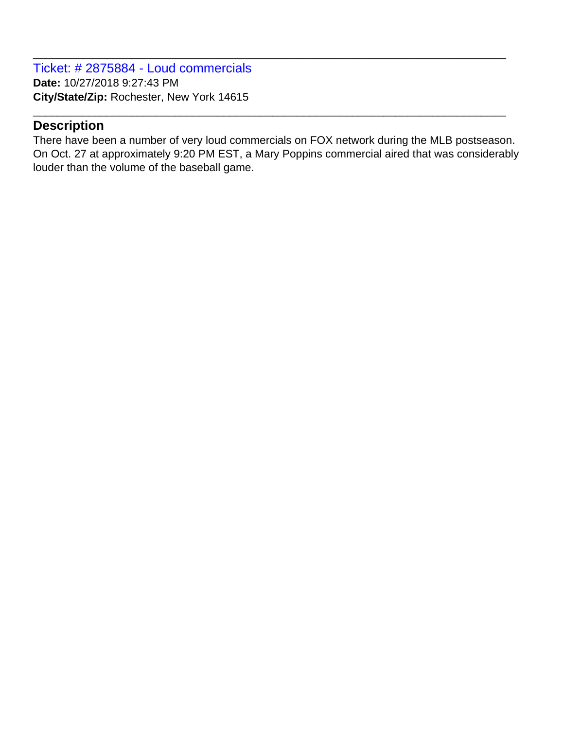---

Ticket: # 2875884 - Loud commercials

**Date:** 10/27/2018 9:27:43 PM

**City/State/Zip:** Rochester, New York 14615

---

## Description

There have been a number of very loud commercials on FOX network during the MLB postseason. On Oct. 27 at approximately 9:20 PM EST, a Mary Poppins commercial aired that was considerably louder than the volume of the baseball game.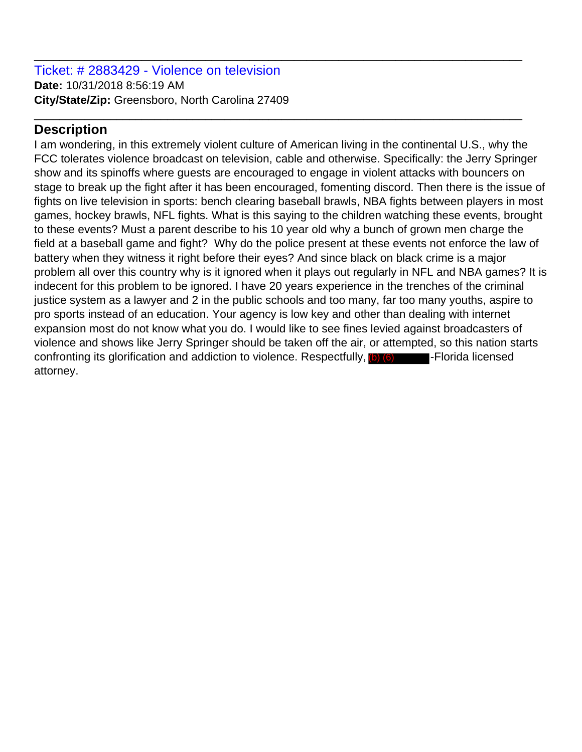---

Ticket: # 2883429 - Violence on television

**Date:** 10/31/2018 8:56:19 AM

**City/State/Zip:** Greensboro, North Carolina 27409

---

## Description

I am wondering, in this extremely violent culture of American living in the continental U.S., why the FCC tolerates violence broadcast on television, cable and otherwise. Specifically: the Jerry Springer show and its spinoffs where guests are encouraged to engage in violent attacks with bouncers on stage to break up the fight after it has been encouraged, fomenting discord. Then there is the issue of fights on live television in sports: bench clearing baseball brawls, NBA fights between players in most games, hockey brawls, NFL fights. What is this saying to the children watching these events, brought to these events? Must a parent describe to his 10 year old why a bunch of grown men charge the field at a baseball game and fight? Why do the police present at these events not enforce the law of battery when they witness it right before their eyes? And since black on black crime is a major problem all over this country why is it ignored when it plays out regularly in NFL and NBA games? It is indecent for this problem to be ignored. I have 20 years experience in the trenches of the criminal justice system as a lawyer and 2 in the public schools and too many, far too many youths, aspire to pro sports instead of an education. Your agency is low key and other than dealing with internet expansion most do not know what you do. I would like to see fines levied against broadcasters of violence and shows like Jerry Springer should be taken off the air, or attempted, so this nation starts confronting its glorification and addiction to violence. Respectfully, (b) (6) -Florida licensed attorney.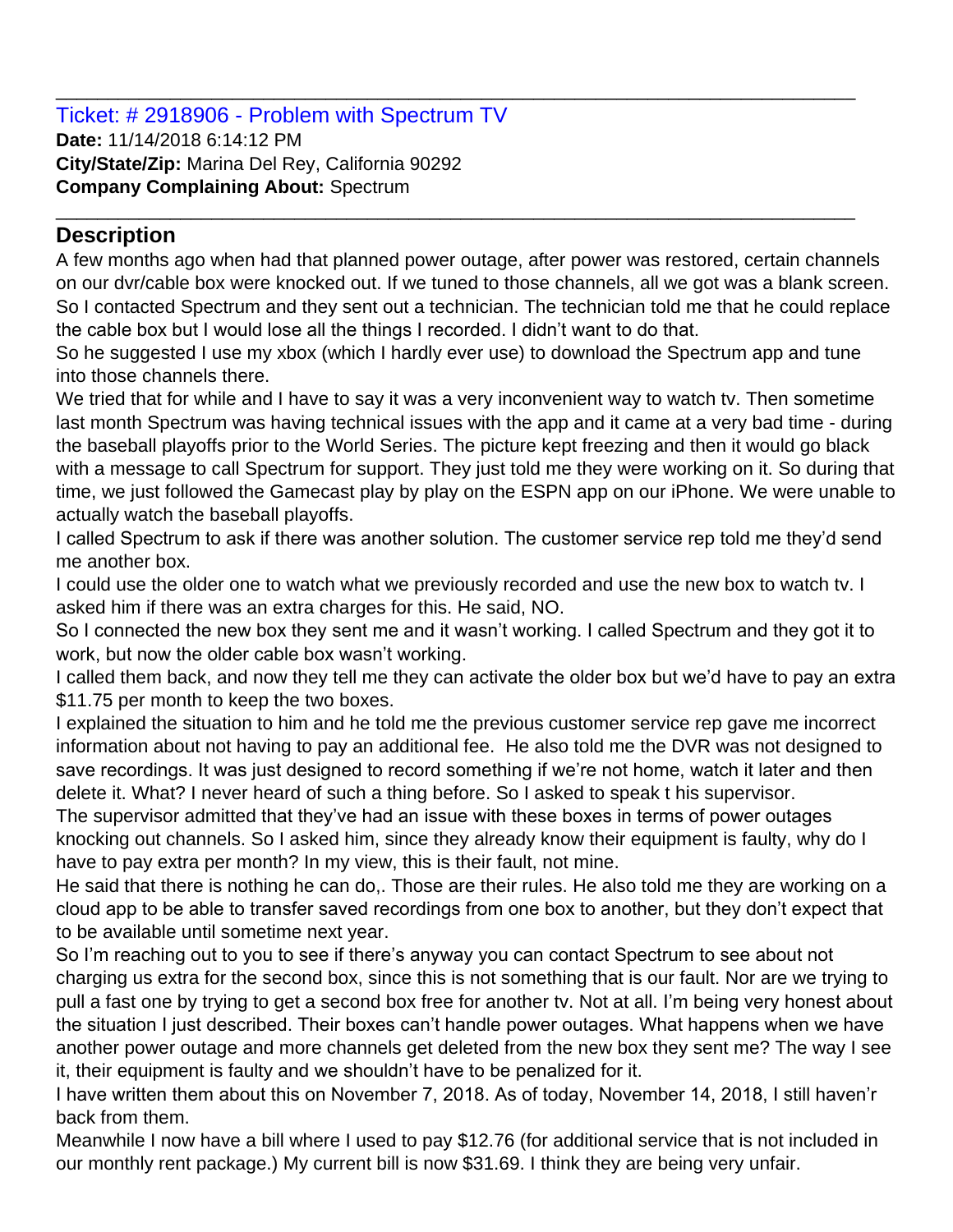## Ticket: # 2918906 - Problem with Spectrum TV

**Date:** 11/14/2018 6:14:12 PM
**City/State/Zip:** Marina Del Rey, California 90292
**Company Complaining About:** Spectrum

## Description

A few months ago when had that planned power outage, after power was restored, certain channels on our dvr/cable box were knocked out. If we tuned to those channels, all we got was a blank screen. So I contacted Spectrum and they sent out a technician. The technician told me that he could replace the cable box but I would lose all the things I recorded. I didn't want to do that.
So he suggested I use my xbox (which I hardly ever use) to download the Spectrum app and tune into those channels there.
We tried that for while and I have to say it was a very inconvenient way to watch tv. Then sometime last month Spectrum was having technical issues with the app and it came at a very bad time - during the baseball playoffs prior to the World Series. The picture kept freezing and then it would go black with a message to call Spectrum for support. They just told me they were working on it. So during that time, we just followed the Gamecast play by play on the ESPN app on our iPhone. We were unable to actually watch the baseball playoffs.
I called Spectrum to ask if there was another solution. The customer service rep told me they'd send me another box.
I could use the older one to watch what we previously recorded and use the new box to watch tv. I asked him if there was an extra charges for this. He said, NO.
So I connected the new box they sent me and it wasn't working. I called Spectrum and they got it to work, but now the older cable box wasn't working.
I called them back, and now they tell me they can activate the older box but we'd have to pay an extra $11.75 per month to keep the two boxes.
I explained the situation to him and he told me the previous customer service rep gave me incorrect information about not having to pay an additional fee. He also told me the DVR was not designed to save recordings. It was just designed to record something if we're not home, watch it later and then delete it. What? I never heard of such a thing before. So I asked to speak t his supervisor.
The supervisor admitted that they've had an issue with these boxes in terms of power outages knocking out channels. So I asked him, since they already know their equipment is faulty, why do I have to pay extra per month? In my view, this is their fault, not mine.
He said that there is nothing he can do,. Those are their rules. He also told me they are working on a cloud app to be able to transfer saved recordings from one box to another, but they don't expect that to be available until sometime next year.
So I'm reaching out to you to see if there's anyway you can contact Spectrum to see about not charging us extra for the second box, since this is not something that is our fault. Nor are we trying to pull a fast one by trying to get a second box free for another tv. Not at all. I'm being very honest about the situation I just described. Their boxes can't handle power outages. What happens when we have another power outage and more channels get deleted from the new box they sent me? The way I see it, their equipment is faulty and we shouldn't have to be penalized for it.
I have written them about this on November 7, 2018. As of today, November 14, 2018, I still haven'r back from them.
Meanwhile I now have a bill where I used to pay $12.76 (for additional service that is not included in our monthly rent package.) My current bill is now $31.69. I think they are being very unfair.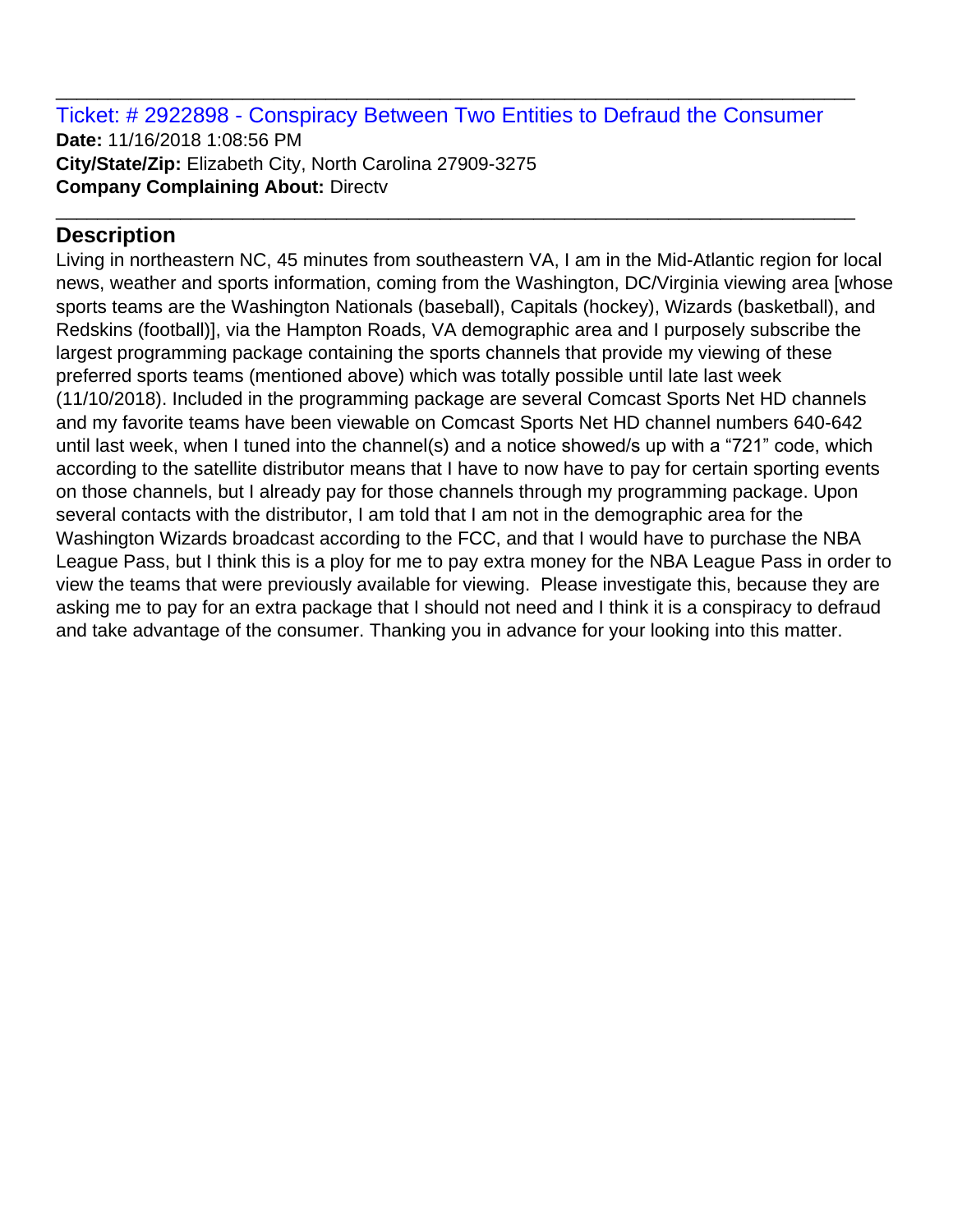Ticket: # 2922898 - Conspiracy Between Two Entities to Defraud the Consumer

**Date:** 11/16/2018 1:08:56 PM

**City/State/Zip:** Elizabeth City, North Carolina 27909-3275

**Company Complaining About:** Directv

## Description

Living in northeastern NC, 45 minutes from southeastern VA, I am in the Mid-Atlantic region for local news, weather and sports information, coming from the Washington, DC/Virginia viewing area [whose sports teams are the Washington Nationals (baseball), Capitals (hockey), Wizards (basketball), and Redskins (football)], via the Hampton Roads, VA demographic area and I purposely subscribe the largest programming package containing the sports channels that provide my viewing of these preferred sports teams (mentioned above) which was totally possible until late last week (11/10/2018). Included in the programming package are several Comcast Sports Net HD channels and my favorite teams have been viewable on Comcast Sports Net HD channel numbers 640-642 until last week, when I tuned into the channel(s) and a notice showed/s up with a "721" code, which according to the satellite distributor means that I have to now have to pay for certain sporting events on those channels, but I already pay for those channels through my programming package. Upon several contacts with the distributor, I am told that I am not in the demographic area for the Washington Wizards broadcast according to the FCC, and that I would have to purchase the NBA League Pass, but I think this is a ploy for me to pay extra money for the NBA League Pass in order to view the teams that were previously available for viewing. Please investigate this, because they are asking me to pay for an extra package that I should not need and I think it is a conspiracy to defraud and take advantage of the consumer. Thanking you in advance for your looking into this matter.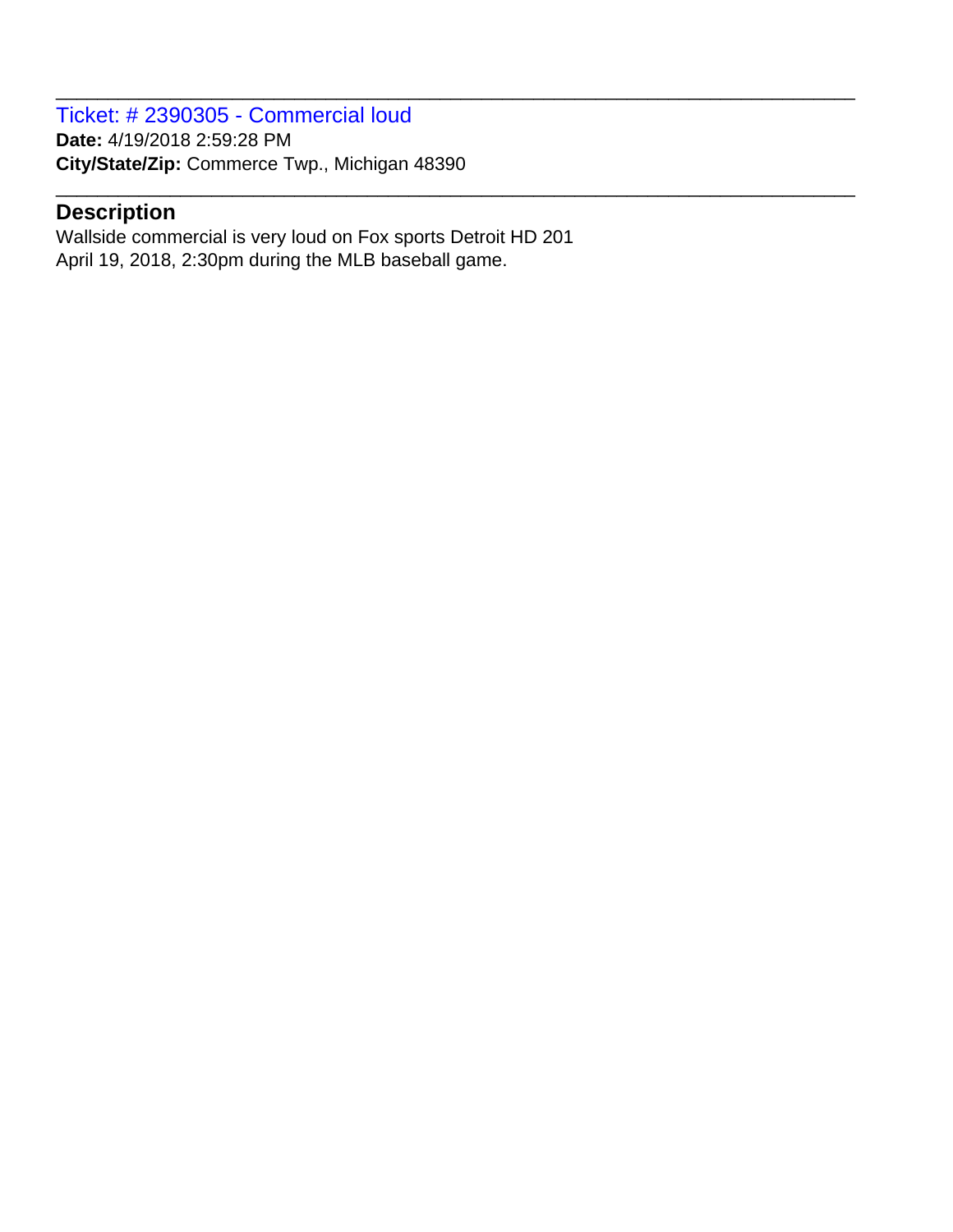---

Ticket: # 2390305 - Commercial loud

**Date:** 4/19/2018 2:59:28 PM

**City/State/Zip:** Commerce Twp., Michigan 48390

---

## Description

Wallside commercial is very loud on Fox sports Detroit HD 201
April 19, 2018, 2:30pm during the MLB baseball game.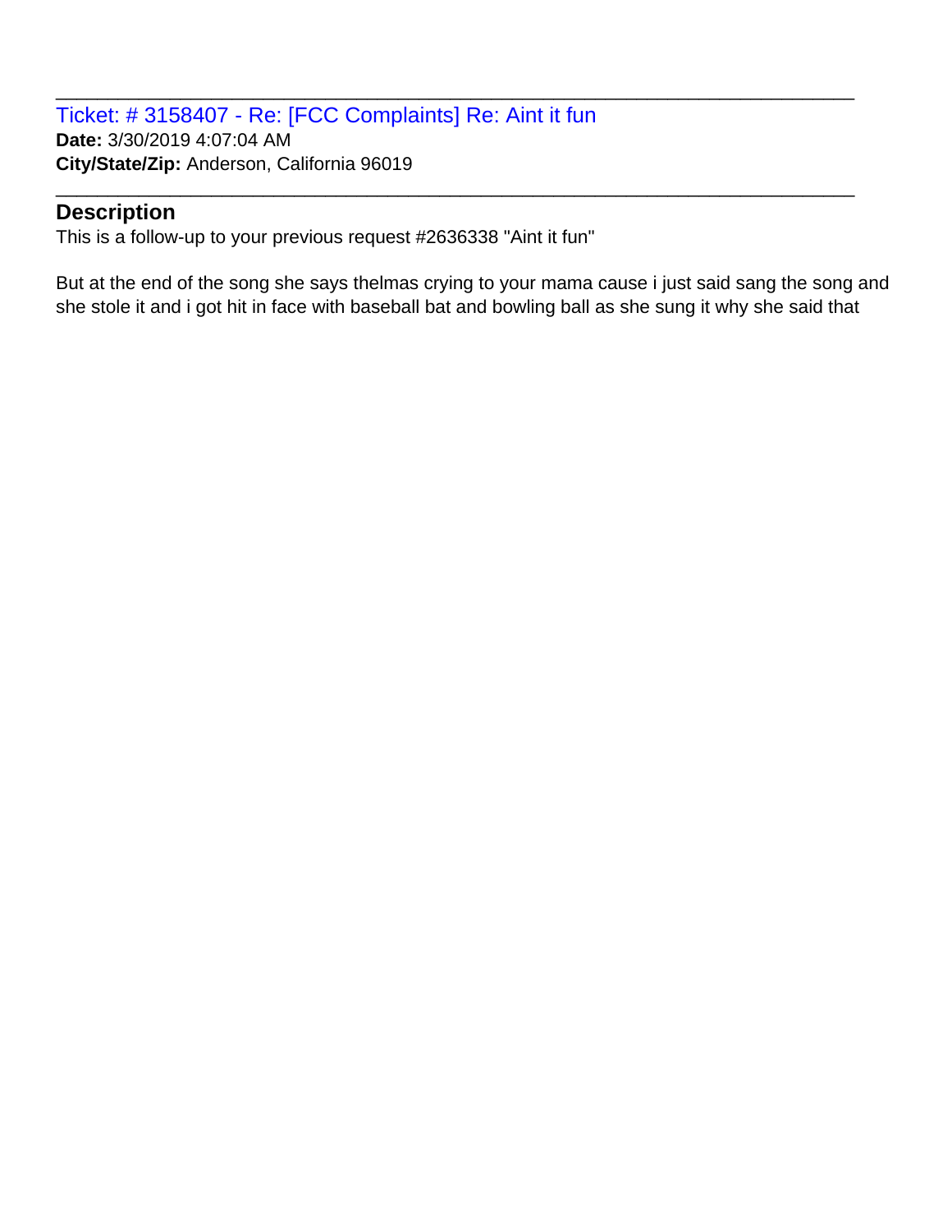---

Ticket: # 3158407 - Re: [FCC Complaints] Re: Aint it fun

**Date:** 3/30/2019 4:07:04 AM

**City/State/Zip:** Anderson, California 96019

---

## Description

This is a follow-up to your previous request #2636338 "Aint it fun"

But at the end of the song she says thelmas crying to your mama cause i just said sang the song and she stole it and i got hit in face with baseball bat and bowling ball as she sung it why she said that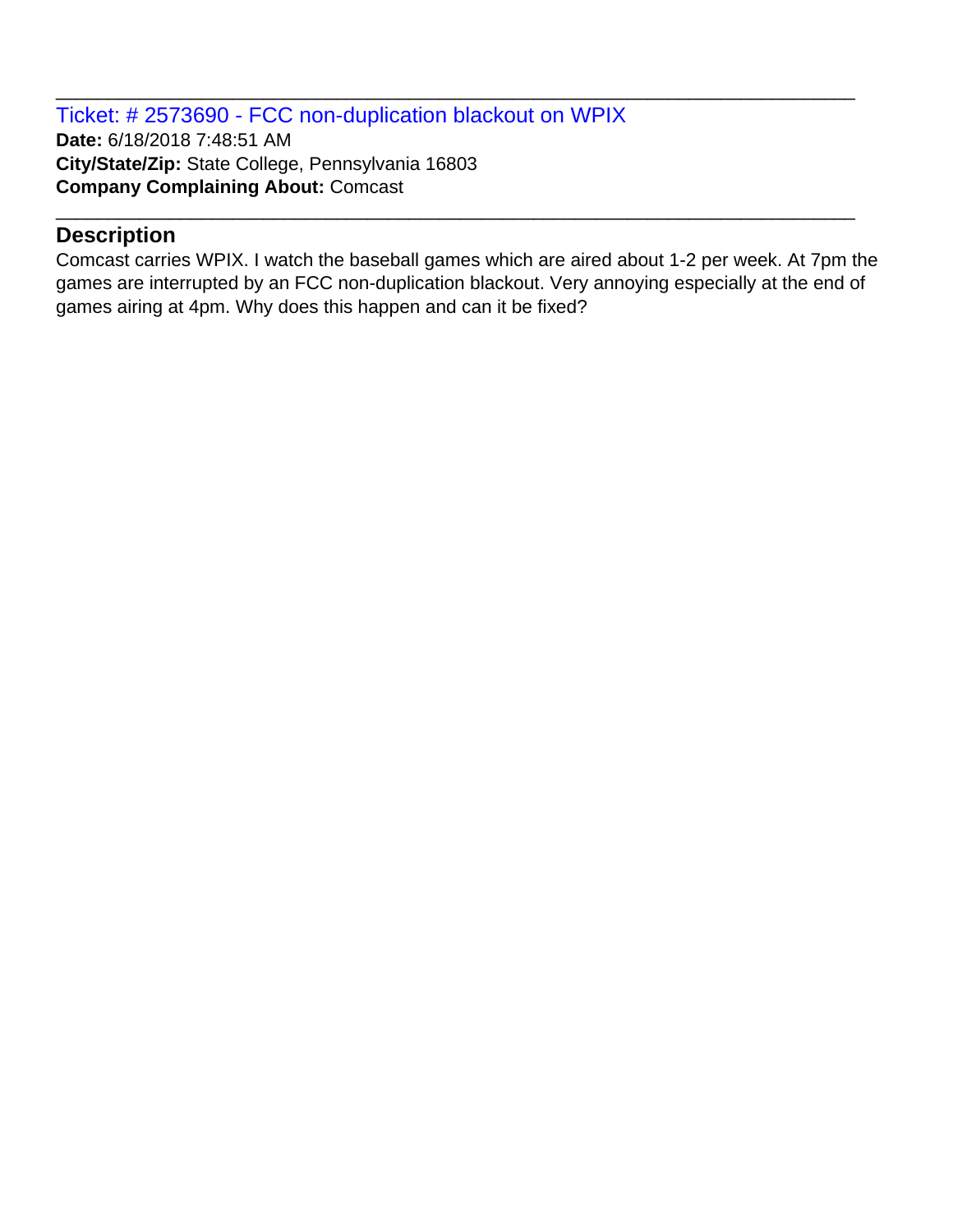## Ticket: # 2573690 - FCC non-duplication blackout on WPIX

**Date:** 6/18/2018 7:48:51 AM
**City/State/Zip:** State College, Pennsylvania 16803
**Company Complaining About:** Comcast

## Description

Comcast carries WPIX. I watch the baseball games which are aired about 1-2 per week. At 7pm the games are interrupted by an FCC non-duplication blackout. Very annoying especially at the end of games airing at 4pm. Why does this happen and can it be fixed?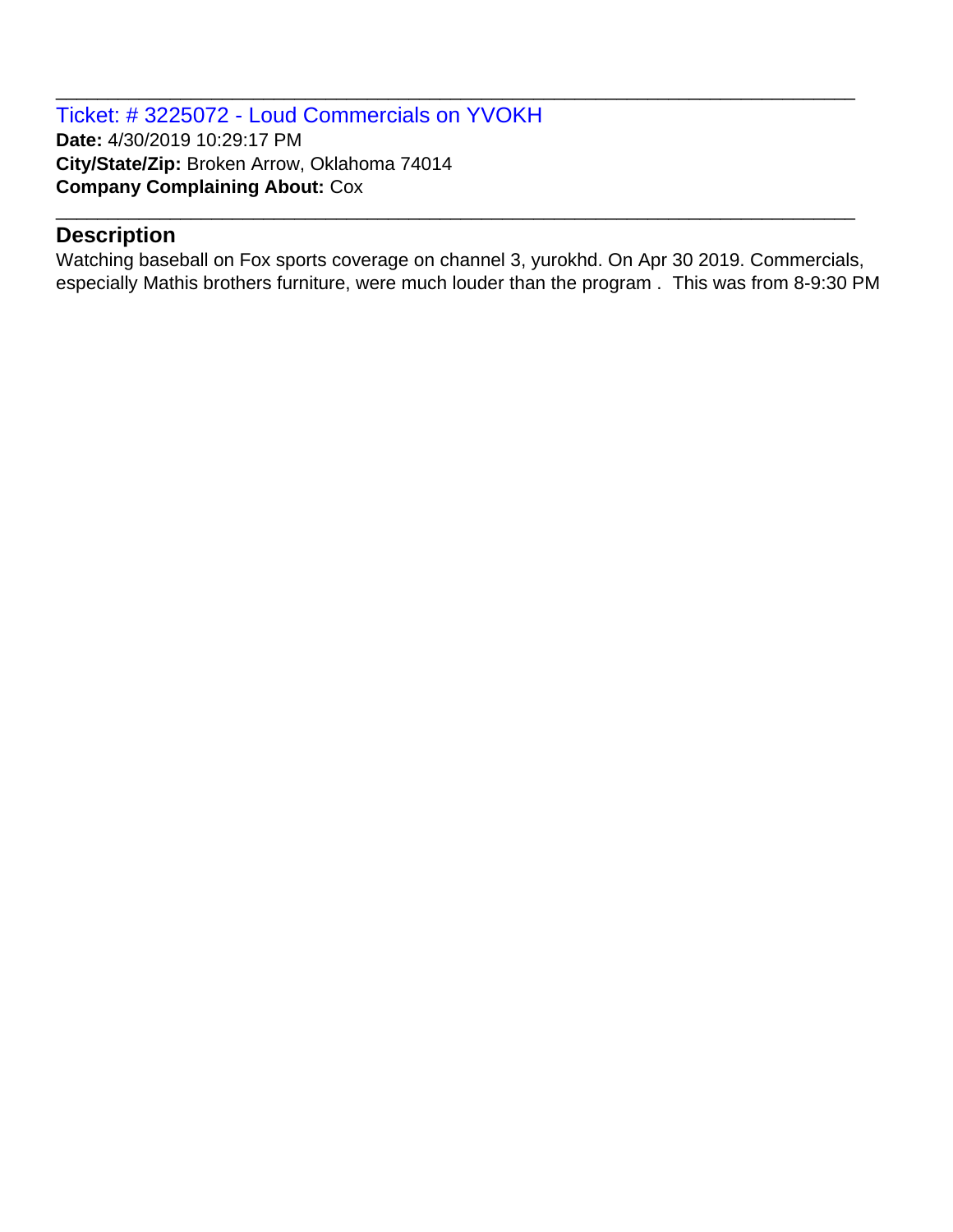Ticket: # 3225072 - Loud Commercials on YVOKH

**Date:** 4/30/2019 10:29:17 PM
**City/State/Zip:** Broken Arrow, Oklahoma 74014
**Company Complaining About:** Cox

## Description

Watching baseball on Fox sports coverage on channel 3, yurokhd. On Apr 30 2019. Commercials, especially Mathis brothers furniture, were much louder than the program .  This was from 8-9:30 PM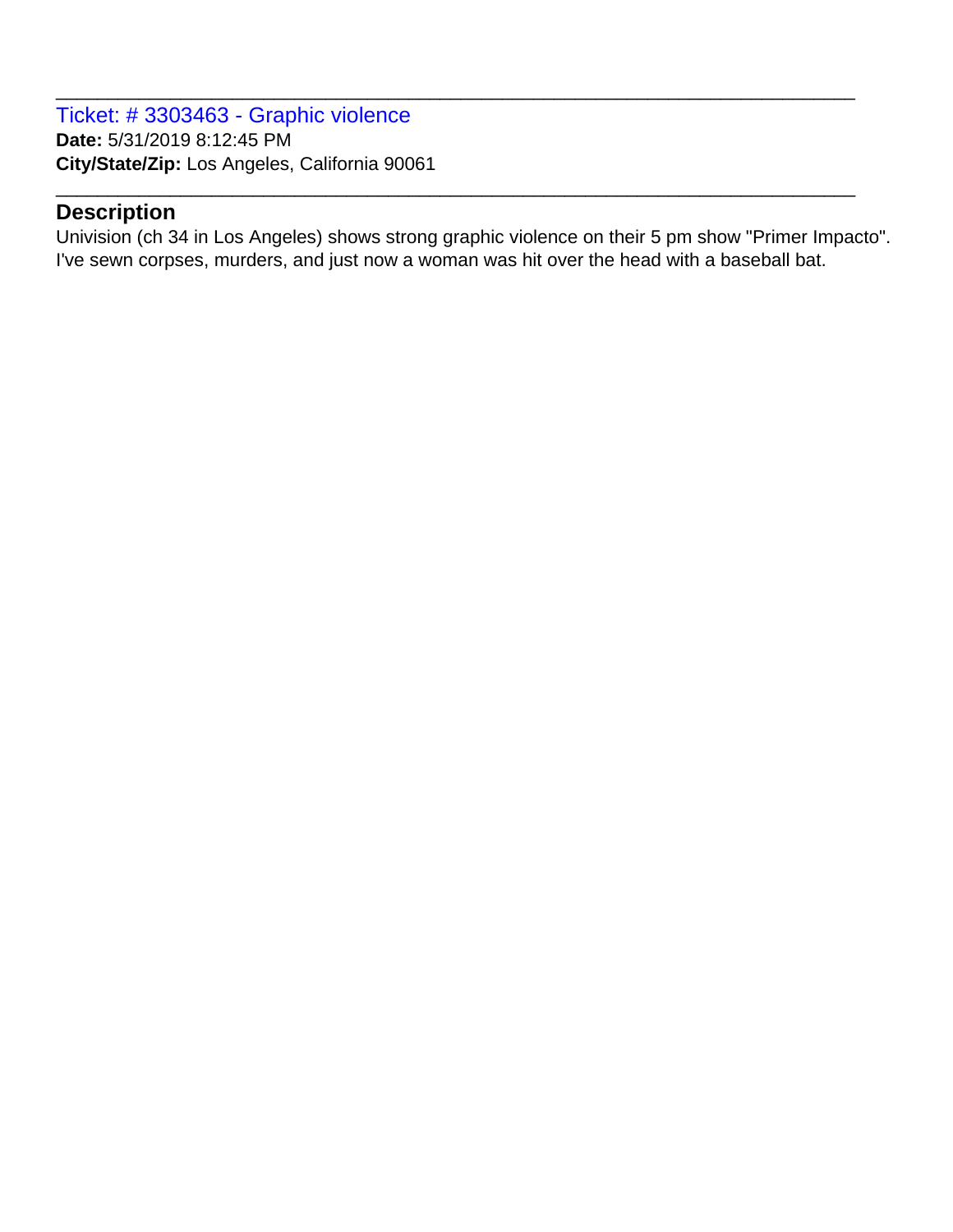Ticket: # 3303463 - Graphic violence

**Date:** 5/31/2019 8:12:45 PM

**City/State/Zip:** Los Angeles, California 90061

## Description

Univision (ch 34 in Los Angeles) shows strong graphic violence on their 5 pm show "Primer Impacto". I've sewn corpses, murders, and just now a woman was hit over the head with a baseball bat.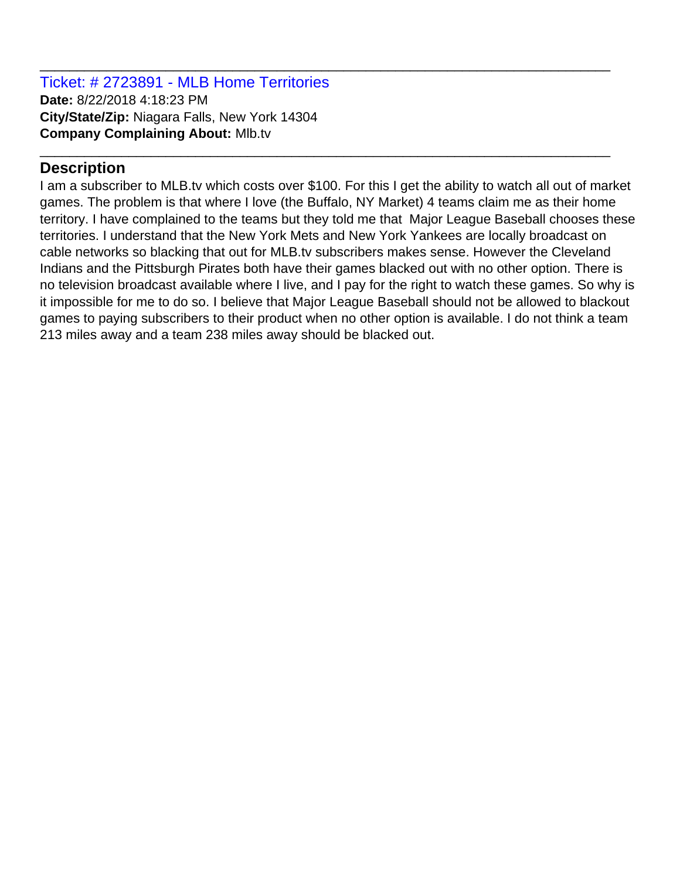---

## Ticket: # 2723891 - MLB Home Territories

**Date:** 8/22/2018 4:18:23 PM
**City/State/Zip:** Niagara Falls, New York 14304
**Company Complaining About:** Mlb.tv

---

## Description

I am a subscriber to MLB.tv which costs over $100. For this I get the ability to watch all out of market games. The problem is that where I love (the Buffalo, NY Market) 4 teams claim me as their home territory. I have complained to the teams but they told me that Major League Baseball chooses these territories. I understand that the New York Mets and New York Yankees are locally broadcast on cable networks so blacking that out for MLB.tv subscribers makes sense. However the Cleveland Indians and the Pittsburgh Pirates both have their games blacked out with no other option. There is no television broadcast available where I live, and I pay for the right to watch these games. So why is it impossible for me to do so. I believe that Major League Baseball should not be allowed to blackout games to paying subscribers to their product when no other option is available. I do not think a team 213 miles away and a team 238 miles away should be blacked out.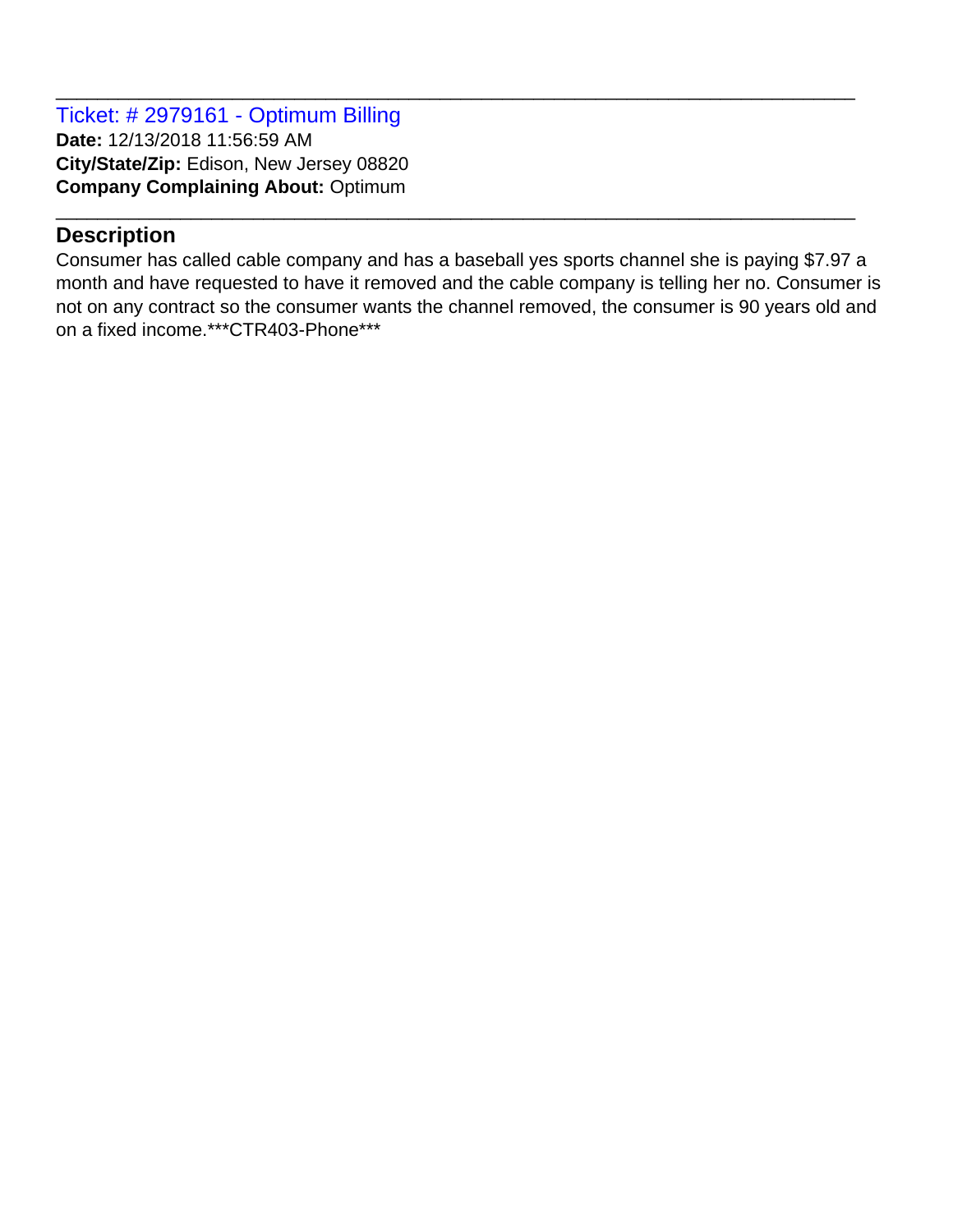---

Ticket: # 2979161 - Optimum Billing

**Date:** 12/13/2018 11:56:59 AM

**City/State/Zip:** Edison, New Jersey 08820

**Company Complaining About:** Optimum

---

## Description

Consumer has called cable company and has a baseball yes sports channel she is paying $7.97 a month and have requested to have it removed and the cable company is telling her no. Consumer is not on any contract so the consumer wants the channel removed, the consumer is 90 years old and on a fixed income.***CTR403-Phone***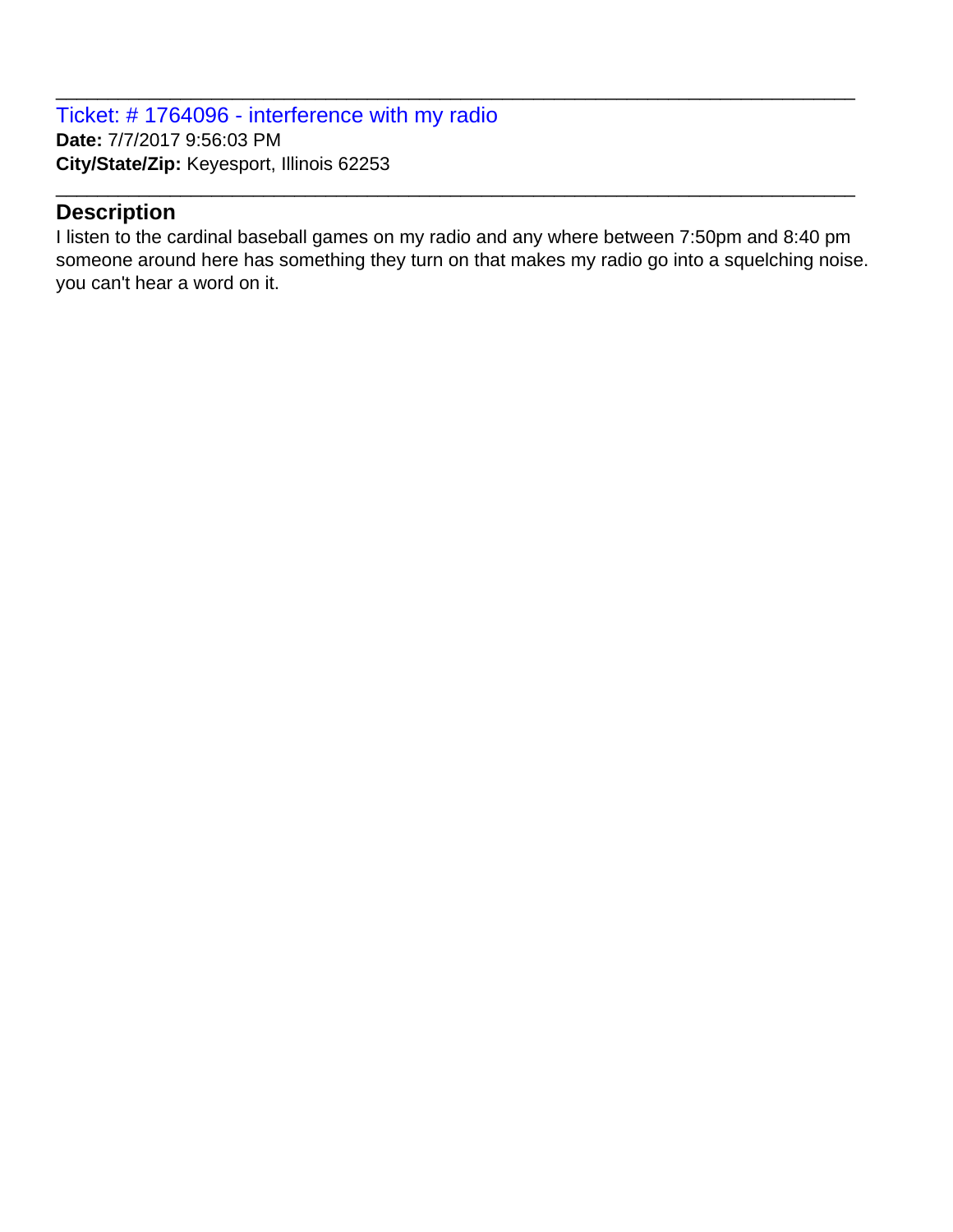Ticket: # 1764096 - interference with my radio

**Date:** 7/7/2017 9:56:03 PM

**City/State/Zip:** Keyesport, Illinois 62253

## Description

I listen to the cardinal baseball games on my radio and any where between 7:50pm and 8:40 pm someone around here has something they turn on that makes my radio go into a squelching noise. you can't hear a word on it.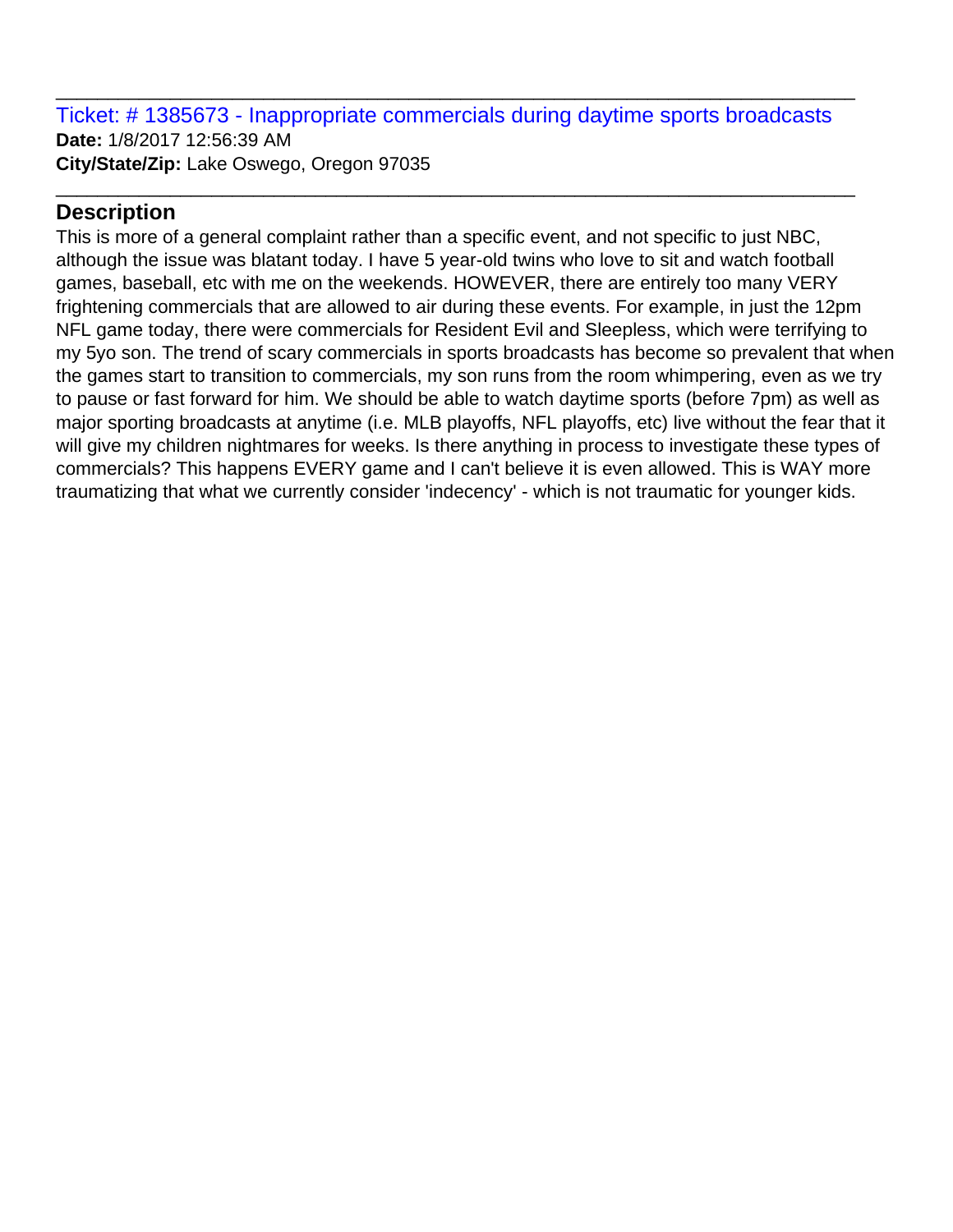---

Ticket: # 1385673 - Inappropriate commercials during daytime sports broadcasts

**Date:** 1/8/2017 12:56:39 AM

**City/State/Zip:** Lake Oswego, Oregon 97035

---

## Description

This is more of a general complaint rather than a specific event, and not specific to just NBC, although the issue was blatant today. I have 5 year-old twins who love to sit and watch football games, baseball, etc with me on the weekends. HOWEVER, there are entirely too many VERY frightening commercials that are allowed to air during these events. For example, in just the 12pm NFL game today, there were commercials for Resident Evil and Sleepless, which were terrifying to my 5yo son. The trend of scary commercials in sports broadcasts has become so prevalent that when the games start to transition to commercials, my son runs from the room whimpering, even as we try to pause or fast forward for him. We should be able to watch daytime sports (before 7pm) as well as major sporting broadcasts at anytime (i.e. MLB playoffs, NFL playoffs, etc) live without the fear that it will give my children nightmares for weeks. Is there anything in process to investigate these types of commercials? This happens EVERY game and I can't believe it is even allowed. This is WAY more traumatizing that what we currently consider 'indecency' - which is not traumatic for younger kids.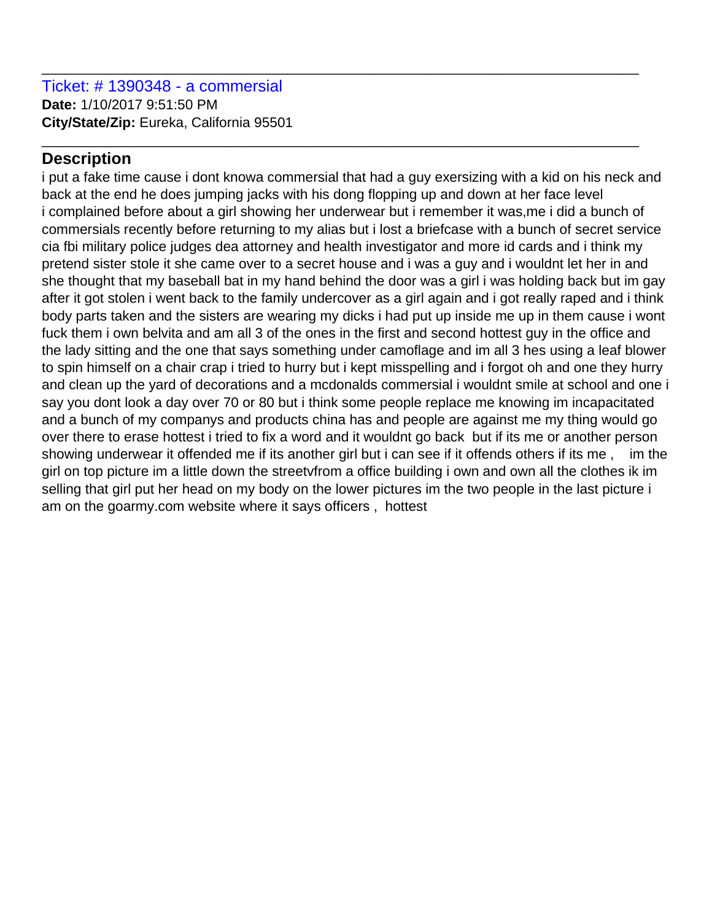Ticket: # 1390348 - a commercial

**Date:** 1/10/2017 9:51:50 PM

**City/State/Zip:** Eureka, California 95501

## Description

i put a fake time cause i dont knowa commercial that had a guy exersizing with a kid on his neck and back at the end he does jumping jacks with his dong flopping up and down at her face level i complained before about a girl showing her underwear but i remember it was,me i did a bunch of commercials recently before returning to my alias but i lost a briefcase with a bunch of secret service cia fbi military police judges dea attorney and health investigator and more id cards and i think my pretend sister stole it she came over to a secret house and i was a guy and i wouldnt let her in and she thought that my baseball bat in my hand behind the door was a girl i was holding back but im gay after it got stolen i went back to the family undercover as a girl again and i got really raped and i think body parts taken and the sisters are wearing my dicks i had put up inside me up in them cause i wont fuck them i own belvita and am all 3 of the ones in the first and second hottest guy in the office and the lady sitting and the one that says something under camoflage and im all 3 hes using a leaf blower to spin himself on a chair crap i tried to hurry but i kept misspelling and i forgot oh and one they hurry and clean up the yard of decorations and a mcdonalds commercial i wouldnt smile at school and one i say you dont look a day over 70 or 80 but i think some people replace me knowing im incapacitated and a bunch of my companys and products china has and people are against me my thing would go over there to erase hottest i tried to fix a word and it wouldnt go back but if its me or another person showing underwear it offended me if its another girl but i can see if it offends others if its me , im the girl on top picture im a little down the streetvfrom a office building i own and own all the clothes ik im selling that girl put her head on my body on the lower pictures im the two people in the last picture i am on the goarmy.com website where it says officers , hottest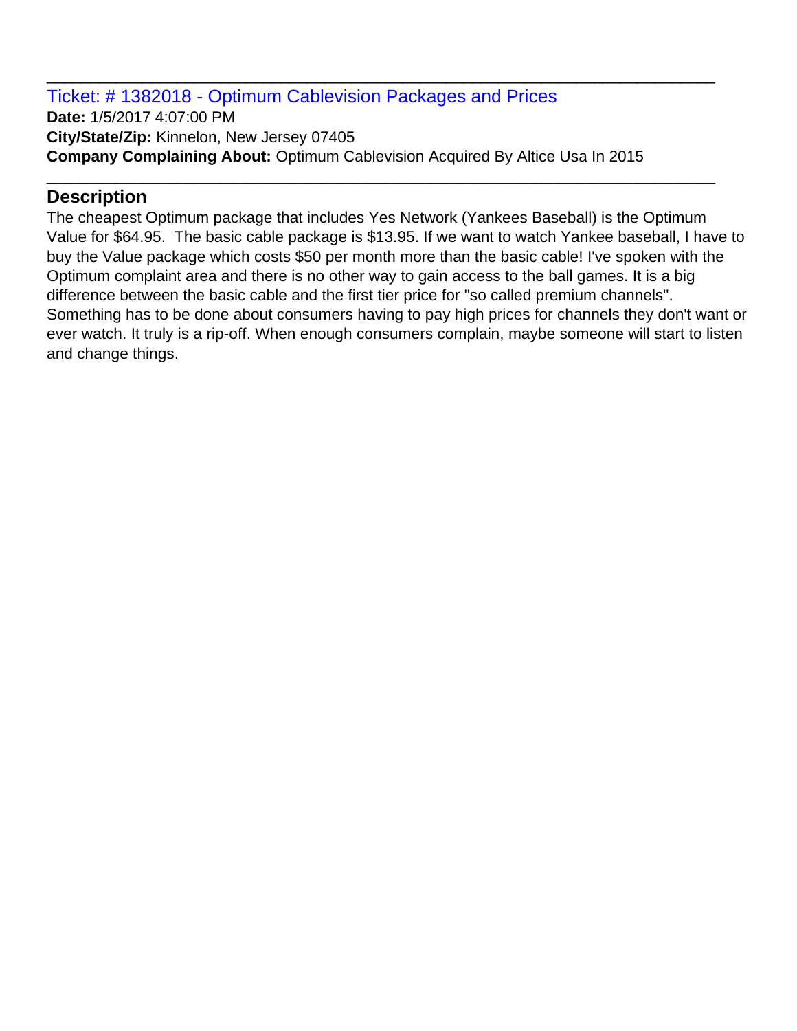## Ticket: # 1382018 - Optimum Cablevision Packages and Prices

**Date:** 1/5/2017 4:07:00 PM
**City/State/Zip:** Kinnelon, New Jersey 07405
**Company Complaining About:** Optimum Cablevision Acquired By Altice Usa In 2015

## Description

The cheapest Optimum package that includes Yes Network (Yankees Baseball) is the Optimum Value for $64.95. The basic cable package is $13.95. If we want to watch Yankee baseball, I have to buy the Value package which costs $50 per month more than the basic cable! I've spoken with the Optimum complaint area and there is no other way to gain access to the ball games. It is a big difference between the basic cable and the first tier price for "so called premium channels". Something has to be done about consumers having to pay high prices for channels they don't want or ever watch. It truly is a rip-off. When enough consumers complain, maybe someone will start to listen and change things.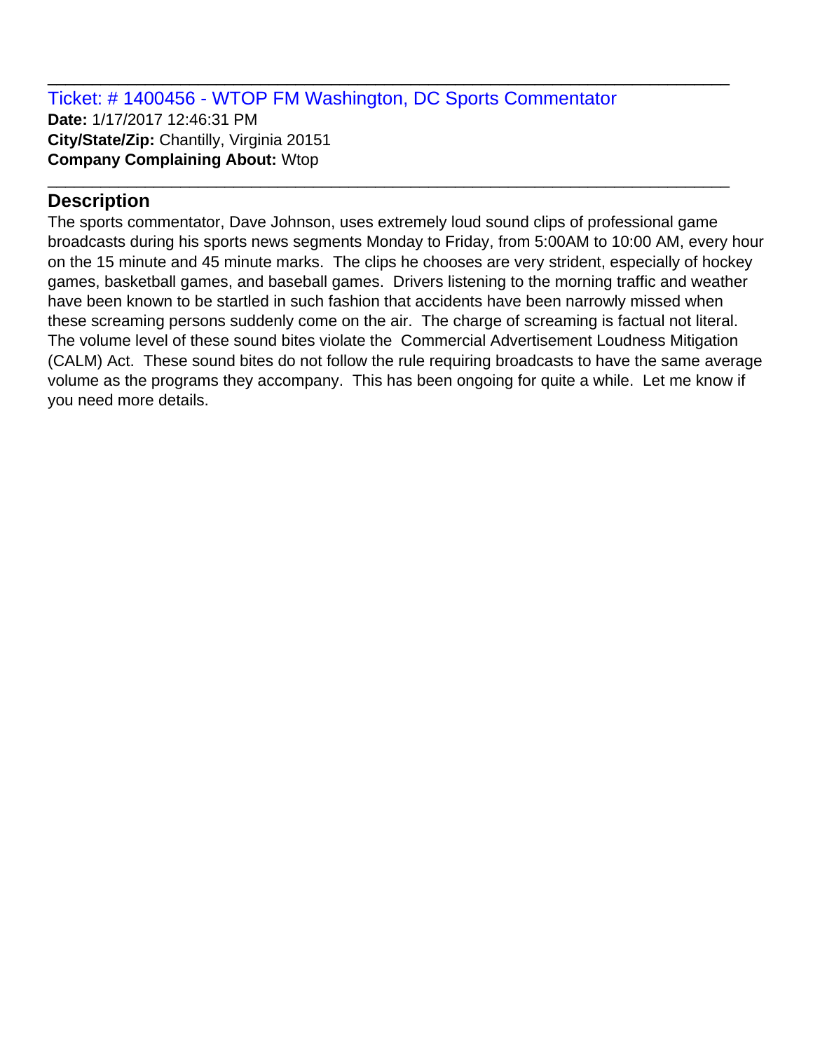Ticket: # 1400456 - WTOP FM Washington, DC Sports Commentator

**Date:** 1/17/2017 12:46:31 PM
**City/State/Zip:** Chantilly, Virginia 20151
**Company Complaining About:** Wtop

## Description

The sports commentator, Dave Johnson, uses extremely loud sound clips of professional game broadcasts during his sports news segments Monday to Friday, from 5:00AM to 10:00 AM, every hour on the 15 minute and 45 minute marks. The clips he chooses are very strident, especially of hockey games, basketball games, and baseball games. Drivers listening to the morning traffic and weather have been known to be startled in such fashion that accidents have been narrowly missed when these screaming persons suddenly come on the air. The charge of screaming is factual not literal. The volume level of these sound bites violate the Commercial Advertisement Loudness Mitigation (CALM) Act. These sound bites do not follow the rule requiring broadcasts to have the same average volume as the programs they accompany. This has been ongoing for quite a while. Let me know if you need more details.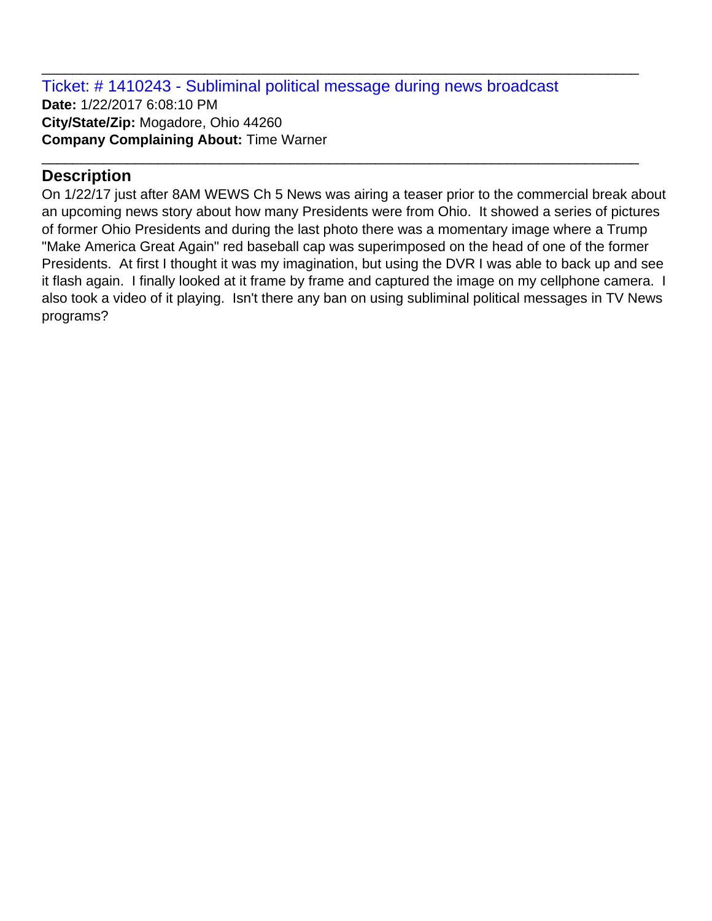Ticket: # 1410243 - Subliminal political message during news broadcast

**Date:** 1/22/2017 6:08:10 PM
**City/State/Zip:** Mogadore, Ohio 44260
**Company Complaining About:** Time Warner

## Description

On 1/22/17 just after 8AM WEWS Ch 5 News was airing a teaser prior to the commercial break about an upcoming news story about how many Presidents were from Ohio. It showed a series of pictures of former Ohio Presidents and during the last photo there was a momentary image where a Trump "Make America Great Again" red baseball cap was superimposed on the head of one of the former Presidents. At first I thought it was my imagination, but using the DVR I was able to back up and see it flash again. I finally looked at it frame by frame and captured the image on my cellphone camera. I also took a video of it playing. Isn't there any ban on using subliminal political messages in TV News programs?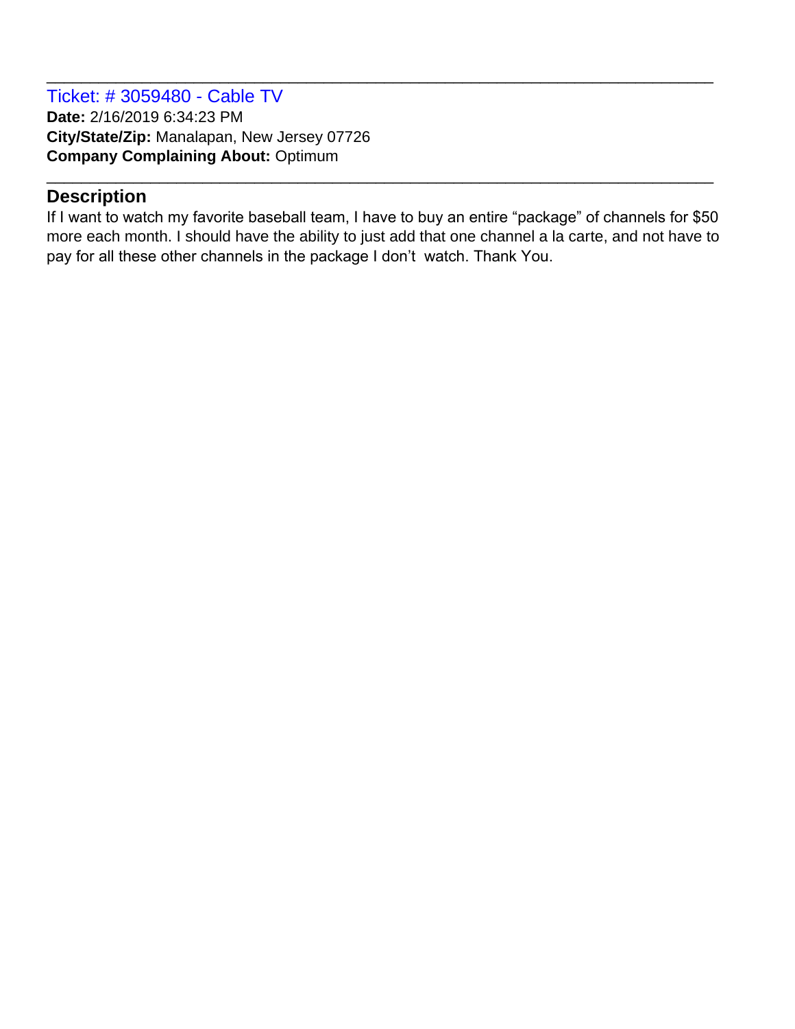Ticket: # 3059480 - Cable TV

**Date:** 2/16/2019 6:34:23 PM
**City/State/Zip:** Manalapan, New Jersey 07726
**Company Complaining About:** Optimum

## Description

If I want to watch my favorite baseball team, I have to buy an entire “package” of channels for $50 more each month. I should have the ability to just add that one channel a la carte, and not have to pay for all these other channels in the package I don’t watch. Thank You.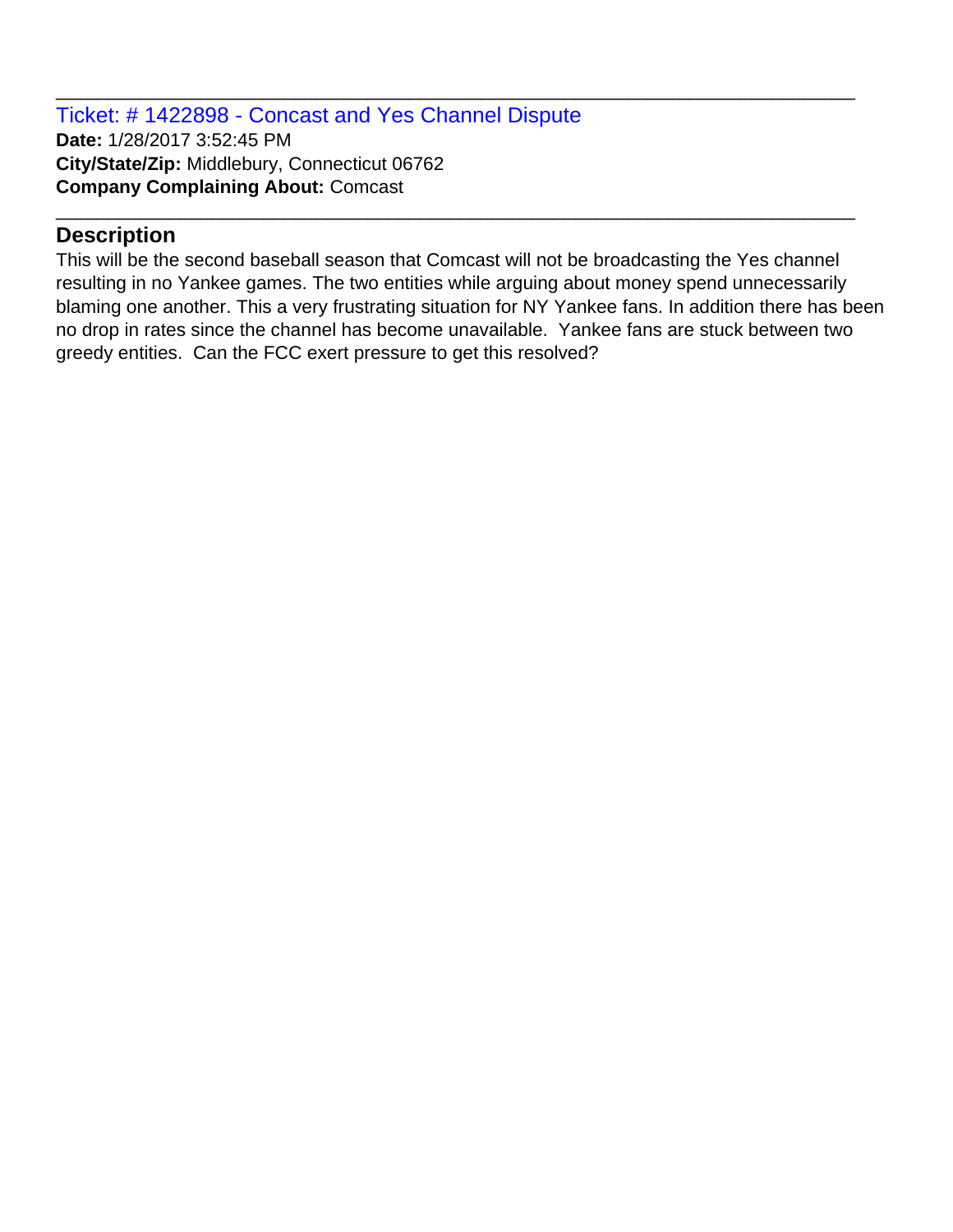## Ticket: # 1422898 - Concast and Yes Channel Dispute

**Date:** 1/28/2017 3:52:45 PM
**City/State/Zip:** Middlebury, Connecticut 06762
**Company Complaining About:** Comcast

## Description

This will be the second baseball season that Comcast will not be broadcasting the Yes channel resulting in no Yankee games. The two entities while arguing about money spend unnecessarily blaming one another. This a very frustrating situation for NY Yankee fans. In addition there has been no drop in rates since the channel has become unavailable. Yankee fans are stuck between two greedy entities. Can the FCC exert pressure to get this resolved?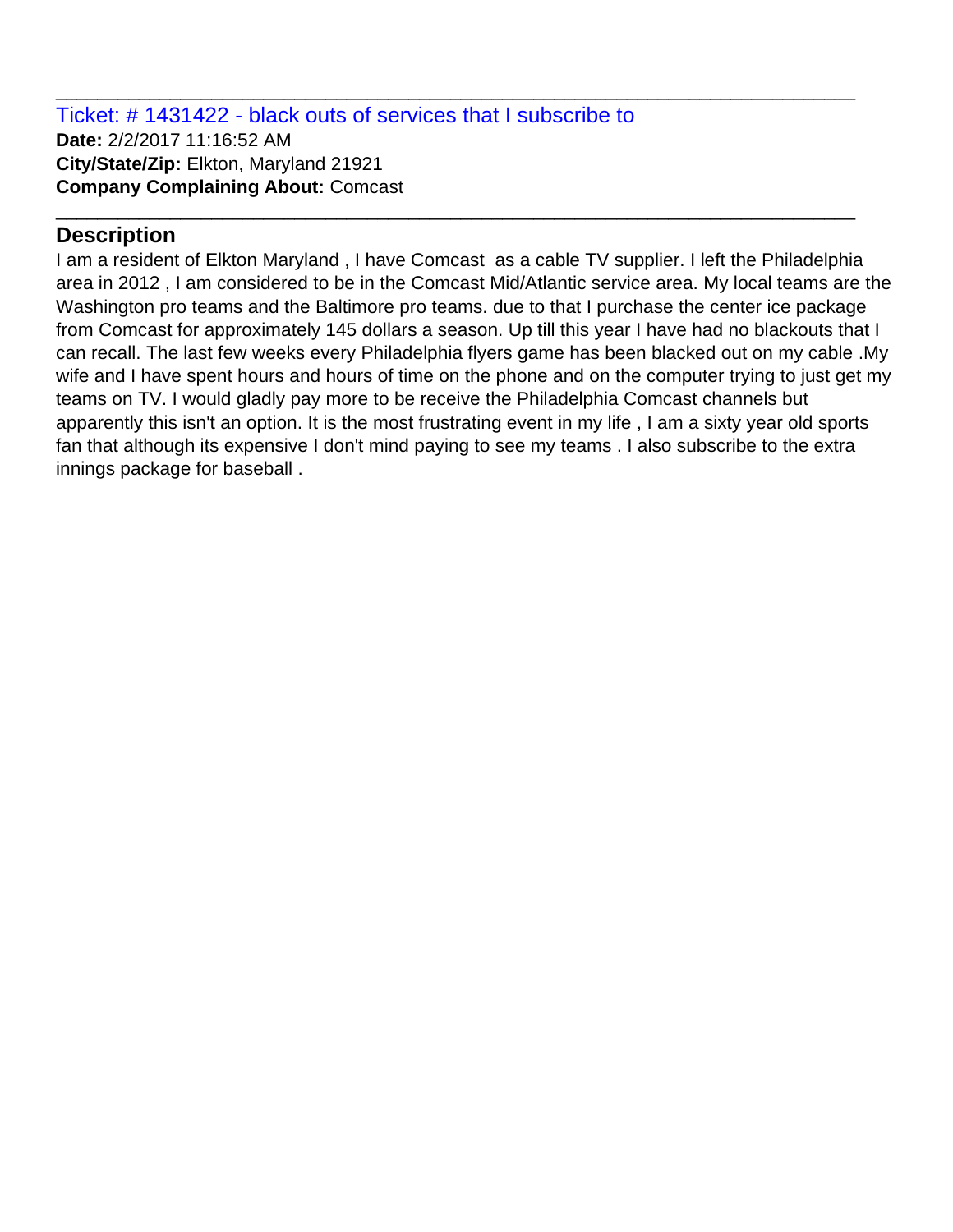---

Ticket: # 1431422 - black outs of services that I subscribe to

**Date:** 2/2/2017 11:16:52 AM

**City/State/Zip:** Elkton, Maryland 21921

**Company Complaining About:** Comcast

---

## Description

I am a resident of Elkton Maryland , I have Comcast as a cable TV supplier. I left the Philadelphia area in 2012 , I am considered to be in the Comcast Mid/Atlantic service area. My local teams are the Washington pro teams and the Baltimore pro teams. due to that I purchase the center ice package from Comcast for approximately 145 dollars a season. Up till this year I have had no blackouts that I can recall. The last few weeks every Philadelphia flyers game has been blacked out on my cable .My wife and I have spent hours and hours of time on the phone and on the computer trying to just get my teams on TV. I would gladly pay more to be receive the Philadelphia Comcast channels but apparently this isn't an option. It is the most frustrating event in my life , I am a sixty year old sports fan that although its expensive I don't mind paying to see my teams . I also subscribe to the extra innings package for baseball .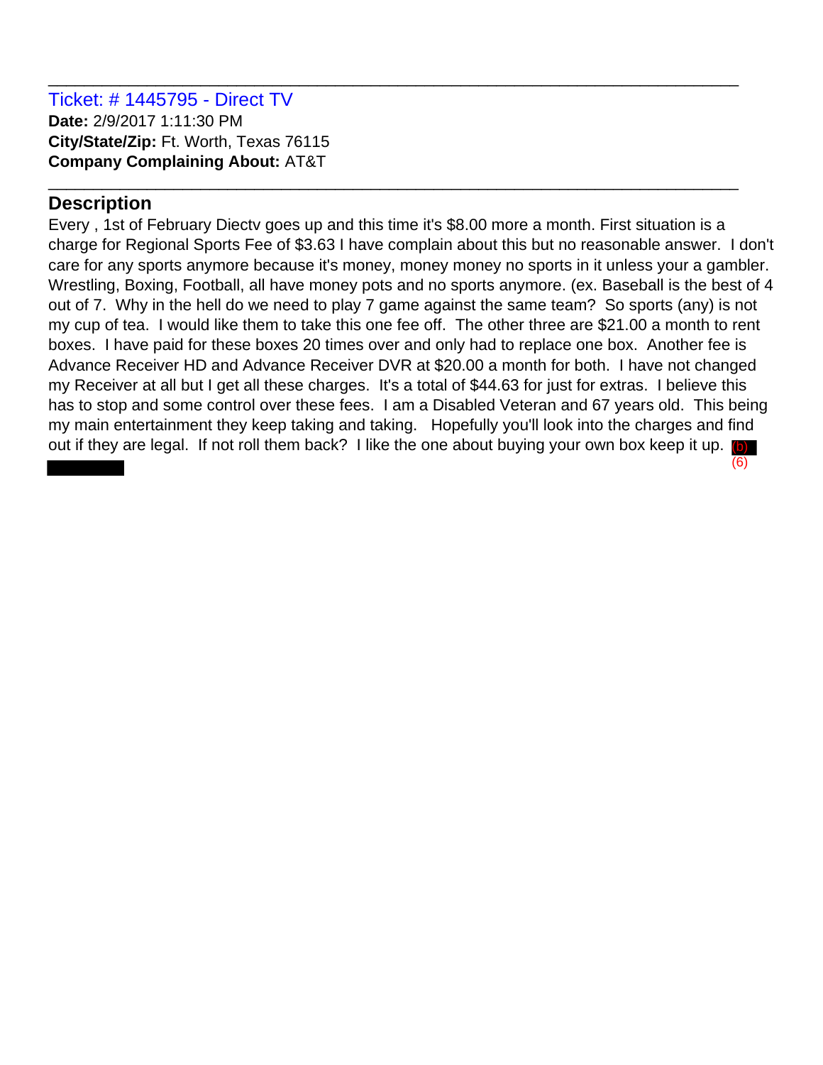---

Ticket: # 1445795 - Direct TV
**Date:** 2/9/2017 1:11:30 PM
**City/State/Zip:** Ft. Worth, Texas 76115
**Company Complaining About:** AT&T

---

## Description

Every , 1st of February Diectv goes up and this time it's $8.00 more a month. First situation is a charge for Regional Sports Fee of $3.63 I have complain about this but no reasonable answer. I don't care for any sports anymore because it's money, money money no sports in it unless your a gambler. Wrestling, Boxing, Football, all have money pots and no sports anymore. (ex. Baseball is the best of 4 out of 7. Why in the hell do we need to play 7 game against the same team? So sports (any) is not my cup of tea. I would like them to take this one fee off. The other three are $21.00 a month to rent boxes. I have paid for these boxes 20 times over and only had to replace one box. Another fee is Advance Receiver HD and Advance Receiver DVR at $20.00 a month for both. I have not changed my Receiver at all but I get all these charges. It's a total of $44.63 for just for extras. I believe this has to stop and some control over these fees. I am a Disabled Veteran and 67 years old. This being my main entertainment they keep taking and taking. Hopefully you'll look into the charges and find out if they are legal. If not roll them back? I like the one about buying your own box keep it up. (b)(6)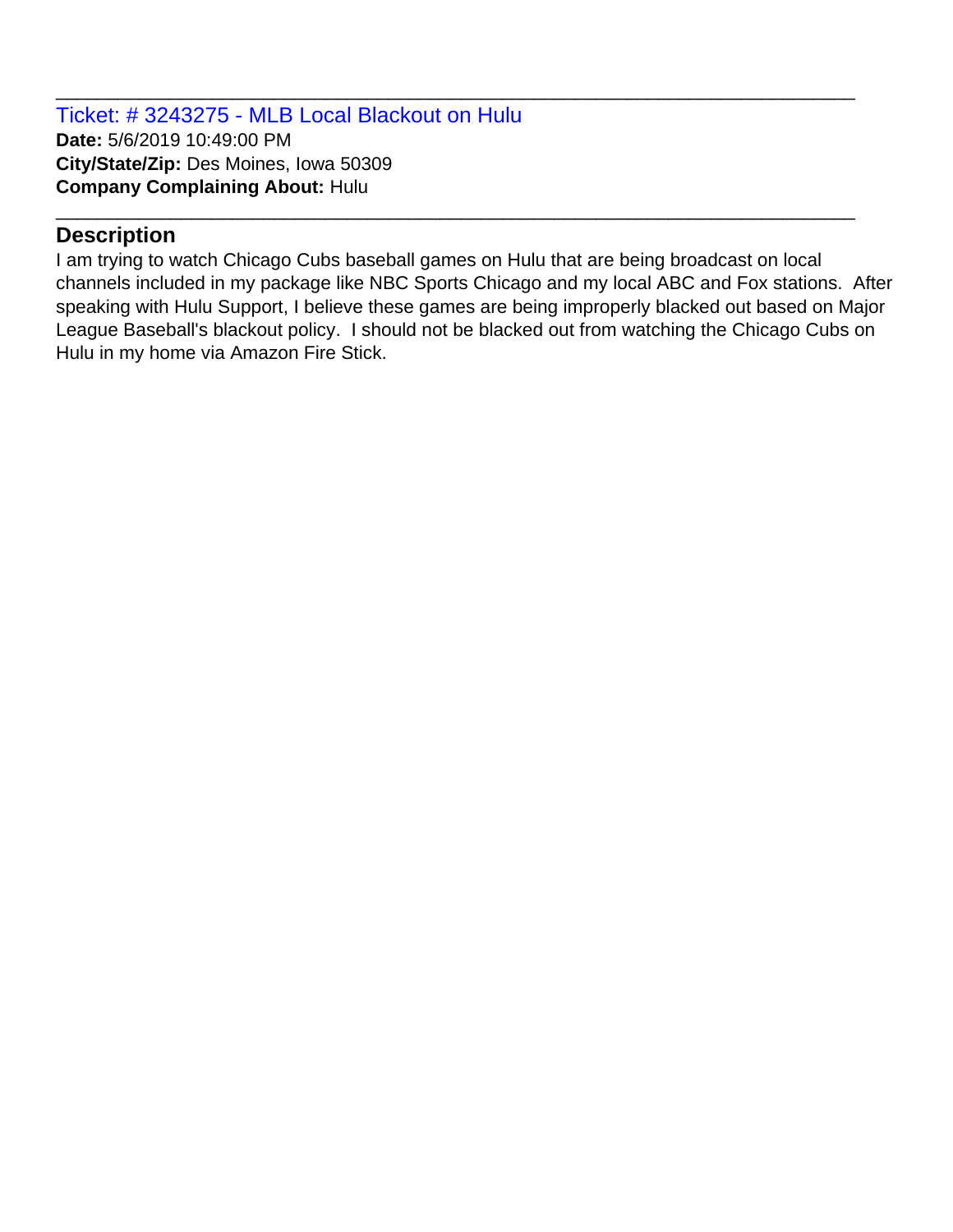---

## Ticket: # 3243275 - MLB Local Blackout on Hulu

**Date:** 5/6/2019 10:49:00 PM
**City/State/Zip:** Des Moines, Iowa 50309
**Company Complaining About:** Hulu

---

## Description

I am trying to watch Chicago Cubs baseball games on Hulu that are being broadcast on local channels included in my package like NBC Sports Chicago and my local ABC and Fox stations. After speaking with Hulu Support, I believe these games are being improperly blacked out based on Major League Baseball's blackout policy. I should not be blacked out from watching the Chicago Cubs on Hulu in my home via Amazon Fire Stick.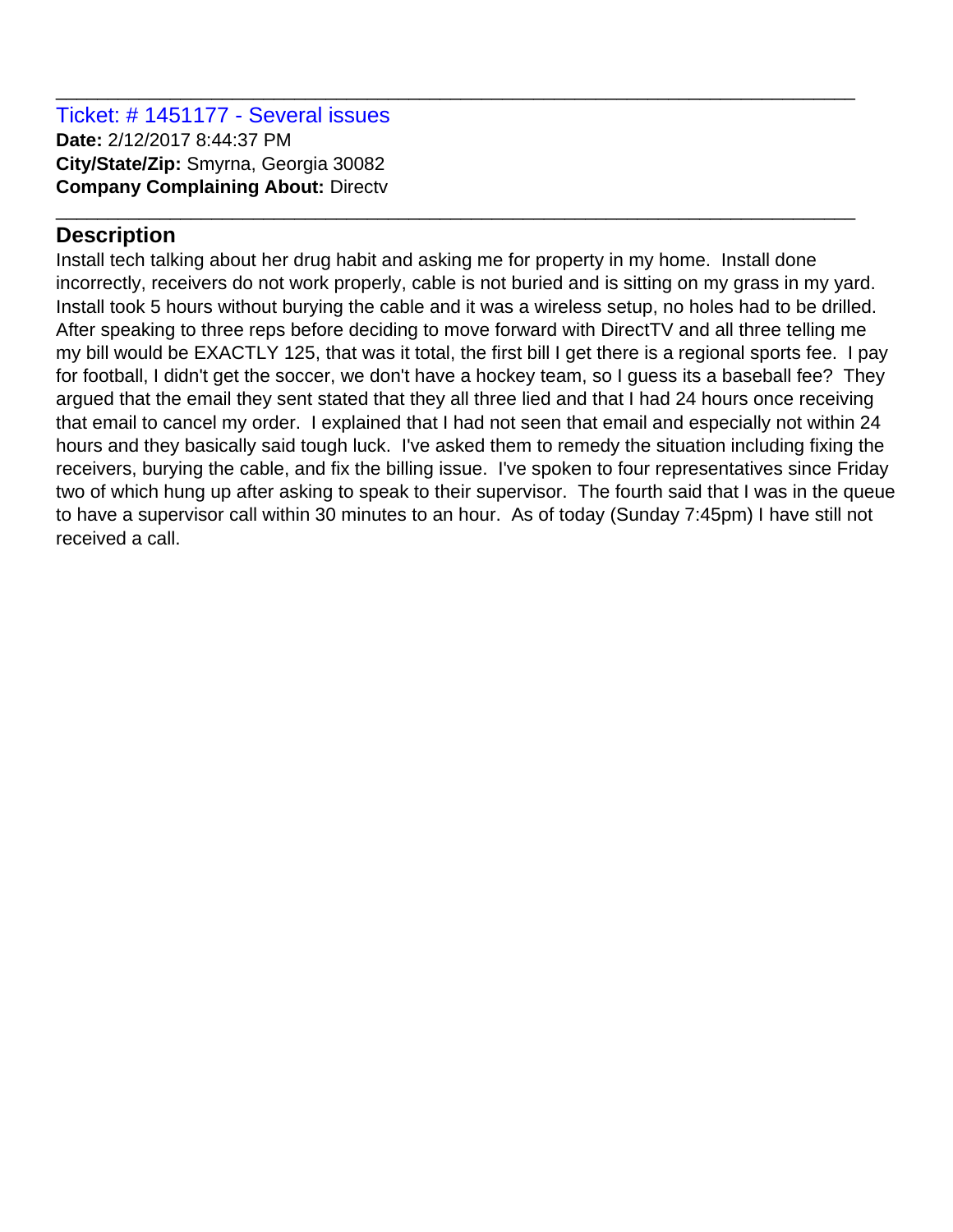---

Ticket: # 1451177 - Several issues
**Date:** 2/12/2017 8:44:37 PM
**City/State/Zip:** Smyrna, Georgia 30082
**Company Complaining About:** Directv

---

## Description

Install tech talking about her drug habit and asking me for property in my home. Install done incorrectly, receivers do not work properly, cable is not buried and is sitting on my grass in my yard. Install took 5 hours without burying the cable and it was a wireless setup, no holes had to be drilled. After speaking to three reps before deciding to move forward with DirectTV and all three telling me my bill would be EXACTLY 125, that was it total, the first bill I get there is a regional sports fee. I pay for football, I didn't get the soccer, we don't have a hockey team, so I guess its a baseball fee? They argued that the email they sent stated that they all three lied and that I had 24 hours once receiving that email to cancel my order. I explained that I had not seen that email and especially not within 24 hours and they basically said tough luck. I've asked them to remedy the situation including fixing the receivers, burying the cable, and fix the billing issue. I've spoken to four representatives since Friday two of which hung up after asking to speak to their supervisor. The fourth said that I was in the queue to have a supervisor call within 30 minutes to an hour. As of today (Sunday 7:45pm) I have still not received a call.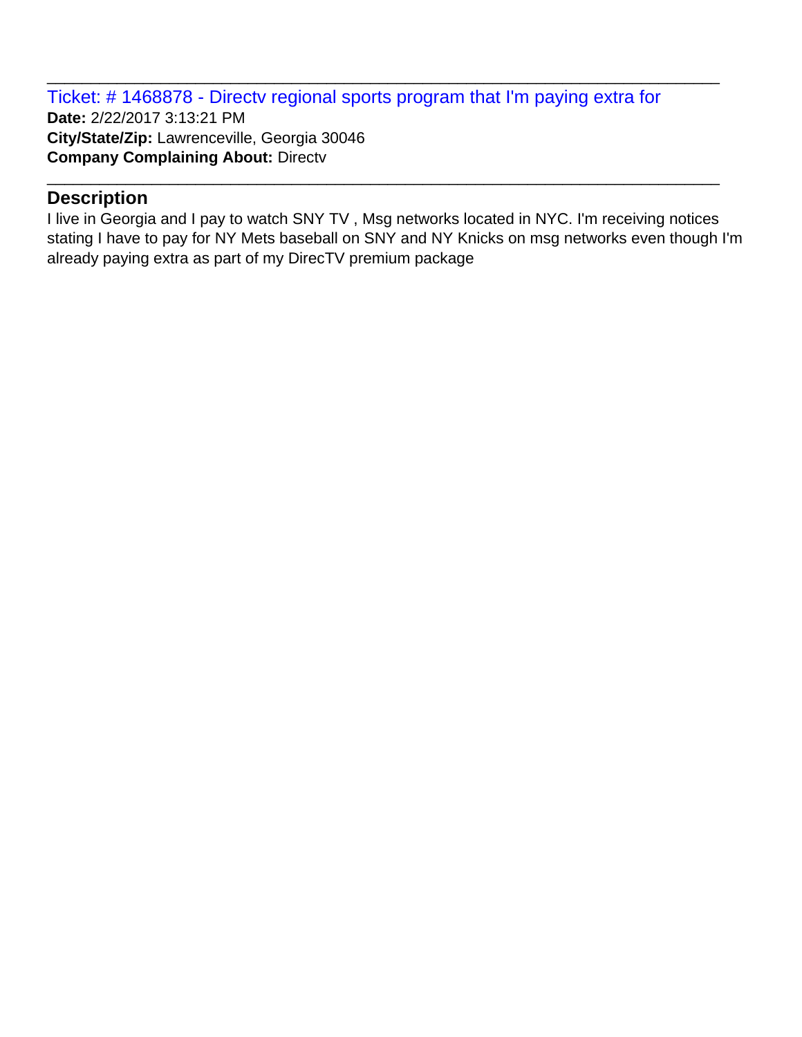---

Ticket: # 1468878 - Directv regional sports program that I'm paying extra for

**Date:** 2/22/2017 3:13:21 PM
**City/State/Zip:** Lawrenceville, Georgia 30046
**Company Complaining About:** Directv

---

## Description

I live in Georgia and I pay to watch SNY TV , Msg networks located in NYC. I'm receiving notices stating I have to pay for NY Mets baseball on SNY and NY Knicks on msg networks even though I'm already paying extra as part of my DirecTV premium package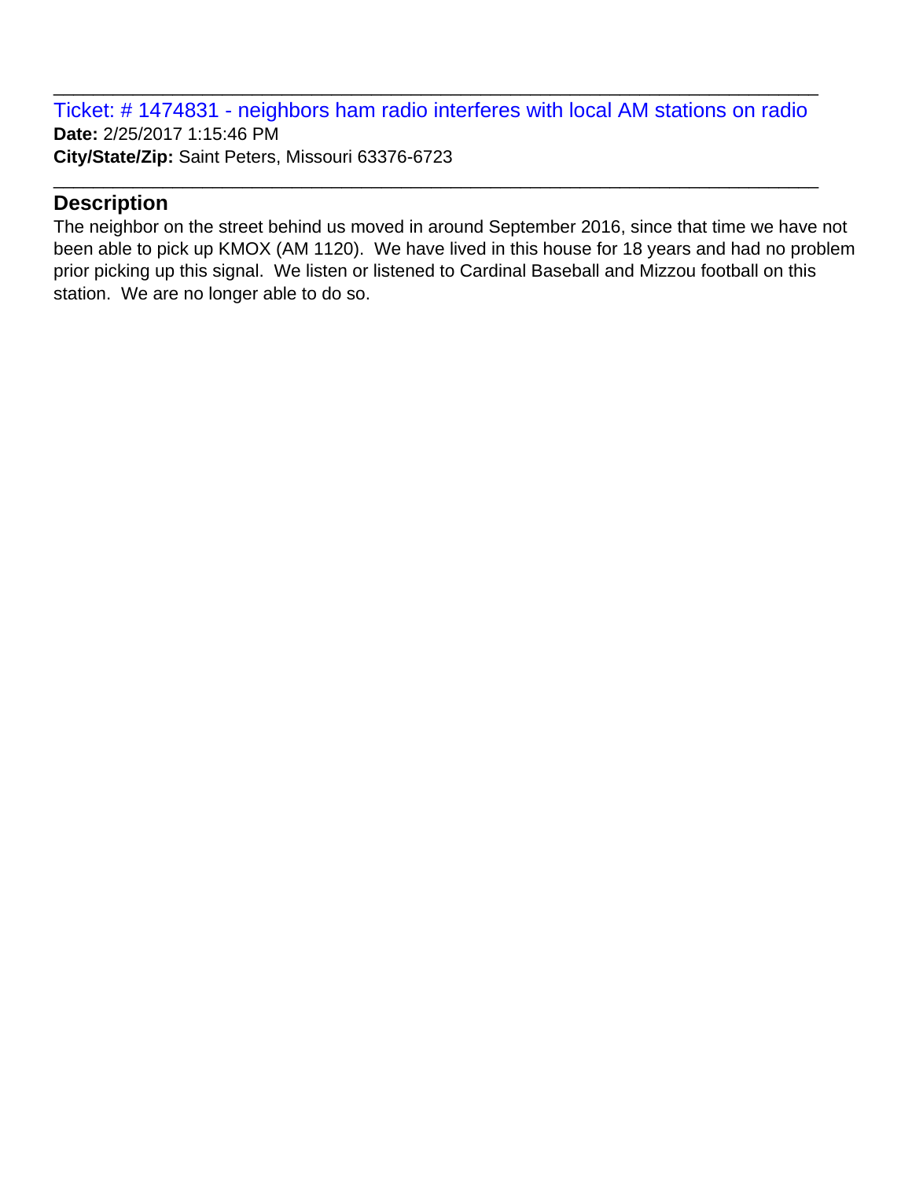## Ticket: # 1474831 - neighbors ham radio interferes with local AM stations on radio

**Date:** 2/25/2017 1:15:46 PM

**City/State/Zip:** Saint Peters, Missouri 63376-6723

## Description

The neighbor on the street behind us moved in around September 2016, since that time we have not been able to pick up KMOX (AM 1120). We have lived in this house for 18 years and had no problem prior picking up this signal. We listen or listened to Cardinal Baseball and Mizzou football on this station. We are no longer able to do so.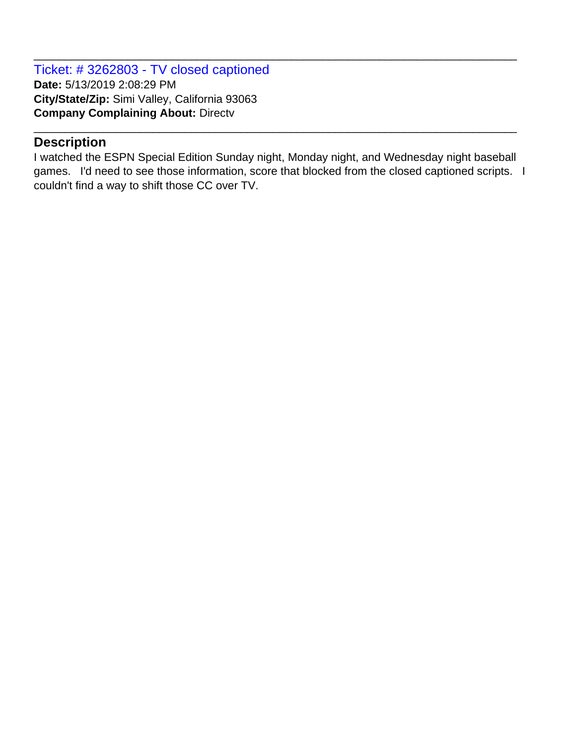## Ticket: # 3262803 - TV closed captioned

**Date:** 5/13/2019 2:08:29 PM
**City/State/Zip:** Simi Valley, California 93063
**Company Complaining About:** Directv

## Description

I watched the ESPN Special Edition Sunday night, Monday night, and Wednesday night baseball games. I'd need to see those information, score that blocked from the closed captioned scripts. I couldn't find a way to shift those CC over TV.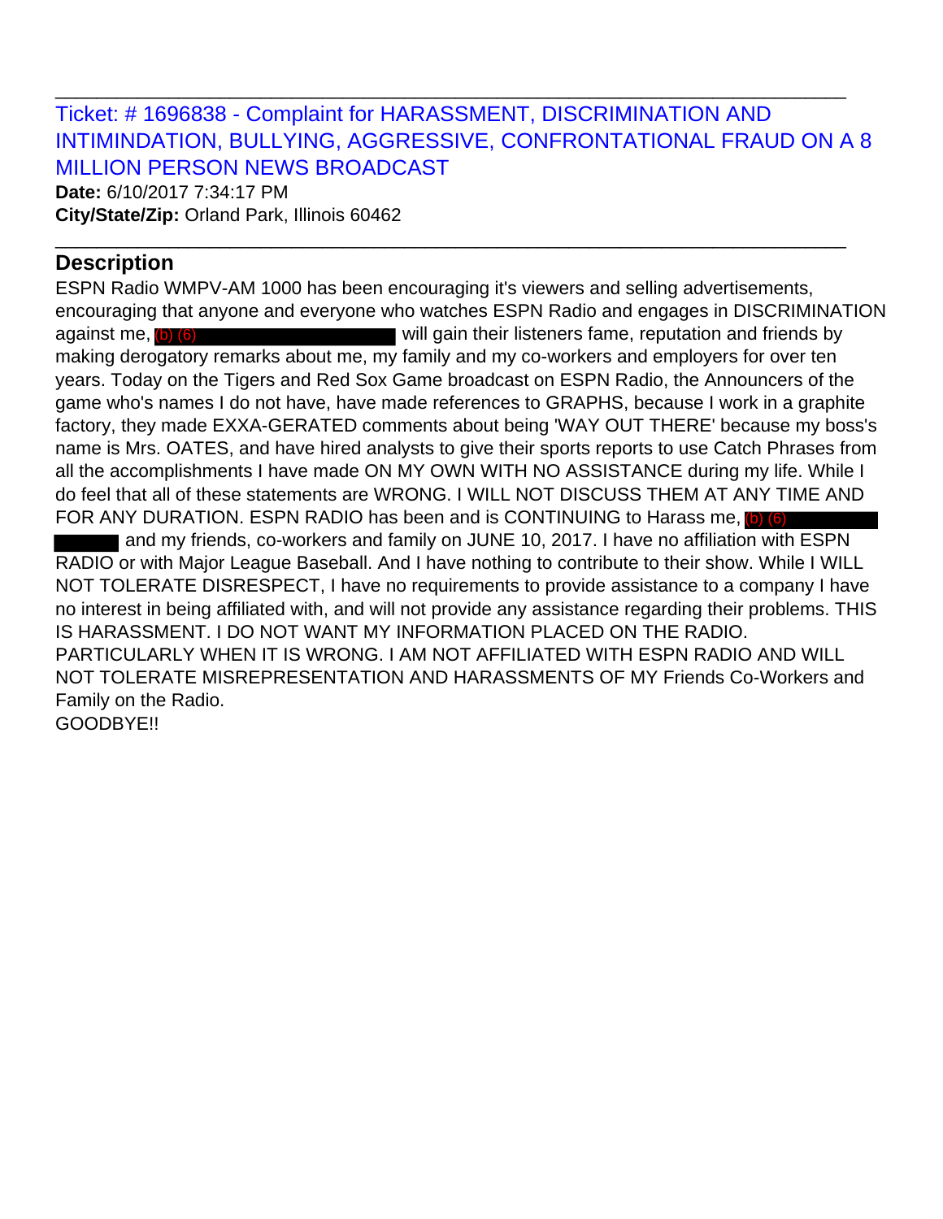## Ticket: # 1696838 - Complaint for HARASSMENT, DISCRIMINATION AND INTIMINDATION, BULLYING, AGGRESSIVE, CONFRONTATIONAL FRAUD ON A 8 MILLION PERSON NEWS BROADCAST

**Date:** 6/10/2017 7:34:17 PM

**City/State/Zip:** Orland Park, Illinois 60462

---

## Description

ESPN Radio WMPV-AM 1000 has been encouraging it's viewers and selling advertisements, encouraging that anyone and everyone who watches ESPN Radio and engages in DISCRIMINATION against me, (b) (6) will gain their listeners fame, reputation and friends by making derogatory remarks about me, my family and my co-workers and employers for over ten years. Today on the Tigers and Red Sox Game broadcast on ESPN Radio, the Announcers of the game who's names I do not have, have made references to GRAPHS, because I work in a graphite factory, they made EXXA-GERATED comments about being 'WAY OUT THERE' because my boss's name is Mrs. OATES, and have hired analysts to give their sports reports to use Catch Phrases from all the accomplishments I have made ON MY OWN WITH NO ASSISTANCE during my life. While I do feel that all of these statements are WRONG. I WILL NOT DISCUSS THEM AT ANY TIME AND FOR ANY DURATION. ESPN RADIO has been and is CONTINUING to Harass me, (b) (6) and my friends, co-workers and family on JUNE 10, 2017. I have no affiliation with ESPN RADIO or with Major League Baseball. And I have nothing to contribute to their show. While I WILL NOT TOLERATE DISRESPECT, I have no requirements to provide assistance to a company I have no interest in being affiliated with, and will not provide any assistance regarding their problems. THIS IS HARASSMENT. I DO NOT WANT MY INFORMATION PLACED ON THE RADIO. PARTICULARLY WHEN IT IS WRONG. I AM NOT AFFILIATED WITH ESPN RADIO AND WILL NOT TOLERATE MISREPRESENTATION AND HARASSMENTS OF MY Friends Co-Workers and Family on the Radio.
GOODBYE!!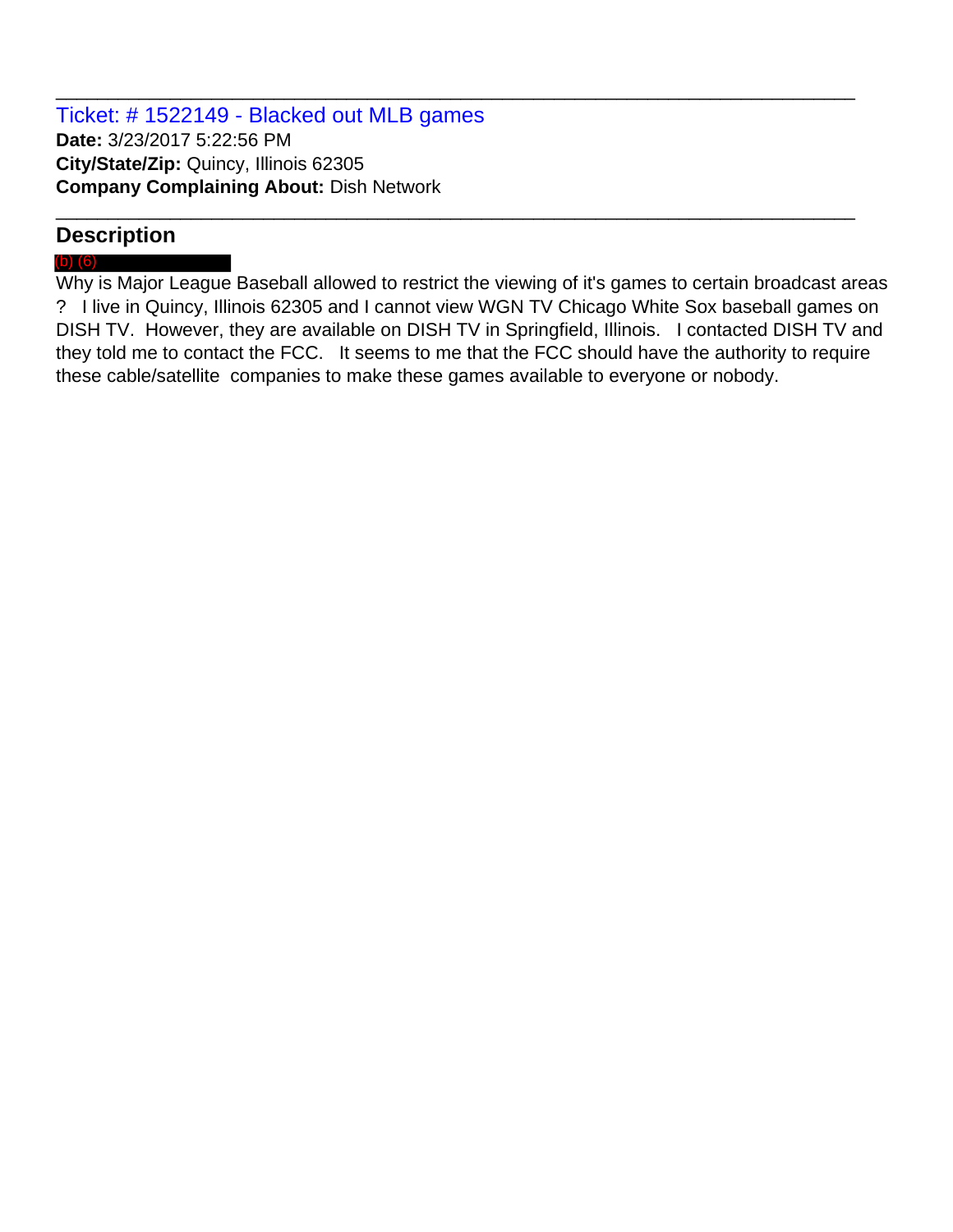Ticket: # 1522149 - Blacked out MLB games

**Date:** 3/23/2017 5:22:56 PM
**City/State/Zip:** Quincy, Illinois 62305
**Company Complaining About:** Dish Network

## Description

(b) (6)

Why is Major League Baseball allowed to restrict the viewing of it's games to certain broadcast areas ? I live in Quincy, Illinois 62305 and I cannot view WGN TV Chicago White Sox baseball games on DISH TV. However, they are available on DISH TV in Springfield, Illinois. I contacted DISH TV and they told me to contact the FCC. It seems to me that the FCC should have the authority to require these cable/satellite companies to make these games available to everyone or nobody.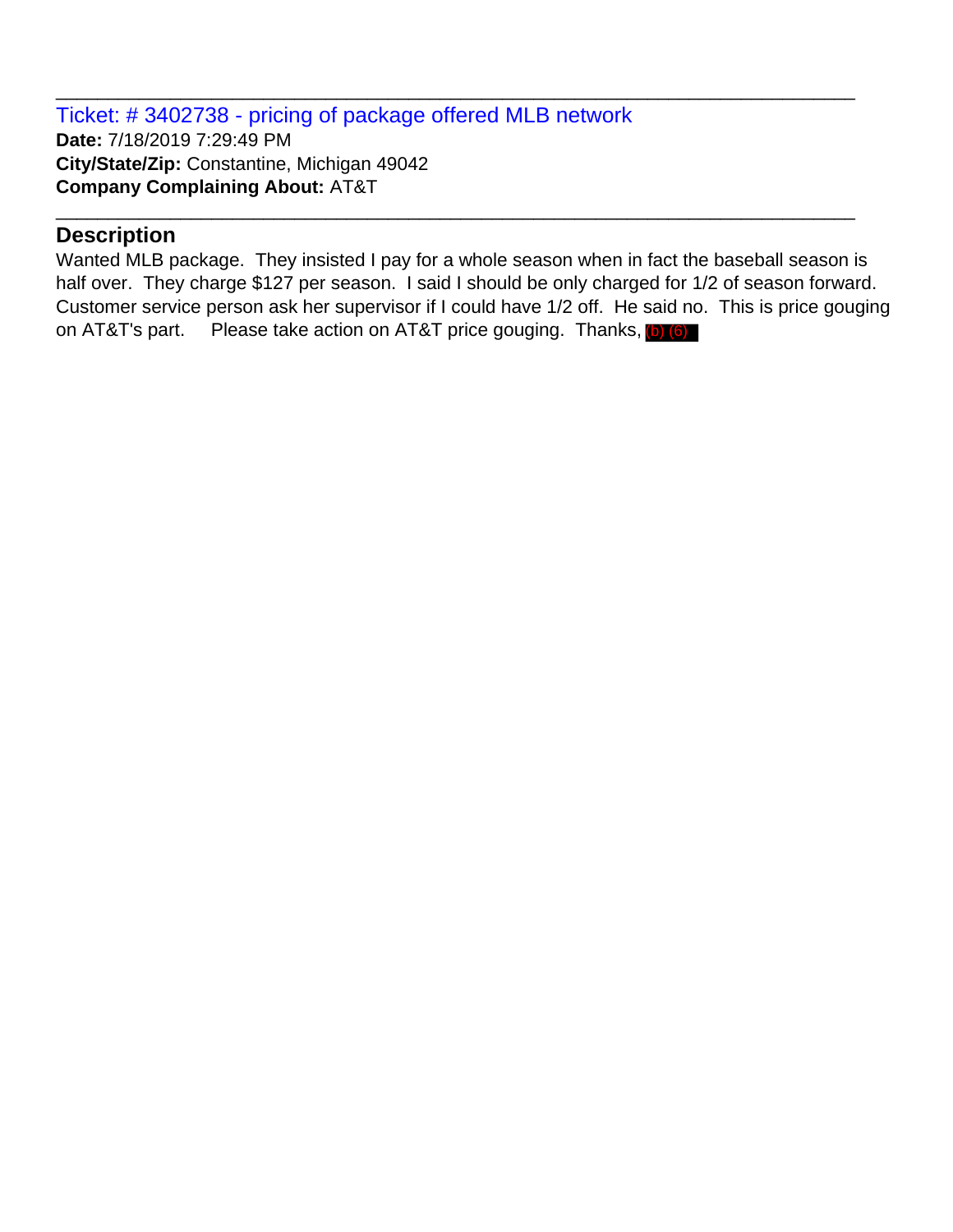---

## Ticket: # 3402738 - pricing of package offered MLB network

**Date:** 7/18/2019 7:29:49 PM
**City/State/Zip:** Constantine, Michigan 49042
**Company Complaining About:** AT&T

---

## Description

Wanted MLB package. They insisted I pay for a whole season when in fact the baseball season is half over. They charge $127 per season. I said I should be only charged for 1/2 of season forward. Customer service person ask her supervisor if I could have 1/2 off. He said no. This is price gouging on AT&T's part. Please take action on AT&T price gouging. Thanks, (b) (6)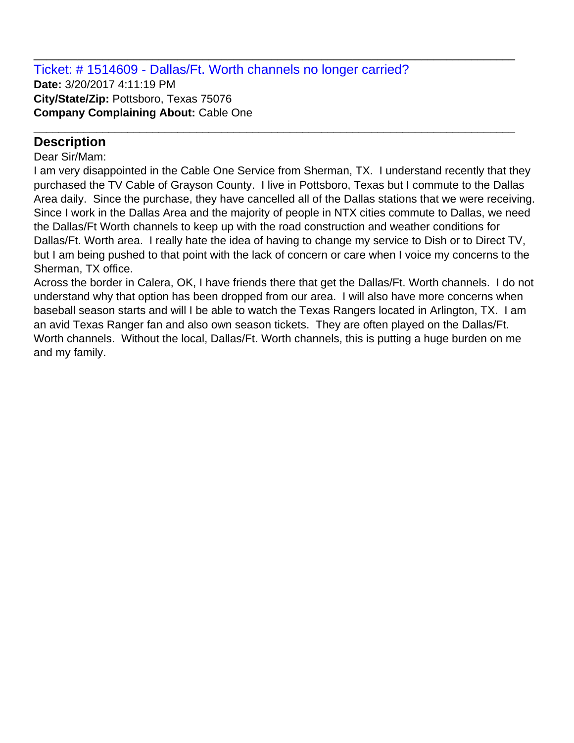## Ticket: # 1514609 - Dallas/Ft. Worth channels no longer carried?

**Date:** 3/20/2017 4:11:19 PM
**City/State/Zip:** Pottsboro, Texas 75076
**Company Complaining About:** Cable One

## Description

Dear Sir/Mam:
I am very disappointed in the Cable One Service from Sherman, TX. I understand recently that they purchased the TV Cable of Grayson County. I live in Pottsboro, Texas but I commute to the Dallas Area daily. Since the purchase, they have cancelled all of the Dallas stations that we were receiving. Since I work in the Dallas Area and the majority of people in NTX cities commute to Dallas, we need the Dallas/Ft Worth channels to keep up with the road construction and weather conditions for Dallas/Ft. Worth area. I really hate the idea of having to change my service to Dish or to Direct TV, but I am being pushed to that point with the lack of concern or care when I voice my concerns to the Sherman, TX office.
Across the border in Calera, OK, I have friends there that get the Dallas/Ft. Worth channels. I do not understand why that option has been dropped from our area. I will also have more concerns when baseball season starts and will I be able to watch the Texas Rangers located in Arlington, TX. I am an avid Texas Ranger fan and also own season tickets. They are often played on the Dallas/Ft. Worth channels. Without the local, Dallas/Ft. Worth channels, this is putting a huge burden on me and my family.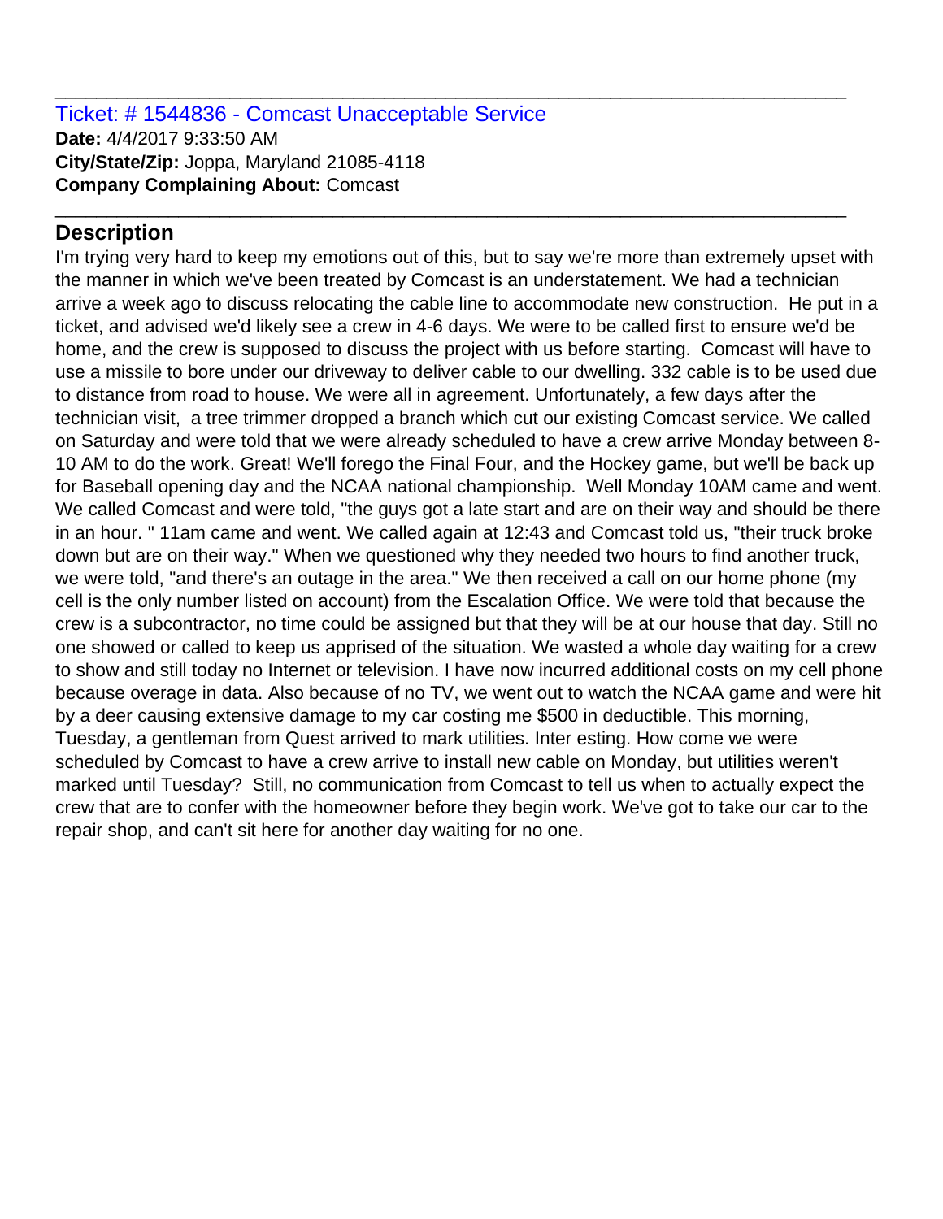## Ticket: # 1544836 - Comcast Unacceptable Service

**Date:** 4/4/2017 9:33:50 AM
**City/State/Zip:** Joppa, Maryland 21085-4118
**Company Complaining About:** Comcast

## Description

I'm trying very hard to keep my emotions out of this, but to say we're more than extremely upset with the manner in which we've been treated by Comcast is an understatement. We had a technician arrive a week ago to discuss relocating the cable line to accommodate new construction. He put in a ticket, and advised we'd likely see a crew in 4-6 days. We were to be called first to ensure we'd be home, and the crew is supposed to discuss the project with us before starting. Comcast will have to use a missile to bore under our driveway to deliver cable to our dwelling. 332 cable is to be used due to distance from road to house. We were all in agreement. Unfortunately, a few days after the technician visit, a tree trimmer dropped a branch which cut our existing Comcast service. We called on Saturday and were told that we were already scheduled to have a crew arrive Monday between 8-10 AM to do the work. Great! We'll forego the Final Four, and the Hockey game, but we'll be back up for Baseball opening day and the NCAA national championship. Well Monday 10AM came and went. We called Comcast and were told, "the guys got a late start and are on their way and should be there in an hour. " 11am came and went. We called again at 12:43 and Comcast told us, "their truck broke down but are on their way." When we questioned why they needed two hours to find another truck, we were told, "and there's an outage in the area." We then received a call on our home phone (my cell is the only number listed on account) from the Escalation Office. We were told that because the crew is a subcontractor, no time could be assigned but that they will be at our house that day. Still no one showed or called to keep us apprised of the situation. We wasted a whole day waiting for a crew to show and still today no Internet or television. I have now incurred additional costs on my cell phone because overage in data. Also because of no TV, we went out to watch the NCAA game and were hit by a deer causing extensive damage to my car costing me $500 in deductible. This morning, Tuesday, a gentleman from Quest arrived to mark utilities. Inter esting. How come we were scheduled by Comcast to have a crew arrive to install new cable on Monday, but utilities weren't marked until Tuesday? Still, no communication from Comcast to tell us when to actually expect the crew that are to confer with the homeowner before they begin work. We've got to take our car to the repair shop, and can't sit here for another day waiting for no one.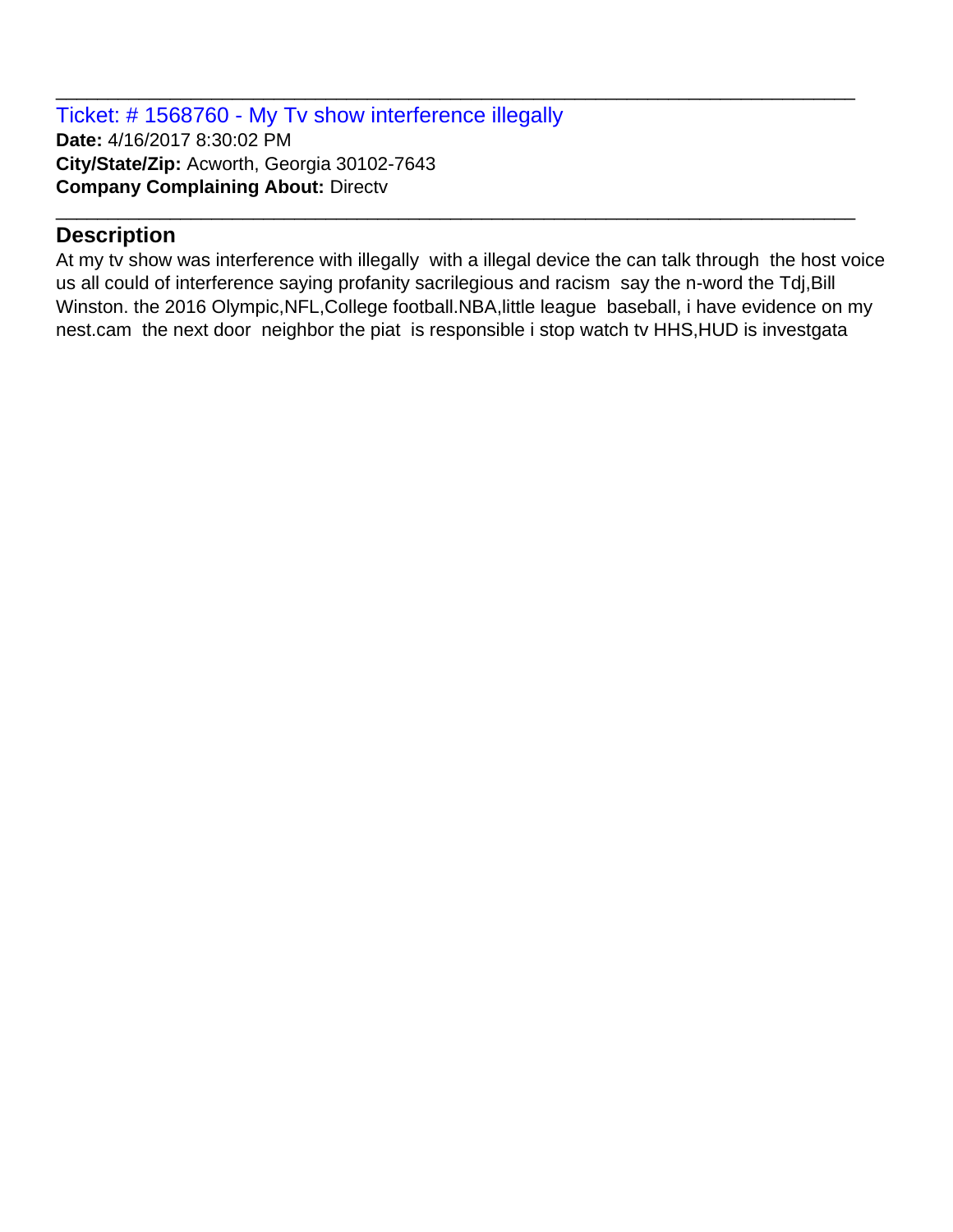Ticket: # 1568760 - My Tv show interference illegally

**Date:** 4/16/2017 8:30:02 PM

**City/State/Zip:** Acworth, Georgia 30102-7643

**Company Complaining About:** Directv

## Description

At my tv show was interference with illegally with a illegal device the can talk through the host voice us all could of interference saying profanity sacrilegious and racism say the n-word the Tdj,Bill Winston. the 2016 Olympic,NFL,College football.NBA,little league baseball, i have evidence on my nest.cam the next door neighbor the piat is responsible i stop watch tv HHS,HUD is investgata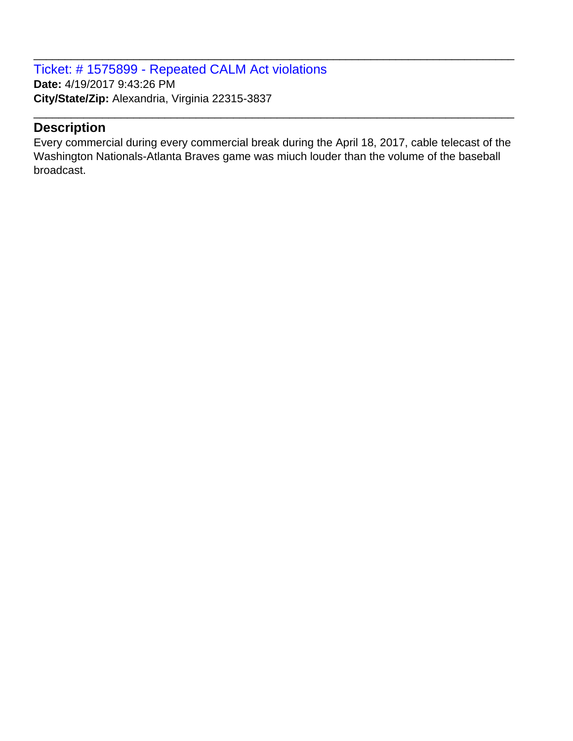---

Ticket: # 1575899 - Repeated CALM Act violations

**Date:** 4/19/2017 9:43:26 PM

**City/State/Zip:** Alexandria, Virginia 22315-3837

---

## Description

Every commercial during every commercial break during the April 18, 2017, cable telecast of the Washington Nationals-Atlanta Braves game was miuch louder than the volume of the baseball broadcast.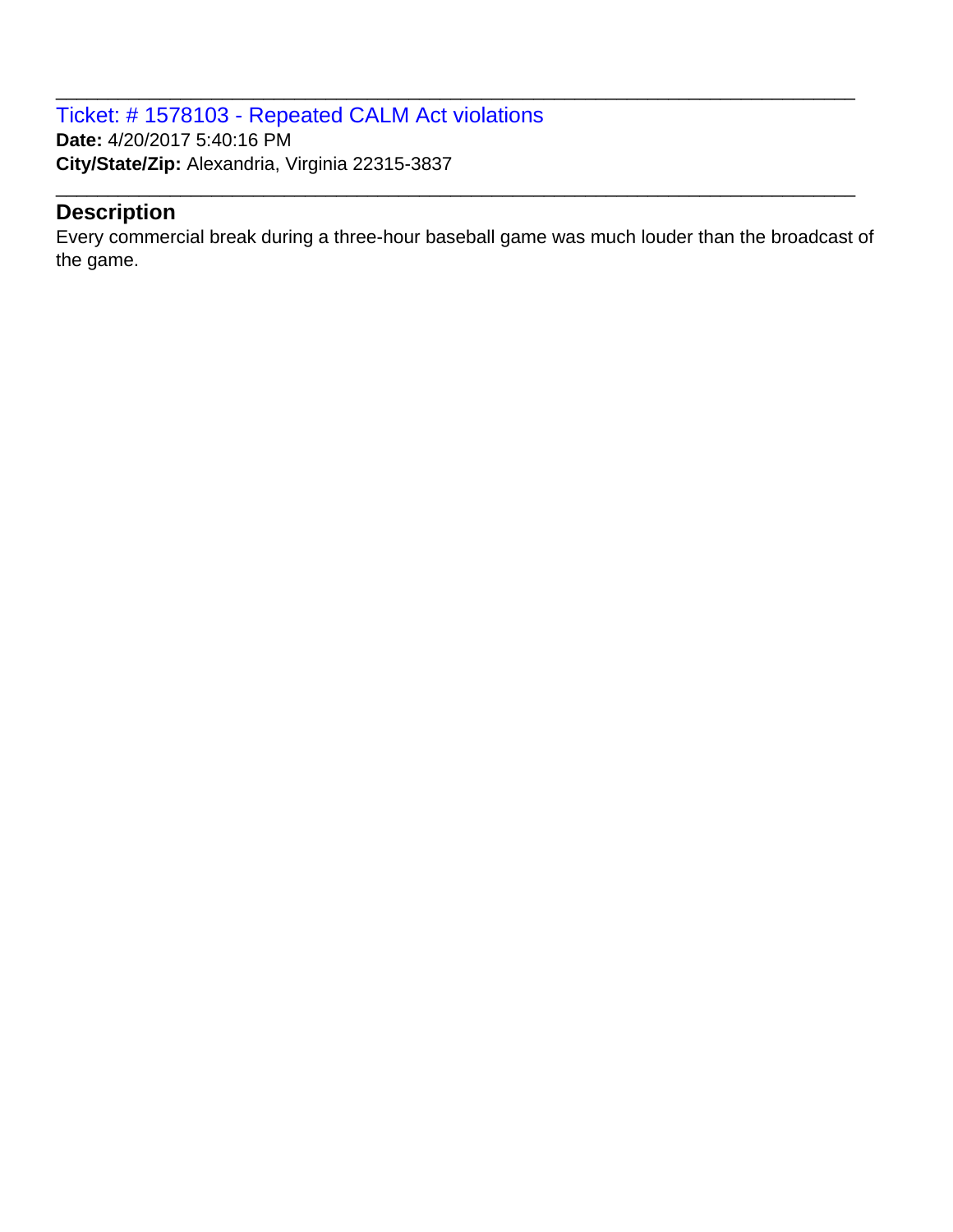---

Ticket: # 1578103 - Repeated CALM Act violations

**Date:** 4/20/2017 5:40:16 PM

**City/State/Zip:** Alexandria, Virginia 22315-3837

---

## Description

Every commercial break during a three-hour baseball game was much louder than the broadcast of the game.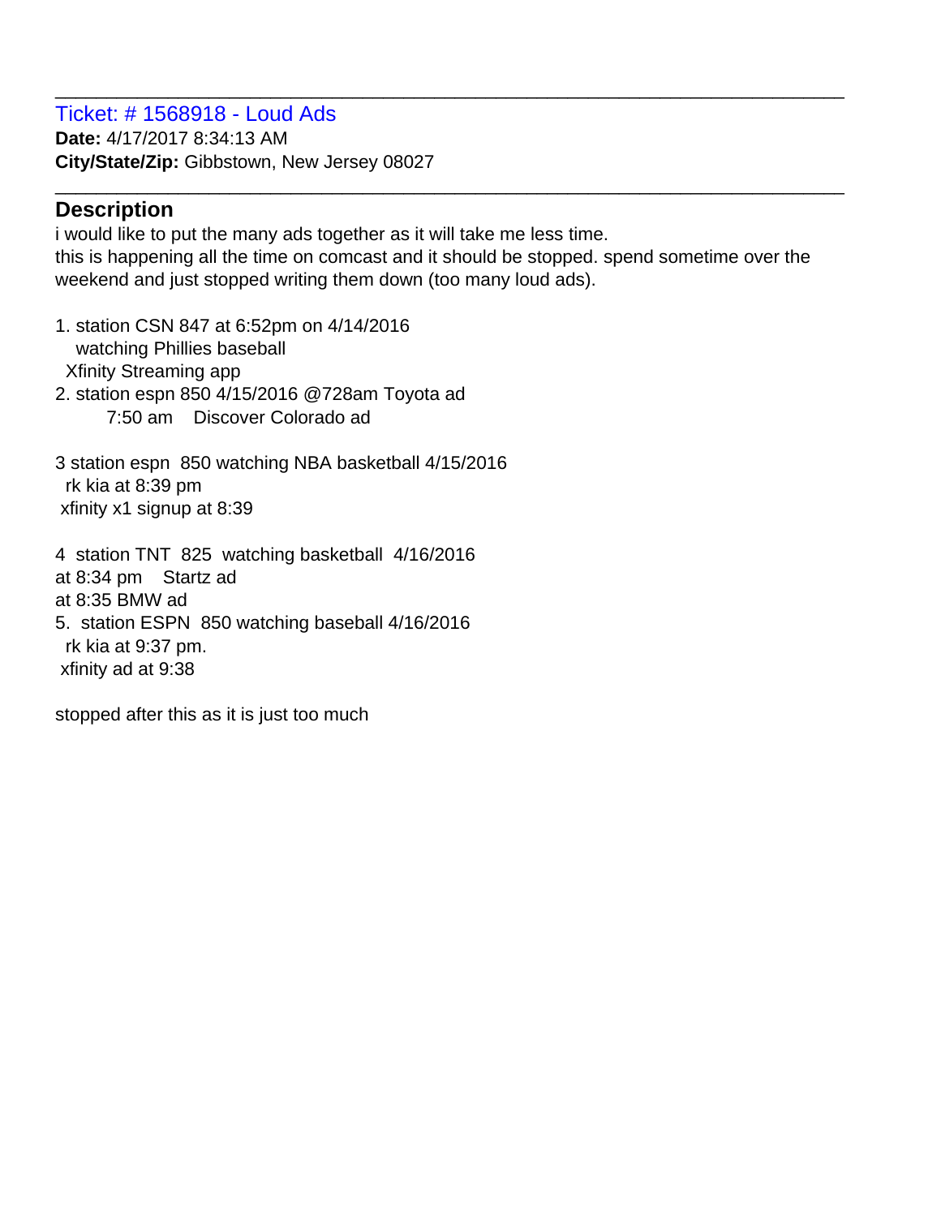## Ticket: # 1568918 - Loud Ads

**Date:** 4/17/2017 8:34:13 AM

**City/State/Zip:** Gibbstown, New Jersey 08027

## Description

i would like to put the many ads together as it will take me less time.
this is happening all the time on comcast and it should be stopped. spend sometime over the weekend and just stopped writing them down (too many loud ads).

1. station CSN 847 at 6:52pm on 4/14/2016
   watching Phillies baseball
   Xfinity Streaming app
2. station espn 850 4/15/2016 @728am Toyota ad
   7:50 am    Discover Colorado ad

3 station espn  850 watching NBA basketball 4/15/2016
 rk kia at 8:39 pm
 xfinity x1 signup at 8:39

4  station TNT  825  watching basketball  4/16/2016
at 8:34 pm    Startz ad
at 8:35 BMW ad
5.  station ESPN  850 watching baseball 4/16/2016
 rk kia at 9:37 pm.
 xfinity ad at 9:38

stopped after this as it is just too much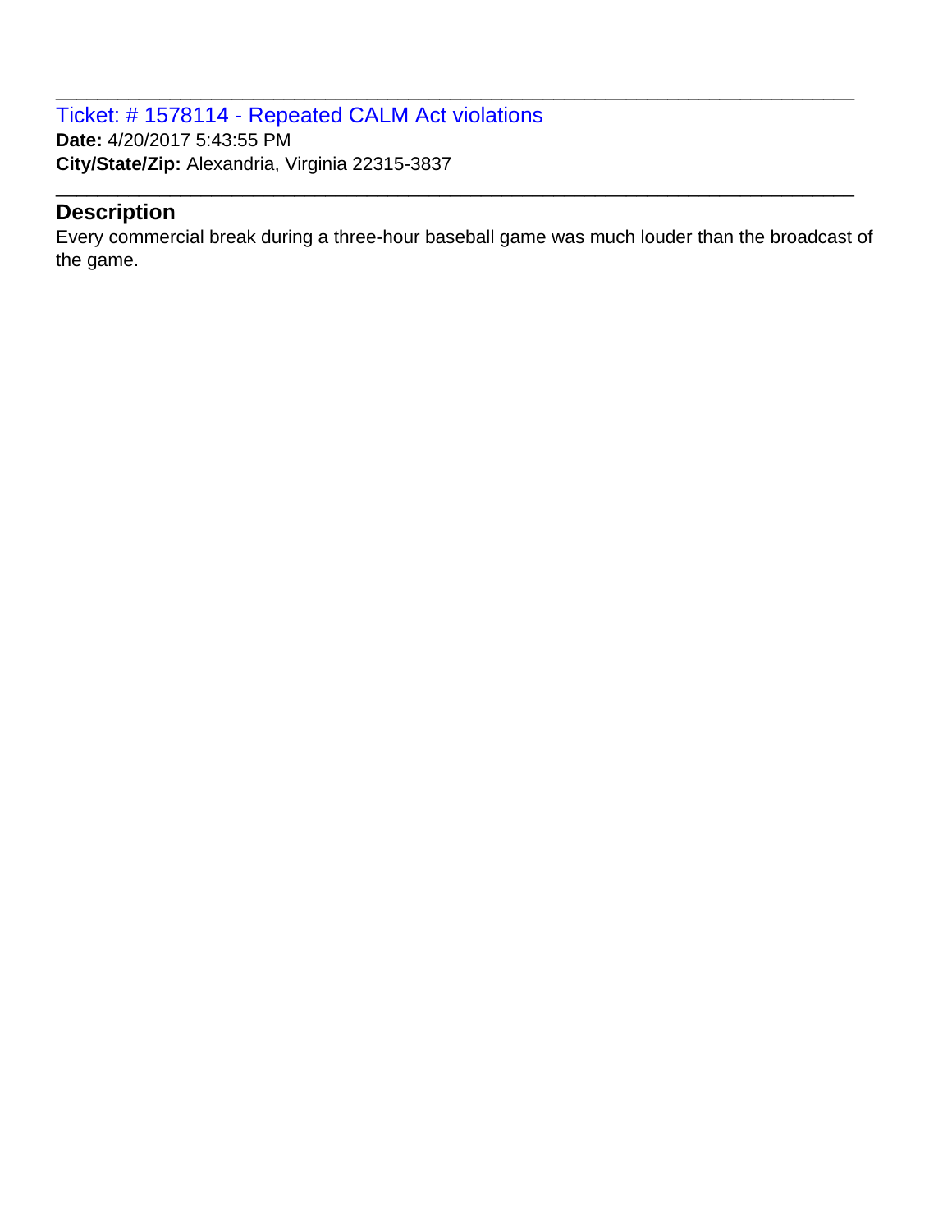---

Ticket: # 1578114 - Repeated CALM Act violations

**Date:** 4/20/2017 5:43:55 PM

**City/State/Zip:** Alexandria, Virginia 22315-3837

---

## Description

Every commercial break during a three-hour baseball game was much louder than the broadcast of the game.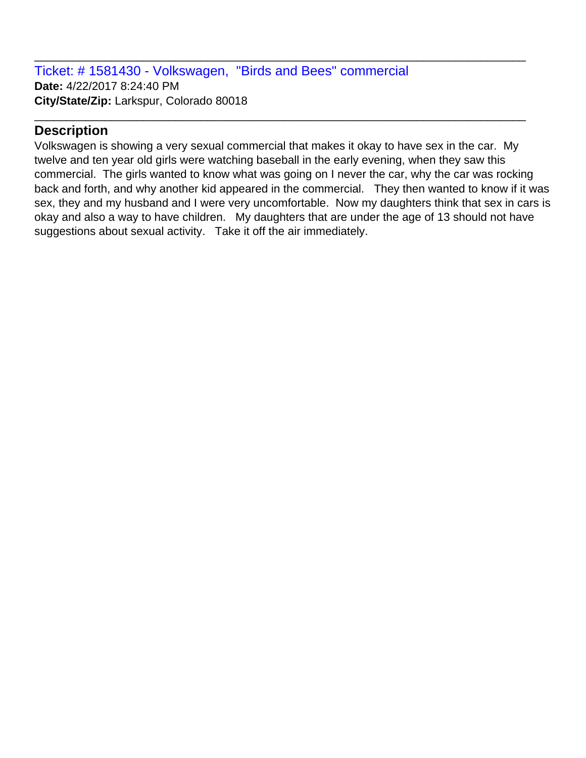---

Ticket: # 1581430 - Volkswagen,  "Birds and Bees" commercial

**Date:** 4/22/2017 8:24:40 PM

**City/State/Zip:** Larkspur, Colorado 80018

---

## Description

Volkswagen is showing a very sexual commercial that makes it okay to have sex in the car.  My twelve and ten year old girls were watching baseball in the early evening, when they saw this commercial.  The girls wanted to know what was going on I never the car, why the car was rocking back and forth, and why another kid appeared in the commercial.   They then wanted to know if it was sex, they and my husband and I were very uncomfortable.  Now my daughters think that sex in cars is okay and also a way to have children.   My daughters that are under the age of 13 should not have suggestions about sexual activity.   Take it off the air immediately.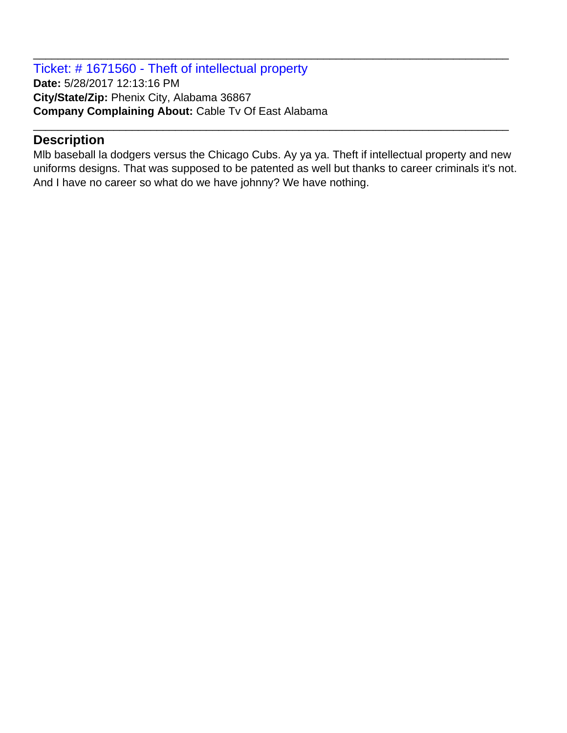---

Ticket: # 1671560 - Theft of intellectual property

**Date:** 5/28/2017 12:13:16 PM

**City/State/Zip:** Phenix City, Alabama 36867

**Company Complaining About:** Cable Tv Of East Alabama

---

## Description

Mlb baseball la dodgers versus the Chicago Cubs. Ay ya ya. Theft if intellectual property and new uniforms designs. That was supposed to be patented as well but thanks to career criminals it's not. And I have no career so what do we have johnny? We have nothing.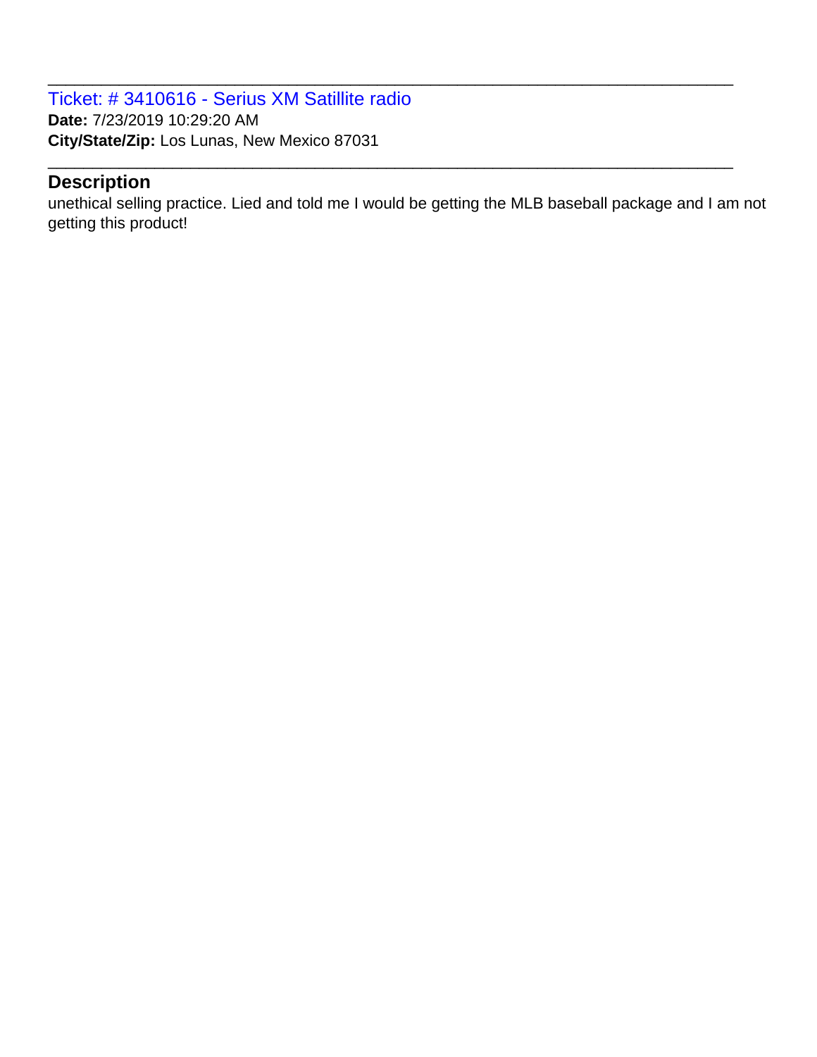---

Ticket: # 3410616 - Serius XM Satillite radio

**Date:** 7/23/2019 10:29:20 AM

**City/State/Zip:** Los Lunas, New Mexico 87031

---

## Description

unethical selling practice. Lied and told me I would be getting the MLB baseball package and I am not getting this product!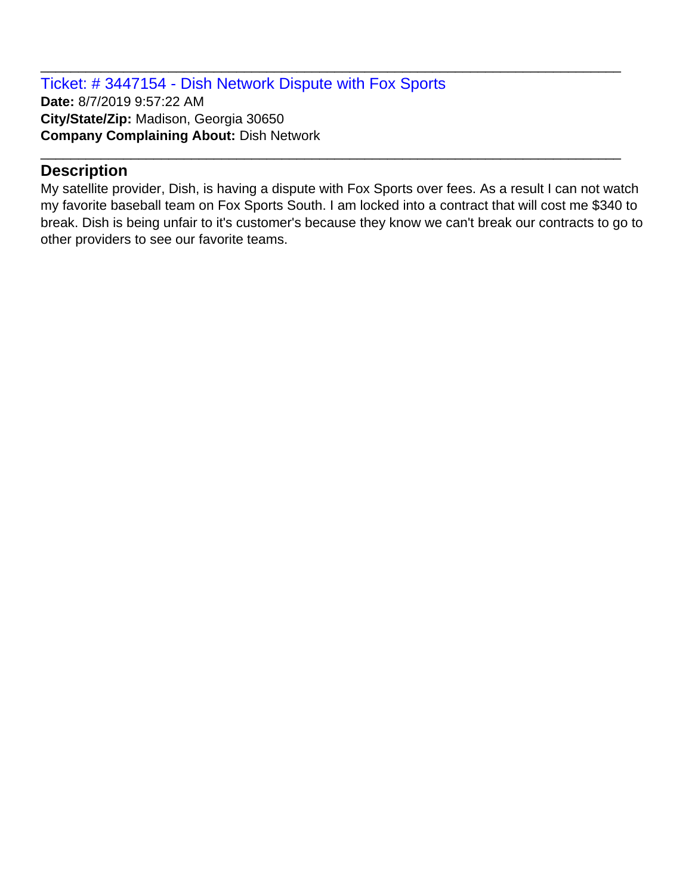## Ticket: # 3447154 - Dish Network Dispute with Fox Sports

**Date:** 8/7/2019 9:57:22 AM
**City/State/Zip:** Madison, Georgia 30650
**Company Complaining About:** Dish Network

## Description

My satellite provider, Dish, is having a dispute with Fox Sports over fees. As a result I can not watch my favorite baseball team on Fox Sports South. I am locked into a contract that will cost me $340 to break. Dish is being unfair to it's customer's because they know we can't break our contracts to go to other providers to see our favorite teams.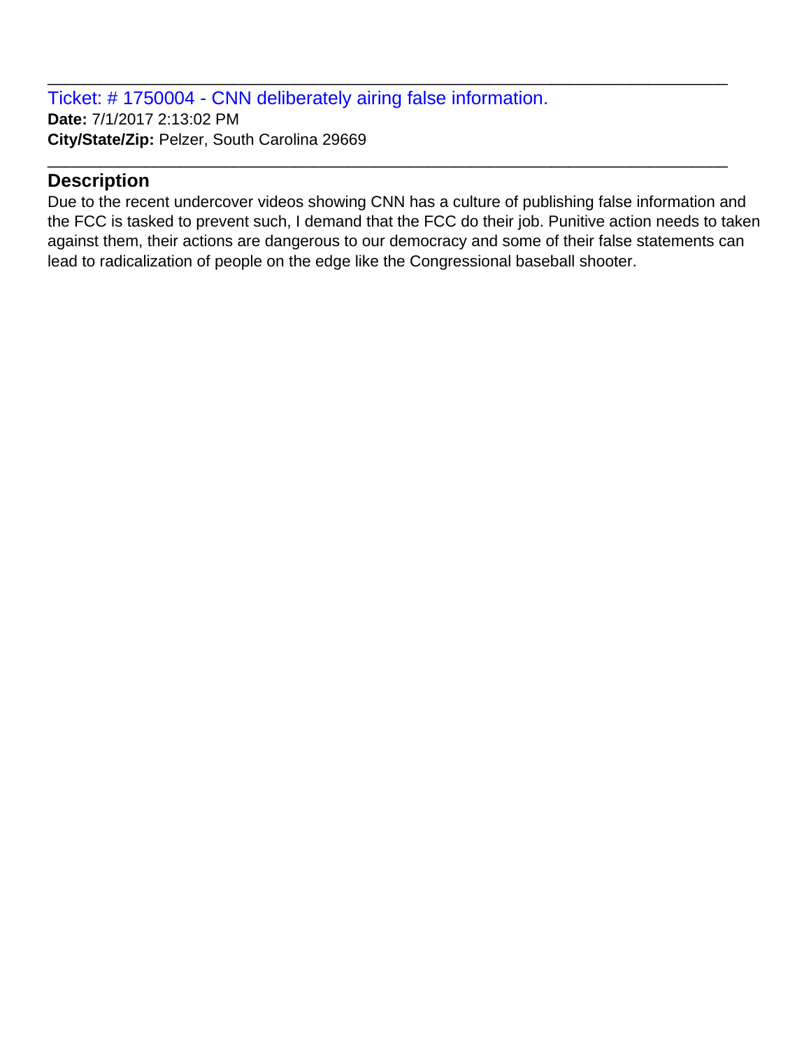Ticket: # 1750004 - CNN deliberately airing false information.

**Date:** 7/1/2017 2:13:02 PM

**City/State/Zip:** Pelzer, South Carolina 29669

## Description

Due to the recent undercover videos showing CNN has a culture of publishing false information and the FCC is tasked to prevent such, I demand that the FCC do their job. Punitive action needs to taken against them, their actions are dangerous to our democracy and some of their false statements can lead to radicalization of people on the edge like the Congressional baseball shooter.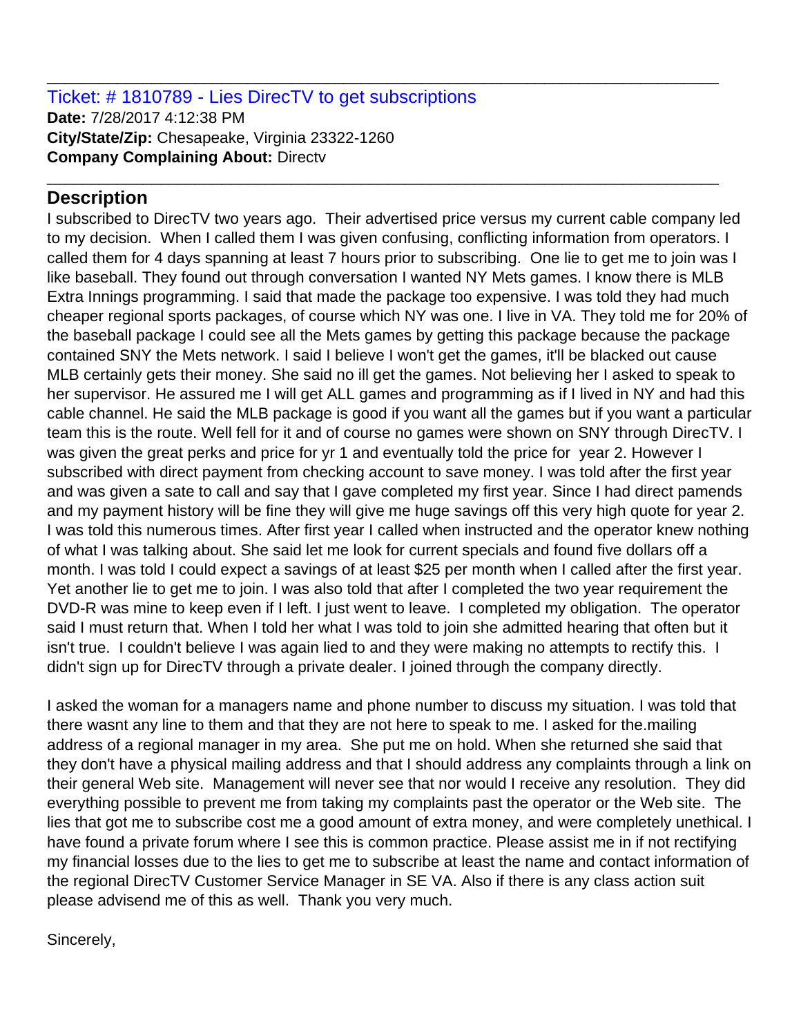---

Ticket: # 1810789 - Lies DirecTV to get subscriptions

**Date:** 7/28/2017 4:12:38 PM
**City/State/Zip:** Chesapeake, Virginia 23322-1260
**Company Complaining About:** Directv

---

## Description

I subscribed to DirecTV two years ago.  Their advertised price versus my current cable company led to my decision.  When I called them I was given confusing, conflicting information from operators. I called them for 4 days spanning at least 7 hours prior to subscribing.  One lie to get me to join was I like baseball. They found out through conversation I wanted NY Mets games. I know there is MLB Extra Innings programming. I said that made the package too expensive. I was told they had much cheaper regional sports packages, of course which NY was one. I live in VA. They told me for 20% of the baseball package I could see all the Mets games by getting this package because the package contained SNY the Mets network. I said I believe I won't get the games, it'll be blacked out cause MLB certainly gets their money. She said no ill get the games. Not believing her I asked to speak to her supervisor. He assured me I will get ALL games and programming as if I lived in NY and had this cable channel. He said the MLB package is good if you want all the games but if you want a particular team this is the route. Well fell for it and of course no games were shown on SNY through DirecTV. I was given the great perks and price for yr 1 and eventually told the price for  year 2. However I subscribed with direct payment from checking account to save money. I was told after the first year and was given a sate to call and say that I gave completed my first year. Since I had direct pamends and my payment history will be fine they will give me huge savings off this very high quote for year 2. I was told this numerous times. After first year I called when instructed and the operator knew nothing of what I was talking about. She said let me look for current specials and found five dollars off a month. I was told I could expect a savings of at least $25 per month when I called after the first year. Yet another lie to get me to join. I was also told that after I completed the two year requirement the DVD-R was mine to keep even if I left. I just went to leave.  I completed my obligation.  The operator said I must return that. When I told her what I was told to join she admitted hearing that often but it isn't true.  I couldn't believe I was again lied to and they were making no attempts to rectify this.  I didn't sign up for DirecTV through a private dealer. I joined through the company directly.

I asked the woman for a managers name and phone number to discuss my situation. I was told that there wasnt any line to them and that they are not here to speak to me. I asked for the.mailing address of a regional manager in my area.  She put me on hold. When she returned she said that they don't have a physical mailing address and that I should address any complaints through a link on their general Web site.  Management will never see that nor would I receive any resolution.  They did everything possible to prevent me from taking my complaints past the operator or the Web site.  The lies that got me to subscribe cost me a good amount of extra money, and were completely unethical. I have found a private forum where I see this is common practice. Please assist me in if not rectifying my financial losses due to the lies to get me to subscribe at least the name and contact information of the regional DirecTV Customer Service Manager in SE VA. Also if there is any class action suit please advisend me of this as well.  Thank you very much.

Sincerely,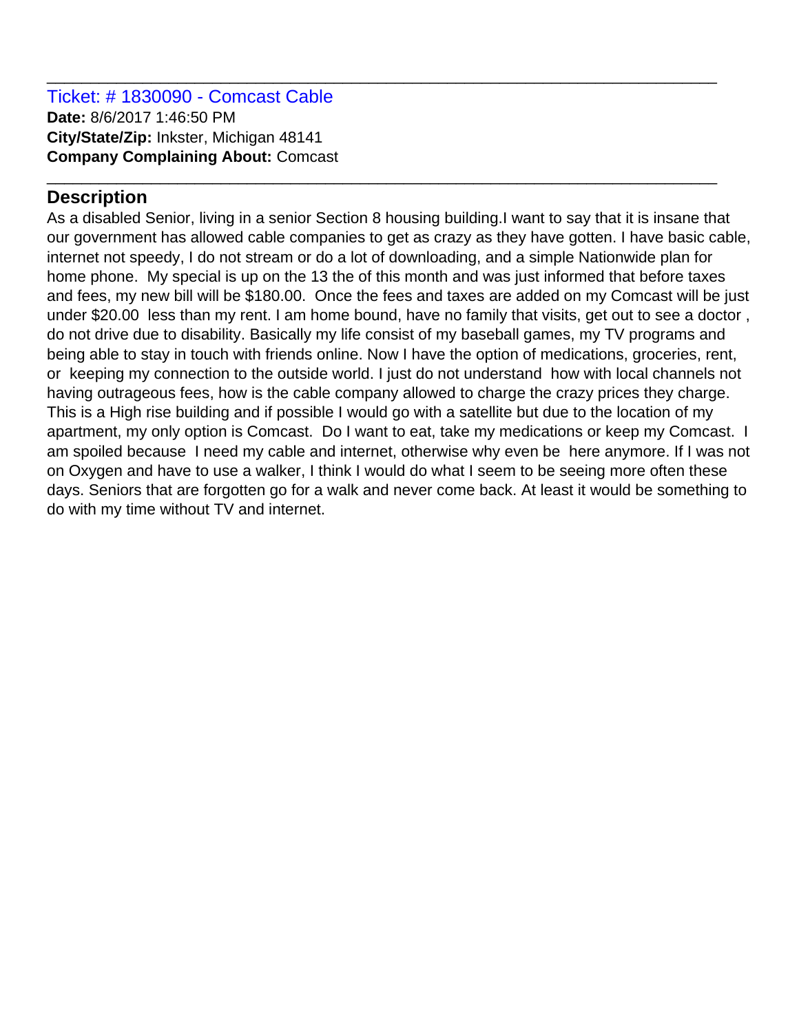Ticket: # 1830090 - Comcast Cable
**Date:** 8/6/2017 1:46:50 PM
**City/State/Zip:** Inkster, Michigan 48141
**Company Complaining About:** Comcast

## Description

As a disabled Senior, living in a senior Section 8 housing building.I want to say that it is insane that our government has allowed cable companies to get as crazy as they have gotten. I have basic cable, internet not speedy, I do not stream or do a lot of downloading, and a simple Nationwide plan for home phone. My special is up on the 13 the of this month and was just informed that before taxes and fees, my new bill will be $180.00. Once the fees and taxes are added on my Comcast will be just under $20.00 less than my rent. I am home bound, have no family that visits, get out to see a doctor , do not drive due to disability. Basically my life consist of my baseball games, my TV programs and being able to stay in touch with friends online. Now I have the option of medications, groceries, rent, or keeping my connection to the outside world. I just do not understand how with local channels not having outrageous fees, how is the cable company allowed to charge the crazy prices they charge. This is a High rise building and if possible I would go with a satellite but due to the location of my apartment, my only option is Comcast. Do I want to eat, take my medications or keep my Comcast. I am spoiled because I need my cable and internet, otherwise why even be here anymore. If I was not on Oxygen and have to use a walker, I think I would do what I seem to be seeing more often these days. Seniors that are forgotten go for a walk and never come back. At least it would be something to do with my time without TV and internet.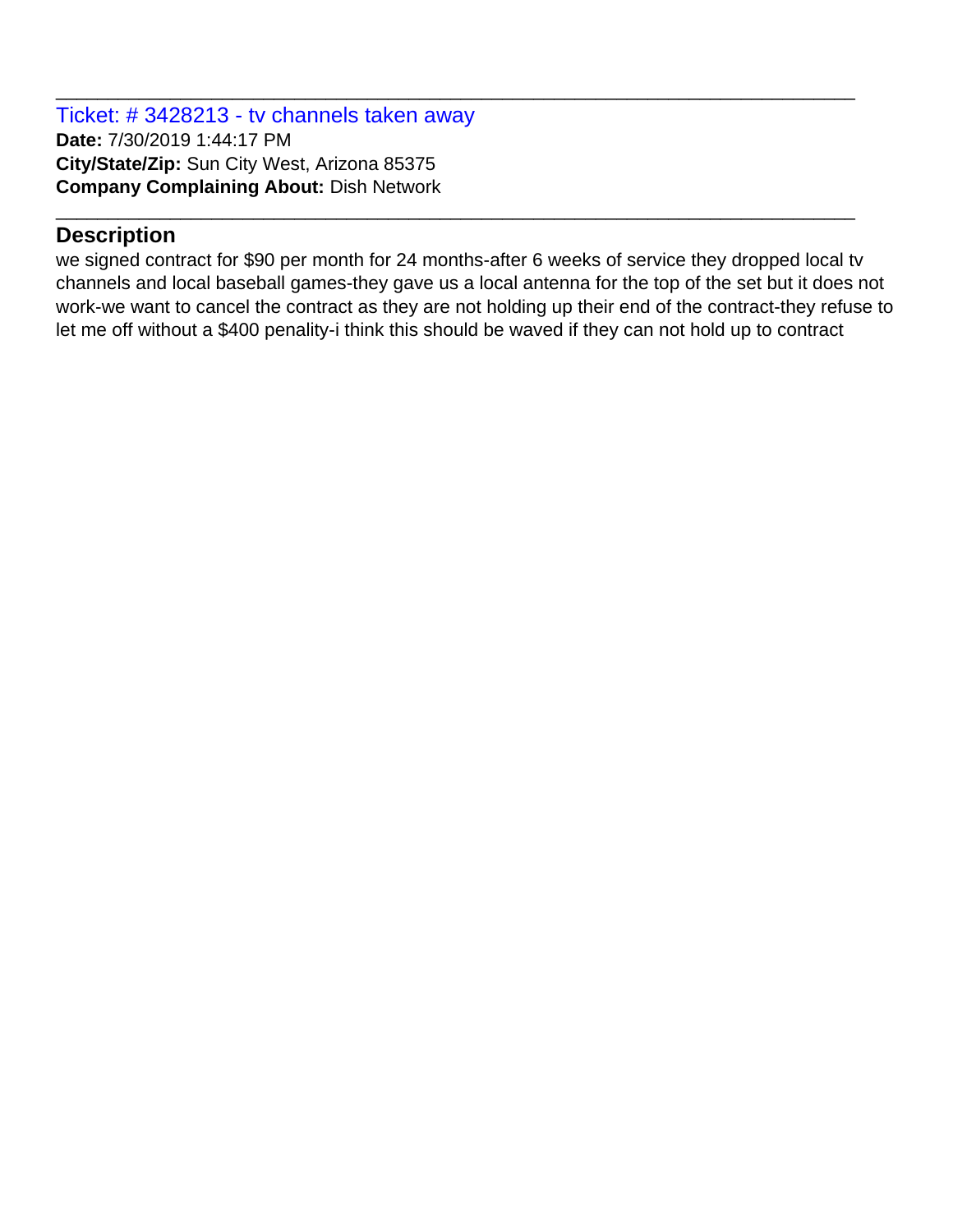---

Ticket: # 3428213 - tv channels taken away

**Date:** 7/30/2019 1:44:17 PM

**City/State/Zip:** Sun City West, Arizona 85375

**Company Complaining About:** Dish Network

---

## Description

we signed contract for $90 per month for 24 months-after 6 weeks of service they dropped local tv channels and local baseball games-they gave us a local antenna for the top of the set but it does not work-we want to cancel the contract as they are not holding up their end of the contract-they refuse to let me off without a $400 penality-i think this should be waved if they can not hold up to contract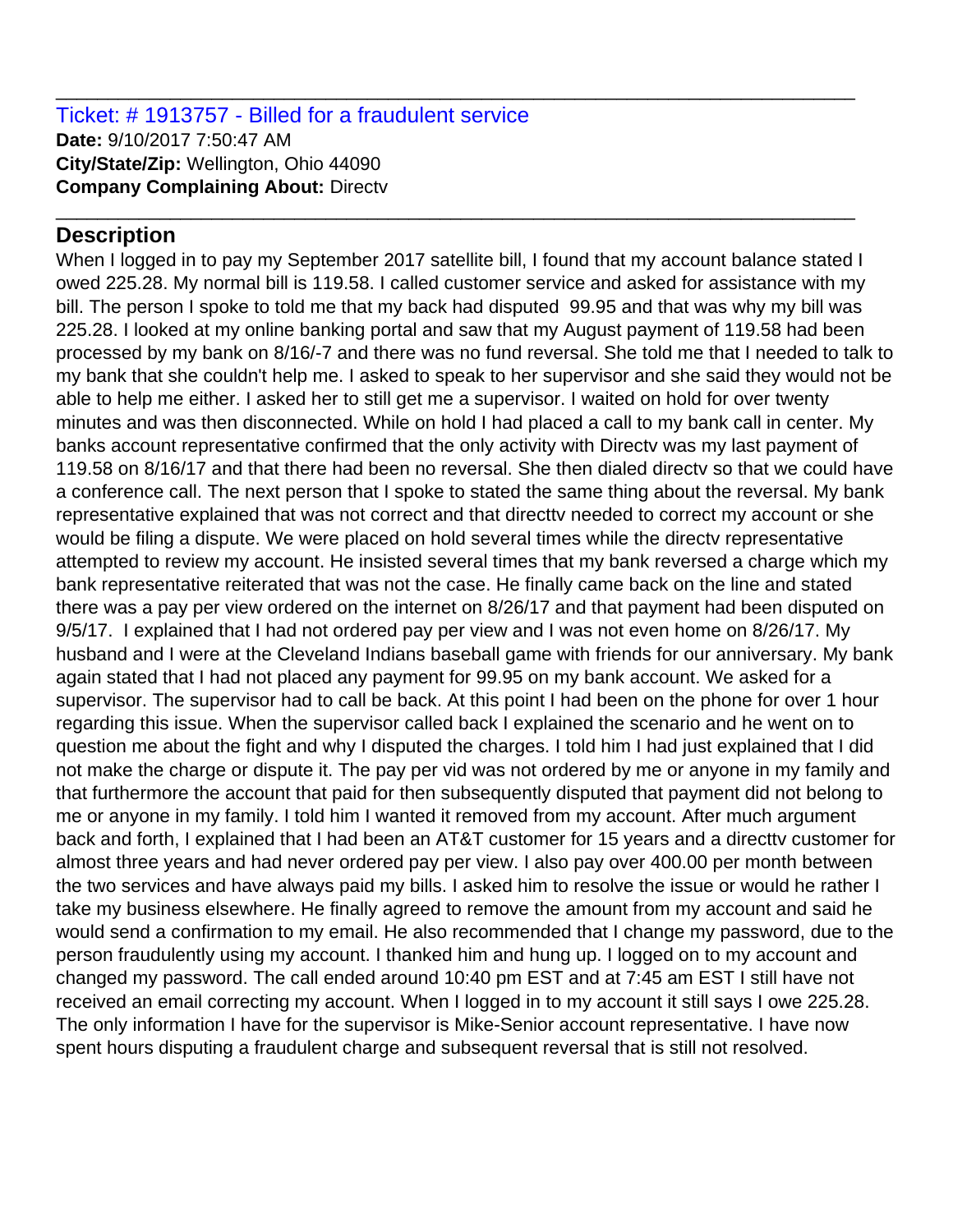Ticket: # 1913757 - Billed for a fraudulent service

**Date:** 9/10/2017 7:50:47 AM

**City/State/Zip:** Wellington, Ohio 44090

**Company Complaining About:** Directv

## Description

When I logged in to pay my September 2017 satellite bill, I found that my account balance stated I owed 225.28. My normal bill is 119.58. I called customer service and asked for assistance with my bill. The person I spoke to told me that my back had disputed 99.95 and that was why my bill was 225.28. I looked at my online banking portal and saw that my August payment of 119.58 had been processed by my bank on 8/16/-7 and there was no fund reversal. She told me that I needed to talk to my bank that she couldn't help me. I asked to speak to her supervisor and she said they would not be able to help me either. I asked her to still get me a supervisor. I waited on hold for over twenty minutes and was then disconnected. While on hold I had placed a call to my bank call in center. My banks account representative confirmed that the only activity with Directv was my last payment of 119.58 on 8/16/17 and that there had been no reversal. She then dialed directv so that we could have a conference call. The next person that I spoke to stated the same thing about the reversal. My bank representative explained that was not correct and that directtv needed to correct my account or she would be filing a dispute. We were placed on hold several times while the directv representative attempted to review my account. He insisted several times that my bank reversed a charge which my bank representative reiterated that was not the case. He finally came back on the line and stated there was a pay per view ordered on the internet on 8/26/17 and that payment had been disputed on 9/5/17. I explained that I had not ordered pay per view and I was not even home on 8/26/17. My husband and I were at the Cleveland Indians baseball game with friends for our anniversary. My bank again stated that I had not placed any payment for 99.95 on my bank account. We asked for a supervisor. The supervisor had to call be back. At this point I had been on the phone for over 1 hour regarding this issue. When the supervisor called back I explained the scenario and he went on to question me about the fight and why I disputed the charges. I told him I had just explained that I did not make the charge or dispute it. The pay per vid was not ordered by me or anyone in my family and that furthermore the account that paid for then subsequently disputed that payment did not belong to me or anyone in my family. I told him I wanted it removed from my account. After much argument back and forth, I explained that I had been an AT&T customer for 15 years and a directtv customer for almost three years and had never ordered pay per view. I also pay over 400.00 per month between the two services and have always paid my bills. I asked him to resolve the issue or would he rather I take my business elsewhere. He finally agreed to remove the amount from my account and said he would send a confirmation to my email. He also recommended that I change my password, due to the person fraudulently using my account. I thanked him and hung up. I logged on to my account and changed my password. The call ended around 10:40 pm EST and at 7:45 am EST I still have not received an email correcting my account. When I logged in to my account it still says I owe 225.28. The only information I have for the supervisor is Mike-Senior account representative. I have now spent hours disputing a fraudulent charge and subsequent reversal that is still not resolved.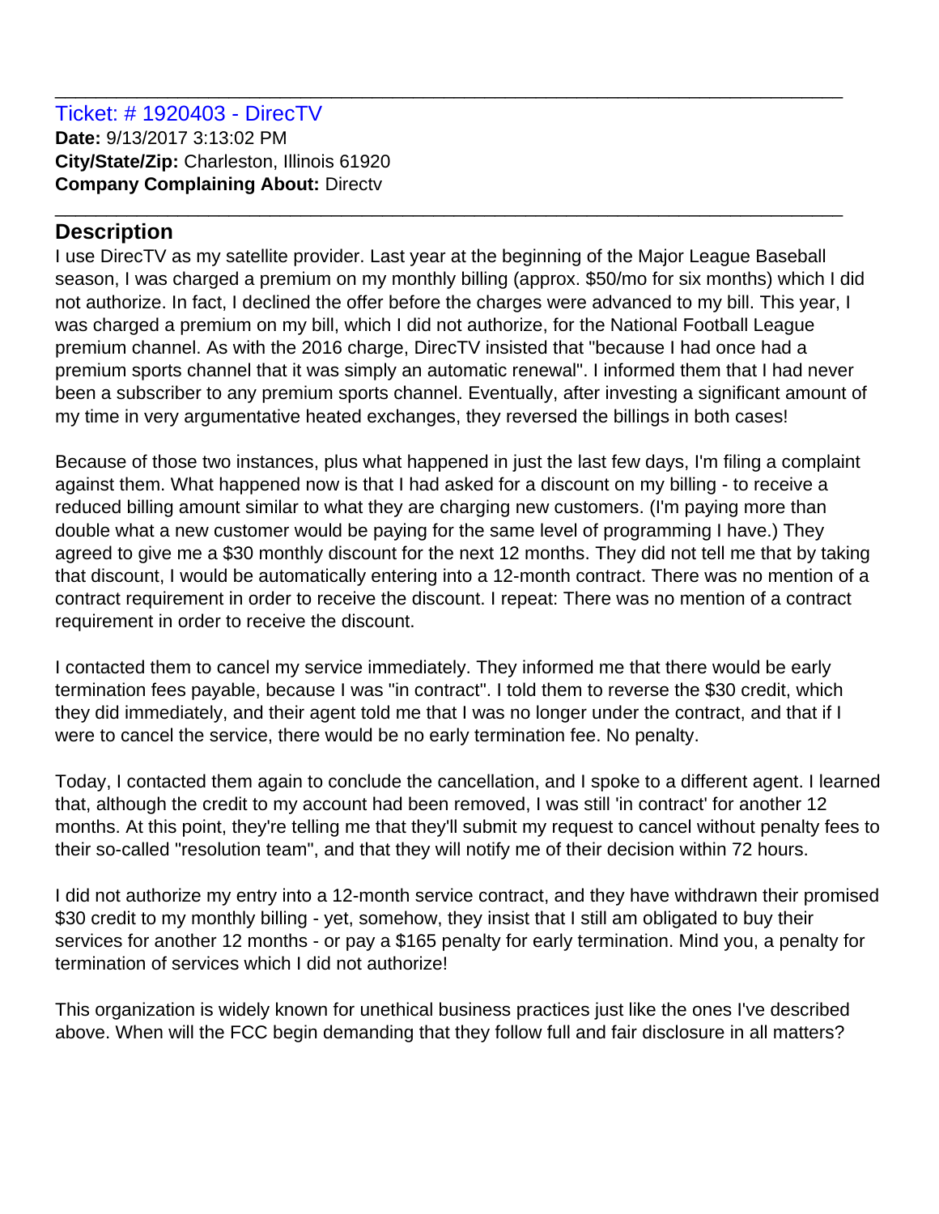---

Ticket: # 1920403 - DirecTV

**Date:** 9/13/2017 3:13:02 PM

**City/State/Zip:** Charleston, Illinois 61920

**Company Complaining About:** Directv

---

## Description

I use DirecTV as my satellite provider. Last year at the beginning of the Major League Baseball season, I was charged a premium on my monthly billing (approx. $50/mo for six months) which I did not authorize. In fact, I declined the offer before the charges were advanced to my bill. This year, I was charged a premium on my bill, which I did not authorize, for the National Football League premium channel. As with the 2016 charge, DirecTV insisted that "because I had once had a premium sports channel that it was simply an automatic renewal". I informed them that I had never been a subscriber to any premium sports channel. Eventually, after investing a significant amount of my time in very argumentative heated exchanges, they reversed the billings in both cases!

Because of those two instances, plus what happened in just the last few days, I'm filing a complaint against them. What happened now is that I had asked for a discount on my billing - to receive a reduced billing amount similar to what they are charging new customers. (I'm paying more than double what a new customer would be paying for the same level of programming I have.) They agreed to give me a $30 monthly discount for the next 12 months. They did not tell me that by taking that discount, I would be automatically entering into a 12-month contract. There was no mention of a contract requirement in order to receive the discount. I repeat: There was no mention of a contract requirement in order to receive the discount.

I contacted them to cancel my service immediately. They informed me that there would be early termination fees payable, because I was "in contract". I told them to reverse the $30 credit, which they did immediately, and their agent told me that I was no longer under the contract, and that if I were to cancel the service, there would be no early termination fee. No penalty.

Today, I contacted them again to conclude the cancellation, and I spoke to a different agent. I learned that, although the credit to my account had been removed, I was still 'in contract' for another 12 months. At this point, they're telling me that they'll submit my request to cancel without penalty fees to their so-called "resolution team", and that they will notify me of their decision within 72 hours.

I did not authorize my entry into a 12-month service contract, and they have withdrawn their promised $30 credit to my monthly billing - yet, somehow, they insist that I still am obligated to buy their services for another 12 months - or pay a $165 penalty for early termination. Mind you, a penalty for termination of services which I did not authorize!

This organization is widely known for unethical business practices just like the ones I've described above. When will the FCC begin demanding that they follow full and fair disclosure in all matters?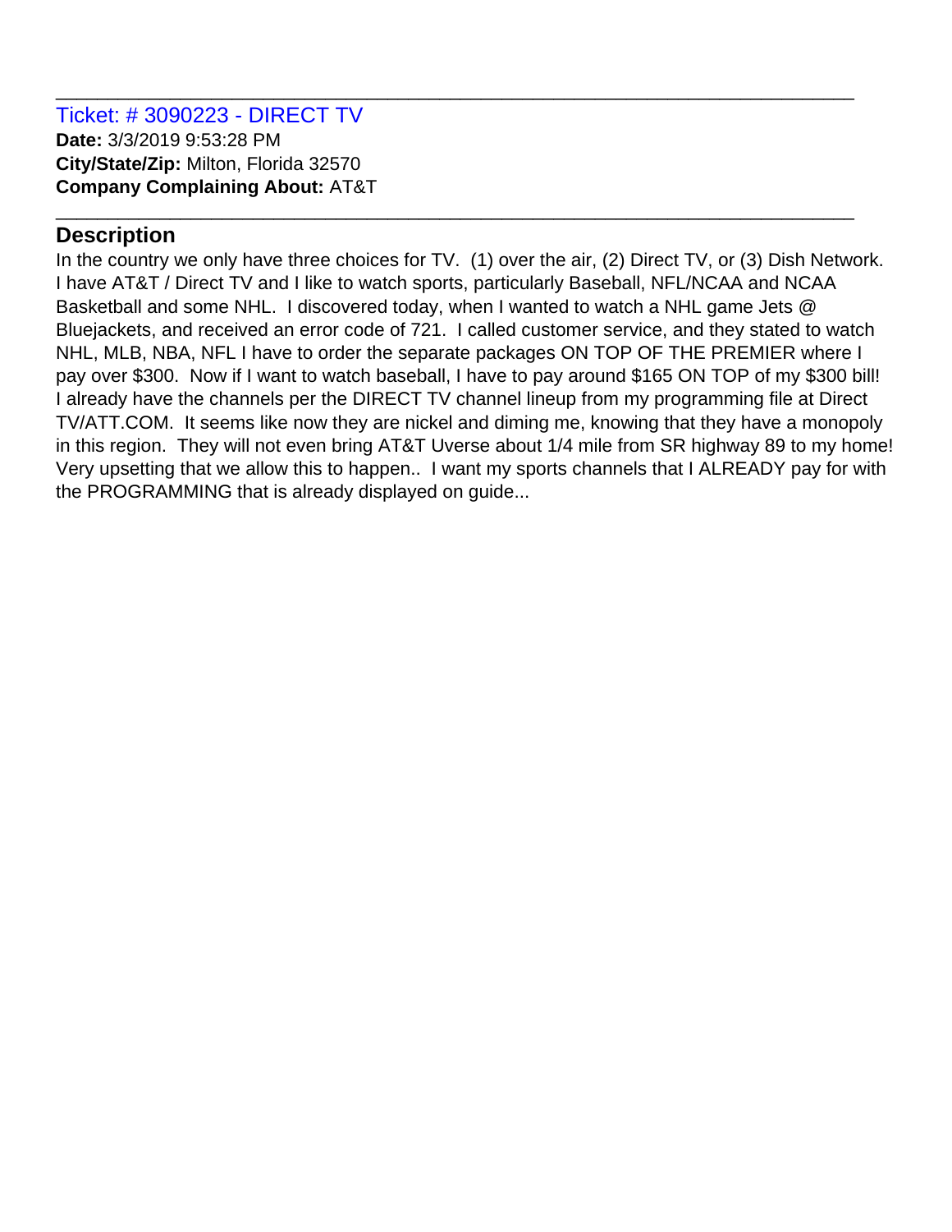Ticket: # 3090223 - DIRECT TV

**Date:** 3/3/2019 9:53:28 PM

**City/State/Zip:** Milton, Florida 32570

**Company Complaining About:** AT&T

## Description

In the country we only have three choices for TV. (1) over the air, (2) Direct TV, or (3) Dish Network. I have AT&T / Direct TV and I like to watch sports, particularly Baseball, NFL/NCAA and NCAA Basketball and some NHL. I discovered today, when I wanted to watch a NHL game Jets @ Bluejackets, and received an error code of 721. I called customer service, and they stated to watch NHL, MLB, NBA, NFL I have to order the separate packages ON TOP OF THE PREMIER where I pay over $300. Now if I want to watch baseball, I have to pay around $165 ON TOP of my $300 bill! I already have the channels per the DIRECT TV channel lineup from my programming file at Direct TV/ATT.COM. It seems like now they are nickel and diming me, knowing that they have a monopoly in this region. They will not even bring AT&T Uverse about 1/4 mile from SR highway 89 to my home! Very upsetting that we allow this to happen.. I want my sports channels that I ALREADY pay for with the PROGRAMMING that is already displayed on guide...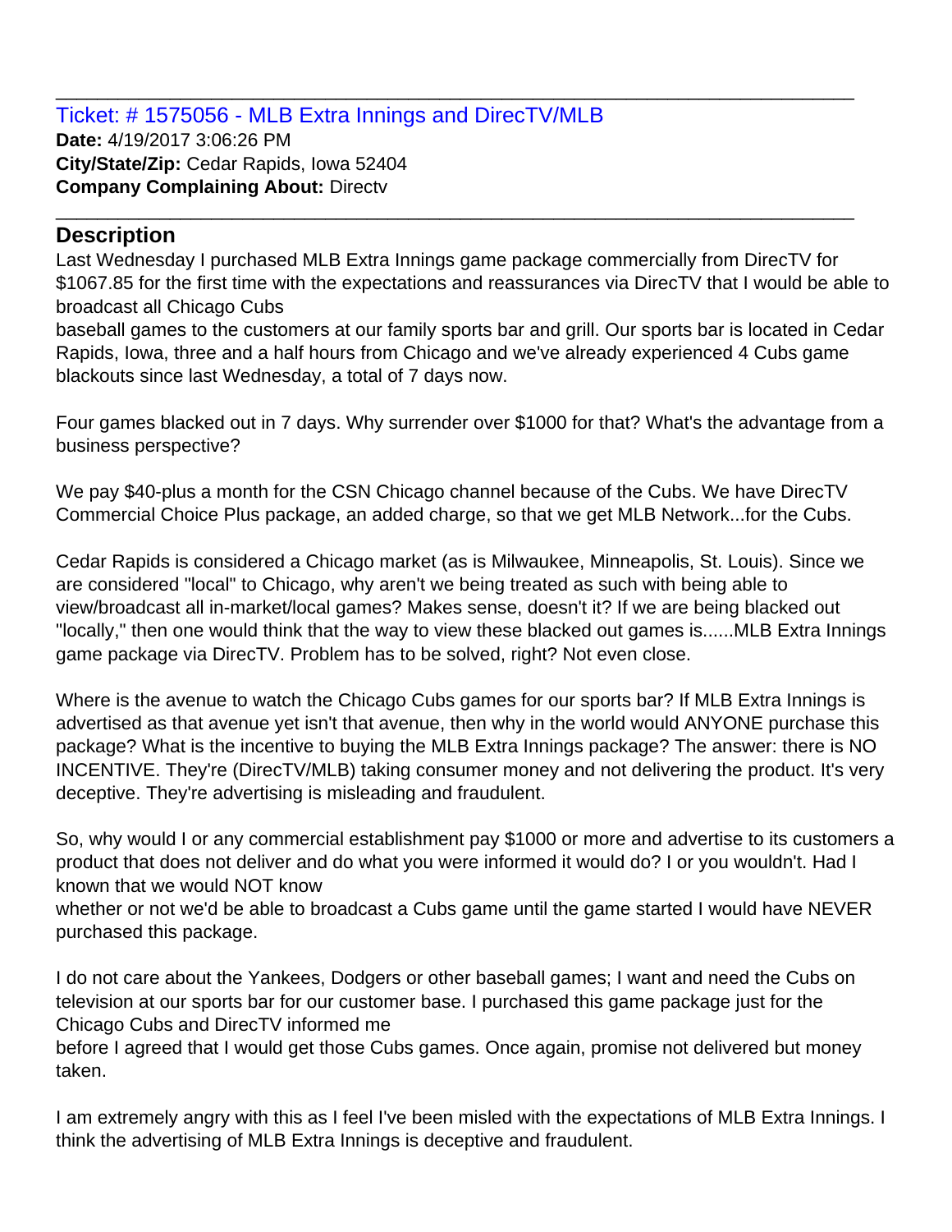## Ticket: # 1575056 - MLB Extra Innings and DirecTV/MLB

**Date:** 4/19/2017 3:06:26 PM
**City/State/Zip:** Cedar Rapids, Iowa 52404
**Company Complaining About:** Directv

## Description

Last Wednesday I purchased MLB Extra Innings game package commercially from DirecTV for $1067.85 for the first time with the expectations and reassurances via DirecTV that I would be able to broadcast all Chicago Cubs
baseball games to the customers at our family sports bar and grill. Our sports bar is located in Cedar Rapids, Iowa, three and a half hours from Chicago and we've already experienced 4 Cubs game blackouts since last Wednesday, a total of 7 days now.

Four games blacked out in 7 days. Why surrender over $1000 for that? What's the advantage from a business perspective?

We pay $40-plus a month for the CSN Chicago channel because of the Cubs. We have DirecTV Commercial Choice Plus package, an added charge, so that we get MLB Network...for the Cubs.

Cedar Rapids is considered a Chicago market (as is Milwaukee, Minneapolis, St. Louis). Since we are considered "local" to Chicago, why aren't we being treated as such with being able to view/broadcast all in-market/local games? Makes sense, doesn't it? If we are being blacked out "locally," then one would think that the way to view these blacked out games is......MLB Extra Innings game package via DirecTV. Problem has to be solved, right? Not even close.

Where is the avenue to watch the Chicago Cubs games for our sports bar? If MLB Extra Innings is advertised as that avenue yet isn't that avenue, then why in the world would ANYONE purchase this package? What is the incentive to buying the MLB Extra Innings package? The answer: there is NO INCENTIVE. They're (DirecTV/MLB) taking consumer money and not delivering the product. It's very deceptive. They're advertising is misleading and fraudulent.

So, why would I or any commercial establishment pay $1000 or more and advertise to its customers a product that does not deliver and do what you were informed it would do? I or you wouldn't. Had I known that we would NOT know
whether or not we'd be able to broadcast a Cubs game until the game started I would have NEVER purchased this package.

I do not care about the Yankees, Dodgers or other baseball games; I want and need the Cubs on television at our sports bar for our customer base. I purchased this game package just for the Chicago Cubs and DirecTV informed me
before I agreed that I would get those Cubs games. Once again, promise not delivered but money taken.

I am extremely angry with this as I feel I've been misled with the expectations of MLB Extra Innings. I think the advertising of MLB Extra Innings is deceptive and fraudulent.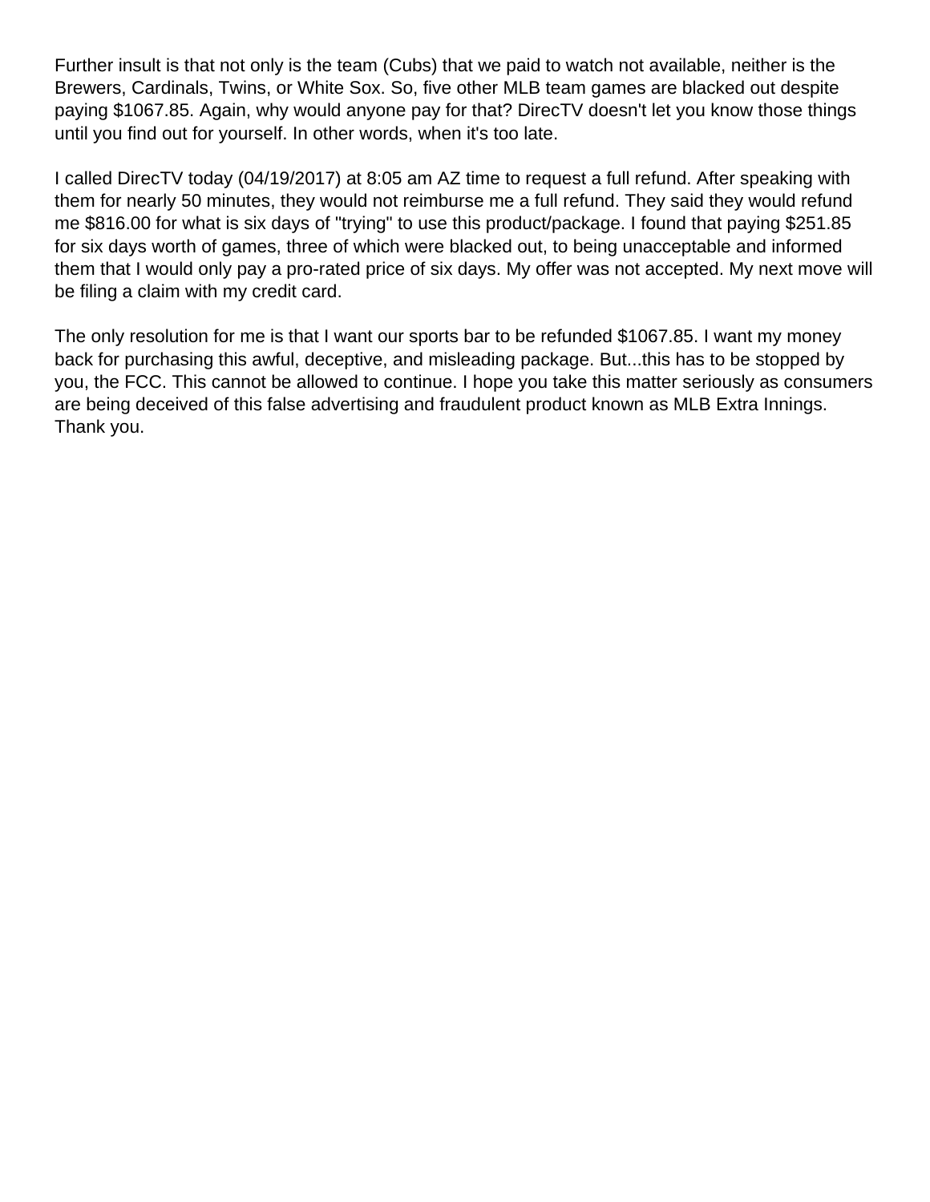Further insult is that not only is the team (Cubs) that we paid to watch not available, neither is the Brewers, Cardinals, Twins, or White Sox. So, five other MLB team games are blacked out despite paying $1067.85. Again, why would anyone pay for that? DirecTV doesn't let you know those things until you find out for yourself. In other words, when it's too late.

I called DirecTV today (04/19/2017) at 8:05 am AZ time to request a full refund. After speaking with them for nearly 50 minutes, they would not reimburse me a full refund. They said they would refund me $816.00 for what is six days of "trying" to use this product/package. I found that paying $251.85 for six days worth of games, three of which were blacked out, to being unacceptable and informed them that I would only pay a pro-rated price of six days. My offer was not accepted. My next move will be filing a claim with my credit card.

The only resolution for me is that I want our sports bar to be refunded $1067.85. I want my money back for purchasing this awful, deceptive, and misleading package. But...this has to be stopped by you, the FCC. This cannot be allowed to continue. I hope you take this matter seriously as consumers are being deceived of this false advertising and fraudulent product known as MLB Extra Innings. Thank you.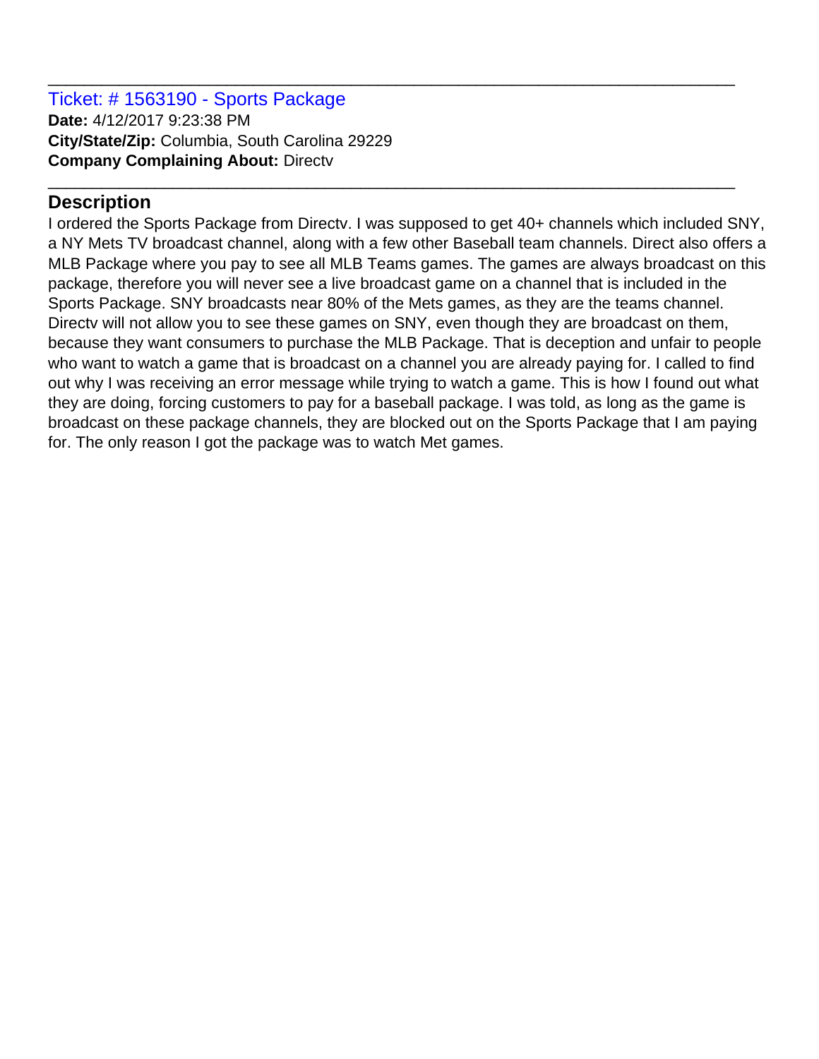## Ticket: # 1563190 - Sports Package

**Date:** 4/12/2017 9:23:38 PM
**City/State/Zip:** Columbia, South Carolina 29229
**Company Complaining About:** Directv

## Description

I ordered the Sports Package from Directv. I was supposed to get 40+ channels which included SNY, a NY Mets TV broadcast channel, along with a few other Baseball team channels. Direct also offers a MLB Package where you pay to see all MLB Teams games. The games are always broadcast on this package, therefore you will never see a live broadcast game on a channel that is included in the Sports Package. SNY broadcasts near 80% of the Mets games, as they are the teams channel. Directv will not allow you to see these games on SNY, even though they are broadcast on them, because they want consumers to purchase the MLB Package. That is deception and unfair to people who want to watch a game that is broadcast on a channel you are already paying for. I called to find out why I was receiving an error message while trying to watch a game. This is how I found out what they are doing, forcing customers to pay for a baseball package. I was told, as long as the game is broadcast on these package channels, they are blocked out on the Sports Package that I am paying for. The only reason I got the package was to watch Met games.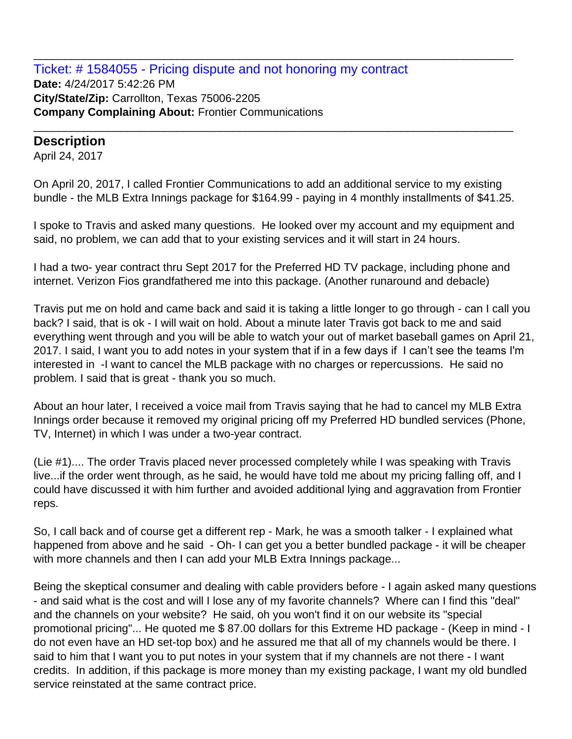## Ticket: # 1584055 - Pricing dispute and not honoring my contract

**Date:** 4/24/2017 5:42:26 PM
**City/State/Zip:** Carrollton, Texas 75006-2205
**Company Complaining About:** Frontier Communications

## Description

April 24, 2017

On April 20, 2017, I called Frontier Communications to add an additional service to my existing bundle - the MLB Extra Innings package for $164.99 - paying in 4 monthly installments of $41.25.

I spoke to Travis and asked many questions. He looked over my account and my equipment and said, no problem, we can add that to your existing services and it will start in 24 hours.

I had a two- year contract thru Sept 2017 for the Preferred HD TV package, including phone and internet. Verizon Fios grandfathered me into this package. (Another runaround and debacle)

Travis put me on hold and came back and said it is taking a little longer to go through - can I call you back? I said, that is ok - I will wait on hold. About a minute later Travis got back to me and said everything went through and you will be able to watch your out of market baseball games on April 21, 2017. I said, I want you to add notes in your system that if in a few days if I can't see the teams I'm interested in -I want to cancel the MLB package with no charges or repercussions. He said no problem. I said that is great - thank you so much.

About an hour later, I received a voice mail from Travis saying that he had to cancel my MLB Extra Innings order because it removed my original pricing off my Preferred HD bundled services (Phone, TV, Internet) in which I was under a two-year contract.

(Lie #1).... The order Travis placed never processed completely while I was speaking with Travis live...if the order went through, as he said, he would have told me about my pricing falling off, and I could have discussed it with him further and avoided additional lying and aggravation from Frontier reps.

So, I call back and of course get a different rep - Mark, he was a smooth talker - I explained what happened from above and he said - Oh- I can get you a better bundled package - it will be cheaper with more channels and then I can add your MLB Extra Innings package...

Being the skeptical consumer and dealing with cable providers before - I again asked many questions - and said what is the cost and will I lose any of my favorite channels? Where can I find this "deal" and the channels on your website? He said, oh you won't find it on our website its "special promotional pricing"... He quoted me $ 87.00 dollars for this Extreme HD package - (Keep in mind - I do not even have an HD set-top box) and he assured me that all of my channels would be there. I said to him that I want you to put notes in your system that if my channels are not there - I want credits. In addition, if this package is more money than my existing package, I want my old bundled service reinstated at the same contract price.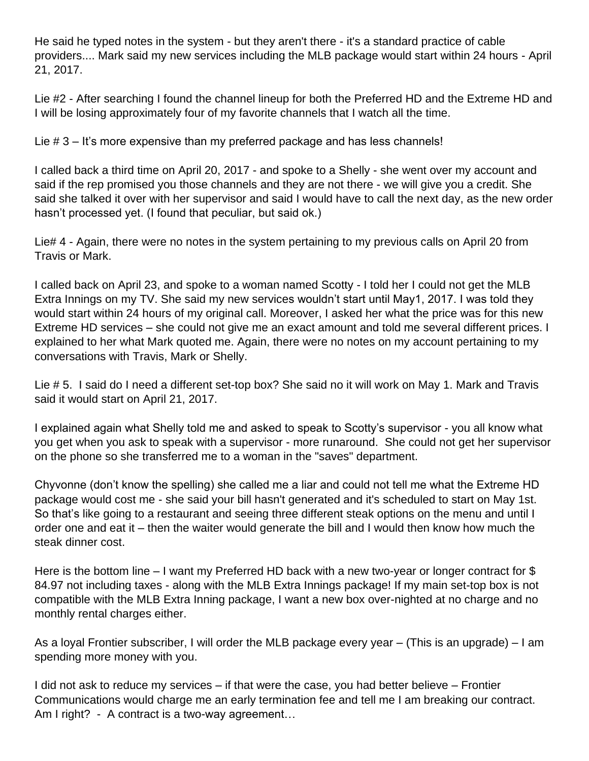He said he typed notes in the system - but they aren't there - it's a standard practice of cable providers.... Mark said my new services including the MLB package would start within 24 hours - April 21, 2017.

Lie #2 - After searching I found the channel lineup for both the Preferred HD and the Extreme HD and I will be losing approximately four of my favorite channels that I watch all the time.

Lie # 3 – It's more expensive than my preferred package and has less channels!

I called back a third time on April 20, 2017 - and spoke to a Shelly - she went over my account and said if the rep promised you those channels and they are not there - we will give you a credit. She said she talked it over with her supervisor and said I would have to call the next day, as the new order hasn't processed yet. (I found that peculiar, but said ok.)

Lie# 4 - Again, there were no notes in the system pertaining to my previous calls on April 20 from Travis or Mark.

I called back on April 23, and spoke to a woman named Scotty - I told her I could not get the MLB Extra Innings on my TV. She said my new services wouldn't start until May1, 2017. I was told they would start within 24 hours of my original call. Moreover, I asked her what the price was for this new Extreme HD services – she could not give me an exact amount and told me several different prices. I explained to her what Mark quoted me. Again, there were no notes on my account pertaining to my conversations with Travis, Mark or Shelly.

Lie # 5. I said do I need a different set-top box? She said no it will work on May 1. Mark and Travis said it would start on April 21, 2017.

I explained again what Shelly told me and asked to speak to Scotty's supervisor - you all know what you get when you ask to speak with a supervisor - more runaround. She could not get her supervisor on the phone so she transferred me to a woman in the "saves" department.

Chyvonne (don't know the spelling) she called me a liar and could not tell me what the Extreme HD package would cost me - she said your bill hasn't generated and it's scheduled to start on May 1st. So that's like going to a restaurant and seeing three different steak options on the menu and until I order one and eat it – then the waiter would generate the bill and I would then know how much the steak dinner cost.

Here is the bottom line – I want my Preferred HD back with a new two-year or longer contract for $ 84.97 not including taxes - along with the MLB Extra Innings package! If my main set-top box is not compatible with the MLB Extra Inning package, I want a new box over-nighted at no charge and no monthly rental charges either.

As a loyal Frontier subscriber, I will order the MLB package every year – (This is an upgrade) – I am spending more money with you.

I did not ask to reduce my services – if that were the case, you had better believe – Frontier Communications would charge me an early termination fee and tell me I am breaking our contract. Am I right? - A contract is a two-way agreement…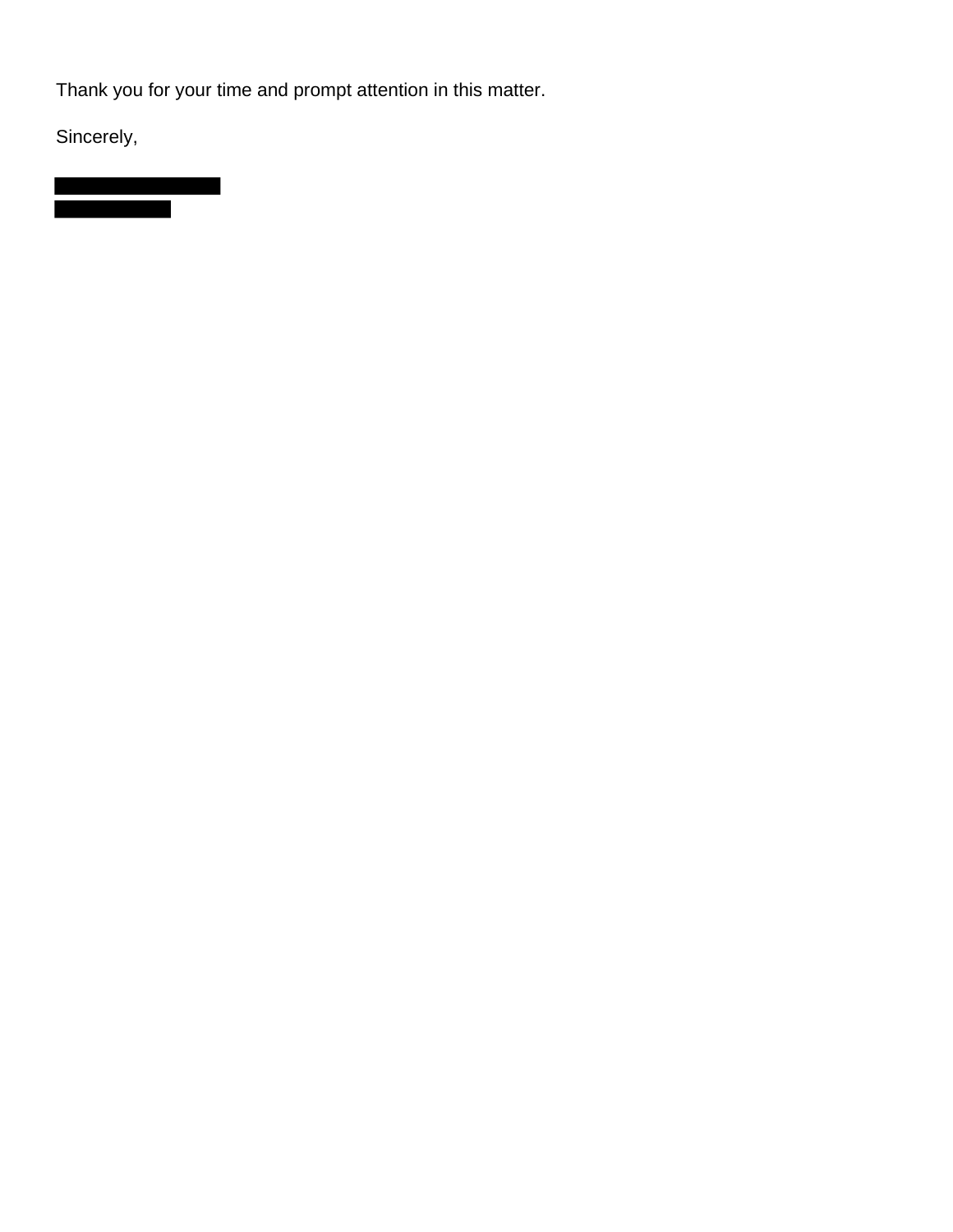Thank you for your time and prompt attention in this matter.

Sincerely,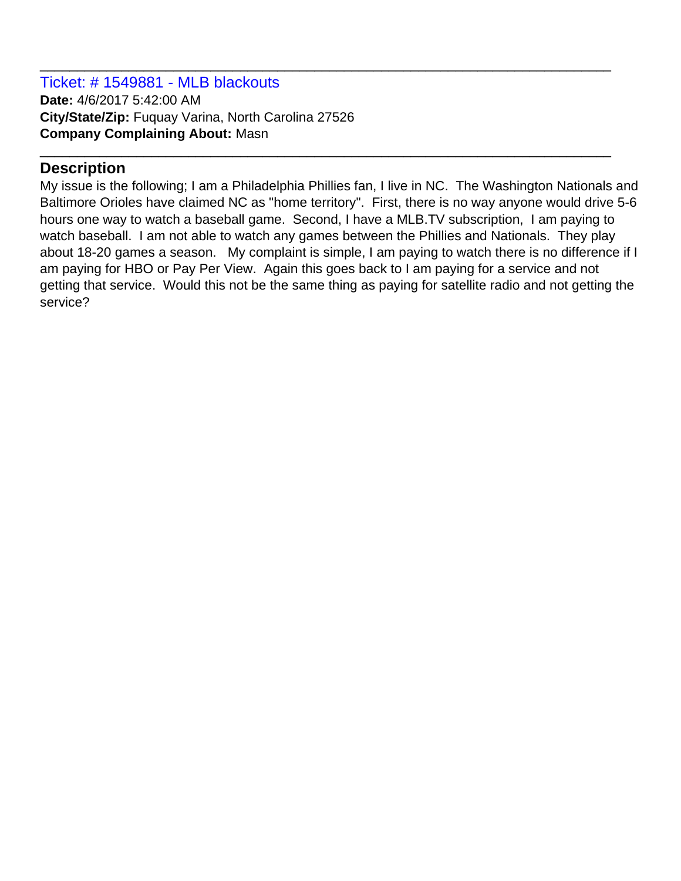---

## Ticket: # 1549881 - MLB blackouts

**Date:** 4/6/2017 5:42:00 AM
**City/State/Zip:** Fuquay Varina, North Carolina 27526
**Company Complaining About:** Masn

---

## Description

My issue is the following; I am a Philadelphia Phillies fan, I live in NC. The Washington Nationals and Baltimore Orioles have claimed NC as "home territory". First, there is no way anyone would drive 5-6 hours one way to watch a baseball game. Second, I have a MLB.TV subscription, I am paying to watch baseball. I am not able to watch any games between the Phillies and Nationals. They play about 18-20 games a season. My complaint is simple, I am paying to watch there is no difference if I am paying for HBO or Pay Per View. Again this goes back to I am paying for a service and not getting that service. Would this not be the same thing as paying for satellite radio and not getting the service?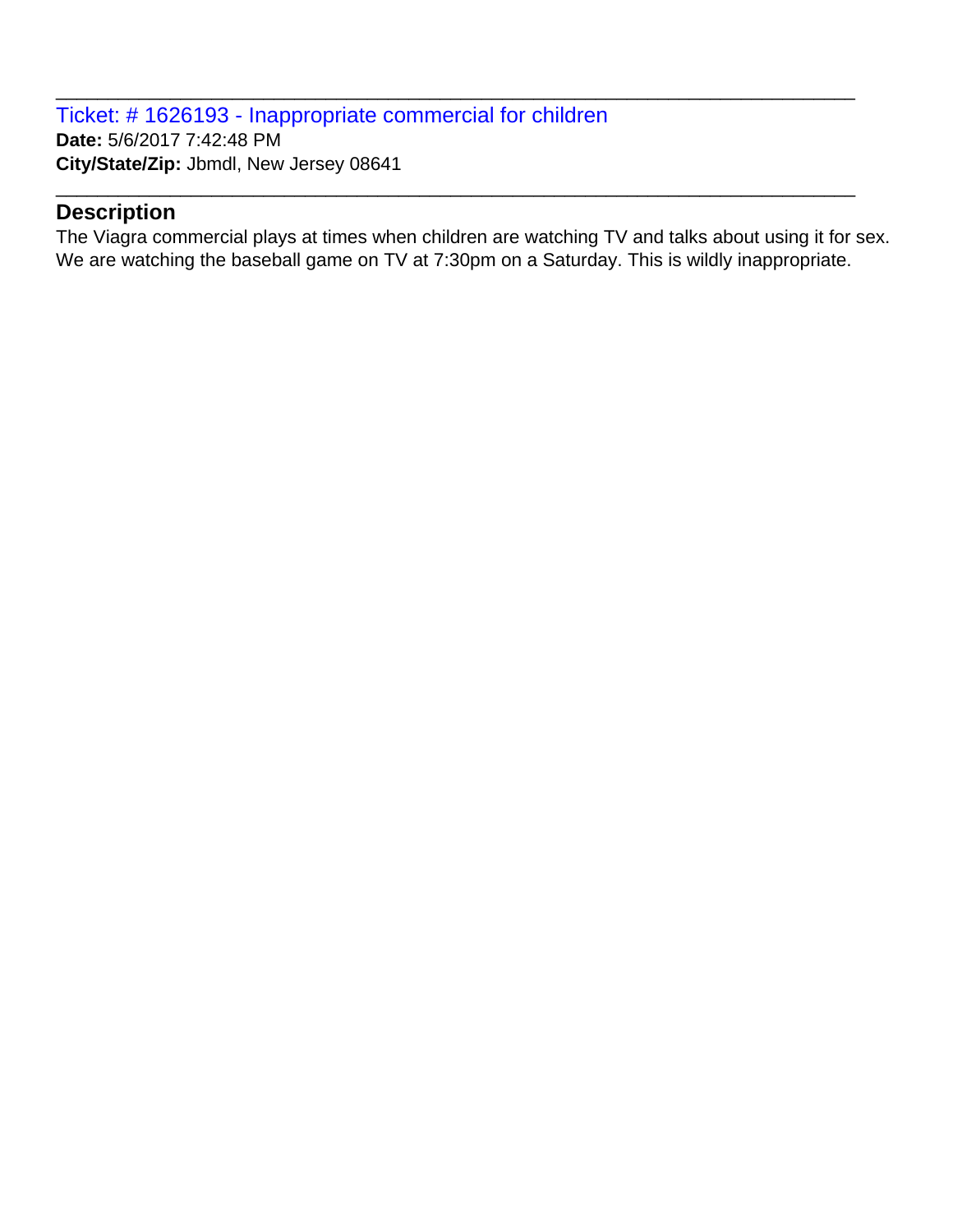Ticket: # 1626193 - Inappropriate commercial for children

**Date:** 5/6/2017 7:42:48 PM

**City/State/Zip:** Jbmdl, New Jersey 08641

## Description

The Viagra commercial plays at times when children are watching TV and talks about using it for sex. We are watching the baseball game on TV at 7:30pm on a Saturday. This is wildly inappropriate.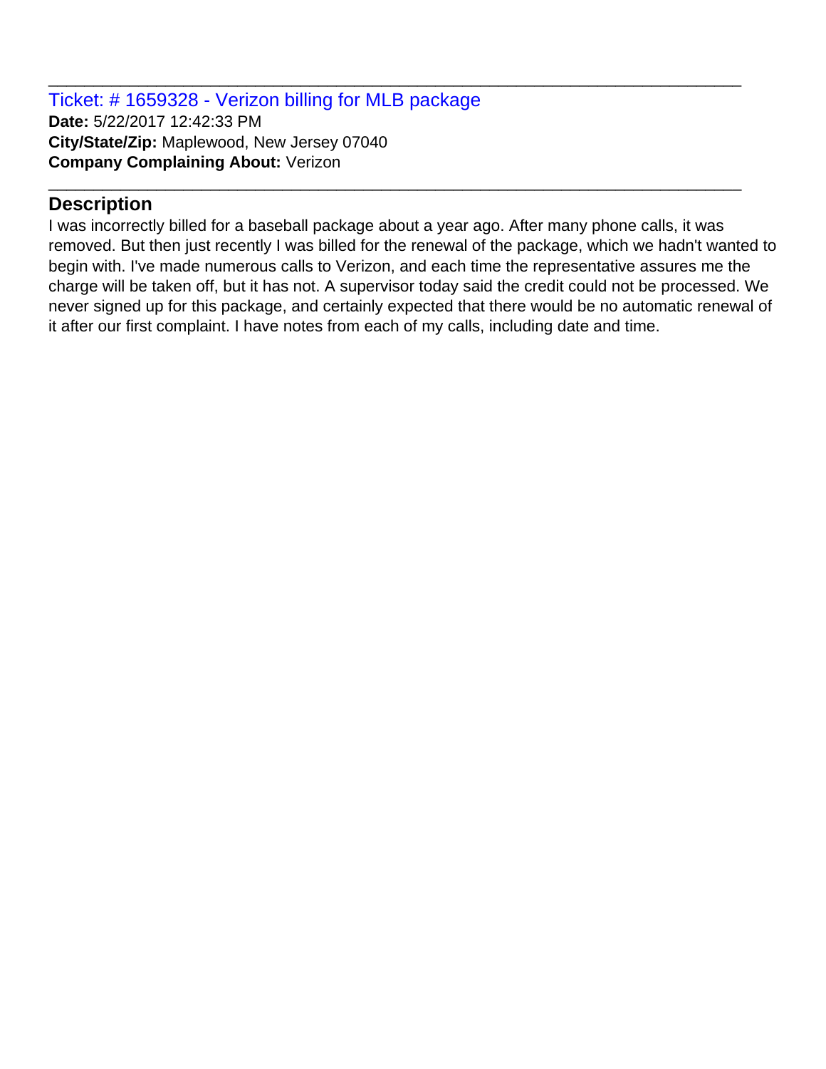---

## Ticket: # 1659328 - Verizon billing for MLB package

**Date:** 5/22/2017 12:42:33 PM
**City/State/Zip:** Maplewood, New Jersey 07040
**Company Complaining About:** Verizon

---

## Description

I was incorrectly billed for a baseball package about a year ago. After many phone calls, it was removed. But then just recently I was billed for the renewal of the package, which we hadn't wanted to begin with. I've made numerous calls to Verizon, and each time the representative assures me the charge will be taken off, but it has not. A supervisor today said the credit could not be processed. We never signed up for this package, and certainly expected that there would be no automatic renewal of it after our first complaint. I have notes from each of my calls, including date and time.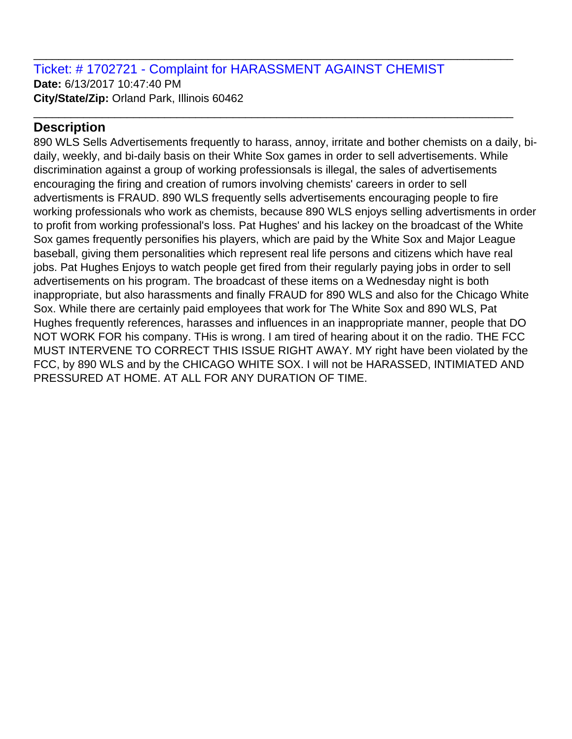Ticket: # 1702721 - Complaint for HARASSMENT AGAINST CHEMIST

**Date:** 6/13/2017 10:47:40 PM

**City/State/Zip:** Orland Park, Illinois 60462

## Description

890 WLS Sells Advertisements frequently to harass, annoy, irritate and bother chemists on a daily, bi-daily, weekly, and bi-daily basis on their White Sox games in order to sell advertisements. While discrimination against a group of working professionsals is illegal, the sales of advertisements encouraging the firing and creation of rumors involving chemists' careers in order to sell advertisments is FRAUD. 890 WLS frequently sells advertisements encouraging people to fire working professionals who work as chemists, because 890 WLS enjoys selling advertisments in order to profit from working professional's loss. Pat Hughes' and his lackey on the broadcast of the White Sox games frequently personifies his players, which are paid by the White Sox and Major League baseball, giving them personalities which represent real life persons and citizens which have real jobs. Pat Hughes Enjoys to watch people get fired from their regularly paying jobs in order to sell advertisements on his program. The broadcast of these items on a Wednesday night is both inappropriate, but also harassments and finally FRAUD for 890 WLS and also for the Chicago White Sox. While there are certainly paid employees that work for The White Sox and 890 WLS, Pat Hughes frequently references, harasses and influences in an inappropriate manner, people that DO NOT WORK FOR his company. THis is wrong. I am tired of hearing about it on the radio. THE FCC MUST INTERVENE TO CORRECT THIS ISSUE RIGHT AWAY. MY right have been violated by the FCC, by 890 WLS and by the CHICAGO WHITE SOX. I will not be HARASSED, INTIMIATED AND PRESSURED AT HOME. AT ALL FOR ANY DURATION OF TIME.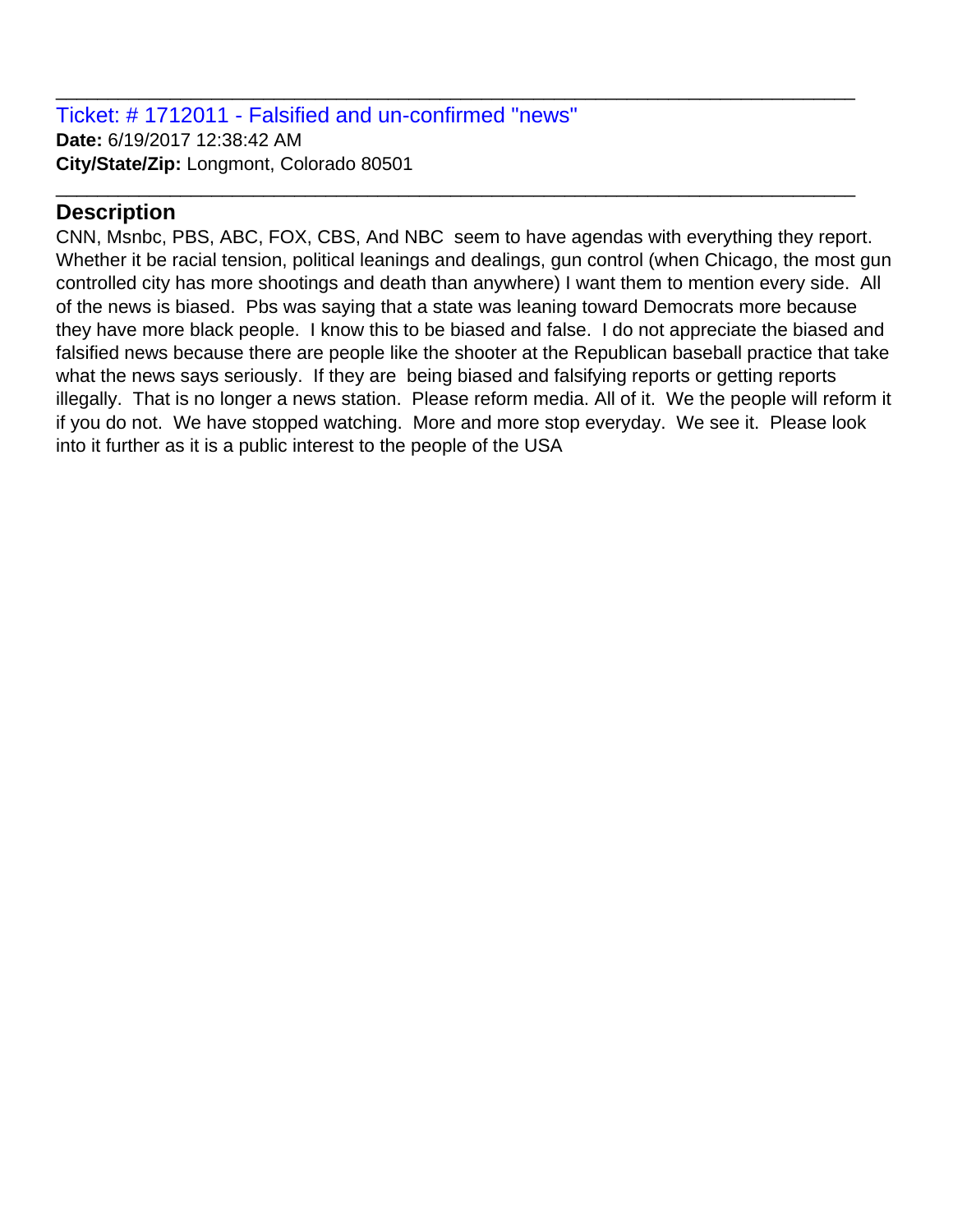---

Ticket: # 1712011 - Falsified and un-confirmed "news"

**Date:** 6/19/2017 12:38:42 AM

**City/State/Zip:** Longmont, Colorado 80501

---

## Description

CNN, Msnbc, PBS, ABC, FOX, CBS, And NBC seem to have agendas with everything they report. Whether it be racial tension, political leanings and dealings, gun control (when Chicago, the most gun controlled city has more shootings and death than anywhere) I want them to mention every side. All of the news is biased. Pbs was saying that a state was leaning toward Democrats more because they have more black people. I know this to be biased and false. I do not appreciate the biased and falsified news because there are people like the shooter at the Republican baseball practice that take what the news says seriously. If they are being biased and falsifying reports or getting reports illegally. That is no longer a news station. Please reform media. All of it. We the people will reform it if you do not. We have stopped watching. More and more stop everyday. We see it. Please look into it further as it is a public interest to the people of the USA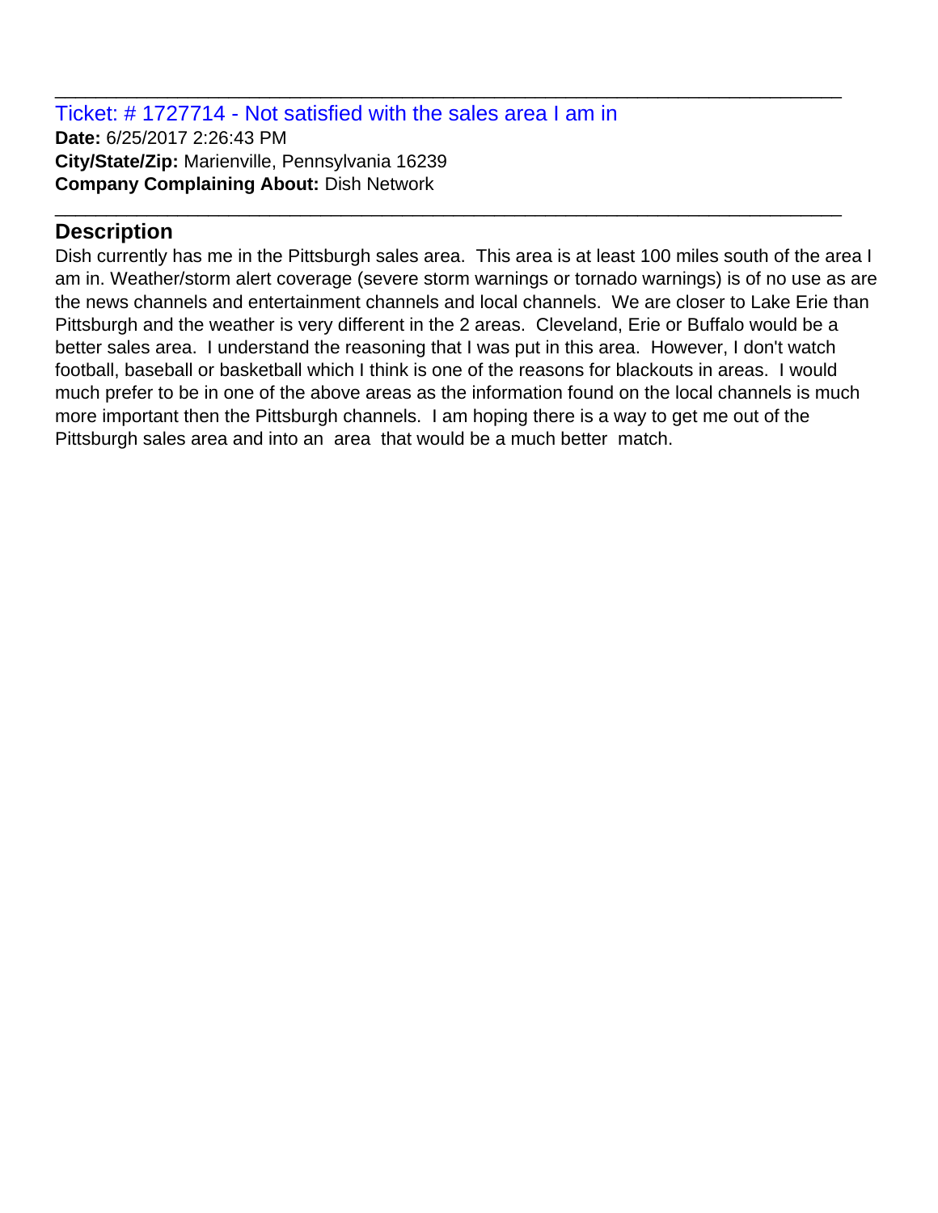## Ticket: # 1727714 - Not satisfied with the sales area I am in

**Date:** 6/25/2017 2:26:43 PM
**City/State/Zip:** Marienville, Pennsylvania 16239
**Company Complaining About:** Dish Network

## Description

Dish currently has me in the Pittsburgh sales area. This area is at least 100 miles south of the area I am in. Weather/storm alert coverage (severe storm warnings or tornado warnings) is of no use as are the news channels and entertainment channels and local channels. We are closer to Lake Erie than Pittsburgh and the weather is very different in the 2 areas. Cleveland, Erie or Buffalo would be a better sales area. I understand the reasoning that I was put in this area. However, I don't watch football, baseball or basketball which I think is one of the reasons for blackouts in areas. I would much prefer to be in one of the above areas as the information found on the local channels is much more important then the Pittsburgh channels. I am hoping there is a way to get me out of the Pittsburgh sales area and into an area that would be a much better match.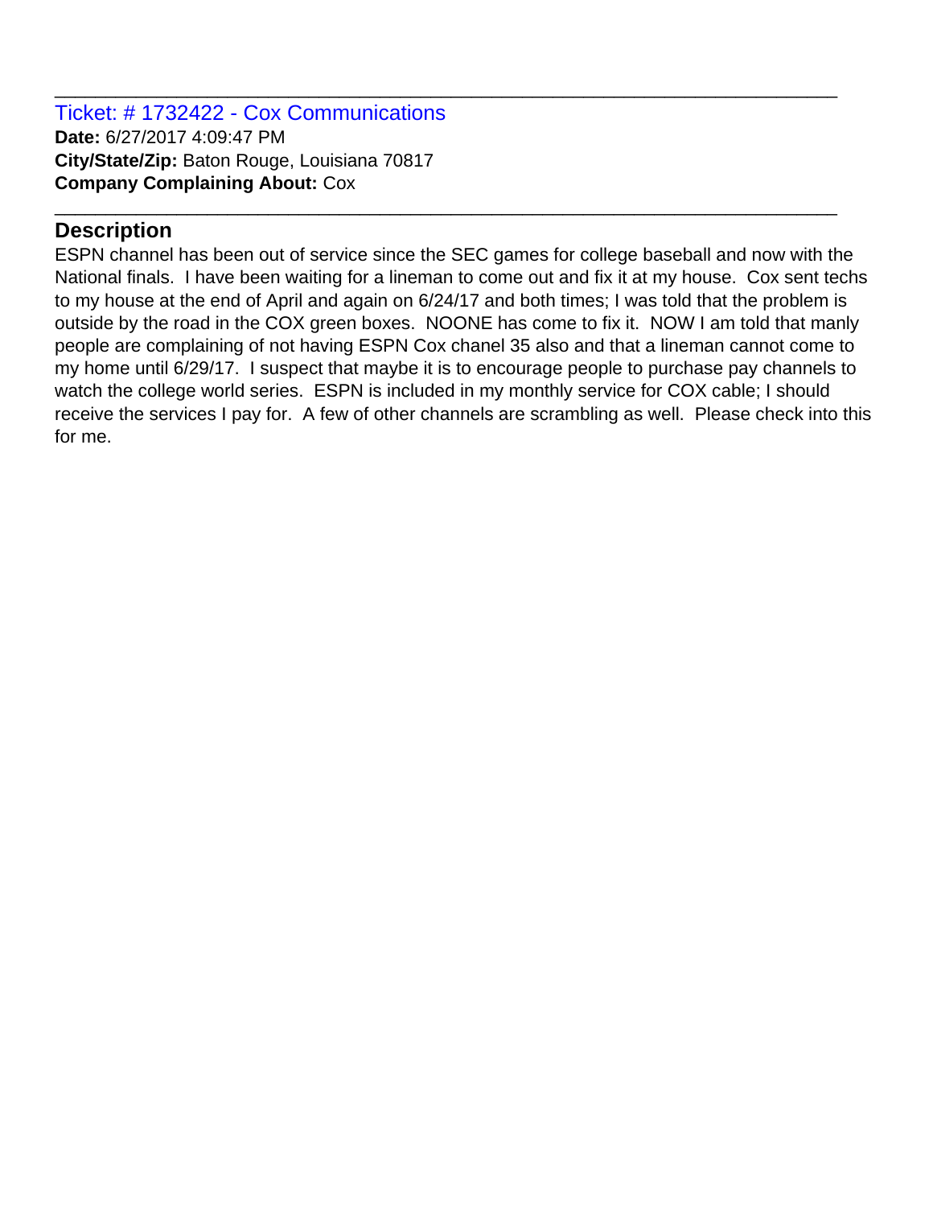## Ticket: # 1732422 - Cox Communications

**Date:** 6/27/2017 4:09:47 PM
**City/State/Zip:** Baton Rouge, Louisiana 70817
**Company Complaining About:** Cox

## Description

ESPN channel has been out of service since the SEC games for college baseball and now with the National finals. I have been waiting for a lineman to come out and fix it at my house. Cox sent techs to my house at the end of April and again on 6/24/17 and both times; I was told that the problem is outside by the road in the COX green boxes. NOONE has come to fix it. NOW I am told that manly people are complaining of not having ESPN Cox chanel 35 also and that a lineman cannot come to my home until 6/29/17. I suspect that maybe it is to encourage people to purchase pay channels to watch the college world series. ESPN is included in my monthly service for COX cable; I should receive the services I pay for. A few of other channels are scrambling as well. Please check into this for me.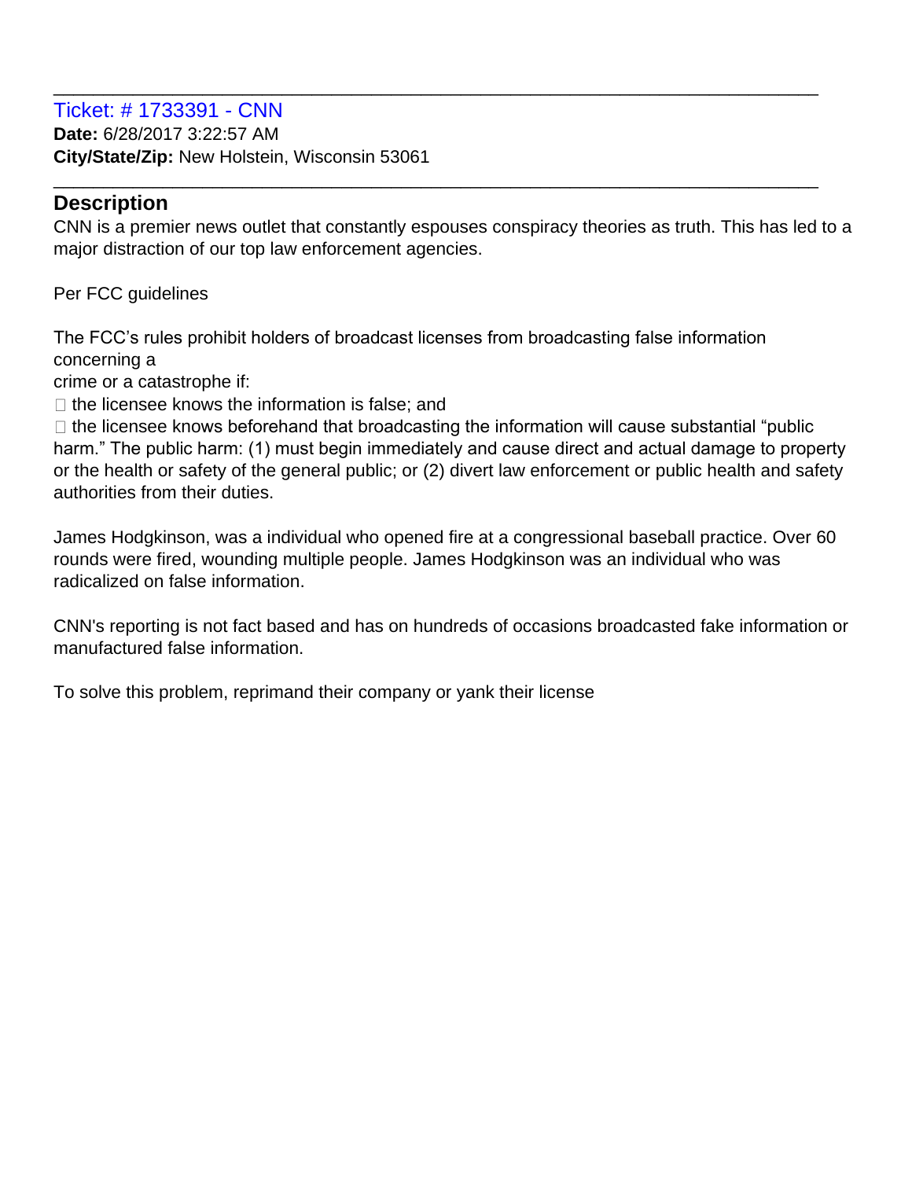## Ticket: # 1733391 - CNN

**Date:** 6/28/2017 3:22:57 AM

**City/State/Zip:** New Holstein, Wisconsin 53061

## Description

CNN is a premier news outlet that constantly espouses conspiracy theories as truth. This has led to a major distraction of our top law enforcement agencies.

Per FCC guidelines

The FCC's rules prohibit holders of broadcast licenses from broadcasting false information concerning a
crime or a catastrophe if:

- the licensee knows the information is false; and
- the licensee knows beforehand that broadcasting the information will cause substantial "public harm." The public harm: (1) must begin immediately and cause direct and actual damage to property or the health or safety of the general public; or (2) divert law enforcement or public health and safety authorities from their duties.

James Hodgkinson, was a individual who opened fire at a congressional baseball practice. Over 60 rounds were fired, wounding multiple people. James Hodgkinson was an individual who was radicalized on false information.

CNN's reporting is not fact based and has on hundreds of occasions broadcasted fake information or manufactured false information.

To solve this problem, reprimand their company or yank their license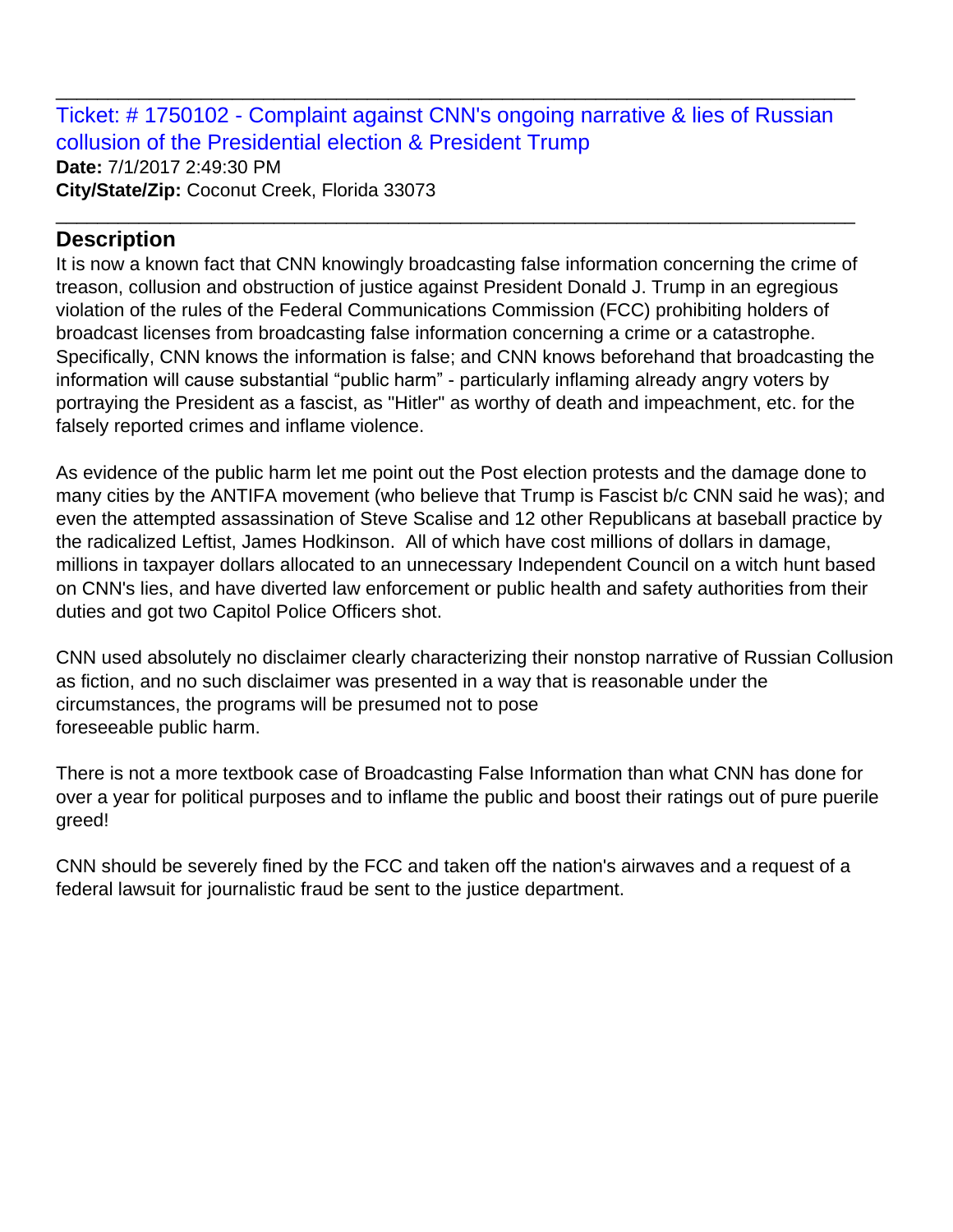---

Ticket: # 1750102 - Complaint against CNN's ongoing narrative & lies of Russian collusion of the Presidential election & President Trump

**Date:** 7/1/2017 2:49:30 PM

**City/State/Zip:** Coconut Creek, Florida 33073

---

## Description

It is now a known fact that CNN knowingly broadcasting false information concerning the crime of treason, collusion and obstruction of justice against President Donald J. Trump in an egregious violation of the rules of the Federal Communications Commission (FCC) prohibiting holders of broadcast licenses from broadcasting false information concerning a crime or a catastrophe. Specifically, CNN knows the information is false; and CNN knows beforehand that broadcasting the information will cause substantial "public harm" - particularly inflaming already angry voters by portraying the President as a fascist, as "Hitler" as worthy of death and impeachment, etc. for the falsely reported crimes and inflame violence.

As evidence of the public harm let me point out the Post election protests and the damage done to many cities by the ANTIFA movement (who believe that Trump is Fascist b/c CNN said he was); and even the attempted assassination of Steve Scalise and 12 other Republicans at baseball practice by the radicalized Leftist, James Hodkinson. All of which have cost millions of dollars in damage, millions in taxpayer dollars allocated to an unnecessary Independent Council on a witch hunt based on CNN's lies, and have diverted law enforcement or public health and safety authorities from their duties and got two Capitol Police Officers shot.

CNN used absolutely no disclaimer clearly characterizing their nonstop narrative of Russian Collusion as fiction, and no such disclaimer was presented in a way that is reasonable under the circumstances, the programs will be presumed not to pose
foreseeable public harm.

There is not a more textbook case of Broadcasting False Information than what CNN has done for over a year for political purposes and to inflame the public and boost their ratings out of pure puerile greed!

CNN should be severely fined by the FCC and taken off the nation's airwaves and a request of a federal lawsuit for journalistic fraud be sent to the justice department.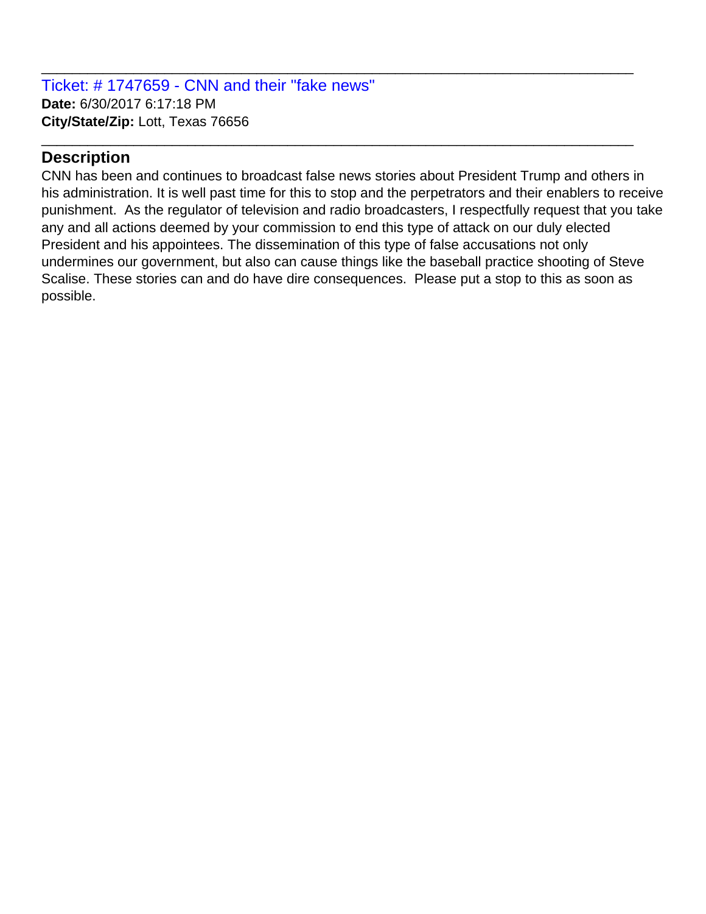Ticket: # 1747659 - CNN and their "fake news"

**Date:** 6/30/2017 6:17:18 PM

**City/State/Zip:** Lott, Texas 76656

## Description

CNN has been and continues to broadcast false news stories about President Trump and others in his administration. It is well past time for this to stop and the perpetrators and their enablers to receive punishment. As the regulator of television and radio broadcasters, I respectfully request that you take any and all actions deemed by your commission to end this type of attack on our duly elected President and his appointees. The dissemination of this type of false accusations not only undermines our government, but also can cause things like the baseball practice shooting of Steve Scalise. These stories can and do have dire consequences. Please put a stop to this as soon as possible.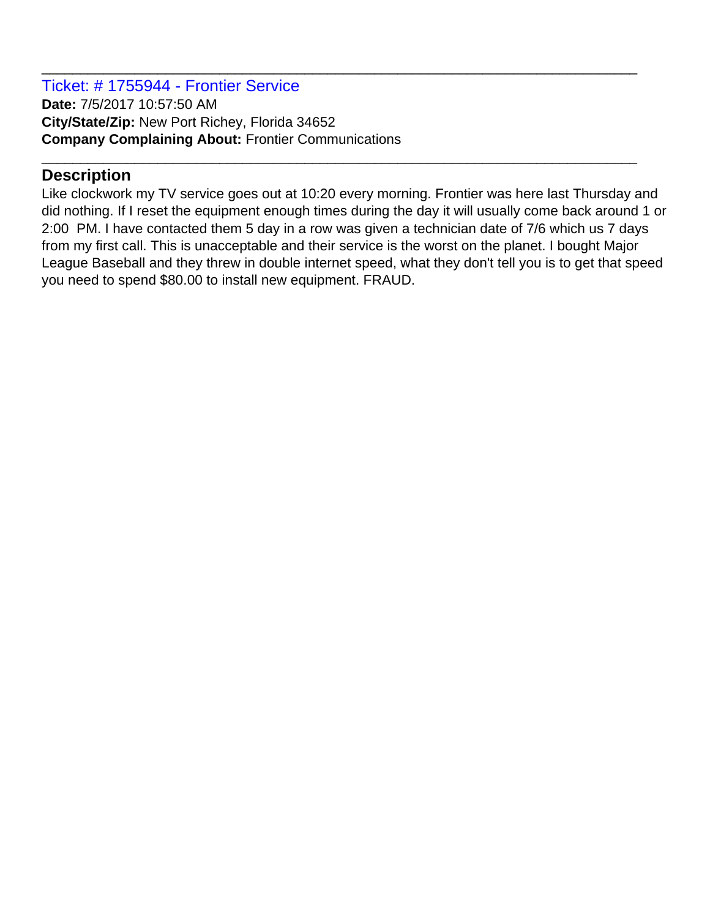## Ticket: # 1755944 - Frontier Service

**Date:** 7/5/2017 10:57:50 AM
**City/State/Zip:** New Port Richey, Florida 34652
**Company Complaining About:** Frontier Communications

## Description

Like clockwork my TV service goes out at 10:20 every morning. Frontier was here last Thursday and did nothing. If I reset the equipment enough times during the day it will usually come back around 1 or 2:00 PM. I have contacted them 5 day in a row was given a technician date of 7/6 which us 7 days from my first call. This is unacceptable and their service is the worst on the planet. I bought Major League Baseball and they threw in double internet speed, what they don't tell you is to get that speed you need to spend $80.00 to install new equipment. FRAUD.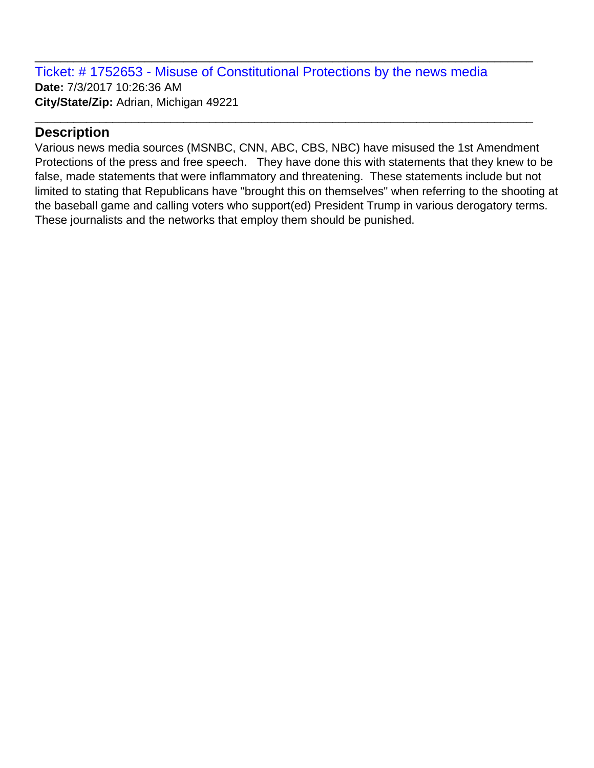---

Ticket: # 1752653 - Misuse of Constitutional Protections by the news media

**Date:** 7/3/2017 10:26:36 AM

**City/State/Zip:** Adrian, Michigan 49221

---

## Description

Various news media sources (MSNBC, CNN, ABC, CBS, NBC) have misused the 1st Amendment Protections of the press and free speech. They have done this with statements that they knew to be false, made statements that were inflammatory and threatening. These statements include but not limited to stating that Republicans have "brought this on themselves" when referring to the shooting at the baseball game and calling voters who support(ed) President Trump in various derogatory terms. These journalists and the networks that employ them should be punished.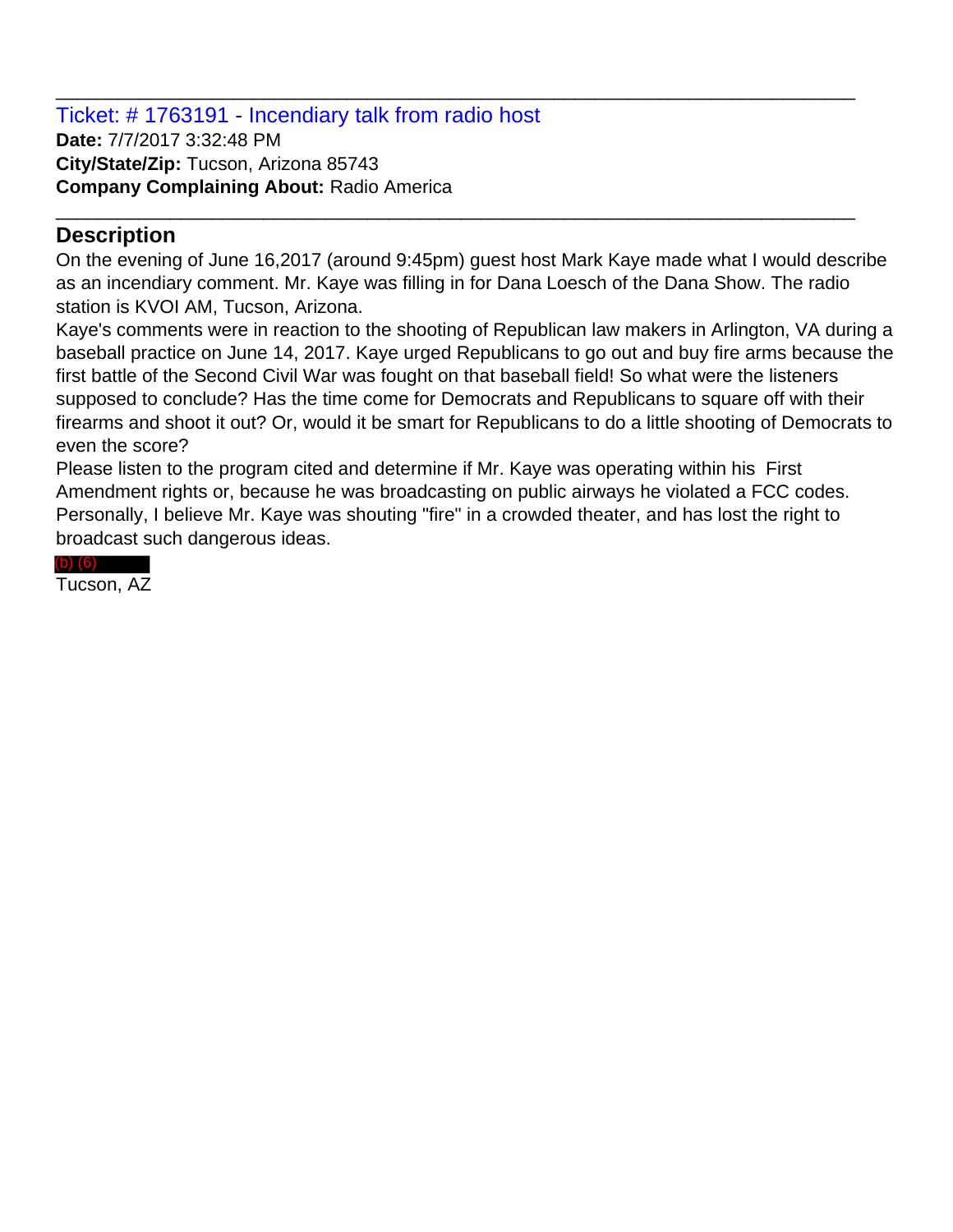---

Ticket: # 1763191 - Incendiary talk from radio host

**Date:** 7/7/2017 3:32:48 PM

**City/State/Zip:** Tucson, Arizona 85743

**Company Complaining About:** Radio America

---

## Description

On the evening of June 16,2017 (around 9:45pm) guest host Mark Kaye made what I would describe as an incendiary comment. Mr. Kaye was filling in for Dana Loesch of the Dana Show. The radio station is KVOI AM, Tucson, Arizona.

Kaye's comments were in reaction to the shooting of Republican law makers in Arlington, VA during a baseball practice on June 14, 2017. Kaye urged Republicans to go out and buy fire arms because the first battle of the Second Civil War was fought on that baseball field! So what were the listeners supposed to conclude? Has the time come for Democrats and Republicans to square off with their firearms and shoot it out? Or, would it be smart for Republicans to do a little shooting of Democrats to even the score?

Please listen to the program cited and determine if Mr. Kaye was operating within his First Amendment rights or, because he was broadcasting on public airways he violated a FCC codes. Personally, I believe Mr. Kaye was shouting "fire" in a crowded theater, and has lost the right to broadcast such dangerous ideas.

(b) (6)

Tucson, AZ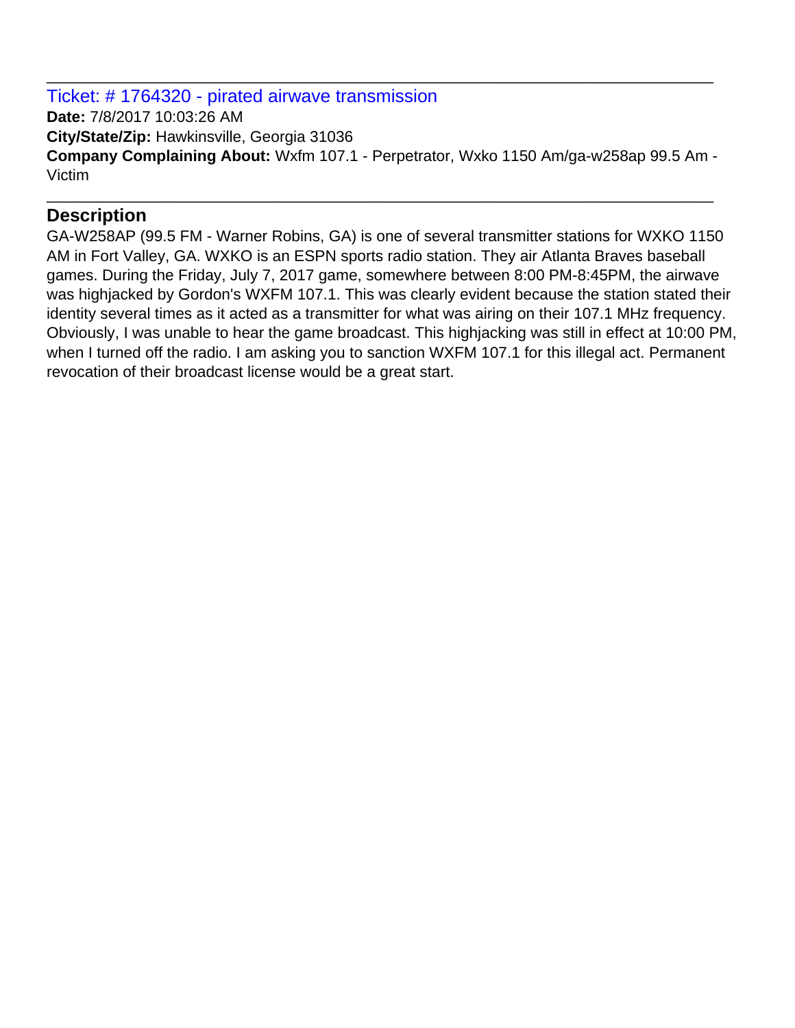## Ticket: # 1764320 - pirated airwave transmission

**Date:** 7/8/2017 10:03:26 AM

**City/State/Zip:** Hawkinsville, Georgia 31036

**Company Complaining About:** Wxfm 107.1 - Perpetrator, Wxko 1150 Am/ga-w258ap 99.5 Am - Victim

---

## Description

GA-W258AP (99.5 FM - Warner Robins, GA) is one of several transmitter stations for WXKO 1150 AM in Fort Valley, GA. WXKO is an ESPN sports radio station. They air Atlanta Braves baseball games. During the Friday, July 7, 2017 game, somewhere between 8:00 PM-8:45PM, the airwave was highjacked by Gordon's WXFM 107.1. This was clearly evident because the station stated their identity several times as it acted as a transmitter for what was airing on their 107.1 MHz frequency. Obviously, I was unable to hear the game broadcast. This highjacking was still in effect at 10:00 PM, when I turned off the radio. I am asking you to sanction WXFM 107.1 for this illegal act. Permanent revocation of their broadcast license would be a great start.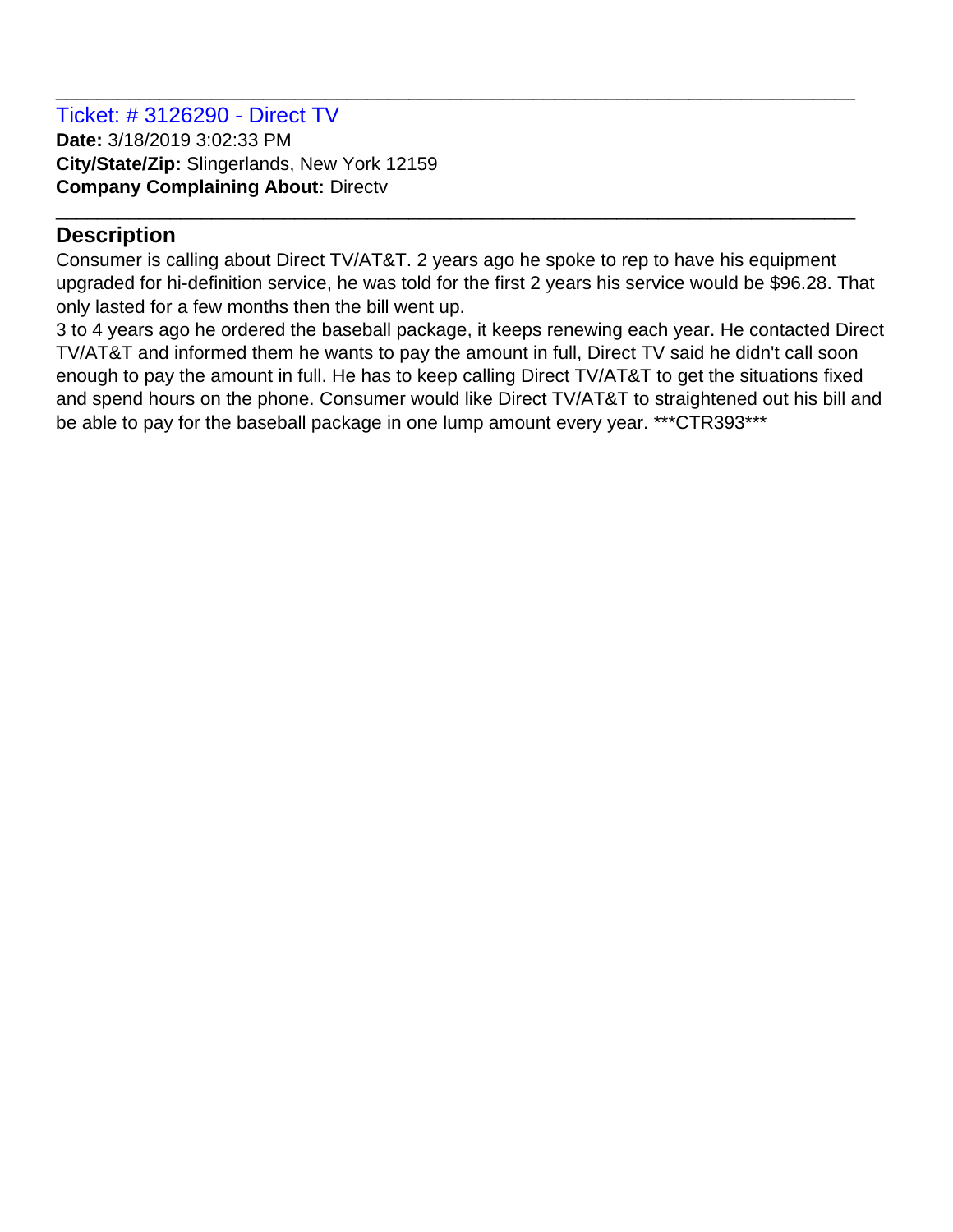Ticket: # 3126290 - Direct TV

**Date:** 3/18/2019 3:02:33 PM

**City/State/Zip:** Slingerlands, New York 12159

**Company Complaining About:** Directv

## Description

Consumer is calling about Direct TV/AT&T. 2 years ago he spoke to rep to have his equipment upgraded for hi-definition service, he was told for the first 2 years his service would be $96.28. That only lasted for a few months then the bill went up.

3 to 4 years ago he ordered the baseball package, it keeps renewing each year. He contacted Direct TV/AT&T and informed them he wants to pay the amount in full, Direct TV said he didn't call soon enough to pay the amount in full. He has to keep calling Direct TV/AT&T to get the situations fixed and spend hours on the phone. Consumer would like Direct TV/AT&T to straightened out his bill and be able to pay for the baseball package in one lump amount every year. ***CTR393***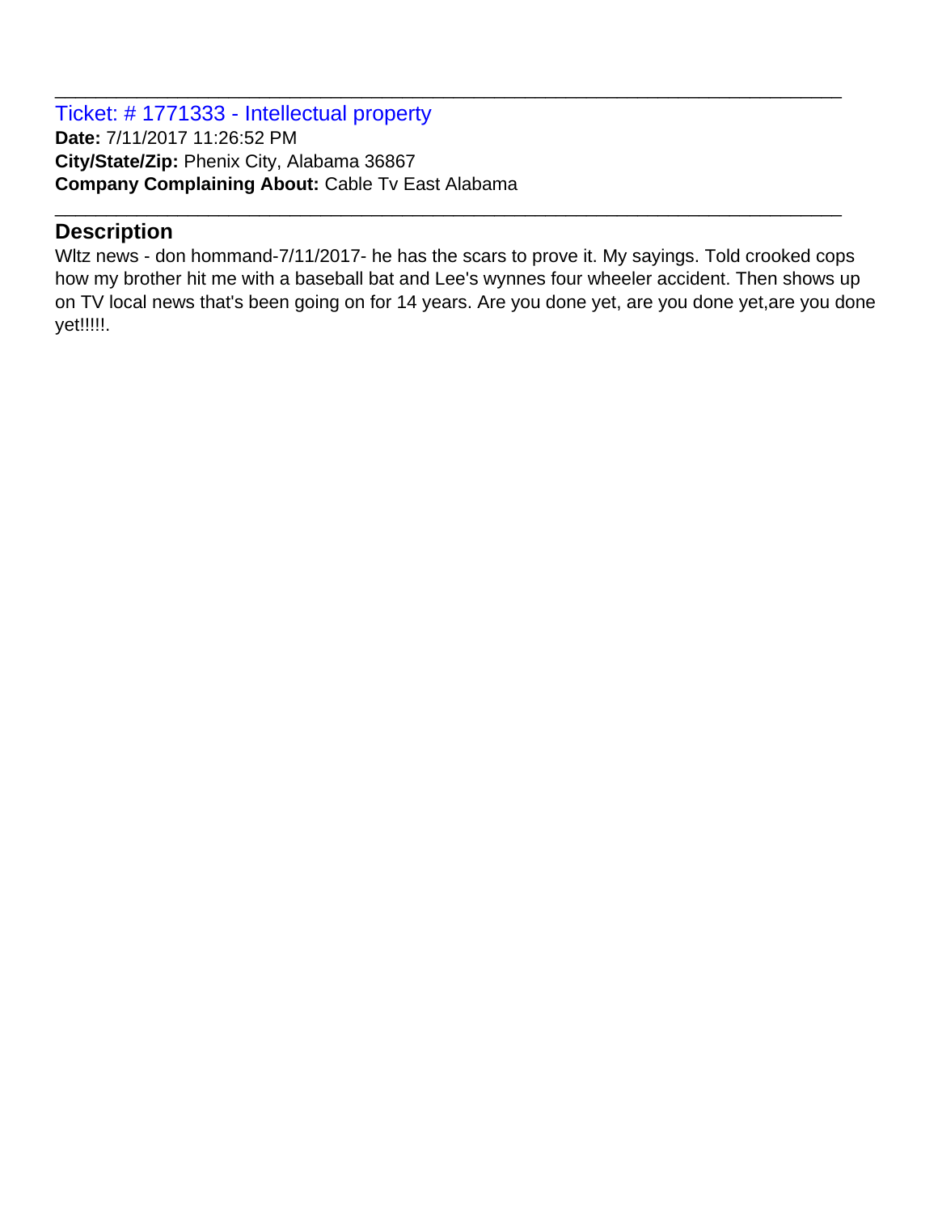## Ticket: # 1771333 - Intellectual property

**Date:** 7/11/2017 11:26:52 PM
**City/State/Zip:** Phenix City, Alabama 36867
**Company Complaining About:** Cable Tv East Alabama

## Description

Wltz news - don hommand-7/11/2017- he has the scars to prove it. My sayings. Told crooked cops how my brother hit me with a baseball bat and Lee's wynnes four wheeler accident. Then shows up on TV local news that's been going on for 14 years. Are you done yet, are you done yet,are you done yet!!!!!.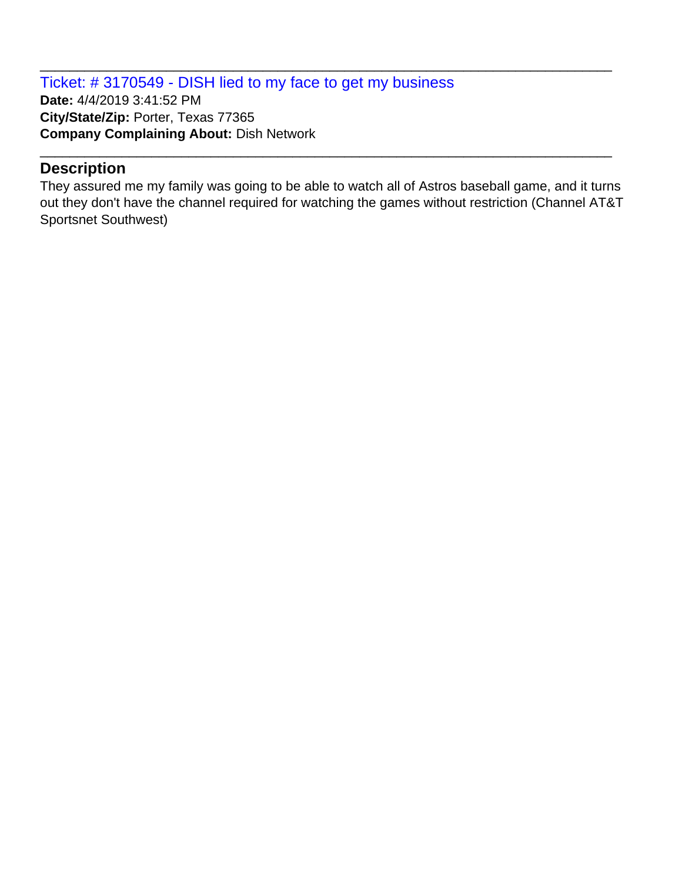---

Ticket: # 3170549 - DISH lied to my face to get my business

**Date:** 4/4/2019 3:41:52 PM
**City/State/Zip:** Porter, Texas 77365
**Company Complaining About:** Dish Network

---

## Description

They assured me my family was going to be able to watch all of Astros baseball game, and it turns out they don't have the channel required for watching the games without restriction (Channel AT&T Sportsnet Southwest)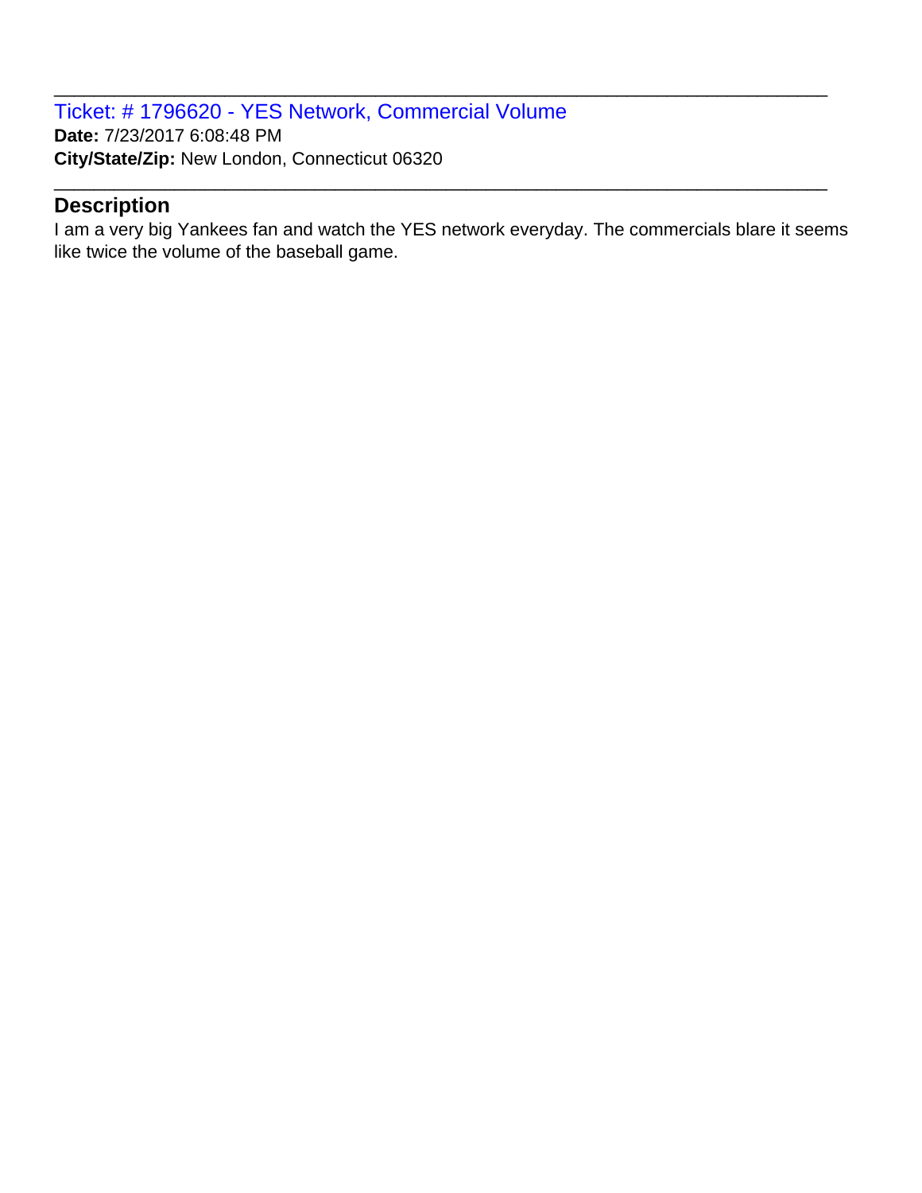---

Ticket: # 1796620 - YES Network, Commercial Volume

**Date:** 7/23/2017 6:08:48 PM

**City/State/Zip:** New London, Connecticut 06320

---

## Description

I am a very big Yankees fan and watch the YES network everyday. The commercials blare it seems like twice the volume of the baseball game.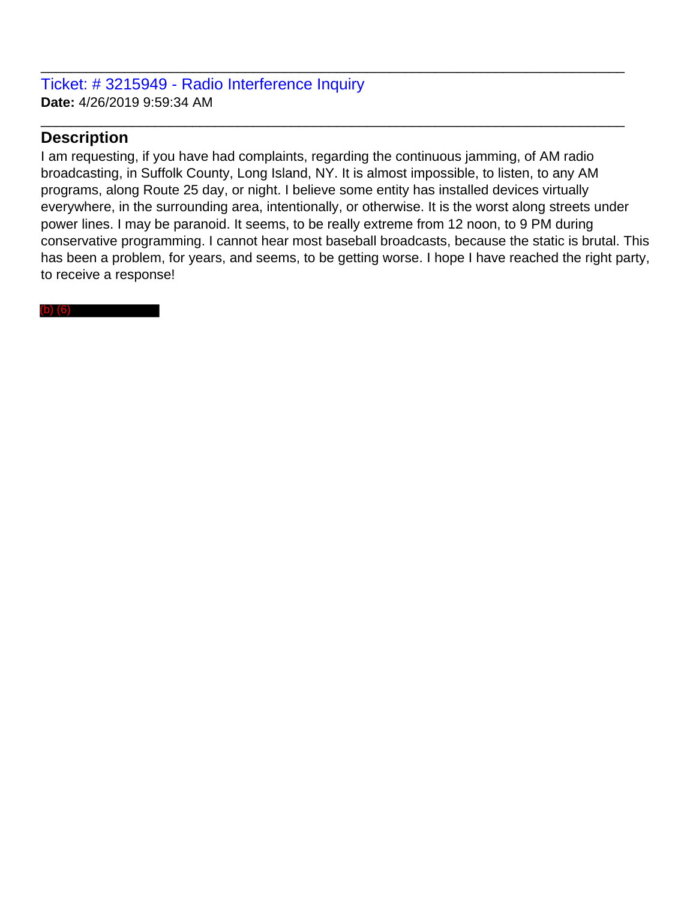---

## Ticket: # 3215949 - Radio Interference Inquiry

**Date:** 4/26/2019 9:59:34 AM

---

## Description

I am requesting, if you have had complaints, regarding the continuous jamming, of AM radio broadcasting, in Suffolk County, Long Island, NY. It is almost impossible, to listen, to any AM programs, along Route 25 day, or night. I believe some entity has installed devices virtually everywhere, in the surrounding area, intentionally, or otherwise. It is the worst along streets under power lines. I may be paranoid. It seems, to be really extreme from 12 noon, to 9 PM during conservative programming. I cannot hear most baseball broadcasts, because the static is brutal. This has been a problem, for years, and seems, to be getting worse. I hope I have reached the right party, to receive a response!

(b) (6)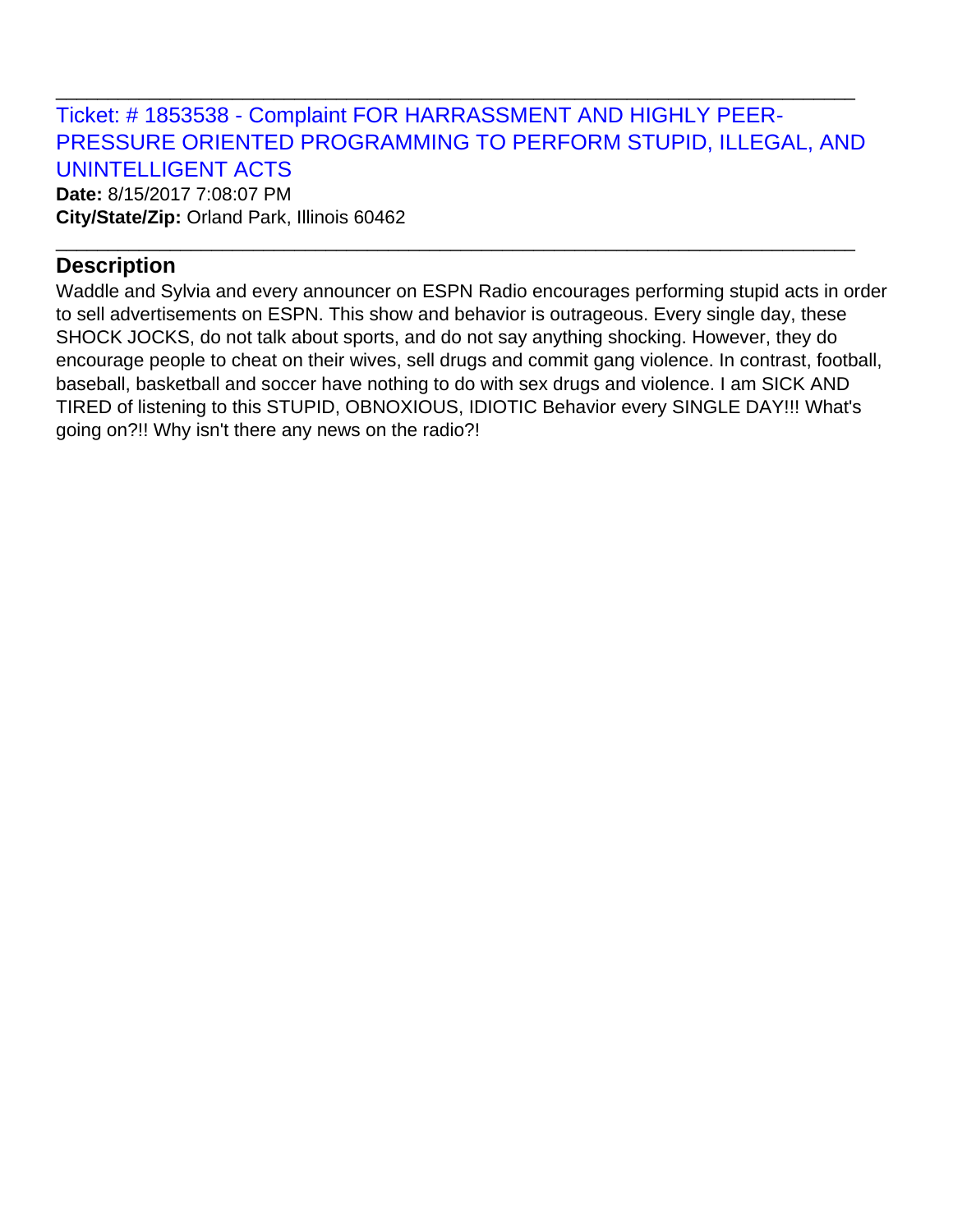## Ticket: # 1853538 - Complaint FOR HARRASSMENT AND HIGHLY PEER-PRESSURE ORIENTED PROGRAMMING TO PERFORM STUPID, ILLEGAL, AND UNINTELLIGENT ACTS

**Date:** 8/15/2017 7:08:07 PM
**City/State/Zip:** Orland Park, Illinois 60462

---

### Description

Waddle and Sylvia and every announcer on ESPN Radio encourages performing stupid acts in order to sell advertisements on ESPN. This show and behavior is outrageous. Every single day, these SHOCK JOCKS, do not talk about sports, and do not say anything shocking. However, they do encourage people to cheat on their wives, sell drugs and commit gang violence. In contrast, football, baseball, basketball and soccer have nothing to do with sex drugs and violence. I am SICK AND TIRED of listening to this STUPID, OBNOXIOUS, IDIOTIC Behavior every SINGLE DAY!!! What's going on?!! Why isn't there any news on the radio?!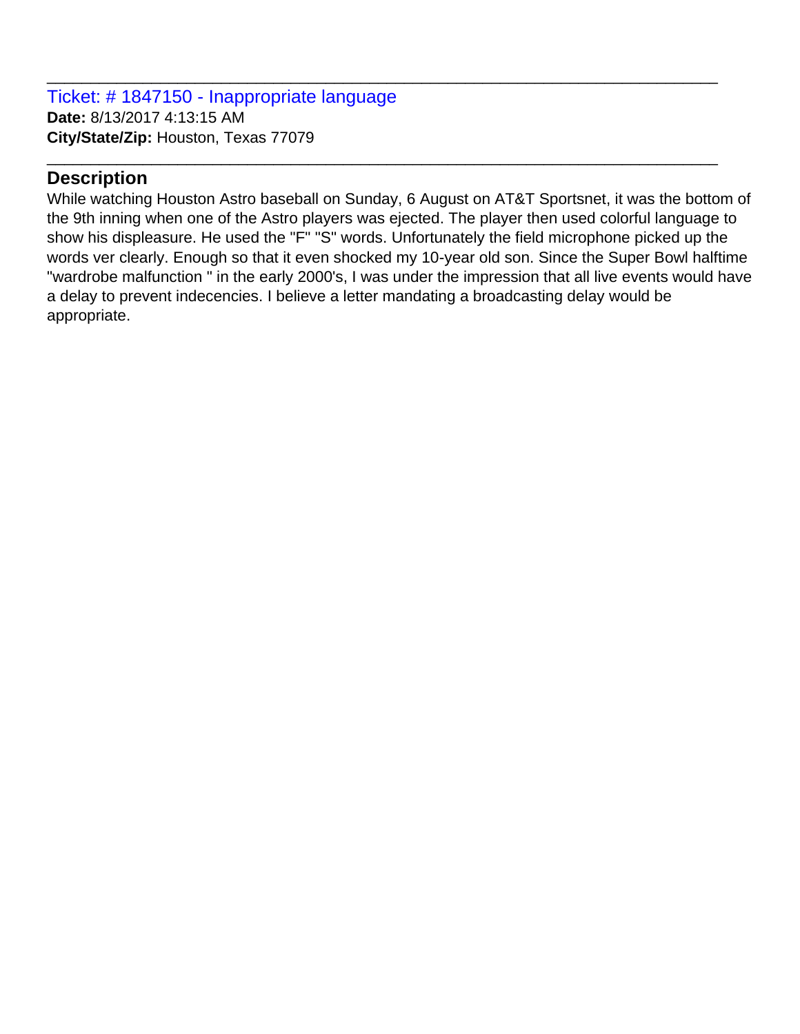---

Ticket: # 1847150 - Inappropriate language

**Date:** 8/13/2017 4:13:15 AM

**City/State/Zip:** Houston, Texas 77079

---

## Description

While watching Houston Astro baseball on Sunday, 6 August on AT&T Sportsnet, it was the bottom of the 9th inning when one of the Astro players was ejected. The player then used colorful language to show his displeasure. He used the "F" "S" words. Unfortunately the field microphone picked up the words ver clearly. Enough so that it even shocked my 10-year old son. Since the Super Bowl halftime "wardrobe malfunction " in the early 2000's, I was under the impression that all live events would have a delay to prevent indecencies. I believe a letter mandating a broadcasting delay would be appropriate.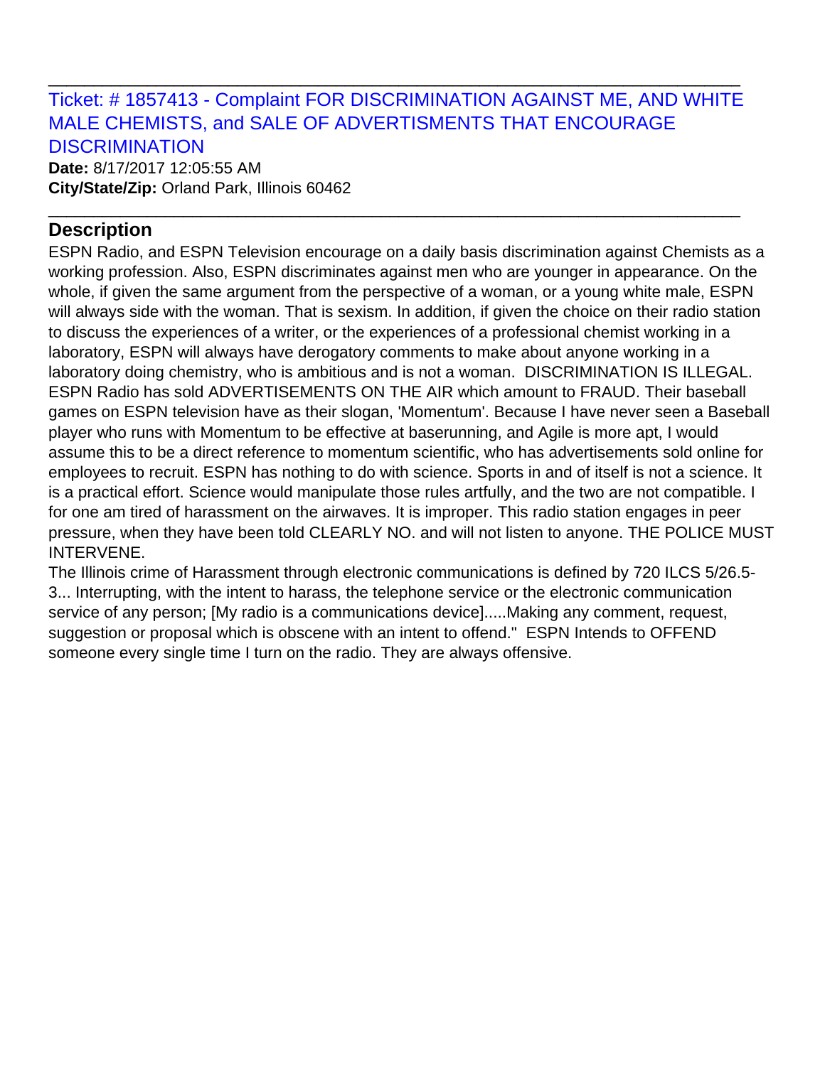## Ticket: # 1857413 - Complaint FOR DISCRIMINATION AGAINST ME, AND WHITE MALE CHEMISTS, and SALE OF ADVERTISMENTS THAT ENCOURAGE DISCRIMINATION

**Date:** 8/17/2017 12:05:55 AM

**City/State/Zip:** Orland Park, Illinois 60462

---

### Description

ESPN Radio, and ESPN Television encourage on a daily basis discrimination against Chemists as a working profession. Also, ESPN discriminates against men who are younger in appearance. On the whole, if given the same argument from the perspective of a woman, or a young white male, ESPN will always side with the woman. That is sexism. In addition, if given the choice on their radio station to discuss the experiences of a writer, or the experiences of a professional chemist working in a laboratory, ESPN will always have derogatory comments to make about anyone working in a laboratory doing chemistry, who is ambitious and is not a woman. DISCRIMINATION IS ILLEGAL. ESPN Radio has sold ADVERTISEMENTS ON THE AIR which amount to FRAUD. Their baseball games on ESPN television have as their slogan, 'Momentum'. Because I have never seen a Baseball player who runs with Momentum to be effective at baserunning, and Agile is more apt, I would assume this to be a direct reference to momentum scientific, who has advertisements sold online for employees to recruit. ESPN has nothing to do with science. Sports in and of itself is not a science. It is a practical effort. Science would manipulate those rules artfully, and the two are not compatible. I for one am tired of harassment on the airwaves. It is improper. This radio station engages in peer pressure, when they have been told CLEARLY NO. and will not listen to anyone. THE POLICE MUST INTERVENE.

The Illinois crime of Harassment through electronic communications is defined by 720 ILCS 5/26.5-3... Interrupting, with the intent to harass, the telephone service or the electronic communication service of any person; [My radio is a communications device].....Making any comment, request, suggestion or proposal which is obscene with an intent to offend." ESPN Intends to OFFEND someone every single time I turn on the radio. They are always offensive.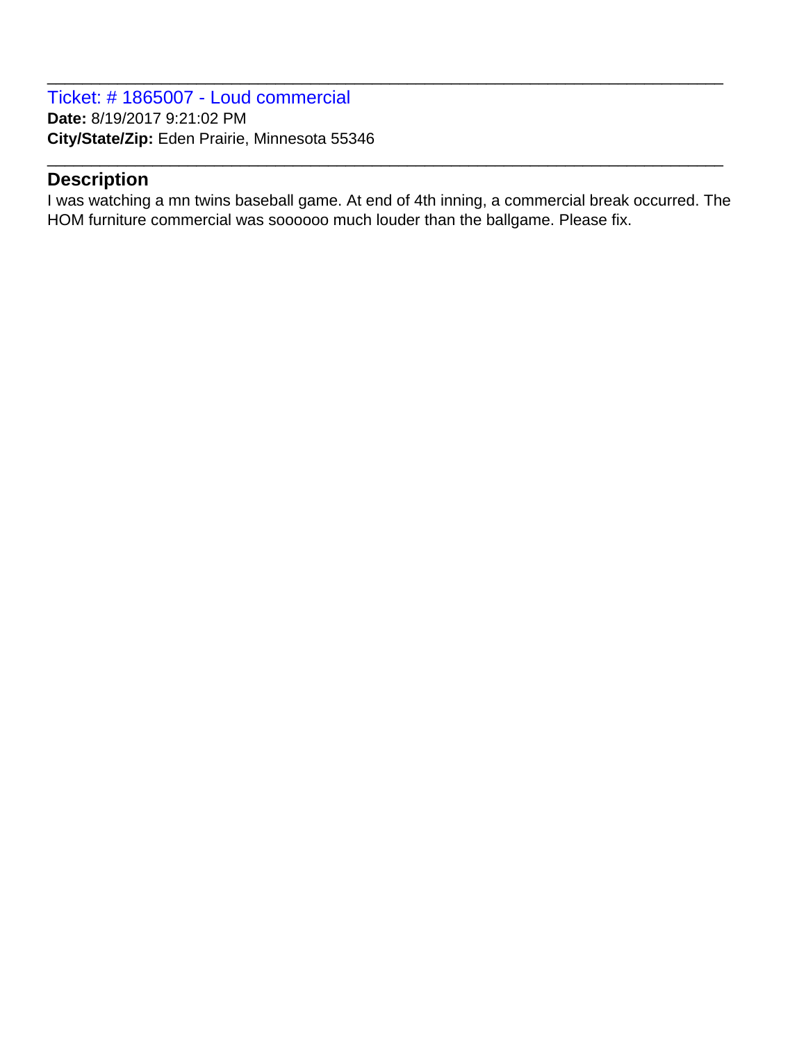Ticket: # 1865007 - Loud commercial

**Date:** 8/19/2017 9:21:02 PM

**City/State/Zip:** Eden Prairie, Minnesota 55346

## Description

I was watching a mn twins baseball game. At end of 4th inning, a commercial break occurred. The HOM furniture commercial was soooooo much louder than the ballgame. Please fix.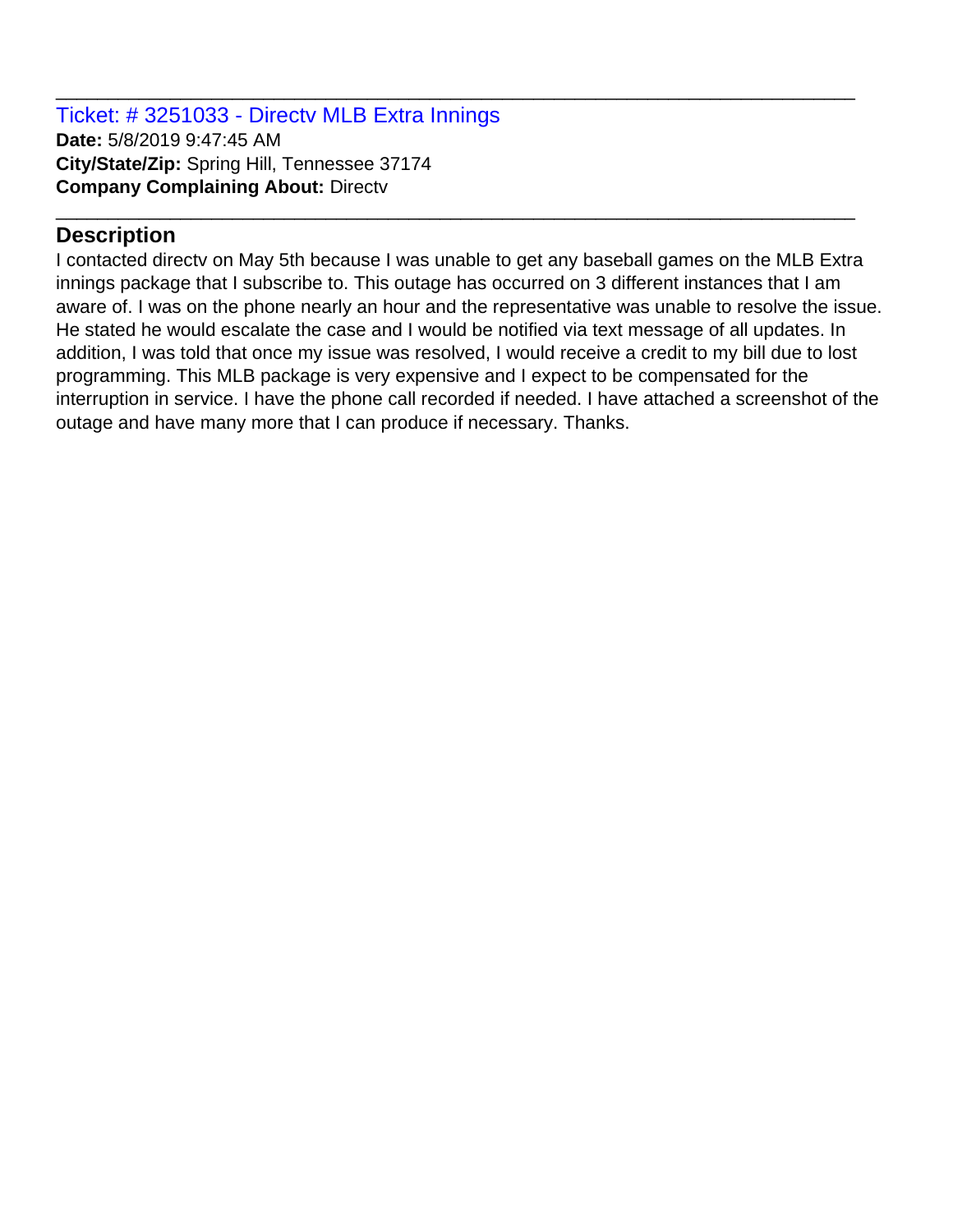## Ticket: # 3251033 - Directv MLB Extra Innings

**Date:** 5/8/2019 9:47:45 AM
**City/State/Zip:** Spring Hill, Tennessee 37174
**Company Complaining About:** Directv

## Description

I contacted directv on May 5th because I was unable to get any baseball games on the MLB Extra innings package that I subscribe to. This outage has occurred on 3 different instances that I am aware of. I was on the phone nearly an hour and the representative was unable to resolve the issue. He stated he would escalate the case and I would be notified via text message of all updates. In addition, I was told that once my issue was resolved, I would receive a credit to my bill due to lost programming. This MLB package is very expensive and I expect to be compensated for the interruption in service. I have the phone call recorded if needed. I have attached a screenshot of the outage and have many more that I can produce if necessary. Thanks.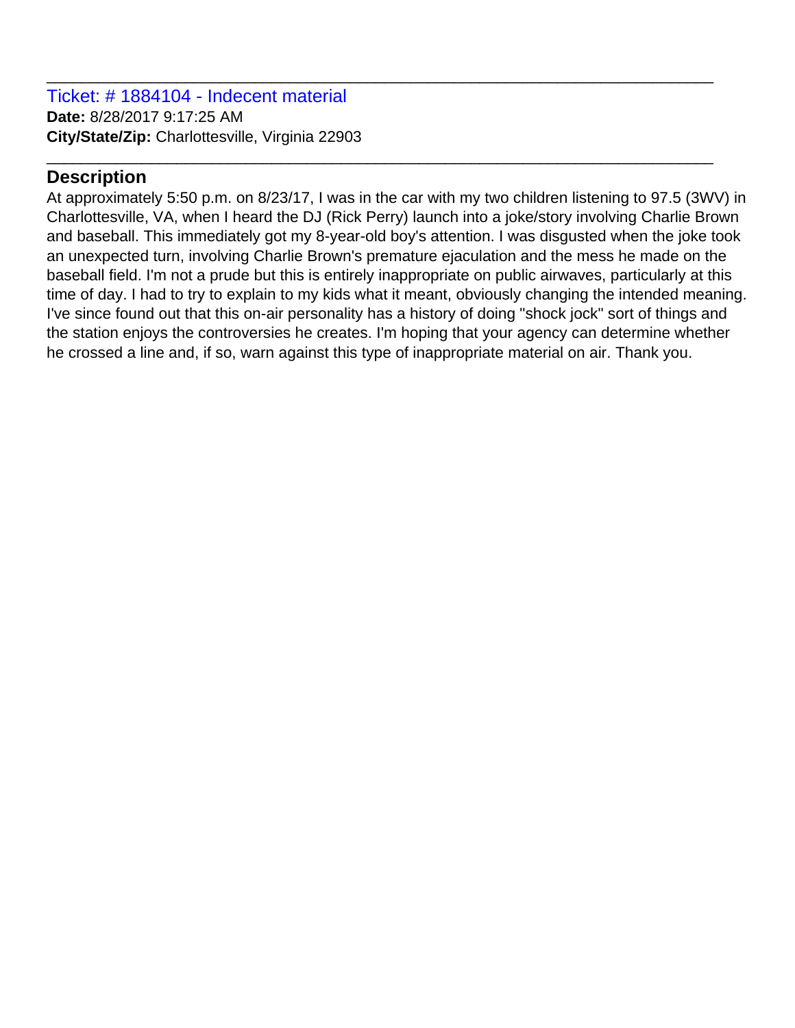---

## Ticket: # 1884104 - Indecent material

**Date:** 8/28/2017 9:17:25 AM

**City/State/Zip:** Charlottesville, Virginia 22903

---

## Description

At approximately 5:50 p.m. on 8/23/17, I was in the car with my two children listening to 97.5 (3WV) in Charlottesville, VA, when I heard the DJ (Rick Perry) launch into a joke/story involving Charlie Brown and baseball. This immediately got my 8-year-old boy's attention. I was disgusted when the joke took an unexpected turn, involving Charlie Brown's premature ejaculation and the mess he made on the baseball field. I'm not a prude but this is entirely inappropriate on public airwaves, particularly at this time of day. I had to try to explain to my kids what it meant, obviously changing the intended meaning. I've since found out that this on-air personality has a history of doing "shock jock" sort of things and the station enjoys the controversies he creates. I'm hoping that your agency can determine whether he crossed a line and, if so, warn against this type of inappropriate material on air. Thank you.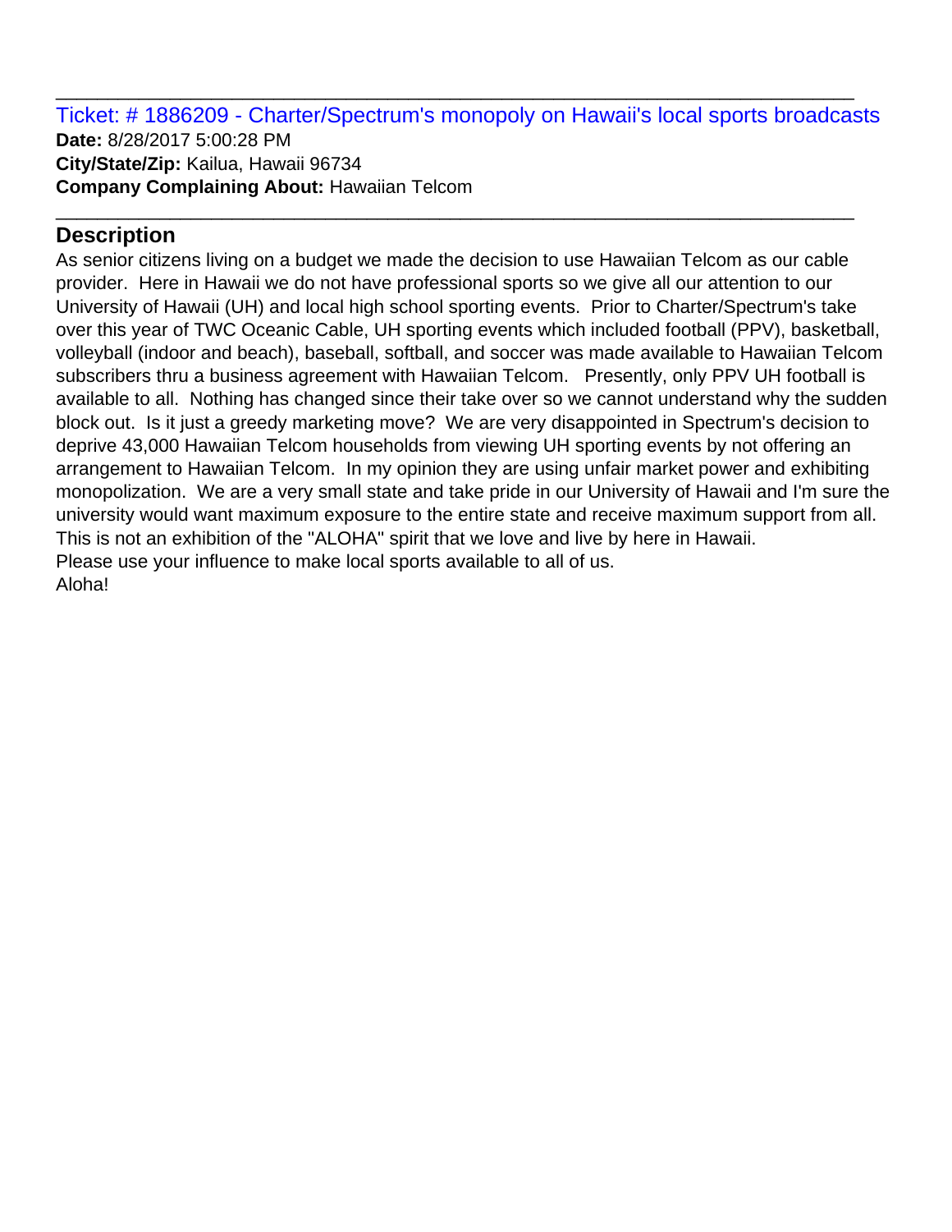---

Ticket: # 1886209 - Charter/Spectrum's monopoly on Hawaii's local sports broadcasts

**Date:** 8/28/2017 5:00:28 PM

**City/State/Zip:** Kailua, Hawaii 96734

**Company Complaining About:** Hawaiian Telcom

---

## Description

As senior citizens living on a budget we made the decision to use Hawaiian Telcom as our cable provider. Here in Hawaii we do not have professional sports so we give all our attention to our University of Hawaii (UH) and local high school sporting events. Prior to Charter/Spectrum's take over this year of TWC Oceanic Cable, UH sporting events which included football (PPV), basketball, volleyball (indoor and beach), baseball, softball, and soccer was made available to Hawaiian Telcom subscribers thru a business agreement with Hawaiian Telcom. Presently, only PPV UH football is available to all. Nothing has changed since their take over so we cannot understand why the sudden block out. Is it just a greedy marketing move? We are very disappointed in Spectrum's decision to deprive 43,000 Hawaiian Telcom households from viewing UH sporting events by not offering an arrangement to Hawaiian Telcom. In my opinion they are using unfair market power and exhibiting monopolization. We are a very small state and take pride in our University of Hawaii and I'm sure the university would want maximum exposure to the entire state and receive maximum support from all. This is not an exhibition of the "ALOHA" spirit that we love and live by here in Hawaii.
Please use your influence to make local sports available to all of us.
Aloha!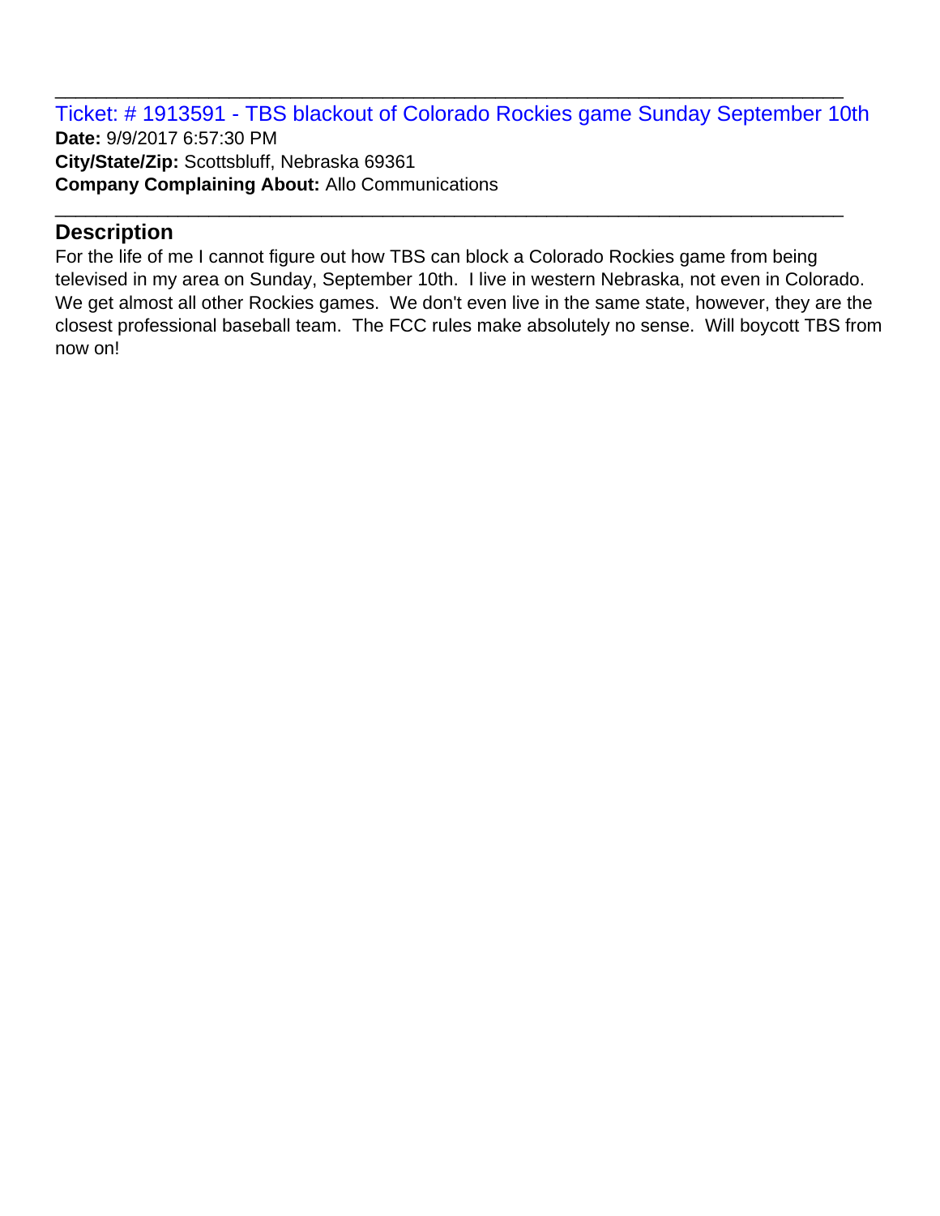Ticket: # 1913591 - TBS blackout of Colorado Rockies game Sunday September 10th

**Date:** 9/9/2017 6:57:30 PM
**City/State/Zip:** Scottsbluff, Nebraska 69361
**Company Complaining About:** Allo Communications

## Description

For the life of me I cannot figure out how TBS can block a Colorado Rockies game from being televised in my area on Sunday, September 10th. I live in western Nebraska, not even in Colorado. We get almost all other Rockies games. We don't even live in the same state, however, they are the closest professional baseball team. The FCC rules make absolutely no sense. Will boycott TBS from now on!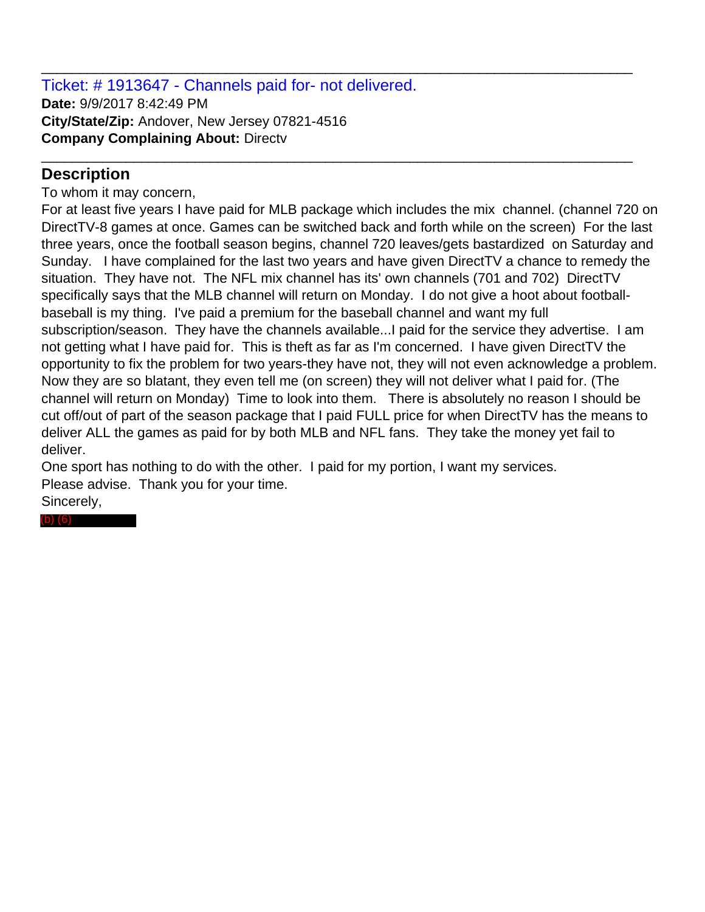Ticket: # 1913647 - Channels paid for- not delivered.

**Date:** 9/9/2017 8:42:49 PM
**City/State/Zip:** Andover, New Jersey 07821-4516
**Company Complaining About:** Directv

## Description

To whom it may concern,
For at least five years I have paid for MLB package which includes the mix channel. (channel 720 on DirectTV-8 games at once. Games can be switched back and forth while on the screen) For the last three years, once the football season begins, channel 720 leaves/gets bastardized on Saturday and Sunday. I have complained for the last two years and have given DirectTV a chance to remedy the situation. They have not. The NFL mix channel has its' own channels (701 and 702) DirectTV specifically says that the MLB channel will return on Monday. I do not give a hoot about football-baseball is my thing. I've paid a premium for the baseball channel and want my full subscription/season. They have the channels available...I paid for the service they advertise. I am not getting what I have paid for. This is theft as far as I'm concerned. I have given DirectTV the opportunity to fix the problem for two years-they have not, they will not even acknowledge a problem. Now they are so blatant, they even tell me (on screen) they will not deliver what I paid for. (The channel will return on Monday) Time to look into them. There is absolutely no reason I should be cut off/out of part of the season package that I paid FULL price for when DirectTV has the means to deliver ALL the games as paid for by both MLB and NFL fans. They take the money yet fail to deliver.
One sport has nothing to do with the other. I paid for my portion, I want my services.
Please advise. Thank you for your time.
Sincerely,
(b) (6)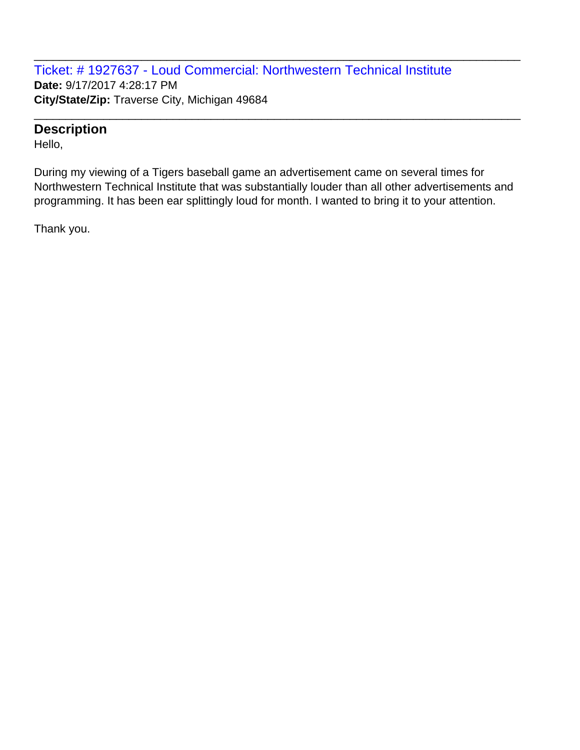Ticket: # 1927637 - Loud Commercial: Northwestern Technical Institute

**Date:** 9/17/2017 4:28:17 PM

**City/State/Zip:** Traverse City, Michigan 49684

## Description

Hello,

During my viewing of a Tigers baseball game an advertisement came on several times for Northwestern Technical Institute that was substantially louder than all other advertisements and programming. It has been ear splittingly loud for month. I wanted to bring it to your attention.

Thank you.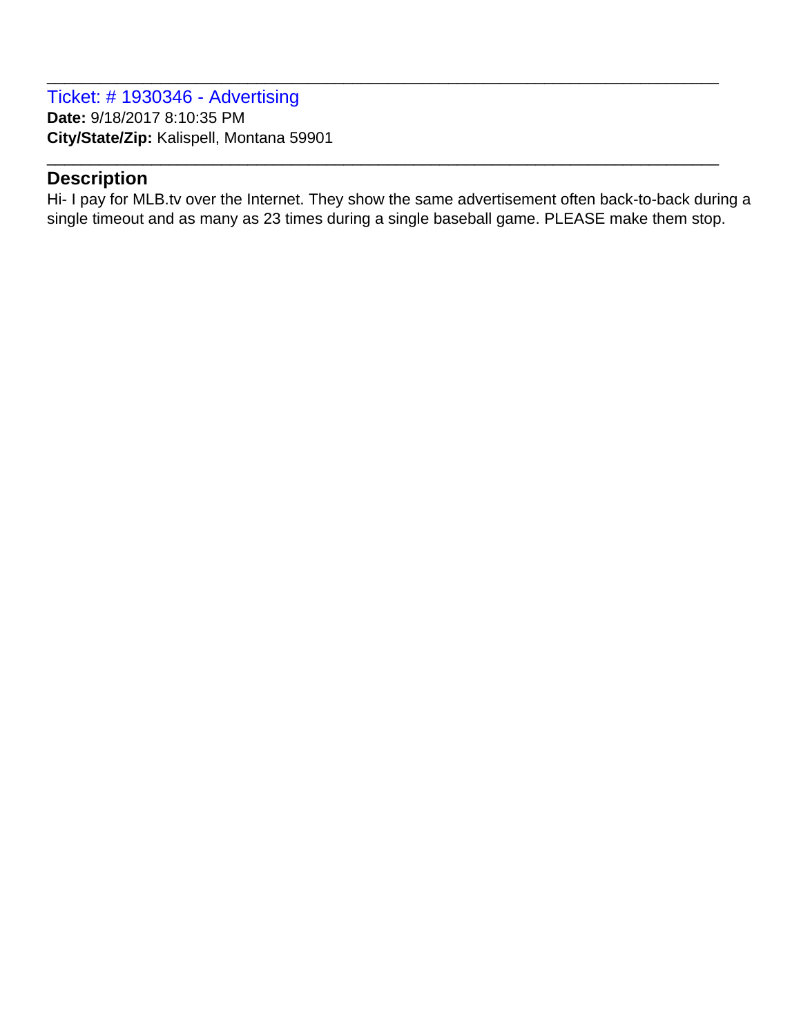---

Ticket: # 1930346 - Advertising

**Date:** 9/18/2017 8:10:35 PM

**City/State/Zip:** Kalispell, Montana 59901

---

## Description

Hi- I pay for MLB.tv over the Internet. They show the same advertisement often back-to-back during a single timeout and as many as 23 times during a single baseball game. PLEASE make them stop.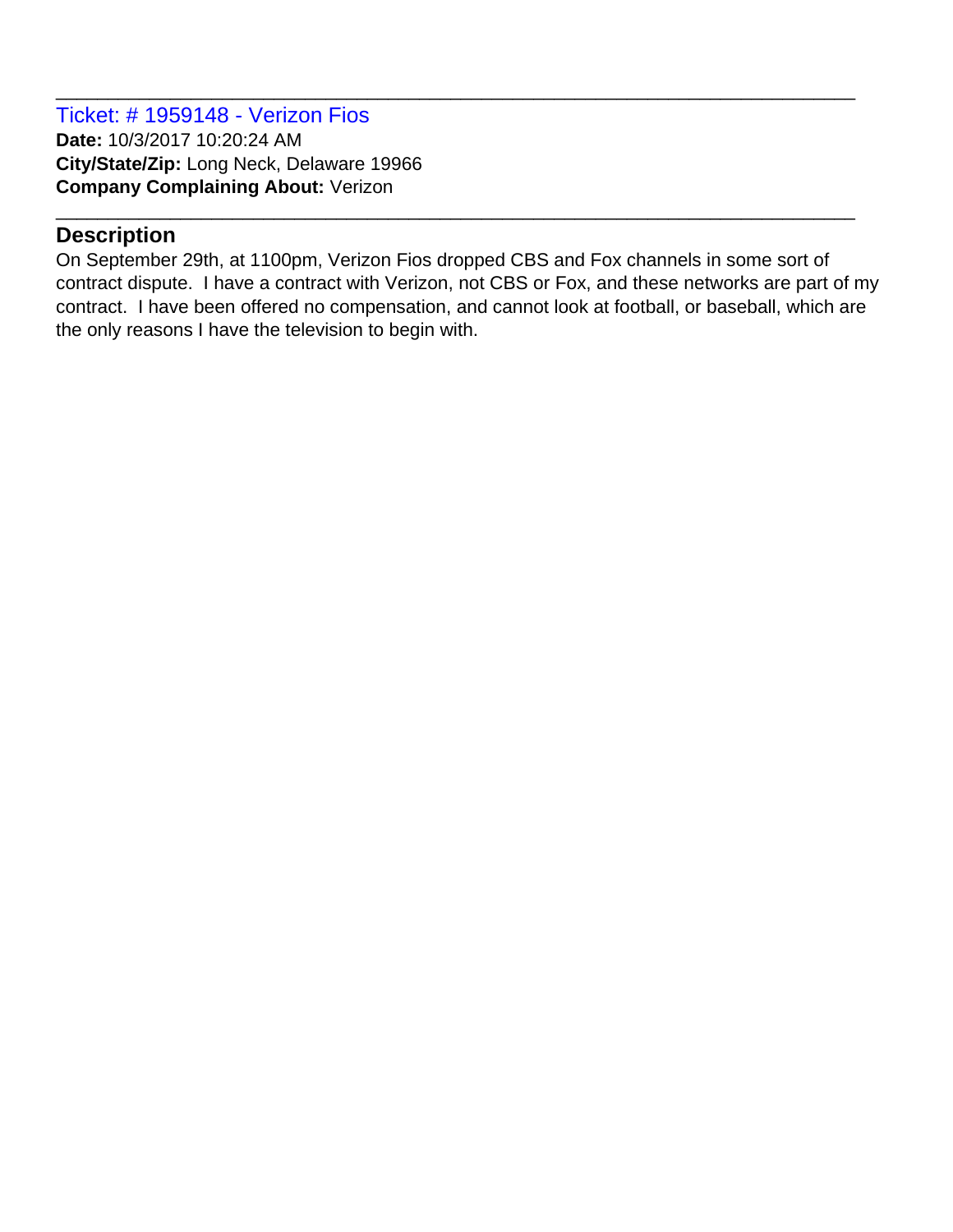---

## Ticket: # 1959148 - Verizon Fios

**Date:** 10/3/2017 10:20:24 AM
**City/State/Zip:** Long Neck, Delaware 19966
**Company Complaining About:** Verizon

---

## Description

On September 29th, at 1100pm, Verizon Fios dropped CBS and Fox channels in some sort of contract dispute. I have a contract with Verizon, not CBS or Fox, and these networks are part of my contract. I have been offered no compensation, and cannot look at football, or baseball, which are the only reasons I have the television to begin with.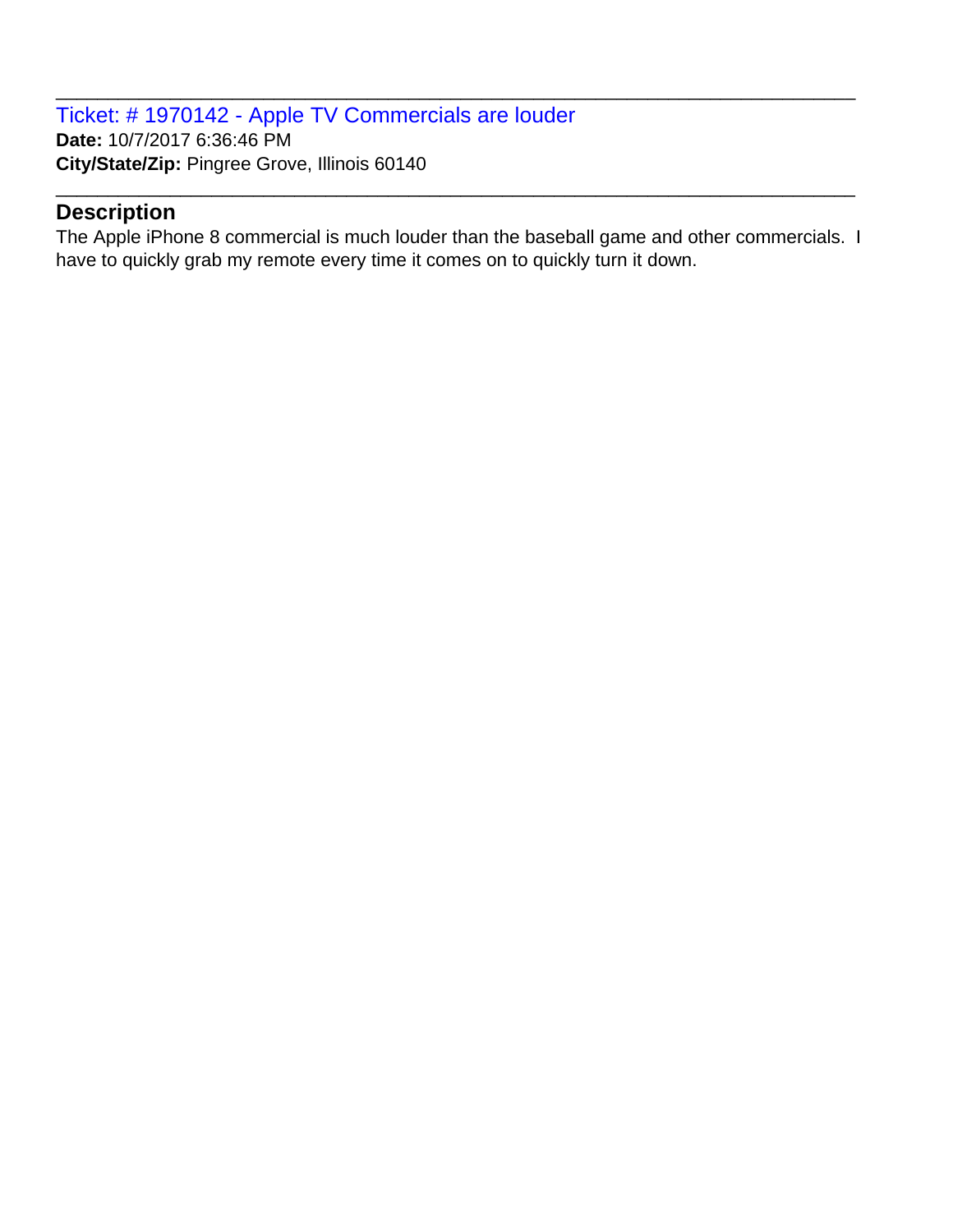Ticket: # 1970142 - Apple TV Commercials are louder

**Date:** 10/7/2017 6:36:46 PM

**City/State/Zip:** Pingree Grove, Illinois 60140

## Description

The Apple iPhone 8 commercial is much louder than the baseball game and other commercials. I have to quickly grab my remote every time it comes on to quickly turn it down.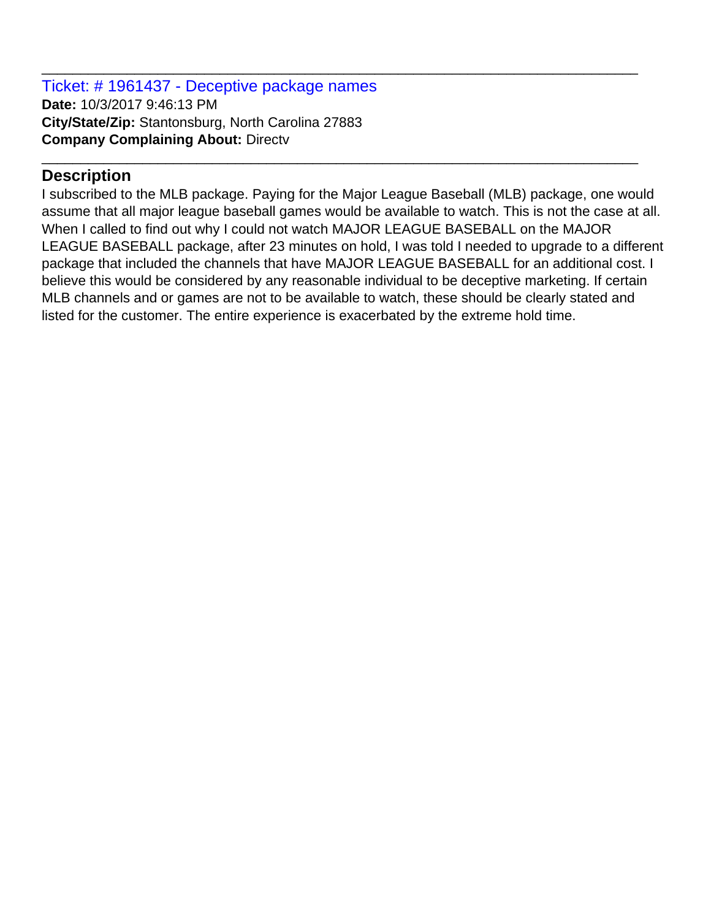## Ticket: # 1961437 - Deceptive package names

**Date:** 10/3/2017 9:46:13 PM
**City/State/Zip:** Stantonsburg, North Carolina 27883
**Company Complaining About:** Directv

## Description

I subscribed to the MLB package. Paying for the Major League Baseball (MLB) package, one would assume that all major league baseball games would be available to watch. This is not the case at all. When I called to find out why I could not watch MAJOR LEAGUE BASEBALL on the MAJOR LEAGUE BASEBALL package, after 23 minutes on hold, I was told I needed to upgrade to a different package that included the channels that have MAJOR LEAGUE BASEBALL for an additional cost. I believe this would be considered by any reasonable individual to be deceptive marketing. If certain MLB channels and or games are not to be available to watch, these should be clearly stated and listed for the customer. The entire experience is exacerbated by the extreme hold time.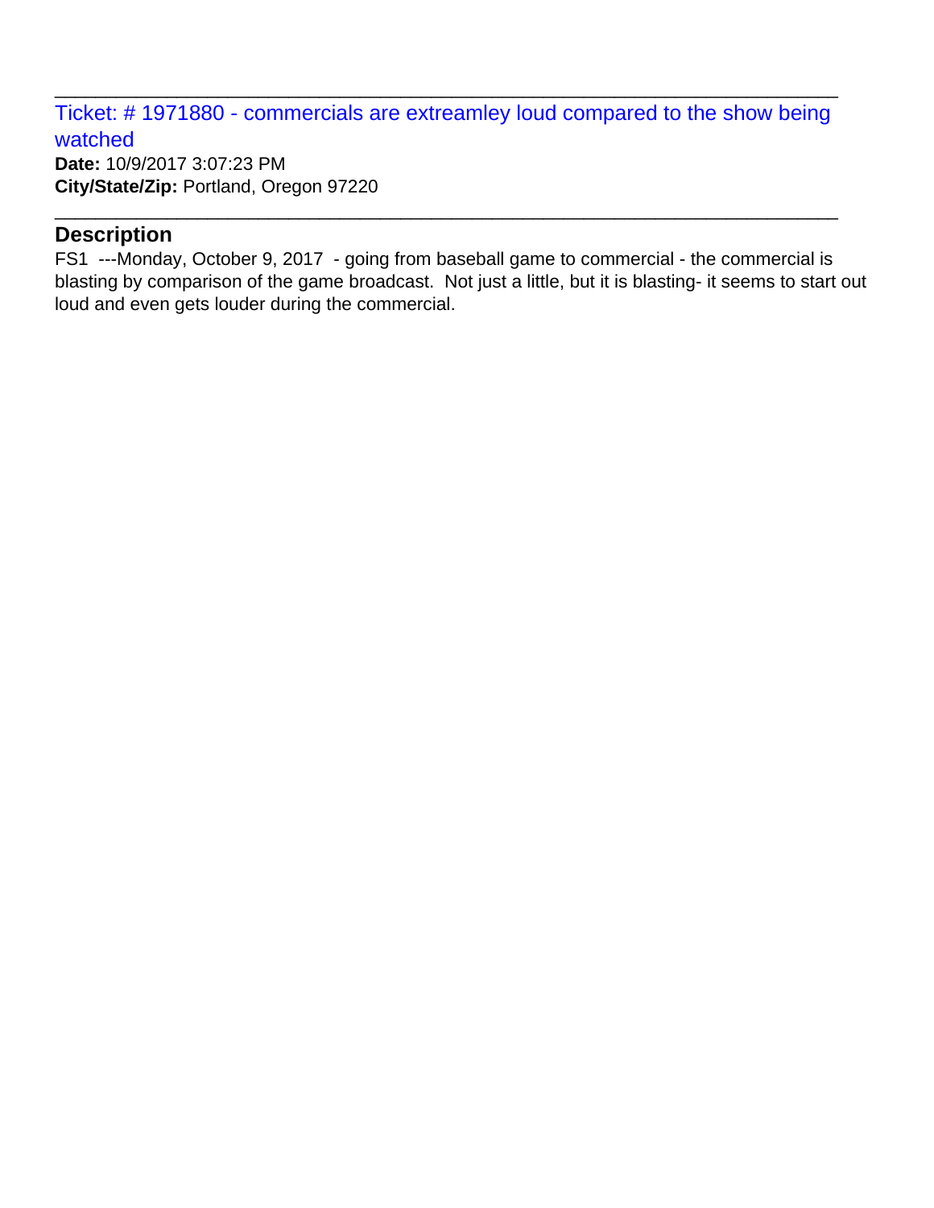## Ticket: # 1971880 - commercials are extreamley loud compared to the show being watched

**Date:** 10/9/2017 3:07:23 PM

**City/State/Zip:** Portland, Oregon 97220

### Description

FS1 ---Monday, October 9, 2017 - going from baseball game to commercial - the commercial is blasting by comparison of the game broadcast. Not just a little, but it is blasting- it seems to start out loud and even gets louder during the commercial.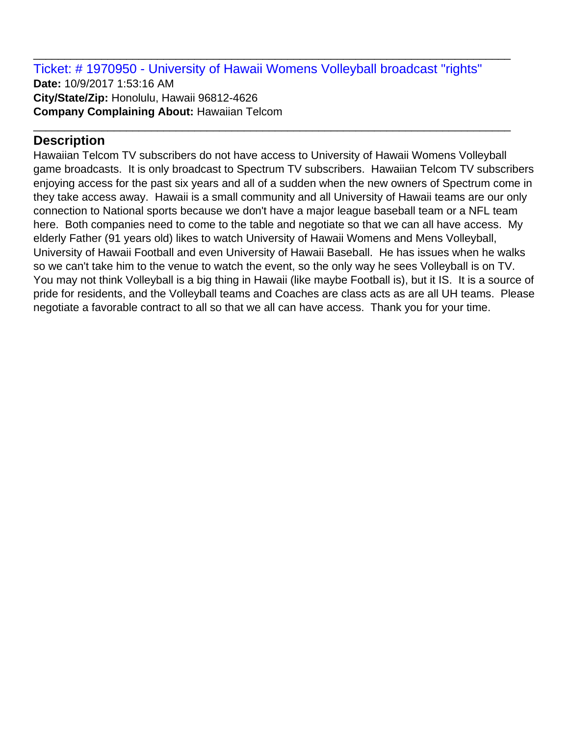## Ticket: # 1970950 - University of Hawaii Womens Volleyball broadcast "rights"

**Date:** 10/9/2017 1:53:16 AM
**City/State/Zip:** Honolulu, Hawaii 96812-4626
**Company Complaining About:** Hawaiian Telcom

## Description

Hawaiian Telcom TV subscribers do not have access to University of Hawaii Womens Volleyball game broadcasts. It is only broadcast to Spectrum TV subscribers. Hawaiian Telcom TV subscribers enjoying access for the past six years and all of a sudden when the new owners of Spectrum come in they take access away. Hawaii is a small community and all University of Hawaii teams are our only connection to National sports because we don't have a major league baseball team or a NFL team here. Both companies need to come to the table and negotiate so that we can all have access. My elderly Father (91 years old) likes to watch University of Hawaii Womens and Mens Volleyball, University of Hawaii Football and even University of Hawaii Baseball. He has issues when he walks so we can't take him to the venue to watch the event, so the only way he sees Volleyball is on TV. You may not think Volleyball is a big thing in Hawaii (like maybe Football is), but it IS. It is a source of pride for residents, and the Volleyball teams and Coaches are class acts as are all UH teams. Please negotiate a favorable contract to all so that we all can have access. Thank you for your time.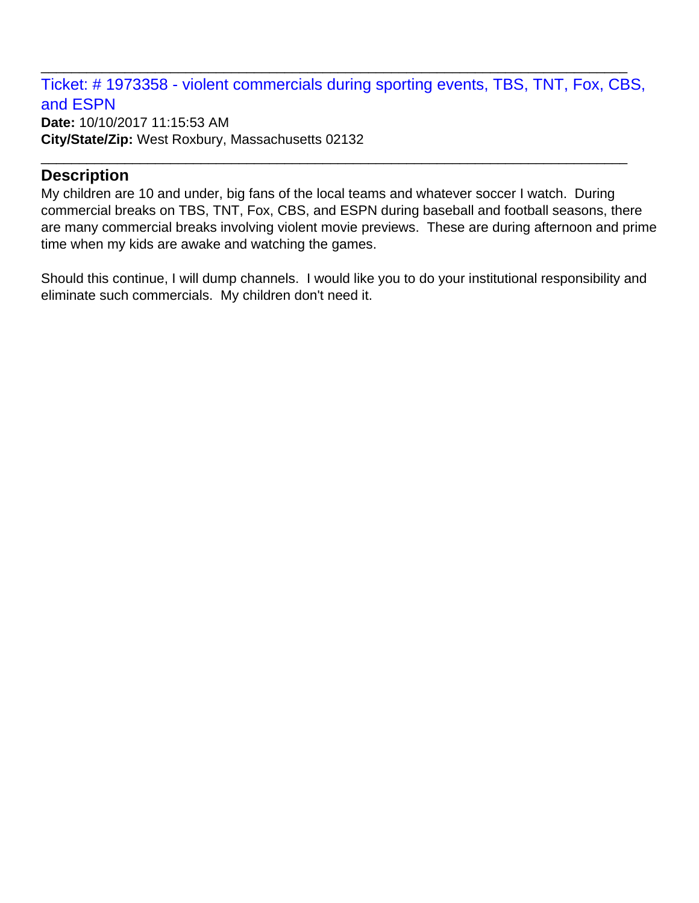## Ticket: # 1973358 - violent commercials during sporting events, TBS, TNT, Fox, CBS, and ESPN

**Date:** 10/10/2017 11:15:53 AM

**City/State/Zip:** West Roxbury, Massachusetts 02132

### Description

My children are 10 and under, big fans of the local teams and whatever soccer I watch. During commercial breaks on TBS, TNT, Fox, CBS, and ESPN during baseball and football seasons, there are many commercial breaks involving violent movie previews. These are during afternoon and prime time when my kids are awake and watching the games.

Should this continue, I will dump channels. I would like you to do your institutional responsibility and eliminate such commercials. My children don't need it.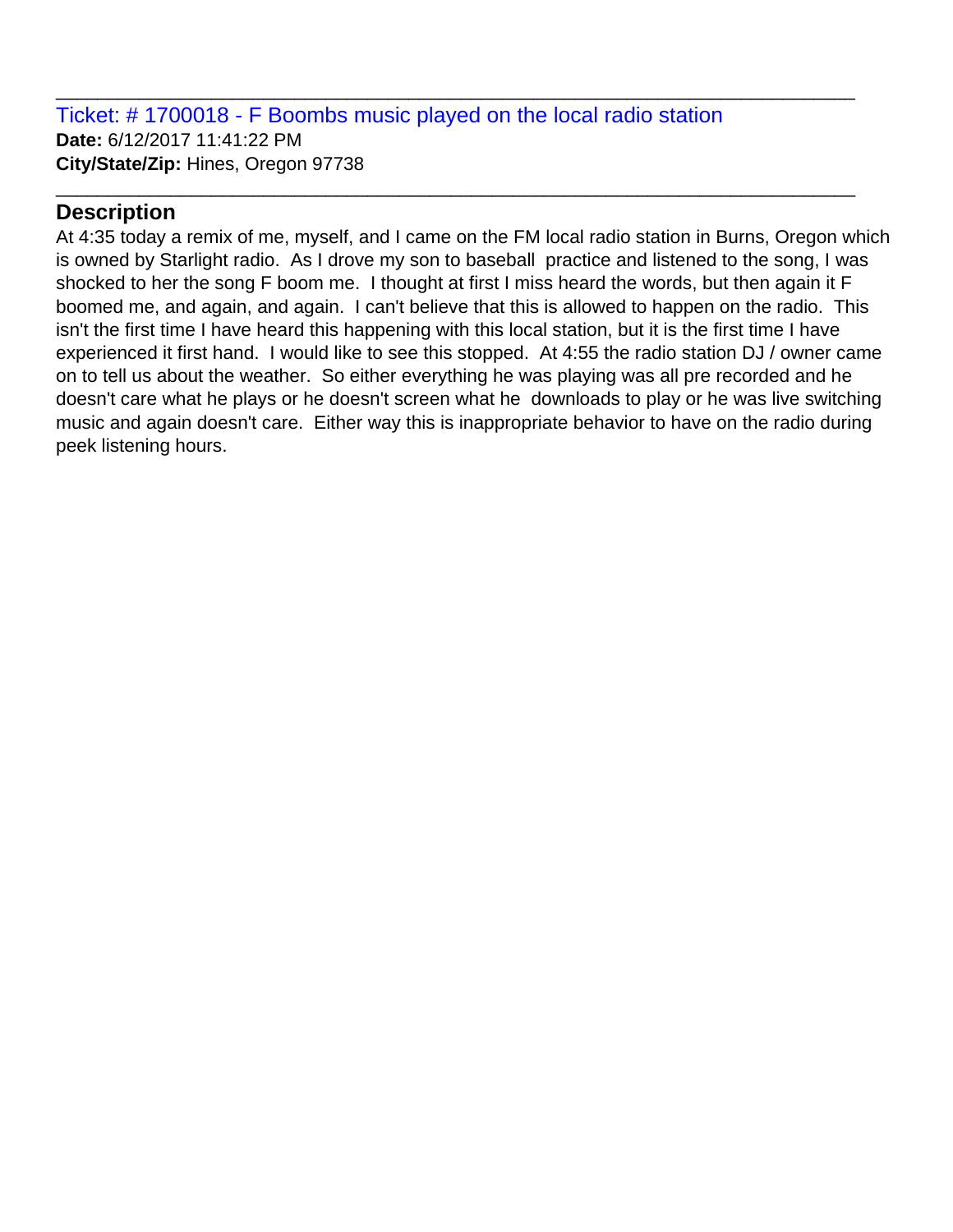## Ticket: # 1700018 - F Boombs music played on the local radio station

**Date:** 6/12/2017 11:41:22 PM
**City/State/Zip:** Hines, Oregon 97738

## Description

At 4:35 today a remix of me, myself, and I came on the FM local radio station in Burns, Oregon which is owned by Starlight radio. As I drove my son to baseball practice and listened to the song, I was shocked to her the song F boom me. I thought at first I miss heard the words, but then again it F boomed me, and again, and again. I can't believe that this is allowed to happen on the radio. This isn't the first time I have heard this happening with this local station, but it is the first time I have experienced it first hand. I would like to see this stopped. At 4:55 the radio station DJ / owner came on to tell us about the weather. So either everything he was playing was all pre recorded and he doesn't care what he plays or he doesn't screen what he downloads to play or he was live switching music and again doesn't care. Either way this is inappropriate behavior to have on the radio during peek listening hours.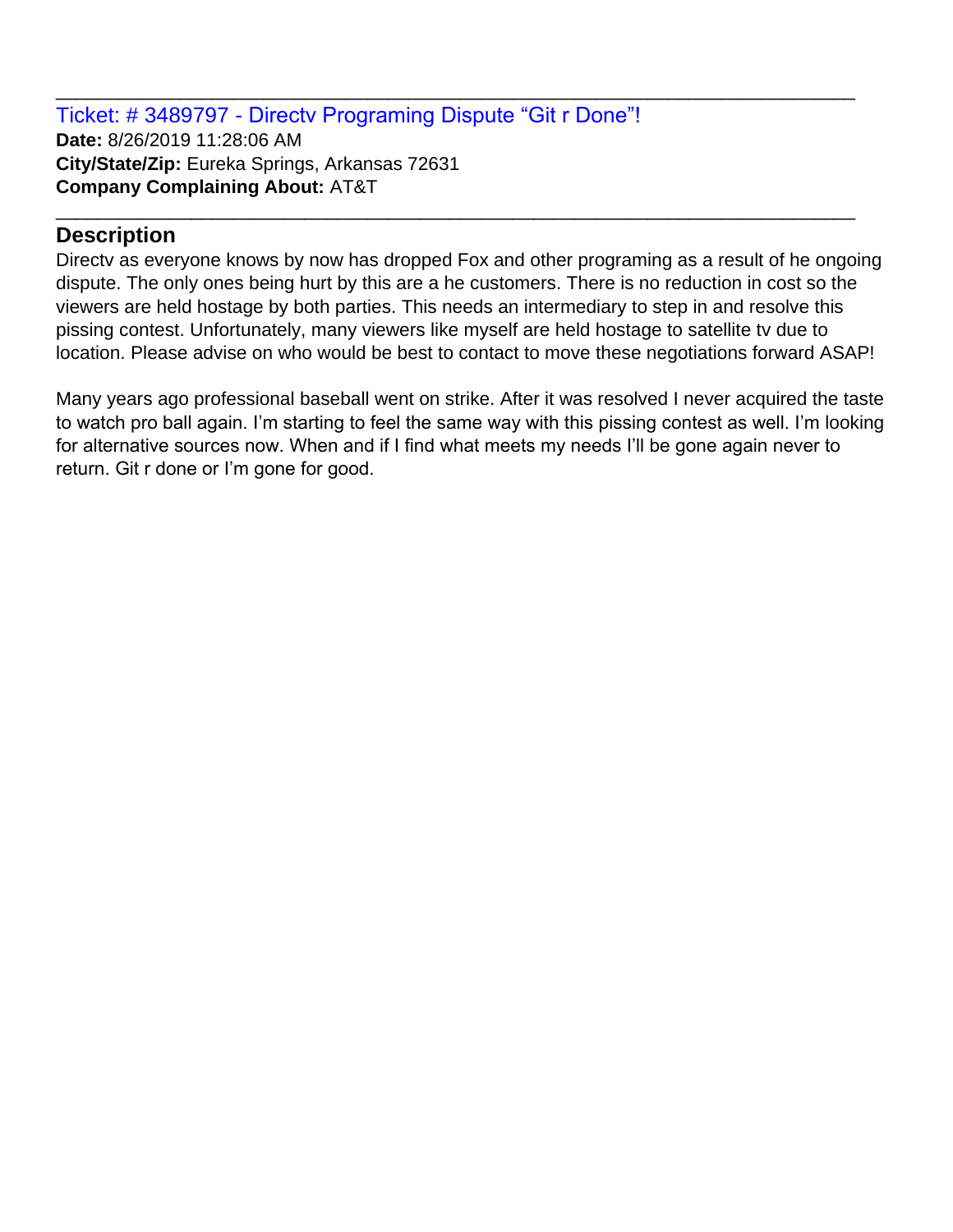## Ticket: # 3489797 - Directv Programing Dispute “Git r Done”!

**Date:** 8/26/2019 11:28:06 AM
**City/State/Zip:** Eureka Springs, Arkansas 72631
**Company Complaining About:** AT&T

## Description

Directv as everyone knows by now has dropped Fox and other programing as a result of he ongoing dispute. The only ones being hurt by this are a he customers. There is no reduction in cost so the viewers are held hostage by both parties. This needs an intermediary to step in and resolve this pissing contest. Unfortunately, many viewers like myself are held hostage to satellite tv due to location. Please advise on who would be best to contact to move these negotiations forward ASAP!

Many years ago professional baseball went on strike. After it was resolved I never acquired the taste to watch pro ball again. I’m starting to feel the same way with this pissing contest as well. I’m looking for alternative sources now. When and if I find what meets my needs I’ll be gone again never to return. Git r done or I’m gone for good.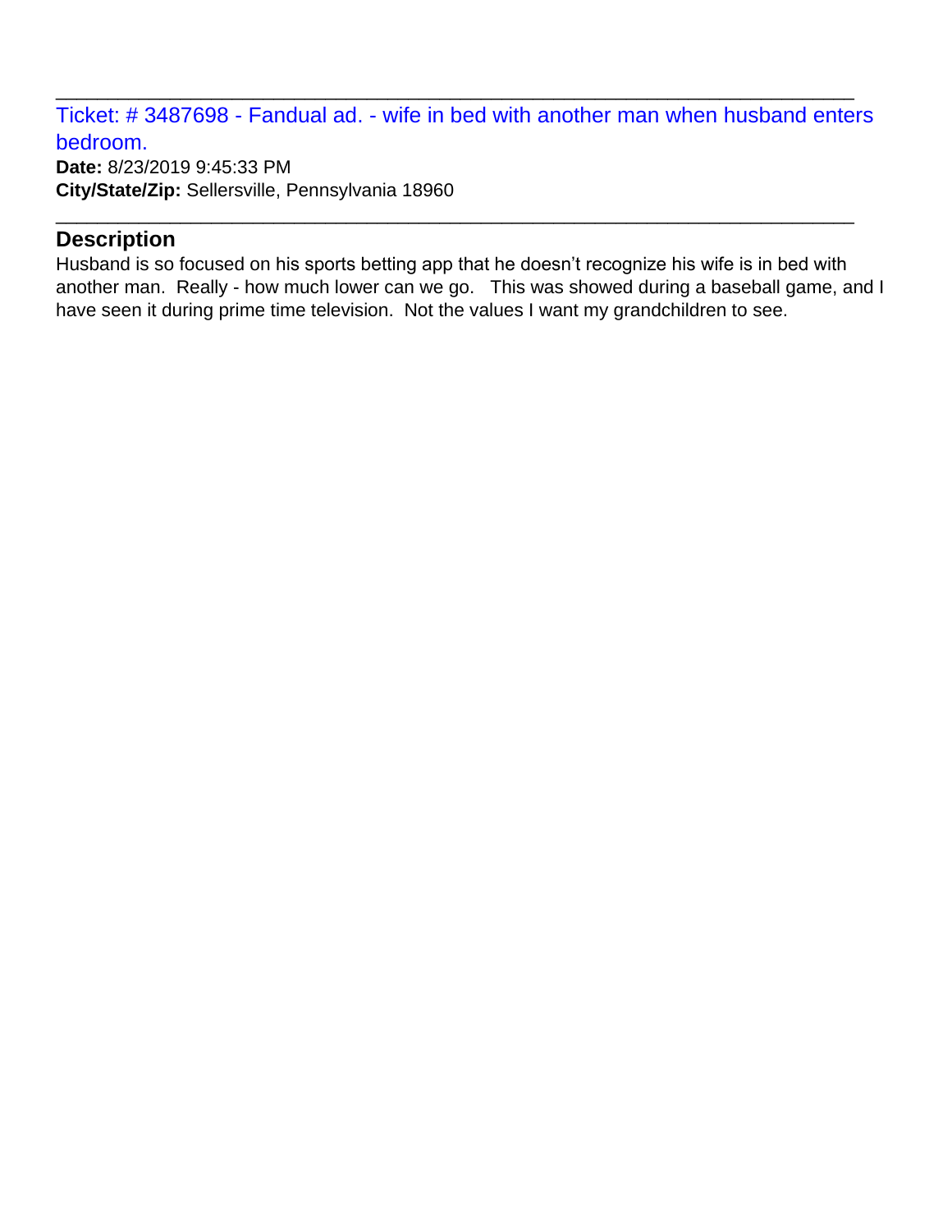Ticket: # 3487698 - Fandual ad. - wife in bed with another man when husband enters bedroom.

**Date:** 8/23/2019 9:45:33 PM

**City/State/Zip:** Sellersville, Pennsylvania 18960

## Description

Husband is so focused on his sports betting app that he doesn't recognize his wife is in bed with another man. Really - how much lower can we go. This was showed during a baseball game, and I have seen it during prime time television. Not the values I want my grandchildren to see.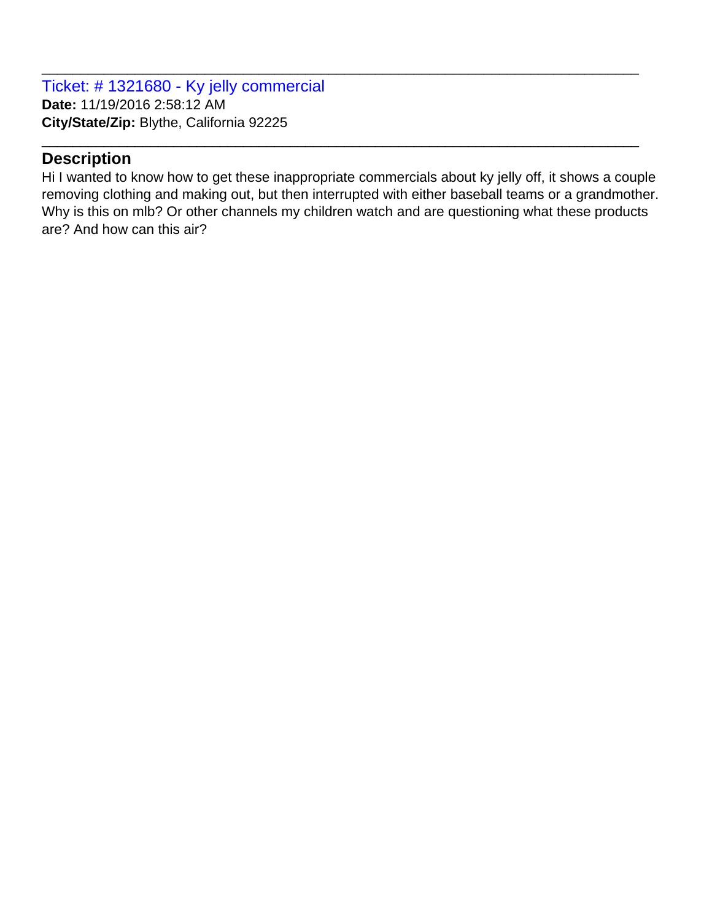## Ticket: # 1321680 - Ky jelly commercial

**Date:** 11/19/2016 2:58:12 AM

**City/State/Zip:** Blythe, California 92225

## Description

Hi I wanted to know how to get these inappropriate commercials about ky jelly off, it shows a couple removing clothing and making out, but then interrupted with either baseball teams or a grandmother. Why is this on mlb? Or other channels my children watch and are questioning what these products are? And how can this air?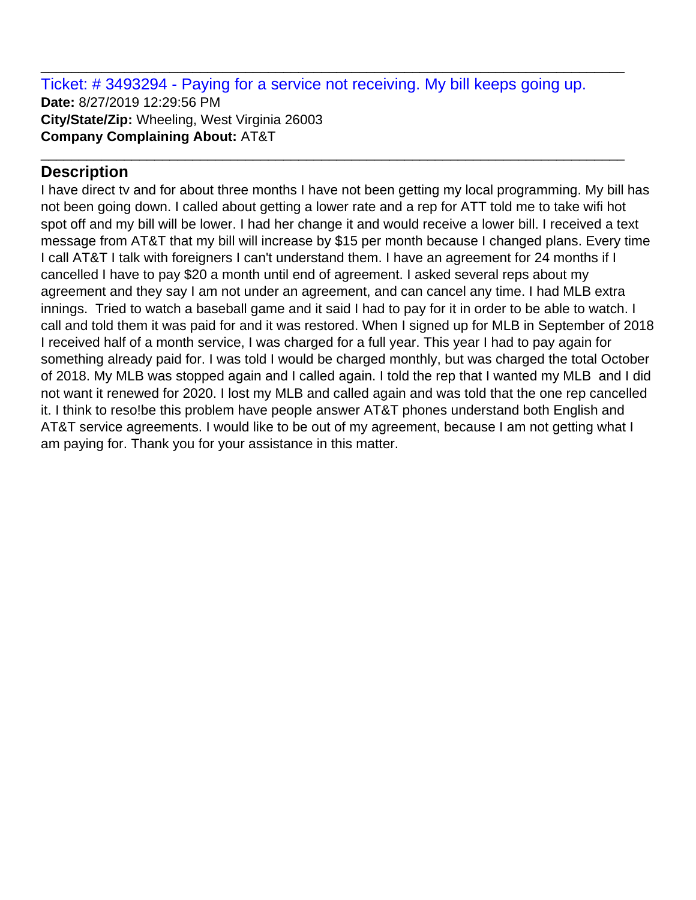---

Ticket: # 3493294 - Paying for a service not receiving. My bill keeps going up.

**Date:** 8/27/2019 12:29:56 PM

**City/State/Zip:** Wheeling, West Virginia 26003

**Company Complaining About:** AT&T

---

## Description

I have direct tv and for about three months I have not been getting my local programming. My bill has not been going down. I called about getting a lower rate and a rep for ATT told me to take wifi hot spot off and my bill will be lower. I had her change it and would receive a lower bill. I received a text message from AT&T that my bill will increase by $15 per month because I changed plans. Every time I call AT&T I talk with foreigners I can't understand them. I have an agreement for 24 months if I cancelled I have to pay $20 a month until end of agreement. I asked several reps about my agreement and they say I am not under an agreement, and can cancel any time. I had MLB extra innings. Tried to watch a baseball game and it said I had to pay for it in order to be able to watch. I call and told them it was paid for and it was restored. When I signed up for MLB in September of 2018 I received half of a month service, I was charged for a full year. This year I had to pay again for something already paid for. I was told I would be charged monthly, but was charged the total October of 2018. My MLB was stopped again and I called again. I told the rep that I wanted my MLB and I did not want it renewed for 2020. I lost my MLB and called again and was told that the one rep cancelled it. I think to reso!be this problem have people answer AT&T phones understand both English and AT&T service agreements. I would like to be out of my agreement, because I am not getting what I am paying for. Thank you for your assistance in this matter.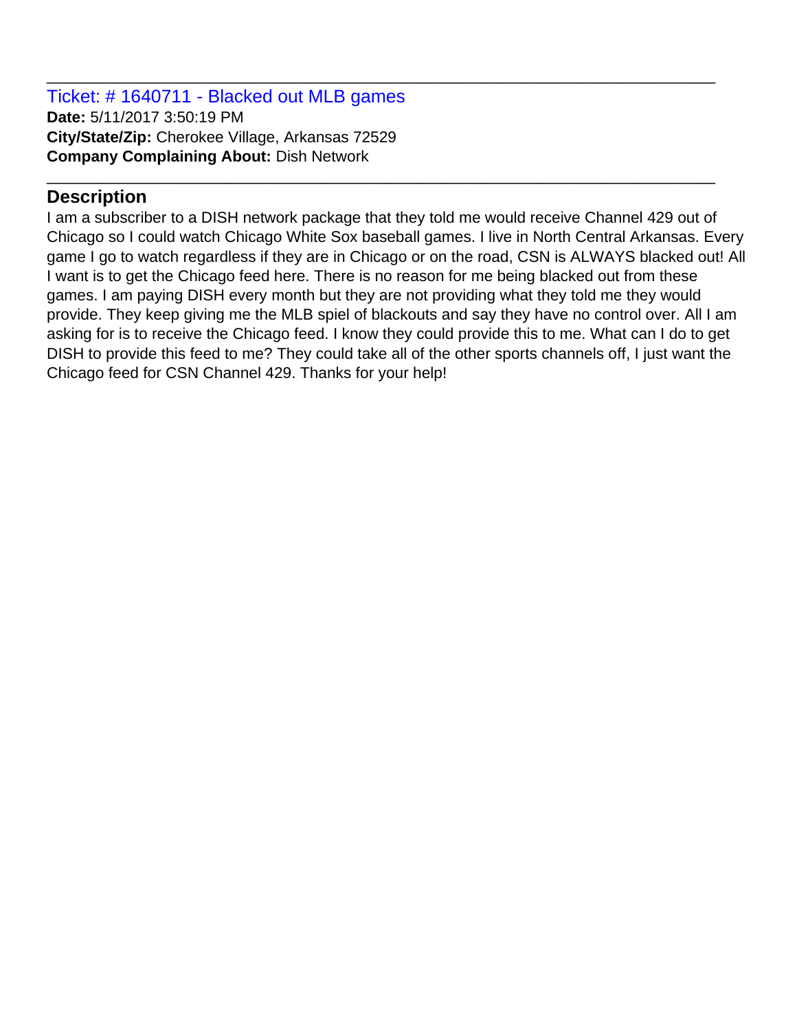## Ticket: # 1640711 - Blacked out MLB games

**Date:** 5/11/2017 3:50:19 PM
**City/State/Zip:** Cherokee Village, Arkansas 72529
**Company Complaining About:** Dish Network

## Description

I am a subscriber to a DISH network package that they told me would receive Channel 429 out of Chicago so I could watch Chicago White Sox baseball games. I live in North Central Arkansas. Every game I go to watch regardless if they are in Chicago or on the road, CSN is ALWAYS blacked out! All I want is to get the Chicago feed here. There is no reason for me being blacked out from these games. I am paying DISH every month but they are not providing what they told me they would provide. They keep giving me the MLB spiel of blackouts and say they have no control over. All I am asking for is to receive the Chicago feed. I know they could provide this to me. What can I do to get DISH to provide this feed to me? They could take all of the other sports channels off, I just want the Chicago feed for CSN Channel 429. Thanks for your help!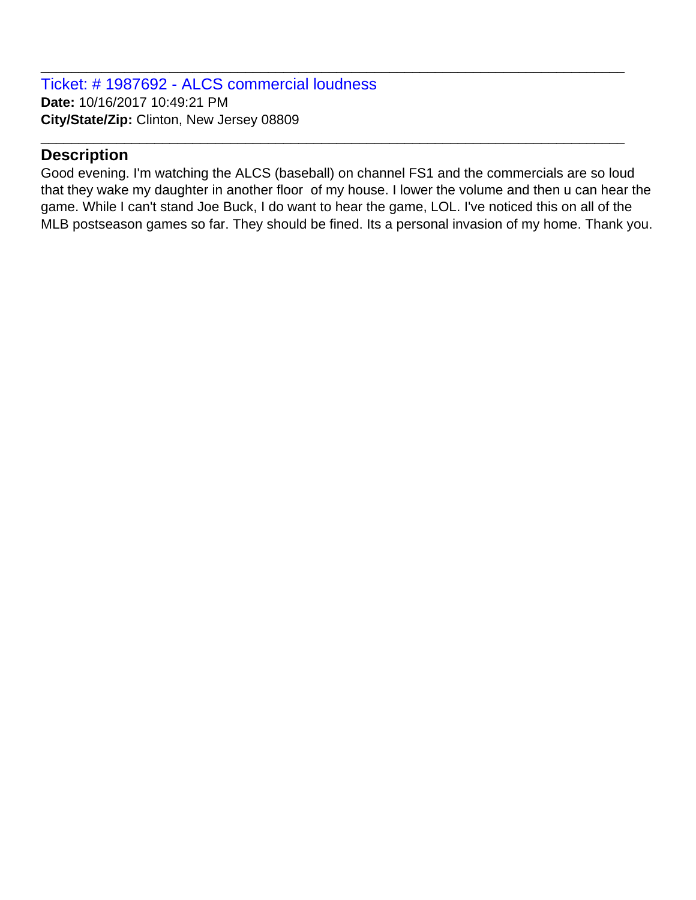## Ticket: # 1987692 - ALCS commercial loudness

**Date:** 10/16/2017 10:49:21 PM

**City/State/Zip:** Clinton, New Jersey 08809

## Description

Good evening. I'm watching the ALCS (baseball) on channel FS1 and the commercials are so loud that they wake my daughter in another floor of my house. I lower the volume and then u can hear the game. While I can't stand Joe Buck, I do want to hear the game, LOL. I've noticed this on all of the MLB postseason games so far. They should be fined. Its a personal invasion of my home. Thank you.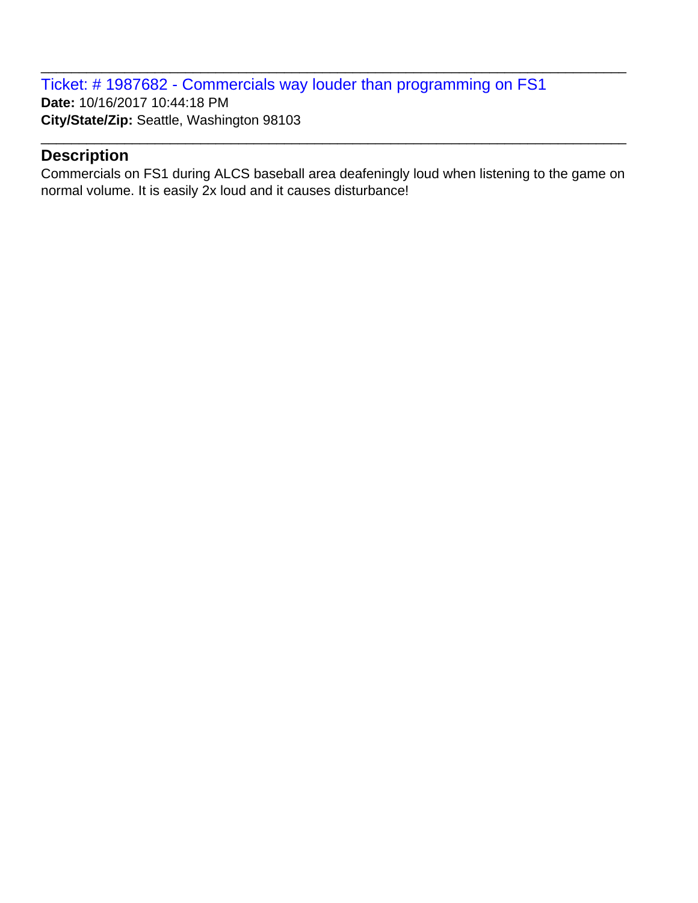Ticket: # 1987682 - Commercials way louder than programming on FS1

**Date:** 10/16/2017 10:44:18 PM

**City/State/Zip:** Seattle, Washington 98103

## Description

Commercials on FS1 during ALCS baseball area deafeningly loud when listening to the game on normal volume. It is easily 2x loud and it causes disturbance!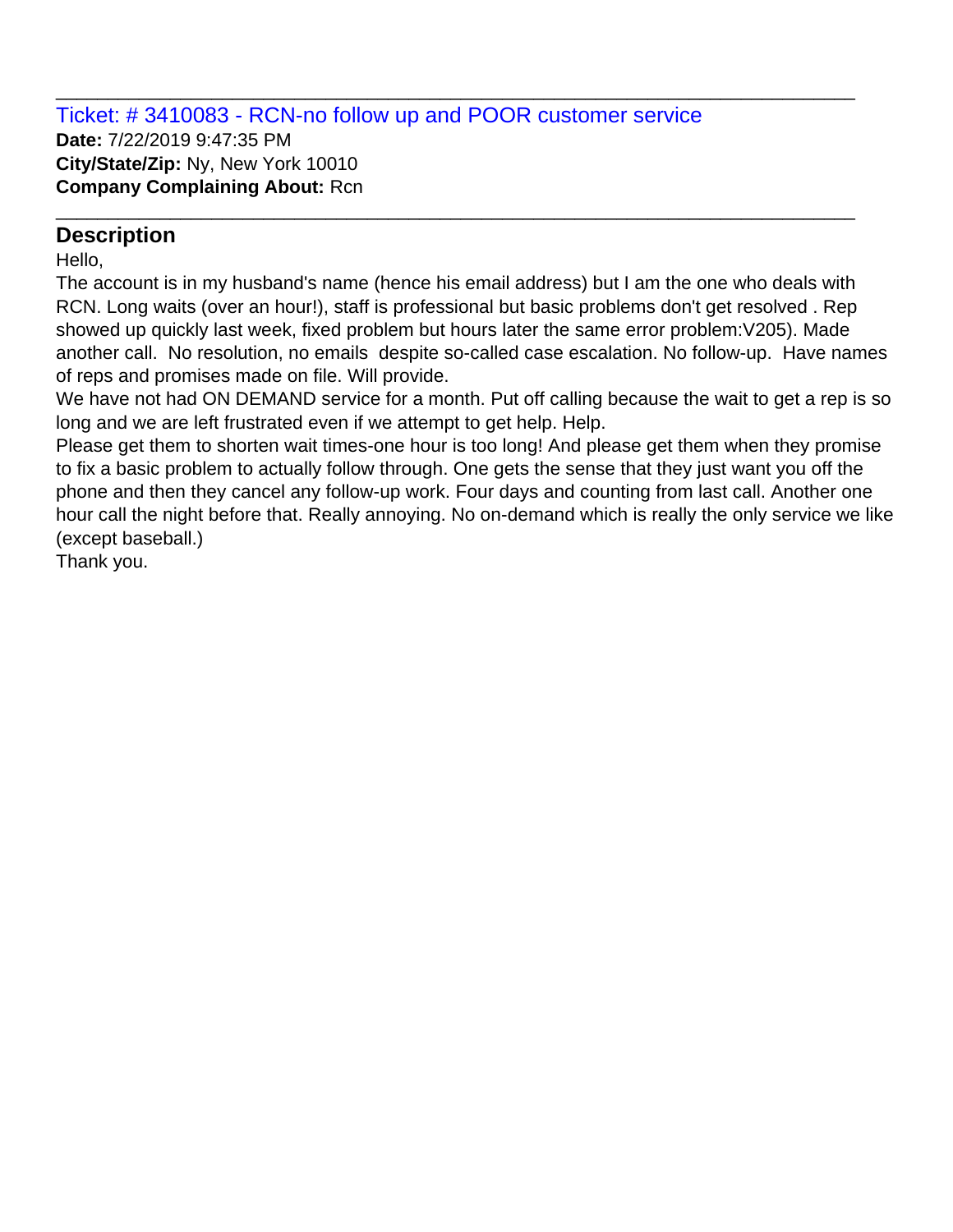## Ticket: # 3410083 - RCN-no follow up and POOR customer service

**Date:** 7/22/2019 9:47:35 PM
**City/State/Zip:** Ny, New York 10010
**Company Complaining About:** Rcn

## Description

Hello,

The account is in my husband's name (hence his email address) but I am the one who deals with RCN. Long waits (over an hour!), staff is professional but basic problems don't get resolved . Rep showed up quickly last week, fixed problem but hours later the same error problem:V205). Made another call. No resolution, no emails despite so-called case escalation. No follow-up. Have names of reps and promises made on file. Will provide.

We have not had ON DEMAND service for a month. Put off calling because the wait to get a rep is so long and we are left frustrated even if we attempt to get help. Help.

Please get them to shorten wait times-one hour is too long! And please get them when they promise to fix a basic problem to actually follow through. One gets the sense that they just want you off the phone and then they cancel any follow-up work. Four days and counting from last call. Another one hour call the night before that. Really annoying. No on-demand which is really the only service we like (except baseball.)

Thank you.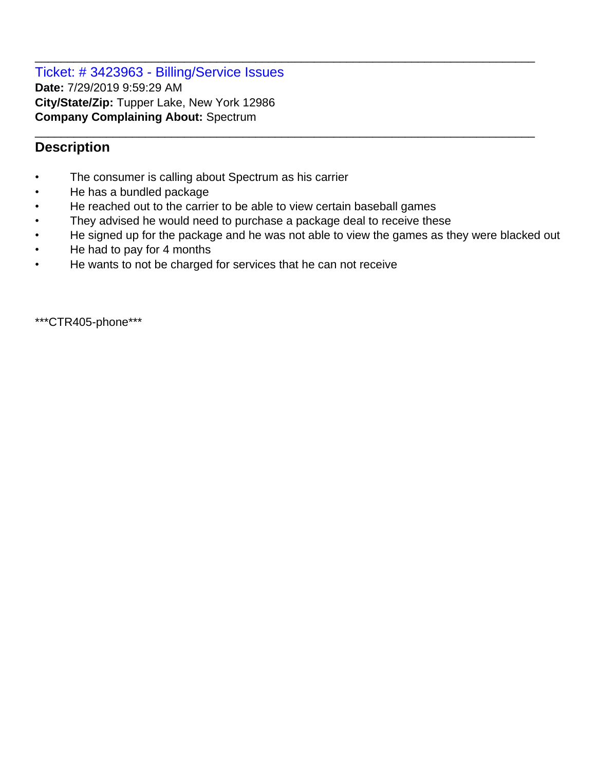## Ticket: # 3423963 - Billing/Service Issues

**Date:** 7/29/2019 9:59:29 AM
**City/State/Zip:** Tupper Lake, New York 12986
**Company Complaining About:** Spectrum

## Description

- The consumer is calling about Spectrum as his carrier
- He has a bundled package
- He reached out to the carrier to be able to view certain baseball games
- They advised he would need to purchase a package deal to receive these
- He signed up for the package and he was not able to view the games as they were blacked out
- He had to pay for 4 months
- He wants to not be charged for services that he can not receive

***CTR405-phone***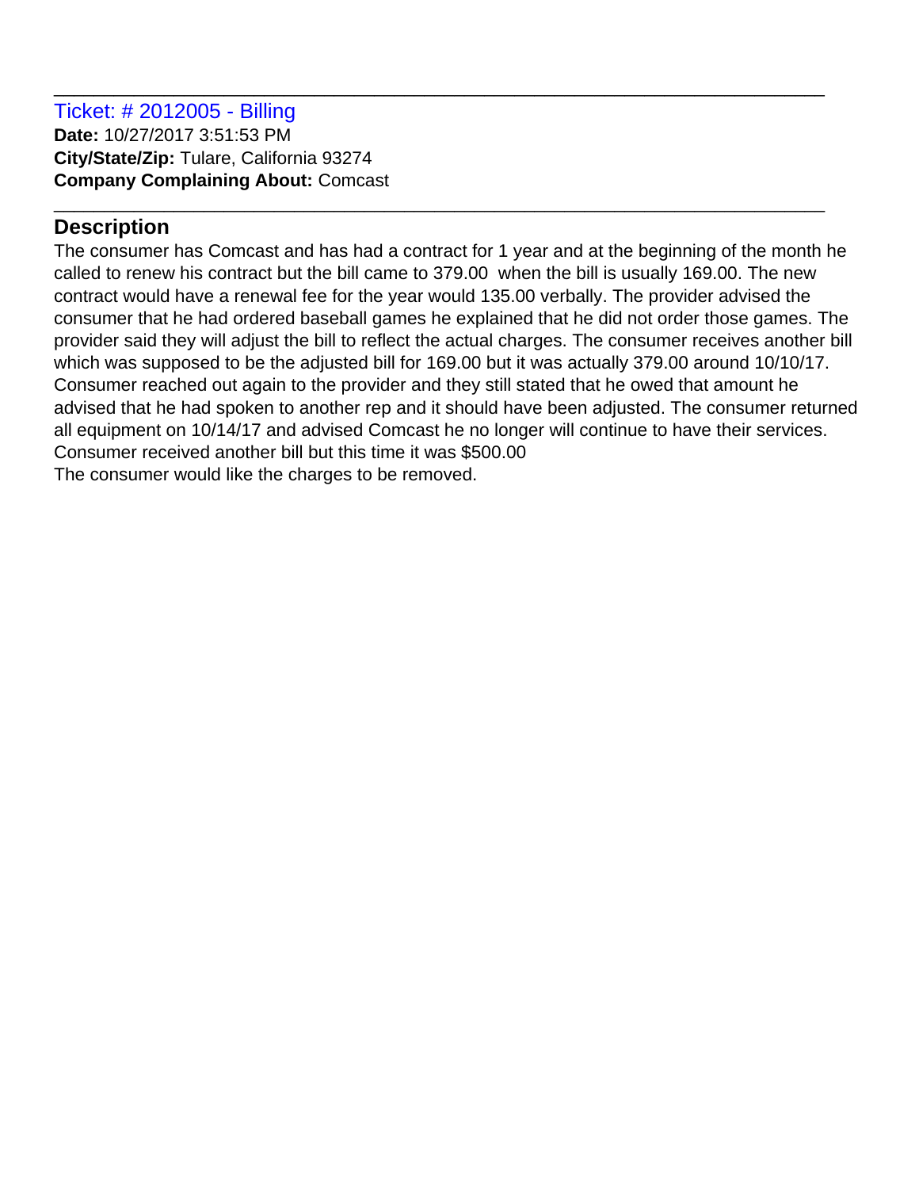Ticket: # 2012005 - Billing

**Date:** 10/27/2017 3:51:53 PM
**City/State/Zip:** Tulare, California 93274
**Company Complaining About:** Comcast

## Description

The consumer has Comcast and has had a contract for 1 year and at the beginning of the month he called to renew his contract but the bill came to 379.00 when the bill is usually 169.00. The new contract would have a renewal fee for the year would 135.00 verbally. The provider advised the consumer that he had ordered baseball games he explained that he did not order those games. The provider said they will adjust the bill to reflect the actual charges. The consumer receives another bill which was supposed to be the adjusted bill for 169.00 but it was actually 379.00 around 10/10/17. Consumer reached out again to the provider and they still stated that he owed that amount he advised that he had spoken to another rep and it should have been adjusted. The consumer returned all equipment on 10/14/17 and advised Comcast he no longer will continue to have their services. Consumer received another bill but this time it was $500.00
The consumer would like the charges to be removed.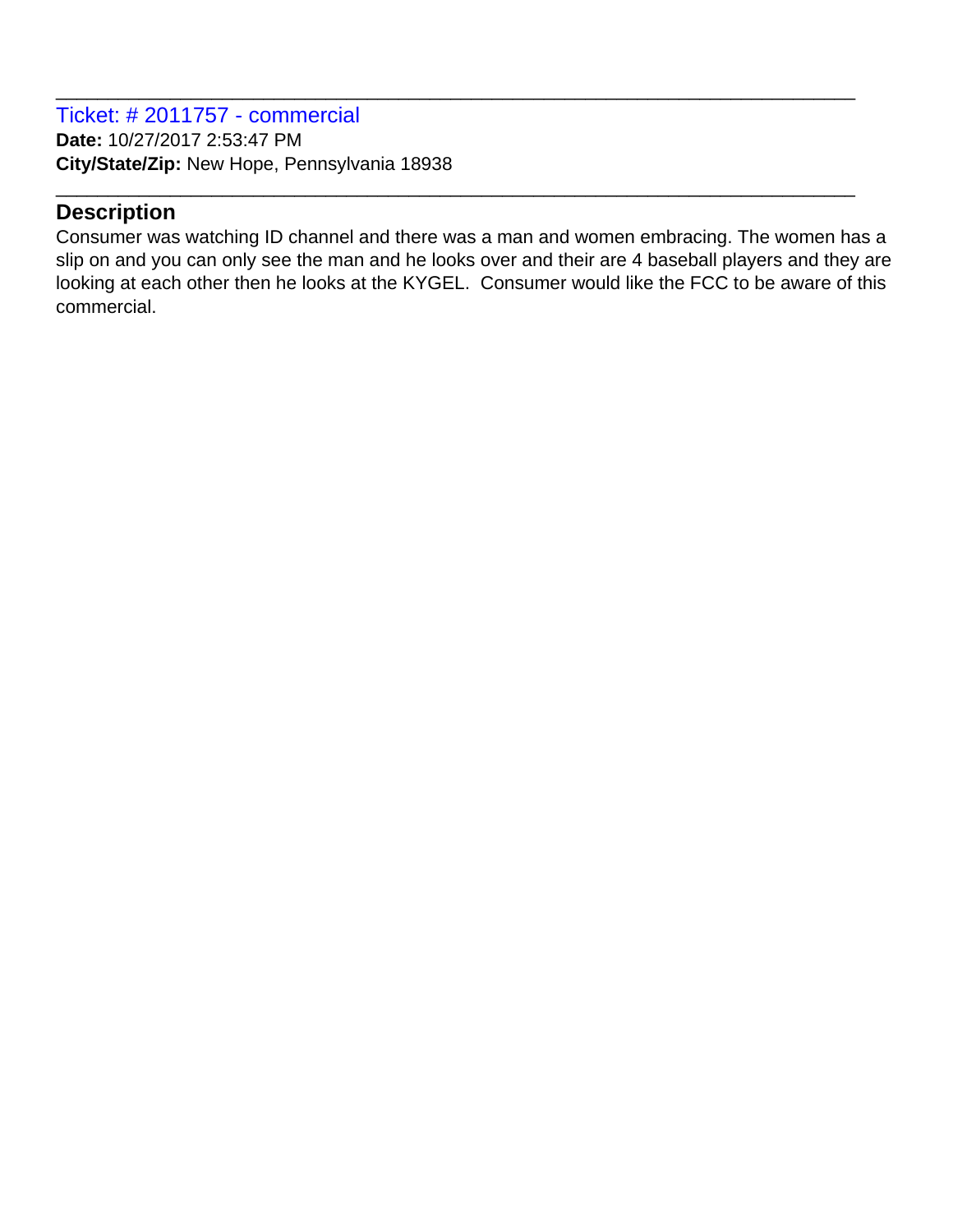## Ticket: # 2011757 - commercial

**Date:** 10/27/2017 2:53:47 PM

**City/State/Zip:** New Hope, Pennsylvania 18938

## Description

Consumer was watching ID channel and there was a man and women embracing. The women has a slip on and you can only see the man and he looks over and their are 4 baseball players and they are looking at each other then he looks at the KYGEL. Consumer would like the FCC to be aware of this commercial.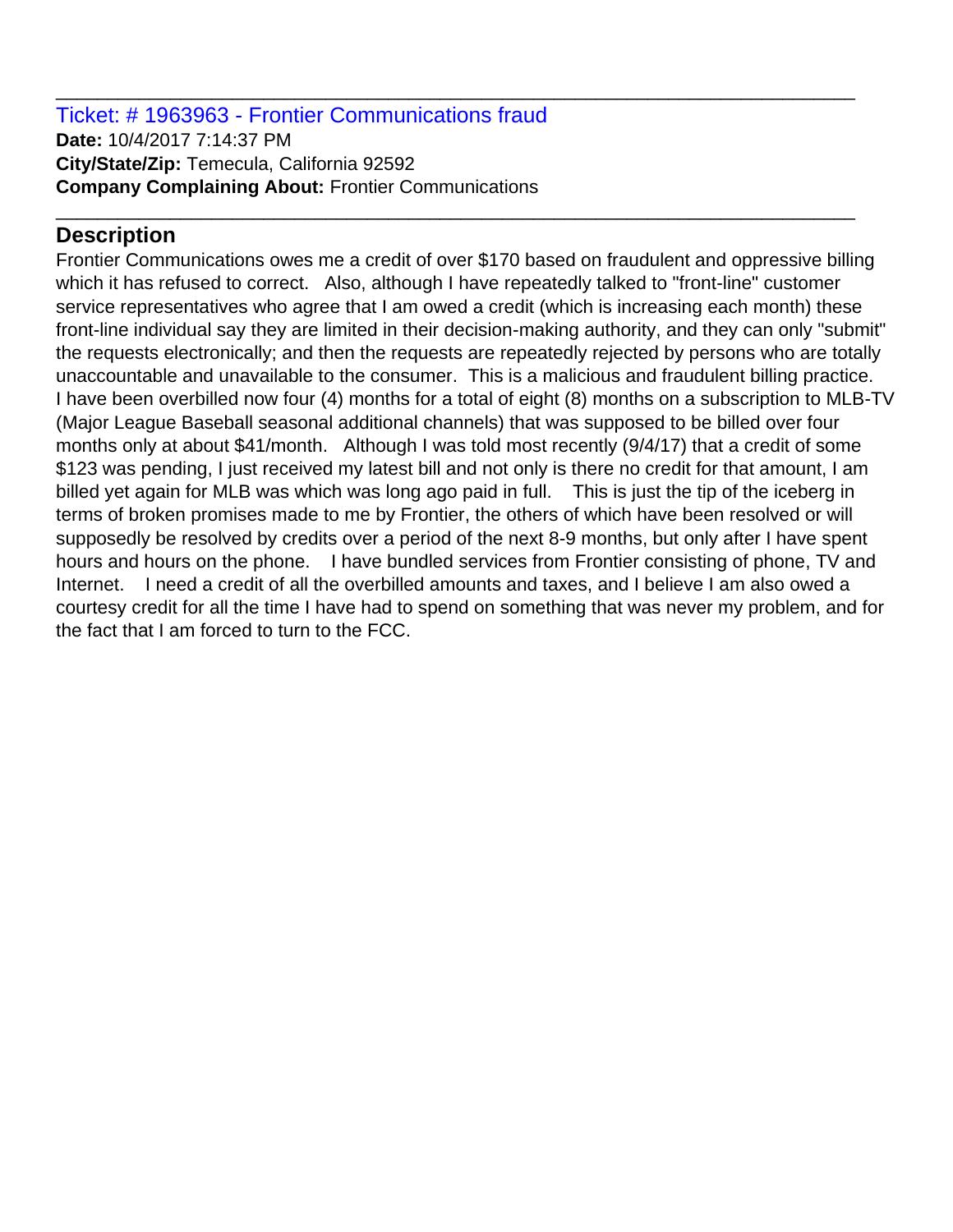## Ticket: # 1963963 - Frontier Communications fraud

**Date:** 10/4/2017 7:14:37 PM
**City/State/Zip:** Temecula, California 92592
**Company Complaining About:** Frontier Communications

## Description

Frontier Communications owes me a credit of over $170 based on fraudulent and oppressive billing which it has refused to correct.  Also, although I have repeatedly talked to "front-line" customer service representatives who agree that I am owed a credit (which is increasing each month) these front-line individual say they are limited in their decision-making authority, and they can only "submit" the requests electronically; and then the requests are repeatedly rejected by persons who are totally unaccountable and unavailable to the consumer.  This is a malicious and fraudulent billing practice.  I have been overbilled now four (4) months for a total of eight (8) months on a subscription to MLB-TV (Major League Baseball seasonal additional channels) that was supposed to be billed over four months only at about $41/month.  Although I was told most recently (9/4/17) that a credit of some $123 was pending, I just received my latest bill and not only is there no credit for that amount, I am billed yet again for MLB was which was long ago paid in full.  This is just the tip of the iceberg in terms of broken promises made to me by Frontier, the others of which have been resolved or will supposedly be resolved by credits over a period of the next 8-9 months, but only after I have spent hours and hours on the phone.  I have bundled services from Frontier consisting of phone, TV and Internet.  I need a credit of all the overbilled amounts and taxes, and I believe I am also owed a courtesy credit for all the time I have had to spend on something that was never my problem, and for the fact that I am forced to turn to the FCC.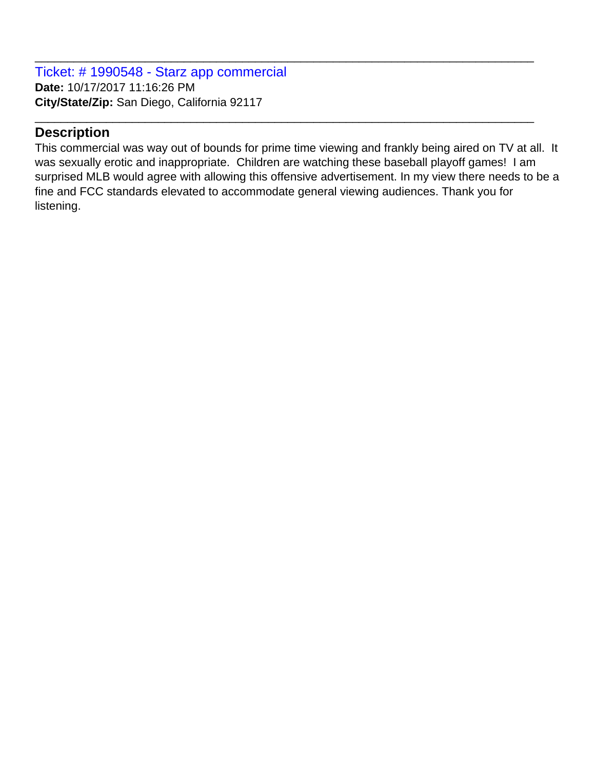Ticket: # 1990548 - Starz app commercial

**Date:** 10/17/2017 11:16:26 PM

**City/State/Zip:** San Diego, California 92117

## Description

This commercial was way out of bounds for prime time viewing and frankly being aired on TV at all. It was sexually erotic and inappropriate. Children are watching these baseball playoff games! I am surprised MLB would agree with allowing this offensive advertisement. In my view there needs to be a fine and FCC standards elevated to accommodate general viewing audiences. Thank you for listening.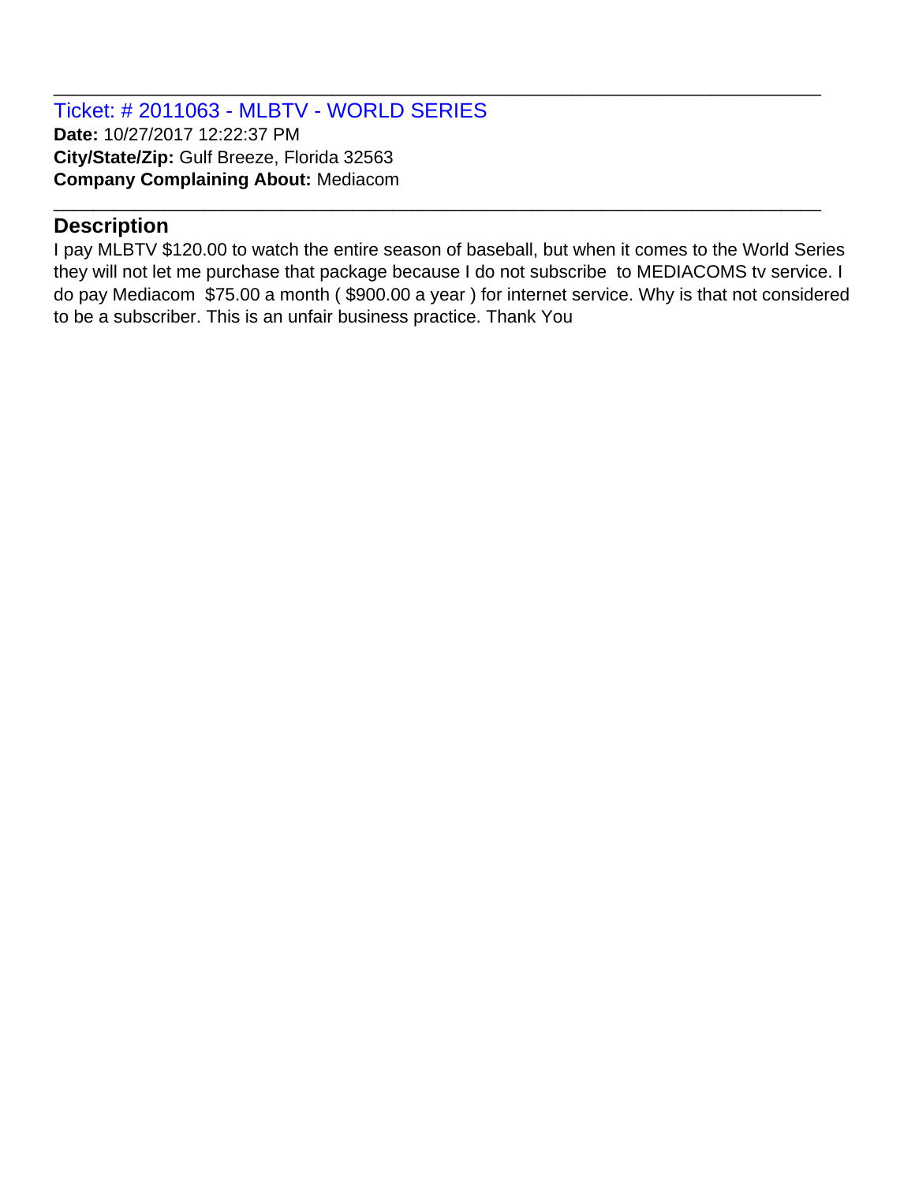---

Ticket: # 2011063 - MLBTV - WORLD SERIES

**Date:** 10/27/2017 12:22:37 PM
**City/State/Zip:** Gulf Breeze, Florida 32563
**Company Complaining About:** Mediacom

---

## Description

I pay MLBTV $120.00 to watch the entire season of baseball, but when it comes to the World Series they will not let me purchase that package because I do not subscribe to MEDIACOMS tv service. I do pay Mediacom $75.00 a month ( $900.00 a year ) for internet service. Why is that not considered to be a subscriber. This is an unfair business practice. Thank You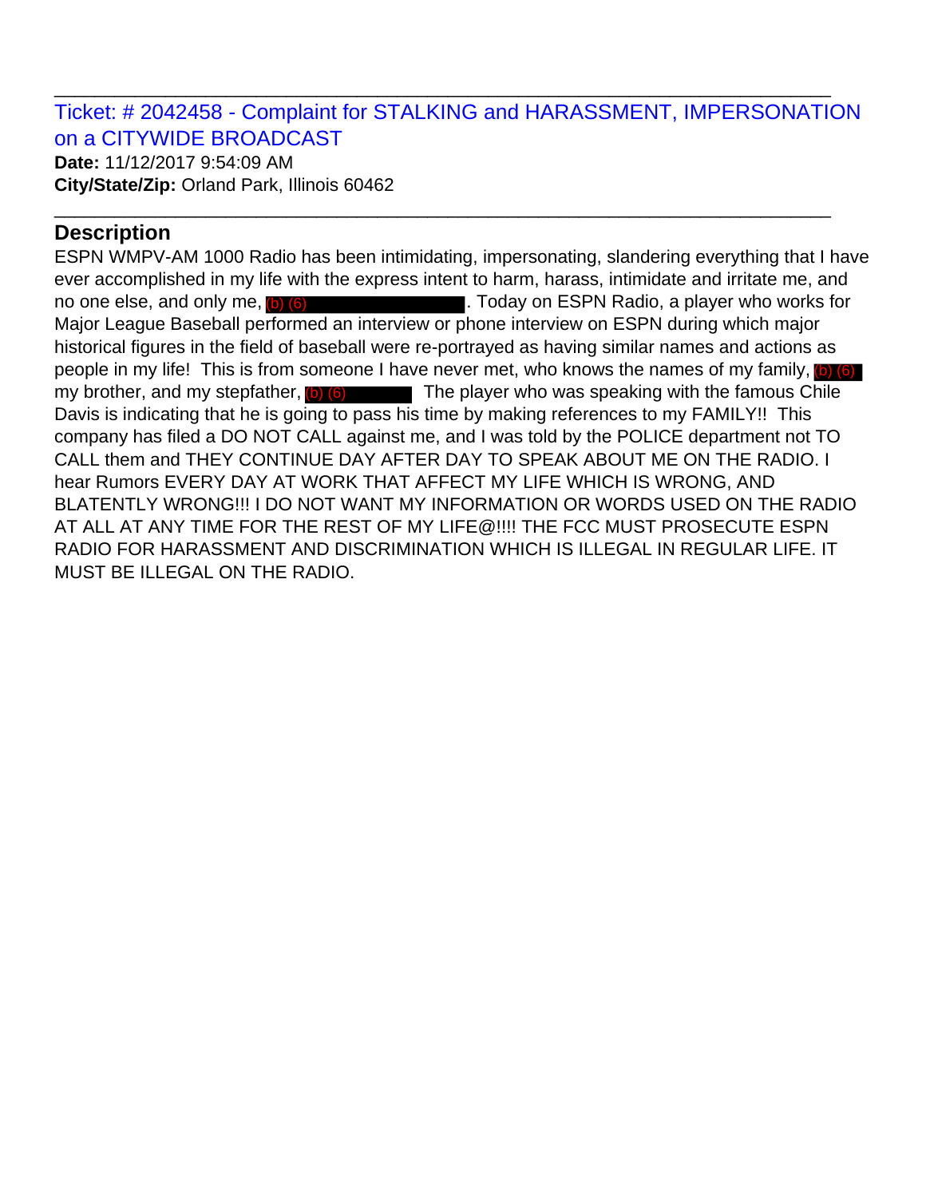## Ticket: # 2042458 - Complaint for STALKING and HARASSMENT, IMPERSONATION on a CITYWIDE BROADCAST

**Date:** 11/12/2017 9:54:09 AM
**City/State/Zip:** Orland Park, Illinois 60462

### Description

ESPN WMPV-AM 1000 Radio has been intimidating, impersonating, slandering everything that I have ever accomplished in my life with the express intent to harm, harass, intimidate and irritate me, and no one else, and only me, (b) (6). Today on ESPN Radio, a player who works for Major League Baseball performed an interview or phone interview on ESPN during which major historical figures in the field of baseball were re-portrayed as having similar names and actions as people in my life! This is from someone I have never met, who knows the names of my family, (b) (6) my brother, and my stepfather, (b) (6) The player who was speaking with the famous Chile Davis is indicating that he is going to pass his time by making references to my FAMILY!! This company has filed a DO NOT CALL against me, and I was told by the POLICE department not TO CALL them and THEY CONTINUE DAY AFTER DAY TO SPEAK ABOUT ME ON THE RADIO. I hear Rumors EVERY DAY AT WORK THAT AFFECT MY LIFE WHICH IS WRONG, AND BLATENTLY WRONG!!! I DO NOT WANT MY INFORMATION OR WORDS USED ON THE RADIO AT ALL AT ANY TIME FOR THE REST OF MY LIFE@!!!! THE FCC MUST PROSECUTE ESPN RADIO FOR HARASSMENT AND DISCRIMINATION WHICH IS ILLEGAL IN REGULAR LIFE. IT MUST BE ILLEGAL ON THE RADIO.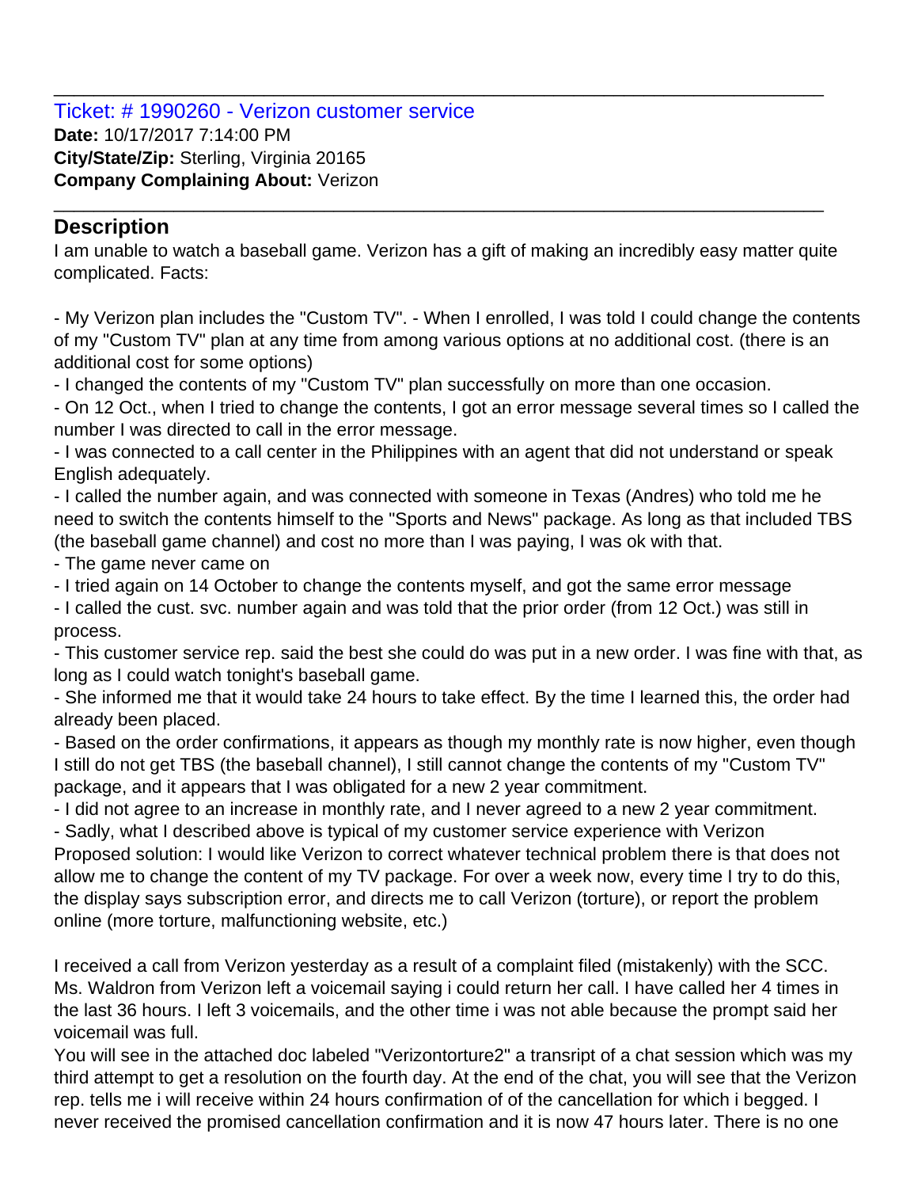## Ticket: # 1990260 - Verizon customer service

**Date:** 10/17/2017 7:14:00 PM
**City/State/Zip:** Sterling, Virginia 20165
**Company Complaining About:** Verizon

## Description

I am unable to watch a baseball game. Verizon has a gift of making an incredibly easy matter quite complicated. Facts:

- My Verizon plan includes the "Custom TV". - When I enrolled, I was told I could change the contents of my "Custom TV" plan at any time from among various options at no additional cost. (there is an additional cost for some options)
- I changed the contents of my "Custom TV" plan successfully on more than one occasion.
- On 12 Oct., when I tried to change the contents, I got an error message several times so I called the number I was directed to call in the error message.
- I was connected to a call center in the Philippines with an agent that did not understand or speak English adequately.
- I called the number again, and was connected with someone in Texas (Andres) who told me he need to switch the contents himself to the "Sports and News" package. As long as that included TBS (the baseball game channel) and cost no more than I was paying, I was ok with that.
- The game never came on
- I tried again on 14 October to change the contents myself, and got the same error message
- I called the cust. svc. number again and was told that the prior order (from 12 Oct.) was still in process.
- This customer service rep. said the best she could do was put in a new order. I was fine with that, as long as I could watch tonight's baseball game.
- She informed me that it would take 24 hours to take effect. By the time I learned this, the order had already been placed.
- Based on the order confirmations, it appears as though my monthly rate is now higher, even though I still do not get TBS (the baseball channel), I still cannot change the contents of my "Custom TV" package, and it appears that I was obligated for a new 2 year commitment.
- I did not agree to an increase in monthly rate, and I never agreed to a new 2 year commitment.
- Sadly, what I described above is typical of my customer service experience with Verizon

Proposed solution: I would like Verizon to correct whatever technical problem there is that does not allow me to change the content of my TV package. For over a week now, every time I try to do this, the display says subscription error, and directs me to call Verizon (torture), or report the problem online (more torture, malfunctioning website, etc.)

I received a call from Verizon yesterday as a result of a complaint filed (mistakenly) with the SCC. Ms. Waldron from Verizon left a voicemail saying i could return her call. I have called her 4 times in the last 36 hours. I left 3 voicemails, and the other time i was not able because the prompt said her voicemail was full.

You will see in the attached doc labeled "Verizontorture2" a transript of a chat session which was my third attempt to get a resolution on the fourth day. At the end of the chat, you will see that the Verizon rep. tells me i will receive within 24 hours confirmation of of the cancellation for which i begged. I never received the promised cancellation confirmation and it is now 47 hours later. There is no one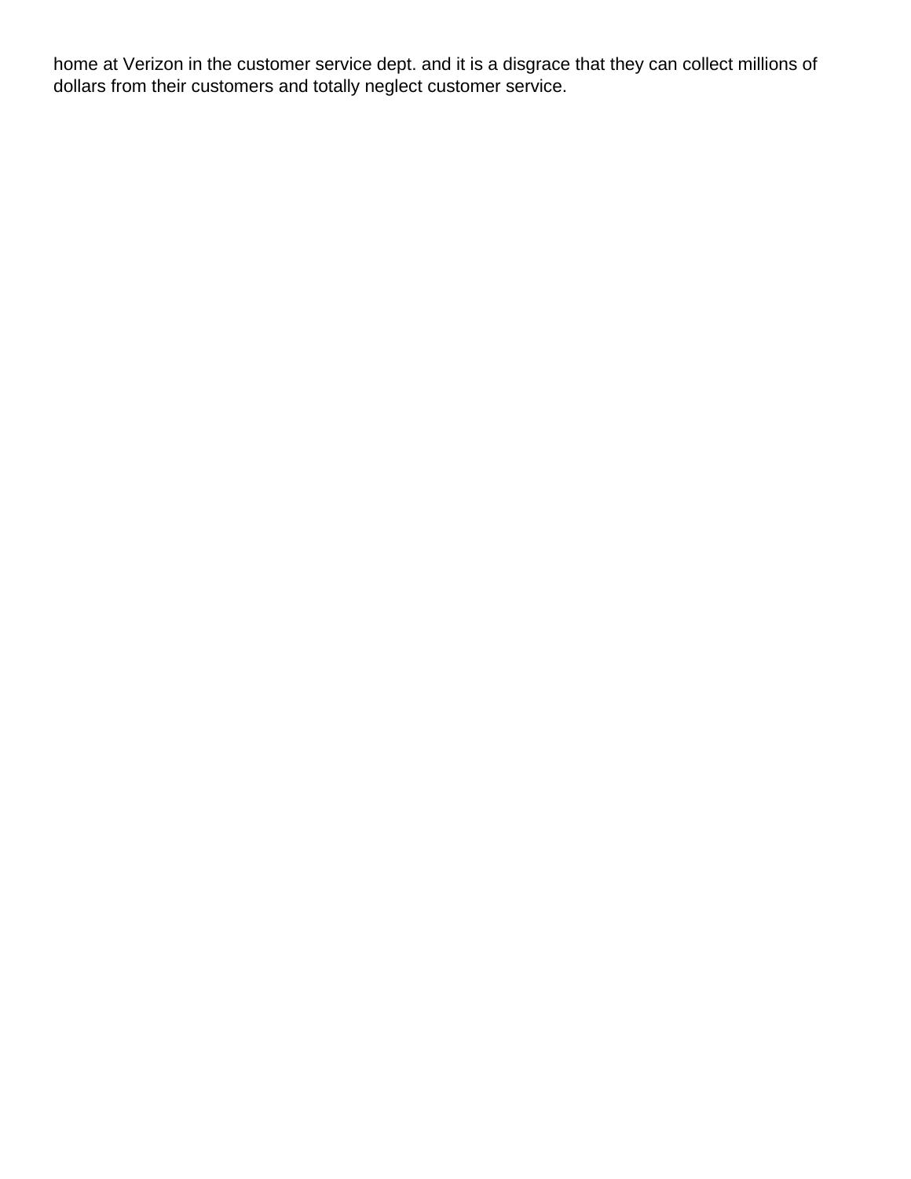home at Verizon in the customer service dept. and it is a disgrace that they can collect millions of dollars from their customers and totally neglect customer service.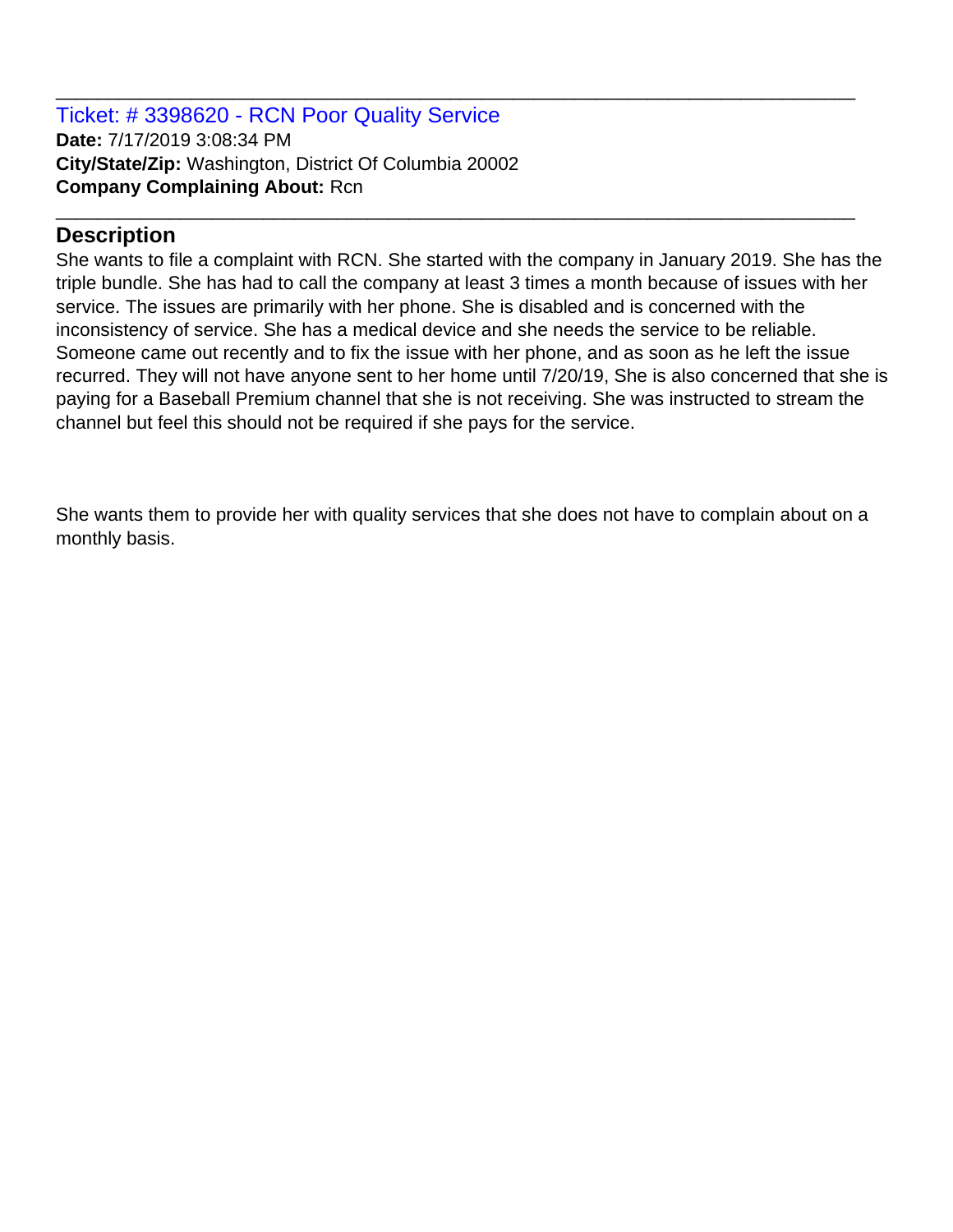---

Ticket: # 3398620 - RCN Poor Quality Service

**Date:** 7/17/2019 3:08:34 PM
**City/State/Zip:** Washington, District Of Columbia 20002
**Company Complaining About:** Rcn

---

## Description

She wants to file a complaint with RCN. She started with the company in January 2019. She has the triple bundle. She has had to call the company at least 3 times a month because of issues with her service. The issues are primarily with her phone. She is disabled and is concerned with the inconsistency of service. She has a medical device and she needs the service to be reliable. Someone came out recently and to fix the issue with her phone, and as soon as he left the issue recurred. They will not have anyone sent to her home until 7/20/19, She is also concerned that she is paying for a Baseball Premium channel that she is not receiving. She was instructed to stream the channel but feel this should not be required if she pays for the service.

She wants them to provide her with quality services that she does not have to complain about on a monthly basis.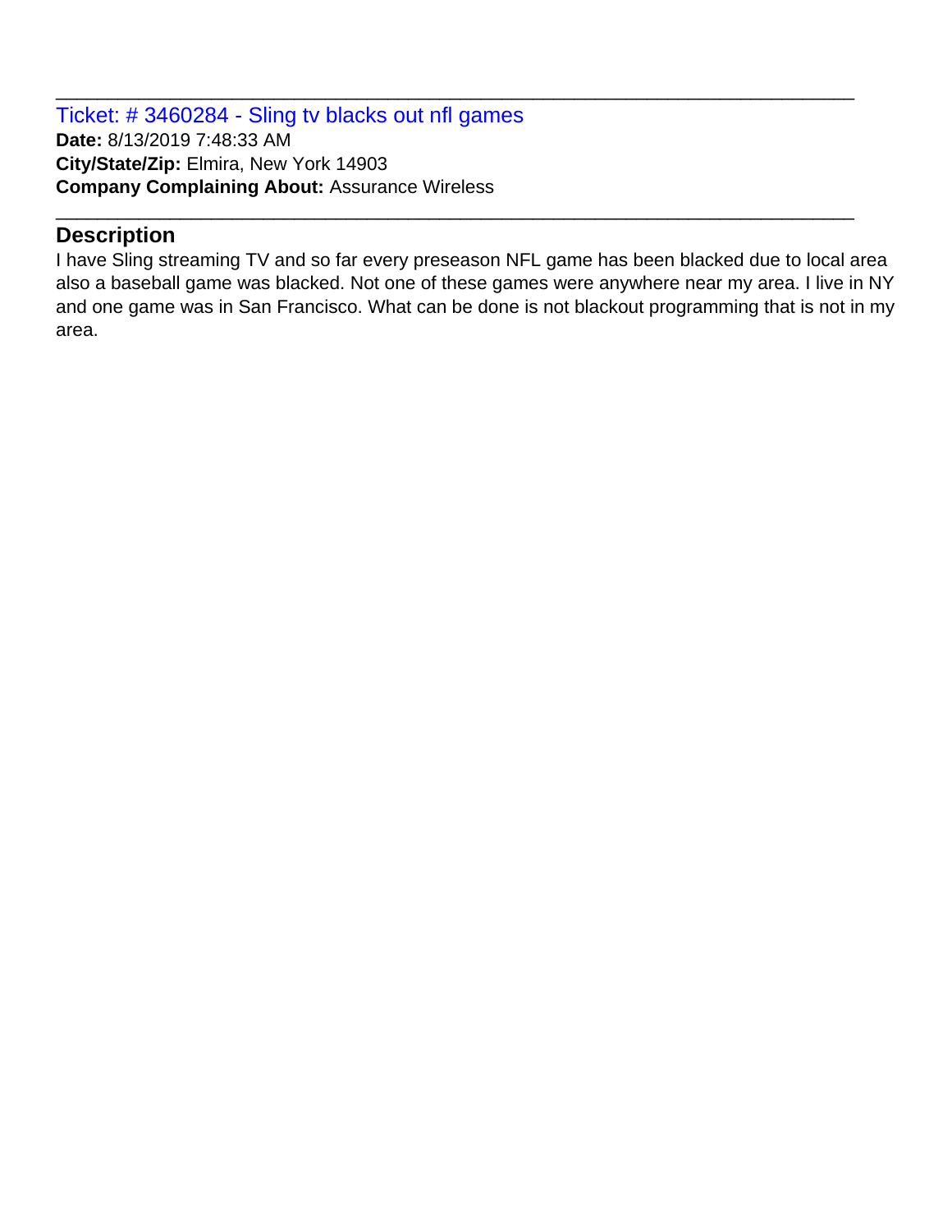## Ticket: # 3460284 - Sling tv blacks out nfl games

**Date:** 8/13/2019 7:48:33 AM
**City/State/Zip:** Elmira, New York 14903
**Company Complaining About:** Assurance Wireless

## Description

I have Sling streaming TV and so far every preseason NFL game has been blacked due to local area also a baseball game was blacked. Not one of these games were anywhere near my area. I live in NY and one game was in San Francisco. What can be done is not blackout programming that is not in my area.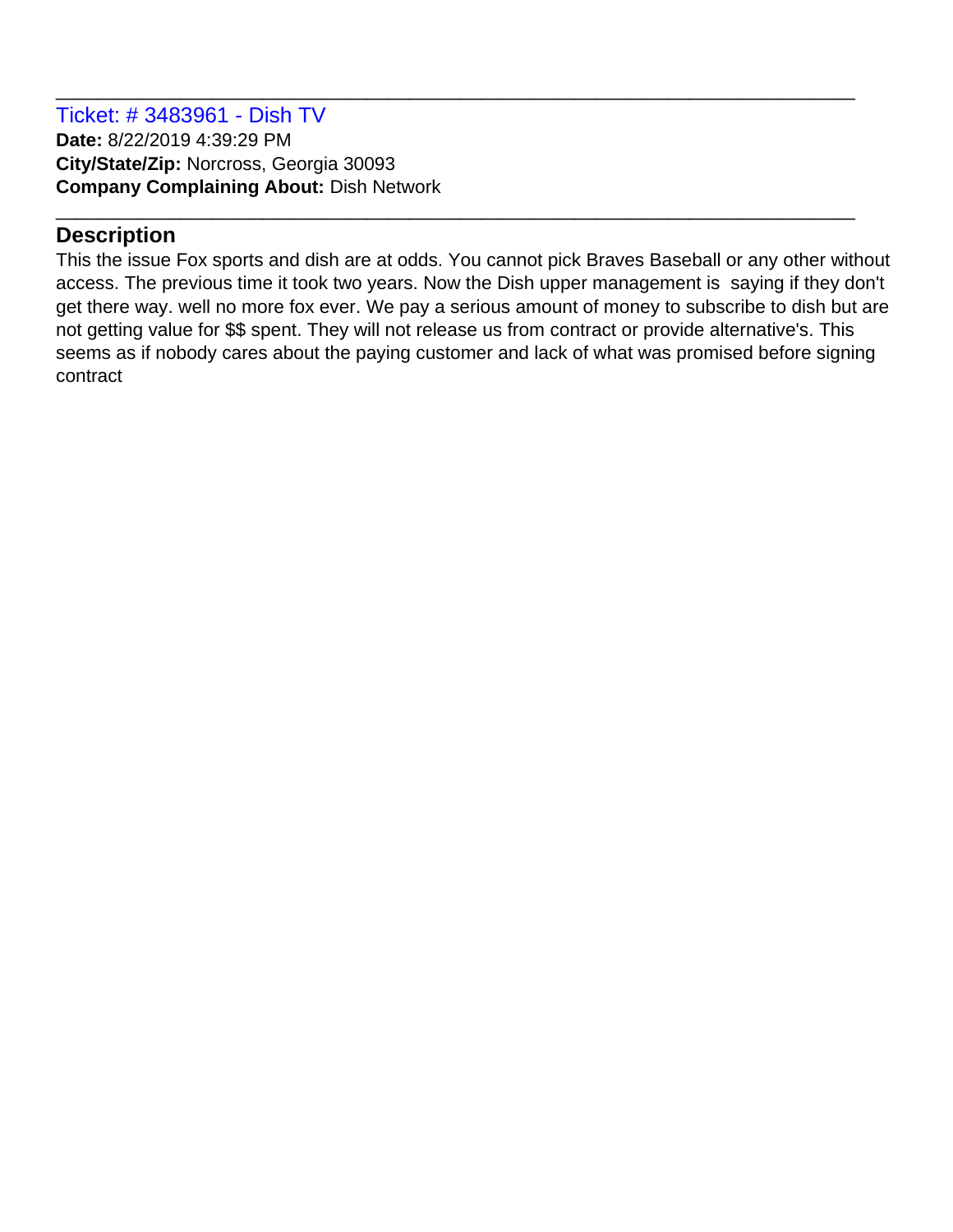Ticket: # 3483961 - Dish TV

**Date:** 8/22/2019 4:39:29 PM

**City/State/Zip:** Norcross, Georgia 30093

**Company Complaining About:** Dish Network

## Description

This the issue Fox sports and dish are at odds. You cannot pick Braves Baseball or any other without access. The previous time it took two years. Now the Dish upper management is saying if they don't get there way. well no more fox ever. We pay a serious amount of money to subscribe to dish but are not getting value for $$ spent. They will not release us from contract or provide alternative's. This seems as if nobody cares about the paying customer and lack of what was promised before signing contract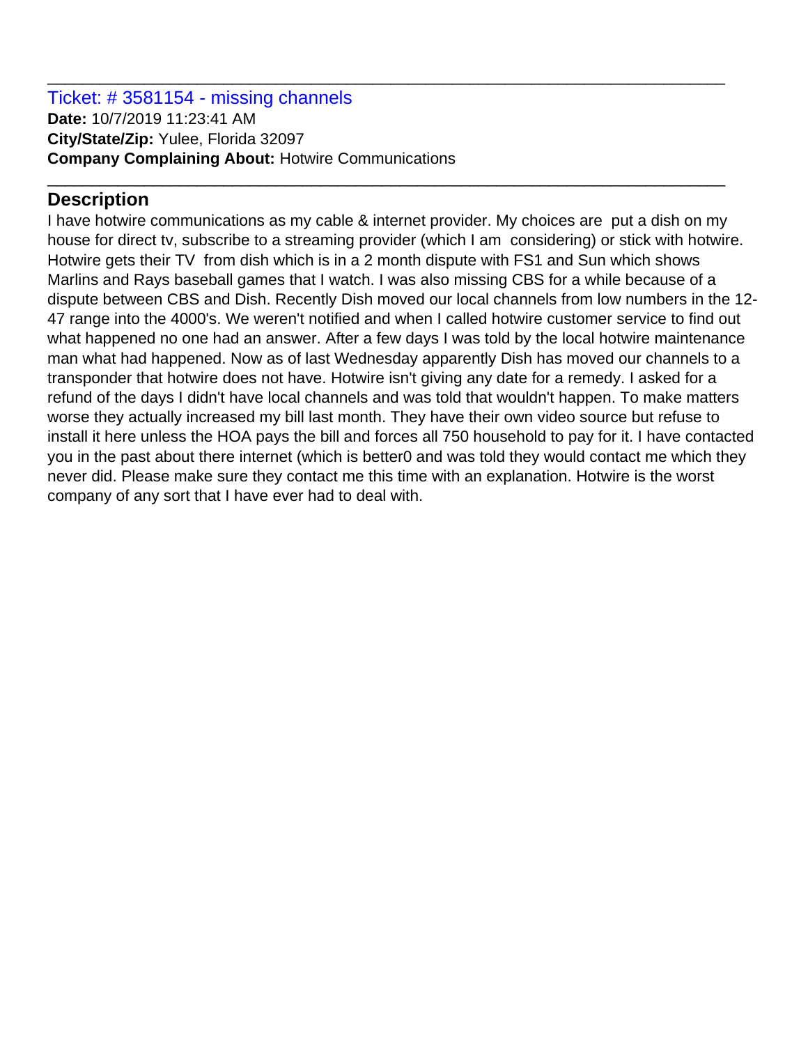## Ticket: # 3581154 - missing channels

**Date:** 10/7/2019 11:23:41 AM
**City/State/Zip:** Yulee, Florida 32097
**Company Complaining About:** Hotwire Communications

---

## Description

I have hotwire communications as my cable & internet provider. My choices are put a dish on my house for direct tv, subscribe to a streaming provider (which I am considering) or stick with hotwire. Hotwire gets their TV from dish which is in a 2 month dispute with FS1 and Sun which shows Marlins and Rays baseball games that I watch. I was also missing CBS for a while because of a dispute between CBS and Dish. Recently Dish moved our local channels from low numbers in the 12-47 range into the 4000's. We weren't notified and when I called hotwire customer service to find out what happened no one had an answer. After a few days I was told by the local hotwire maintenance man what had happened. Now as of last Wednesday apparently Dish has moved our channels to a transponder that hotwire does not have. Hotwire isn't giving any date for a remedy. I asked for a refund of the days I didn't have local channels and was told that wouldn't happen. To make matters worse they actually increased my bill last month. They have their own video source but refuse to install it here unless the HOA pays the bill and forces all 750 household to pay for it. I have contacted you in the past about there internet (which is better0 and was told they would contact me which they never did. Please make sure they contact me this time with an explanation. Hotwire is the worst company of any sort that I have ever had to deal with.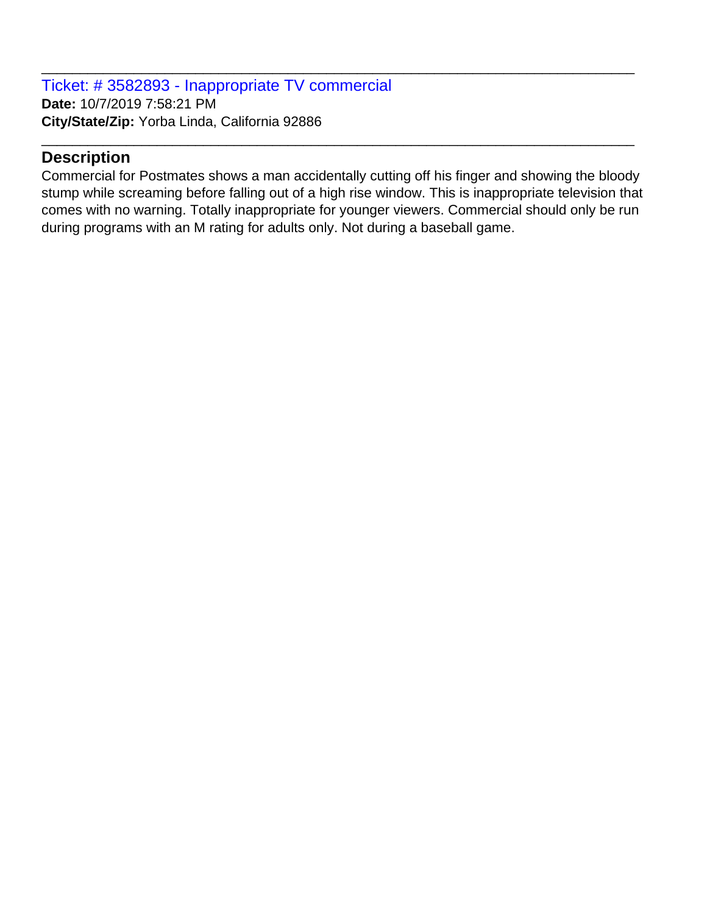## Ticket: # 3582893 - Inappropriate TV commercial

**Date:** 10/7/2019 7:58:21 PM
**City/State/Zip:** Yorba Linda, California 92886

### Description

Commercial for Postmates shows a man accidentally cutting off his finger and showing the bloody stump while screaming before falling out of a high rise window. This is inappropriate television that comes with no warning. Totally inappropriate for younger viewers. Commercial should only be run during programs with an M rating for adults only. Not during a baseball game.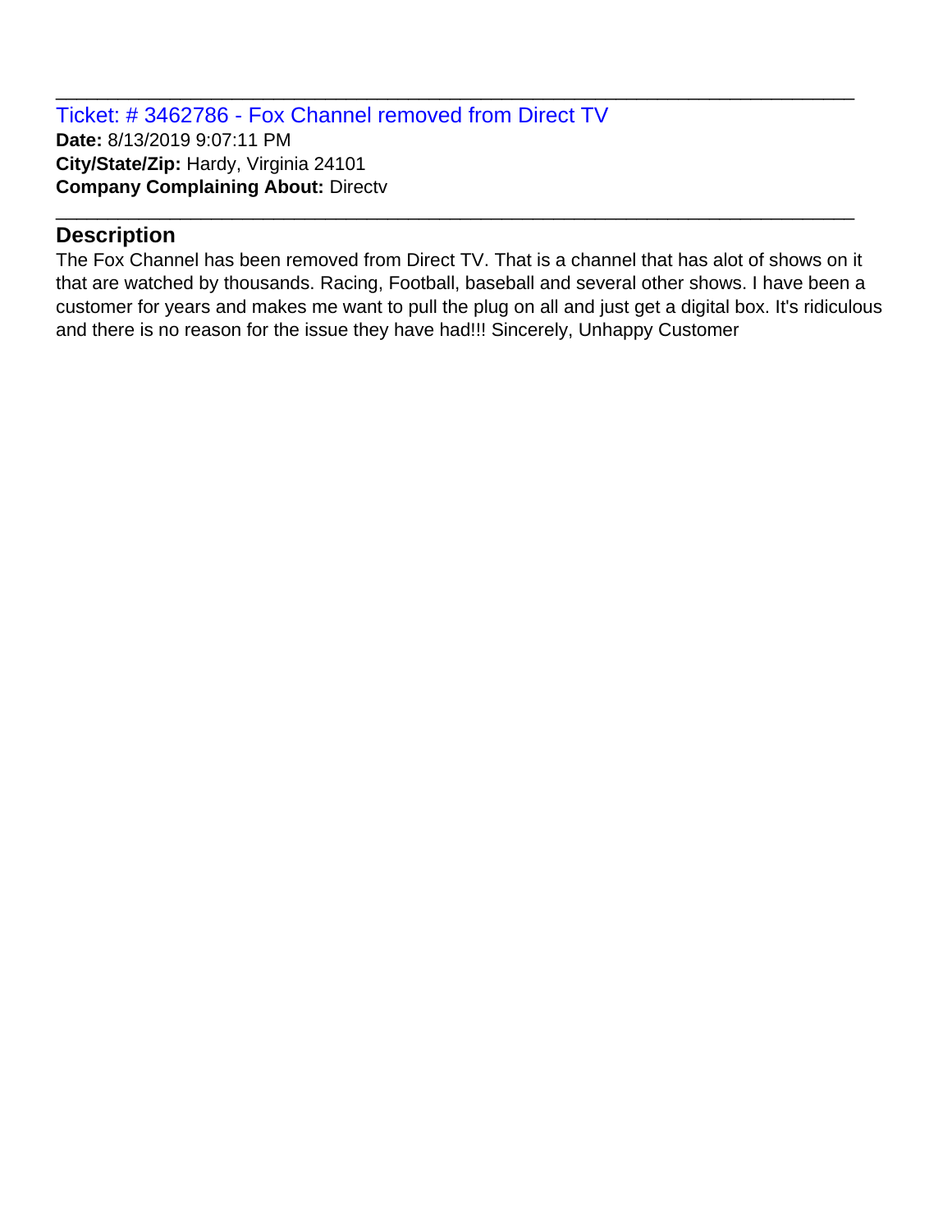Ticket: # 3462786 - Fox Channel removed from Direct TV

**Date:** 8/13/2019 9:07:11 PM

**City/State/Zip:** Hardy, Virginia 24101

**Company Complaining About:** Directv

## Description

The Fox Channel has been removed from Direct TV. That is a channel that has alot of shows on it that are watched by thousands. Racing, Football, baseball and several other shows. I have been a customer for years and makes me want to pull the plug on all and just get a digital box. It's ridiculous and there is no reason for the issue they have had!!! Sincerely, Unhappy Customer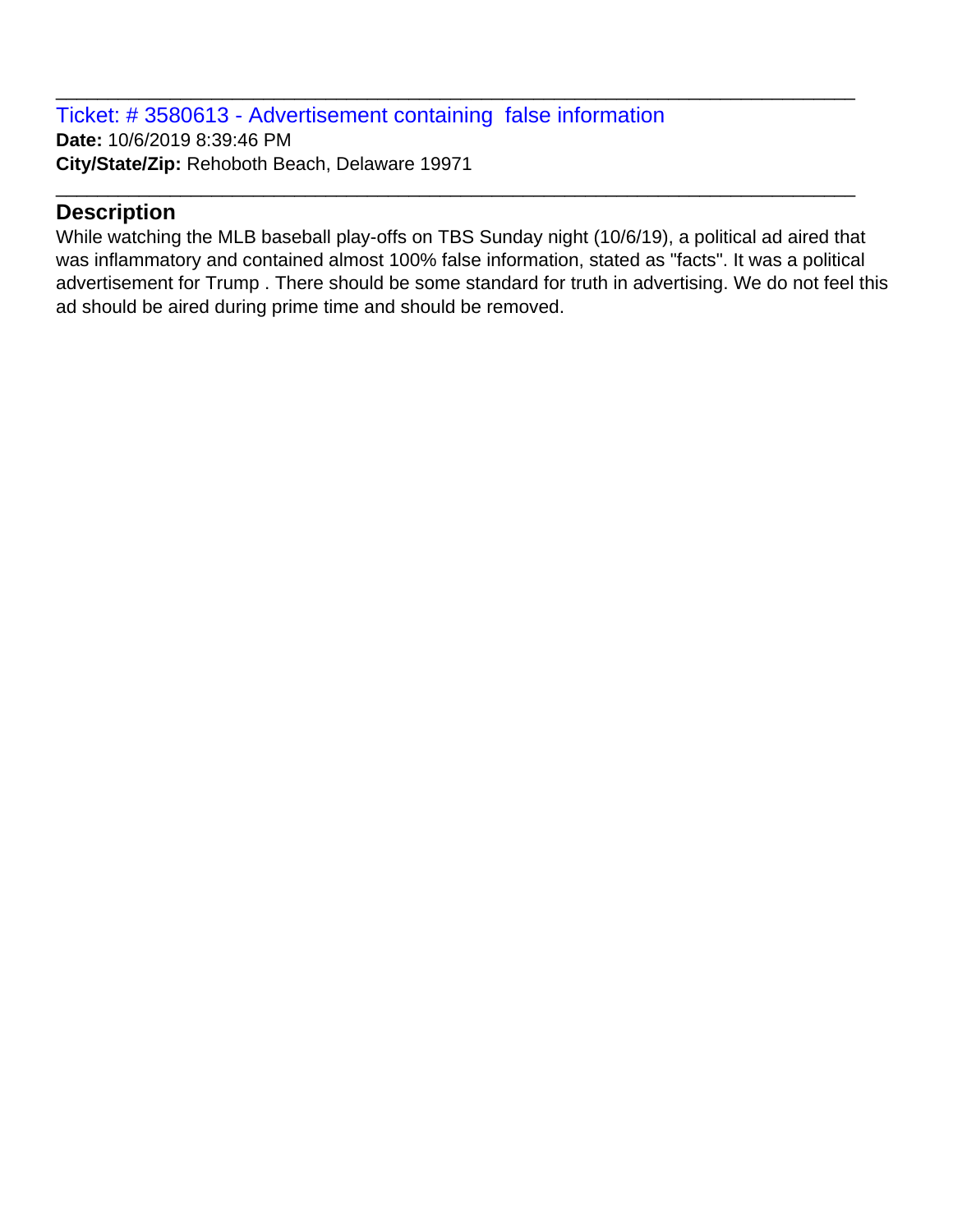Ticket: # 3580613 - Advertisement containing  false information

**Date:** 10/6/2019 8:39:46 PM

**City/State/Zip:** Rehoboth Beach, Delaware 19971

## Description

While watching the MLB baseball play-offs on TBS Sunday night (10/6/19), a political ad aired that was inflammatory and contained almost 100% false information, stated as "facts". It was a political advertisement for Trump . There should be some standard for truth in advertising. We do not feel this ad should be aired during prime time and should be removed.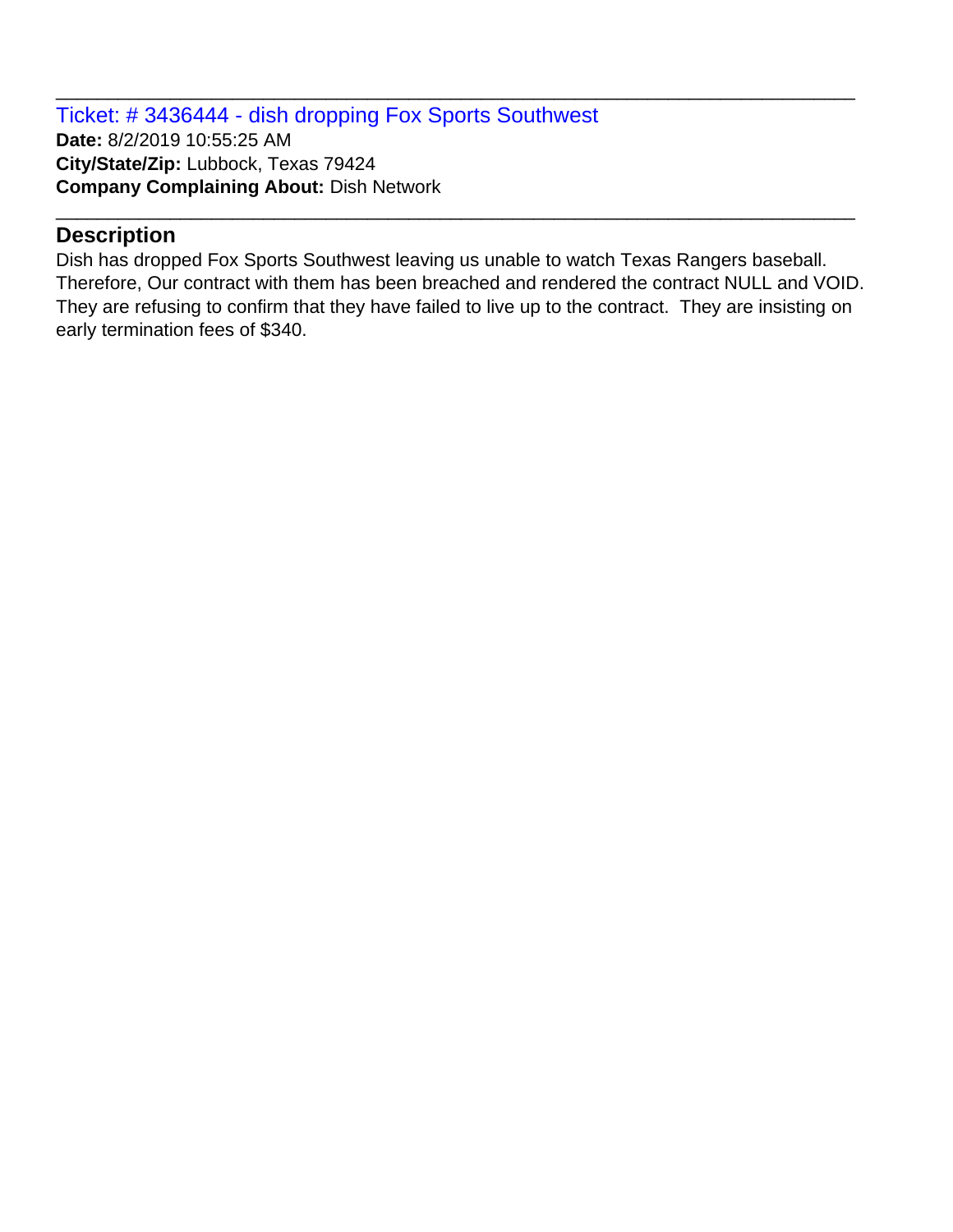---

Ticket: # 3436444 - dish dropping Fox Sports Southwest
**Date:** 8/2/2019 10:55:25 AM
**City/State/Zip:** Lubbock, Texas 79424
**Company Complaining About:** Dish Network

---

## Description

Dish has dropped Fox Sports Southwest leaving us unable to watch Texas Rangers baseball. Therefore, Our contract with them has been breached and rendered the contract NULL and VOID. They are refusing to confirm that they have failed to live up to the contract. They are insisting on early termination fees of $340.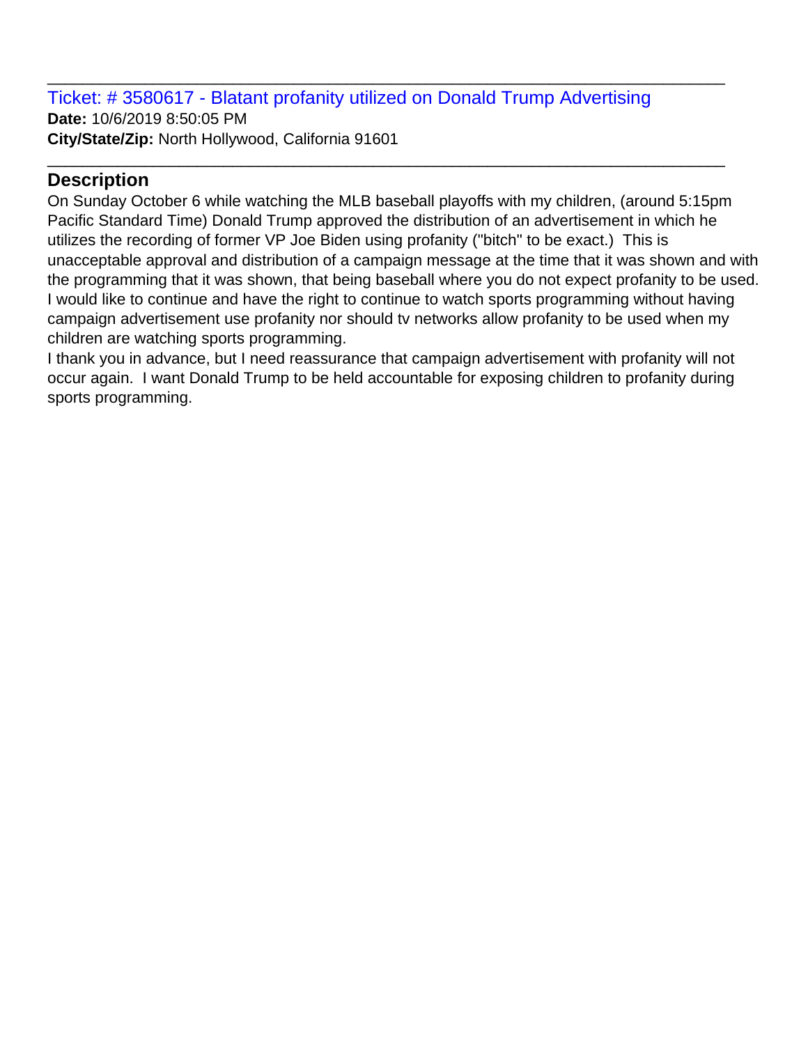---

Ticket: # 3580617 - Blatant profanity utilized on Donald Trump Advertising

**Date:** 10/6/2019 8:50:05 PM

**City/State/Zip:** North Hollywood, California 91601

---

## Description

On Sunday October 6 while watching the MLB baseball playoffs with my children, (around 5:15pm Pacific Standard Time) Donald Trump approved the distribution of an advertisement in which he utilizes the recording of former VP Joe Biden using profanity ("bitch" to be exact.) This is unacceptable approval and distribution of a campaign message at the time that it was shown and with the programming that it was shown, that being baseball where you do not expect profanity to be used. I would like to continue and have the right to continue to watch sports programming without having campaign advertisement use profanity nor should tv networks allow profanity to be used when my children are watching sports programming.

I thank you in advance, but I need reassurance that campaign advertisement with profanity will not occur again. I want Donald Trump to be held accountable for exposing children to profanity during sports programming.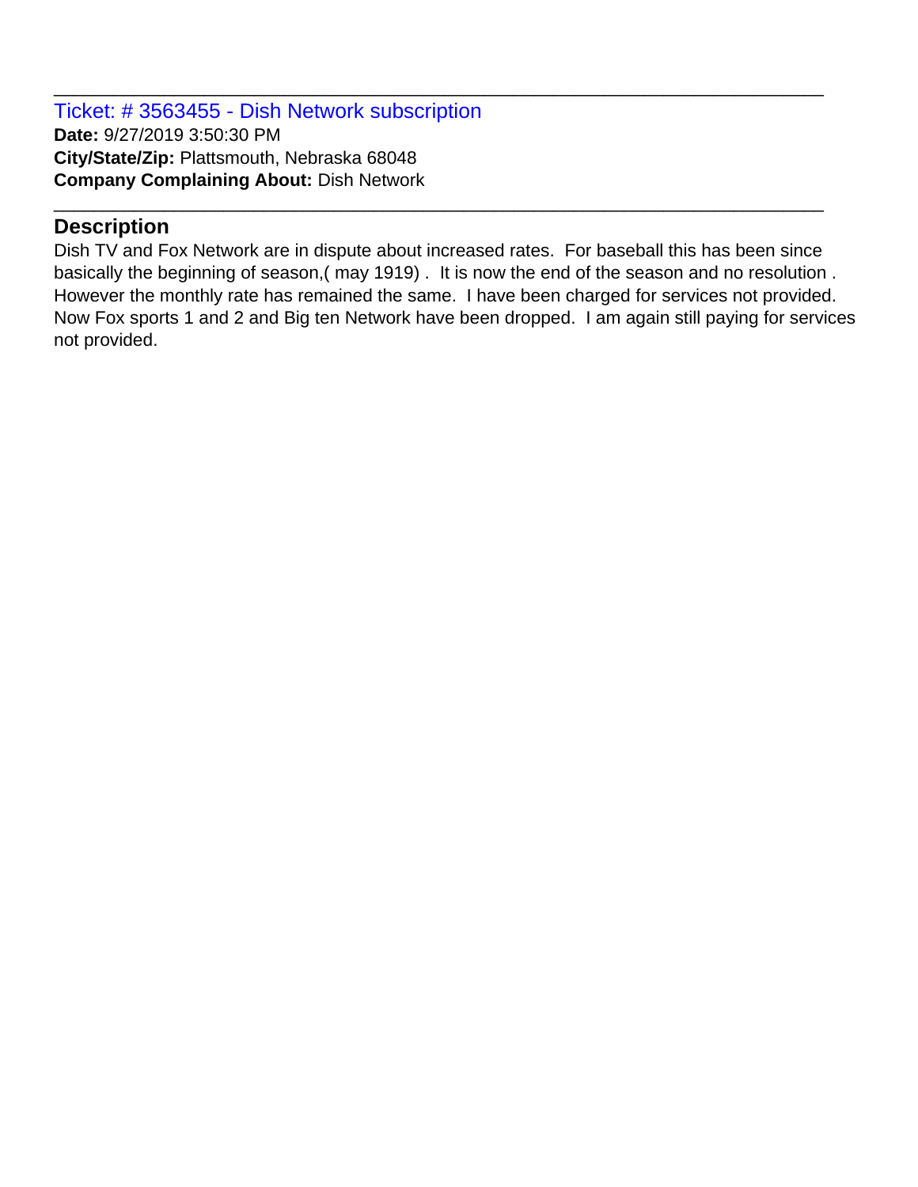---

Ticket: # 3563455 - Dish Network subscription

**Date:** 9/27/2019 3:50:30 PM
**City/State/Zip:** Plattsmouth, Nebraska 68048
**Company Complaining About:** Dish Network

---

## Description

Dish TV and Fox Network are in dispute about increased rates. For baseball this has been since basically the beginning of season,( may 1919) . It is now the end of the season and no resolution . However the monthly rate has remained the same. I have been charged for services not provided. Now Fox sports 1 and 2 and Big ten Network have been dropped. I am again still paying for services not provided.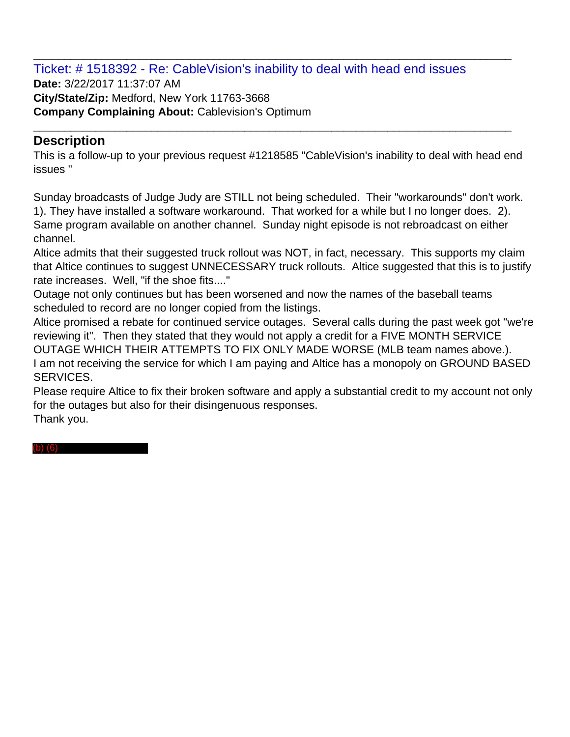---

Ticket: # 1518392 - Re: CableVision's inability to deal with head end issues
**Date:** 3/22/2017 11:37:07 AM
**City/State/Zip:** Medford, New York 11763-3668
**Company Complaining About:** Cablevision's Optimum

---

## Description

This is a follow-up to your previous request #1218585 "CableVision's inability to deal with head end issues "

Sunday broadcasts of Judge Judy are STILL not being scheduled.  Their "workarounds" don't work.
1). They have installed a software workaround.  That worked for a while but I no longer does.  2). Same program available on another channel.  Sunday night episode is not rebroadcast on either channel.
Altice admits that their suggested truck rollout was NOT, in fact, necessary.  This supports my claim that Altice continues to suggest UNNECESSARY truck rollouts.  Altice suggested that this is to justify rate increases.  Well, "if the shoe fits...."
Outage not only continues but has been worsened and now the names of the baseball teams scheduled to record are no longer copied from the listings.
Altice promised a rebate for continued service outages.  Several calls during the past week got "we're reviewing it".  Then they stated that they would not apply a credit for a FIVE MONTH SERVICE OUTAGE WHICH THEIR ATTEMPTS TO FIX ONLY MADE WORSE (MLB team names above.).
I am not receiving the service for which I am paying and Altice has a monopoly on GROUND BASED SERVICES.
Please require Altice to fix their broken software and apply a substantial credit to my account not only for the outages but also for their disingenuous responses.
Thank you.

(b) (6)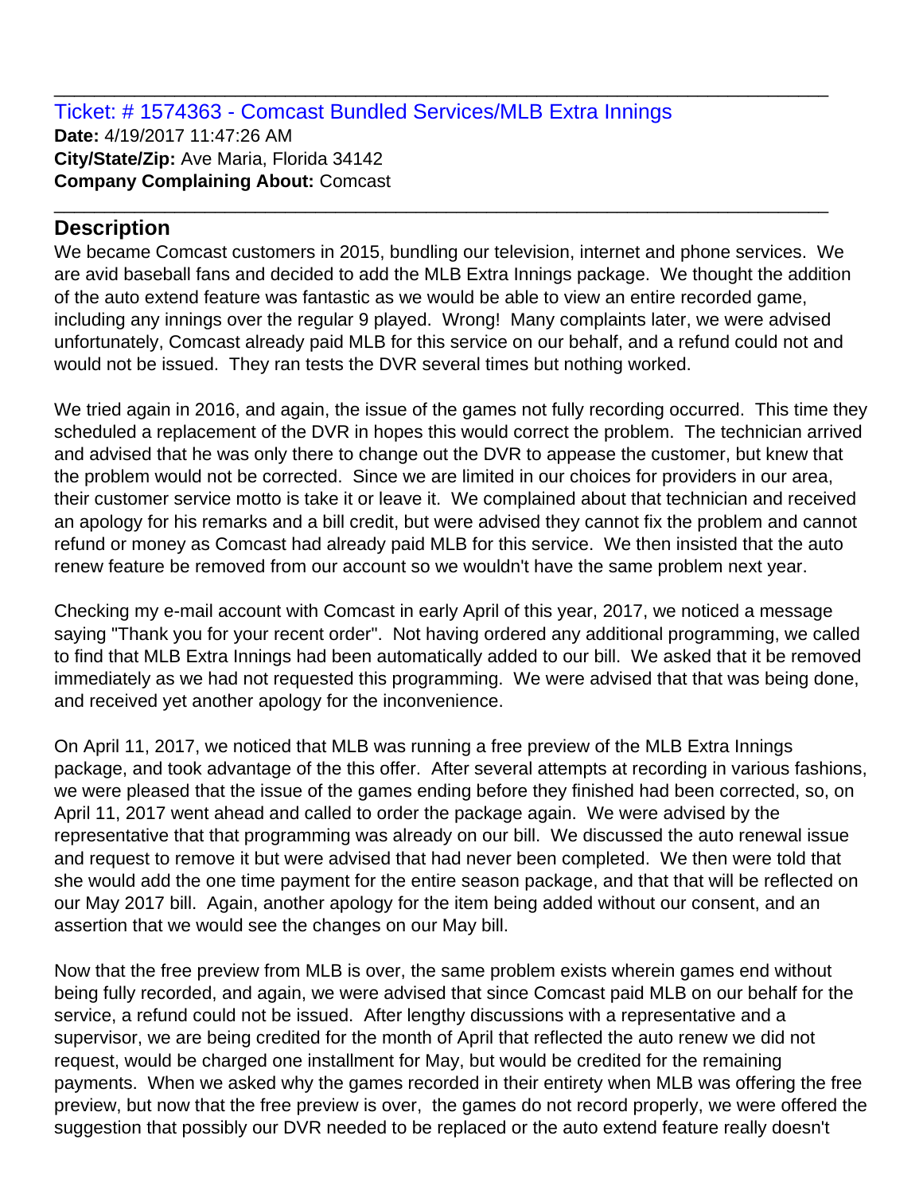## Ticket: # 1574363 - Comcast Bundled Services/MLB Extra Innings

**Date:** 4/19/2017 11:47:26 AM
**City/State/Zip:** Ave Maria, Florida 34142
**Company Complaining About:** Comcast

## Description

We became Comcast customers in 2015, bundling our television, internet and phone services. We are avid baseball fans and decided to add the MLB Extra Innings package. We thought the addition of the auto extend feature was fantastic as we would be able to view an entire recorded game, including any innings over the regular 9 played. Wrong! Many complaints later, we were advised unfortunately, Comcast already paid MLB for this service on our behalf, and a refund could not and would not be issued. They ran tests the DVR several times but nothing worked.

We tried again in 2016, and again, the issue of the games not fully recording occurred. This time they scheduled a replacement of the DVR in hopes this would correct the problem. The technician arrived and advised that he was only there to change out the DVR to appease the customer, but knew that the problem would not be corrected. Since we are limited in our choices for providers in our area, their customer service motto is take it or leave it. We complained about that technician and received an apology for his remarks and a bill credit, but were advised they cannot fix the problem and cannot refund or money as Comcast had already paid MLB for this service. We then insisted that the auto renew feature be removed from our account so we wouldn't have the same problem next year.

Checking my e-mail account with Comcast in early April of this year, 2017, we noticed a message saying "Thank you for your recent order". Not having ordered any additional programming, we called to find that MLB Extra Innings had been automatically added to our bill. We asked that it be removed immediately as we had not requested this programming. We were advised that that was being done, and received yet another apology for the inconvenience.

On April 11, 2017, we noticed that MLB was running a free preview of the MLB Extra Innings package, and took advantage of the this offer. After several attempts at recording in various fashions, we were pleased that the issue of the games ending before they finished had been corrected, so, on April 11, 2017 went ahead and called to order the package again. We were advised by the representative that that programming was already on our bill. We discussed the auto renewal issue and request to remove it but were advised that had never been completed. We then were told that she would add the one time payment for the entire season package, and that that will be reflected on our May 2017 bill. Again, another apology for the item being added without our consent, and an assertion that we would see the changes on our May bill.

Now that the free preview from MLB is over, the same problem exists wherein games end without being fully recorded, and again, we were advised that since Comcast paid MLB on our behalf for the service, a refund could not be issued. After lengthy discussions with a representative and a supervisor, we are being credited for the month of April that reflected the auto renew we did not request, would be charged one installment for May, but would be credited for the remaining payments. When we asked why the games recorded in their entirety when MLB was offering the free preview, but now that the free preview is over, the games do not record properly, we were offered the suggestion that possibly our DVR needed to be replaced or the auto extend feature really doesn't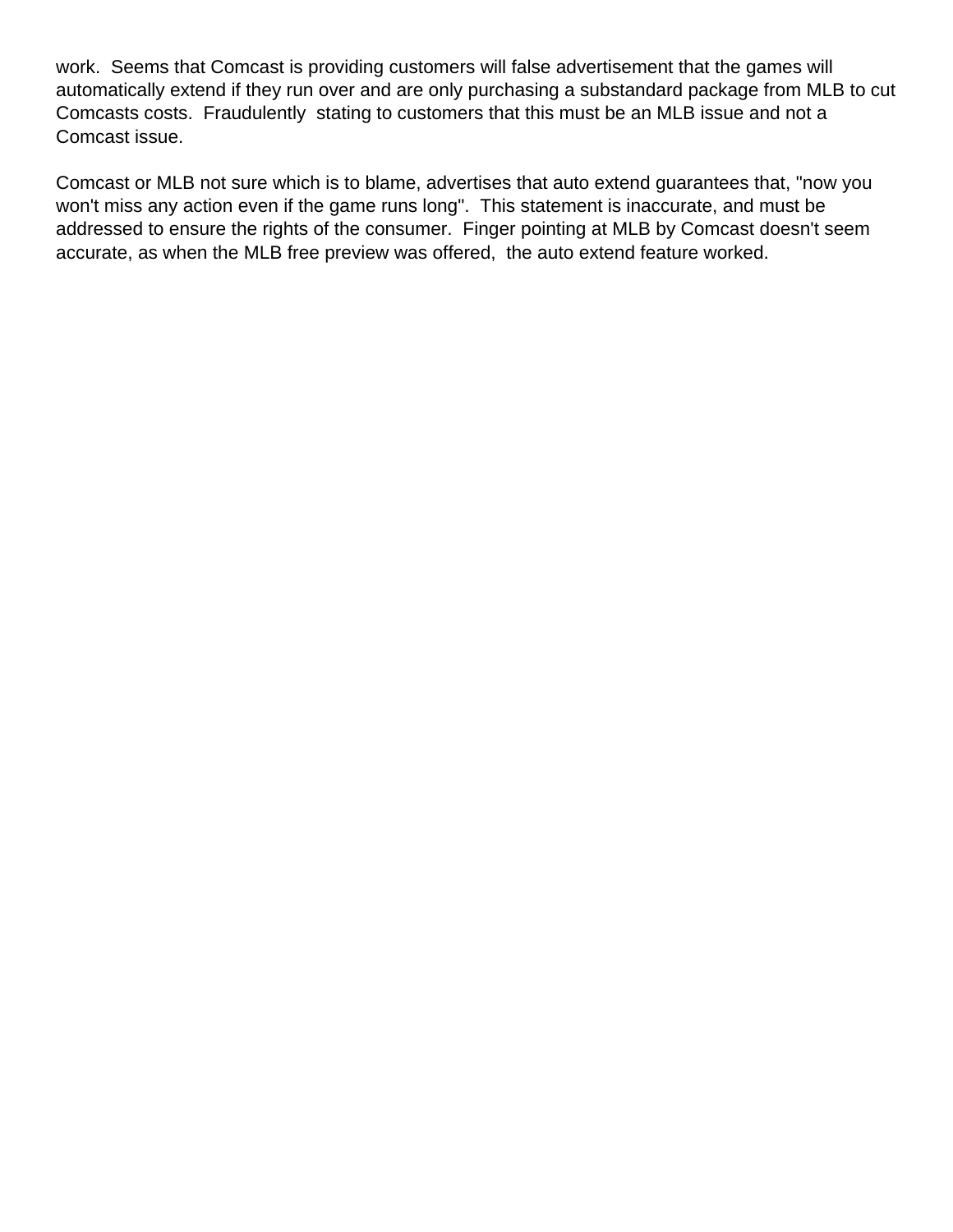work. Seems that Comcast is providing customers will false advertisement that the games will automatically extend if they run over and are only purchasing a substandard package from MLB to cut Comcasts costs. Fraudulently stating to customers that this must be an MLB issue and not a Comcast issue.

Comcast or MLB not sure which is to blame, advertises that auto extend guarantees that, "now you won't miss any action even if the game runs long". This statement is inaccurate, and must be addressed to ensure the rights of the consumer. Finger pointing at MLB by Comcast doesn't seem accurate, as when the MLB free preview was offered, the auto extend feature worked.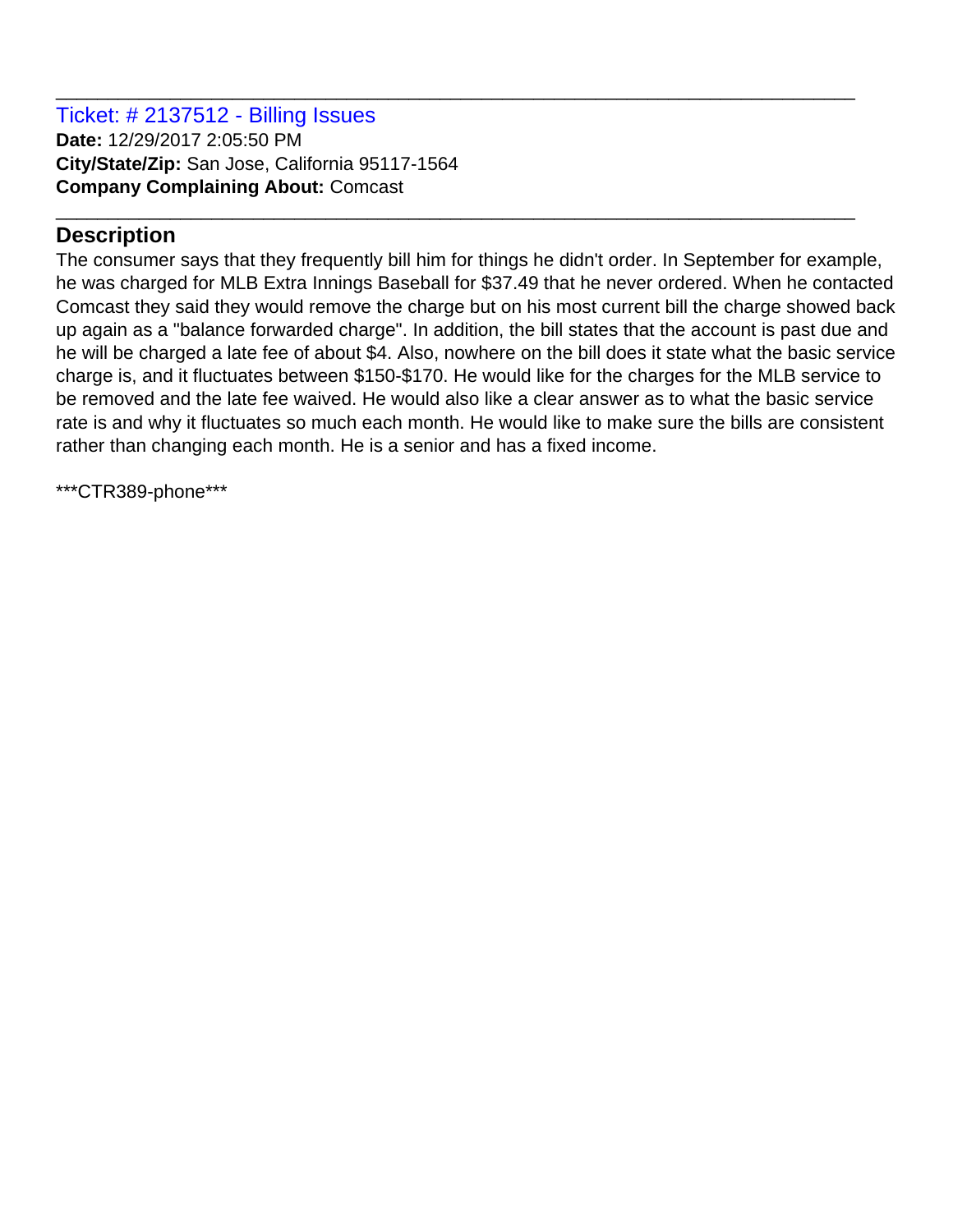## Ticket: # 2137512 - Billing Issues

**Date:** 12/29/2017 2:05:50 PM
**City/State/Zip:** San Jose, California 95117-1564
**Company Complaining About:** Comcast

## Description

The consumer says that they frequently bill him for things he didn't order. In September for example, he was charged for MLB Extra Innings Baseball for $37.49 that he never ordered. When he contacted Comcast they said they would remove the charge but on his most current bill the charge showed back up again as a "balance forwarded charge". In addition, the bill states that the account is past due and he will be charged a late fee of about $4. Also, nowhere on the bill does it state what the basic service charge is, and it fluctuates between $150-$170. He would like for the charges for the MLB service to be removed and the late fee waived. He would also like a clear answer as to what the basic service rate is and why it fluctuates so much each month. He would like to make sure the bills are consistent rather than changing each month. He is a senior and has a fixed income.

***CTR389-phone***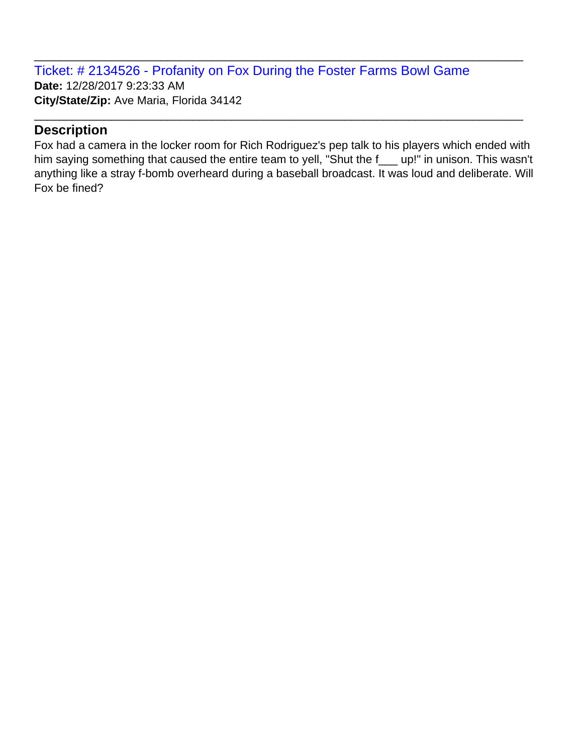---

Ticket: # 2134526 - Profanity on Fox During the Foster Farms Bowl Game

**Date:** 12/28/2017 9:23:33 AM

**City/State/Zip:** Ave Maria, Florida 34142

---

## Description

Fox had a camera in the locker room for Rich Rodriguez's pep talk to his players which ended with him saying something that caused the entire team to yell, "Shut the f___ up!" in unison. This wasn't anything like a stray f-bomb overheard during a baseball broadcast. It was loud and deliberate. Will Fox be fined?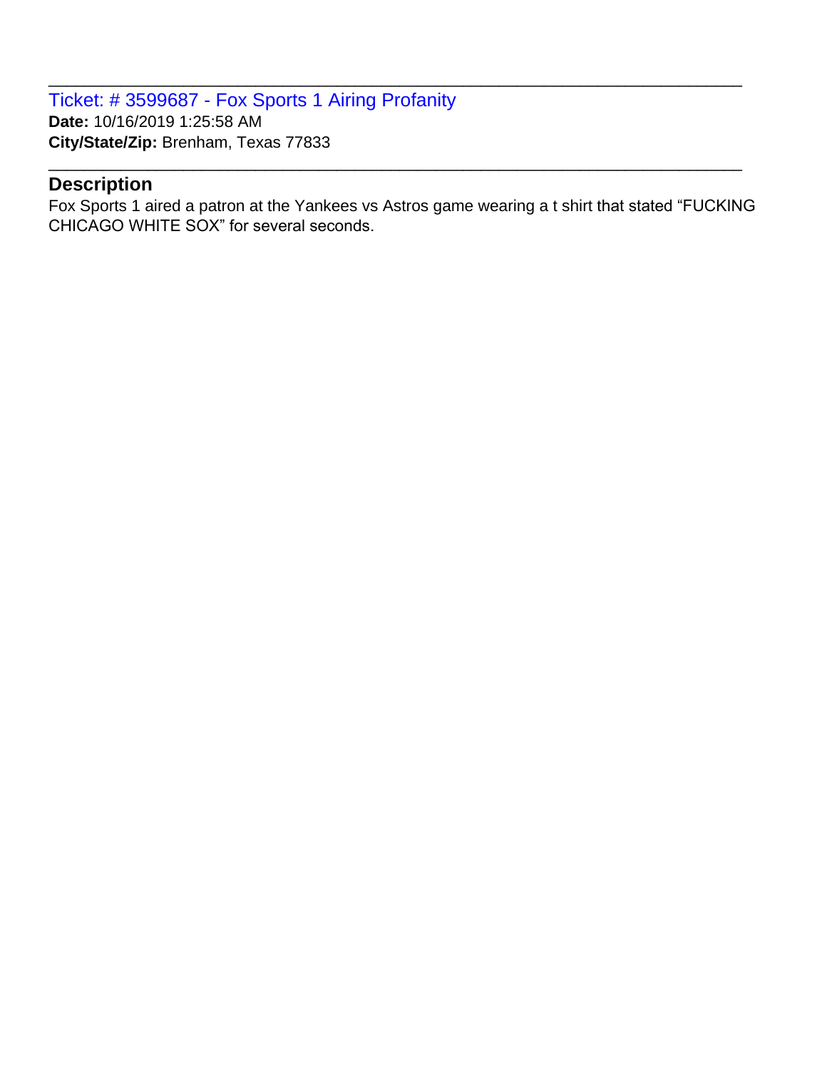## Ticket: # 3599687 - Fox Sports 1 Airing Profanity

**Date:** 10/16/2019 1:25:58 AM
**City/State/Zip:** Brenham, Texas 77833

---

### Description

Fox Sports 1 aired a patron at the Yankees vs Astros game wearing a t shirt that stated “FUCKING CHICAGO WHITE SOX” for several seconds.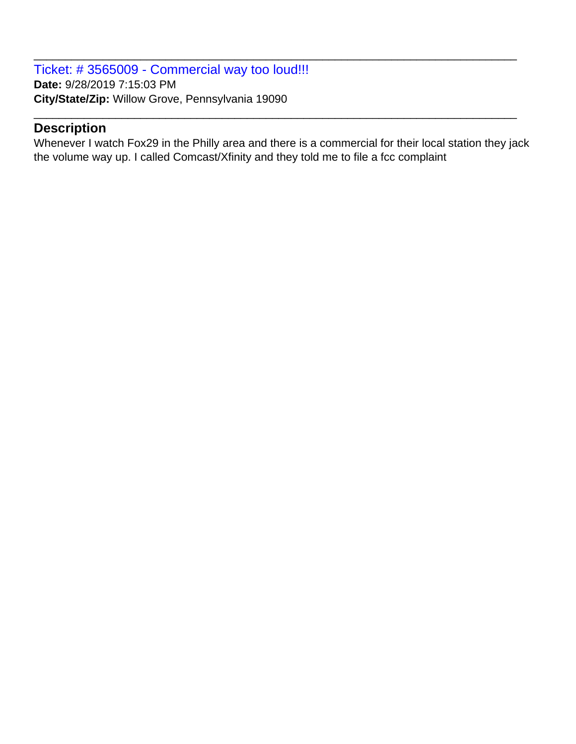---

Ticket: # 3565009 - Commercial way too loud!!!

**Date:** 9/28/2019 7:15:03 PM

**City/State/Zip:** Willow Grove, Pennsylvania 19090

---

## Description

Whenever I watch Fox29 in the Philly area and there is a commercial for their local station they jack the volume way up. I called Comcast/Xfinity and they told me to file a fcc complaint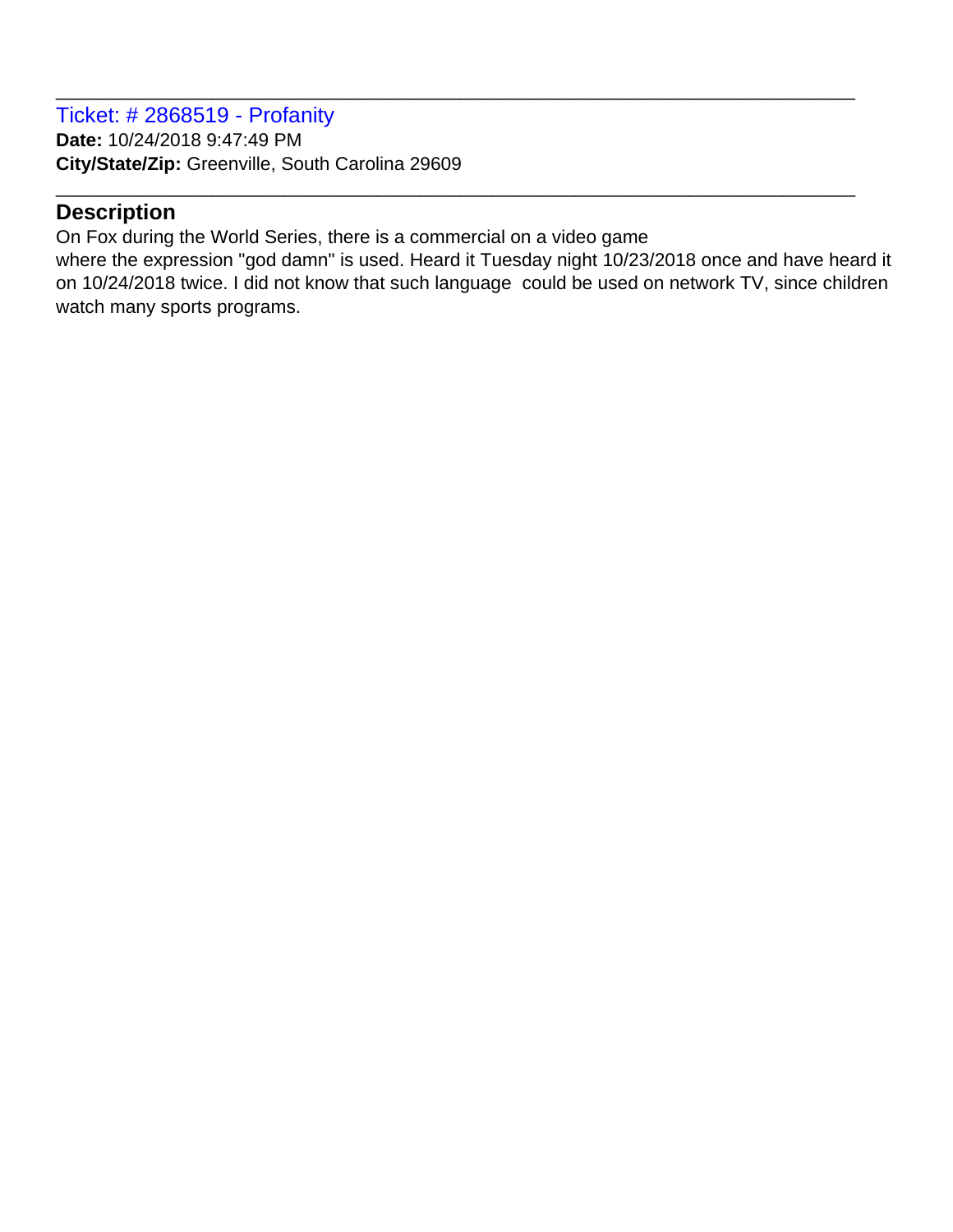Ticket: # 2868519 - Profanity

**Date:** 10/24/2018 9:47:49 PM

**City/State/Zip:** Greenville, South Carolina 29609

## Description

On Fox during the World Series, there is a commercial on a video game where the expression "god damn" is used. Heard it Tuesday night 10/23/2018 once and have heard it on 10/24/2018 twice. I did not know that such language could be used on network TV, since children watch many sports programs.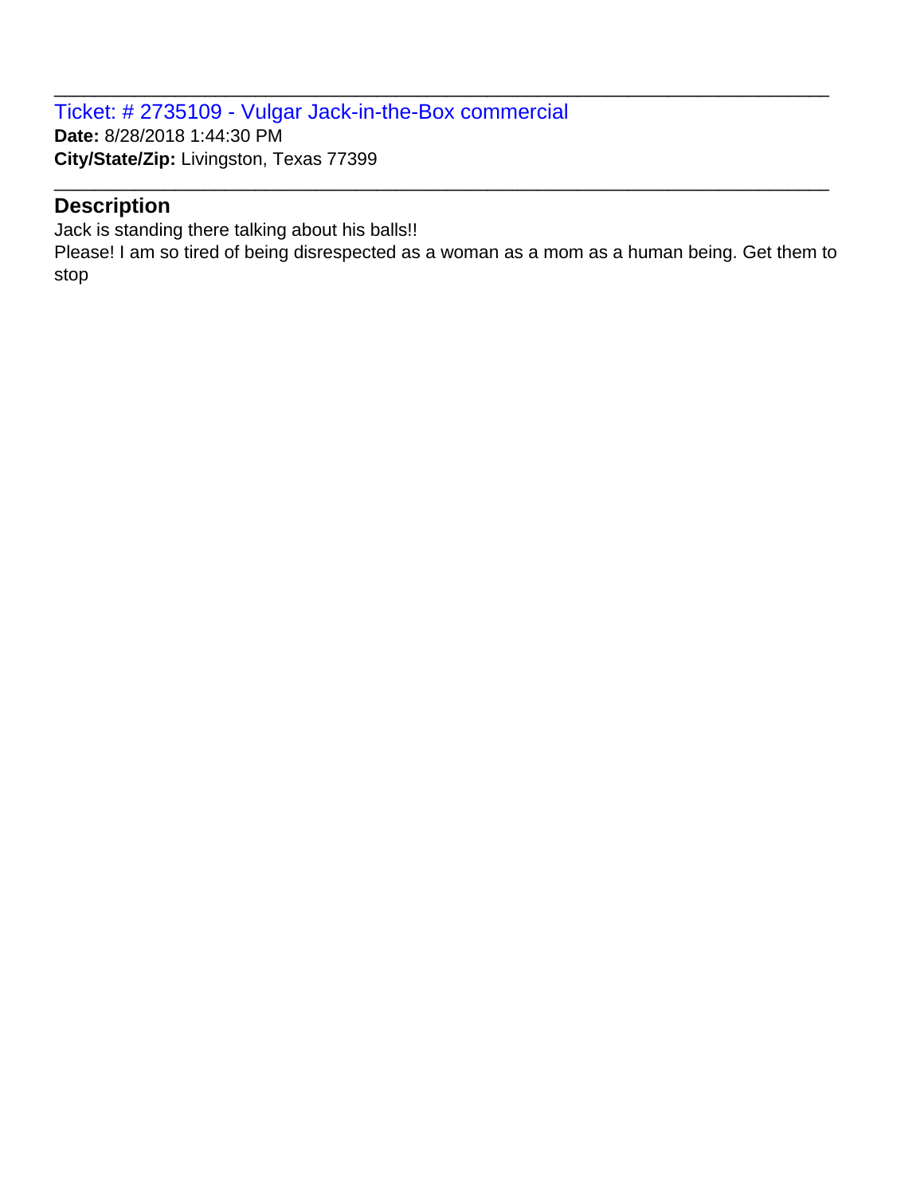Ticket: # 2735109 - Vulgar Jack-in-the-Box commercial

**Date:** 8/28/2018 1:44:30 PM

**City/State/Zip:** Livingston, Texas 77399

## Description

Jack is standing there talking about his balls!!

Please! I am so tired of being disrespected as a woman as a mom as a human being. Get them to stop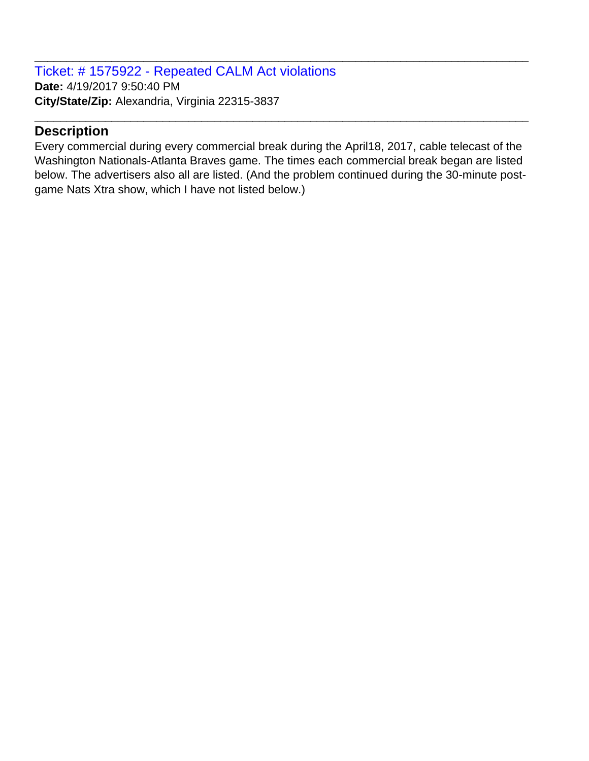---

## Ticket: # 1575922 - Repeated CALM Act violations

**Date:** 4/19/2017 9:50:40 PM
**City/State/Zip:** Alexandria, Virginia 22315-3837

---

### Description

Every commercial during every commercial break during the April18, 2017, cable telecast of the Washington Nationals-Atlanta Braves game. The times each commercial break began are listed below. The advertisers also all are listed. (And the problem continued during the 30-minute post-game Nats Xtra show, which I have not listed below.)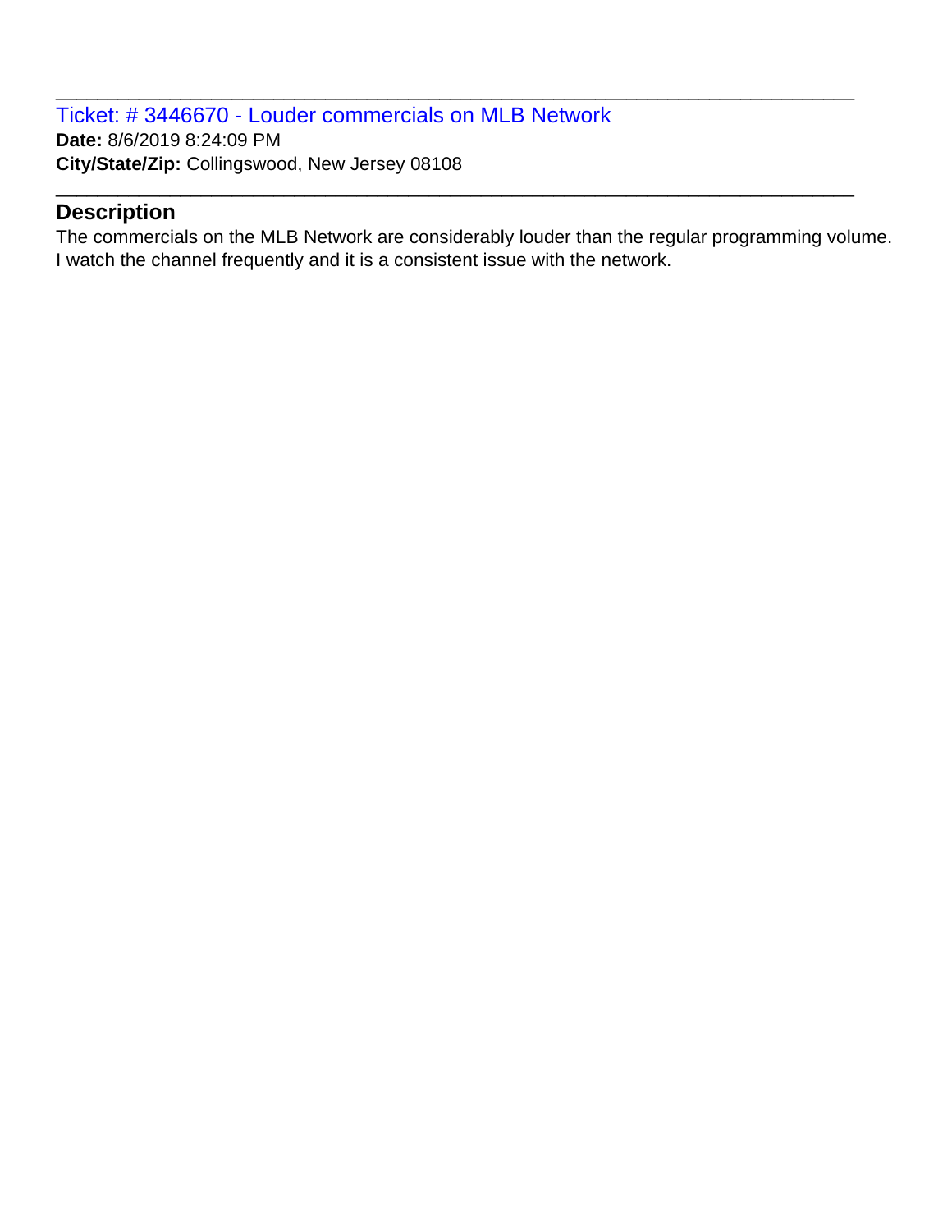---

Ticket: # 3446670 - Louder commercials on MLB Network

**Date:** 8/6/2019 8:24:09 PM

**City/State/Zip:** Collingswood, New Jersey 08108

---

## Description

The commercials on the MLB Network are considerably louder than the regular programming volume. I watch the channel frequently and it is a consistent issue with the network.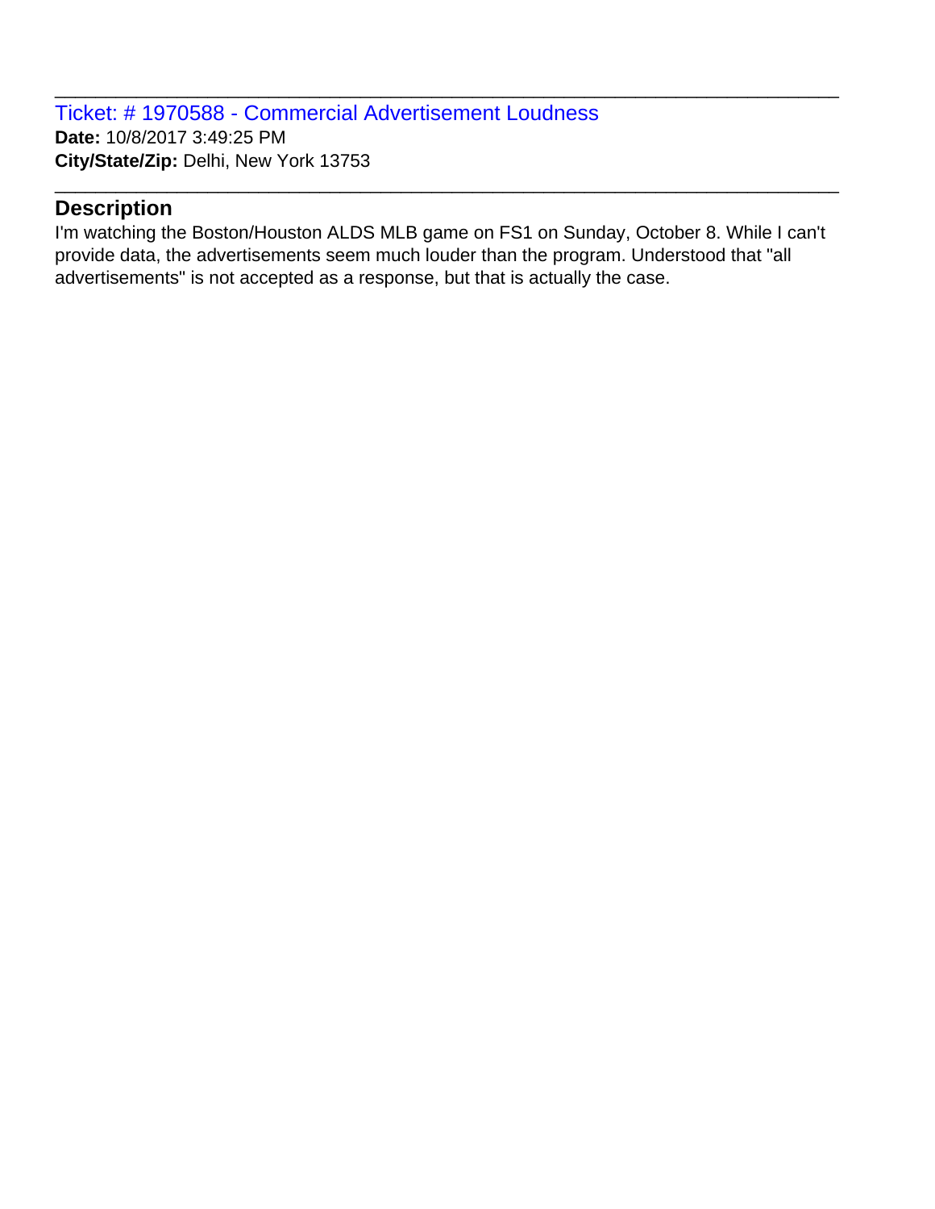Ticket: # 1970588 - Commercial Advertisement Loudness

**Date:** 10/8/2017 3:49:25 PM

**City/State/Zip:** Delhi, New York 13753

## Description

I'm watching the Boston/Houston ALDS MLB game on FS1 on Sunday, October 8. While I can't provide data, the advertisements seem much louder than the program. Understood that "all advertisements" is not accepted as a response, but that is actually the case.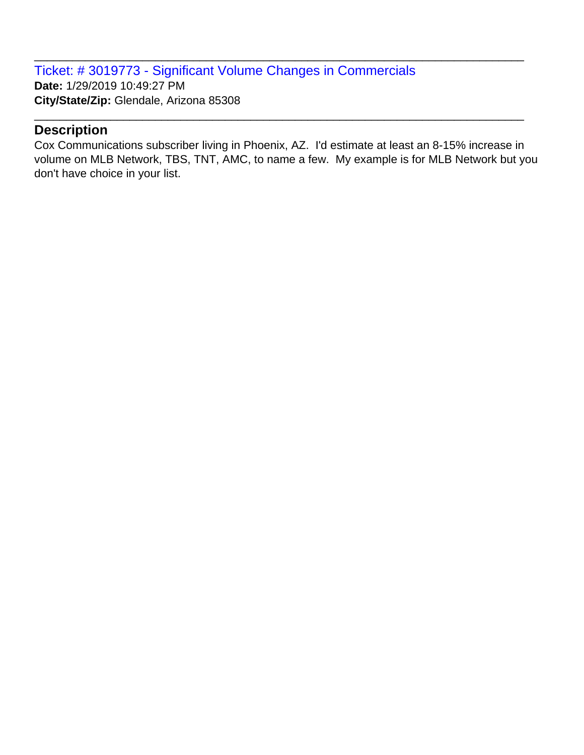## Ticket: # 3019773 - Significant Volume Changes in Commercials

**Date:** 1/29/2019 10:49:27 PM
**City/State/Zip:** Glendale, Arizona 85308

## Description

Cox Communications subscriber living in Phoenix, AZ. I'd estimate at least an 8-15% increase in volume on MLB Network, TBS, TNT, AMC, to name a few. My example is for MLB Network but you don't have choice in your list.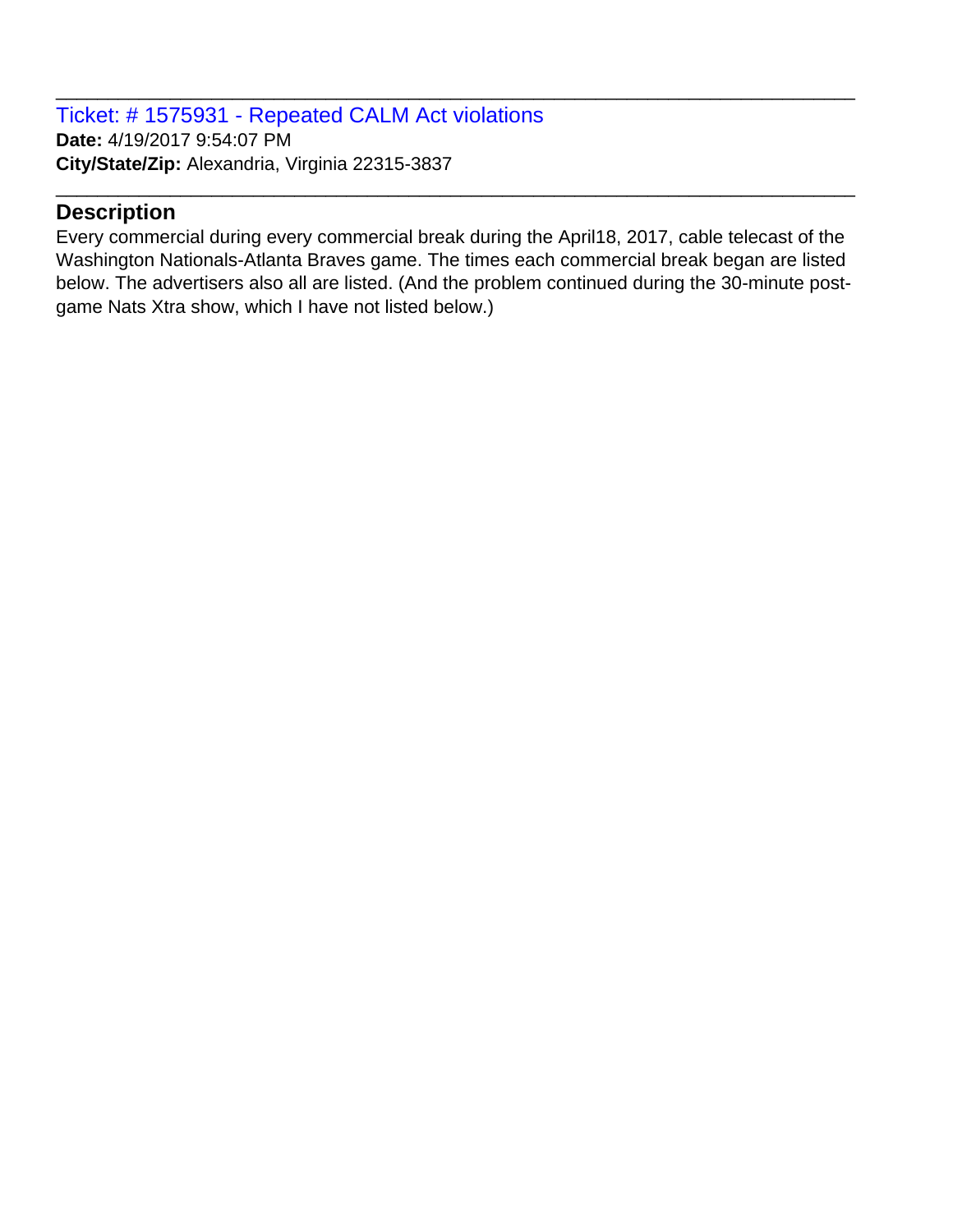---

Ticket: # 1575931 - Repeated CALM Act violations

**Date:** 4/19/2017 9:54:07 PM

**City/State/Zip:** Alexandria, Virginia 22315-3837

---

## Description

Every commercial during every commercial break during the April18, 2017, cable telecast of the Washington Nationals-Atlanta Braves game. The times each commercial break began are listed below. The advertisers also all are listed. (And the problem continued during the 30-minute post-game Nats Xtra show, which I have not listed below.)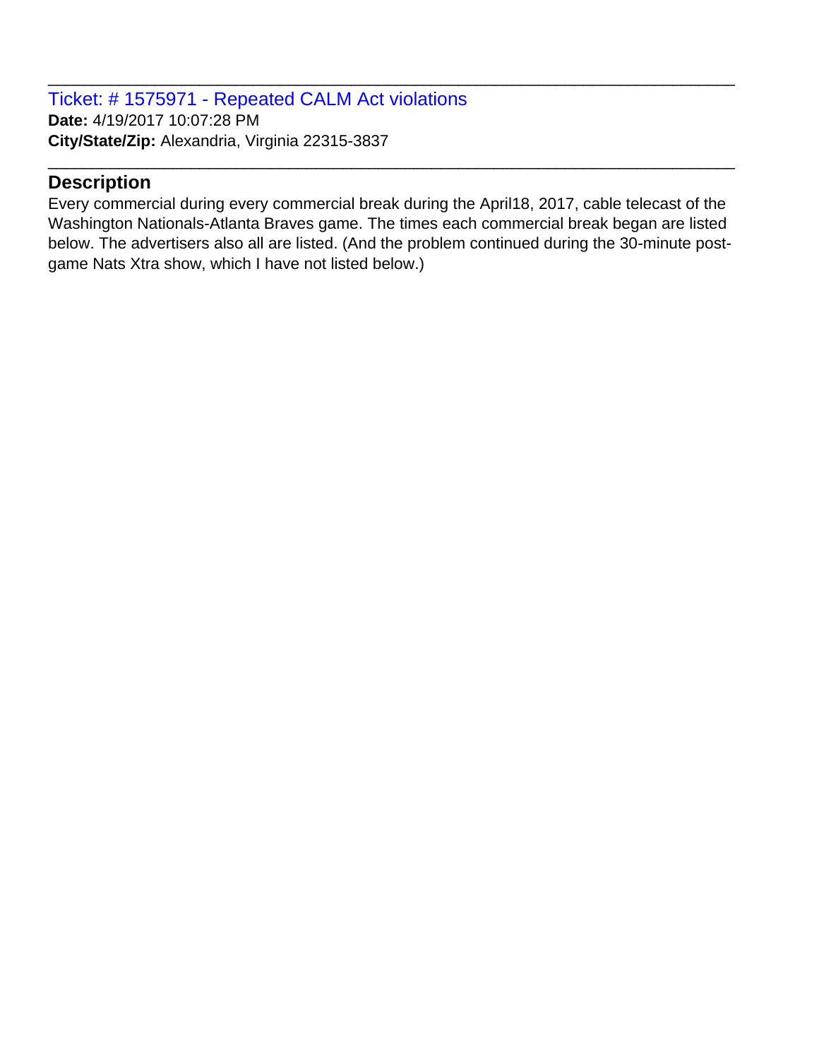## Ticket: # 1575971 - Repeated CALM Act violations

**Date:** 4/19/2017 10:07:28 PM

**City/State/Zip:** Alexandria, Virginia 22315-3837

## Description

Every commercial during every commercial break during the April18, 2017, cable telecast of the Washington Nationals-Atlanta Braves game. The times each commercial break began are listed below. The advertisers also all are listed. (And the problem continued during the 30-minute post-game Nats Xtra show, which I have not listed below.)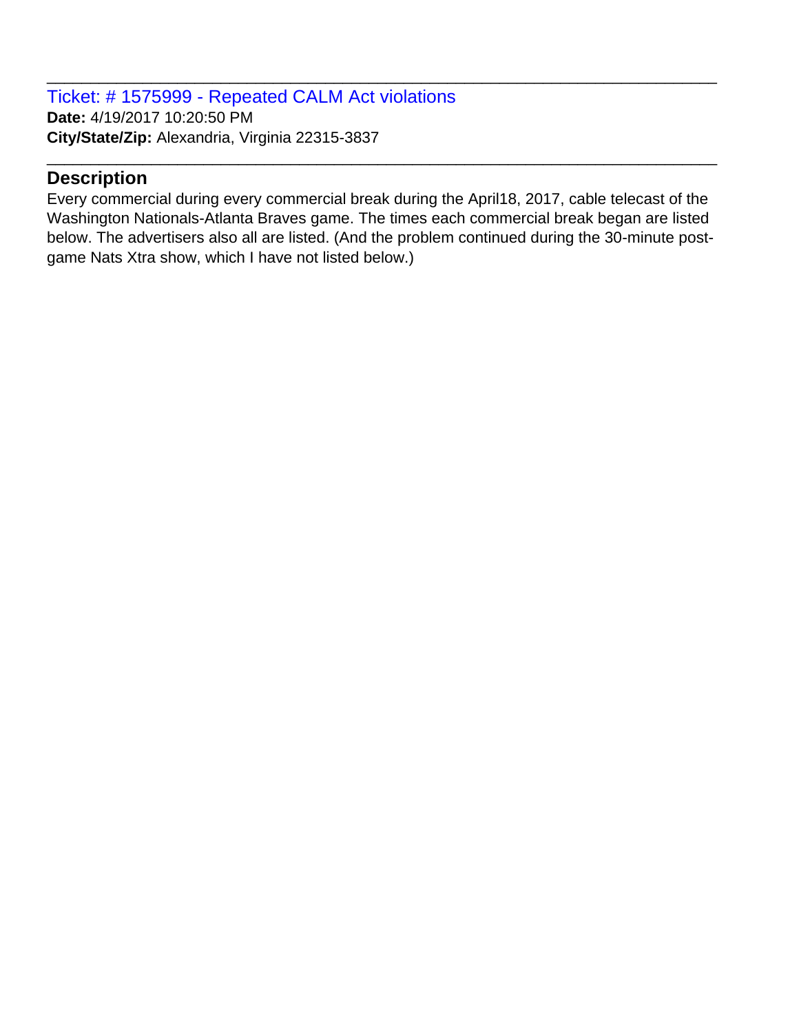---

Ticket: # 1575999 - Repeated CALM Act violations

**Date:** 4/19/2017 10:20:50 PM

**City/State/Zip:** Alexandria, Virginia 22315-3837

---

## Description

Every commercial during every commercial break during the April18, 2017, cable telecast of the Washington Nationals-Atlanta Braves game. The times each commercial break began are listed below. The advertisers also all are listed. (And the problem continued during the 30-minute post-game Nats Xtra show, which I have not listed below.)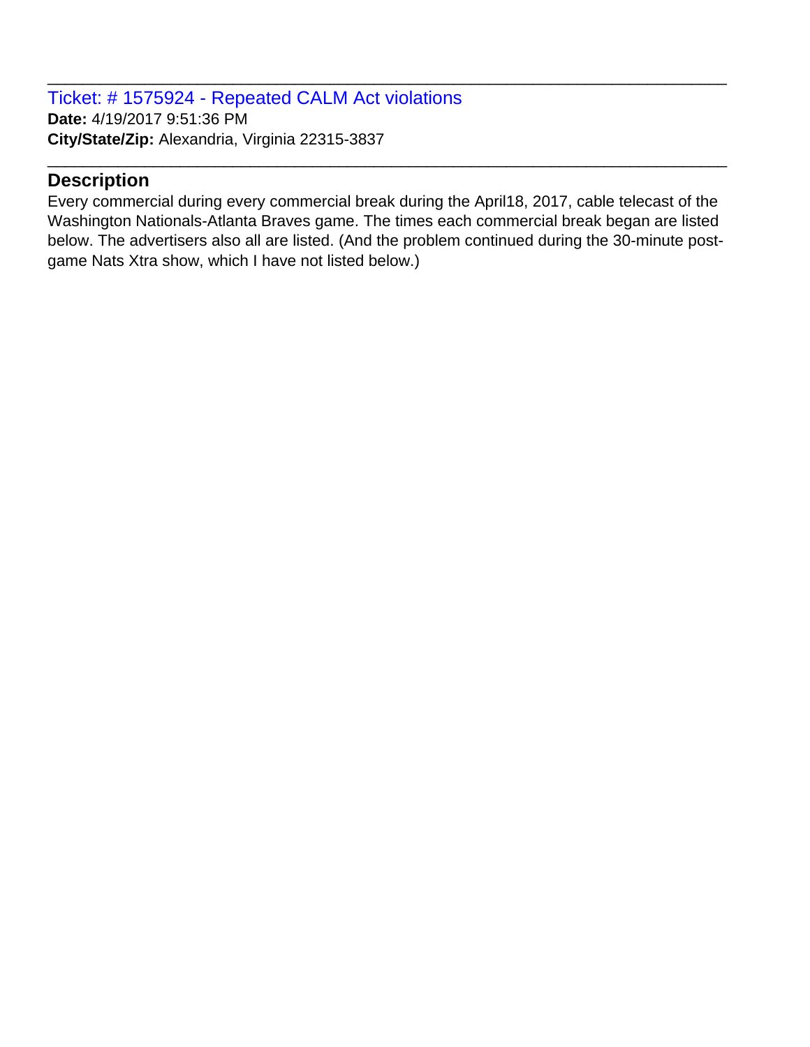---

## Ticket: # 1575924 - Repeated CALM Act violations

**Date:** 4/19/2017 9:51:36 PM
**City/State/Zip:** Alexandria, Virginia 22315-3837

---

## Description

Every commercial during every commercial break during the April18, 2017, cable telecast of the Washington Nationals-Atlanta Braves game. The times each commercial break began are listed below. The advertisers also all are listed. (And the problem continued during the 30-minute post-game Nats Xtra show, which I have not listed below.)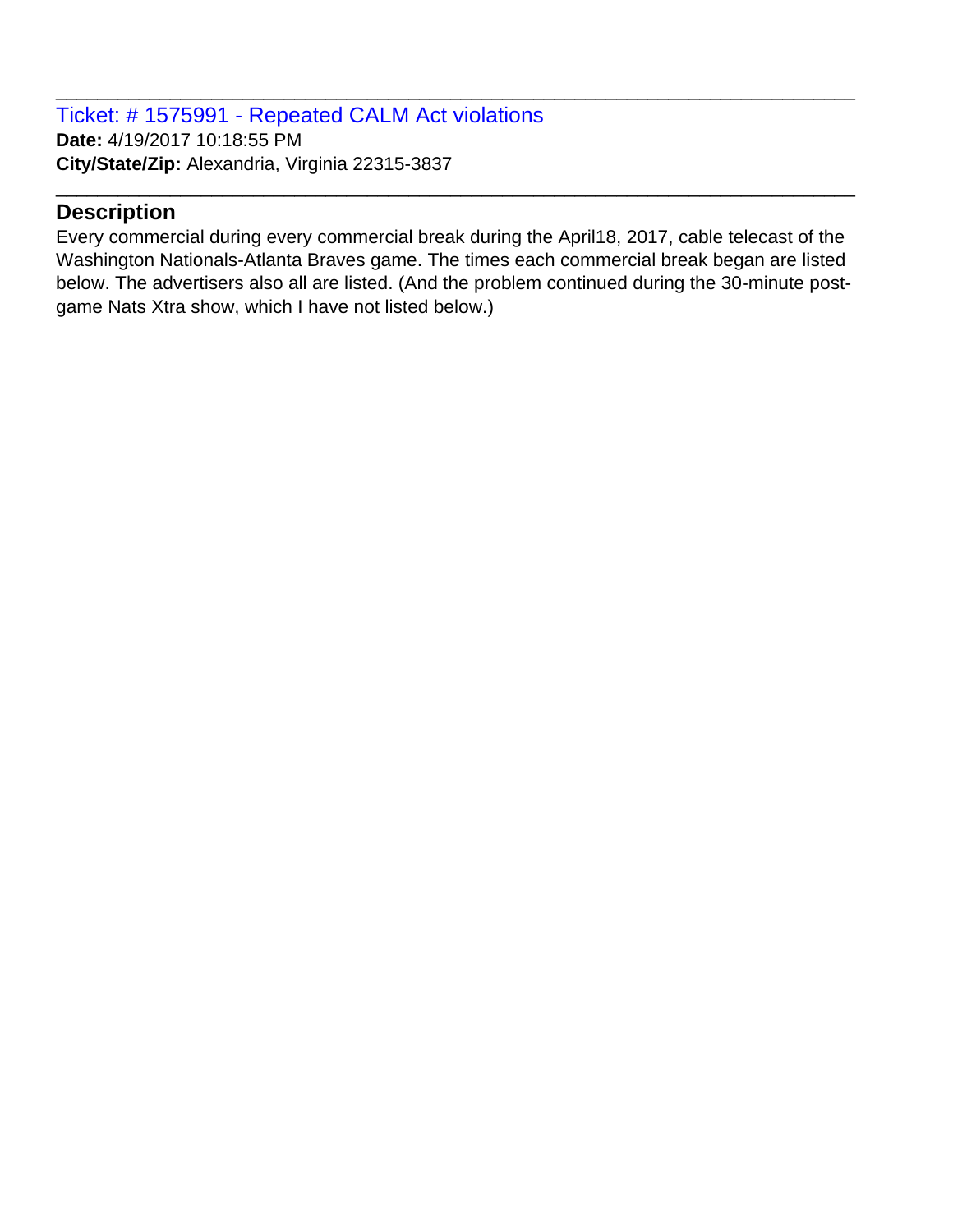---

Ticket: # 1575991 - Repeated CALM Act violations

**Date:** 4/19/2017 10:18:55 PM

**City/State/Zip:** Alexandria, Virginia 22315-3837

---

## Description

Every commercial during every commercial break during the April18, 2017, cable telecast of the Washington Nationals-Atlanta Braves game. The times each commercial break began are listed below. The advertisers also all are listed. (And the problem continued during the 30-minute post-game Nats Xtra show, which I have not listed below.)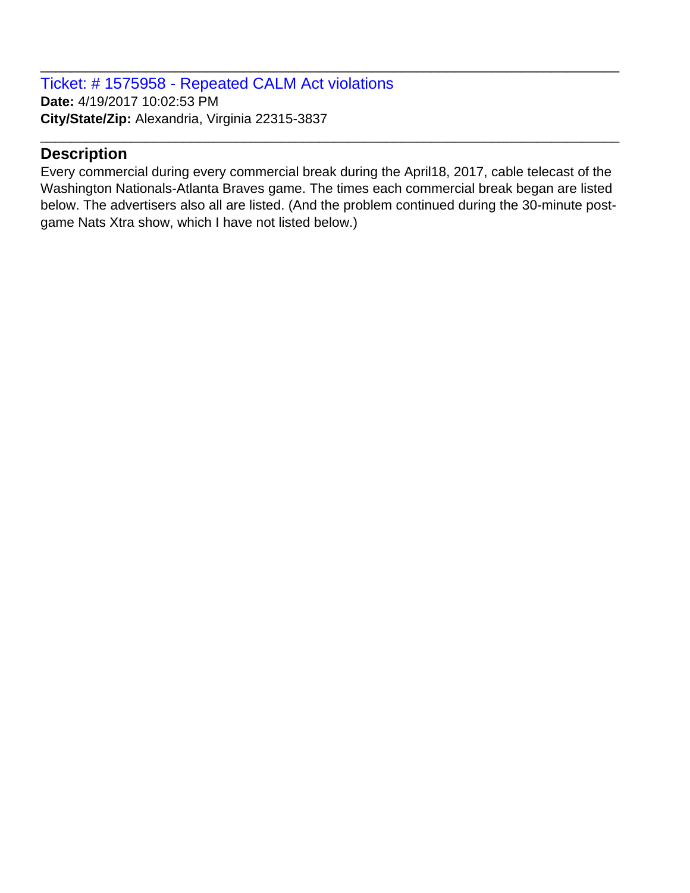## Ticket: # 1575958 - Repeated CALM Act violations

**Date:** 4/19/2017 10:02:53 PM
**City/State/Zip:** Alexandria, Virginia 22315-3837

## Description

Every commercial during every commercial break during the April18, 2017, cable telecast of the Washington Nationals-Atlanta Braves game. The times each commercial break began are listed below. The advertisers also all are listed. (And the problem continued during the 30-minute post-game Nats Xtra show, which I have not listed below.)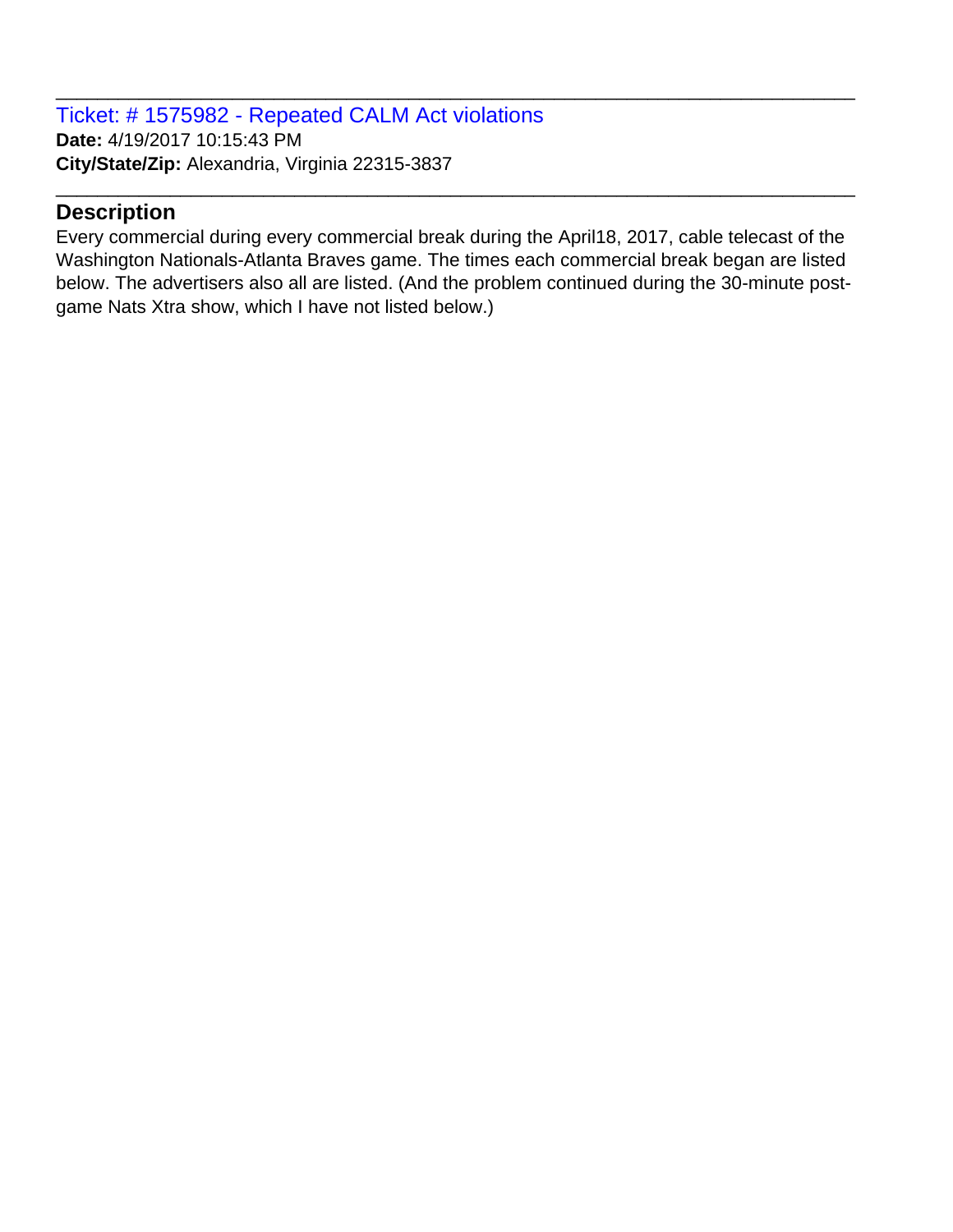## Ticket: # 1575982 - Repeated CALM Act violations

**Date:** 4/19/2017 10:15:43 PM

**City/State/Zip:** Alexandria, Virginia 22315-3837

## Description

Every commercial during every commercial break during the April18, 2017, cable telecast of the Washington Nationals-Atlanta Braves game. The times each commercial break began are listed below. The advertisers also all are listed. (And the problem continued during the 30-minute post-game Nats Xtra show, which I have not listed below.)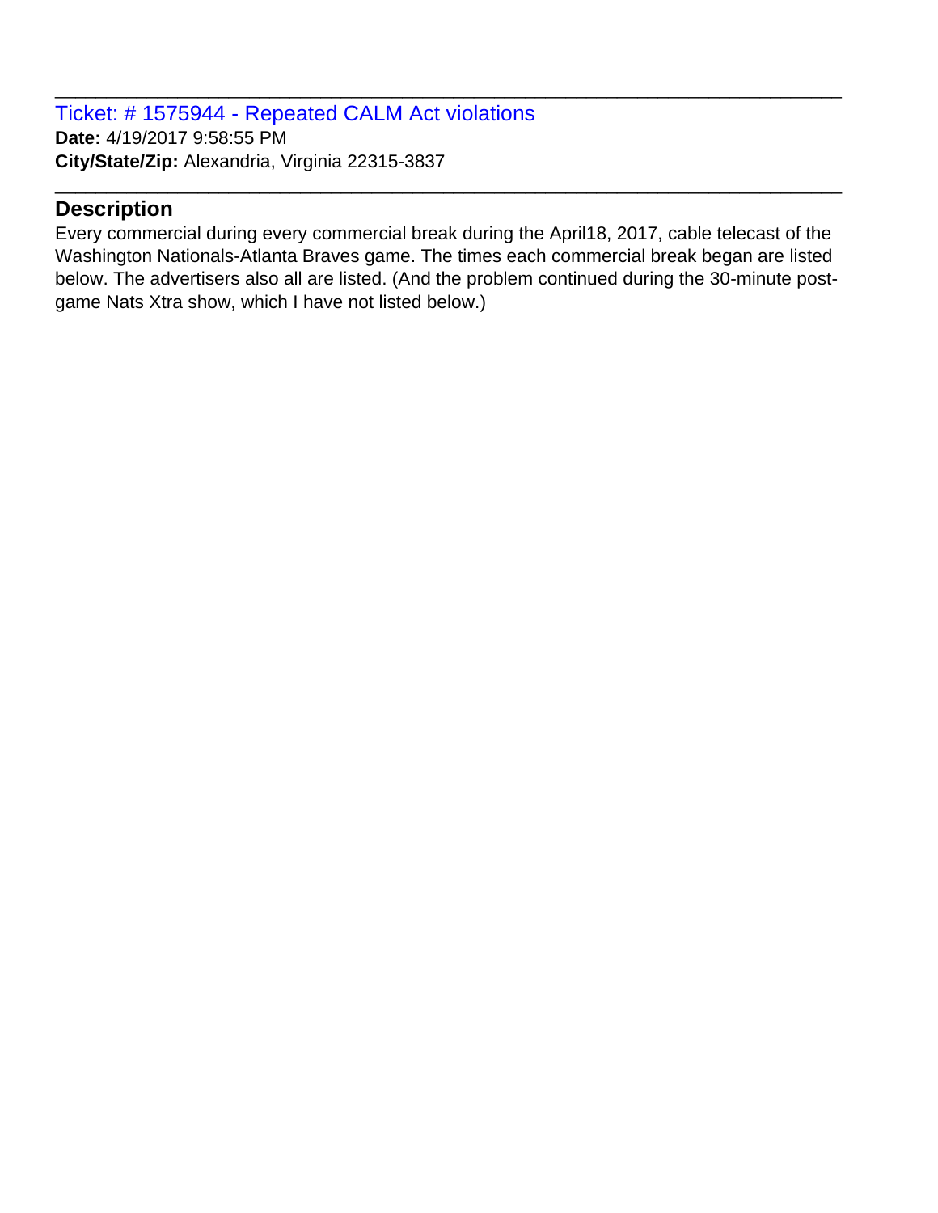---

Ticket: # 1575944 - Repeated CALM Act violations

**Date:** 4/19/2017 9:58:55 PM

**City/State/Zip:** Alexandria, Virginia 22315-3837

---

## Description

Every commercial during every commercial break during the April18, 2017, cable telecast of the Washington Nationals-Atlanta Braves game. The times each commercial break began are listed below. The advertisers also all are listed. (And the problem continued during the 30-minute post-game Nats Xtra show, which I have not listed below.)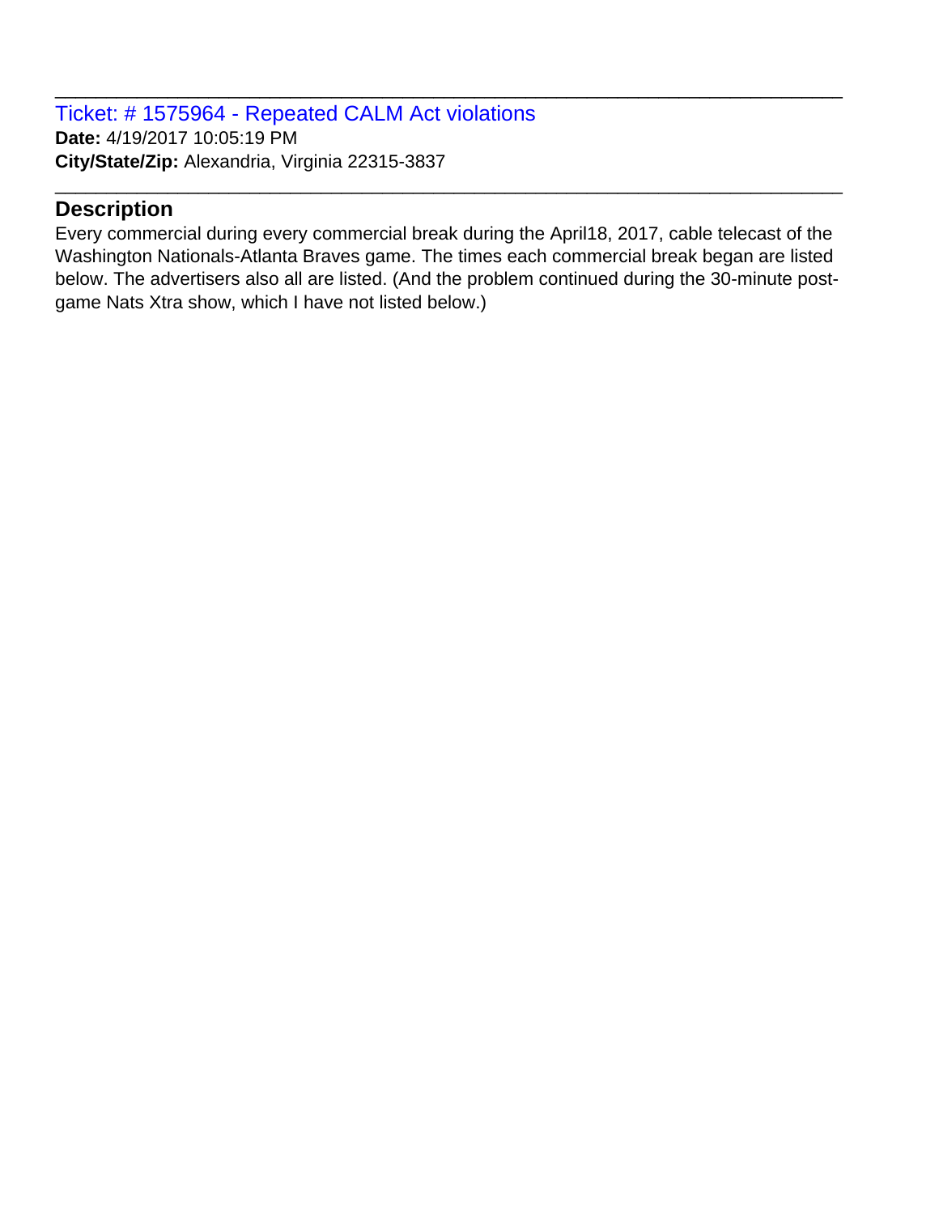---

## Ticket: # 1575964 - Repeated CALM Act violations

**Date:** 4/19/2017 10:05:19 PM

**City/State/Zip:** Alexandria, Virginia 22315-3837

---

### Description

Every commercial during every commercial break during the April18, 2017, cable telecast of the Washington Nationals-Atlanta Braves game. The times each commercial break began are listed below. The advertisers also all are listed. (And the problem continued during the 30-minute post-game Nats Xtra show, which I have not listed below.)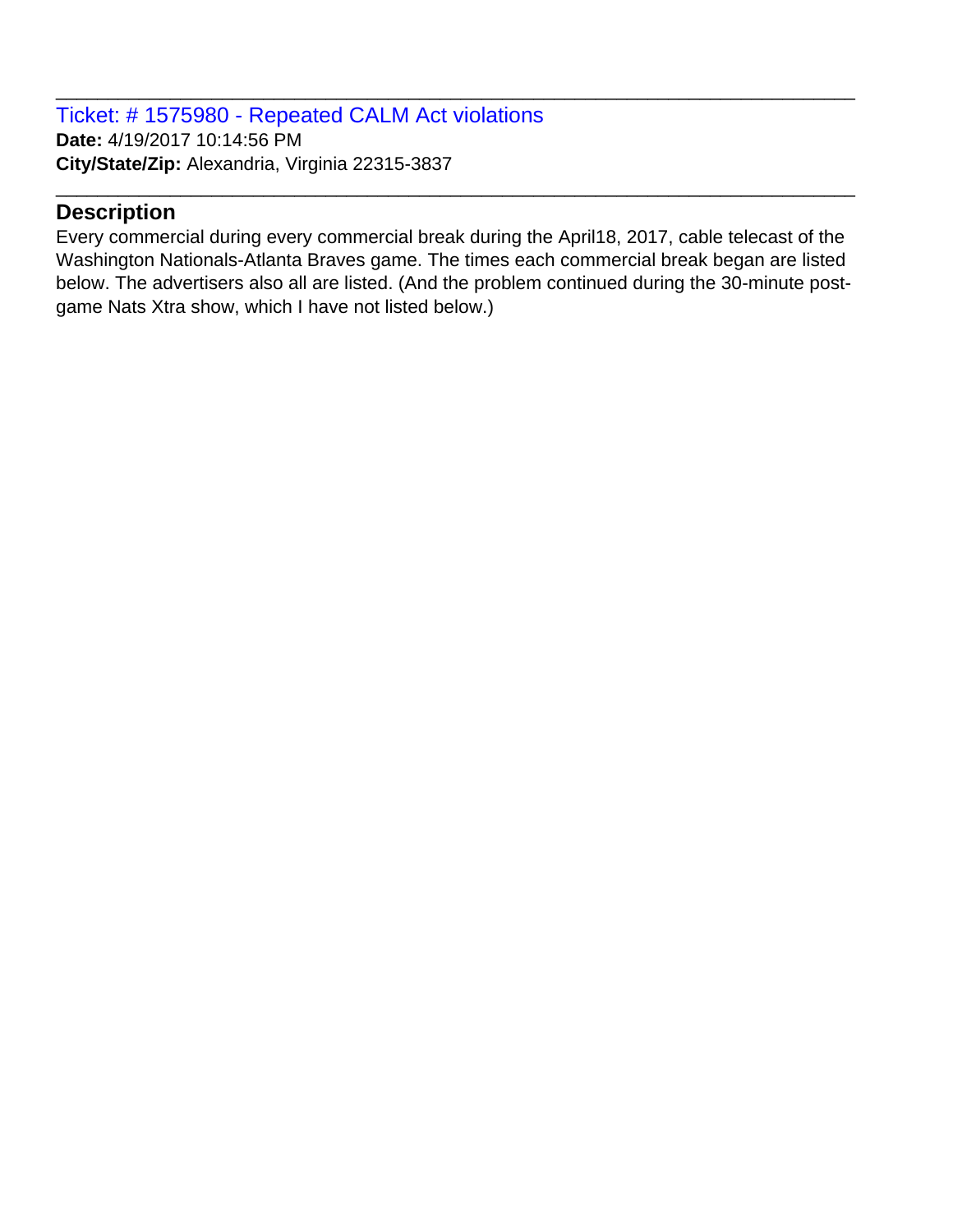---

Ticket: # 1575980 - Repeated CALM Act violations

**Date:** 4/19/2017 10:14:56 PM

**City/State/Zip:** Alexandria, Virginia 22315-3837

---

## Description

Every commercial during every commercial break during the April18, 2017, cable telecast of the Washington Nationals-Atlanta Braves game. The times each commercial break began are listed below. The advertisers also all are listed. (And the problem continued during the 30-minute post-game Nats Xtra show, which I have not listed below.)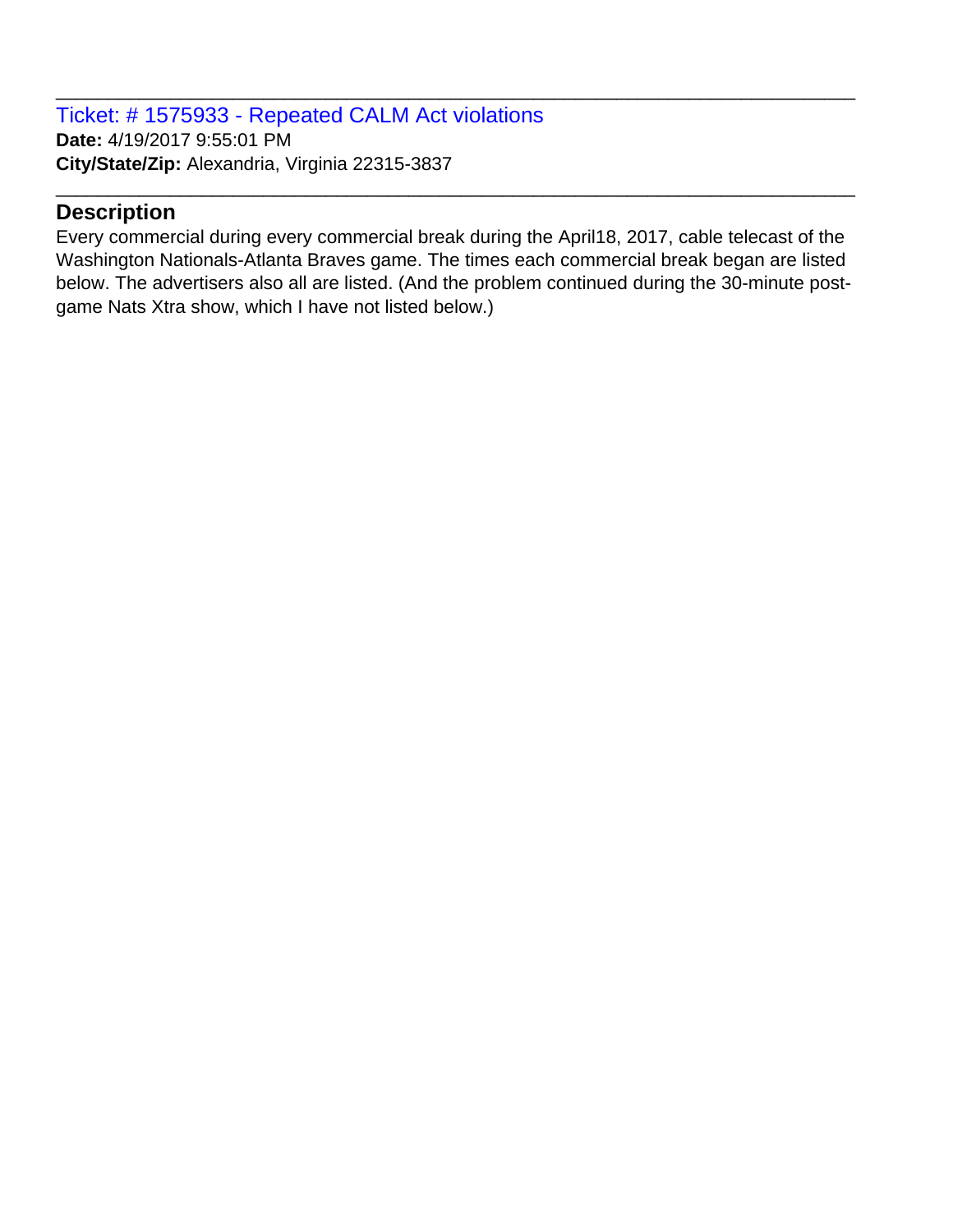---

Ticket: # 1575933 - Repeated CALM Act violations

**Date:** 4/19/2017 9:55:01 PM

**City/State/Zip:** Alexandria, Virginia 22315-3837

---

## Description

Every commercial during every commercial break during the April18, 2017, cable telecast of the Washington Nationals-Atlanta Braves game. The times each commercial break began are listed below. The advertisers also all are listed. (And the problem continued during the 30-minute post-game Nats Xtra show, which I have not listed below.)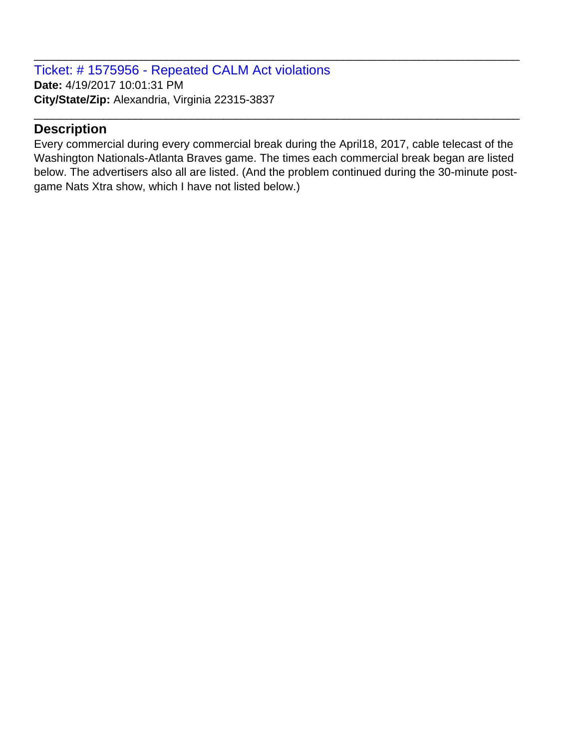---

Ticket: # 1575956 - Repeated CALM Act violations

**Date:** 4/19/2017 10:01:31 PM

**City/State/Zip:** Alexandria, Virginia 22315-3837

---

## Description

Every commercial during every commercial break during the April18, 2017, cable telecast of the Washington Nationals-Atlanta Braves game. The times each commercial break began are listed below. The advertisers also all are listed. (And the problem continued during the 30-minute post-game Nats Xtra show, which I have not listed below.)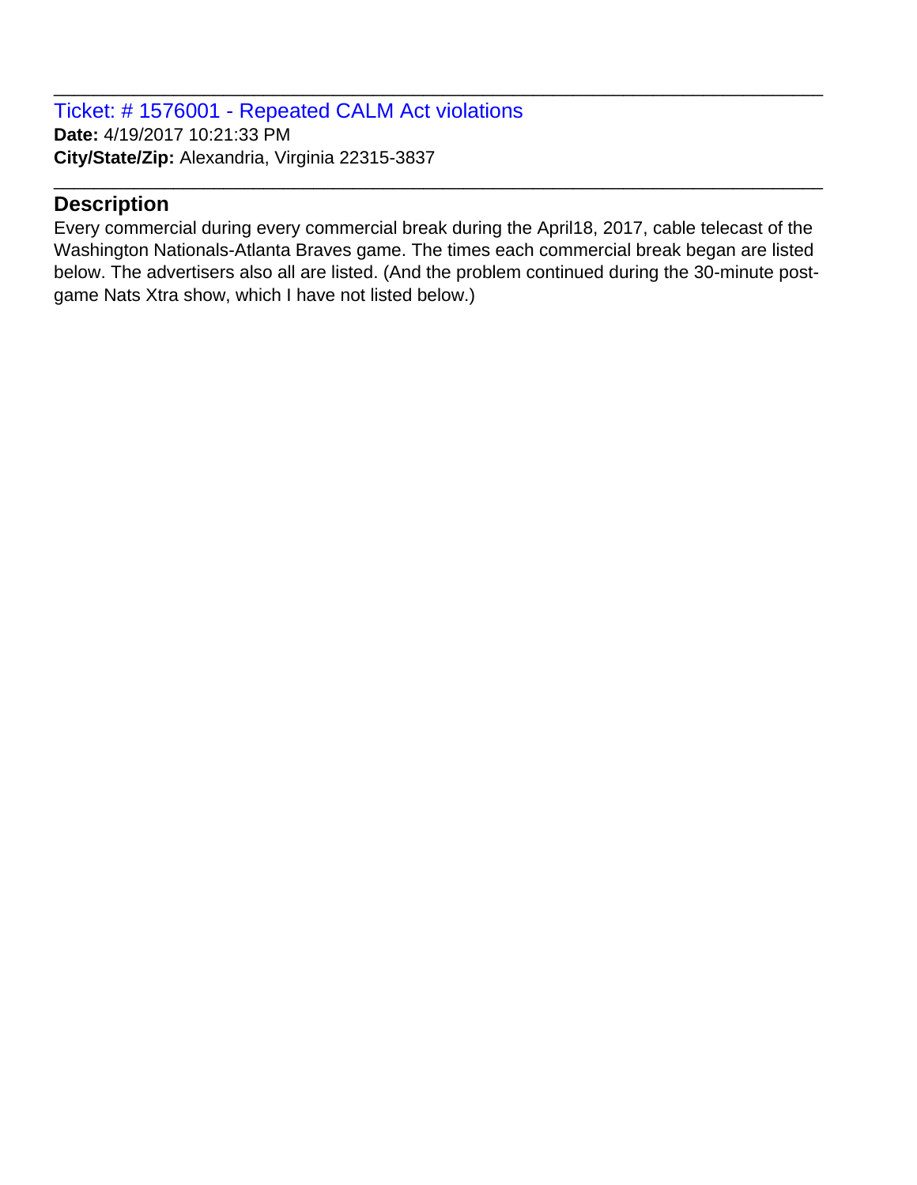---

Ticket: # 1576001 - Repeated CALM Act violations

**Date:** 4/19/2017 10:21:33 PM

**City/State/Zip:** Alexandria, Virginia 22315-3837

---

## Description

Every commercial during every commercial break during the April18, 2017, cable telecast of the Washington Nationals-Atlanta Braves game. The times each commercial break began are listed below. The advertisers also all are listed. (And the problem continued during the 30-minute post-game Nats Xtra show, which I have not listed below.)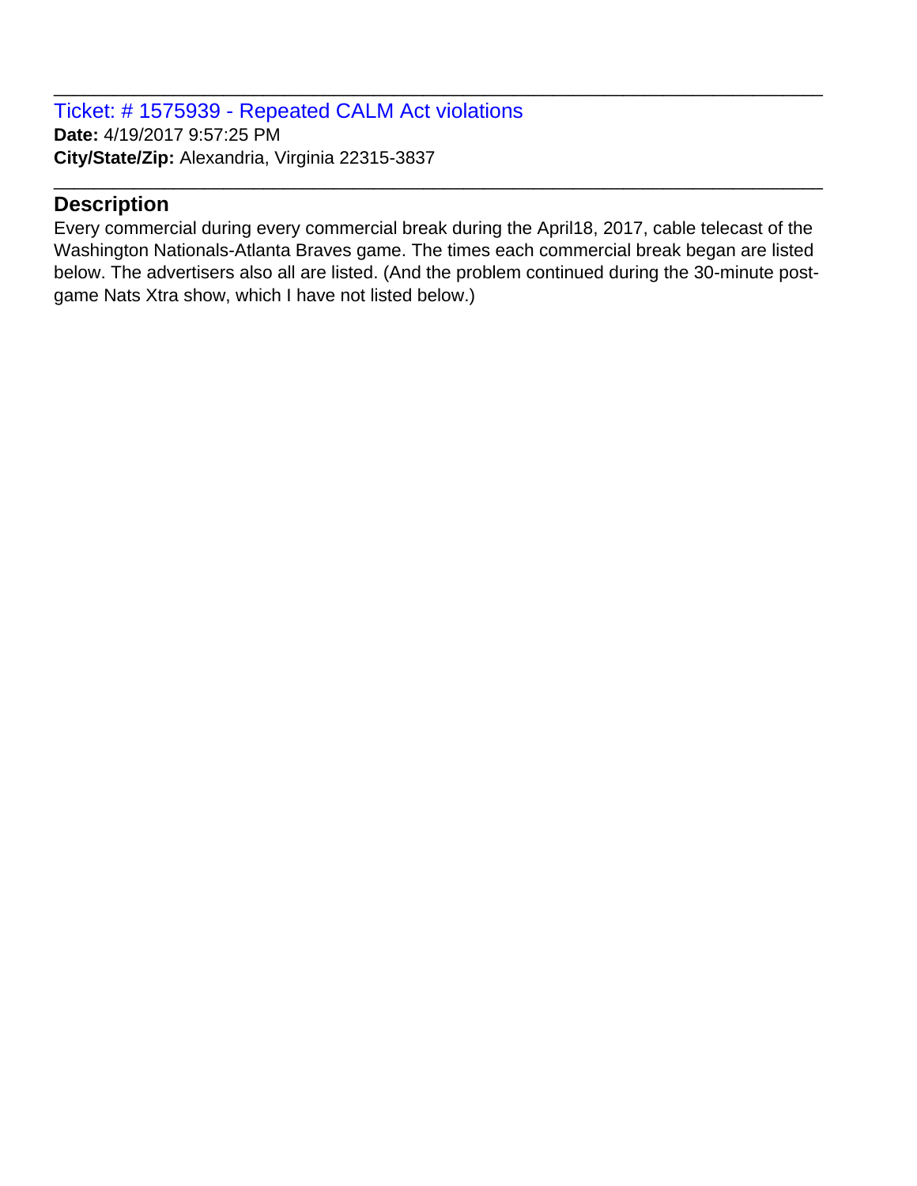---

## Ticket: # 1575939 - Repeated CALM Act violations

**Date:** 4/19/2017 9:57:25 PM
**City/State/Zip:** Alexandria, Virginia 22315-3837

---

## Description

Every commercial during every commercial break during the April18, 2017, cable telecast of the Washington Nationals-Atlanta Braves game. The times each commercial break began are listed below. The advertisers also all are listed. (And the problem continued during the 30-minute post-game Nats Xtra show, which I have not listed below.)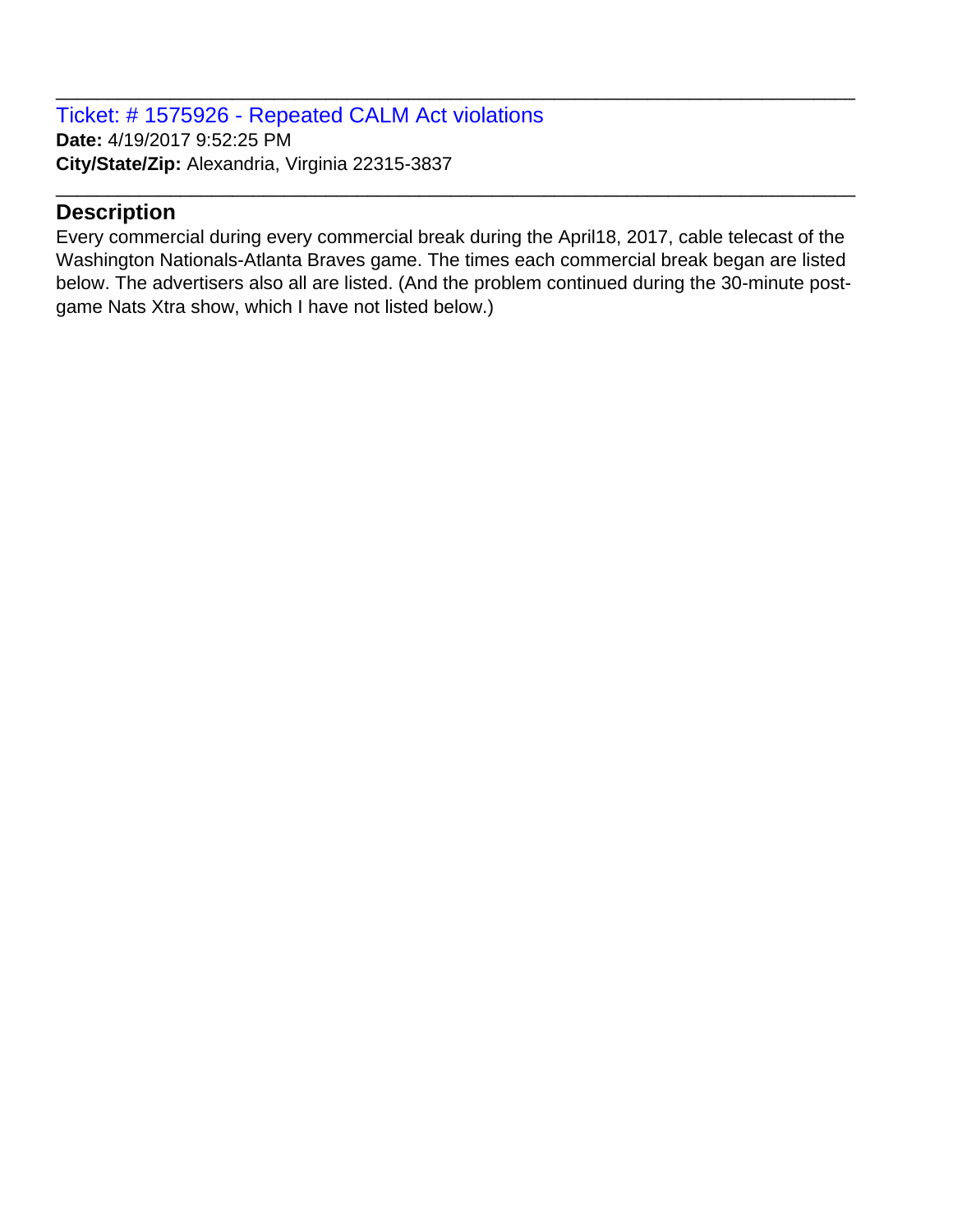## Ticket: # 1575926 - Repeated CALM Act violations

**Date:** 4/19/2017 9:52:25 PM

**City/State/Zip:** Alexandria, Virginia 22315-3837

## Description

Every commercial during every commercial break during the April18, 2017, cable telecast of the Washington Nationals-Atlanta Braves game. The times each commercial break began are listed below. The advertisers also all are listed. (And the problem continued during the 30-minute post-game Nats Xtra show, which I have not listed below.)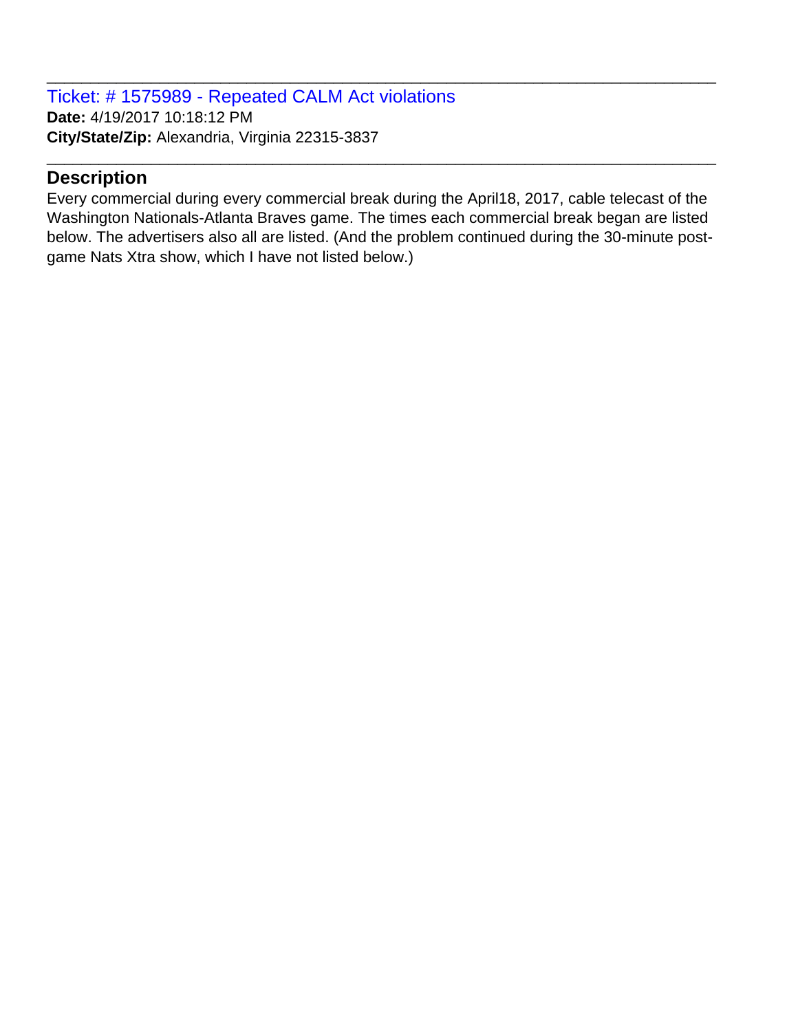Ticket: # 1575989 - Repeated CALM Act violations

**Date:** 4/19/2017 10:18:12 PM

**City/State/Zip:** Alexandria, Virginia 22315-3837

## Description

Every commercial during every commercial break during the April18, 2017, cable telecast of the Washington Nationals-Atlanta Braves game. The times each commercial break began are listed below. The advertisers also all are listed. (And the problem continued during the 30-minute post-game Nats Xtra show, which I have not listed below.)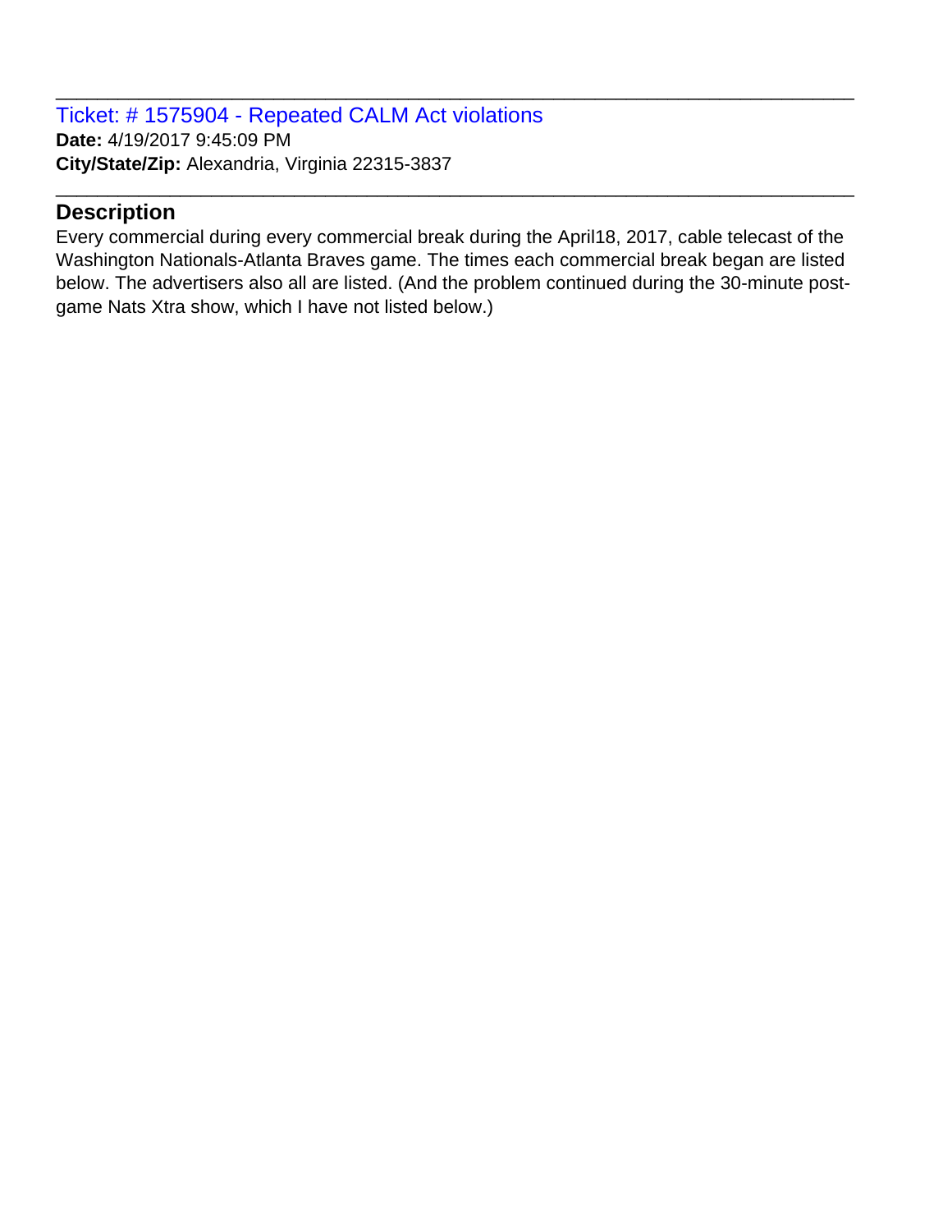## Ticket: # 1575904 - Repeated CALM Act violations

**Date:** 4/19/2017 9:45:09 PM

**City/State/Zip:** Alexandria, Virginia 22315-3837

## Description

Every commercial during every commercial break during the April18, 2017, cable telecast of the Washington Nationals-Atlanta Braves game. The times each commercial break began are listed below. The advertisers also all are listed. (And the problem continued during the 30-minute post-game Nats Xtra show, which I have not listed below.)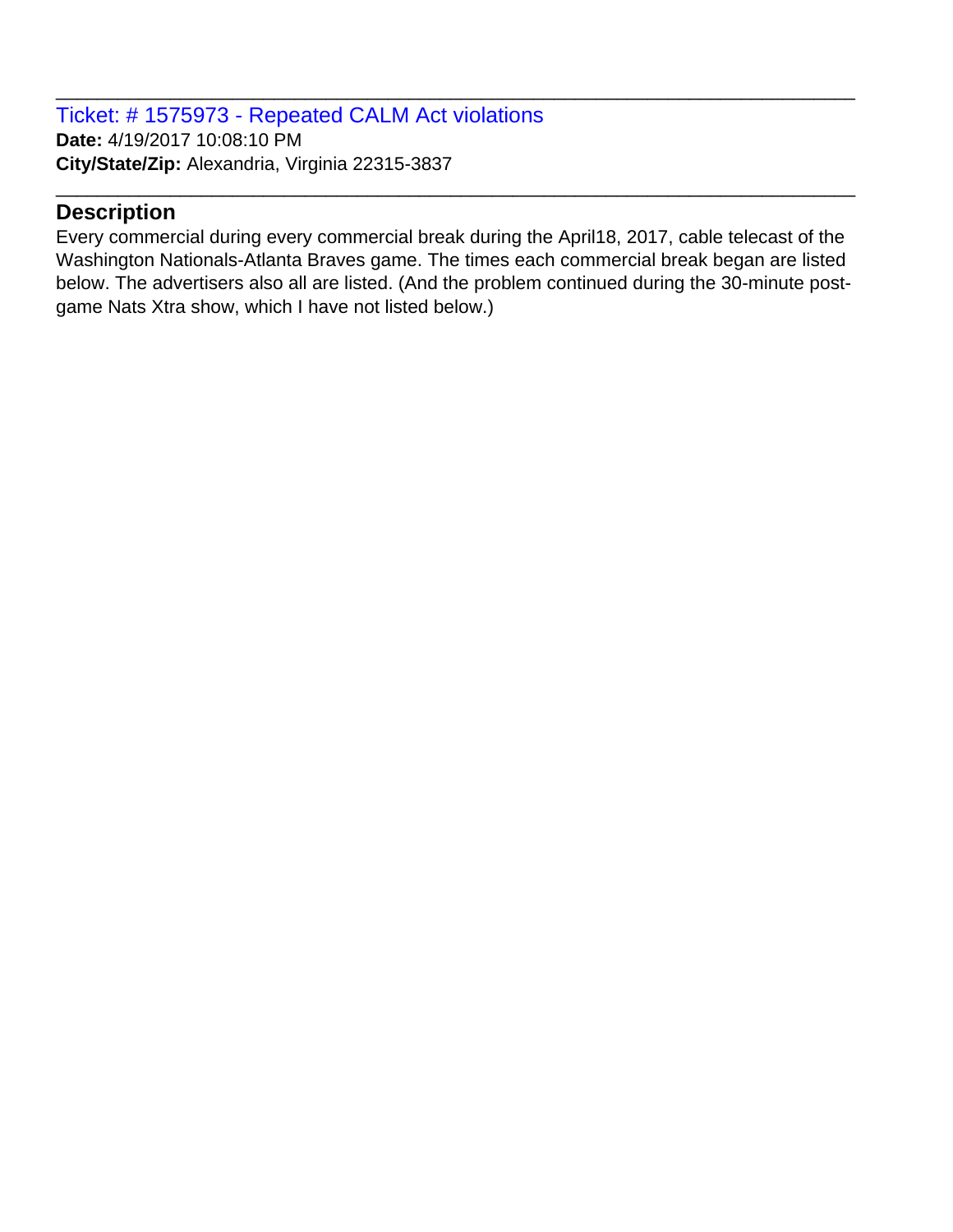---

## Ticket: # 1575973 - Repeated CALM Act violations

**Date:** 4/19/2017 10:08:10 PM
**City/State/Zip:** Alexandria, Virginia 22315-3837

---

## Description

Every commercial during every commercial break during the April18, 2017, cable telecast of the Washington Nationals-Atlanta Braves game. The times each commercial break began are listed below. The advertisers also all are listed. (And the problem continued during the 30-minute post-game Nats Xtra show, which I have not listed below.)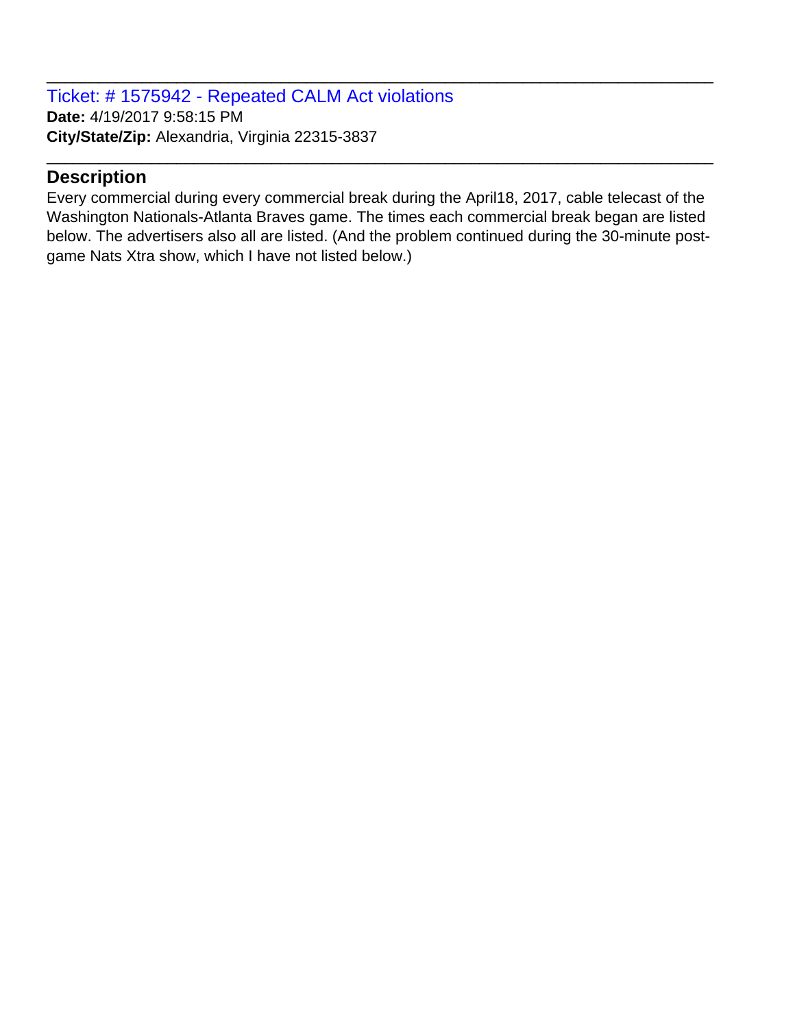---

Ticket: # 1575942 - Repeated CALM Act violations

**Date:** 4/19/2017 9:58:15 PM

**City/State/Zip:** Alexandria, Virginia 22315-3837

---

## Description

Every commercial during every commercial break during the April18, 2017, cable telecast of the Washington Nationals-Atlanta Braves game. The times each commercial break began are listed below. The advertisers also all are listed. (And the problem continued during the 30-minute post-game Nats Xtra show, which I have not listed below.)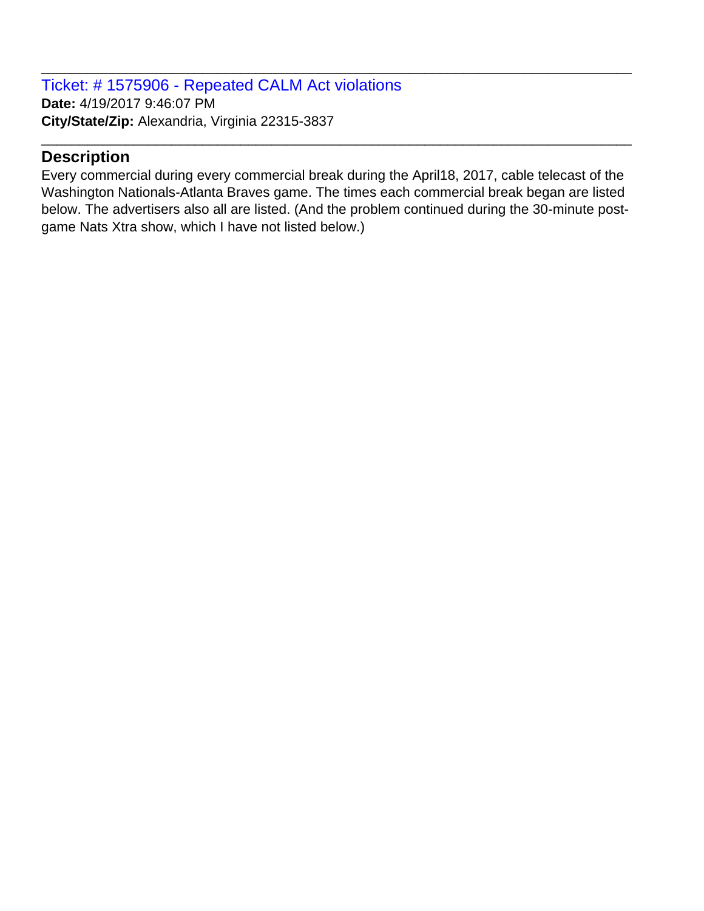---

## Ticket: # 1575906 - Repeated CALM Act violations

**Date:** 4/19/2017 9:46:07 PM

**City/State/Zip:** Alexandria, Virginia 22315-3837

---

## Description

Every commercial during every commercial break during the April18, 2017, cable telecast of the Washington Nationals-Atlanta Braves game. The times each commercial break began are listed below. The advertisers also all are listed. (And the problem continued during the 30-minute post-game Nats Xtra show, which I have not listed below.)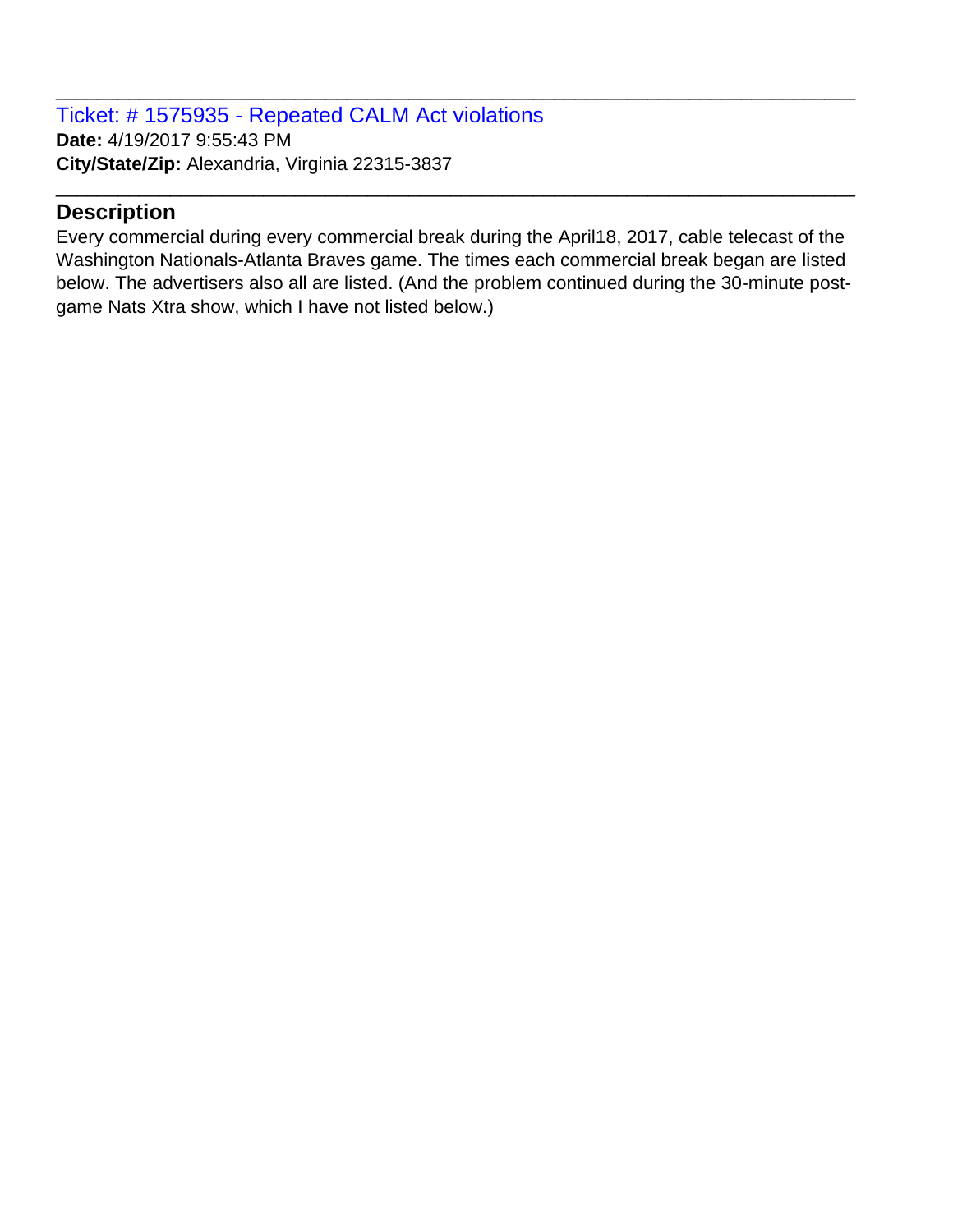---

Ticket: # 1575935 - Repeated CALM Act violations

**Date:** 4/19/2017 9:55:43 PM

**City/State/Zip:** Alexandria, Virginia 22315-3837

---

## Description

Every commercial during every commercial break during the April18, 2017, cable telecast of the Washington Nationals-Atlanta Braves game. The times each commercial break began are listed below. The advertisers also all are listed. (And the problem continued during the 30-minute post-game Nats Xtra show, which I have not listed below.)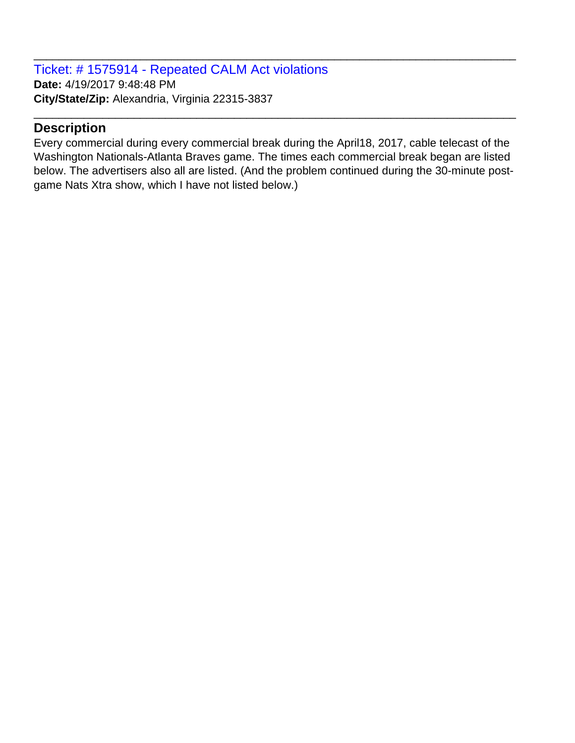---

Ticket: # 1575914 - Repeated CALM Act violations
**Date:** 4/19/2017 9:48:48 PM
**City/State/Zip:** Alexandria, Virginia 22315-3837

---

## Description

Every commercial during every commercial break during the April18, 2017, cable telecast of the Washington Nationals-Atlanta Braves game. The times each commercial break began are listed below. The advertisers also all are listed. (And the problem continued during the 30-minute post-game Nats Xtra show, which I have not listed below.)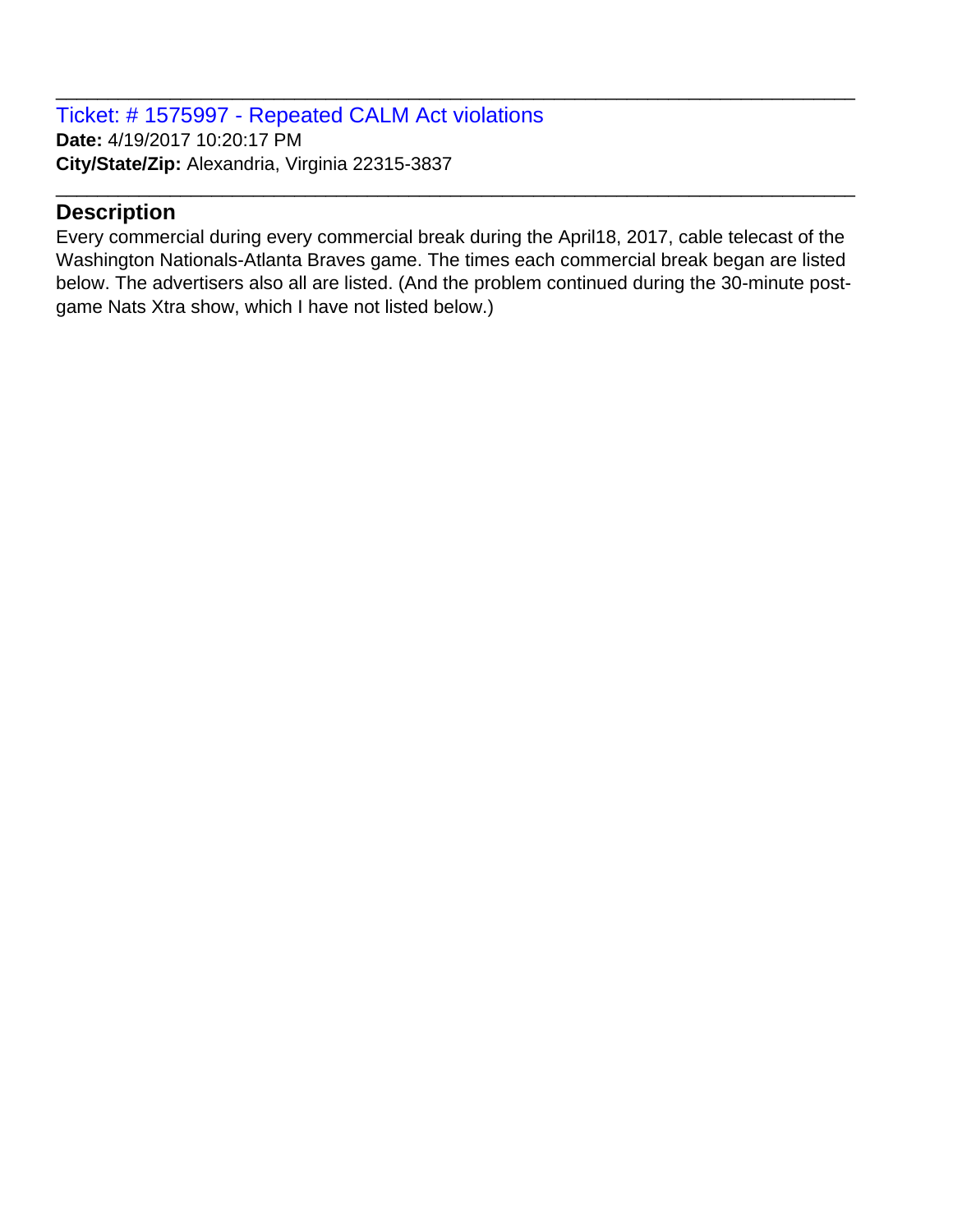---

Ticket: # 1575997 - Repeated CALM Act violations

**Date:** 4/19/2017 10:20:17 PM

**City/State/Zip:** Alexandria, Virginia 22315-3837

---

## Description

Every commercial during every commercial break during the April18, 2017, cable telecast of the Washington Nationals-Atlanta Braves game. The times each commercial break began are listed below. The advertisers also all are listed. (And the problem continued during the 30-minute post-game Nats Xtra show, which I have not listed below.)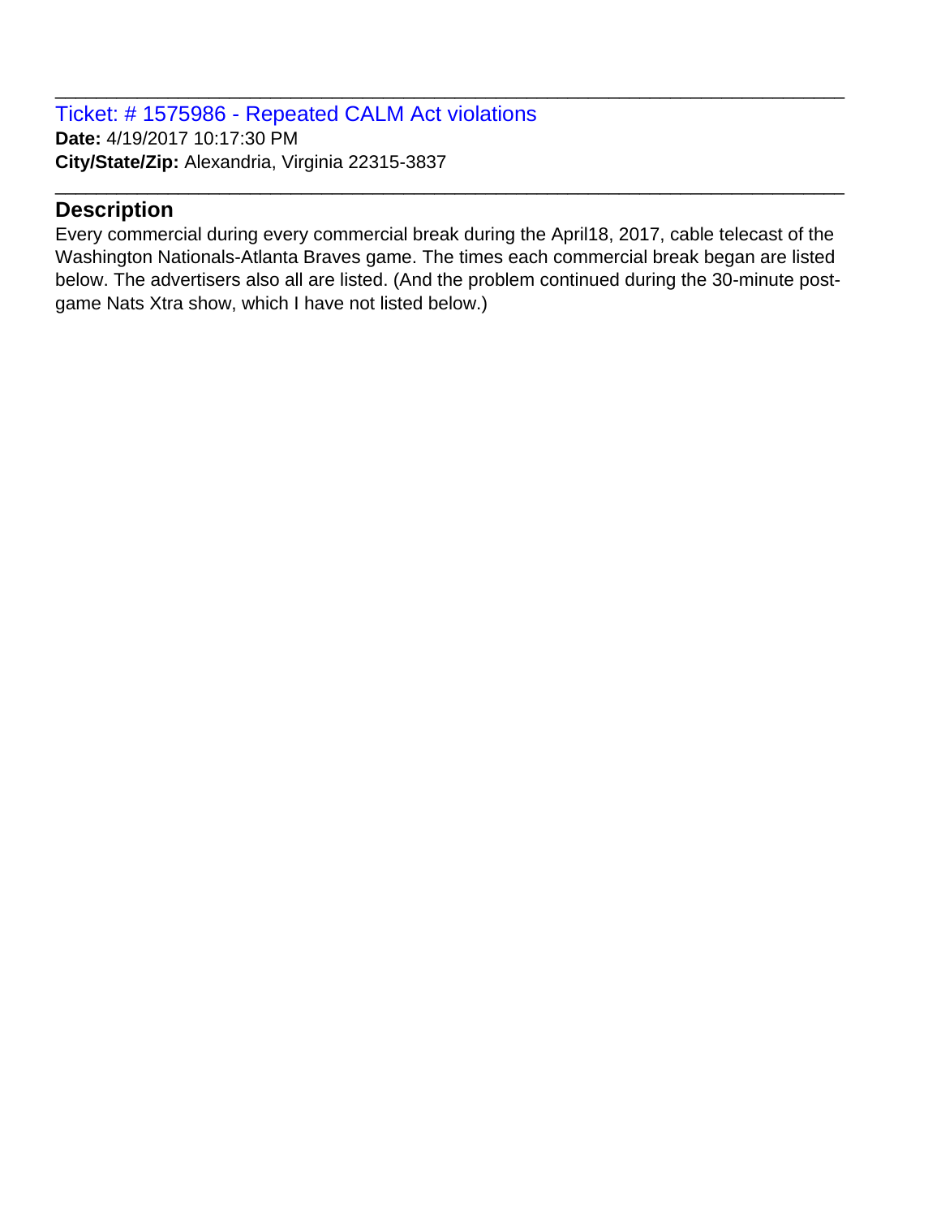## Ticket: # 1575986 - Repeated CALM Act violations

**Date:** 4/19/2017 10:17:30 PM
**City/State/Zip:** Alexandria, Virginia 22315-3837

---

## Description

Every commercial during every commercial break during the April18, 2017, cable telecast of the Washington Nationals-Atlanta Braves game. The times each commercial break began are listed below. The advertisers also all are listed. (And the problem continued during the 30-minute post-game Nats Xtra show, which I have not listed below.)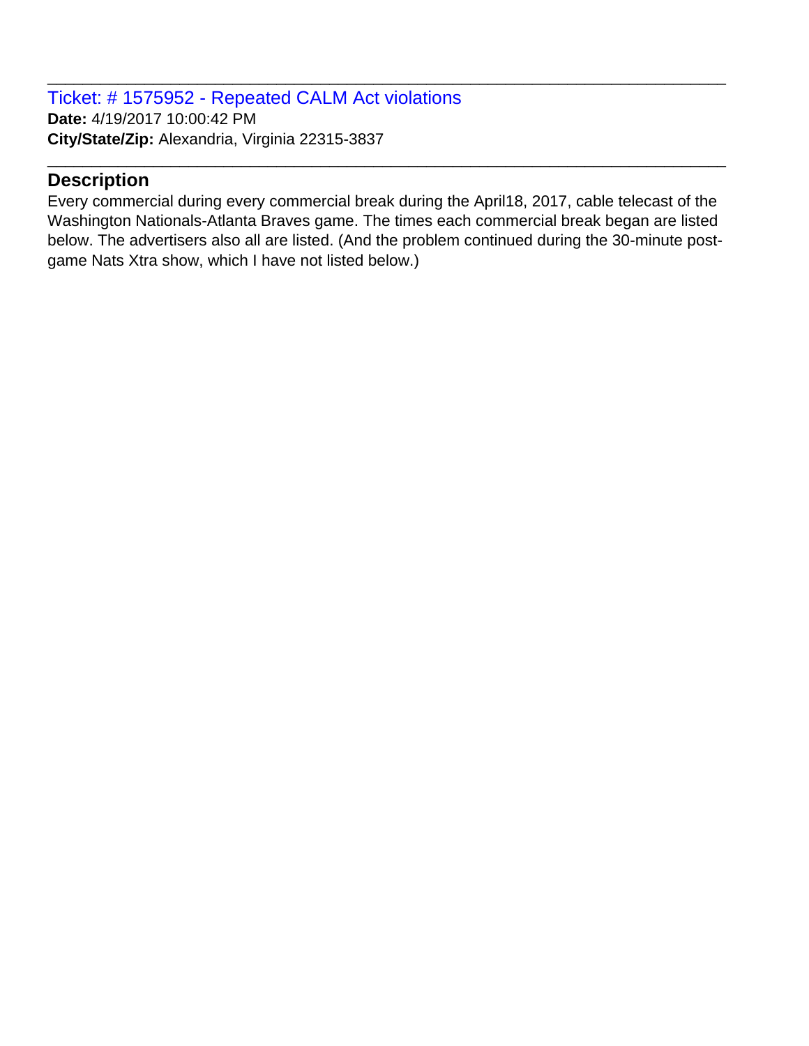---

Ticket: # 1575952 - Repeated CALM Act violations

**Date:** 4/19/2017 10:00:42 PM

**City/State/Zip:** Alexandria, Virginia 22315-3837

---

## Description

Every commercial during every commercial break during the April18, 2017, cable telecast of the Washington Nationals-Atlanta Braves game. The times each commercial break began are listed below. The advertisers also all are listed. (And the problem continued during the 30-minute post-game Nats Xtra show, which I have not listed below.)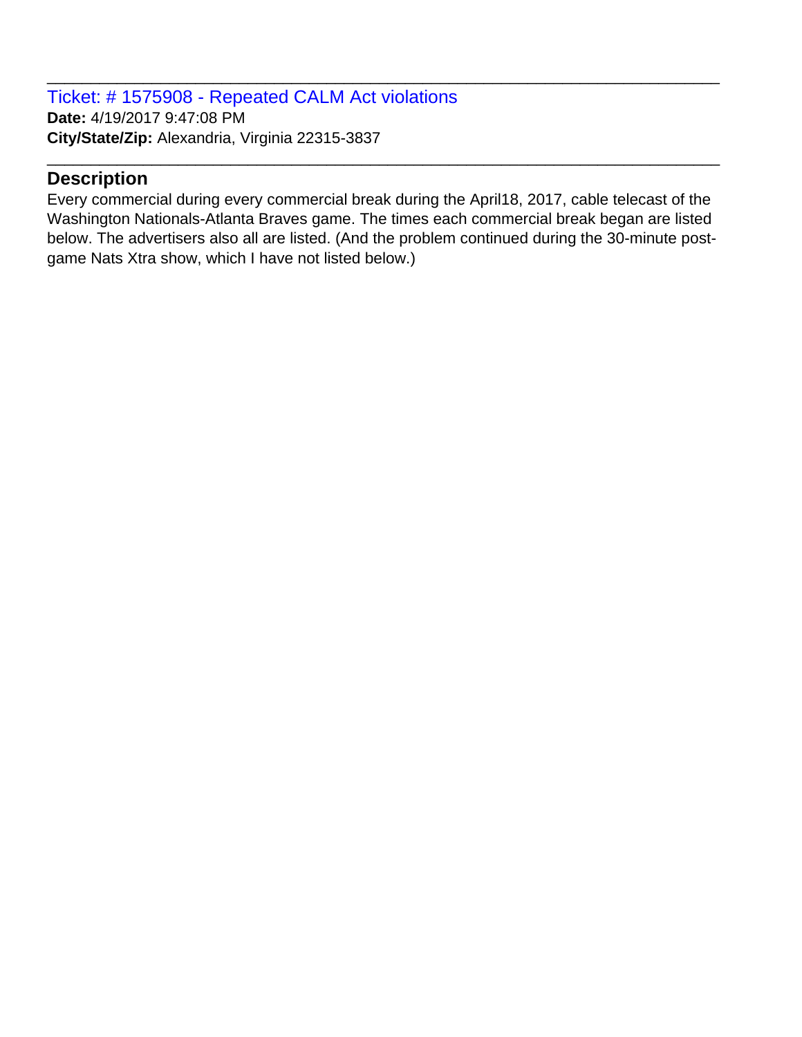## Ticket: # 1575908 - Repeated CALM Act violations

**Date:** 4/19/2017 9:47:08 PM
**City/State/Zip:** Alexandria, Virginia 22315-3837

## Description

Every commercial during every commercial break during the April18, 2017, cable telecast of the Washington Nationals-Atlanta Braves game. The times each commercial break began are listed below. The advertisers also all are listed. (And the problem continued during the 30-minute post-game Nats Xtra show, which I have not listed below.)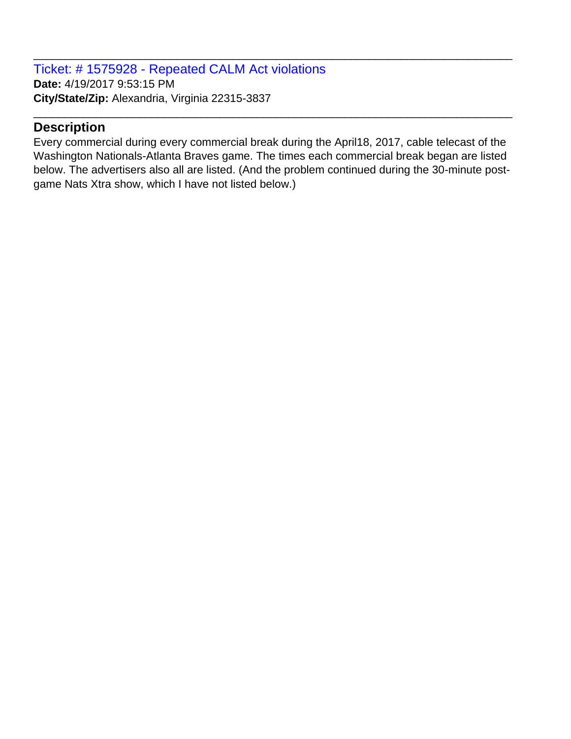## Ticket: # 1575928 - Repeated CALM Act violations

**Date:** 4/19/2017 9:53:15 PM
**City/State/Zip:** Alexandria, Virginia 22315-3837

## Description

Every commercial during every commercial break during the April18, 2017, cable telecast of the Washington Nationals-Atlanta Braves game. The times each commercial break began are listed below. The advertisers also all are listed. (And the problem continued during the 30-minute post-game Nats Xtra show, which I have not listed below.)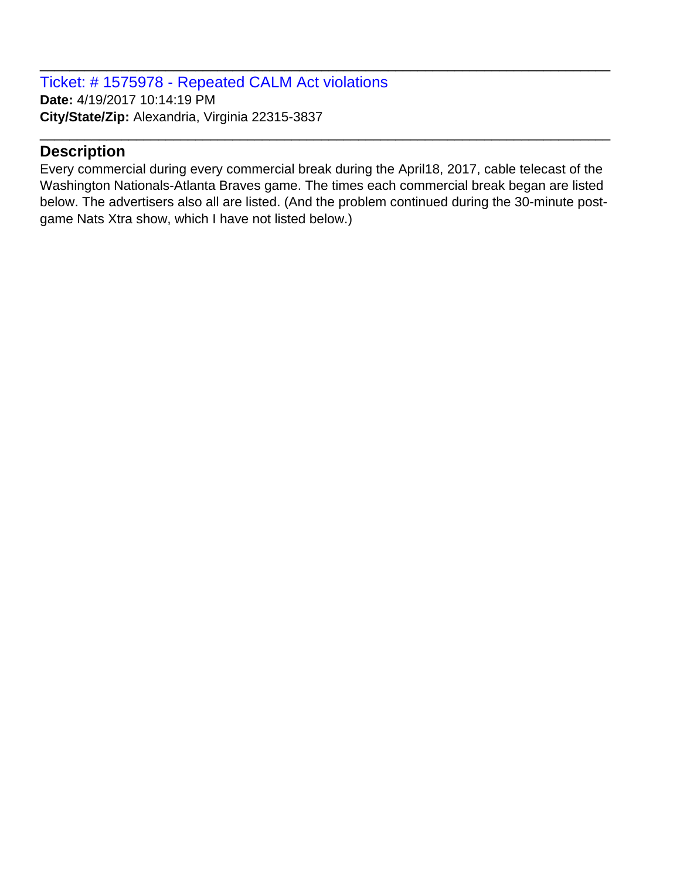## Ticket: # 1575978 - Repeated CALM Act violations

**Date:** 4/19/2017 10:14:19 PM

**City/State/Zip:** Alexandria, Virginia 22315-3837

---

## Description

Every commercial during every commercial break during the April18, 2017, cable telecast of the Washington Nationals-Atlanta Braves game. The times each commercial break began are listed below. The advertisers also all are listed. (And the problem continued during the 30-minute post-game Nats Xtra show, which I have not listed below.)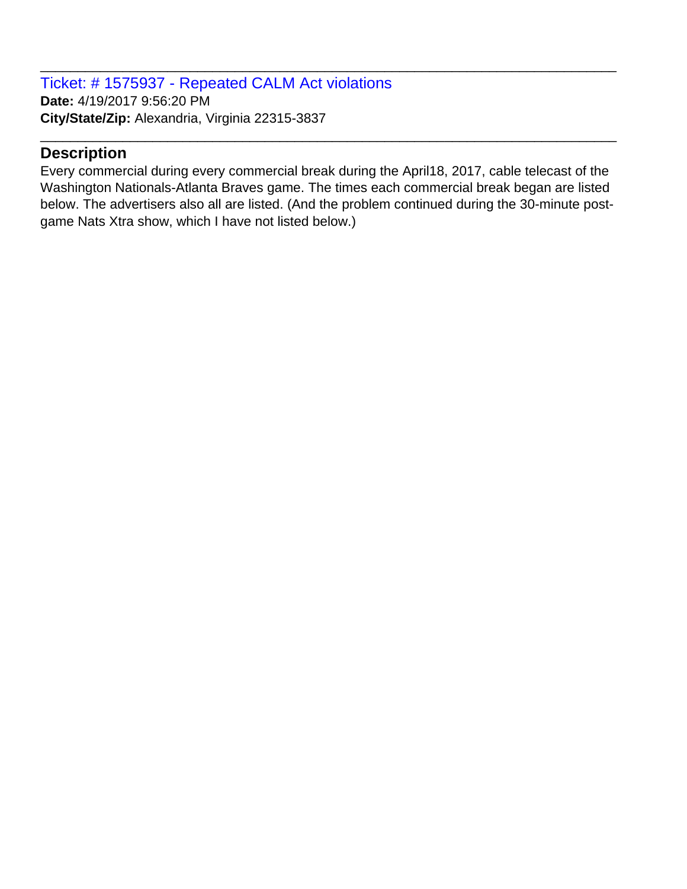---

Ticket: # 1575937 - Repeated CALM Act violations

**Date:** 4/19/2017 9:56:20 PM

**City/State/Zip:** Alexandria, Virginia 22315-3837

---

## Description

Every commercial during every commercial break during the April18, 2017, cable telecast of the Washington Nationals-Atlanta Braves game. The times each commercial break began are listed below. The advertisers also all are listed. (And the problem continued during the 30-minute post-game Nats Xtra show, which I have not listed below.)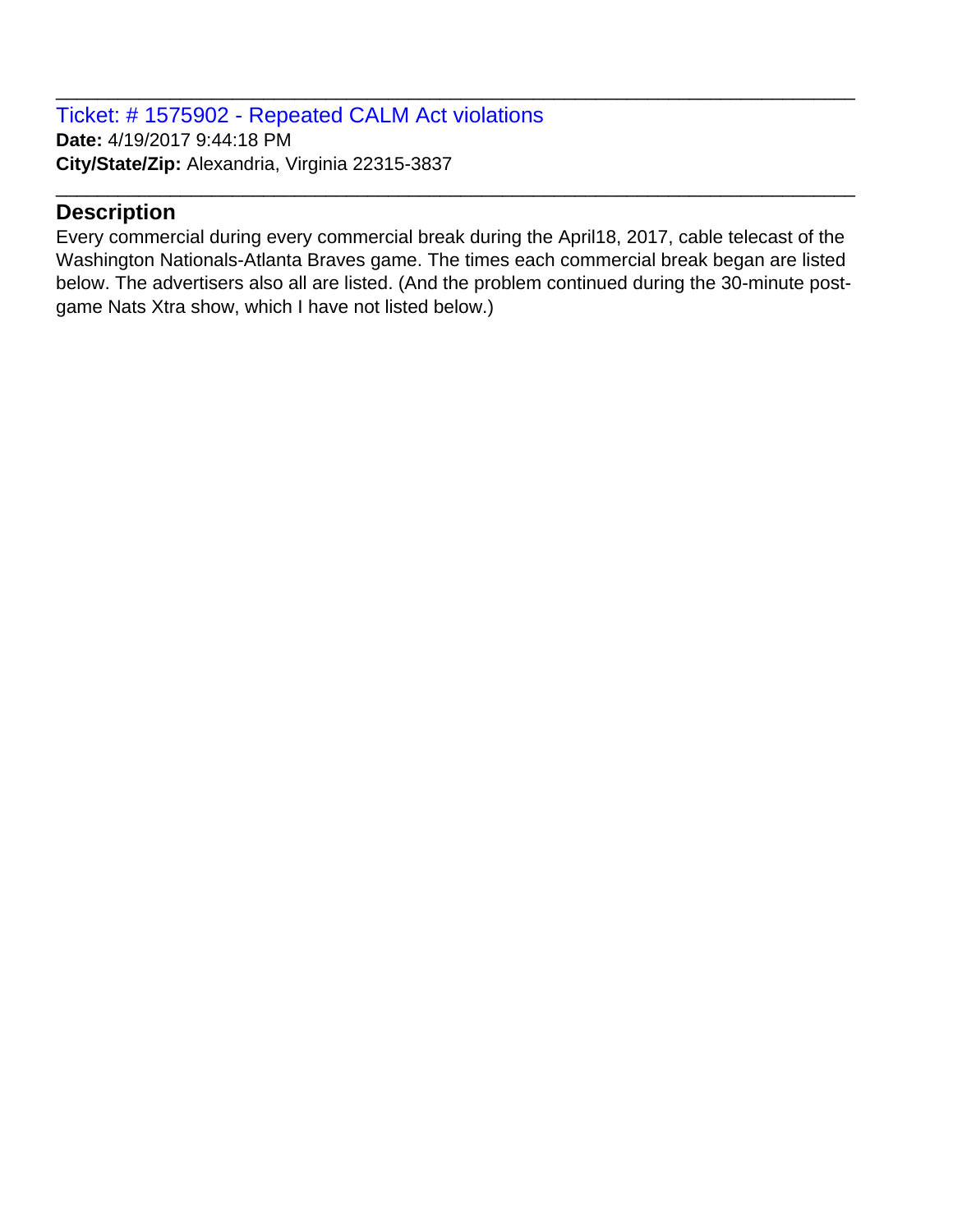## Ticket: # 1575902 - Repeated CALM Act violations

**Date:** 4/19/2017 9:44:18 PM
**City/State/Zip:** Alexandria, Virginia 22315-3837

---

## Description

Every commercial during every commercial break during the April18, 2017, cable telecast of the Washington Nationals-Atlanta Braves game. The times each commercial break began are listed below. The advertisers also all are listed. (And the problem continued during the 30-minute post-game Nats Xtra show, which I have not listed below.)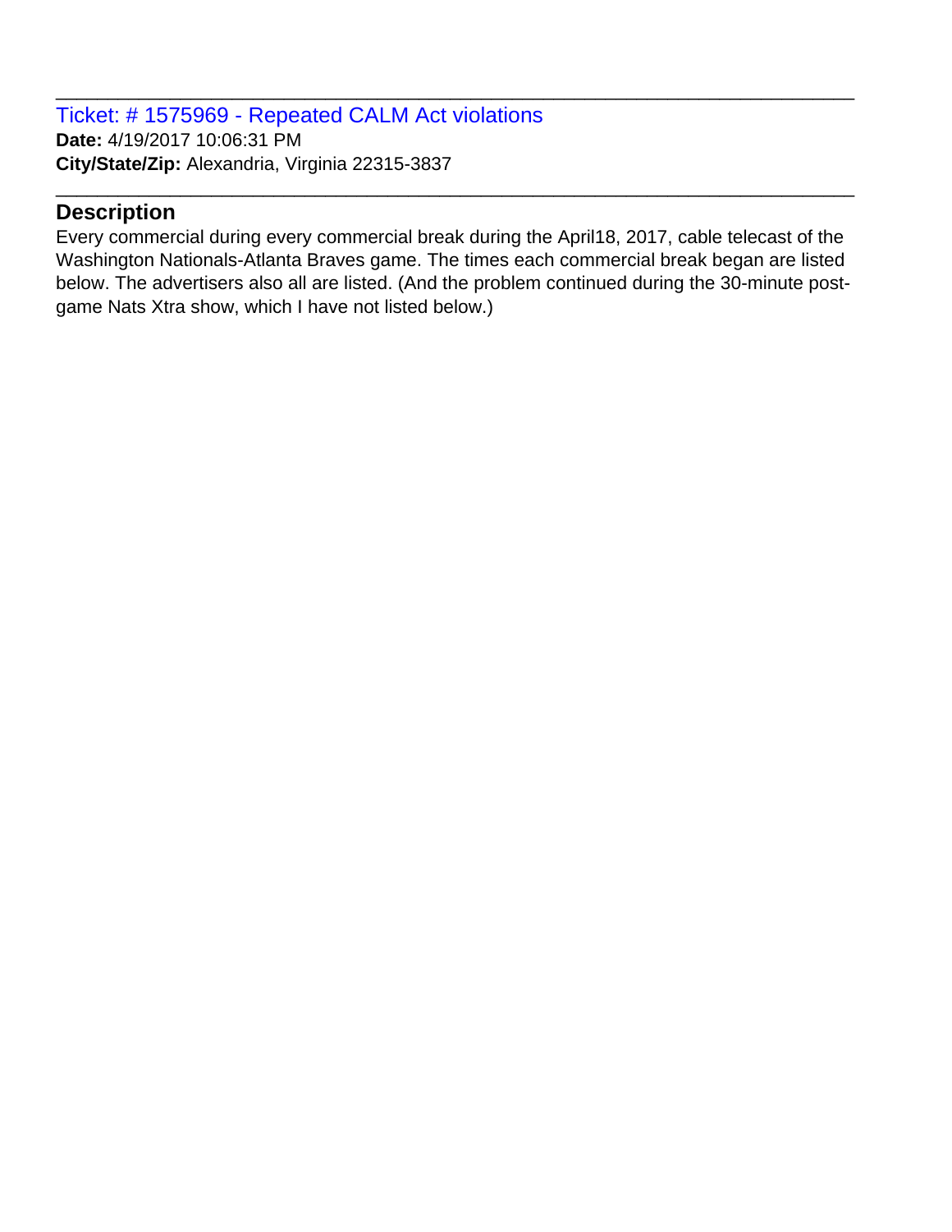---

## Ticket: # 1575969 - Repeated CALM Act violations

**Date:** 4/19/2017 10:06:31 PM

**City/State/Zip:** Alexandria, Virginia 22315-3837

---

## Description

Every commercial during every commercial break during the April18, 2017, cable telecast of the Washington Nationals-Atlanta Braves game. The times each commercial break began are listed below. The advertisers also all are listed. (And the problem continued during the 30-minute post-game Nats Xtra show, which I have not listed below.)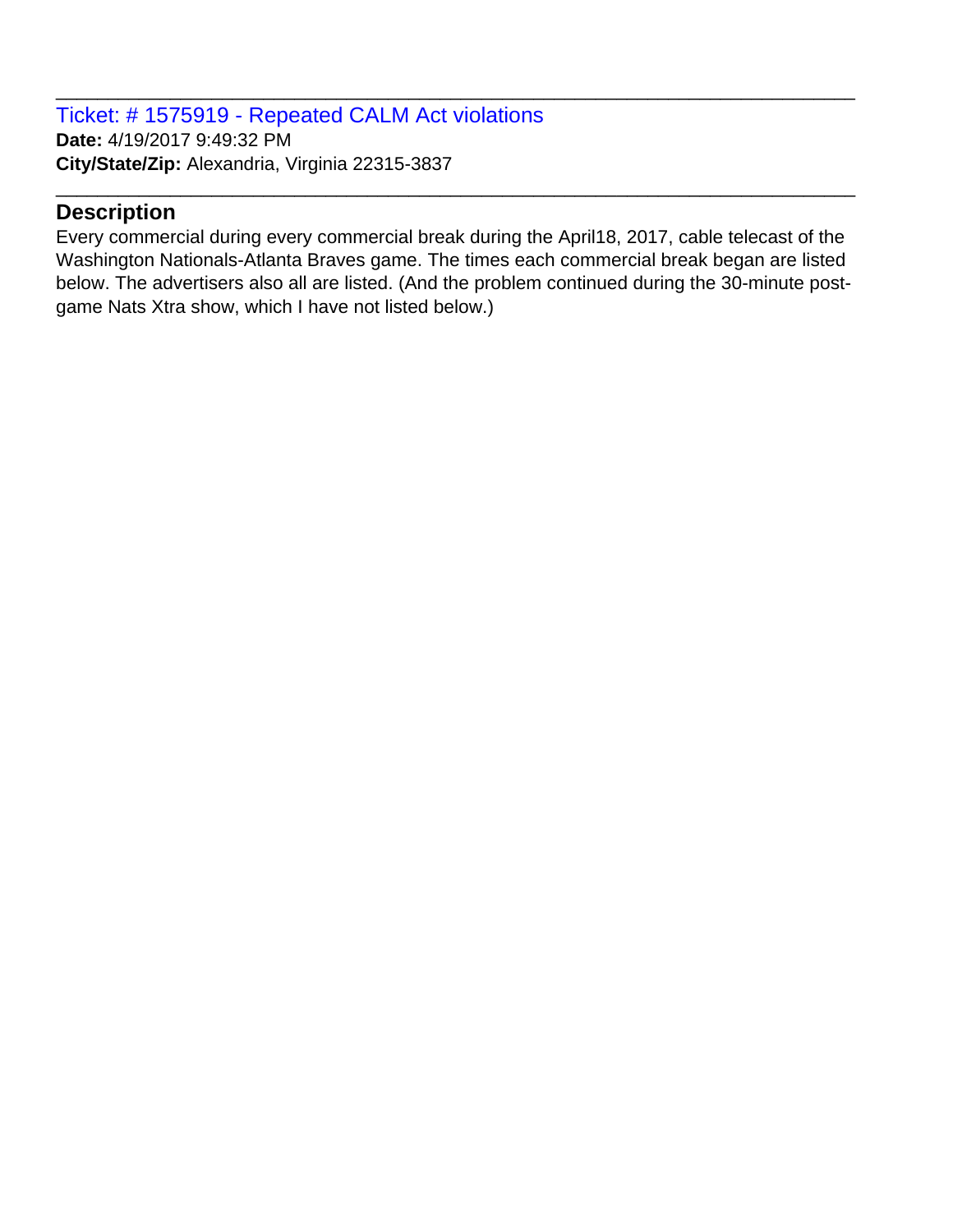---

## Ticket: # 1575919 - Repeated CALM Act violations

**Date:** 4/19/2017 9:49:32 PM

**City/State/Zip:** Alexandria, Virginia 22315-3837

---

## Description

Every commercial during every commercial break during the April18, 2017, cable telecast of the Washington Nationals-Atlanta Braves game. The times each commercial break began are listed below. The advertisers also all are listed. (And the problem continued during the 30-minute post-game Nats Xtra show, which I have not listed below.)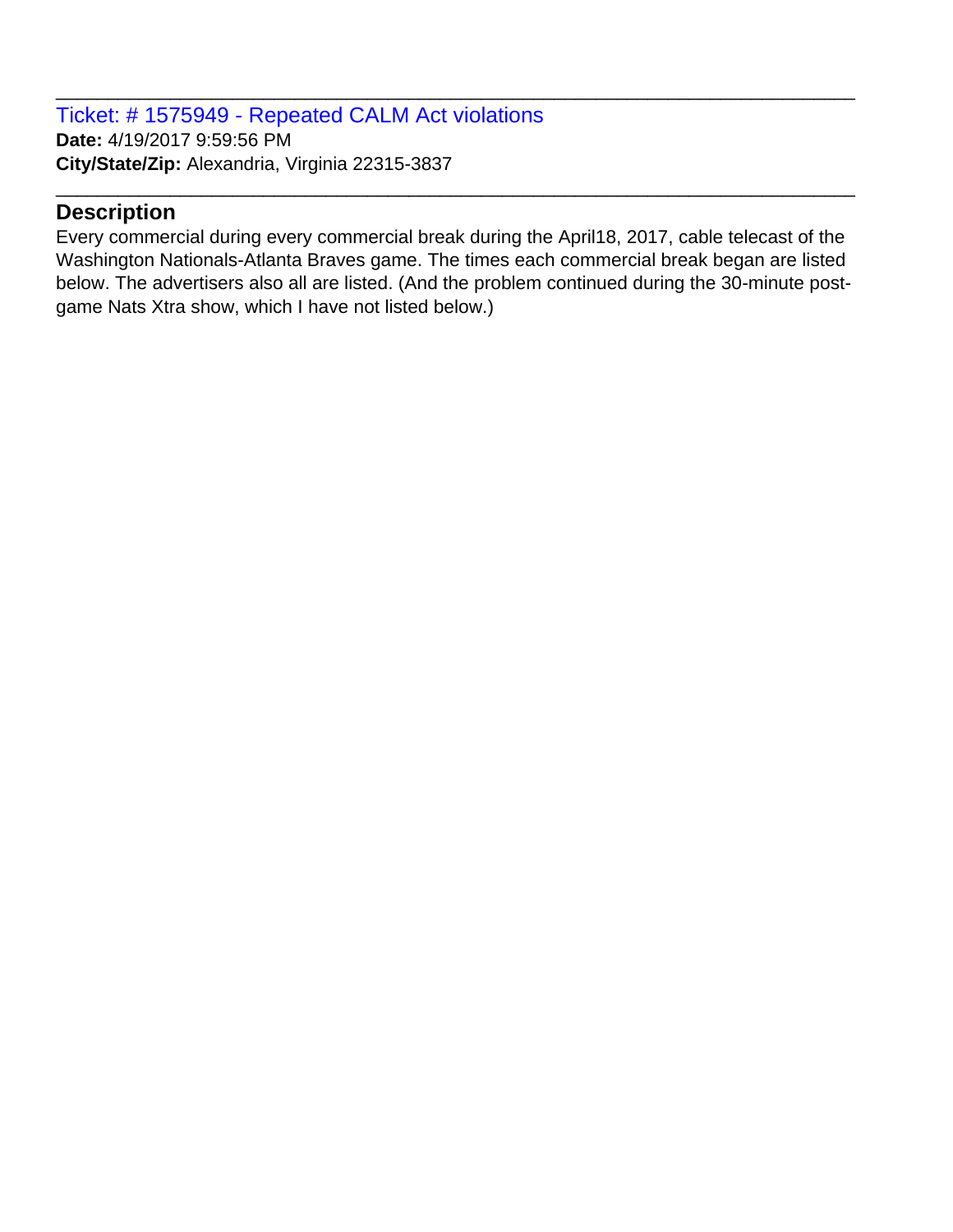---

## Ticket: # 1575949 - Repeated CALM Act violations

**Date:** 4/19/2017 9:59:56 PM
**City/State/Zip:** Alexandria, Virginia 22315-3837

---

### Description

Every commercial during every commercial break during the April18, 2017, cable telecast of the Washington Nationals-Atlanta Braves game. The times each commercial break began are listed below. The advertisers also all are listed. (And the problem continued during the 30-minute post-game Nats Xtra show, which I have not listed below.)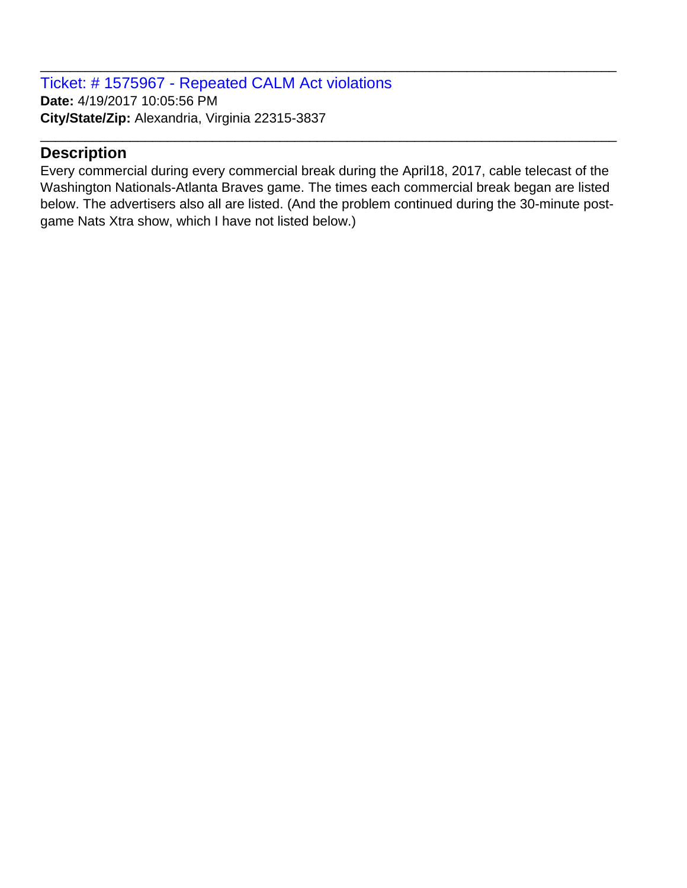---

Ticket: # 1575967 - Repeated CALM Act violations

**Date:** 4/19/2017 10:05:56 PM

**City/State/Zip:** Alexandria, Virginia 22315-3837

---

## Description

Every commercial during every commercial break during the April18, 2017, cable telecast of the Washington Nationals-Atlanta Braves game. The times each commercial break began are listed below. The advertisers also all are listed. (And the problem continued during the 30-minute post-game Nats Xtra show, which I have not listed below.)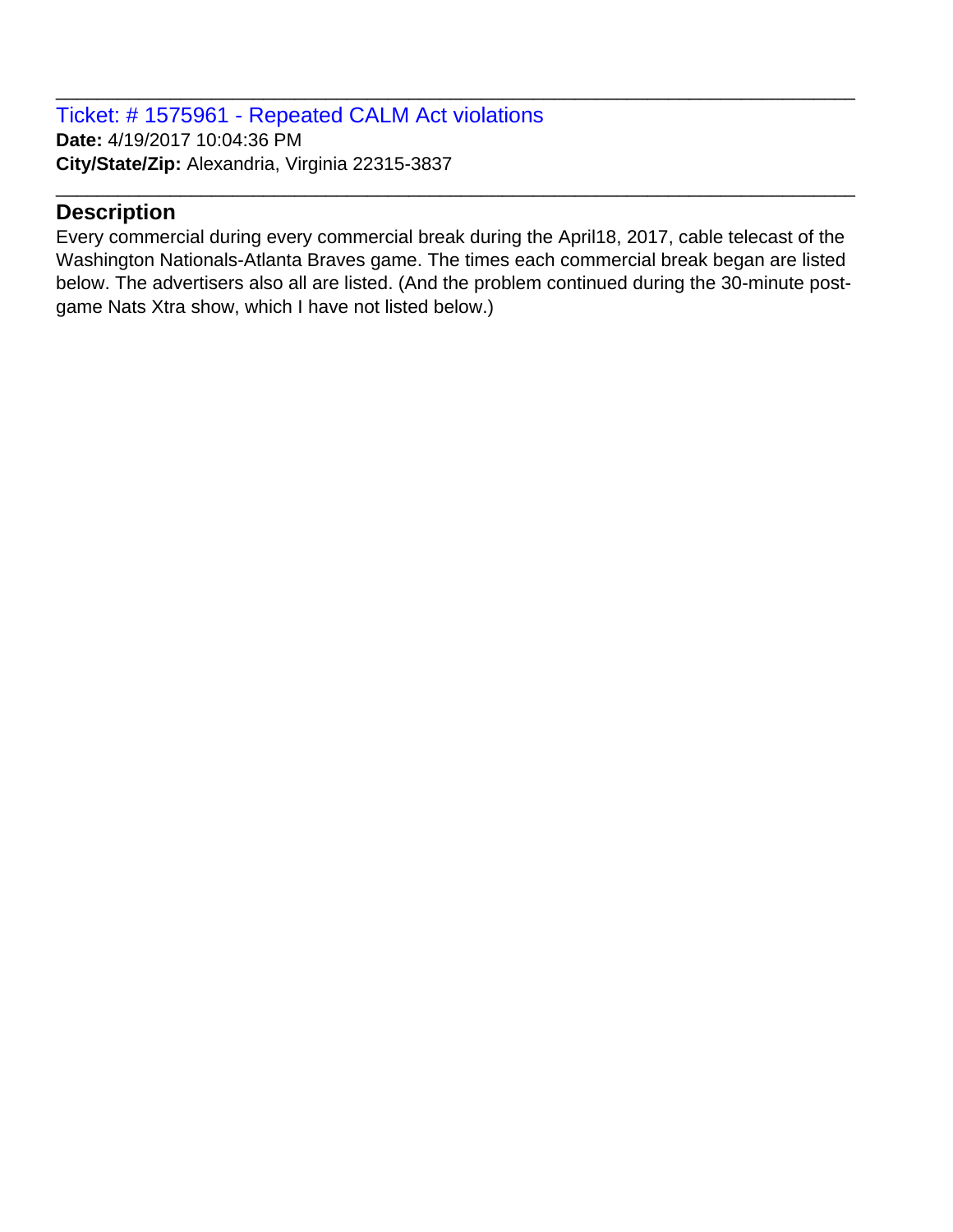## Ticket: # 1575961 - Repeated CALM Act violations

**Date:** 4/19/2017 10:04:36 PM

**City/State/Zip:** Alexandria, Virginia 22315-3837

## Description

Every commercial during every commercial break during the April18, 2017, cable telecast of the Washington Nationals-Atlanta Braves game. The times each commercial break began are listed below. The advertisers also all are listed. (And the problem continued during the 30-minute post-game Nats Xtra show, which I have not listed below.)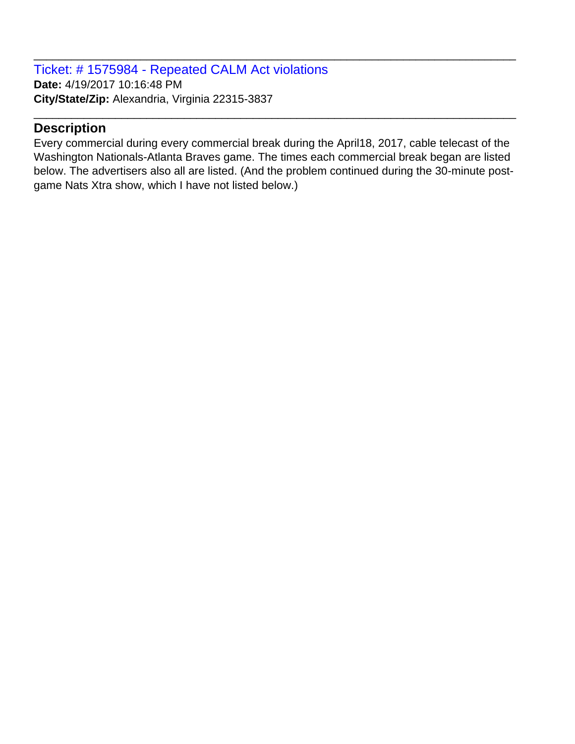---

Ticket: # 1575984 - Repeated CALM Act violations

**Date:** 4/19/2017 10:16:48 PM

**City/State/Zip:** Alexandria, Virginia 22315-3837

---

## Description

Every commercial during every commercial break during the April18, 2017, cable telecast of the Washington Nationals-Atlanta Braves game. The times each commercial break began are listed below. The advertisers also all are listed. (And the problem continued during the 30-minute post-game Nats Xtra show, which I have not listed below.)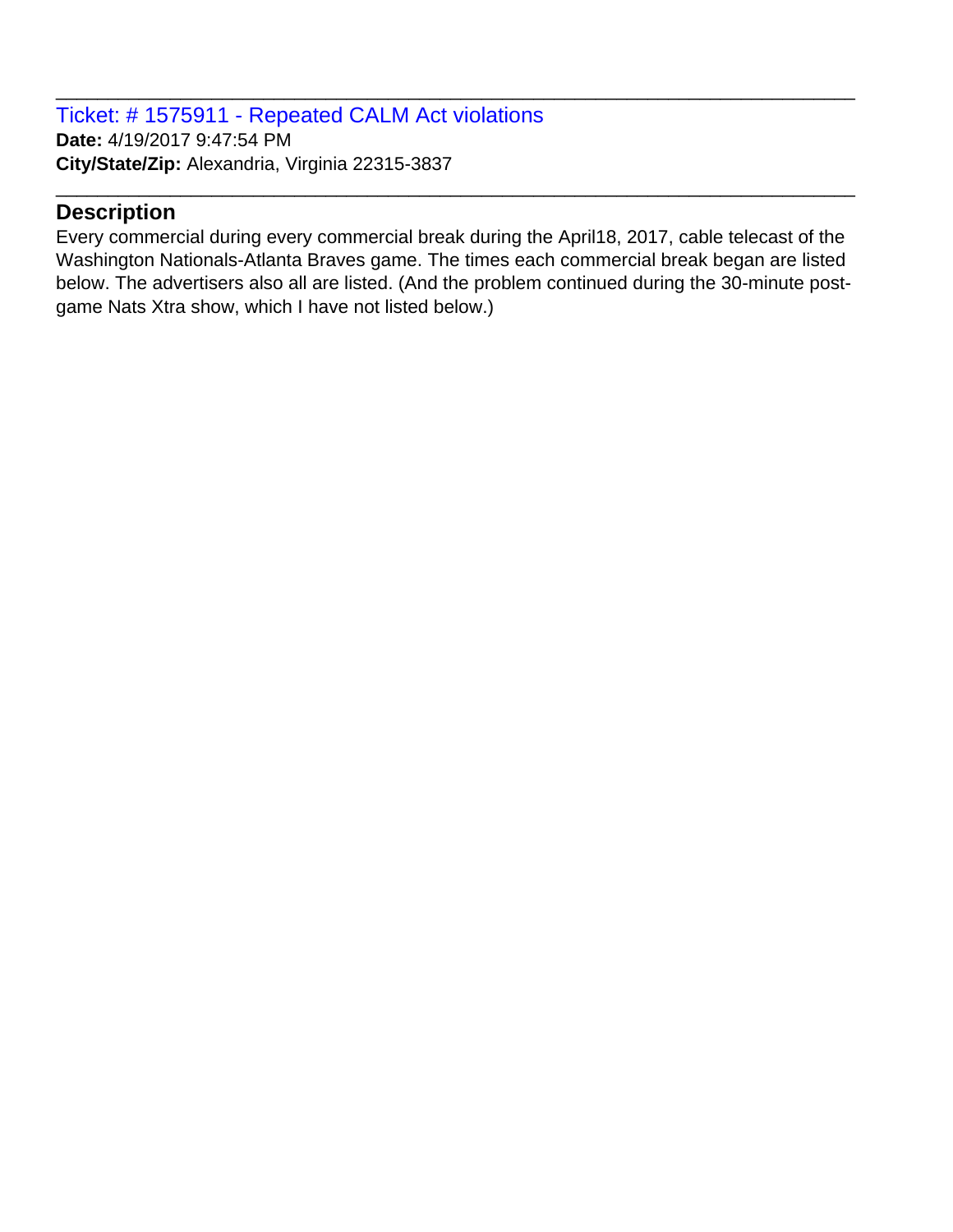## Ticket: # 1575911 - Repeated CALM Act violations

**Date:** 4/19/2017 9:47:54 PM

**City/State/Zip:** Alexandria, Virginia 22315-3837

## Description

Every commercial during every commercial break during the April18, 2017, cable telecast of the Washington Nationals-Atlanta Braves game. The times each commercial break began are listed below. The advertisers also all are listed. (And the problem continued during the 30-minute post-game Nats Xtra show, which I have not listed below.)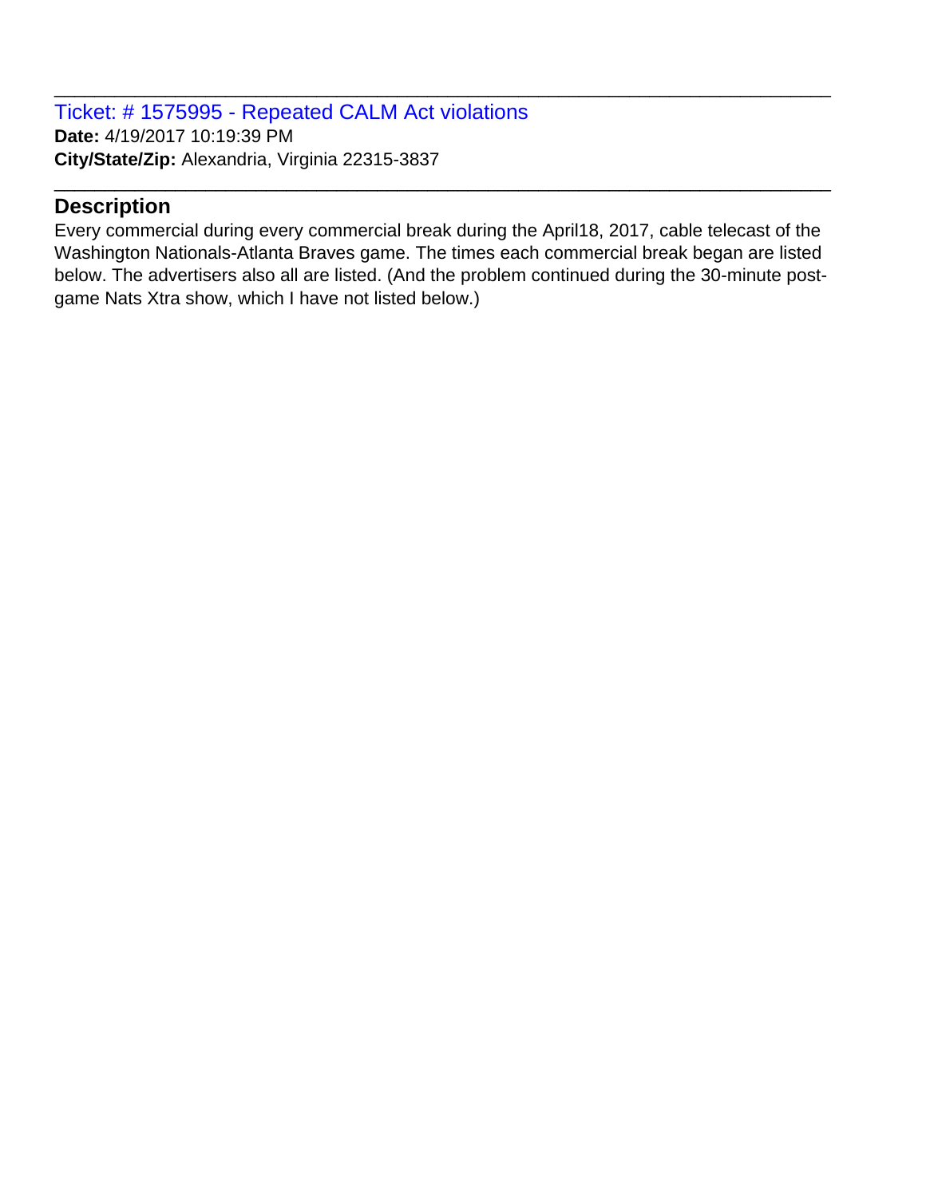---

Ticket: # 1575995 - Repeated CALM Act violations

**Date:** 4/19/2017 10:19:39 PM

**City/State/Zip:** Alexandria, Virginia 22315-3837

---

## Description

Every commercial during every commercial break during the April18, 2017, cable telecast of the Washington Nationals-Atlanta Braves game. The times each commercial break began are listed below. The advertisers also all are listed. (And the problem continued during the 30-minute post-game Nats Xtra show, which I have not listed below.)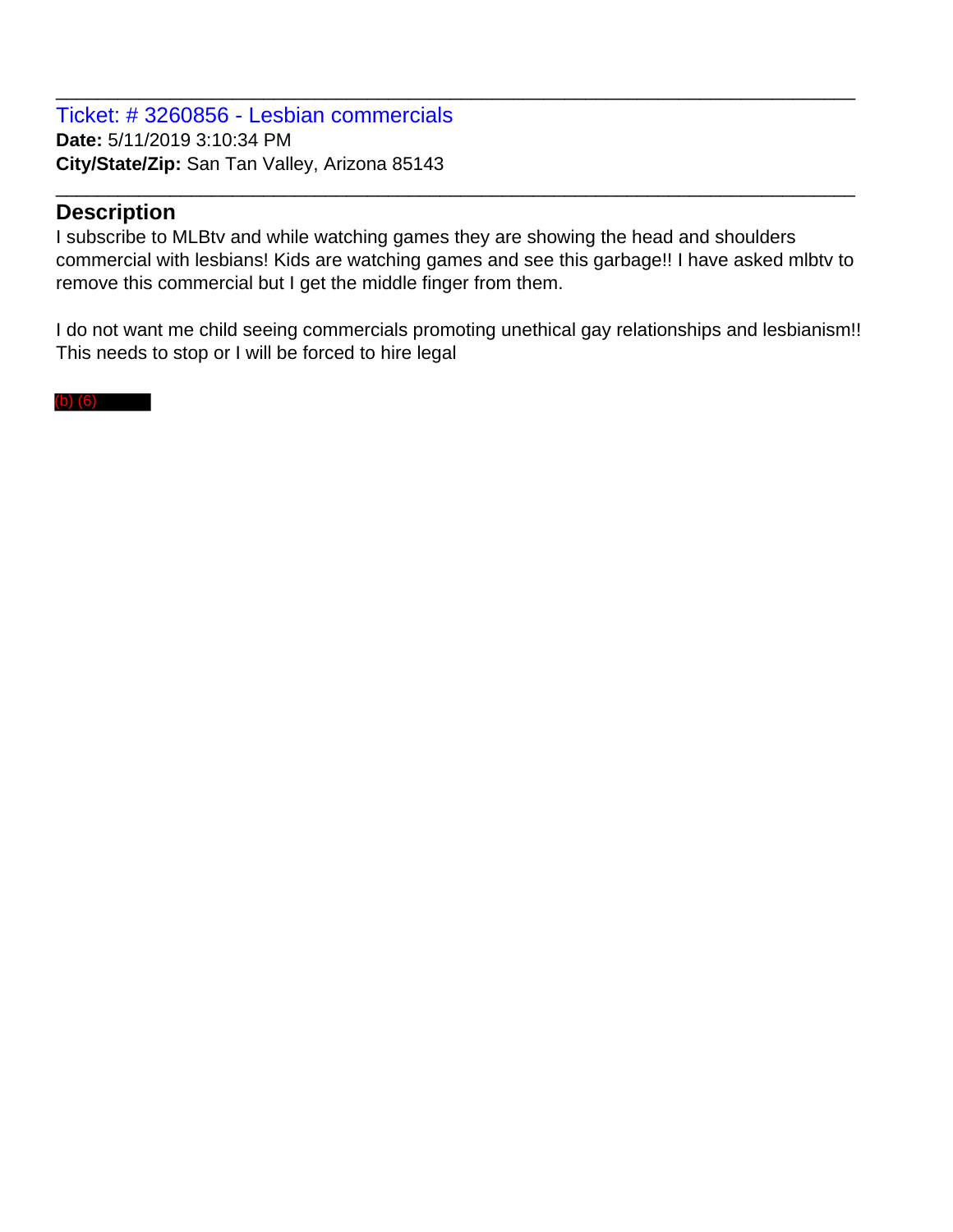---

Ticket: # 3260856 - Lesbian commercials

**Date:** 5/11/2019 3:10:34 PM

**City/State/Zip:** San Tan Valley, Arizona 85143

---

## Description

I subscribe to MLBtv and while watching games they are showing the head and shoulders commercial with lesbians! Kids are watching games and see this garbage!! I have asked mlbtv to remove this commercial but I get the middle finger from them.

I do not want me child seeing commercials promoting unethical gay relationships and lesbianism!! This needs to stop or I will be forced to hire legal

(b) (6)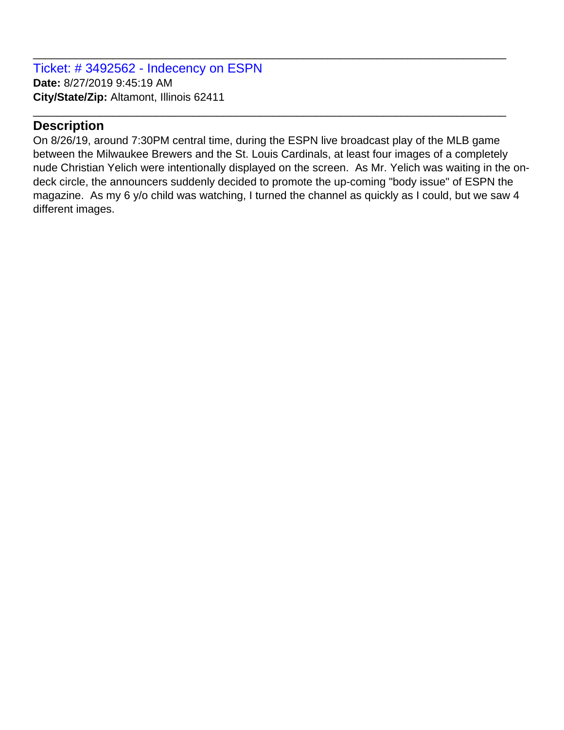---

Ticket: # 3492562 - Indecency on ESPN

**Date:** 8/27/2019 9:45:19 AM

**City/State/Zip:** Altamont, Illinois 62411

---

## Description

On 8/26/19, around 7:30PM central time, during the ESPN live broadcast play of the MLB game between the Milwaukee Brewers and the St. Louis Cardinals, at least four images of a completely nude Christian Yelich were intentionally displayed on the screen. As Mr. Yelich was waiting in the on-deck circle, the announcers suddenly decided to promote the up-coming "body issue" of ESPN the magazine. As my 6 y/o child was watching, I turned the channel as quickly as I could, but we saw 4 different images.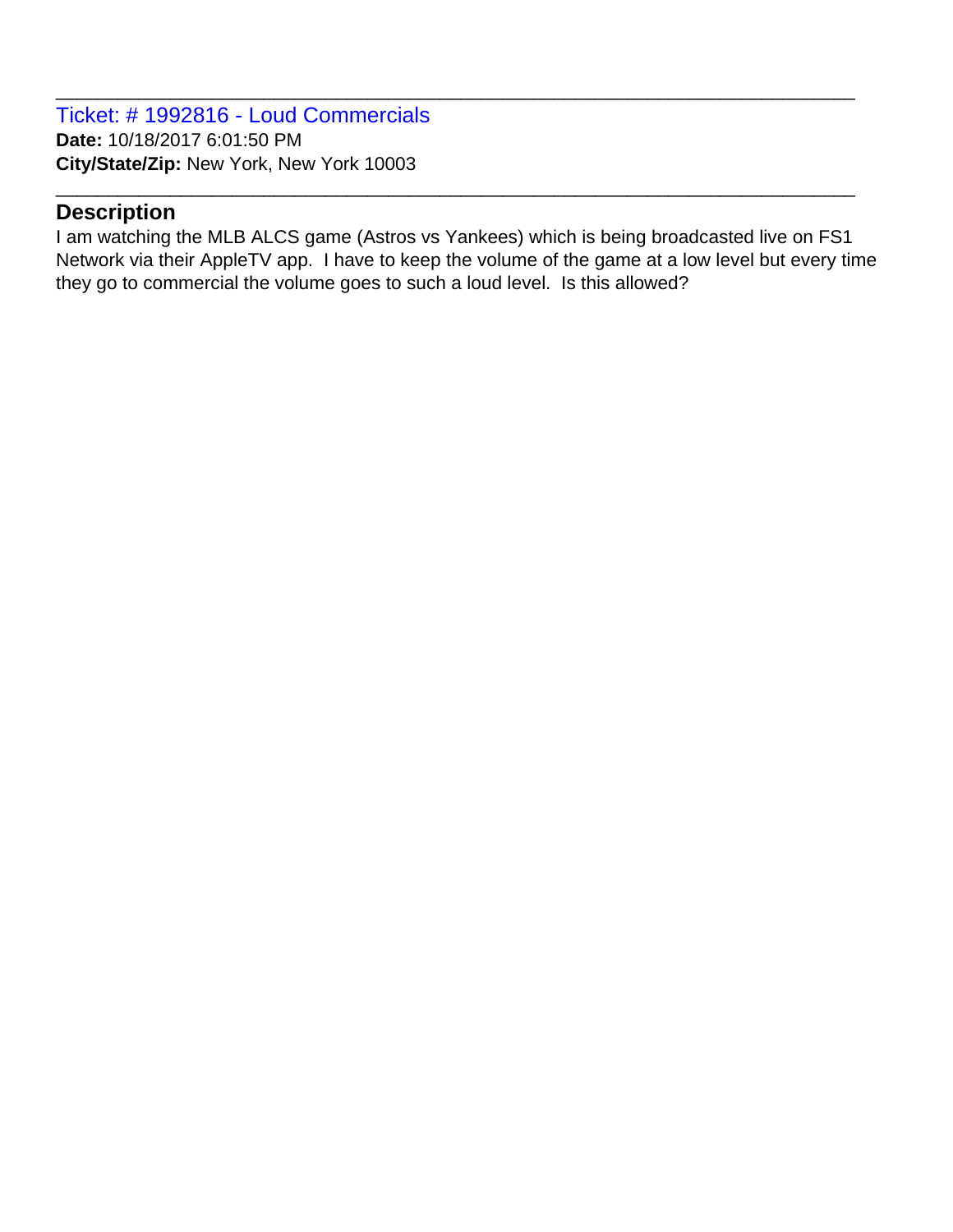Ticket: # 1992816 - Loud Commercials

**Date:** 10/18/2017 6:01:50 PM

**City/State/Zip:** New York, New York 10003

## Description

I am watching the MLB ALCS game (Astros vs Yankees) which is being broadcasted live on FS1 Network via their AppleTV app. I have to keep the volume of the game at a low level but every time they go to commercial the volume goes to such a loud level. Is this allowed?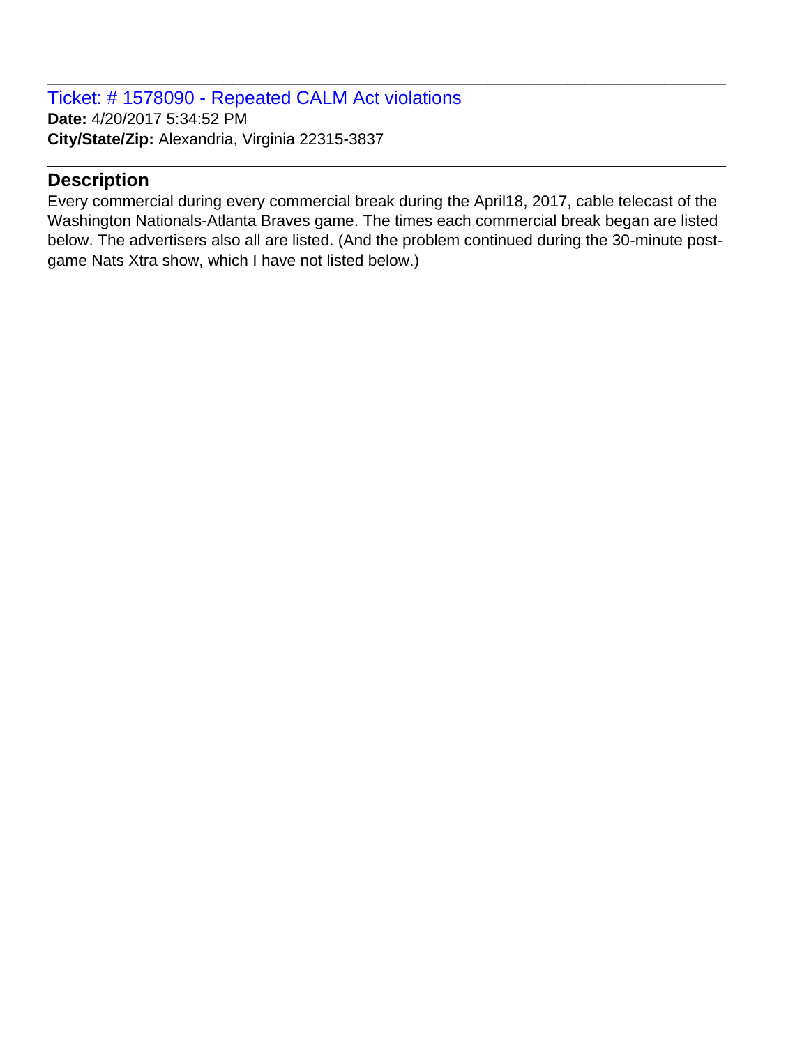Ticket: # 1578090 - Repeated CALM Act violations

**Date:** 4/20/2017 5:34:52 PM

**City/State/Zip:** Alexandria, Virginia 22315-3837

---

## Description

Every commercial during every commercial break during the April18, 2017, cable telecast of the Washington Nationals-Atlanta Braves game. The times each commercial break began are listed below. The advertisers also all are listed. (And the problem continued during the 30-minute post-game Nats Xtra show, which I have not listed below.)